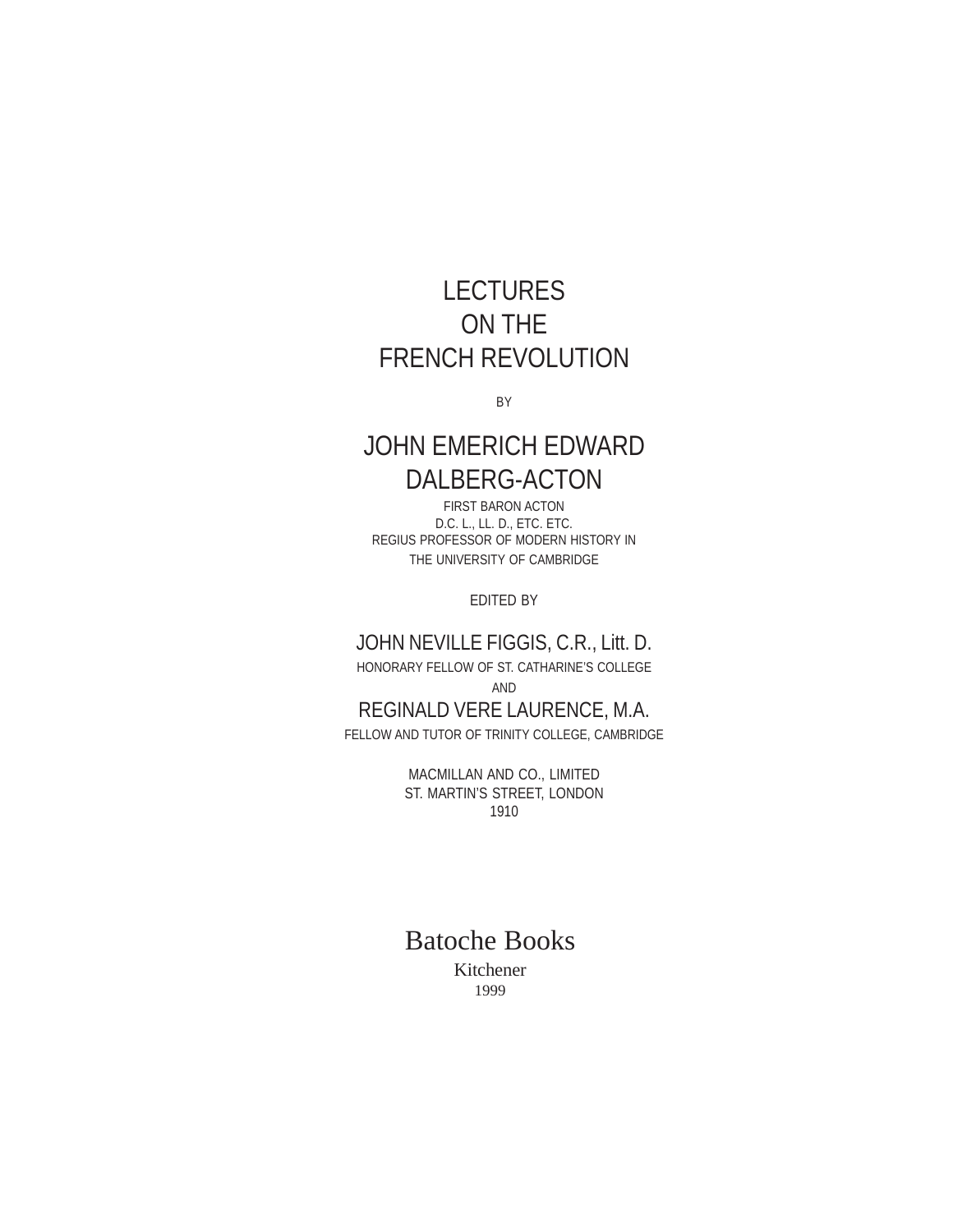# LECTURES ON THE FRENCH REVOLUTION

BY

## JOHN EMERICH EDWARD DALBERG-ACTON

FIRST BARON ACTON
D.C. L., LL. D., ETC. ETC.
REGIUS PROFESSOR OF MODERN HISTORY IN
THE UNIVERSITY OF CAMBRIDGE

EDITED BY

JOHN NEVILLE FIGGIS, C.R., Litt. D.
HONORARY FELLOW OF ST. CATHARINE'S COLLEGE
AND
REGINALD VERE LAURENCE, M.A.
FELLOW AND TUTOR OF TRINITY COLLEGE, CAMBRIDGE

MACMILLAN AND CO., LIMITED
ST. MARTIN'S STREET, LONDON
1910

Batoche Books
Kitchener
1999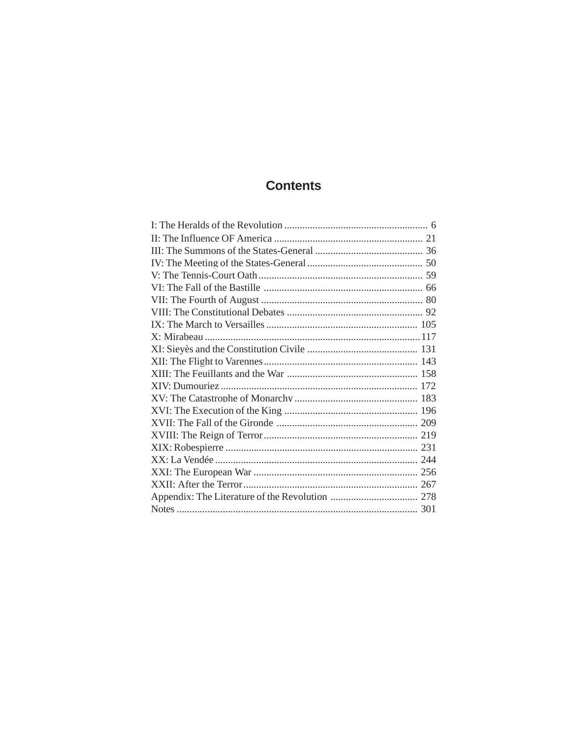# Contents

I: The Heralds of the Revolution ........................................................ 6
II: The Influence OF America .......................................................... 21
III: The Summons of the States-General .......................................... 36
IV: The Meeting of the States-General ............................................. 50
V: The Tennis-Court Oath ................................................................ 59
VI: The Fall of the Bastille .............................................................. 66
VII: The Fourth of August ............................................................... 80
VIII: The Constitutional Debates ..................................................... 92
IX: The March to Versailles ........................................................... 105
X: Mirabeau ................................................................................... 117
XI: Sieyès and the Constitution Civile ........................................... 131
XII: The Flight to Varennes ............................................................ 143
XIII: The Feuillants and the War .................................................. 158
XIV: Dumouriez ............................................................................ 172
XV: The Catastrophe of Monarchy ................................................ 183
XVI: The Execution of the King .................................................... 196
XVII: The Fall of the Gironde ....................................................... 209
XVIII: The Reign of Terror ............................................................ 219
XIX: Robespierre ........................................................................... 231
XX: La Vendée .............................................................................. 244
XXI: The European War ................................................................ 256
XXII: After the Terror .................................................................... 267
Appendix: The Literature of the Revolution .................................. 278
Notes ............................................................................................. 301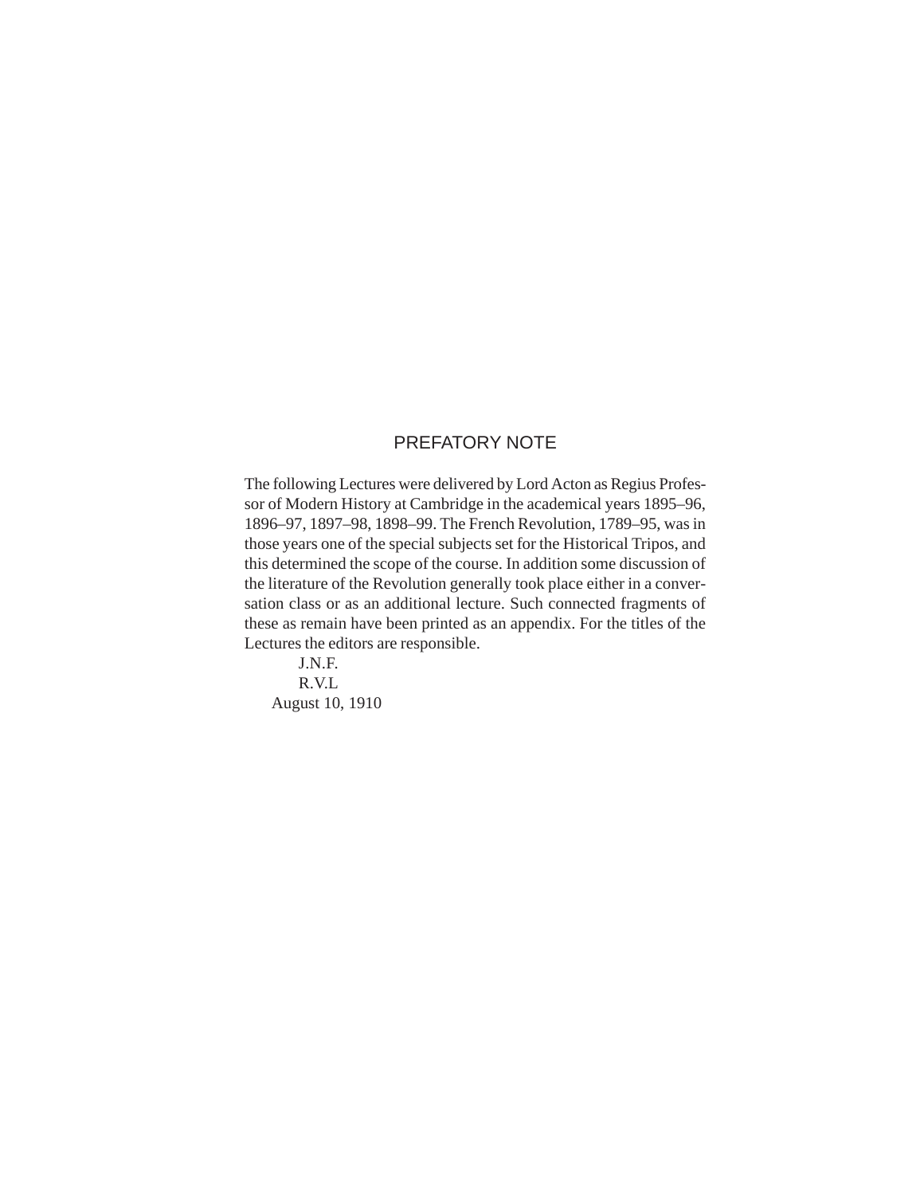## PREFATORY NOTE

The following Lectures were delivered by Lord Acton as Regius Professor of Modern History at Cambridge in the academical years 1895–96, 1896–97, 1897–98, 1898–99. The French Revolution, 1789–95, was in those years one of the special subjects set for the Historical Tripos, and this determined the scope of the course. In addition some discussion of the literature of the Revolution generally took place either in a conversation class or as an additional lecture. Such connected fragments of these as remain have been printed as an appendix. For the titles of the Lectures the editors are responsible.

J.N.F.
R.V.L
August 10, 1910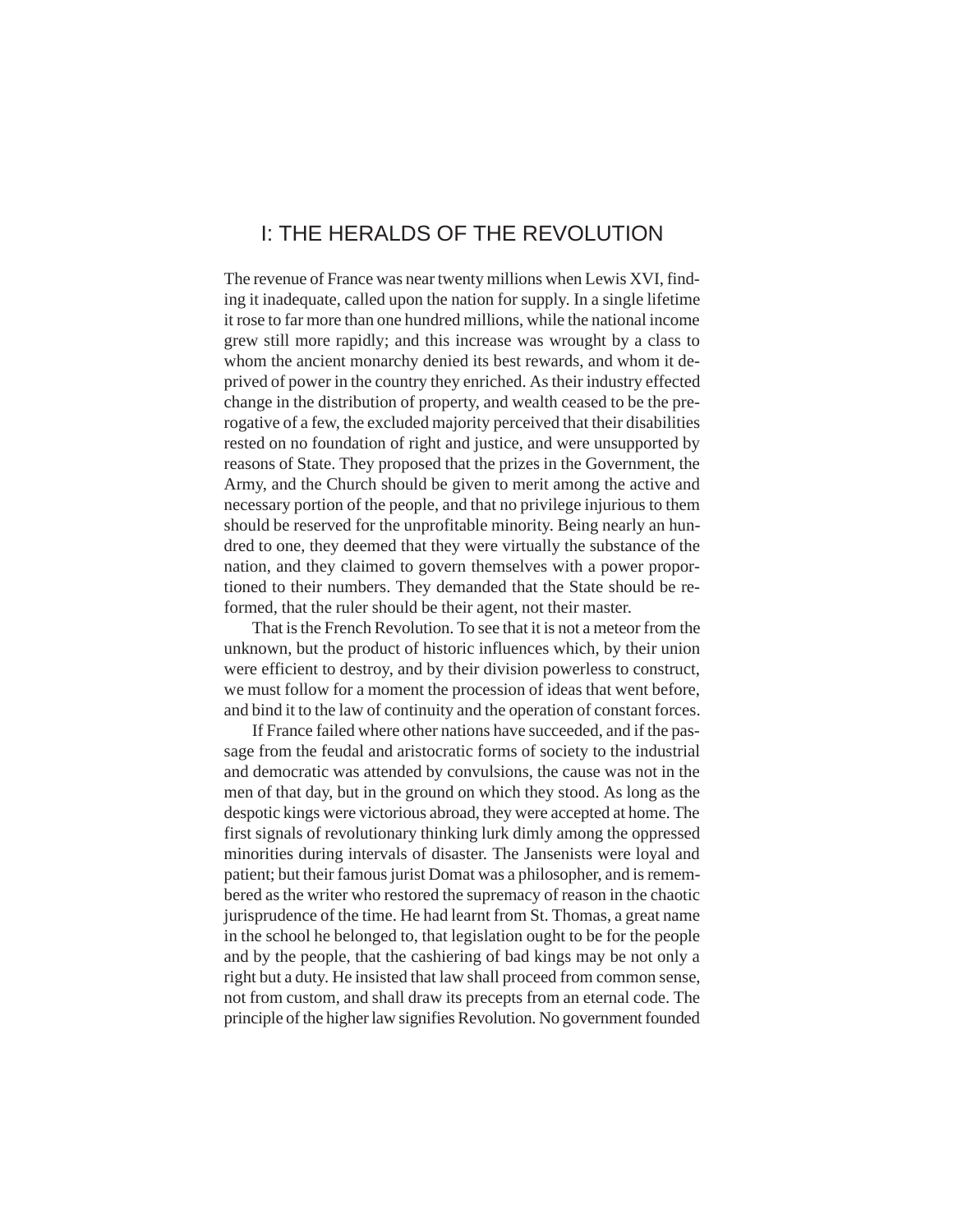# I: THE HERALDS OF THE REVOLUTION

The revenue of France was near twenty millions when Lewis XVI, finding it inadequate, called upon the nation for supply. In a single lifetime it rose to far more than one hundred millions, while the national income grew still more rapidly; and this increase was wrought by a class to whom the ancient monarchy denied its best rewards, and whom it deprived of power in the country they enriched. As their industry effected change in the distribution of property, and wealth ceased to be the prerogative of a few, the excluded majority perceived that their disabilities rested on no foundation of right and justice, and were unsupported by reasons of State. They proposed that the prizes in the Government, the Army, and the Church should be given to merit among the active and necessary portion of the people, and that no privilege injurious to them should be reserved for the unprofitable minority. Being nearly an hundred to one, they deemed that they were virtually the substance of the nation, and they claimed to govern themselves with a power proportioned to their numbers. They demanded that the State should be reformed, that the ruler should be their agent, not their master.

That is the French Revolution. To see that it is not a meteor from the unknown, but the product of historic influences which, by their union were efficient to destroy, and by their division powerless to construct, we must follow for a moment the procession of ideas that went before, and bind it to the law of continuity and the operation of constant forces.

If France failed where other nations have succeeded, and if the passage from the feudal and aristocratic forms of society to the industrial and democratic was attended by convulsions, the cause was not in the men of that day, but in the ground on which they stood. As long as the despotic kings were victorious abroad, they were accepted at home. The first signals of revolutionary thinking lurk dimly among the oppressed minorities during intervals of disaster. The Jansenists were loyal and patient; but their famous jurist Domat was a philosopher, and is remembered as the writer who restored the supremacy of reason in the chaotic jurisprudence of the time. He had learnt from St. Thomas, a great name in the school he belonged to, that legislation ought to be for the people and by the people, that the cashiering of bad kings may be not only a right but a duty. He insisted that law shall proceed from common sense, not from custom, and shall draw its precepts from an eternal code. The principle of the higher law signifies Revolution. No government founded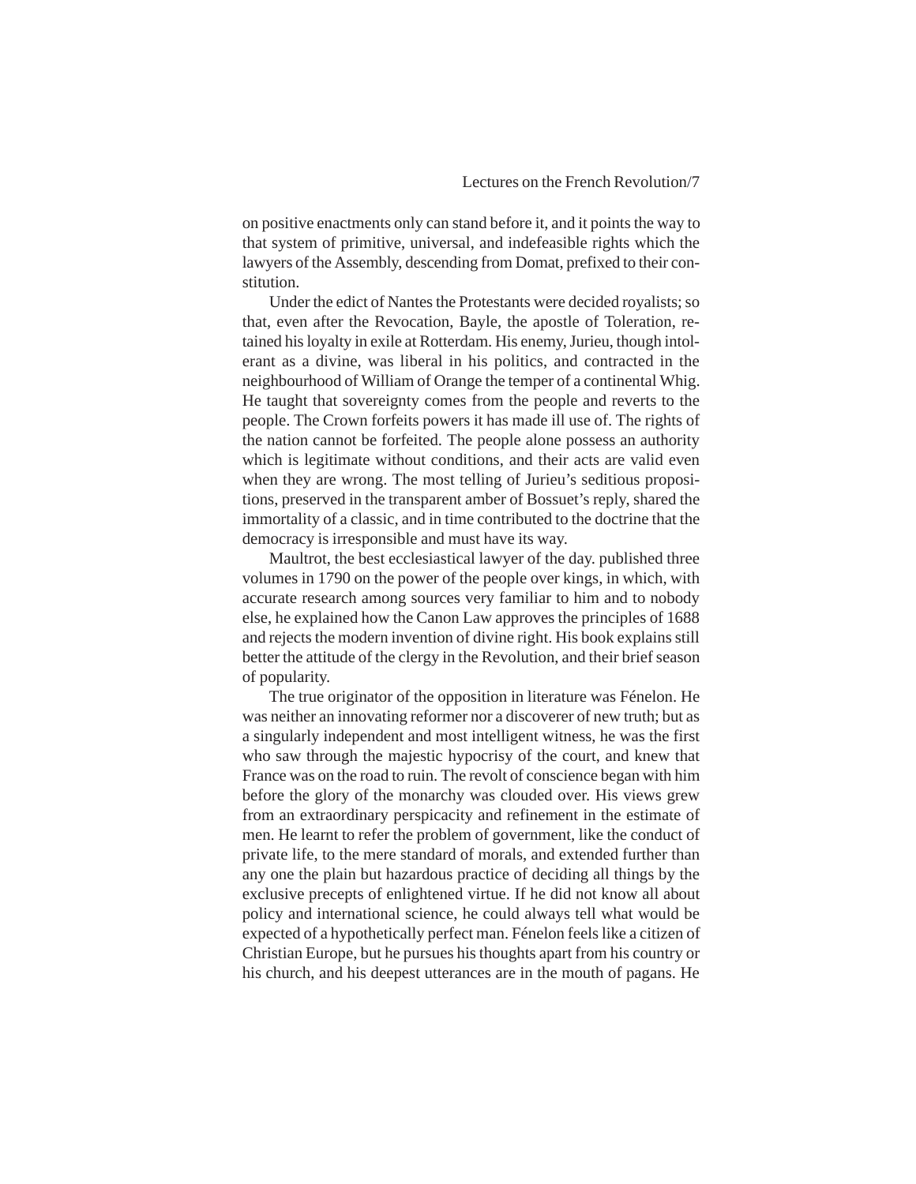on positive enactments only can stand before it, and it points the way to that system of primitive, universal, and indefeasible rights which the lawyers of the Assembly, descending from Domat, prefixed to their constitution.

Under the edict of Nantes the Protestants were decided royalists; so that, even after the Revocation, Bayle, the apostle of Toleration, retained his loyalty in exile at Rotterdam. His enemy, Jurieu, though intolerant as a divine, was liberal in his politics, and contracted in the neighbourhood of William of Orange the temper of a continental Whig. He taught that sovereignty comes from the people and reverts to the people. The Crown forfeits powers it has made ill use of. The rights of the nation cannot be forfeited. The people alone possess an authority which is legitimate without conditions, and their acts are valid even when they are wrong. The most telling of Jurieu's seditious propositions, preserved in the transparent amber of Bossuet's reply, shared the immortality of a classic, and in time contributed to the doctrine that the democracy is irresponsible and must have its way.

Maultrot, the best ecclesiastical lawyer of the day. published three volumes in 1790 on the power of the people over kings, in which, with accurate research among sources very familiar to him and to nobody else, he explained how the Canon Law approves the principles of 1688 and rejects the modern invention of divine right. His book explains still better the attitude of the clergy in the Revolution, and their brief season of popularity.

The true originator of the opposition in literature was Fénelon. He was neither an innovating reformer nor a discoverer of new truth; but as a singularly independent and most intelligent witness, he was the first who saw through the majestic hypocrisy of the court, and knew that France was on the road to ruin. The revolt of conscience began with him before the glory of the monarchy was clouded over. His views grew from an extraordinary perspicacity and refinement in the estimate of men. He learnt to refer the problem of government, like the conduct of private life, to the mere standard of morals, and extended further than any one the plain but hazardous practice of deciding all things by the exclusive precepts of enlightened virtue. If he did not know all about policy and international science, he could always tell what would be expected of a hypothetically perfect man. Fénelon feels like a citizen of Christian Europe, but he pursues his thoughts apart from his country or his church, and his deepest utterances are in the mouth of pagans. He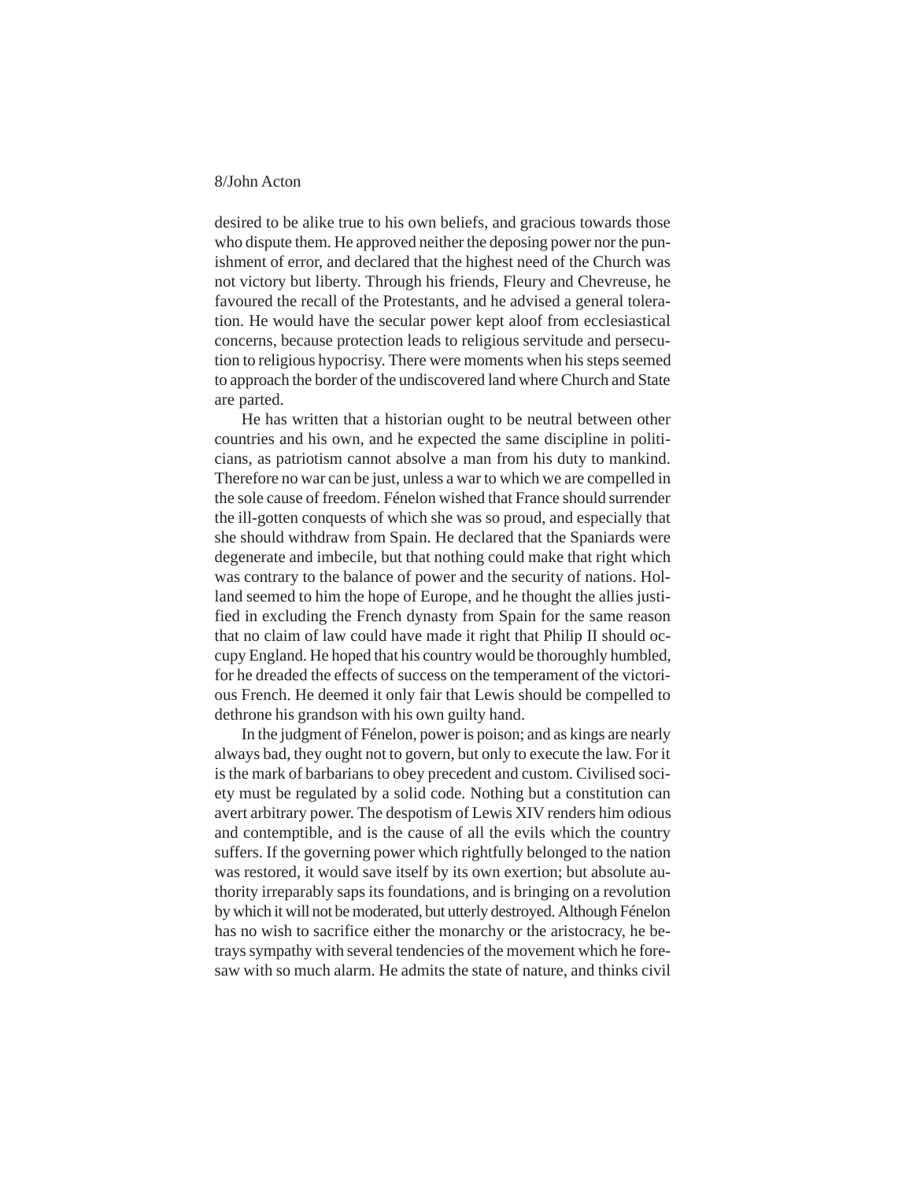desired to be alike true to his own beliefs, and gracious towards those who dispute them. He approved neither the deposing power nor the punishment of error, and declared that the highest need of the Church was not victory but liberty. Through his friends, Fleury and Chevreuse, he favoured the recall of the Protestants, and he advised a general toleration. He would have the secular power kept aloof from ecclesiastical concerns, because protection leads to religious servitude and persecution to religious hypocrisy. There were moments when his steps seemed to approach the border of the undiscovered land where Church and State are parted.

He has written that a historian ought to be neutral between other countries and his own, and he expected the same discipline in politicians, as patriotism cannot absolve a man from his duty to mankind. Therefore no war can be just, unless a war to which we are compelled in the sole cause of freedom. Fénelon wished that France should surrender the ill-gotten conquests of which she was so proud, and especially that she should withdraw from Spain. He declared that the Spaniards were degenerate and imbecile, but that nothing could make that right which was contrary to the balance of power and the security of nations. Holland seemed to him the hope of Europe, and he thought the allies justified in excluding the French dynasty from Spain for the same reason that no claim of law could have made it right that Philip II should occupy England. He hoped that his country would be thoroughly humbled, for he dreaded the effects of success on the temperament of the victorious French. He deemed it only fair that Lewis should be compelled to dethrone his grandson with his own guilty hand.

In the judgment of Fénelon, power is poison; and as kings are nearly always bad, they ought not to govern, but only to execute the law. For it is the mark of barbarians to obey precedent and custom. Civilised society must be regulated by a solid code. Nothing but a constitution can avert arbitrary power. The despotism of Lewis XIV renders him odious and contemptible, and is the cause of all the evils which the country suffers. If the governing power which rightfully belonged to the nation was restored, it would save itself by its own exertion; but absolute authority irreparably saps its foundations, and is bringing on a revolution by which it will not be moderated, but utterly destroyed. Although Fénelon has no wish to sacrifice either the monarchy or the aristocracy, he betrays sympathy with several tendencies of the movement which he foresaw with so much alarm. He admits the state of nature, and thinks civil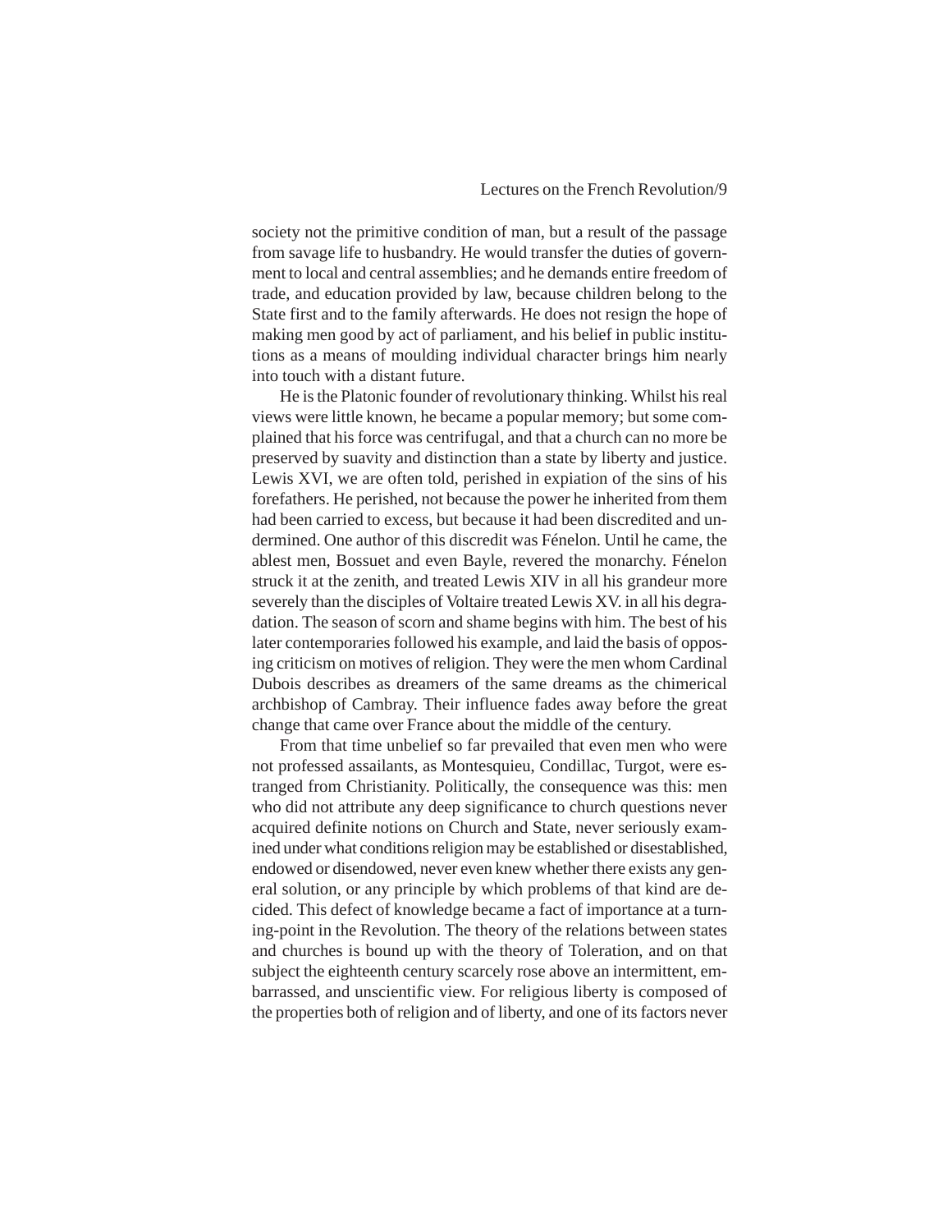society not the primitive condition of man, but a result of the passage from savage life to husbandry. He would transfer the duties of government to local and central assemblies; and he demands entire freedom of trade, and education provided by law, because children belong to the State first and to the family afterwards. He does not resign the hope of making men good by act of parliament, and his belief in public institutions as a means of moulding individual character brings him nearly into touch with a distant future.

He is the Platonic founder of revolutionary thinking. Whilst his real views were little known, he became a popular memory; but some complained that his force was centrifugal, and that a church can no more be preserved by suavity and distinction than a state by liberty and justice. Lewis XVI, we are often told, perished in expiation of the sins of his forefathers. He perished, not because the power he inherited from them had been carried to excess, but because it had been discredited and undermined. One author of this discredit was Fénelon. Until he came, the ablest men, Bossuet and even Bayle, revered the monarchy. Fénelon struck it at the zenith, and treated Lewis XIV in all his grandeur more severely than the disciples of Voltaire treated Lewis XV. in all his degradation. The season of scorn and shame begins with him. The best of his later contemporaries followed his example, and laid the basis of opposing criticism on motives of religion. They were the men whom Cardinal Dubois describes as dreamers of the same dreams as the chimerical archbishop of Cambray. Their influence fades away before the great change that came over France about the middle of the century.

From that time unbelief so far prevailed that even men who were not professed assailants, as Montesquieu, Condillac, Turgot, were estranged from Christianity. Politically, the consequence was this: men who did not attribute any deep significance to church questions never acquired definite notions on Church and State, never seriously examined under what conditions religion may be established or disestablished, endowed or disendowed, never even knew whether there exists any general solution, or any principle by which problems of that kind are decided. This defect of knowledge became a fact of importance at a turning-point in the Revolution. The theory of the relations between states and churches is bound up with the theory of Toleration, and on that subject the eighteenth century scarcely rose above an intermittent, embarrassed, and unscientific view. For religious liberty is composed of the properties both of religion and of liberty, and one of its factors never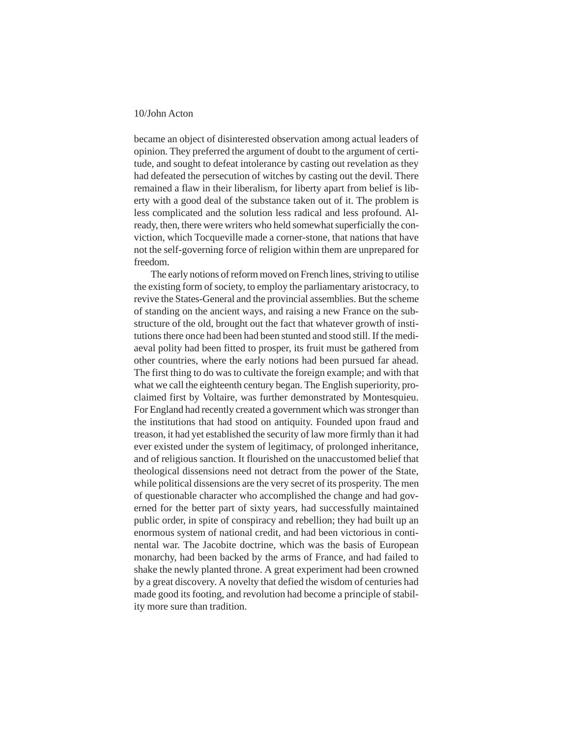became an object of disinterested observation among actual leaders of opinion. They preferred the argument of doubt to the argument of certitude, and sought to defeat intolerance by casting out revelation as they had defeated the persecution of witches by casting out the devil. There remained a flaw in their liberalism, for liberty apart from belief is liberty with a good deal of the substance taken out of it. The problem is less complicated and the solution less radical and less profound. Already, then, there were writers who held somewhat superficially the conviction, which Tocqueville made a corner-stone, that nations that have not the self-governing force of religion within them are unprepared for freedom.

The early notions of reform moved on French lines, striving to utilise the existing form of society, to employ the parliamentary aristocracy, to revive the States-General and the provincial assemblies. But the scheme of standing on the ancient ways, and raising a new France on the substructure of the old, brought out the fact that whatever growth of institutions there once had been had been stunted and stood still. If the mediaeval polity had been fitted to prosper, its fruit must be gathered from other countries, where the early notions had been pursued far ahead. The first thing to do was to cultivate the foreign example; and with that what we call the eighteenth century began. The English superiority, proclaimed first by Voltaire, was further demonstrated by Montesquieu. For England had recently created a government which was stronger than the institutions that had stood on antiquity. Founded upon fraud and treason, it had yet established the security of law more firmly than it had ever existed under the system of legitimacy, of prolonged inheritance, and of religious sanction. It flourished on the unaccustomed belief that theological dissensions need not detract from the power of the State, while political dissensions are the very secret of its prosperity. The men of questionable character who accomplished the change and had governed for the better part of sixty years, had successfully maintained public order, in spite of conspiracy and rebellion; they had built up an enormous system of national credit, and had been victorious in continental war. The Jacobite doctrine, which was the basis of European monarchy, had been backed by the arms of France, and had failed to shake the newly planted throne. A great experiment had been crowned by a great discovery. A novelty that defied the wisdom of centuries had made good its footing, and revolution had become a principle of stability more sure than tradition.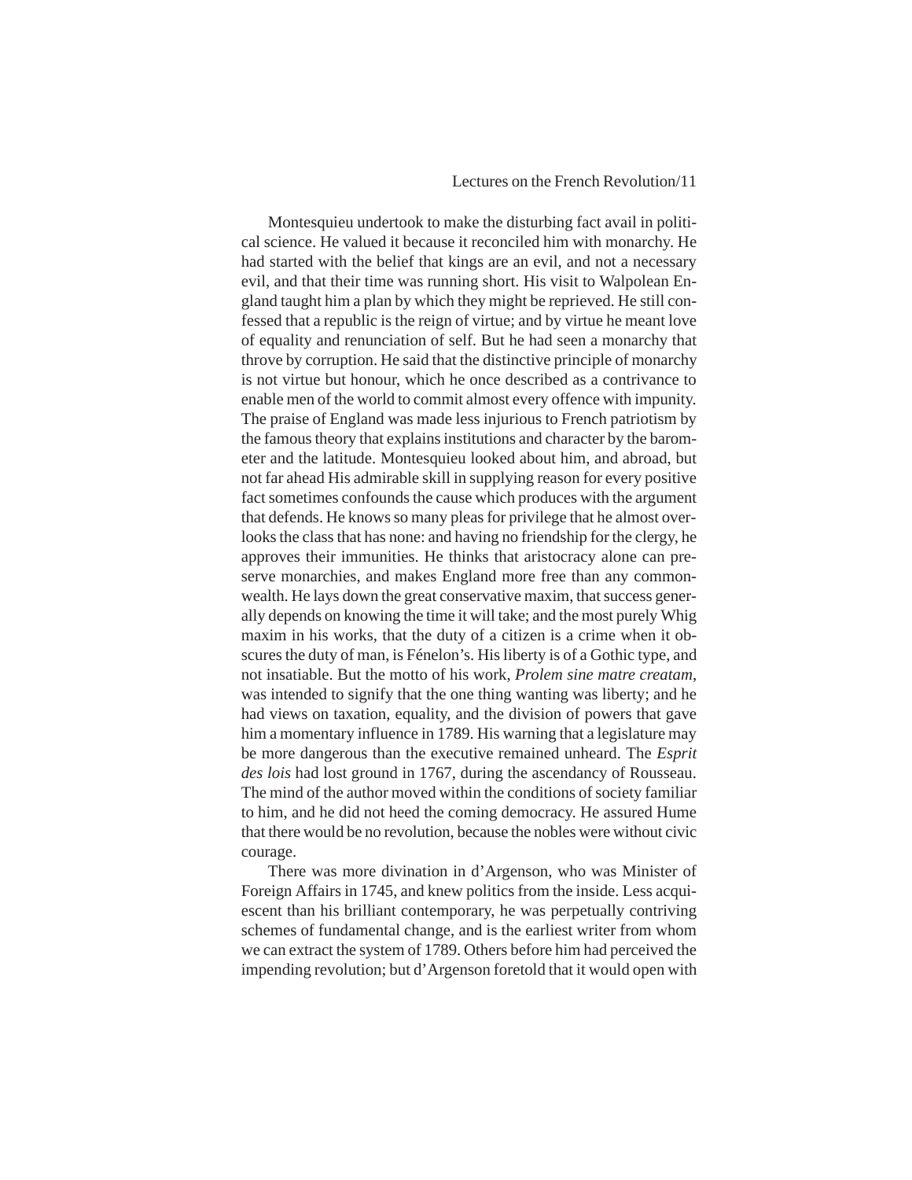Montesquieu undertook to make the disturbing fact avail in political science. He valued it because it reconciled him with monarchy. He had started with the belief that kings are an evil, and not a necessary evil, and that their time was running short. His visit to Walpolean England taught him a plan by which they might be reprieved. He still confessed that a republic is the reign of virtue; and by virtue he meant love of equality and renunciation of self. But he had seen a monarchy that throve by corruption. He said that the distinctive principle of monarchy is not virtue but honour, which he once described as a contrivance to enable men of the world to commit almost every offence with impunity. The praise of England was made less injurious to French patriotism by the famous theory that explains institutions and character by the barometer and the latitude. Montesquieu looked about him, and abroad, but not far ahead His admirable skill in supplying reason for every positive fact sometimes confounds the cause which produces with the argument that defends. He knows so many pleas for privilege that he almost overlooks the class that has none: and having no friendship for the clergy, he approves their immunities. He thinks that aristocracy alone can preserve monarchies, and makes England more free than any commonwealth. He lays down the great conservative maxim, that success generally depends on knowing the time it will take; and the most purely Whig maxim in his works, that the duty of a citizen is a crime when it obscures the duty of man, is Fénelon's. His liberty is of a Gothic type, and not insatiable. But the motto of his work, *Prolem sine matre creatam*, was intended to signify that the one thing wanting was liberty; and he had views on taxation, equality, and the division of powers that gave him a momentary influence in 1789. His warning that a legislature may be more dangerous than the executive remained unheard. The *Esprit des lois* had lost ground in 1767, during the ascendancy of Rousseau. The mind of the author moved within the conditions of society familiar to him, and he did not heed the coming democracy. He assured Hume that there would be no revolution, because the nobles were without civic courage.

There was more divination in d'Argenson, who was Minister of Foreign Affairs in 1745, and knew politics from the inside. Less acquiescent than his brilliant contemporary, he was perpetually contriving schemes of fundamental change, and is the earliest writer from whom we can extract the system of 1789. Others before him had perceived the impending revolution; but d'Argenson foretold that it would open with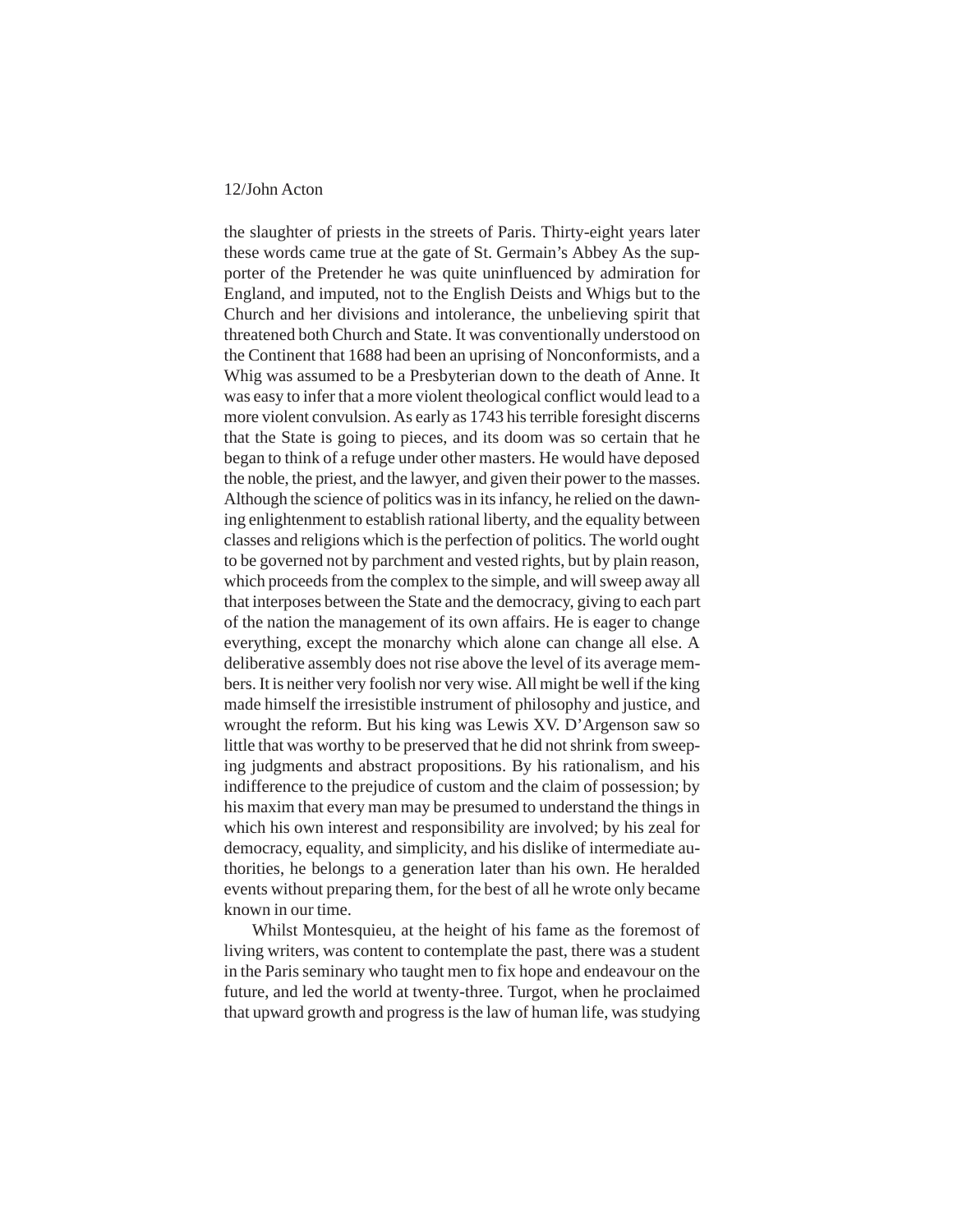the slaughter of priests in the streets of Paris. Thirty-eight years later these words came true at the gate of St. Germain's Abbey As the supporter of the Pretender he was quite uninfluenced by admiration for England, and imputed, not to the English Deists and Whigs but to the Church and her divisions and intolerance, the unbelieving spirit that threatened both Church and State. It was conventionally understood on the Continent that 1688 had been an uprising of Nonconformists, and a Whig was assumed to be a Presbyterian down to the death of Anne. It was easy to infer that a more violent theological conflict would lead to a more violent convulsion. As early as 1743 his terrible foresight discerns that the State is going to pieces, and its doom was so certain that he began to think of a refuge under other masters. He would have deposed the noble, the priest, and the lawyer, and given their power to the masses. Although the science of politics was in its infancy, he relied on the dawning enlightenment to establish rational liberty, and the equality between classes and religions which is the perfection of politics. The world ought to be governed not by parchment and vested rights, but by plain reason, which proceeds from the complex to the simple, and will sweep away all that interposes between the State and the democracy, giving to each part of the nation the management of its own affairs. He is eager to change everything, except the monarchy which alone can change all else. A deliberative assembly does not rise above the level of its average members. It is neither very foolish nor very wise. All might be well if the king made himself the irresistible instrument of philosophy and justice, and wrought the reform. But his king was Lewis XV. D'Argenson saw so little that was worthy to be preserved that he did not shrink from sweeping judgments and abstract propositions. By his rationalism, and his indifference to the prejudice of custom and the claim of possession; by his maxim that every man may be presumed to understand the things in which his own interest and responsibility are involved; by his zeal for democracy, equality, and simplicity, and his dislike of intermediate authorities, he belongs to a generation later than his own. He heralded events without preparing them, for the best of all he wrote only became known in our time.

Whilst Montesquieu, at the height of his fame as the foremost of living writers, was content to contemplate the past, there was a student in the Paris seminary who taught men to fix hope and endeavour on the future, and led the world at twenty-three. Turgot, when he proclaimed that upward growth and progress is the law of human life, was studying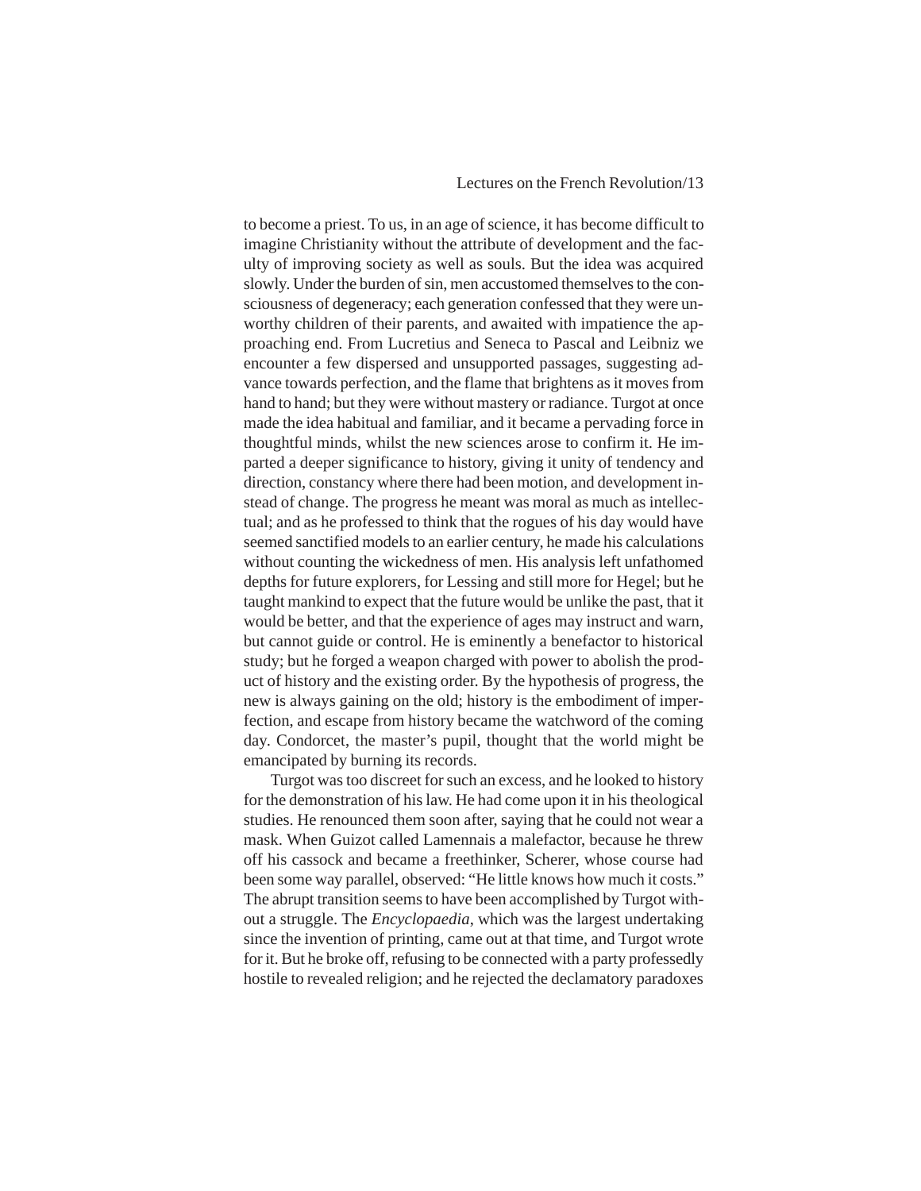to become a priest. To us, in an age of science, it has become difficult to imagine Christianity without the attribute of development and the faculty of improving society as well as souls. But the idea was acquired slowly. Under the burden of sin, men accustomed themselves to the consciousness of degeneracy; each generation confessed that they were unworthy children of their parents, and awaited with impatience the approaching end. From Lucretius and Seneca to Pascal and Leibniz we encounter a few dispersed and unsupported passages, suggesting advance towards perfection, and the flame that brightens as it moves from hand to hand; but they were without mastery or radiance. Turgot at once made the idea habitual and familiar, and it became a pervading force in thoughtful minds, whilst the new sciences arose to confirm it. He imparted a deeper significance to history, giving it unity of tendency and direction, constancy where there had been motion, and development instead of change. The progress he meant was moral as much as intellectual; and as he professed to think that the rogues of his day would have seemed sanctified models to an earlier century, he made his calculations without counting the wickedness of men. His analysis left unfathomed depths for future explorers, for Lessing and still more for Hegel; but he taught mankind to expect that the future would be unlike the past, that it would be better, and that the experience of ages may instruct and warn, but cannot guide or control. He is eminently a benefactor to historical study; but he forged a weapon charged with power to abolish the product of history and the existing order. By the hypothesis of progress, the new is always gaining on the old; history is the embodiment of imperfection, and escape from history became the watchword of the coming day. Condorcet, the master's pupil, thought that the world might be emancipated by burning its records.

Turgot was too discreet for such an excess, and he looked to history for the demonstration of his law. He had come upon it in his theological studies. He renounced them soon after, saying that he could not wear a mask. When Guizot called Lamennais a malefactor, because he threw off his cassock and became a freethinker, Scherer, whose course had been some way parallel, observed: "He little knows how much it costs." The abrupt transition seems to have been accomplished by Turgot without a struggle. The *Encyclopaedia*, which was the largest undertaking since the invention of printing, came out at that time, and Turgot wrote for it. But he broke off, refusing to be connected with a party professedly hostile to revealed religion; and he rejected the declamatory paradoxes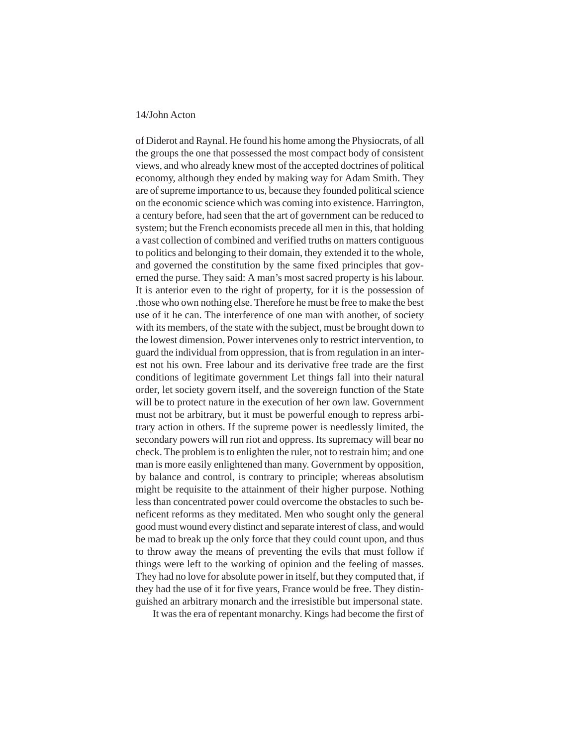of Diderot and Raynal. He found his home among the Physiocrats, of all the groups the one that possessed the most compact body of consistent views, and who already knew most of the accepted doctrines of political economy, although they ended by making way for Adam Smith. They are of supreme importance to us, because they founded political science on the economic science which was coming into existence. Harrington, a century before, had seen that the art of government can be reduced to system; but the French economists precede all men in this, that holding a vast collection of combined and verified truths on matters contiguous to politics and belonging to their domain, they extended it to the whole, and governed the constitution by the same fixed principles that governed the purse. They said: A man's most sacred property is his labour. It is anterior even to the right of property, for it is the possession of .those who own nothing else. Therefore he must be free to make the best use of it he can. The interference of one man with another, of society with its members, of the state with the subject, must be brought down to the lowest dimension. Power intervenes only to restrict intervention, to guard the individual from oppression, that is from regulation in an interest not his own. Free labour and its derivative free trade are the first conditions of legitimate government Let things fall into their natural order, let society govern itself, and the sovereign function of the State will be to protect nature in the execution of her own law. Government must not be arbitrary, but it must be powerful enough to repress arbitrary action in others. If the supreme power is needlessly limited, the secondary powers will run riot and oppress. Its supremacy will bear no check. The problem is to enlighten the ruler, not to restrain him; and one man is more easily enlightened than many. Government by opposition, by balance and control, is contrary to principle; whereas absolutism might be requisite to the attainment of their higher purpose. Nothing less than concentrated power could overcome the obstacles to such beneficent reforms as they meditated. Men who sought only the general good must wound every distinct and separate interest of class, and would be mad to break up the only force that they could count upon, and thus to throw away the means of preventing the evils that must follow if things were left to the working of opinion and the feeling of masses. They had no love for absolute power in itself, but they computed that, if they had the use of it for five years, France would be free. They distinguished an arbitrary monarch and the irresistible but impersonal state.

It was the era of repentant monarchy. Kings had become the first of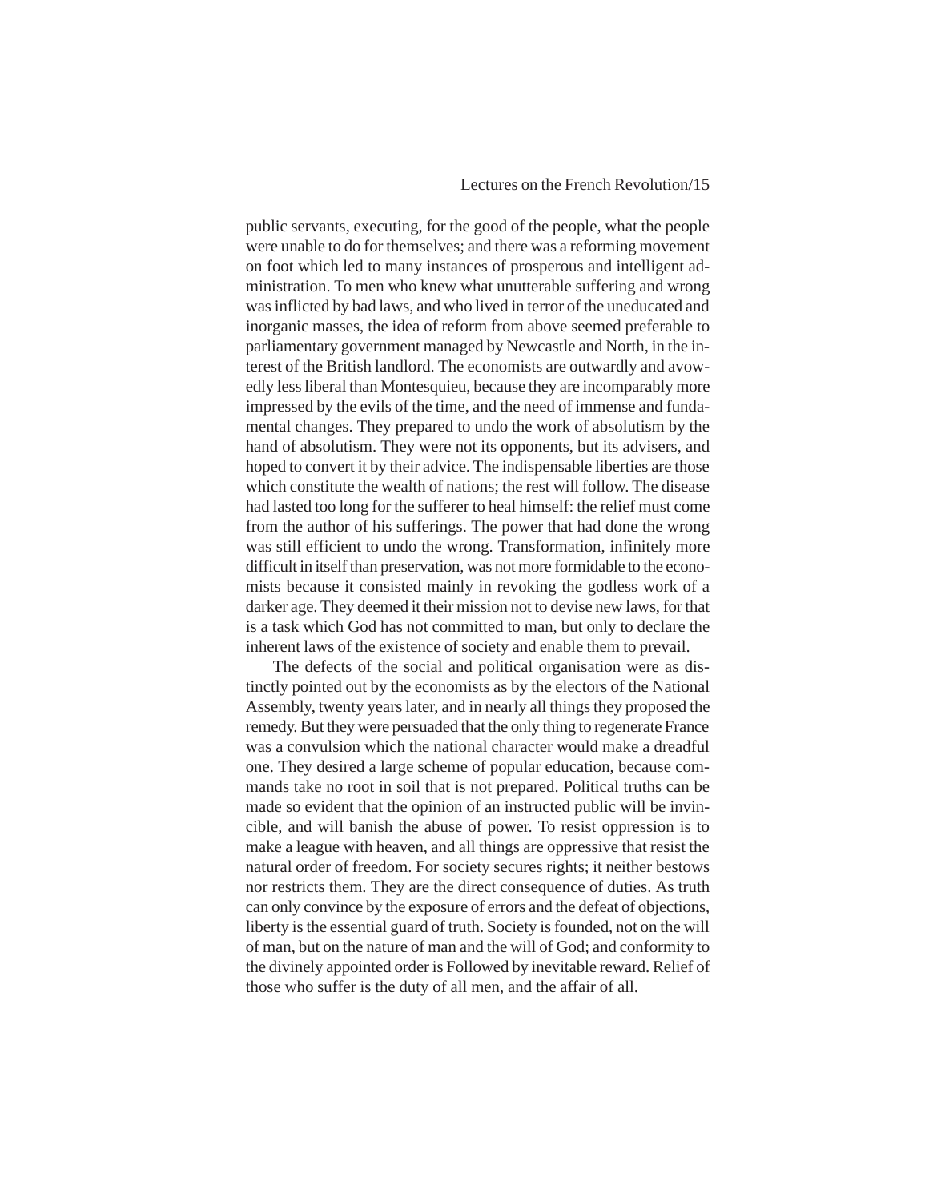public servants, executing, for the good of the people, what the people were unable to do for themselves; and there was a reforming movement on foot which led to many instances of prosperous and intelligent administration. To men who knew what unutterable suffering and wrong was inflicted by bad laws, and who lived in terror of the uneducated and inorganic masses, the idea of reform from above seemed preferable to parliamentary government managed by Newcastle and North, in the interest of the British landlord. The economists are outwardly and avowedly less liberal than Montesquieu, because they are incomparably more impressed by the evils of the time, and the need of immense and fundamental changes. They prepared to undo the work of absolutism by the hand of absolutism. They were not its opponents, but its advisers, and hoped to convert it by their advice. The indispensable liberties are those which constitute the wealth of nations; the rest will follow. The disease had lasted too long for the sufferer to heal himself: the relief must come from the author of his sufferings. The power that had done the wrong was still efficient to undo the wrong. Transformation, infinitely more difficult in itself than preservation, was not more formidable to the economists because it consisted mainly in revoking the godless work of a darker age. They deemed it their mission not to devise new laws, for that is a task which God has not committed to man, but only to declare the inherent laws of the existence of society and enable them to prevail.

The defects of the social and political organisation were as distinctly pointed out by the economists as by the electors of the National Assembly, twenty years later, and in nearly all things they proposed the remedy. But they were persuaded that the only thing to regenerate France was a convulsion which the national character would make a dreadful one. They desired a large scheme of popular education, because commands take no root in soil that is not prepared. Political truths can be made so evident that the opinion of an instructed public will be invincible, and will banish the abuse of power. To resist oppression is to make a league with heaven, and all things are oppressive that resist the natural order of freedom. For society secures rights; it neither bestows nor restricts them. They are the direct consequence of duties. As truth can only convince by the exposure of errors and the defeat of objections, liberty is the essential guard of truth. Society is founded, not on the will of man, but on the nature of man and the will of God; and conformity to the divinely appointed order is Followed by inevitable reward. Relief of those who suffer is the duty of all men, and the affair of all.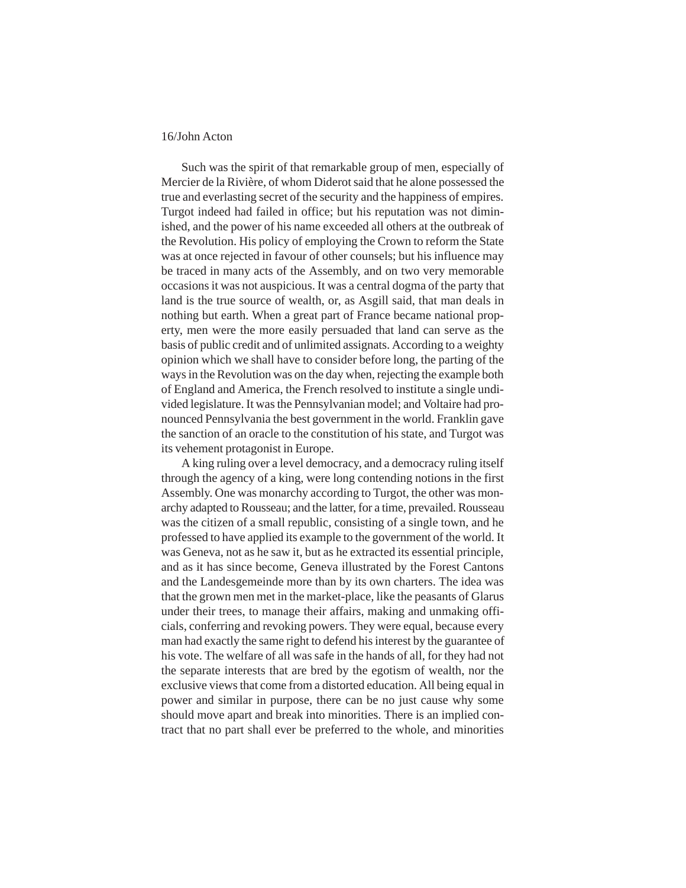Such was the spirit of that remarkable group of men, especially of Mercier de la Rivière, of whom Diderot said that he alone possessed the true and everlasting secret of the security and the happiness of empires. Turgot indeed had failed in office; but his reputation was not diminished, and the power of his name exceeded all others at the outbreak of the Revolution. His policy of employing the Crown to reform the State was at once rejected in favour of other counsels; but his influence may be traced in many acts of the Assembly, and on two very memorable occasions it was not auspicious. It was a central dogma of the party that land is the true source of wealth, or, as Asgill said, that man deals in nothing but earth. When a great part of France became national property, men were the more easily persuaded that land can serve as the basis of public credit and of unlimited assignats. According to a weighty opinion which we shall have to consider before long, the parting of the ways in the Revolution was on the day when, rejecting the example both of England and America, the French resolved to institute a single undivided legislature. It was the Pennsylvanian model; and Voltaire had pronounced Pennsylvania the best government in the world. Franklin gave the sanction of an oracle to the constitution of his state, and Turgot was its vehement protagonist in Europe.

A king ruling over a level democracy, and a democracy ruling itself through the agency of a king, were long contending notions in the first Assembly. One was monarchy according to Turgot, the other was monarchy adapted to Rousseau; and the latter, for a time, prevailed. Rousseau was the citizen of a small republic, consisting of a single town, and he professed to have applied its example to the government of the world. It was Geneva, not as he saw it, but as he extracted its essential principle, and as it has since become, Geneva illustrated by the Forest Cantons and the Landesgemeinde more than by its own charters. The idea was that the grown men met in the market-place, like the peasants of Glarus under their trees, to manage their affairs, making and unmaking officials, conferring and revoking powers. They were equal, because every man had exactly the same right to defend his interest by the guarantee of his vote. The welfare of all was safe in the hands of all, for they had not the separate interests that are bred by the egotism of wealth, nor the exclusive views that come from a distorted education. All being equal in power and similar in purpose, there can be no just cause why some should move apart and break into minorities. There is an implied contract that no part shall ever be preferred to the whole, and minorities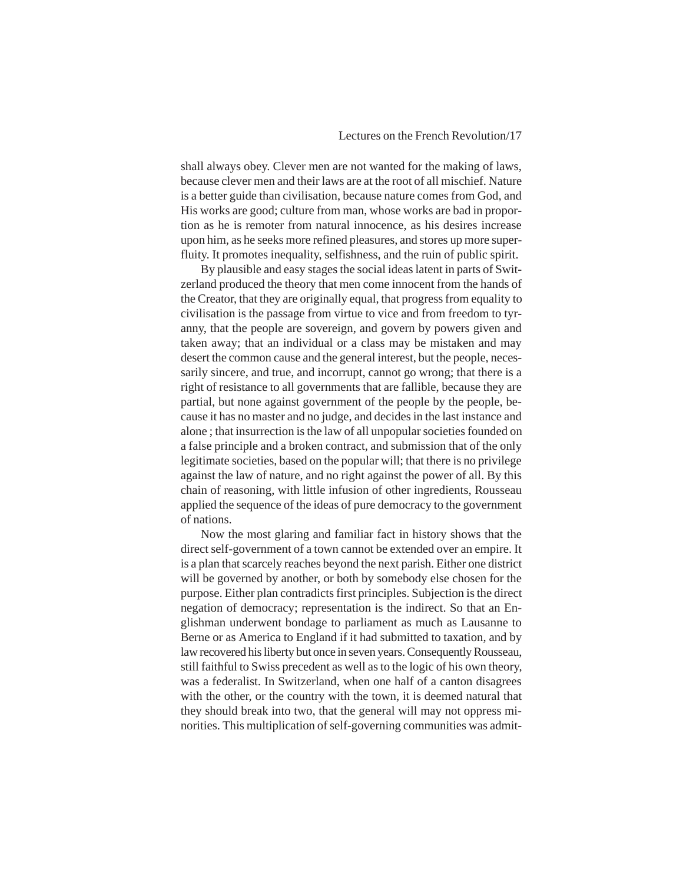shall always obey. Clever men are not wanted for the making of laws, because clever men and their laws are at the root of all mischief. Nature is a better guide than civilisation, because nature comes from God, and His works are good; culture from man, whose works are bad in proportion as he is remoter from natural innocence, as his desires increase upon him, as he seeks more refined pleasures, and stores up more superfluity. It promotes inequality, selfishness, and the ruin of public spirit.

By plausible and easy stages the social ideas latent in parts of Switzerland produced the theory that men come innocent from the hands of the Creator, that they are originally equal, that progress from equality to civilisation is the passage from virtue to vice and from freedom to tyranny, that the people are sovereign, and govern by powers given and taken away; that an individual or a class may be mistaken and may desert the common cause and the general interest, but the people, necessarily sincere, and true, and incorrupt, cannot go wrong; that there is a right of resistance to all governments that are fallible, because they are partial, but none against government of the people by the people, because it has no master and no judge, and decides in the last instance and alone ; that insurrection is the law of all unpopular societies founded on a false principle and a broken contract, and submission that of the only legitimate societies, based on the popular will; that there is no privilege against the law of nature, and no right against the power of all. By this chain of reasoning, with little infusion of other ingredients, Rousseau applied the sequence of the ideas of pure democracy to the government of nations.

Now the most glaring and familiar fact in history shows that the direct self-government of a town cannot be extended over an empire. It is a plan that scarcely reaches beyond the next parish. Either one district will be governed by another, or both by somebody else chosen for the purpose. Either plan contradicts first principles. Subjection is the direct negation of democracy; representation is the indirect. So that an Englishman underwent bondage to parliament as much as Lausanne to Berne or as America to England if it had submitted to taxation, and by law recovered his liberty but once in seven years. Consequently Rousseau, still faithful to Swiss precedent as well as to the logic of his own theory, was a federalist. In Switzerland, when one half of a canton disagrees with the other, or the country with the town, it is deemed natural that they should break into two, that the general will may not oppress minorities. This multiplication of self-governing communities was admit-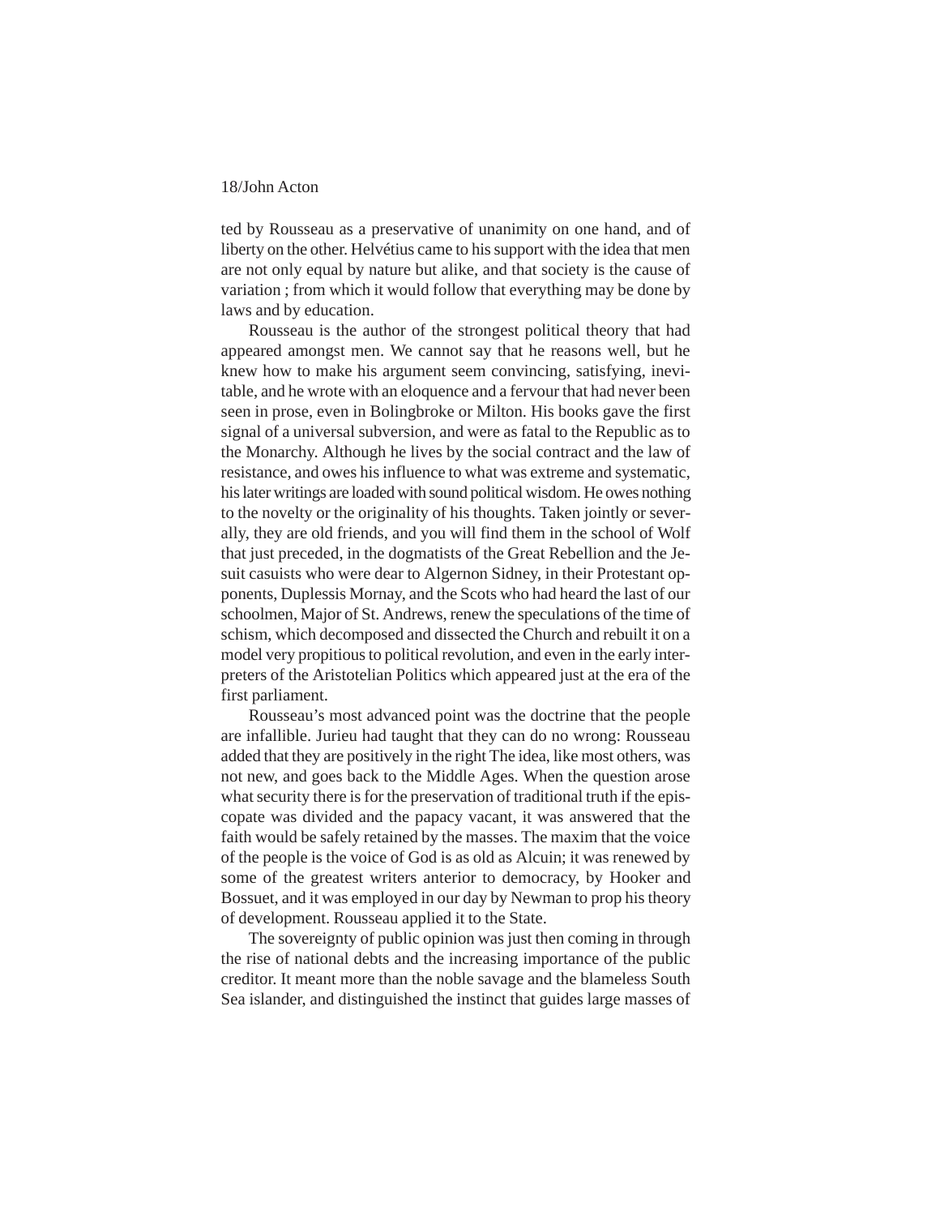ted by Rousseau as a preservative of unanimity on one hand, and of liberty on the other. Helvétius came to his support with the idea that men are not only equal by nature but alike, and that society is the cause of variation ; from which it would follow that everything may be done by laws and by education.

Rousseau is the author of the strongest political theory that had appeared amongst men. We cannot say that he reasons well, but he knew how to make his argument seem convincing, satisfying, inevitable, and he wrote with an eloquence and a fervour that had never been seen in prose, even in Bolingbroke or Milton. His books gave the first signal of a universal subversion, and were as fatal to the Republic as to the Monarchy. Although he lives by the social contract and the law of resistance, and owes his influence to what was extreme and systematic, his later writings are loaded with sound political wisdom. He owes nothing to the novelty or the originality of his thoughts. Taken jointly or severally, they are old friends, and you will find them in the school of Wolf that just preceded, in the dogmatists of the Great Rebellion and the Jesuit casuists who were dear to Algernon Sidney, in their Protestant opponents, Duplessis Mornay, and the Scots who had heard the last of our schoolmen, Major of St. Andrews, renew the speculations of the time of schism, which decomposed and dissected the Church and rebuilt it on a model very propitious to political revolution, and even in the early interpreters of the Aristotelian Politics which appeared just at the era of the first parliament.

Rousseau's most advanced point was the doctrine that the people are infallible. Jurieu had taught that they can do no wrong: Rousseau added that they are positively in the right The idea, like most others, was not new, and goes back to the Middle Ages. When the question arose what security there is for the preservation of traditional truth if the episcopate was divided and the papacy vacant, it was answered that the faith would be safely retained by the masses. The maxim that the voice of the people is the voice of God is as old as Alcuin; it was renewed by some of the greatest writers anterior to democracy, by Hooker and Bossuet, and it was employed in our day by Newman to prop his theory of development. Rousseau applied it to the State.

The sovereignty of public opinion was just then coming in through the rise of national debts and the increasing importance of the public creditor. It meant more than the noble savage and the blameless South Sea islander, and distinguished the instinct that guides large masses of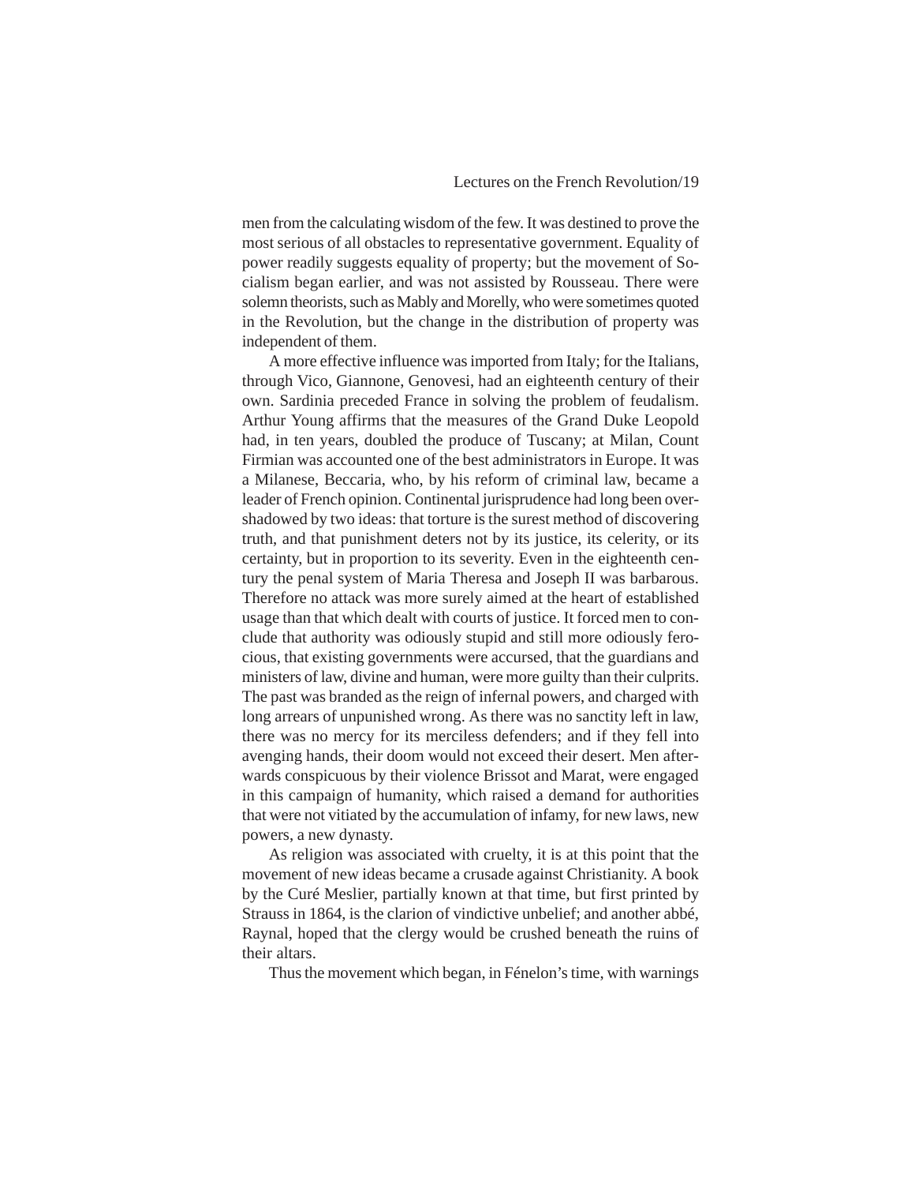men from the calculating wisdom of the few. It was destined to prove the most serious of all obstacles to representative government. Equality of power readily suggests equality of property; but the movement of Socialism began earlier, and was not assisted by Rousseau. There were solemn theorists, such as Mably and Morelly, who were sometimes quoted in the Revolution, but the change in the distribution of property was independent of them.

A more effective influence was imported from Italy; for the Italians, through Vico, Giannone, Genovesi, had an eighteenth century of their own. Sardinia preceded France in solving the problem of feudalism. Arthur Young affirms that the measures of the Grand Duke Leopold had, in ten years, doubled the produce of Tuscany; at Milan, Count Firmian was accounted one of the best administrators in Europe. It was a Milanese, Beccaria, who, by his reform of criminal law, became a leader of French opinion. Continental jurisprudence had long been overshadowed by two ideas: that torture is the surest method of discovering truth, and that punishment deters not by its justice, its celerity, or its certainty, but in proportion to its severity. Even in the eighteenth century the penal system of Maria Theresa and Joseph II was barbarous. Therefore no attack was more surely aimed at the heart of established usage than that which dealt with courts of justice. It forced men to conclude that authority was odiously stupid and still more odiously ferocious, that existing governments were accursed, that the guardians and ministers of law, divine and human, were more guilty than their culprits. The past was branded as the reign of infernal powers, and charged with long arrears of unpunished wrong. As there was no sanctity left in law, there was no mercy for its merciless defenders; and if they fell into avenging hands, their doom would not exceed their desert. Men afterwards conspicuous by their violence Brissot and Marat, were engaged in this campaign of humanity, which raised a demand for authorities that were not vitiated by the accumulation of infamy, for new laws, new powers, a new dynasty.

As religion was associated with cruelty, it is at this point that the movement of new ideas became a crusade against Christianity. A book by the Curé Meslier, partially known at that time, but first printed by Strauss in 1864, is the clarion of vindictive unbelief; and another abbé, Raynal, hoped that the clergy would be crushed beneath the ruins of their altars.

Thus the movement which began, in Fénelon's time, with warnings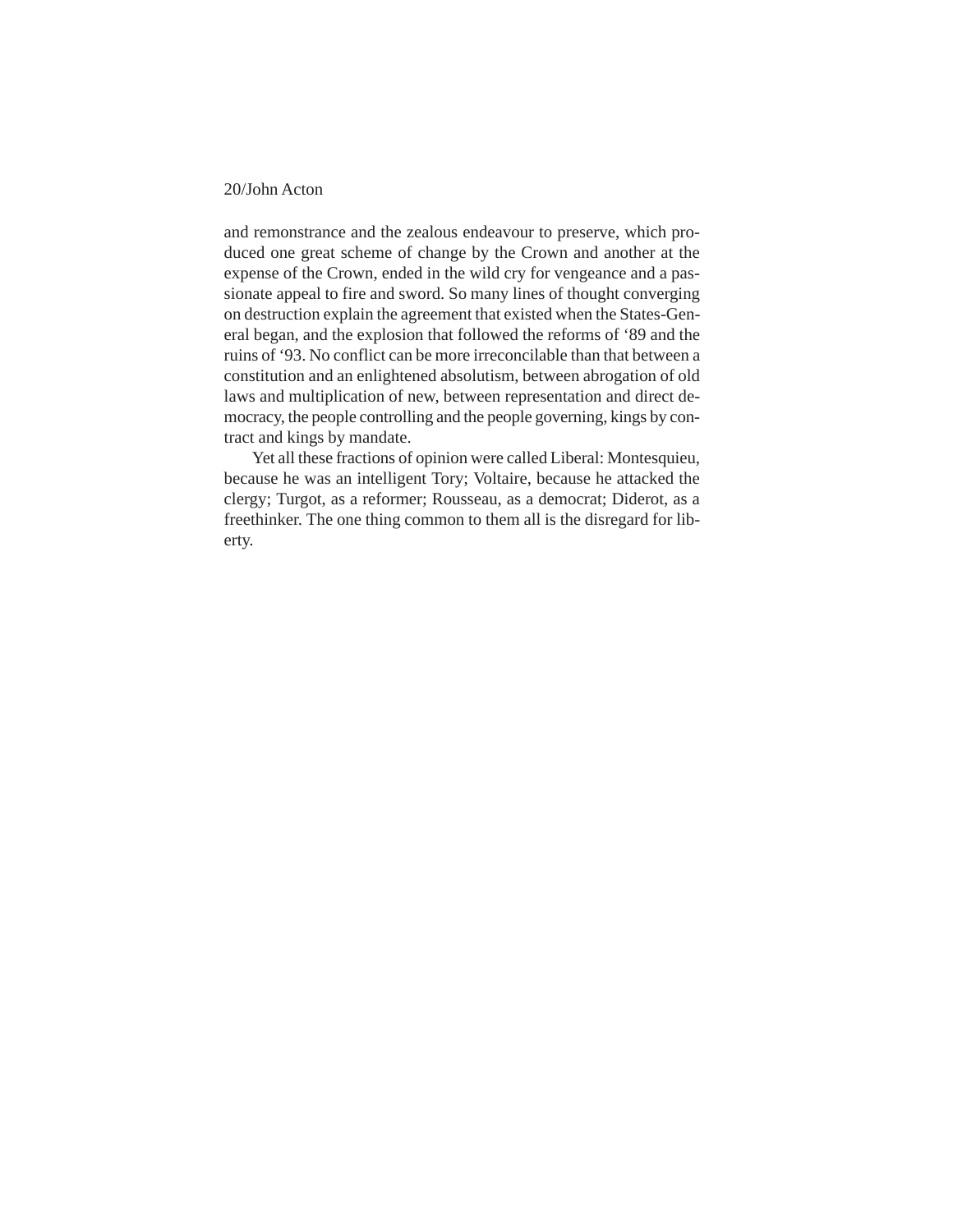and remonstrance and the zealous endeavour to preserve, which produced one great scheme of change by the Crown and another at the expense of the Crown, ended in the wild cry for vengeance and a passionate appeal to fire and sword. So many lines of thought converging on destruction explain the agreement that existed when the States-General began, and the explosion that followed the reforms of '89 and the ruins of '93. No conflict can be more irreconcilable than that between a constitution and an enlightened absolutism, between abrogation of old laws and multiplication of new, between representation and direct democracy, the people controlling and the people governing, kings by contract and kings by mandate.

Yet all these fractions of opinion were called Liberal: Montesquieu, because he was an intelligent Tory; Voltaire, because he attacked the clergy; Turgot, as a reformer; Rousseau, as a democrat; Diderot, as a freethinker. The one thing common to them all is the disregard for liberty.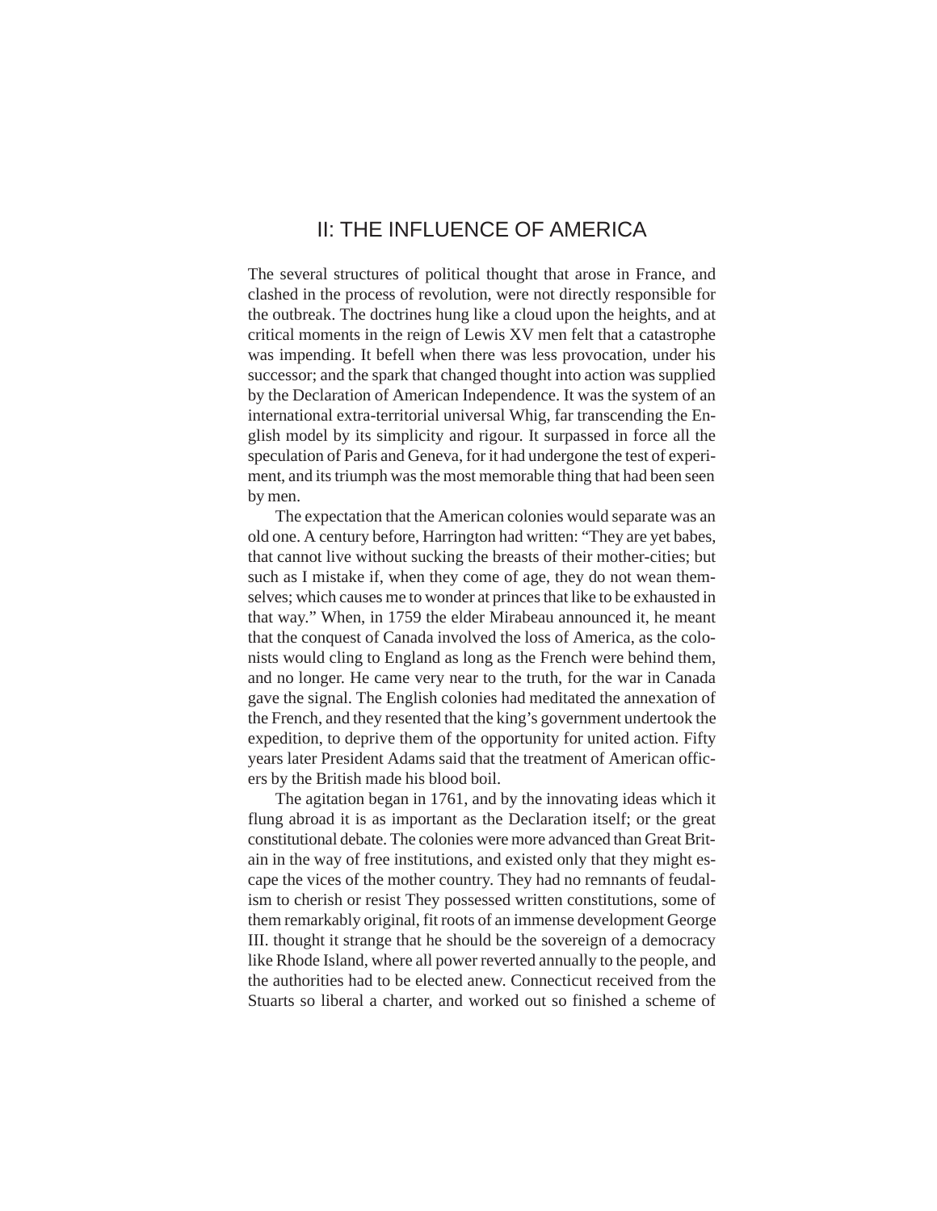## II: THE INFLUENCE OF AMERICA

The several structures of political thought that arose in France, and clashed in the process of revolution, were not directly responsible for the outbreak. The doctrines hung like a cloud upon the heights, and at critical moments in the reign of Lewis XV men felt that a catastrophe was impending. It befell when there was less provocation, under his successor; and the spark that changed thought into action was supplied by the Declaration of American Independence. It was the system of an international extra-territorial universal Whig, far transcending the English model by its simplicity and rigour. It surpassed in force all the speculation of Paris and Geneva, for it had undergone the test of experiment, and its triumph was the most memorable thing that had been seen by men.

The expectation that the American colonies would separate was an old one. A century before, Harrington had written: "They are yet babes, that cannot live without sucking the breasts of their mother-cities; but such as I mistake if, when they come of age, they do not wean themselves; which causes me to wonder at princes that like to be exhausted in that way." When, in 1759 the elder Mirabeau announced it, he meant that the conquest of Canada involved the loss of America, as the colonists would cling to England as long as the French were behind them, and no longer. He came very near to the truth, for the war in Canada gave the signal. The English colonies had meditated the annexation of the French, and they resented that the king's government undertook the expedition, to deprive them of the opportunity for united action. Fifty years later President Adams said that the treatment of American officers by the British made his blood boil.

The agitation began in 1761, and by the innovating ideas which it flung abroad it is as important as the Declaration itself; or the great constitutional debate. The colonies were more advanced than Great Britain in the way of free institutions, and existed only that they might escape the vices of the mother country. They had no remnants of feudalism to cherish or resist They possessed written constitutions, some of them remarkably original, fit roots of an immense development George III. thought it strange that he should be the sovereign of a democracy like Rhode Island, where all power reverted annually to the people, and the authorities had to be elected anew. Connecticut received from the Stuarts so liberal a charter, and worked out so finished a scheme of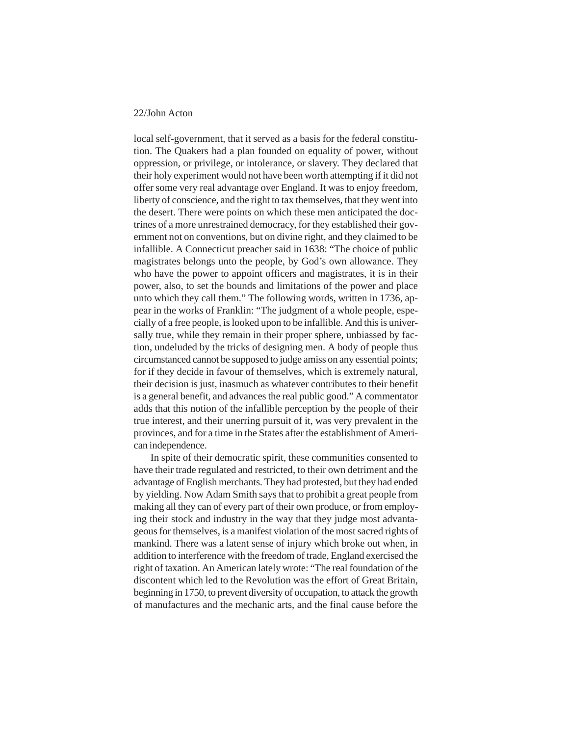local self-government, that it served as a basis for the federal constitution. The Quakers had a plan founded on equality of power, without oppression, or privilege, or intolerance, or slavery. They declared that their holy experiment would not have been worth attempting if it did not offer some very real advantage over England. It was to enjoy freedom, liberty of conscience, and the right to tax themselves, that they went into the desert. There were points on which these men anticipated the doctrines of a more unrestrained democracy, for they established their government not on conventions, but on divine right, and they claimed to be infallible. A Connecticut preacher said in 1638: "The choice of public magistrates belongs unto the people, by God's own allowance. They who have the power to appoint officers and magistrates, it is in their power, also, to set the bounds and limitations of the power and place unto which they call them." The following words, written in 1736, appear in the works of Franklin: "The judgment of a whole people, especially of a free people, is looked upon to be infallible. And this is universally true, while they remain in their proper sphere, unbiassed by faction, undeluded by the tricks of designing men. A body of people thus circumstanced cannot be supposed to judge amiss on any essential points; for if they decide in favour of themselves, which is extremely natural, their decision is just, inasmuch as whatever contributes to their benefit is a general benefit, and advances the real public good." A commentator adds that this notion of the infallible perception by the people of their true interest, and their unerring pursuit of it, was very prevalent in the provinces, and for a time in the States after the establishment of American independence.

In spite of their democratic spirit, these communities consented to have their trade regulated and restricted, to their own detriment and the advantage of English merchants. They had protested, but they had ended by yielding. Now Adam Smith says that to prohibit a great people from making all they can of every part of their own produce, or from employing their stock and industry in the way that they judge most advantageous for themselves, is a manifest violation of the most sacred rights of mankind. There was a latent sense of injury which broke out when, in addition to interference with the freedom of trade, England exercised the right of taxation. An American lately wrote: "The real foundation of the discontent which led to the Revolution was the effort of Great Britain, beginning in 1750, to prevent diversity of occupation, to attack the growth of manufactures and the mechanic arts, and the final cause before the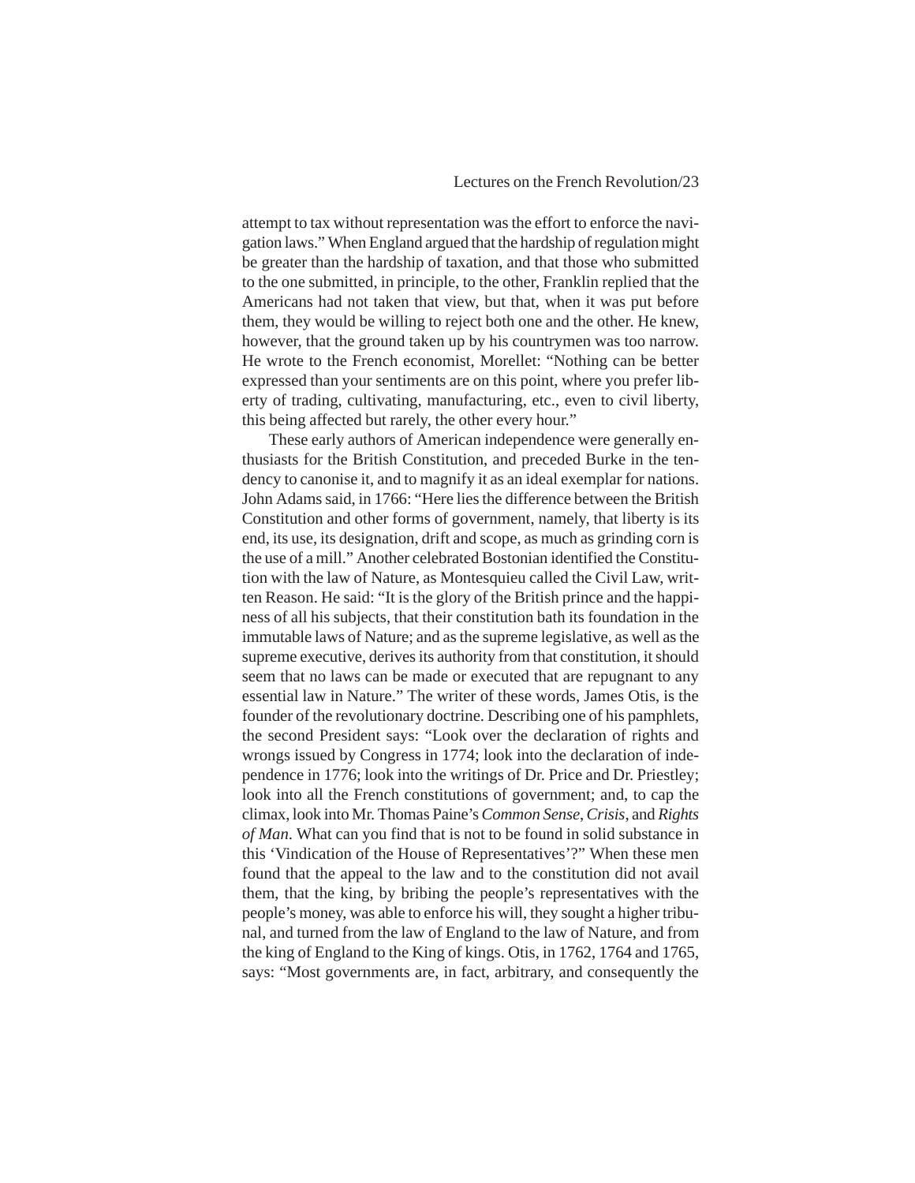attempt to tax without representation was the effort to enforce the navigation laws." When England argued that the hardship of regulation might be greater than the hardship of taxation, and that those who submitted to the one submitted, in principle, to the other, Franklin replied that the Americans had not taken that view, but that, when it was put before them, they would be willing to reject both one and the other. He knew, however, that the ground taken up by his countrymen was too narrow. He wrote to the French economist, Morellet: "Nothing can be better expressed than your sentiments are on this point, where you prefer liberty of trading, cultivating, manufacturing, etc., even to civil liberty, this being affected but rarely, the other every hour."

These early authors of American independence were generally enthusiasts for the British Constitution, and preceded Burke in the tendency to canonise it, and to magnify it as an ideal exemplar for nations. John Adams said, in 1766: "Here lies the difference between the British Constitution and other forms of government, namely, that liberty is its end, its use, its designation, drift and scope, as much as grinding corn is the use of a mill." Another celebrated Bostonian identified the Constitution with the law of Nature, as Montesquieu called the Civil Law, written Reason. He said: "It is the glory of the British prince and the happiness of all his subjects, that their constitution bath its foundation in the immutable laws of Nature; and as the supreme legislative, as well as the supreme executive, derives its authority from that constitution, it should seem that no laws can be made or executed that are repugnant to any essential law in Nature." The writer of these words, James Otis, is the founder of the revolutionary doctrine. Describing one of his pamphlets, the second President says: "Look over the declaration of rights and wrongs issued by Congress in 1774; look into the declaration of independence in 1776; look into the writings of Dr. Price and Dr. Priestley; look into all the French constitutions of government; and, to cap the climax, look into Mr. Thomas Paine's *Common Sense*, *Crisis*, and *Rights of Man*. What can you find that is not to be found in solid substance in this 'Vindication of the House of Representatives'?" When these men found that the appeal to the law and to the constitution did not avail them, that the king, by bribing the people's representatives with the people's money, was able to enforce his will, they sought a higher tribunal, and turned from the law of England to the law of Nature, and from the king of England to the King of kings. Otis, in 1762, 1764 and 1765, says: "Most governments are, in fact, arbitrary, and consequently the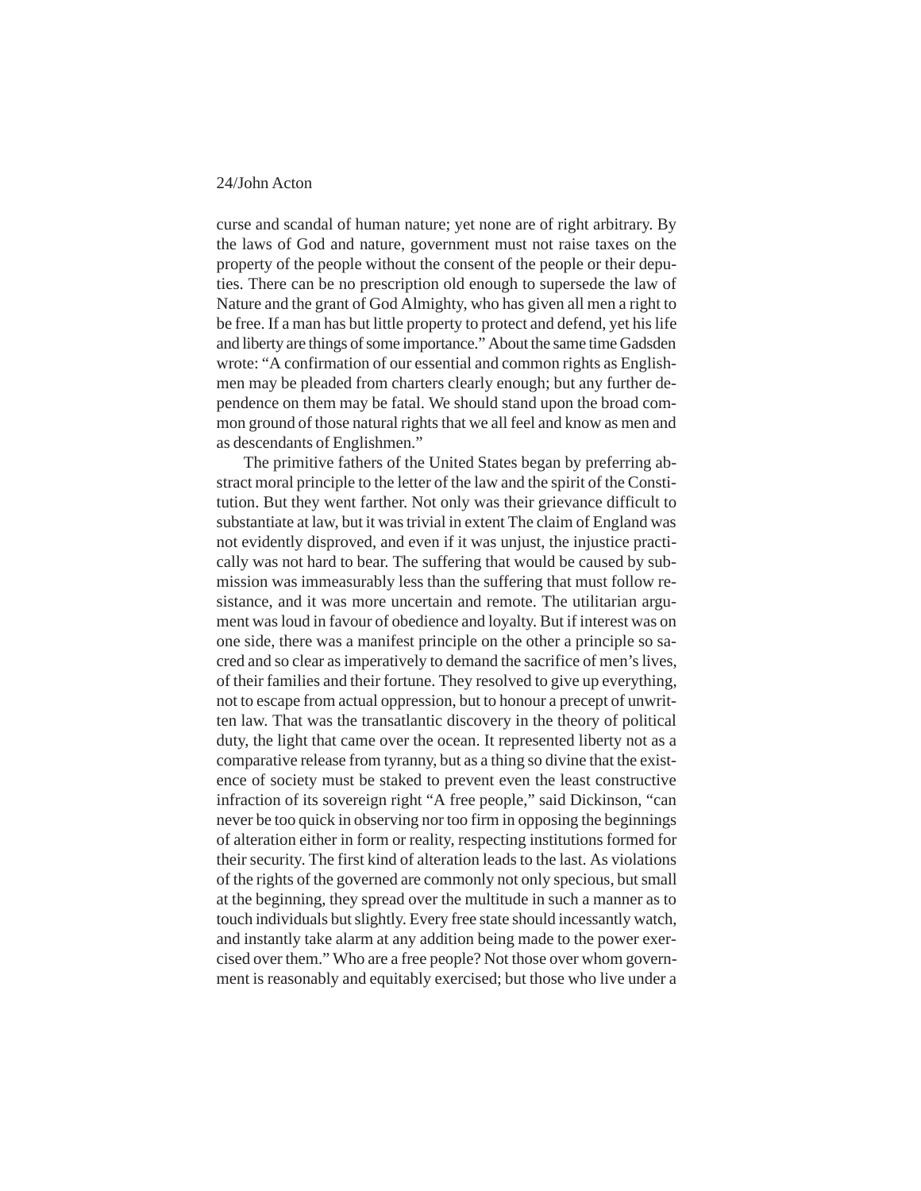curse and scandal of human nature; yet none are of right arbitrary. By the laws of God and nature, government must not raise taxes on the property of the people without the consent of the people or their deputies. There can be no prescription old enough to supersede the law of Nature and the grant of God Almighty, who has given all men a right to be free. If a man has but little property to protect and defend, yet his life and liberty are things of some importance." About the same time Gadsden wrote: "A confirmation of our essential and common rights as Englishmen may be pleaded from charters clearly enough; but any further dependence on them may be fatal. We should stand upon the broad common ground of those natural rights that we all feel and know as men and as descendants of Englishmen."

The primitive fathers of the United States began by preferring abstract moral principle to the letter of the law and the spirit of the Constitution. But they went farther. Not only was their grievance difficult to substantiate at law, but it was trivial in extent The claim of England was not evidently disproved, and even if it was unjust, the injustice practically was not hard to bear. The suffering that would be caused by submission was immeasurably less than the suffering that must follow resistance, and it was more uncertain and remote. The utilitarian argument was loud in favour of obedience and loyalty. But if interest was on one side, there was a manifest principle on the other a principle so sacred and so clear as imperatively to demand the sacrifice of men's lives, of their families and their fortune. They resolved to give up everything, not to escape from actual oppression, but to honour a precept of unwritten law. That was the transatlantic discovery in the theory of political duty, the light that came over the ocean. It represented liberty not as a comparative release from tyranny, but as a thing so divine that the existence of society must be staked to prevent even the least constructive infraction of its sovereign right "A free people," said Dickinson, "can never be too quick in observing nor too firm in opposing the beginnings of alteration either in form or reality, respecting institutions formed for their security. The first kind of alteration leads to the last. As violations of the rights of the governed are commonly not only specious, but small at the beginning, they spread over the multitude in such a manner as to touch individuals but slightly. Every free state should incessantly watch, and instantly take alarm at any addition being made to the power exercised over them." Who are a free people? Not those over whom government is reasonably and equitably exercised; but those who live under a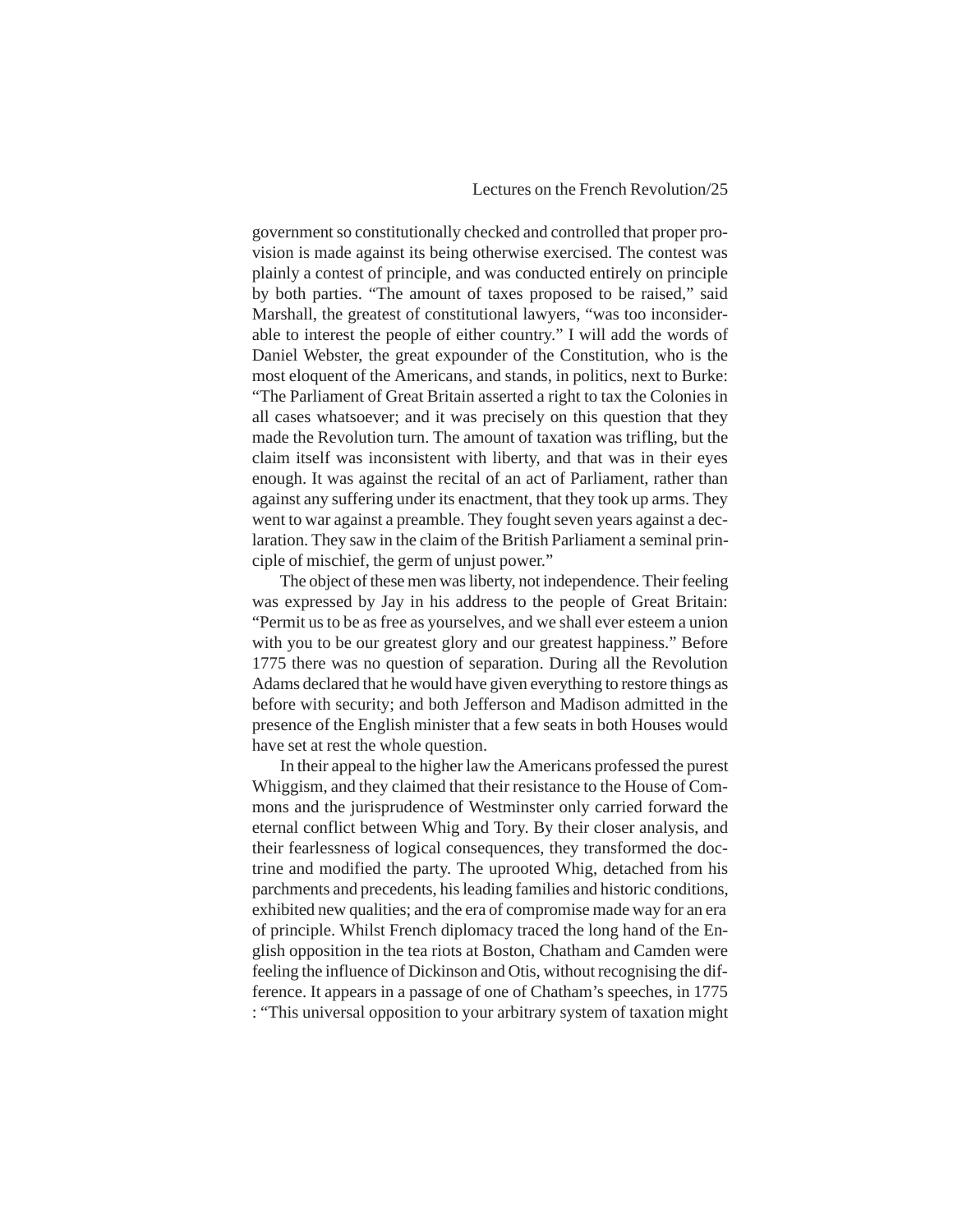government so constitutionally checked and controlled that proper provision is made against its being otherwise exercised. The contest was plainly a contest of principle, and was conducted entirely on principle by both parties. "The amount of taxes proposed to be raised," said Marshall, the greatest of constitutional lawyers, "was too inconsiderable to interest the people of either country." I will add the words of Daniel Webster, the great expounder of the Constitution, who is the most eloquent of the Americans, and stands, in politics, next to Burke: "The Parliament of Great Britain asserted a right to tax the Colonies in all cases whatsoever; and it was precisely on this question that they made the Revolution turn. The amount of taxation was trifling, but the claim itself was inconsistent with liberty, and that was in their eyes enough. It was against the recital of an act of Parliament, rather than against any suffering under its enactment, that they took up arms. They went to war against a preamble. They fought seven years against a declaration. They saw in the claim of the British Parliament a seminal principle of mischief, the germ of unjust power."

The object of these men was liberty, not independence. Their feeling was expressed by Jay in his address to the people of Great Britain: "Permit us to be as free as yourselves, and we shall ever esteem a union with you to be our greatest glory and our greatest happiness." Before 1775 there was no question of separation. During all the Revolution Adams declared that he would have given everything to restore things as before with security; and both Jefferson and Madison admitted in the presence of the English minister that a few seats in both Houses would have set at rest the whole question.

In their appeal to the higher law the Americans professed the purest Whiggism, and they claimed that their resistance to the House of Commons and the jurisprudence of Westminster only carried forward the eternal conflict between Whig and Tory. By their closer analysis, and their fearlessness of logical consequences, they transformed the doctrine and modified the party. The uprooted Whig, detached from his parchments and precedents, his leading families and historic conditions, exhibited new qualities; and the era of compromise made way for an era of principle. Whilst French diplomacy traced the long hand of the English opposition in the tea riots at Boston, Chatham and Camden were feeling the influence of Dickinson and Otis, without recognising the difference. It appears in a passage of one of Chatham's speeches, in 1775 : "This universal opposition to your arbitrary system of taxation might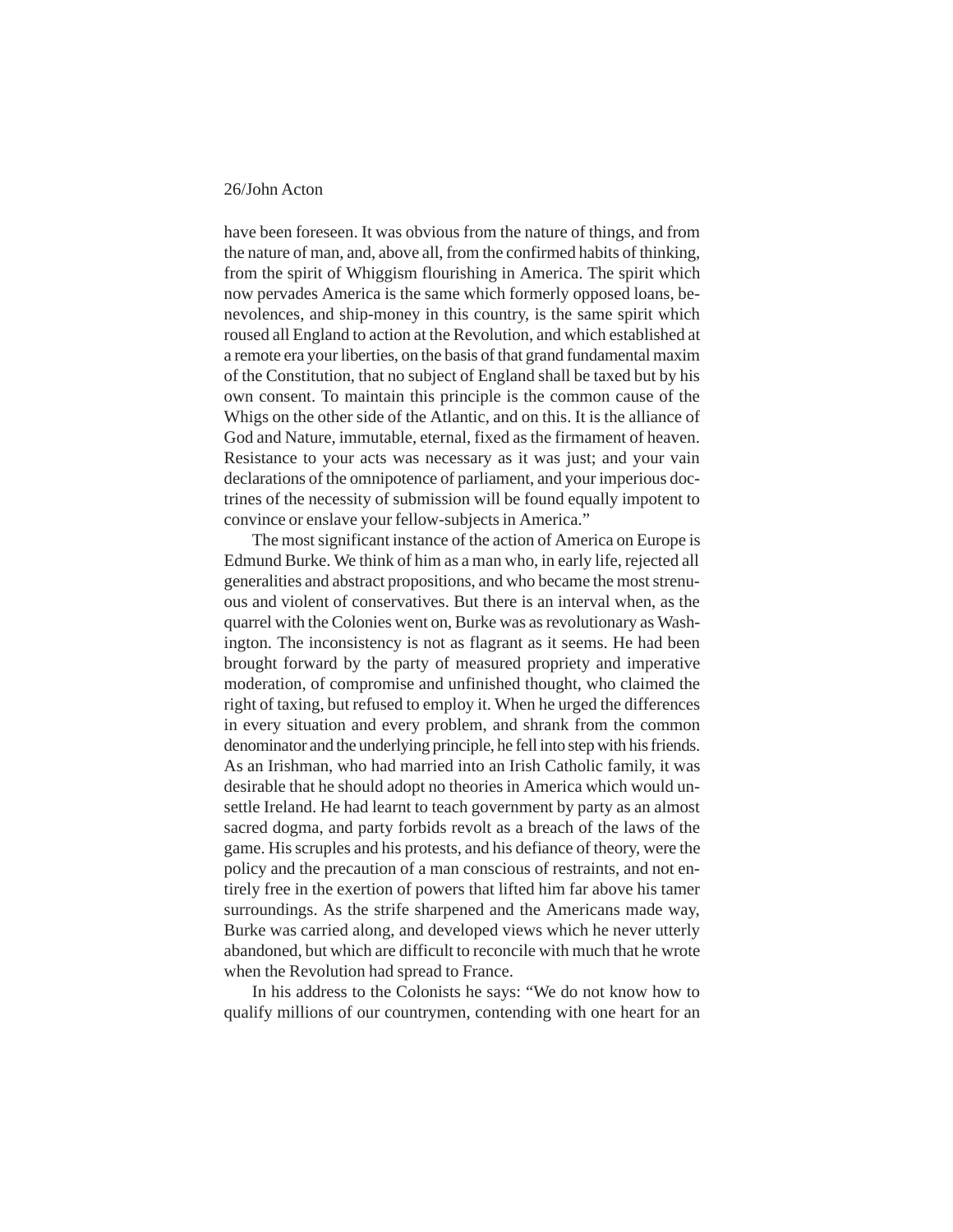have been foreseen. It was obvious from the nature of things, and from the nature of man, and, above all, from the confirmed habits of thinking, from the spirit of Whiggism flourishing in America. The spirit which now pervades America is the same which formerly opposed loans, benevolences, and ship-money in this country, is the same spirit which roused all England to action at the Revolution, and which established at a remote era your liberties, on the basis of that grand fundamental maxim of the Constitution, that no subject of England shall be taxed but by his own consent. To maintain this principle is the common cause of the Whigs on the other side of the Atlantic, and on this. It is the alliance of God and Nature, immutable, eternal, fixed as the firmament of heaven. Resistance to your acts was necessary as it was just; and your vain declarations of the omnipotence of parliament, and your imperious doctrines of the necessity of submission will be found equally impotent to convince or enslave your fellow-subjects in America."

The most significant instance of the action of America on Europe is Edmund Burke. We think of him as a man who, in early life, rejected all generalities and abstract propositions, and who became the most strenuous and violent of conservatives. But there is an interval when, as the quarrel with the Colonies went on, Burke was as revolutionary as Washington. The inconsistency is not as flagrant as it seems. He had been brought forward by the party of measured propriety and imperative moderation, of compromise and unfinished thought, who claimed the right of taxing, but refused to employ it. When he urged the differences in every situation and every problem, and shrank from the common denominator and the underlying principle, he fell into step with his friends. As an Irishman, who had married into an Irish Catholic family, it was desirable that he should adopt no theories in America which would unsettle Ireland. He had learnt to teach government by party as an almost sacred dogma, and party forbids revolt as a breach of the laws of the game. His scruples and his protests, and his defiance of theory, were the policy and the precaution of a man conscious of restraints, and not entirely free in the exertion of powers that lifted him far above his tamer surroundings. As the strife sharpened and the Americans made way, Burke was carried along, and developed views which he never utterly abandoned, but which are difficult to reconcile with much that he wrote when the Revolution had spread to France.

In his address to the Colonists he says: "We do not know how to qualify millions of our countrymen, contending with one heart for an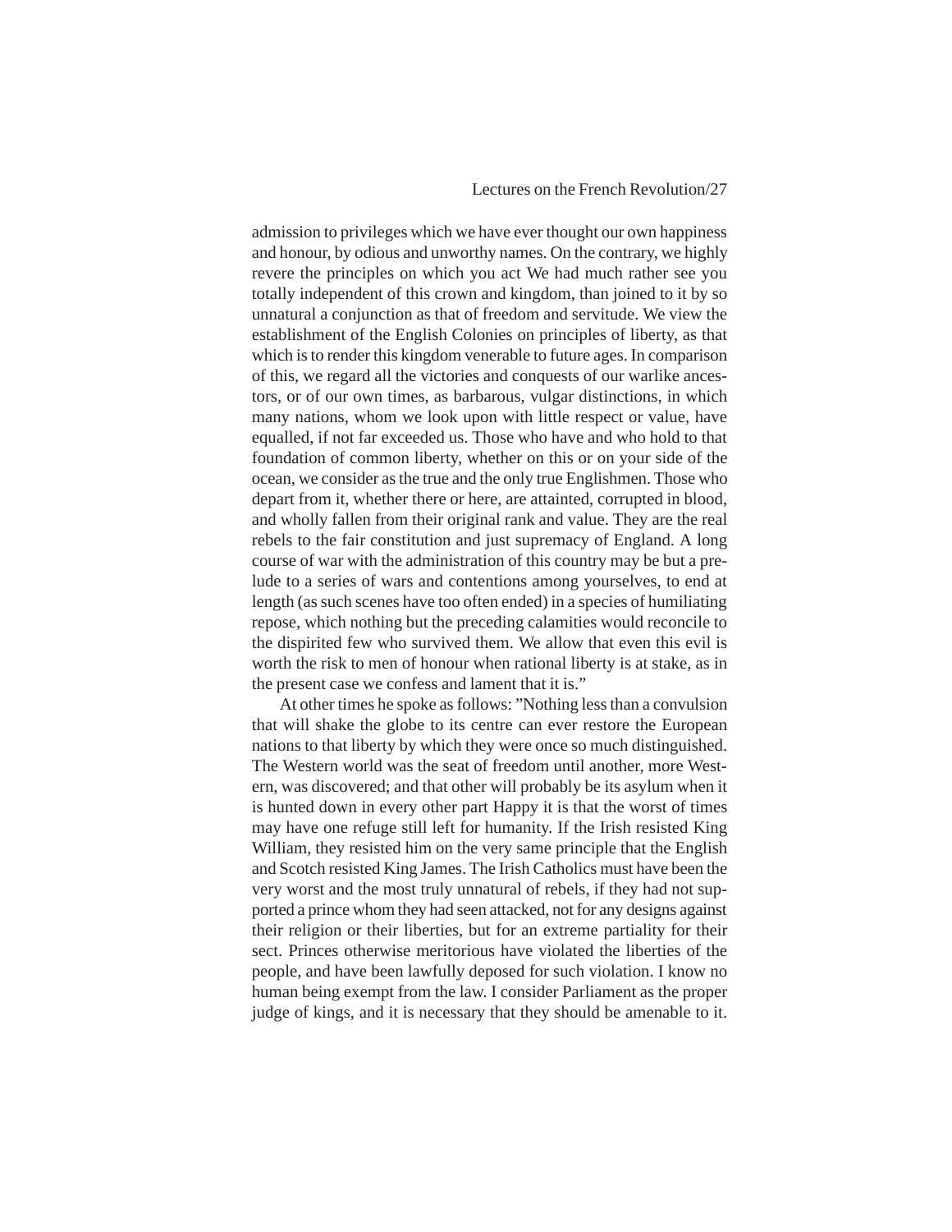admission to privileges which we have ever thought our own happiness and honour, by odious and unworthy names. On the contrary, we highly revere the principles on which you act We had much rather see you totally independent of this crown and kingdom, than joined to it by so unnatural a conjunction as that of freedom and servitude. We view the establishment of the English Colonies on principles of liberty, as that which is to render this kingdom venerable to future ages. In comparison of this, we regard all the victories and conquests of our warlike ancestors, or of our own times, as barbarous, vulgar distinctions, in which many nations, whom we look upon with little respect or value, have equalled, if not far exceeded us. Those who have and who hold to that foundation of common liberty, whether on this or on your side of the ocean, we consider as the true and the only true Englishmen. Those who depart from it, whether there or here, are attainted, corrupted in blood, and wholly fallen from their original rank and value. They are the real rebels to the fair constitution and just supremacy of England. A long course of war with the administration of this country may be but a prelude to a series of wars and contentions among yourselves, to end at length (as such scenes have too often ended) in a species of humiliating repose, which nothing but the preceding calamities would reconcile to the dispirited few who survived them. We allow that even this evil is worth the risk to men of honour when rational liberty is at stake, as in the present case we confess and lament that it is."

At other times he spoke as follows: "Nothing less than a convulsion that will shake the globe to its centre can ever restore the European nations to that liberty by which they were once so much distinguished. The Western world was the seat of freedom until another, more Western, was discovered; and that other will probably be its asylum when it is hunted down in every other part Happy it is that the worst of times may have one refuge still left for humanity. If the Irish resisted King William, they resisted him on the very same principle that the English and Scotch resisted King James. The Irish Catholics must have been the very worst and the most truly unnatural of rebels, if they had not supported a prince whom they had seen attacked, not for any designs against their religion or their liberties, but for an extreme partiality for their sect. Princes otherwise meritorious have violated the liberties of the people, and have been lawfully deposed for such violation. I know no human being exempt from the law. I consider Parliament as the proper judge of kings, and it is necessary that they should be amenable to it.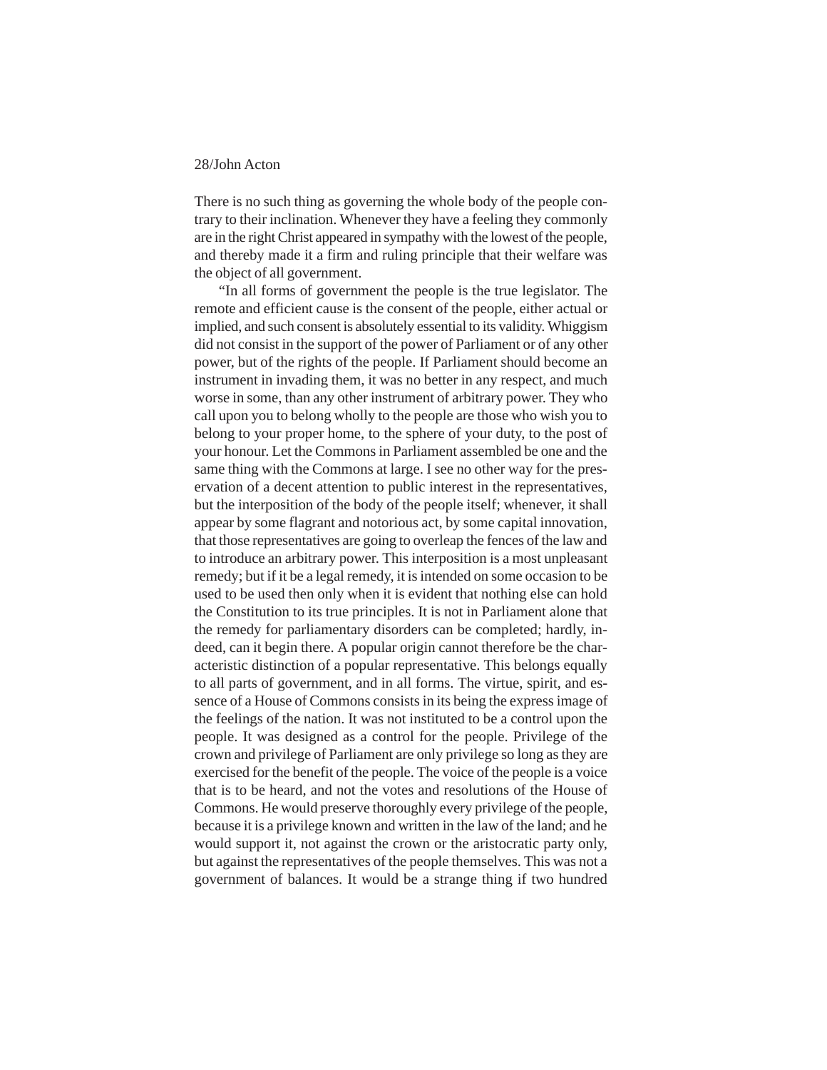There is no such thing as governing the whole body of the people contrary to their inclination. Whenever they have a feeling they commonly are in the right Christ appeared in sympathy with the lowest of the people, and thereby made it a firm and ruling principle that their welfare was the object of all government.

"In all forms of government the people is the true legislator. The remote and efficient cause is the consent of the people, either actual or implied, and such consent is absolutely essential to its validity. Whiggism did not consist in the support of the power of Parliament or of any other power, but of the rights of the people. If Parliament should become an instrument in invading them, it was no better in any respect, and much worse in some, than any other instrument of arbitrary power. They who call upon you to belong wholly to the people are those who wish you to belong to your proper home, to the sphere of your duty, to the post of your honour. Let the Commons in Parliament assembled be one and the same thing with the Commons at large. I see no other way for the preservation of a decent attention to public interest in the representatives, but the interposition of the body of the people itself; whenever, it shall appear by some flagrant and notorious act, by some capital innovation, that those representatives are going to overleap the fences of the law and to introduce an arbitrary power. This interposition is a most unpleasant remedy; but if it be a legal remedy, it is intended on some occasion to be used to be used then only when it is evident that nothing else can hold the Constitution to its true principles. It is not in Parliament alone that the remedy for parliamentary disorders can be completed; hardly, indeed, can it begin there. A popular origin cannot therefore be the characteristic distinction of a popular representative. This belongs equally to all parts of government, and in all forms. The virtue, spirit, and essence of a House of Commons consists in its being the express image of the feelings of the nation. It was not instituted to be a control upon the people. It was designed as a control for the people. Privilege of the crown and privilege of Parliament are only privilege so long as they are exercised for the benefit of the people. The voice of the people is a voice that is to be heard, and not the votes and resolutions of the House of Commons. He would preserve thoroughly every privilege of the people, because it is a privilege known and written in the law of the land; and he would support it, not against the crown or the aristocratic party only, but against the representatives of the people themselves. This was not a government of balances. It would be a strange thing if two hundred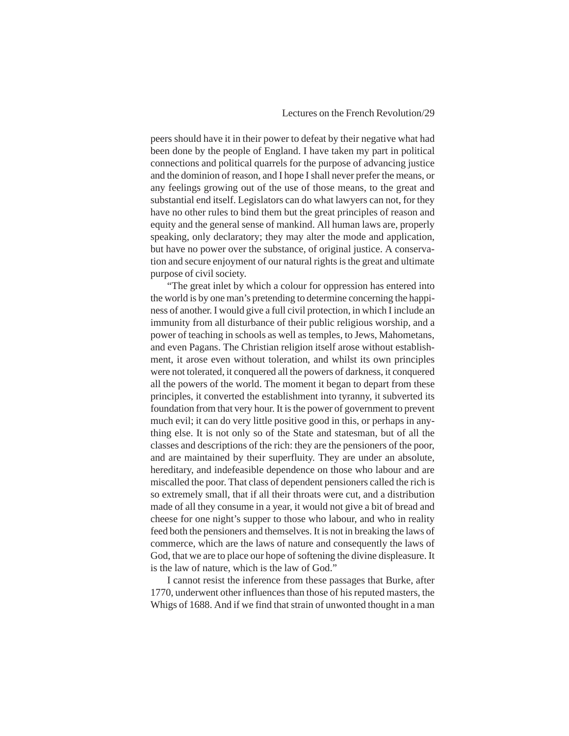peers should have it in their power to defeat by their negative what had been done by the people of England. I have taken my part in political connections and political quarrels for the purpose of advancing justice and the dominion of reason, and I hope I shall never prefer the means, or any feelings growing out of the use of those means, to the great and substantial end itself. Legislators can do what lawyers can not, for they have no other rules to bind them but the great principles of reason and equity and the general sense of mankind. All human laws are, properly speaking, only declaratory; they may alter the mode and application, but have no power over the substance, of original justice. A conservation and secure enjoyment of our natural rights is the great and ultimate purpose of civil society.

"The great inlet by which a colour for oppression has entered into the world is by one man's pretending to determine concerning the happiness of another. I would give a full civil protection, in which I include an immunity from all disturbance of their public religious worship, and a power of teaching in schools as well as temples, to Jews, Mahometans, and even Pagans. The Christian religion itself arose without establishment, it arose even without toleration, and whilst its own principles were not tolerated, it conquered all the powers of darkness, it conquered all the powers of the world. The moment it began to depart from these principles, it converted the establishment into tyranny, it subverted its foundation from that very hour. It is the power of government to prevent much evil; it can do very little positive good in this, or perhaps in anything else. It is not only so of the State and statesman, but of all the classes and descriptions of the rich: they are the pensioners of the poor, and are maintained by their superfluity. They are under an absolute, hereditary, and indefeasible dependence on those who labour and are miscalled the poor. That class of dependent pensioners called the rich is so extremely small, that if all their throats were cut, and a distribution made of all they consume in a year, it would not give a bit of bread and cheese for one night's supper to those who labour, and who in reality feed both the pensioners and themselves. It is not in breaking the laws of commerce, which are the laws of nature and consequently the laws of God, that we are to place our hope of softening the divine displeasure. It is the law of nature, which is the law of God."

I cannot resist the inference from these passages that Burke, after 1770, underwent other influences than those of his reputed masters, the Whigs of 1688. And if we find that strain of unwonted thought in a man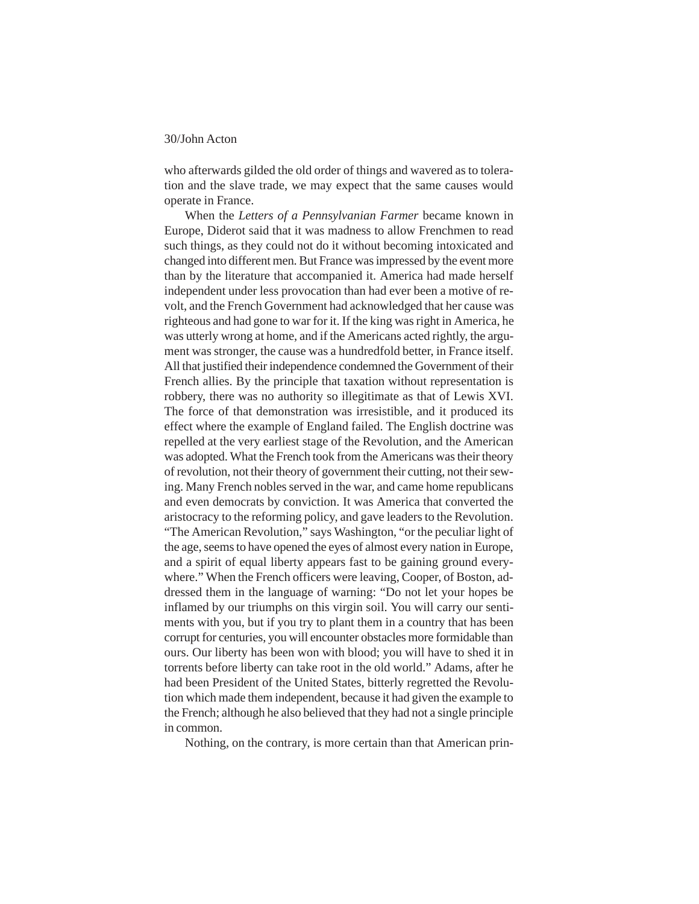who afterwards gilded the old order of things and wavered as to toleration and the slave trade, we may expect that the same causes would operate in France.

When the *Letters of a Pennsylvanian Farmer* became known in Europe, Diderot said that it was madness to allow Frenchmen to read such things, as they could not do it without becoming intoxicated and changed into different men. But France was impressed by the event more than by the literature that accompanied it. America had made herself independent under less provocation than had ever been a motive of revolt, and the French Government had acknowledged that her cause was righteous and had gone to war for it. If the king was right in America, he was utterly wrong at home, and if the Americans acted rightly, the argument was stronger, the cause was a hundredfold better, in France itself. All that justified their independence condemned the Government of their French allies. By the principle that taxation without representation is robbery, there was no authority so illegitimate as that of Lewis XVI. The force of that demonstration was irresistible, and it produced its effect where the example of England failed. The English doctrine was repelled at the very earliest stage of the Revolution, and the American was adopted. What the French took from the Americans was their theory of revolution, not their theory of government their cutting, not their sewing. Many French nobles served in the war, and came home republicans and even democrats by conviction. It was America that converted the aristocracy to the reforming policy, and gave leaders to the Revolution. "The American Revolution," says Washington, "or the peculiar light of the age, seems to have opened the eyes of almost every nation in Europe, and a spirit of equal liberty appears fast to be gaining ground everywhere." When the French officers were leaving, Cooper, of Boston, addressed them in the language of warning: "Do not let your hopes be inflamed by our triumphs on this virgin soil. You will carry our sentiments with you, but if you try to plant them in a country that has been corrupt for centuries, you will encounter obstacles more formidable than ours. Our liberty has been won with blood; you will have to shed it in torrents before liberty can take root in the old world." Adams, after he had been President of the United States, bitterly regretted the Revolution which made them independent, because it had given the example to the French; although he also believed that they had not a single principle in common.

Nothing, on the contrary, is more certain than that American prin-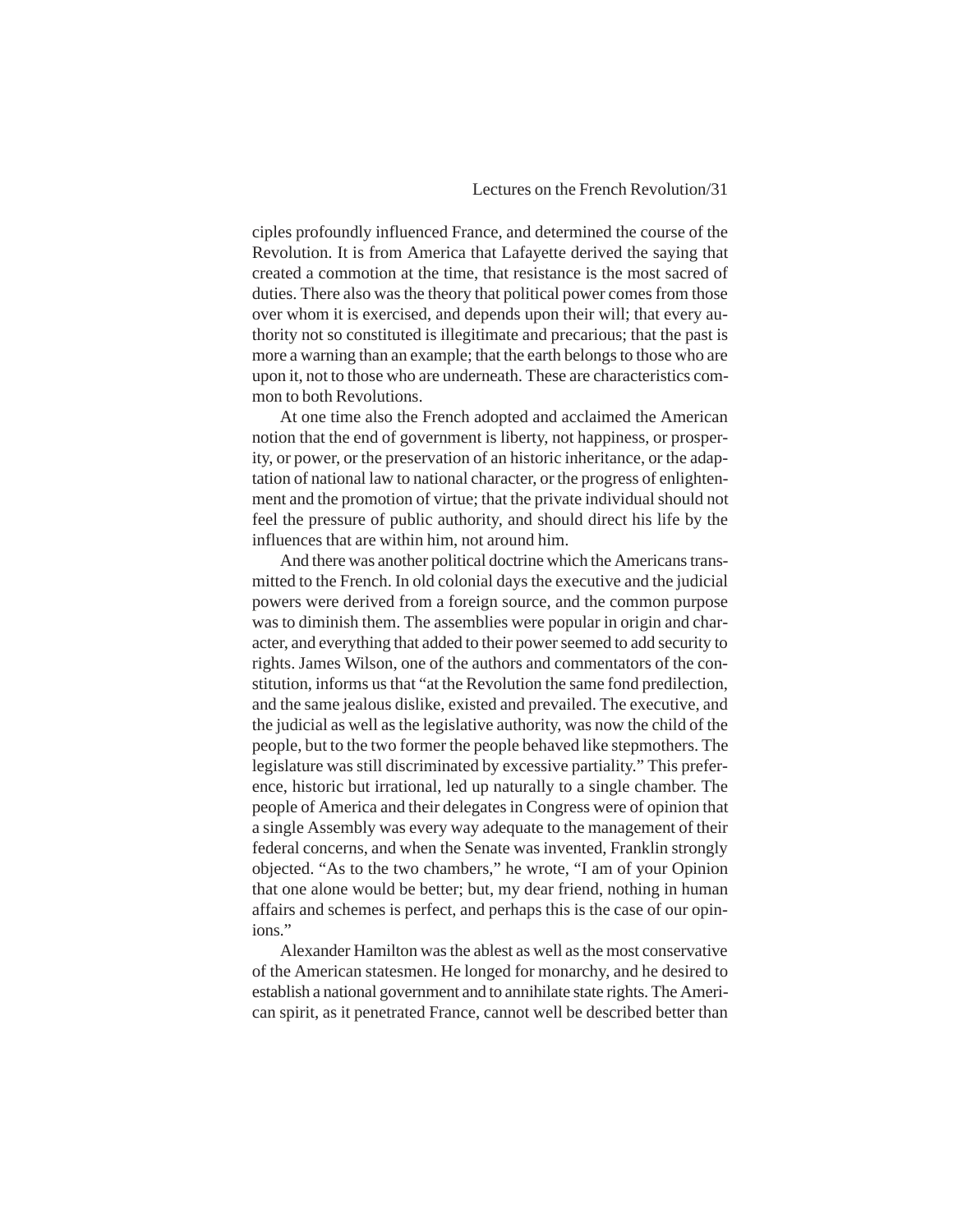ciples profoundly influenced France, and determined the course of the Revolution. It is from America that Lafayette derived the saying that created a commotion at the time, that resistance is the most sacred of duties. There also was the theory that political power comes from those over whom it is exercised, and depends upon their will; that every authority not so constituted is illegitimate and precarious; that the past is more a warning than an example; that the earth belongs to those who are upon it, not to those who are underneath. These are characteristics common to both Revolutions.

At one time also the French adopted and acclaimed the American notion that the end of government is liberty, not happiness, or prosperity, or power, or the preservation of an historic inheritance, or the adaptation of national law to national character, or the progress of enlightenment and the promotion of virtue; that the private individual should not feel the pressure of public authority, and should direct his life by the influences that are within him, not around him.

And there was another political doctrine which the Americans transmitted to the French. In old colonial days the executive and the judicial powers were derived from a foreign source, and the common purpose was to diminish them. The assemblies were popular in origin and character, and everything that added to their power seemed to add security to rights. James Wilson, one of the authors and commentators of the constitution, informs us that "at the Revolution the same fond predilection, and the same jealous dislike, existed and prevailed. The executive, and the judicial as well as the legislative authority, was now the child of the people, but to the two former the people behaved like stepmothers. The legislature was still discriminated by excessive partiality." This preference, historic but irrational, led up naturally to a single chamber. The people of America and their delegates in Congress were of opinion that a single Assembly was every way adequate to the management of their federal concerns, and when the Senate was invented, Franklin strongly objected. "As to the two chambers," he wrote, "I am of your Opinion that one alone would be better; but, my dear friend, nothing in human affairs and schemes is perfect, and perhaps this is the case of our opinions."

Alexander Hamilton was the ablest as well as the most conservative of the American statesmen. He longed for monarchy, and he desired to establish a national government and to annihilate state rights. The American spirit, as it penetrated France, cannot well be described better than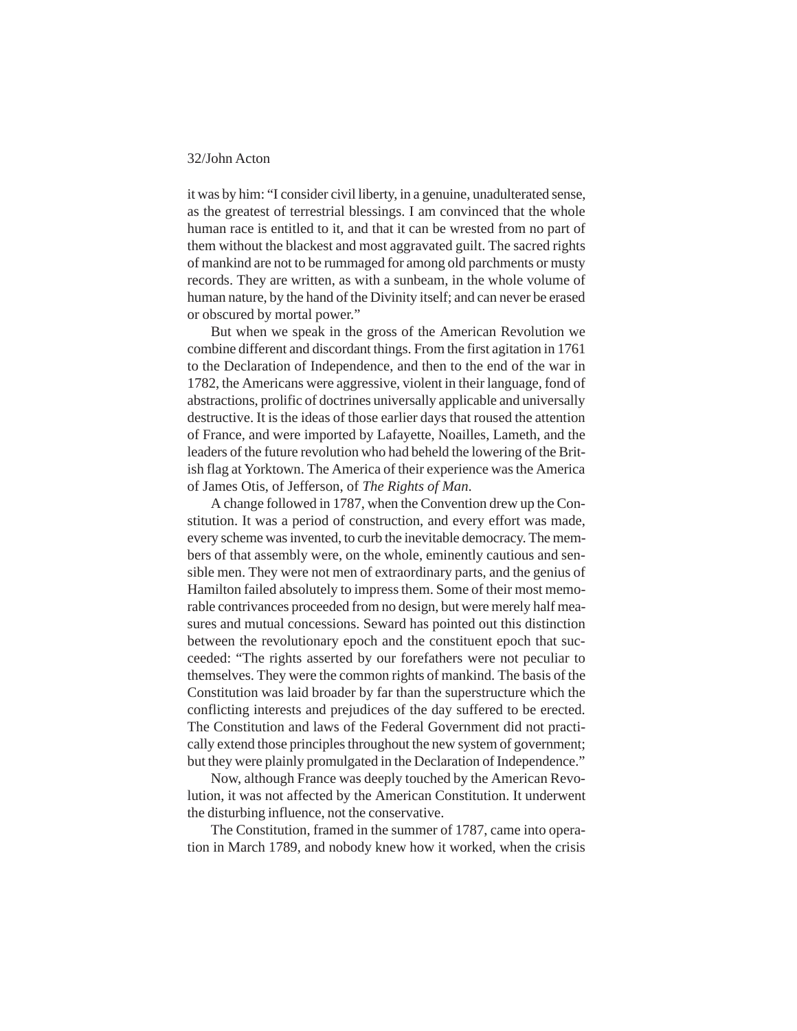it was by him: "I consider civil liberty, in a genuine, unadulterated sense, as the greatest of terrestrial blessings. I am convinced that the whole human race is entitled to it, and that it can be wrested from no part of them without the blackest and most aggravated guilt. The sacred rights of mankind are not to be rummaged for among old parchments or musty records. They are written, as with a sunbeam, in the whole volume of human nature, by the hand of the Divinity itself; and can never be erased or obscured by mortal power."

But when we speak in the gross of the American Revolution we combine different and discordant things. From the first agitation in 1761 to the Declaration of Independence, and then to the end of the war in 1782, the Americans were aggressive, violent in their language, fond of abstractions, prolific of doctrines universally applicable and universally destructive. It is the ideas of those earlier days that roused the attention of France, and were imported by Lafayette, Noailles, Lameth, and the leaders of the future revolution who had beheld the lowering of the British flag at Yorktown. The America of their experience was the America of James Otis, of Jefferson, of *The Rights of Man*.

A change followed in 1787, when the Convention drew up the Constitution. It was a period of construction, and every effort was made, every scheme was invented, to curb the inevitable democracy. The members of that assembly were, on the whole, eminently cautious and sensible men. They were not men of extraordinary parts, and the genius of Hamilton failed absolutely to impress them. Some of their most memorable contrivances proceeded from no design, but were merely half measures and mutual concessions. Seward has pointed out this distinction between the revolutionary epoch and the constituent epoch that succeeded: "The rights asserted by our forefathers were not peculiar to themselves. They were the common rights of mankind. The basis of the Constitution was laid broader by far than the superstructure which the conflicting interests and prejudices of the day suffered to be erected. The Constitution and laws of the Federal Government did not practically extend those principles throughout the new system of government; but they were plainly promulgated in the Declaration of Independence."

Now, although France was deeply touched by the American Revolution, it was not affected by the American Constitution. It underwent the disturbing influence, not the conservative.

The Constitution, framed in the summer of 1787, came into operation in March 1789, and nobody knew how it worked, when the crisis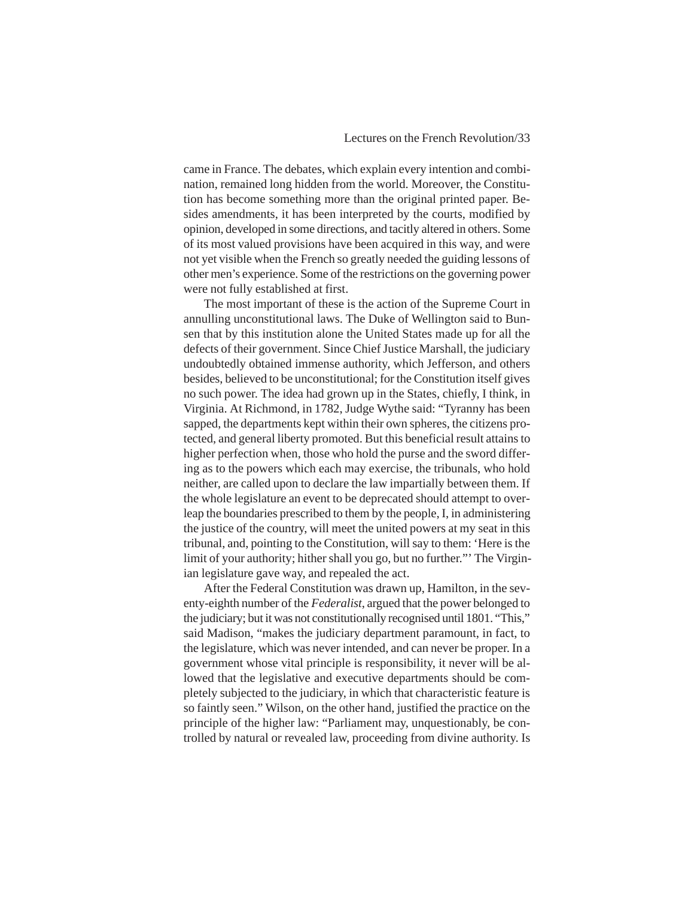came in France. The debates, which explain every intention and combination, remained long hidden from the world. Moreover, the Constitution has become something more than the original printed paper. Besides amendments, it has been interpreted by the courts, modified by opinion, developed in some directions, and tacitly altered in others. Some of its most valued provisions have been acquired in this way, and were not yet visible when the French so greatly needed the guiding lessons of other men's experience. Some of the restrictions on the governing power were not fully established at first.

The most important of these is the action of the Supreme Court in annulling unconstitutional laws. The Duke of Wellington said to Bunsen that by this institution alone the United States made up for all the defects of their government. Since Chief Justice Marshall, the judiciary undoubtedly obtained immense authority, which Jefferson, and others besides, believed to be unconstitutional; for the Constitution itself gives no such power. The idea had grown up in the States, chiefly, I think, in Virginia. At Richmond, in 1782, Judge Wythe said: "Tyranny has been sapped, the departments kept within their own spheres, the citizens protected, and general liberty promoted. But this beneficial result attains to higher perfection when, those who hold the purse and the sword differing as to the powers which each may exercise, the tribunals, who hold neither, are called upon to declare the law impartially between them. If the whole legislature an event to be deprecated should attempt to overleap the boundaries prescribed to them by the people, I, in administering the justice of the country, will meet the united powers at my seat in this tribunal, and, pointing to the Constitution, will say to them: 'Here is the limit of your authority; hither shall you go, but no further."' The Virginian legislature gave way, and repealed the act.

After the Federal Constitution was drawn up, Hamilton, in the seventy-eighth number of the *Federalist*, argued that the power belonged to the judiciary; but it was not constitutionally recognised until 1801. "This," said Madison, "makes the judiciary department paramount, in fact, to the legislature, which was never intended, and can never be proper. In a government whose vital principle is responsibility, it never will be allowed that the legislative and executive departments should be completely subjected to the judiciary, in which that characteristic feature is so faintly seen." Wilson, on the other hand, justified the practice on the principle of the higher law: "Parliament may, unquestionably, be controlled by natural or revealed law, proceeding from divine authority. Is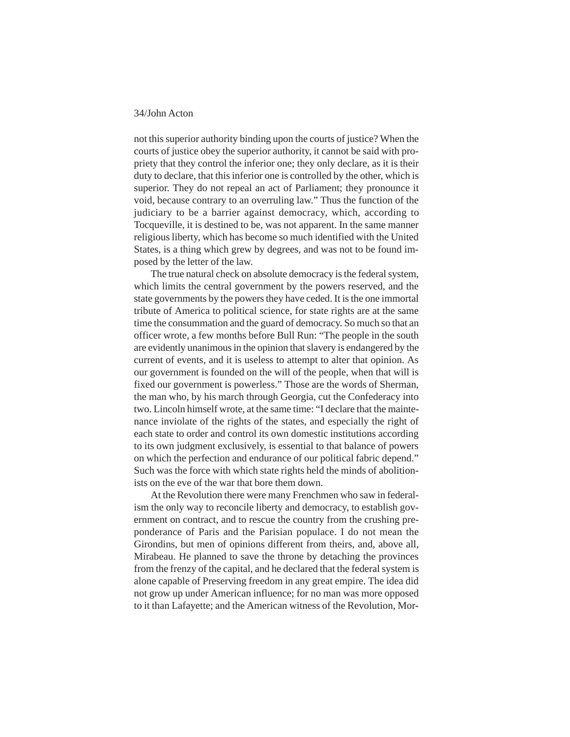not this superior authority binding upon the courts of justice? When the courts of justice obey the superior authority, it cannot be said with propriety that they control the inferior one; they only declare, as it is their duty to declare, that this inferior one is controlled by the other, which is superior. They do not repeal an act of Parliament; they pronounce it void, because contrary to an overruling law." Thus the function of the judiciary to be a barrier against democracy, which, according to Tocqueville, it is destined to be, was not apparent. In the same manner religious liberty, which has become so much identified with the United States, is a thing which grew by degrees, and was not to be found imposed by the letter of the law.

The true natural check on absolute democracy is the federal system, which limits the central government by the powers reserved, and the state governments by the powers they have ceded. It is the one immortal tribute of America to political science, for state rights are at the same time the consummation and the guard of democracy. So much so that an officer wrote, a few months before Bull Run: "The people in the south are evidently unanimous in the opinion that slavery is endangered by the current of events, and it is useless to attempt to alter that opinion. As our government is founded on the will of the people, when that will is fixed our government is powerless." Those are the words of Sherman, the man who, by his march through Georgia, cut the Confederacy into two. Lincoln himself wrote, at the same time: "I declare that the maintenance inviolate of the rights of the states, and especially the right of each state to order and control its own domestic institutions according to its own judgment exclusively, is essential to that balance of powers on which the perfection and endurance of our political fabric depend." Such was the force with which state rights held the minds of abolitionists on the eve of the war that bore them down.

At the Revolution there were many Frenchmen who saw in federalism the only way to reconcile liberty and democracy, to establish government on contract, and to rescue the country from the crushing preponderance of Paris and the Parisian populace. I do not mean the Girondins, but men of opinions different from theirs, and, above all, Mirabeau. He planned to save the throne by detaching the provinces from the frenzy of the capital, and he declared that the federal system is alone capable of Preserving freedom in any great empire. The idea did not grow up under American influence; for no man was more opposed to it than Lafayette; and the American witness of the Revolution, Mor-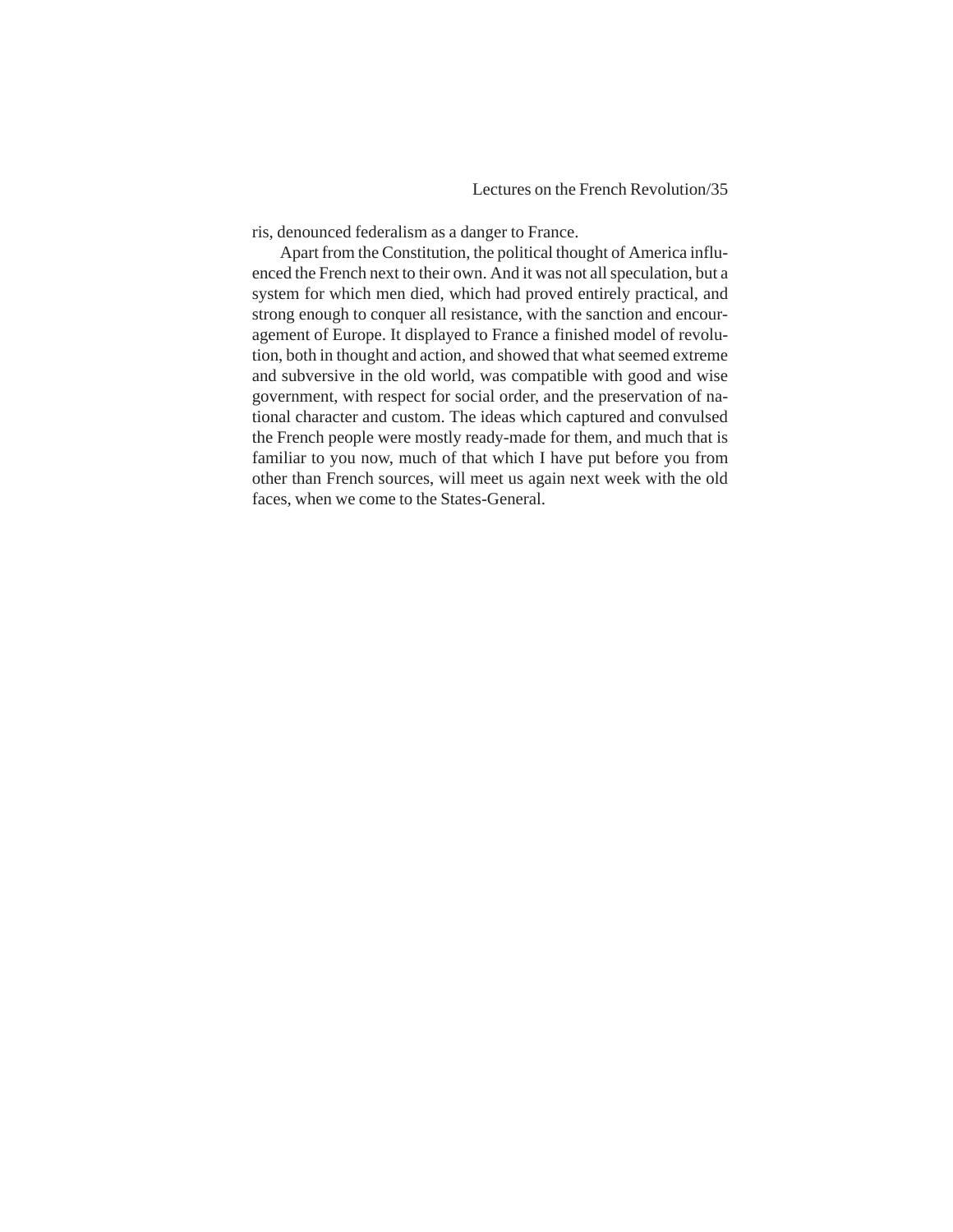ris, denounced federalism as a danger to France.

Apart from the Constitution, the political thought of America influenced the French next to their own. And it was not all speculation, but a system for which men died, which had proved entirely practical, and strong enough to conquer all resistance, with the sanction and encouragement of Europe. It displayed to France a finished model of revolution, both in thought and action, and showed that what seemed extreme and subversive in the old world, was compatible with good and wise government, with respect for social order, and the preservation of national character and custom. The ideas which captured and convulsed the French people were mostly ready-made for them, and much that is familiar to you now, much of that which I have put before you from other than French sources, will meet us again next week with the old faces, when we come to the States-General.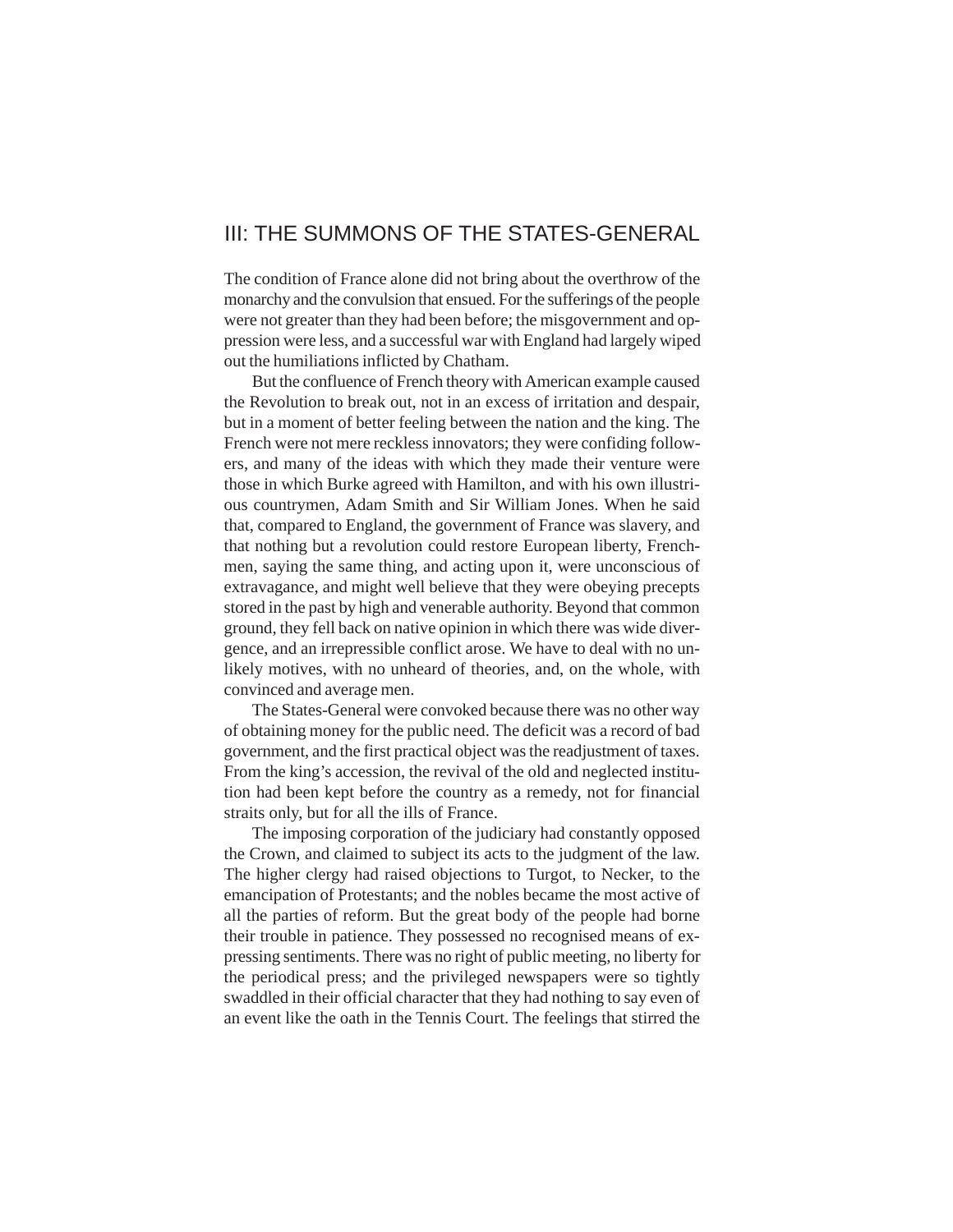## III: THE SUMMONS OF THE STATES-GENERAL

The condition of France alone did not bring about the overthrow of the monarchy and the convulsion that ensued. For the sufferings of the people were not greater than they had been before; the misgovernment and oppression were less, and a successful war with England had largely wiped out the humiliations inflicted by Chatham.

But the confluence of French theory with American example caused the Revolution to break out, not in an excess of irritation and despair, but in a moment of better feeling between the nation and the king. The French were not mere reckless innovators; they were confiding followers, and many of the ideas with which they made their venture were those in which Burke agreed with Hamilton, and with his own illustrious countrymen, Adam Smith and Sir William Jones. When he said that, compared to England, the government of France was slavery, and that nothing but a revolution could restore European liberty, Frenchmen, saying the same thing, and acting upon it, were unconscious of extravagance, and might well believe that they were obeying precepts stored in the past by high and venerable authority. Beyond that common ground, they fell back on native opinion in which there was wide divergence, and an irrepressible conflict arose. We have to deal with no unlikely motives, with no unheard of theories, and, on the whole, with convinced and average men.

The States-General were convoked because there was no other way of obtaining money for the public need. The deficit was a record of bad government, and the first practical object was the readjustment of taxes. From the king's accession, the revival of the old and neglected institution had been kept before the country as a remedy, not for financial straits only, but for all the ills of France.

The imposing corporation of the judiciary had constantly opposed the Crown, and claimed to subject its acts to the judgment of the law. The higher clergy had raised objections to Turgot, to Necker, to the emancipation of Protestants; and the nobles became the most active of all the parties of reform. But the great body of the people had borne their trouble in patience. They possessed no recognised means of expressing sentiments. There was no right of public meeting, no liberty for the periodical press; and the privileged newspapers were so tightly swaddled in their official character that they had nothing to say even of an event like the oath in the Tennis Court. The feelings that stirred the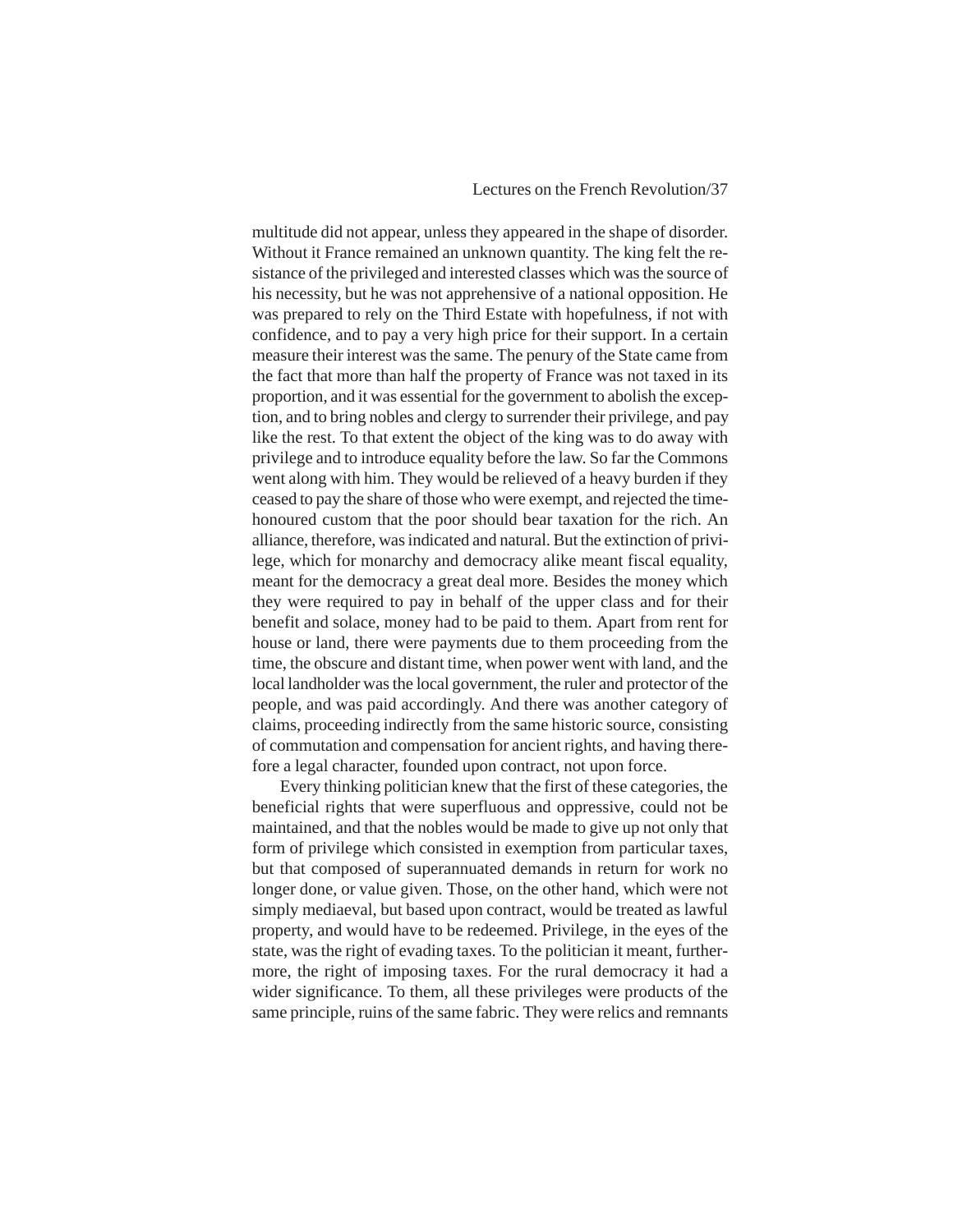multitude did not appear, unless they appeared in the shape of disorder. Without it France remained an unknown quantity. The king felt the resistance of the privileged and interested classes which was the source of his necessity, but he was not apprehensive of a national opposition. He was prepared to rely on the Third Estate with hopefulness, if not with confidence, and to pay a very high price for their support. In a certain measure their interest was the same. The penury of the State came from the fact that more than half the property of France was not taxed in its proportion, and it was essential for the government to abolish the exception, and to bring nobles and clergy to surrender their privilege, and pay like the rest. To that extent the object of the king was to do away with privilege and to introduce equality before the law. So far the Commons went along with him. They would be relieved of a heavy burden if they ceased to pay the share of those who were exempt, and rejected the time-honoured custom that the poor should bear taxation for the rich. An alliance, therefore, was indicated and natural. But the extinction of privilege, which for monarchy and democracy alike meant fiscal equality, meant for the democracy a great deal more. Besides the money which they were required to pay in behalf of the upper class and for their benefit and solace, money had to be paid to them. Apart from rent for house or land, there were payments due to them proceeding from the time, the obscure and distant time, when power went with land, and the local landholder was the local government, the ruler and protector of the people, and was paid accordingly. And there was another category of claims, proceeding indirectly from the same historic source, consisting of commutation and compensation for ancient rights, and having therefore a legal character, founded upon contract, not upon force.

Every thinking politician knew that the first of these categories, the beneficial rights that were superfluous and oppressive, could not be maintained, and that the nobles would be made to give up not only that form of privilege which consisted in exemption from particular taxes, but that composed of superannuated demands in return for work no longer done, or value given. Those, on the other hand, which were not simply mediaeval, but based upon contract, would be treated as lawful property, and would have to be redeemed. Privilege, in the eyes of the state, was the right of evading taxes. To the politician it meant, furthermore, the right of imposing taxes. For the rural democracy it had a wider significance. To them, all these privileges were products of the same principle, ruins of the same fabric. They were relics and remnants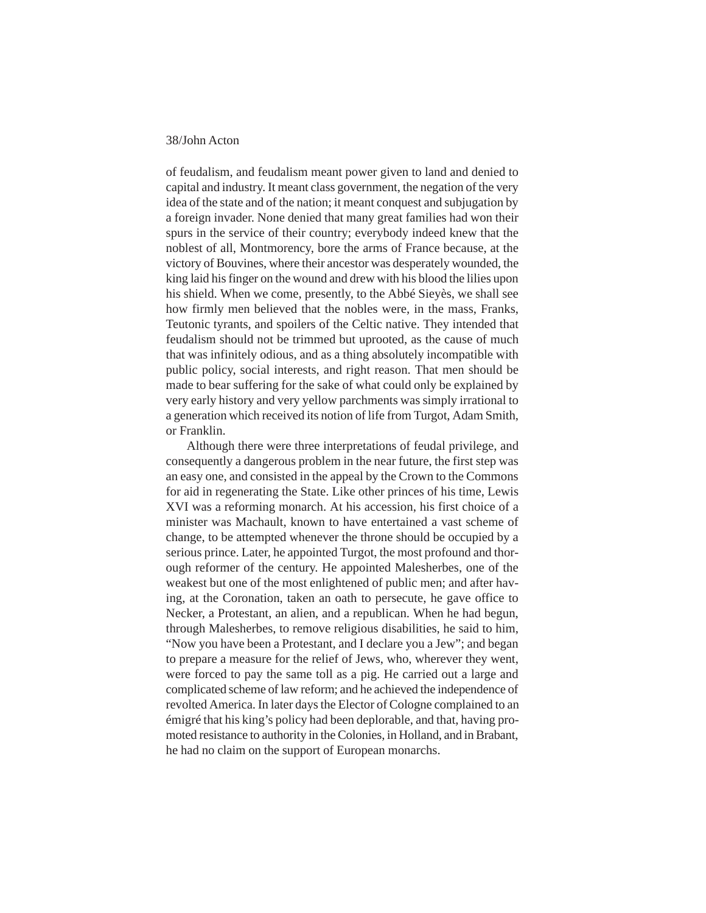of feudalism, and feudalism meant power given to land and denied to capital and industry. It meant class government, the negation of the very idea of the state and of the nation; it meant conquest and subjugation by a foreign invader. None denied that many great families had won their spurs in the service of their country; everybody indeed knew that the noblest of all, Montmorency, bore the arms of France because, at the victory of Bouvines, where their ancestor was desperately wounded, the king laid his finger on the wound and drew with his blood the lilies upon his shield. When we come, presently, to the Abbé Sieyès, we shall see how firmly men believed that the nobles were, in the mass, Franks, Teutonic tyrants, and spoilers of the Celtic native. They intended that feudalism should not be trimmed but uprooted, as the cause of much that was infinitely odious, and as a thing absolutely incompatible with public policy, social interests, and right reason. That men should be made to bear suffering for the sake of what could only be explained by very early history and very yellow parchments was simply irrational to a generation which received its notion of life from Turgot, Adam Smith, or Franklin.

Although there were three interpretations of feudal privilege, and consequently a dangerous problem in the near future, the first step was an easy one, and consisted in the appeal by the Crown to the Commons for aid in regenerating the State. Like other princes of his time, Lewis XVI was a reforming monarch. At his accession, his first choice of a minister was Machault, known to have entertained a vast scheme of change, to be attempted whenever the throne should be occupied by a serious prince. Later, he appointed Turgot, the most profound and thorough reformer of the century. He appointed Malesherbes, one of the weakest but one of the most enlightened of public men; and after having, at the Coronation, taken an oath to persecute, he gave office to Necker, a Protestant, an alien, and a republican. When he had begun, through Malesherbes, to remove religious disabilities, he said to him, "Now you have been a Protestant, and I declare you a Jew"; and began to prepare a measure for the relief of Jews, who, wherever they went, were forced to pay the same toll as a pig. He carried out a large and complicated scheme of law reform; and he achieved the independence of revolted America. In later days the Elector of Cologne complained to an émigré that his king's policy had been deplorable, and that, having promoted resistance to authority in the Colonies, in Holland, and in Brabant, he had no claim on the support of European monarchs.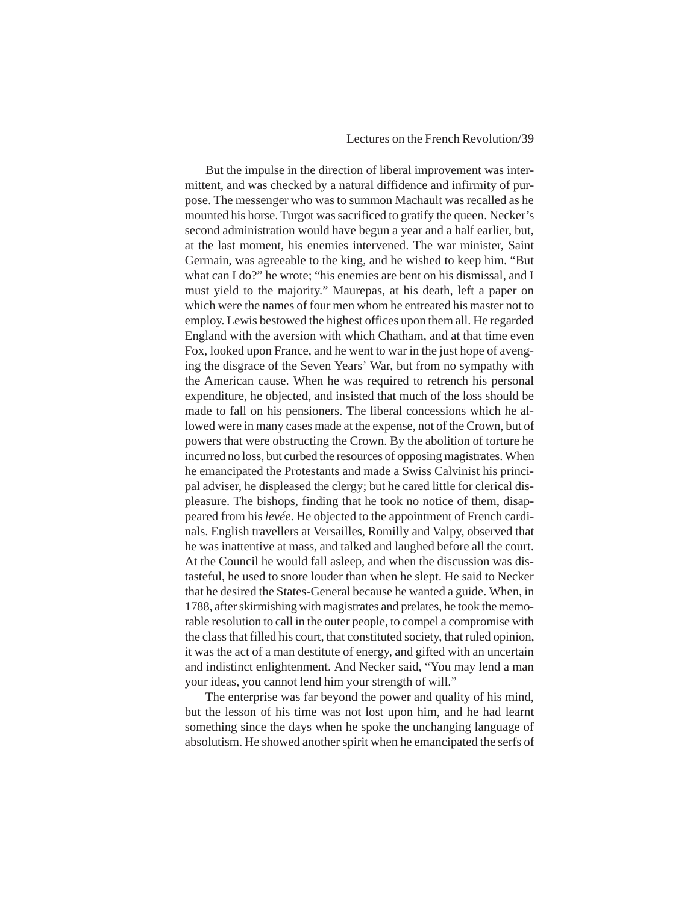But the impulse in the direction of liberal improvement was intermittent, and was checked by a natural diffidence and infirmity of purpose. The messenger who was to summon Machault was recalled as he mounted his horse. Turgot was sacrificed to gratify the queen. Necker's second administration would have begun a year and a half earlier, but, at the last moment, his enemies intervened. The war minister, Saint Germain, was agreeable to the king, and he wished to keep him. "But what can I do?" he wrote; "his enemies are bent on his dismissal, and I must yield to the majority." Maurepas, at his death, left a paper on which were the names of four men whom he entreated his master not to employ. Lewis bestowed the highest offices upon them all. He regarded England with the aversion with which Chatham, and at that time even Fox, looked upon France, and he went to war in the just hope of avenging the disgrace of the Seven Years' War, but from no sympathy with the American cause. When he was required to retrench his personal expenditure, he objected, and insisted that much of the loss should be made to fall on his pensioners. The liberal concessions which he allowed were in many cases made at the expense, not of the Crown, but of powers that were obstructing the Crown. By the abolition of torture he incurred no loss, but curbed the resources of opposing magistrates. When he emancipated the Protestants and made a Swiss Calvinist his principal adviser, he displeased the clergy; but he cared little for clerical displeasure. The bishops, finding that he took no notice of them, disappeared from his *levée*. He objected to the appointment of French cardinals. English travellers at Versailles, Romilly and Valpy, observed that he was inattentive at mass, and talked and laughed before all the court. At the Council he would fall asleep, and when the discussion was distasteful, he used to snore louder than when he slept. He said to Necker that he desired the States-General because he wanted a guide. When, in 1788, after skirmishing with magistrates and prelates, he took the memorable resolution to call in the outer people, to compel a compromise with the class that filled his court, that constituted society, that ruled opinion, it was the act of a man destitute of energy, and gifted with an uncertain and indistinct enlightenment. And Necker said, "You may lend a man your ideas, you cannot lend him your strength of will."

The enterprise was far beyond the power and quality of his mind, but the lesson of his time was not lost upon him, and he had learnt something since the days when he spoke the unchanging language of absolutism. He showed another spirit when he emancipated the serfs of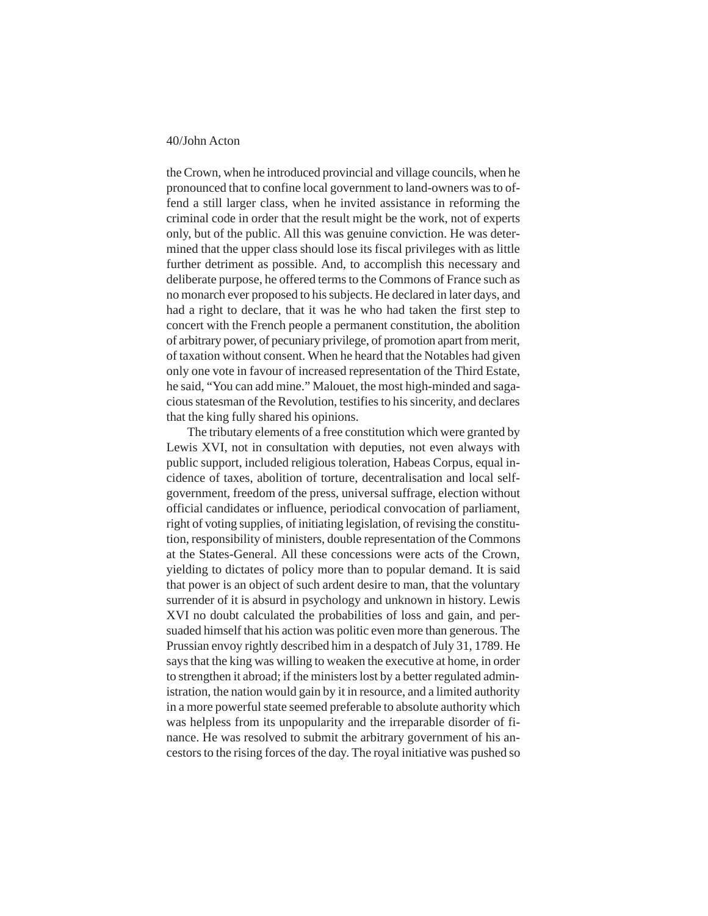the Crown, when he introduced provincial and village councils, when he pronounced that to confine local government to land-owners was to offend a still larger class, when he invited assistance in reforming the criminal code in order that the result might be the work, not of experts only, but of the public. All this was genuine conviction. He was determined that the upper class should lose its fiscal privileges with as little further detriment as possible. And, to accomplish this necessary and deliberate purpose, he offered terms to the Commons of France such as no monarch ever proposed to his subjects. He declared in later days, and had a right to declare, that it was he who had taken the first step to concert with the French people a permanent constitution, the abolition of arbitrary power, of pecuniary privilege, of promotion apart from merit, of taxation without consent. When he heard that the Notables had given only one vote in favour of increased representation of the Third Estate, he said, "You can add mine." Malouet, the most high-minded and sagacious statesman of the Revolution, testifies to his sincerity, and declares that the king fully shared his opinions.

The tributary elements of a free constitution which were granted by Lewis XVI, not in consultation with deputies, not even always with public support, included religious toleration, Habeas Corpus, equal incidence of taxes, abolition of torture, decentralisation and local self-government, freedom of the press, universal suffrage, election without official candidates or influence, periodical convocation of parliament, right of voting supplies, of initiating legislation, of revising the constitution, responsibility of ministers, double representation of the Commons at the States-General. All these concessions were acts of the Crown, yielding to dictates of policy more than to popular demand. It is said that power is an object of such ardent desire to man, that the voluntary surrender of it is absurd in psychology and unknown in history. Lewis XVI no doubt calculated the probabilities of loss and gain, and persuaded himself that his action was politic even more than generous. The Prussian envoy rightly described him in a despatch of July 31, 1789. He says that the king was willing to weaken the executive at home, in order to strengthen it abroad; if the ministers lost by a better regulated administration, the nation would gain by it in resource, and a limited authority in a more powerful state seemed preferable to absolute authority which was helpless from its unpopularity and the irreparable disorder of finance. He was resolved to submit the arbitrary government of his ancestors to the rising forces of the day. The royal initiative was pushed so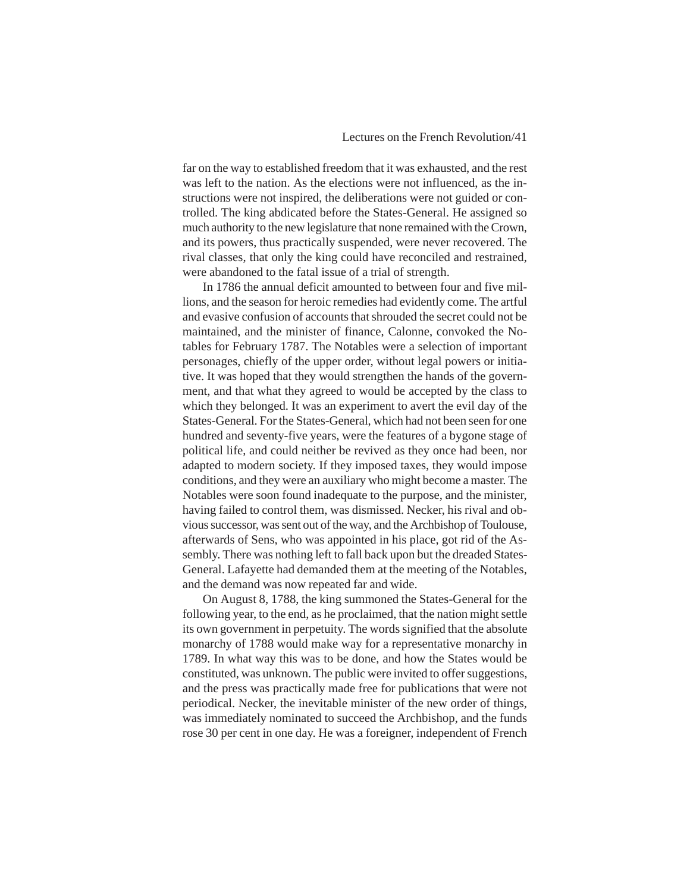far on the way to established freedom that it was exhausted, and the rest was left to the nation. As the elections were not influenced, as the instructions were not inspired, the deliberations were not guided or controlled. The king abdicated before the States-General. He assigned so much authority to the new legislature that none remained with the Crown, and its powers, thus practically suspended, were never recovered. The rival classes, that only the king could have reconciled and restrained, were abandoned to the fatal issue of a trial of strength.

In 1786 the annual deficit amounted to between four and five millions, and the season for heroic remedies had evidently come. The artful and evasive confusion of accounts that shrouded the secret could not be maintained, and the minister of finance, Calonne, convoked the Notables for February 1787. The Notables were a selection of important personages, chiefly of the upper order, without legal powers or initiative. It was hoped that they would strengthen the hands of the government, and that what they agreed to would be accepted by the class to which they belonged. It was an experiment to avert the evil day of the States-General. For the States-General, which had not been seen for one hundred and seventy-five years, were the features of a bygone stage of political life, and could neither be revived as they once had been, nor adapted to modern society. If they imposed taxes, they would impose conditions, and they were an auxiliary who might become a master. The Notables were soon found inadequate to the purpose, and the minister, having failed to control them, was dismissed. Necker, his rival and obvious successor, was sent out of the way, and the Archbishop of Toulouse, afterwards of Sens, who was appointed in his place, got rid of the Assembly. There was nothing left to fall back upon but the dreaded States-General. Lafayette had demanded them at the meeting of the Notables, and the demand was now repeated far and wide.

On August 8, 1788, the king summoned the States-General for the following year, to the end, as he proclaimed, that the nation might settle its own government in perpetuity. The words signified that the absolute monarchy of 1788 would make way for a representative monarchy in 1789. In what way this was to be done, and how the States would be constituted, was unknown. The public were invited to offer suggestions, and the press was practically made free for publications that were not periodical. Necker, the inevitable minister of the new order of things, was immediately nominated to succeed the Archbishop, and the funds rose 30 per cent in one day. He was a foreigner, independent of French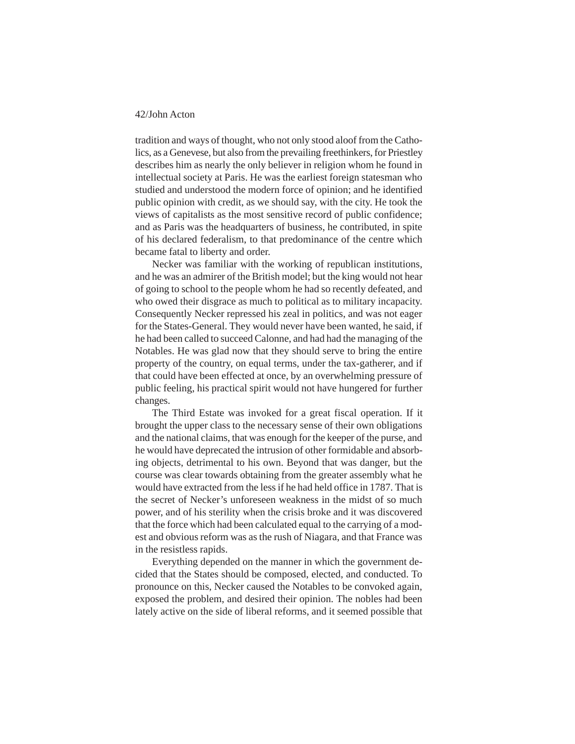tradition and ways of thought, who not only stood aloof from the Catholics, as a Genevese, but also from the prevailing freethinkers, for Priestley describes him as nearly the only believer in religion whom he found in intellectual society at Paris. He was the earliest foreign statesman who studied and understood the modern force of opinion; and he identified public opinion with credit, as we should say, with the city. He took the views of capitalists as the most sensitive record of public confidence; and as Paris was the headquarters of business, he contributed, in spite of his declared federalism, to that predominance of the centre which became fatal to liberty and order.

Necker was familiar with the working of republican institutions, and he was an admirer of the British model; but the king would not hear of going to school to the people whom he had so recently defeated, and who owed their disgrace as much to political as to military incapacity. Consequently Necker repressed his zeal in politics, and was not eager for the States-General. They would never have been wanted, he said, if he had been called to succeed Calonne, and had had the managing of the Notables. He was glad now that they should serve to bring the entire property of the country, on equal terms, under the tax-gatherer, and if that could have been effected at once, by an overwhelming pressure of public feeling, his practical spirit would not have hungered for further changes.

The Third Estate was invoked for a great fiscal operation. If it brought the upper class to the necessary sense of their own obligations and the national claims, that was enough for the keeper of the purse, and he would have deprecated the intrusion of other formidable and absorbing objects, detrimental to his own. Beyond that was danger, but the course was clear towards obtaining from the greater assembly what he would have extracted from the less if he had held office in 1787. That is the secret of Necker's unforeseen weakness in the midst of so much power, and of his sterility when the crisis broke and it was discovered that the force which had been calculated equal to the carrying of a modest and obvious reform was as the rush of Niagara, and that France was in the resistless rapids.

Everything depended on the manner in which the government decided that the States should be composed, elected, and conducted. To pronounce on this, Necker caused the Notables to be convoked again, exposed the problem, and desired their opinion. The nobles had been lately active on the side of liberal reforms, and it seemed possible that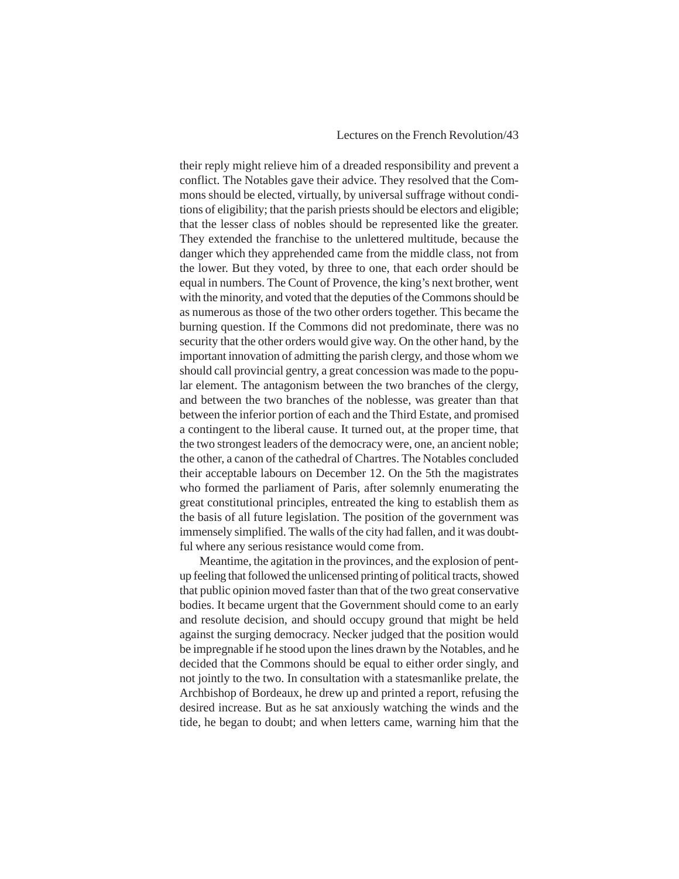their reply might relieve him of a dreaded responsibility and prevent a conflict. The Notables gave their advice. They resolved that the Commons should be elected, virtually, by universal suffrage without conditions of eligibility; that the parish priests should be electors and eligible; that the lesser class of nobles should be represented like the greater. They extended the franchise to the unlettered multitude, because the danger which they apprehended came from the middle class, not from the lower. But they voted, by three to one, that each order should be equal in numbers. The Count of Provence, the king's next brother, went with the minority, and voted that the deputies of the Commons should be as numerous as those of the two other orders together. This became the burning question. If the Commons did not predominate, there was no security that the other orders would give way. On the other hand, by the important innovation of admitting the parish clergy, and those whom we should call provincial gentry, a great concession was made to the popular element. The antagonism between the two branches of the clergy, and between the two branches of the noblesse, was greater than that between the inferior portion of each and the Third Estate, and promised a contingent to the liberal cause. It turned out, at the proper time, that the two strongest leaders of the democracy were, one, an ancient noble; the other, a canon of the cathedral of Chartres. The Notables concluded their acceptable labours on December 12. On the 5th the magistrates who formed the parliament of Paris, after solemnly enumerating the great constitutional principles, entreated the king to establish them as the basis of all future legislation. The position of the government was immensely simplified. The walls of the city had fallen, and it was doubtful where any serious resistance would come from.

Meantime, the agitation in the provinces, and the explosion of pent-up feeling that followed the unlicensed printing of political tracts, showed that public opinion moved faster than that of the two great conservative bodies. It became urgent that the Government should come to an early and resolute decision, and should occupy ground that might be held against the surging democracy. Necker judged that the position would be impregnable if he stood upon the lines drawn by the Notables, and he decided that the Commons should be equal to either order singly, and not jointly to the two. In consultation with a statesmanlike prelate, the Archbishop of Bordeaux, he drew up and printed a report, refusing the desired increase. But as he sat anxiously watching the winds and the tide, he began to doubt; and when letters came, warning him that the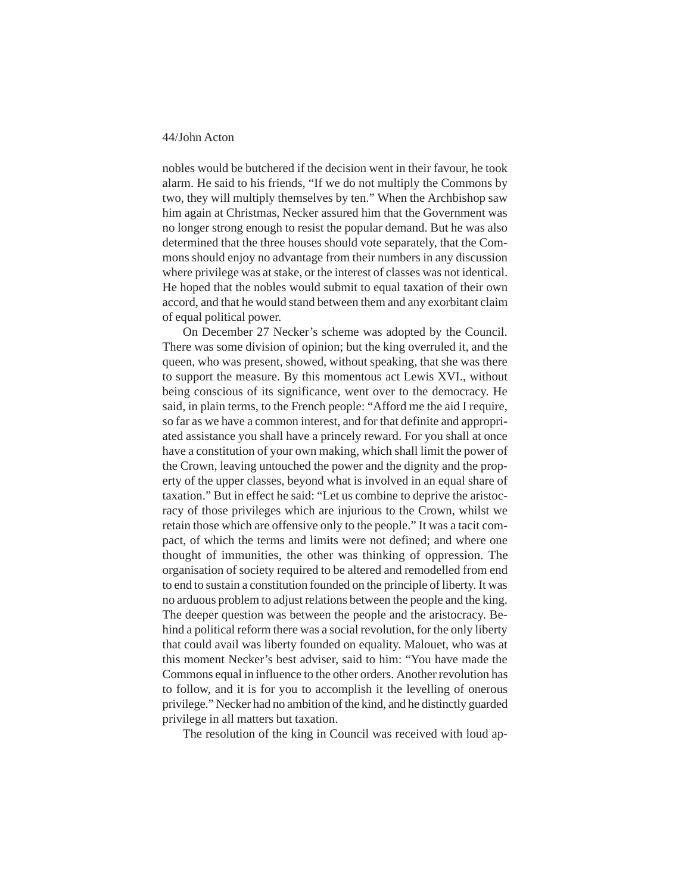nobles would be butchered if the decision went in their favour, he took alarm. He said to his friends, "If we do not multiply the Commons by two, they will multiply themselves by ten." When the Archbishop saw him again at Christmas, Necker assured him that the Government was no longer strong enough to resist the popular demand. But he was also determined that the three houses should vote separately, that the Commons should enjoy no advantage from their numbers in any discussion where privilege was at stake, or the interest of classes was not identical. He hoped that the nobles would submit to equal taxation of their own accord, and that he would stand between them and any exorbitant claim of equal political power.

On December 27 Necker's scheme was adopted by the Council. There was some division of opinion; but the king overruled it, and the queen, who was present, showed, without speaking, that she was there to support the measure. By this momentous act Lewis XVI., without being conscious of its significance, went over to the democracy. He said, in plain terms, to the French people: "Afford me the aid I require, so far as we have a common interest, and for that definite and appropriated assistance you shall have a princely reward. For you shall at once have a constitution of your own making, which shall limit the power of the Crown, leaving untouched the power and the dignity and the property of the upper classes, beyond what is involved in an equal share of taxation." But in effect he said: "Let us combine to deprive the aristocracy of those privileges which are injurious to the Crown, whilst we retain those which are offensive only to the people." It was a tacit compact, of which the terms and limits were not defined; and where one thought of immunities, the other was thinking of oppression. The organisation of society required to be altered and remodelled from end to end to sustain a constitution founded on the principle of liberty. It was no arduous problem to adjust relations between the people and the king. The deeper question was between the people and the aristocracy. Behind a political reform there was a social revolution, for the only liberty that could avail was liberty founded on equality. Malouet, who was at this moment Necker's best adviser, said to him: "You have made the Commons equal in influence to the other orders. Another revolution has to follow, and it is for you to accomplish it the levelling of onerous privilege." Necker had no ambition of the kind, and he distinctly guarded privilege in all matters but taxation.

The resolution of the king in Council was received with loud ap-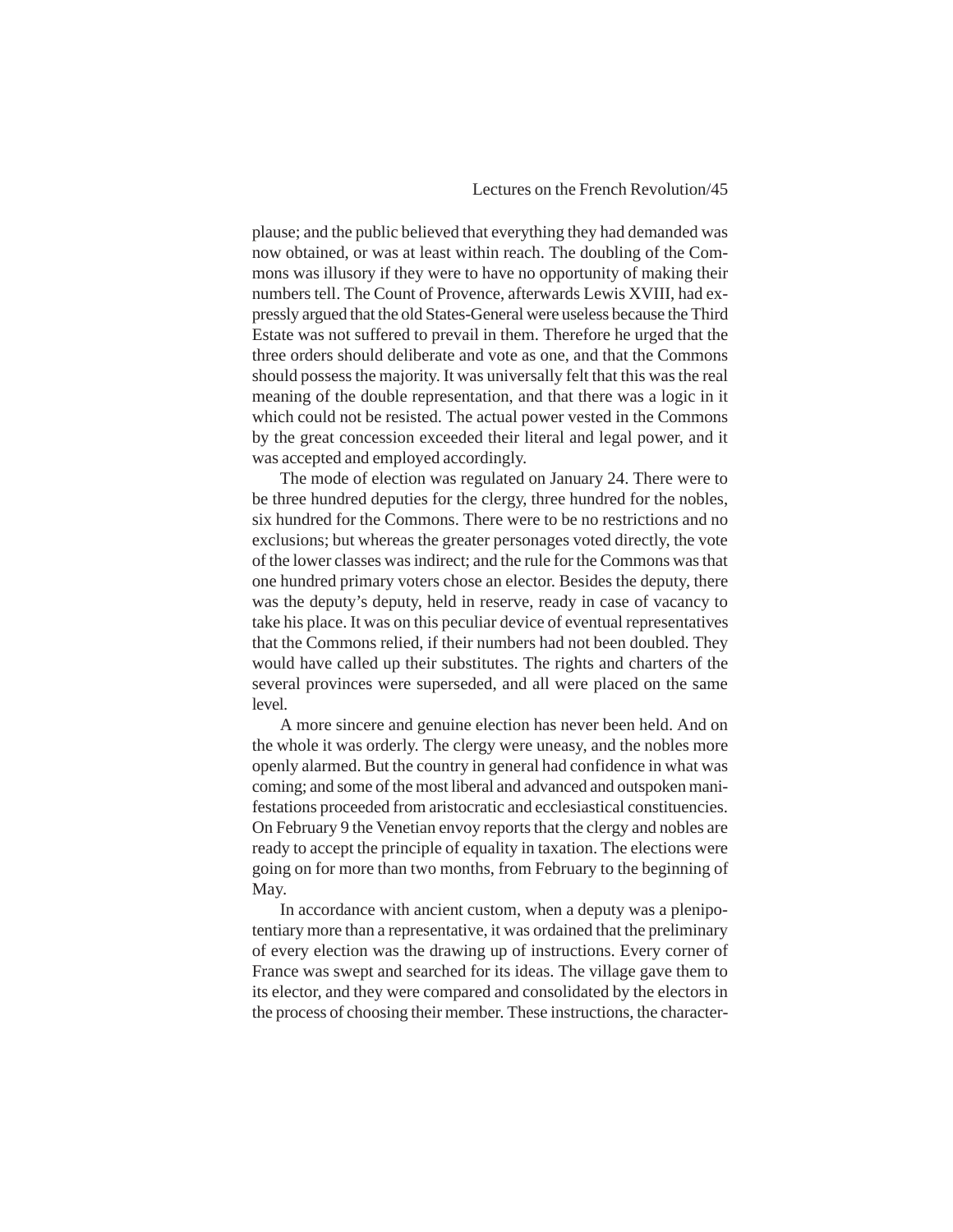plause; and the public believed that everything they had demanded was now obtained, or was at least within reach. The doubling of the Commons was illusory if they were to have no opportunity of making their numbers tell. The Count of Provence, afterwards Lewis XVIII, had expressly argued that the old States-General were useless because the Third Estate was not suffered to prevail in them. Therefore he urged that the three orders should deliberate and vote as one, and that the Commons should possess the majority. It was universally felt that this was the real meaning of the double representation, and that there was a logic in it which could not be resisted. The actual power vested in the Commons by the great concession exceeded their literal and legal power, and it was accepted and employed accordingly.

The mode of election was regulated on January 24. There were to be three hundred deputies for the clergy, three hundred for the nobles, six hundred for the Commons. There were to be no restrictions and no exclusions; but whereas the greater personages voted directly, the vote of the lower classes was indirect; and the rule for the Commons was that one hundred primary voters chose an elector. Besides the deputy, there was the deputy's deputy, held in reserve, ready in case of vacancy to take his place. It was on this peculiar device of eventual representatives that the Commons relied, if their numbers had not been doubled. They would have called up their substitutes. The rights and charters of the several provinces were superseded, and all were placed on the same level.

A more sincere and genuine election has never been held. And on the whole it was orderly. The clergy were uneasy, and the nobles more openly alarmed. But the country in general had confidence in what was coming; and some of the most liberal and advanced and outspoken manifestations proceeded from aristocratic and ecclesiastical constituencies. On February 9 the Venetian envoy reports that the clergy and nobles are ready to accept the principle of equality in taxation. The elections were going on for more than two months, from February to the beginning of May.

In accordance with ancient custom, when a deputy was a plenipotentiary more than a representative, it was ordained that the preliminary of every election was the drawing up of instructions. Every corner of France was swept and searched for its ideas. The village gave them to its elector, and they were compared and consolidated by the electors in the process of choosing their member. These instructions, the character-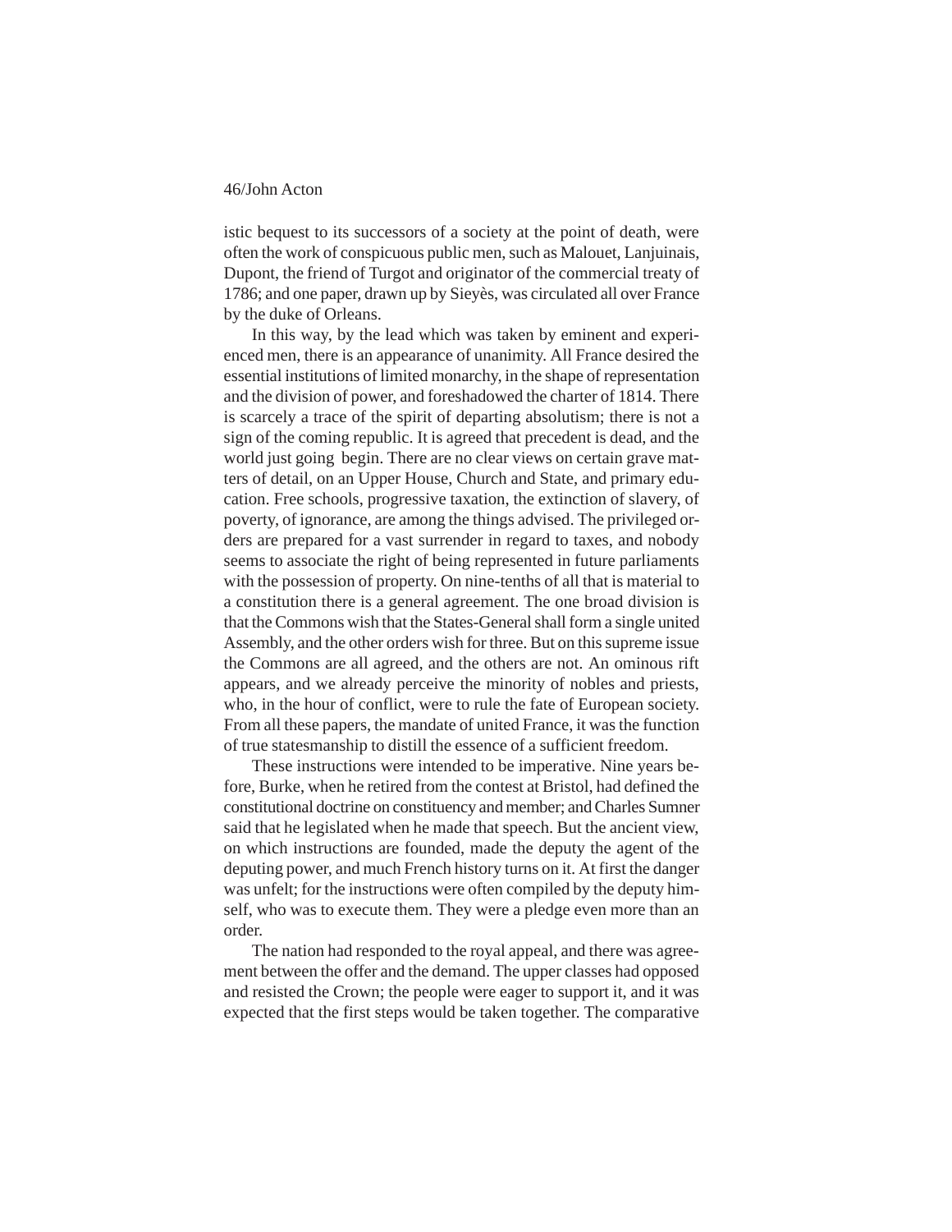istic bequest to its successors of a society at the point of death, were often the work of conspicuous public men, such as Malouet, Lanjuinais, Dupont, the friend of Turgot and originator of the commercial treaty of 1786; and one paper, drawn up by Sieyès, was circulated all over France by the duke of Orleans.

In this way, by the lead which was taken by eminent and experienced men, there is an appearance of unanimity. All France desired the essential institutions of limited monarchy, in the shape of representation and the division of power, and foreshadowed the charter of 1814. There is scarcely a trace of the spirit of departing absolutism; there is not a sign of the coming republic. It is agreed that precedent is dead, and the world just going  begin. There are no clear views on certain grave matters of detail, on an Upper House, Church and State, and primary education. Free schools, progressive taxation, the extinction of slavery, of poverty, of ignorance, are among the things advised. The privileged orders are prepared for a vast surrender in regard to taxes, and nobody seems to associate the right of being represented in future parliaments with the possession of property. On nine-tenths of all that is material to a constitution there is a general agreement. The one broad division is that the Commons wish that the States-General shall form a single united Assembly, and the other orders wish for three. But on this supreme issue the Commons are all agreed, and the others are not. An ominous rift appears, and we already perceive the minority of nobles and priests, who, in the hour of conflict, were to rule the fate of European society. From all these papers, the mandate of united France, it was the function of true statesmanship to distill the essence of a sufficient freedom.

These instructions were intended to be imperative. Nine years before, Burke, when he retired from the contest at Bristol, had defined the constitutional doctrine on constituency and member; and Charles Sumner said that he legislated when he made that speech. But the ancient view, on which instructions are founded, made the deputy the agent of the deputing power, and much French history turns on it. At first the danger was unfelt; for the instructions were often compiled by the deputy himself, who was to execute them. They were a pledge even more than an order.

The nation had responded to the royal appeal, and there was agreement between the offer and the demand. The upper classes had opposed and resisted the Crown; the people were eager to support it, and it was expected that the first steps would be taken together. The comparative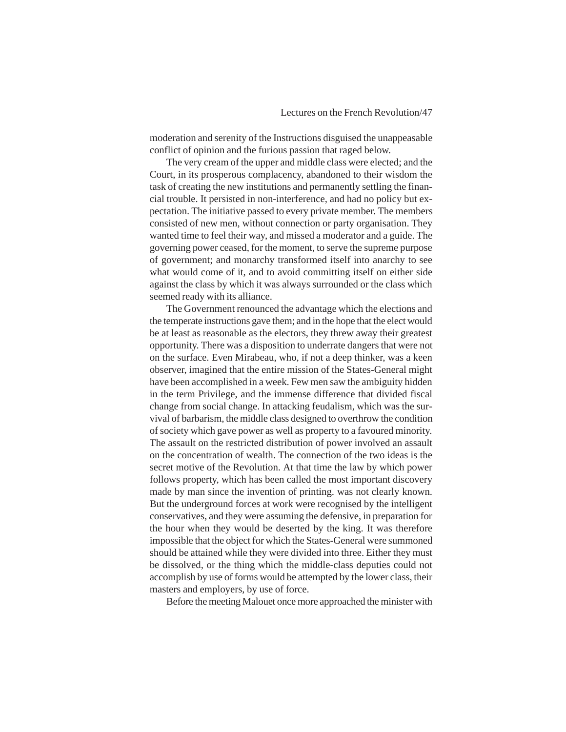moderation and serenity of the Instructions disguised the unappeasable conflict of opinion and the furious passion that raged below.

The very cream of the upper and middle class were elected; and the Court, in its prosperous complacency, abandoned to their wisdom the task of creating the new institutions and permanently settling the financial trouble. It persisted in non-interference, and had no policy but expectation. The initiative passed to every private member. The members consisted of new men, without connection or party organisation. They wanted time to feel their way, and missed a moderator and a guide. The governing power ceased, for the moment, to serve the supreme purpose of government; and monarchy transformed itself into anarchy to see what would come of it, and to avoid committing itself on either side against the class by which it was always surrounded or the class which seemed ready with its alliance.

The Government renounced the advantage which the elections and the temperate instructions gave them; and in the hope that the elect would be at least as reasonable as the electors, they threw away their greatest opportunity. There was a disposition to underrate dangers that were not on the surface. Even Mirabeau, who, if not a deep thinker, was a keen observer, imagined that the entire mission of the States-General might have been accomplished in a week. Few men saw the ambiguity hidden in the term Privilege, and the immense difference that divided fiscal change from social change. In attacking feudalism, which was the survival of barbarism, the middle class designed to overthrow the condition of society which gave power as well as property to a favoured minority. The assault on the restricted distribution of power involved an assault on the concentration of wealth. The connection of the two ideas is the secret motive of the Revolution. At that time the law by which power follows property, which has been called the most important discovery made by man since the invention of printing. was not clearly known. But the underground forces at work were recognised by the intelligent conservatives, and they were assuming the defensive, in preparation for the hour when they would be deserted by the king. It was therefore impossible that the object for which the States-General were summoned should be attained while they were divided into three. Either they must be dissolved, or the thing which the middle-class deputies could not accomplish by use of forms would be attempted by the lower class, their masters and employers, by use of force.

Before the meeting Malouet once more approached the minister with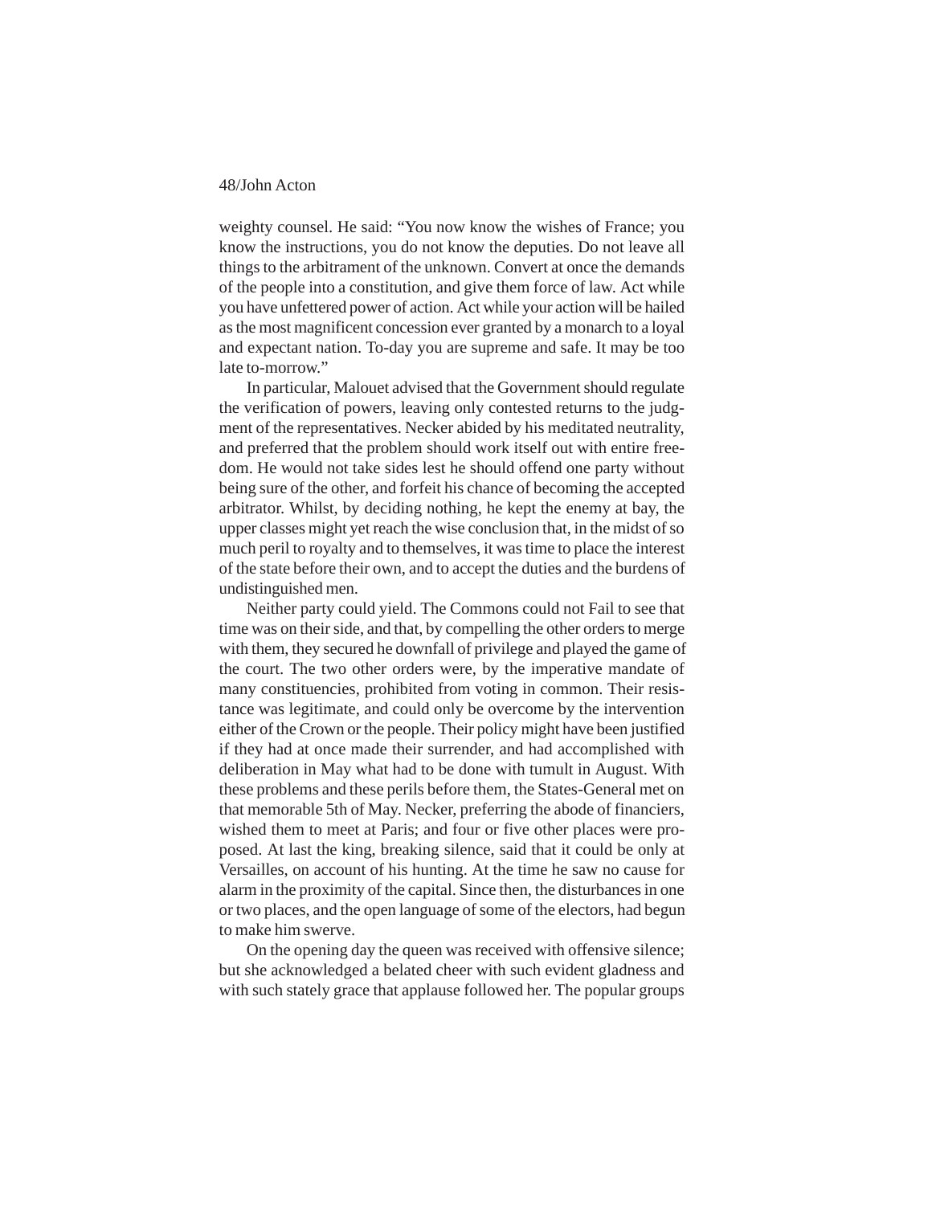weighty counsel. He said: "You now know the wishes of France; you know the instructions, you do not know the deputies. Do not leave all things to the arbitrament of the unknown. Convert at once the demands of the people into a constitution, and give them force of law. Act while you have unfettered power of action. Act while your action will be hailed as the most magnificent concession ever granted by a monarch to a loyal and expectant nation. To-day you are supreme and safe. It may be too late to-morrow."

In particular, Malouet advised that the Government should regulate the verification of powers, leaving only contested returns to the judgment of the representatives. Necker abided by his meditated neutrality, and preferred that the problem should work itself out with entire freedom. He would not take sides lest he should offend one party without being sure of the other, and forfeit his chance of becoming the accepted arbitrator. Whilst, by deciding nothing, he kept the enemy at bay, the upper classes might yet reach the wise conclusion that, in the midst of so much peril to royalty and to themselves, it was time to place the interest of the state before their own, and to accept the duties and the burdens of undistinguished men.

Neither party could yield. The Commons could not Fail to see that time was on their side, and that, by compelling the other orders to merge with them, they secured he downfall of privilege and played the game of the court. The two other orders were, by the imperative mandate of many constituencies, prohibited from voting in common. Their resistance was legitimate, and could only be overcome by the intervention either of the Crown or the people. Their policy might have been justified if they had at once made their surrender, and had accomplished with deliberation in May what had to be done with tumult in August. With these problems and these perils before them, the States-General met on that memorable 5th of May. Necker, preferring the abode of financiers, wished them to meet at Paris; and four or five other places were proposed. At last the king, breaking silence, said that it could be only at Versailles, on account of his hunting. At the time he saw no cause for alarm in the proximity of the capital. Since then, the disturbances in one or two places, and the open language of some of the electors, had begun to make him swerve.

On the opening day the queen was received with offensive silence; but she acknowledged a belated cheer with such evident gladness and with such stately grace that applause followed her. The popular groups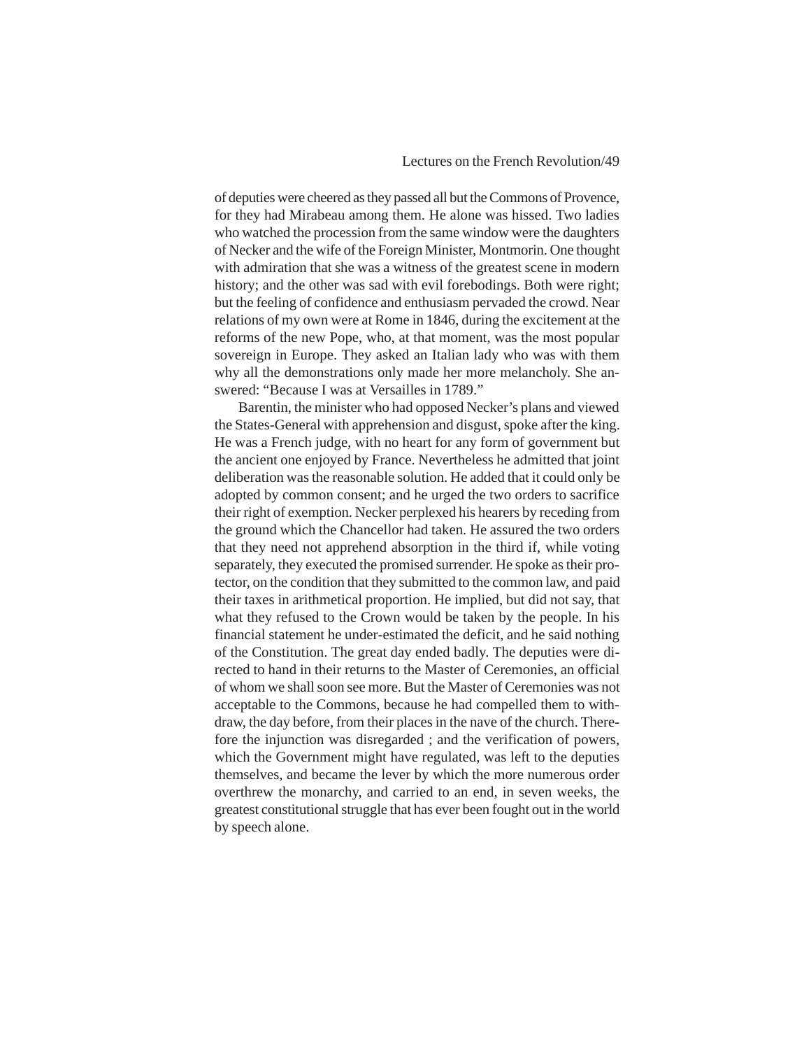of deputies were cheered as they passed all but the Commons of Provence, for they had Mirabeau among them. He alone was hissed. Two ladies who watched the procession from the same window were the daughters of Necker and the wife of the Foreign Minister, Montmorin. One thought with admiration that she was a witness of the greatest scene in modern history; and the other was sad with evil forebodings. Both were right; but the feeling of confidence and enthusiasm pervaded the crowd. Near relations of my own were at Rome in 1846, during the excitement at the reforms of the new Pope, who, at that moment, was the most popular sovereign in Europe. They asked an Italian lady who was with them why all the demonstrations only made her more melancholy. She answered: "Because I was at Versailles in 1789."

Barentin, the minister who had opposed Necker's plans and viewed the States-General with apprehension and disgust, spoke after the king. He was a French judge, with no heart for any form of government but the ancient one enjoyed by France. Nevertheless he admitted that joint deliberation was the reasonable solution. He added that it could only be adopted by common consent; and he urged the two orders to sacrifice their right of exemption. Necker perplexed his hearers by receding from the ground which the Chancellor had taken. He assured the two orders that they need not apprehend absorption in the third if, while voting separately, they executed the promised surrender. He spoke as their protector, on the condition that they submitted to the common law, and paid their taxes in arithmetical proportion. He implied, but did not say, that what they refused to the Crown would be taken by the people. In his financial statement he under-estimated the deficit, and he said nothing of the Constitution. The great day ended badly. The deputies were directed to hand in their returns to the Master of Ceremonies, an official of whom we shall soon see more. But the Master of Ceremonies was not acceptable to the Commons, because he had compelled them to withdraw, the day before, from their places in the nave of the church. Therefore the injunction was disregarded ; and the verification of powers, which the Government might have regulated, was left to the deputies themselves, and became the lever by which the more numerous order overthrew the monarchy, and carried to an end, in seven weeks, the greatest constitutional struggle that has ever been fought out in the world by speech alone.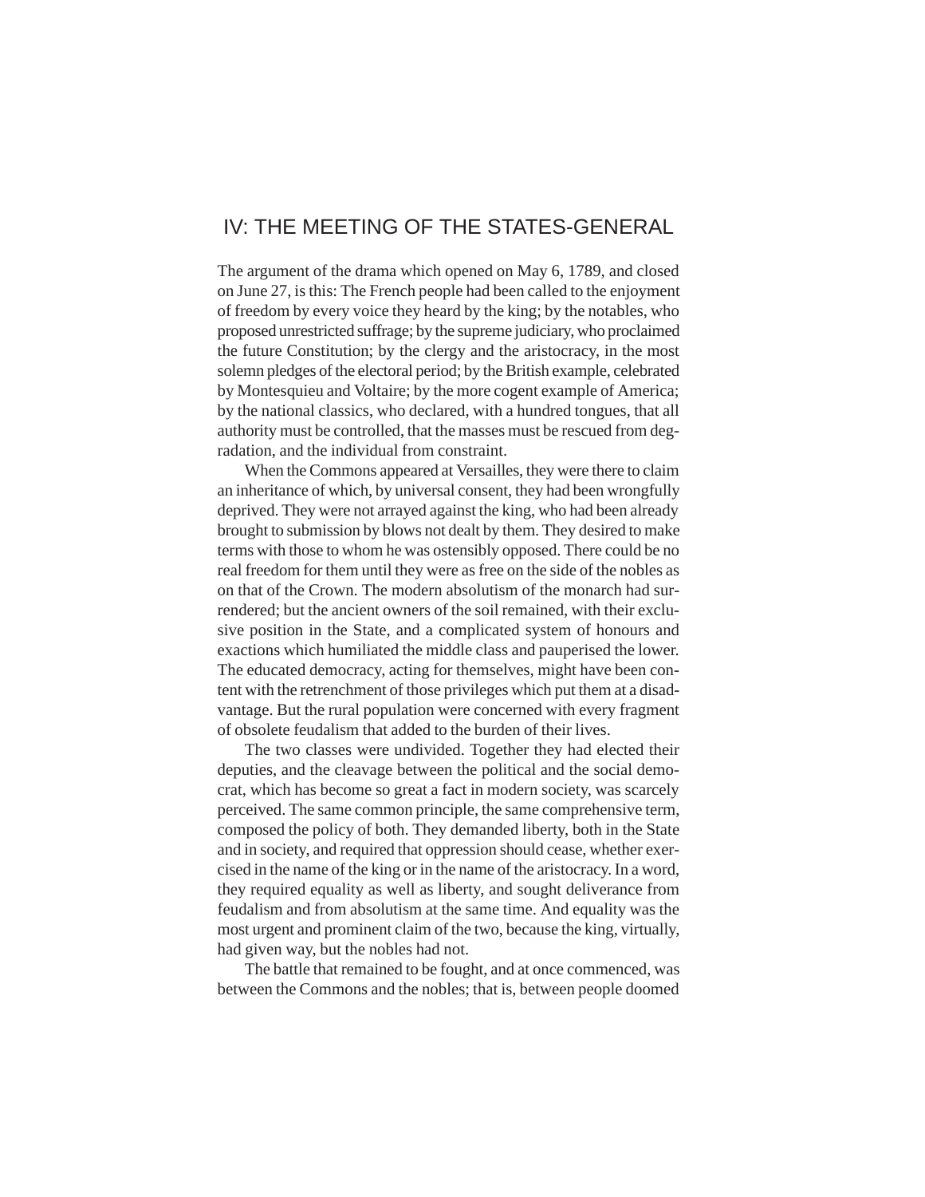# IV: THE MEETING OF THE STATES-GENERAL

The argument of the drama which opened on May 6, 1789, and closed on June 27, is this: The French people had been called to the enjoyment of freedom by every voice they heard by the king; by the notables, who proposed unrestricted suffrage; by the supreme judiciary, who proclaimed the future Constitution; by the clergy and the aristocracy, in the most solemn pledges of the electoral period; by the British example, celebrated by Montesquieu and Voltaire; by the more cogent example of America; by the national classics, who declared, with a hundred tongues, that all authority must be controlled, that the masses must be rescued from degradation, and the individual from constraint.

When the Commons appeared at Versailles, they were there to claim an inheritance of which, by universal consent, they had been wrongfully deprived. They were not arrayed against the king, who had been already brought to submission by blows not dealt by them. They desired to make terms with those to whom he was ostensibly opposed. There could be no real freedom for them until they were as free on the side of the nobles as on that of the Crown. The modern absolutism of the monarch had surrendered; but the ancient owners of the soil remained, with their exclusive position in the State, and a complicated system of honours and exactions which humiliated the middle class and pauperised the lower. The educated democracy, acting for themselves, might have been content with the retrenchment of those privileges which put them at a disadvantage. But the rural population were concerned with every fragment of obsolete feudalism that added to the burden of their lives.

The two classes were undivided. Together they had elected their deputies, and the cleavage between the political and the social democrat, which has become so great a fact in modern society, was scarcely perceived. The same common principle, the same comprehensive term, composed the policy of both. They demanded liberty, both in the State and in society, and required that oppression should cease, whether exercised in the name of the king or in the name of the aristocracy. In a word, they required equality as well as liberty, and sought deliverance from feudalism and from absolutism at the same time. And equality was the most urgent and prominent claim of the two, because the king, virtually, had given way, but the nobles had not.

The battle that remained to be fought, and at once commenced, was between the Commons and the nobles; that is, between people doomed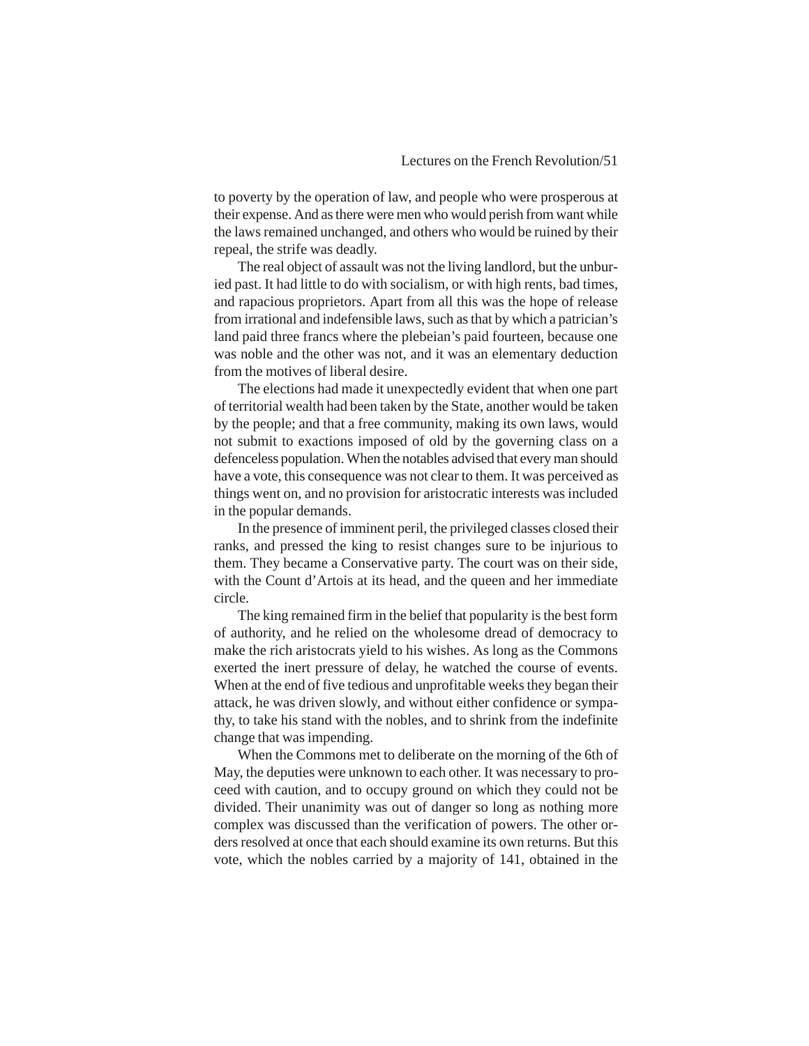to poverty by the operation of law, and people who were prosperous at their expense. And as there were men who would perish from want while the laws remained unchanged, and others who would be ruined by their repeal, the strife was deadly.

The real object of assault was not the living landlord, but the unburied past. It had little to do with socialism, or with high rents, bad times, and rapacious proprietors. Apart from all this was the hope of release from irrational and indefensible laws, such as that by which a patrician's land paid three francs where the plebeian's paid fourteen, because one was noble and the other was not, and it was an elementary deduction from the motives of liberal desire.

The elections had made it unexpectedly evident that when one part of territorial wealth had been taken by the State, another would be taken by the people; and that a free community, making its own laws, would not submit to exactions imposed of old by the governing class on a defenceless population. When the notables advised that every man should have a vote, this consequence was not clear to them. It was perceived as things went on, and no provision for aristocratic interests was included in the popular demands.

In the presence of imminent peril, the privileged classes closed their ranks, and pressed the king to resist changes sure to be injurious to them. They became a Conservative party. The court was on their side, with the Count d'Artois at its head, and the queen and her immediate circle.

The king remained firm in the belief that popularity is the best form of authority, and he relied on the wholesome dread of democracy to make the rich aristocrats yield to his wishes. As long as the Commons exerted the inert pressure of delay, he watched the course of events. When at the end of five tedious and unprofitable weeks they began their attack, he was driven slowly, and without either confidence or sympathy, to take his stand with the nobles, and to shrink from the indefinite change that was impending.

When the Commons met to deliberate on the morning of the 6th of May, the deputies were unknown to each other. It was necessary to proceed with caution, and to occupy ground on which they could not be divided. Their unanimity was out of danger so long as nothing more complex was discussed than the verification of powers. The other orders resolved at once that each should examine its own returns. But this vote, which the nobles carried by a majority of 141, obtained in the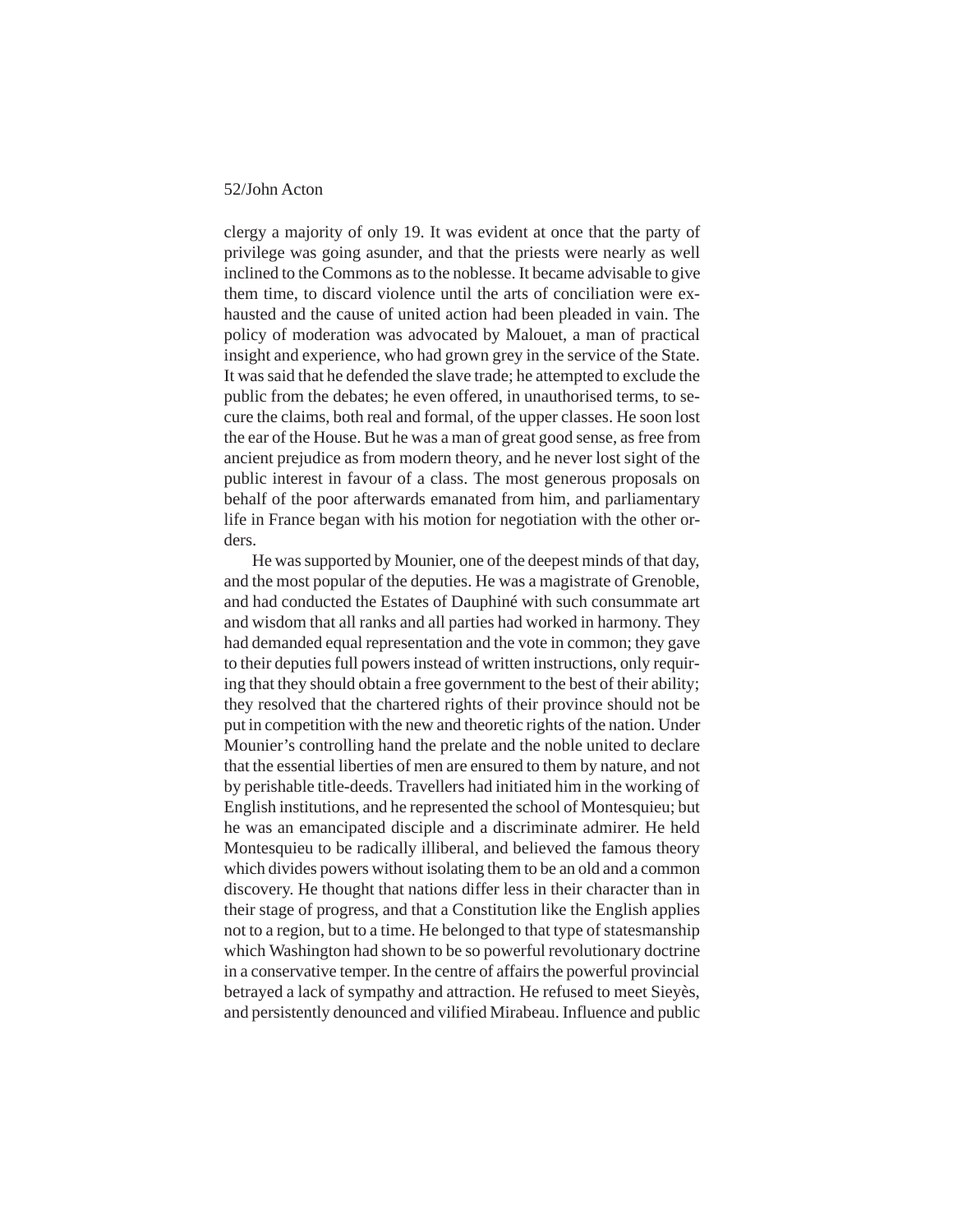clergy a majority of only 19. It was evident at once that the party of privilege was going asunder, and that the priests were nearly as well inclined to the Commons as to the noblesse. It became advisable to give them time, to discard violence until the arts of conciliation were exhausted and the cause of united action had been pleaded in vain. The policy of moderation was advocated by Malouet, a man of practical insight and experience, who had grown grey in the service of the State. It was said that he defended the slave trade; he attempted to exclude the public from the debates; he even offered, in unauthorised terms, to secure the claims, both real and formal, of the upper classes. He soon lost the ear of the House. But he was a man of great good sense, as free from ancient prejudice as from modern theory, and he never lost sight of the public interest in favour of a class. The most generous proposals on behalf of the poor afterwards emanated from him, and parliamentary life in France began with his motion for negotiation with the other orders.

He was supported by Mounier, one of the deepest minds of that day, and the most popular of the deputies. He was a magistrate of Grenoble, and had conducted the Estates of Dauphiné with such consummate art and wisdom that all ranks and all parties had worked in harmony. They had demanded equal representation and the vote in common; they gave to their deputies full powers instead of written instructions, only requiring that they should obtain a free government to the best of their ability; they resolved that the chartered rights of their province should not be put in competition with the new and theoretic rights of the nation. Under Mounier's controlling hand the prelate and the noble united to declare that the essential liberties of men are ensured to them by nature, and not by perishable title-deeds. Travellers had initiated him in the working of English institutions, and he represented the school of Montesquieu; but he was an emancipated disciple and a discriminate admirer. He held Montesquieu to be radically illiberal, and believed the famous theory which divides powers without isolating them to be an old and a common discovery. He thought that nations differ less in their character than in their stage of progress, and that a Constitution like the English applies not to a region, but to a time. He belonged to that type of statesmanship which Washington had shown to be so powerful revolutionary doctrine in a conservative temper. In the centre of affairs the powerful provincial betrayed a lack of sympathy and attraction. He refused to meet Sieyès, and persistently denounced and vilified Mirabeau. Influence and public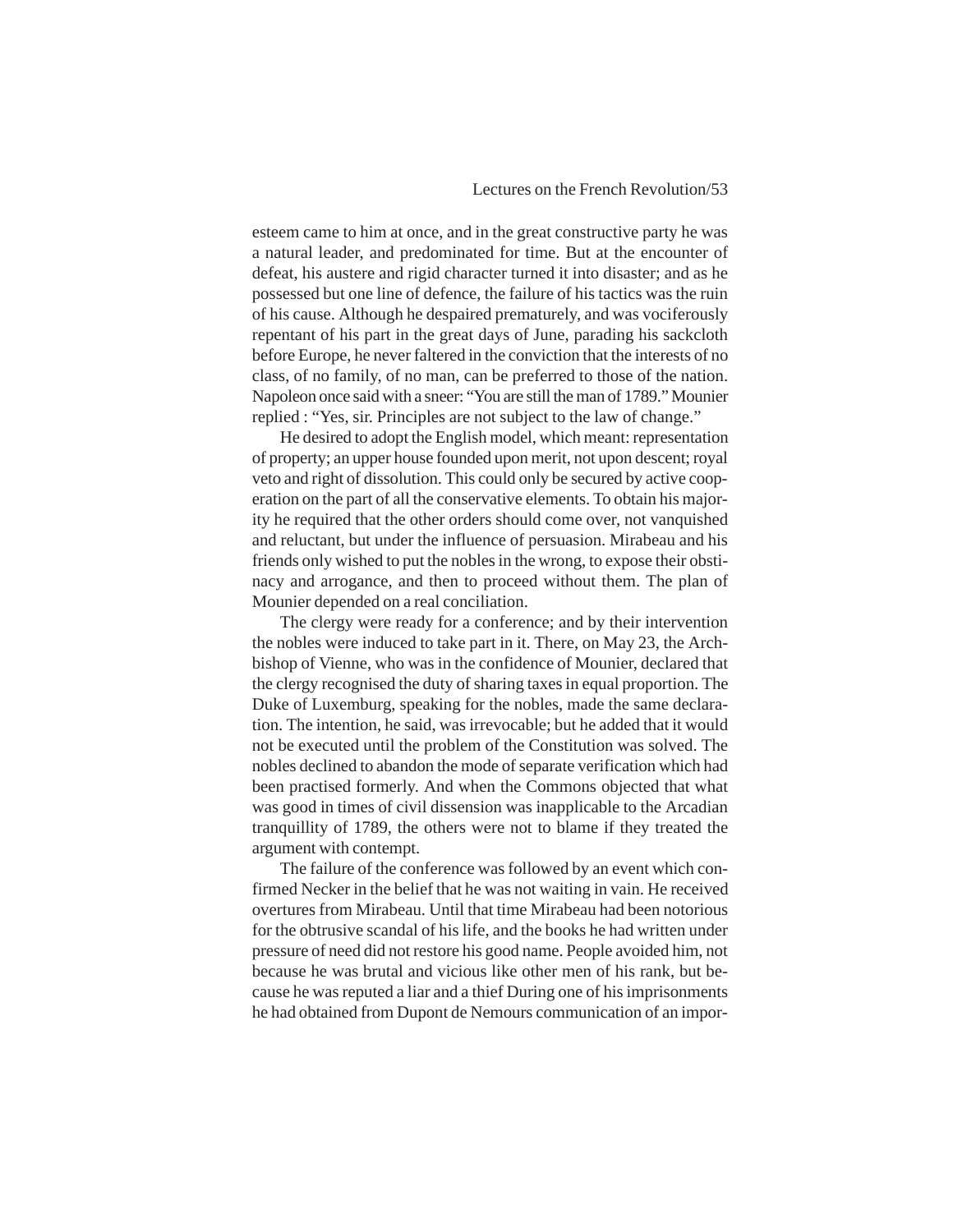esteem came to him at once, and in the great constructive party he was a natural leader, and predominated for time. But at the encounter of defeat, his austere and rigid character turned it into disaster; and as he possessed but one line of defence, the failure of his tactics was the ruin of his cause. Although he despaired prematurely, and was vociferously repentant of his part in the great days of June, parading his sackcloth before Europe, he never faltered in the conviction that the interests of no class, of no family, of no man, can be preferred to those of the nation. Napoleon once said with a sneer: "You are still the man of 1789." Mounier replied : "Yes, sir. Principles are not subject to the law of change."

He desired to adopt the English model, which meant: representation of property; an upper house founded upon merit, not upon descent; royal veto and right of dissolution. This could only be secured by active cooperation on the part of all the conservative elements. To obtain his majority he required that the other orders should come over, not vanquished and reluctant, but under the influence of persuasion. Mirabeau and his friends only wished to put the nobles in the wrong, to expose their obstinacy and arrogance, and then to proceed without them. The plan of Mounier depended on a real conciliation.

The clergy were ready for a conference; and by their intervention the nobles were induced to take part in it. There, on May 23, the Archbishop of Vienne, who was in the confidence of Mounier, declared that the clergy recognised the duty of sharing taxes in equal proportion. The Duke of Luxemburg, speaking for the nobles, made the same declaration. The intention, he said, was irrevocable; but he added that it would not be executed until the problem of the Constitution was solved. The nobles declined to abandon the mode of separate verification which had been practised formerly. And when the Commons objected that what was good in times of civil dissension was inapplicable to the Arcadian tranquillity of 1789, the others were not to blame if they treated the argument with contempt.

The failure of the conference was followed by an event which confirmed Necker in the belief that he was not waiting in vain. He received overtures from Mirabeau. Until that time Mirabeau had been notorious for the obtrusive scandal of his life, and the books he had written under pressure of need did not restore his good name. People avoided him, not because he was brutal and vicious like other men of his rank, but because he was reputed a liar and a thief During one of his imprisonments he had obtained from Dupont de Nemours communication of an impor-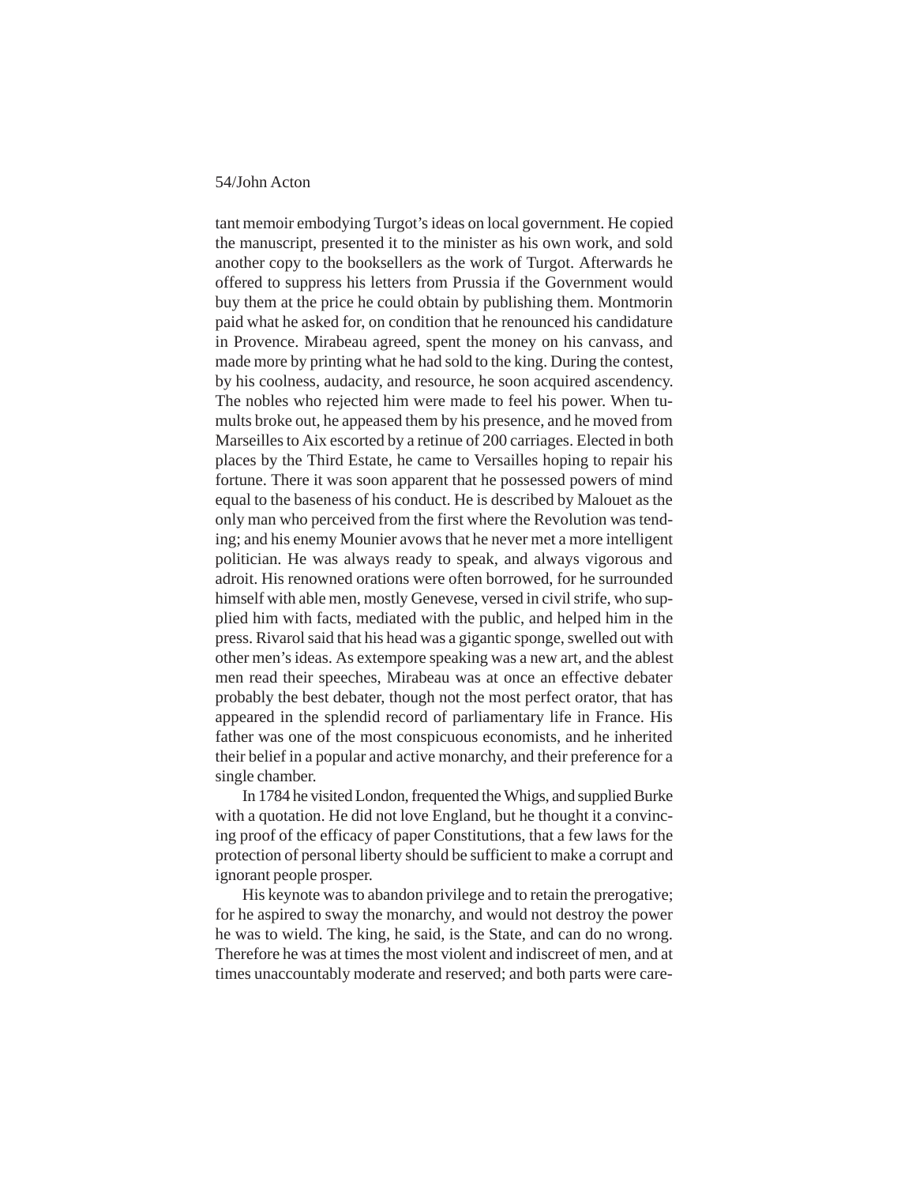tant memoir embodying Turgot's ideas on local government. He copied the manuscript, presented it to the minister as his own work, and sold another copy to the booksellers as the work of Turgot. Afterwards he offered to suppress his letters from Prussia if the Government would buy them at the price he could obtain by publishing them. Montmorin paid what he asked for, on condition that he renounced his candidature in Provence. Mirabeau agreed, spent the money on his canvass, and made more by printing what he had sold to the king. During the contest, by his coolness, audacity, and resource, he soon acquired ascendency. The nobles who rejected him were made to feel his power. When tumults broke out, he appeased them by his presence, and he moved from Marseilles to Aix escorted by a retinue of 200 carriages. Elected in both places by the Third Estate, he came to Versailles hoping to repair his fortune. There it was soon apparent that he possessed powers of mind equal to the baseness of his conduct. He is described by Malouet as the only man who perceived from the first where the Revolution was tending; and his enemy Mounier avows that he never met a more intelligent politician. He was always ready to speak, and always vigorous and adroit. His renowned orations were often borrowed, for he surrounded himself with able men, mostly Genevese, versed in civil strife, who supplied him with facts, mediated with the public, and helped him in the press. Rivarol said that his head was a gigantic sponge, swelled out with other men's ideas. As extempore speaking was a new art, and the ablest men read their speeches, Mirabeau was at once an effective debater probably the best debater, though not the most perfect orator, that has appeared in the splendid record of parliamentary life in France. His father was one of the most conspicuous economists, and he inherited their belief in a popular and active monarchy, and their preference for a single chamber.

In 1784 he visited London, frequented the Whigs, and supplied Burke with a quotation. He did not love England, but he thought it a convincing proof of the efficacy of paper Constitutions, that a few laws for the protection of personal liberty should be sufficient to make a corrupt and ignorant people prosper.

His keynote was to abandon privilege and to retain the prerogative; for he aspired to sway the monarchy, and would not destroy the power he was to wield. The king, he said, is the State, and can do no wrong. Therefore he was at times the most violent and indiscreet of men, and at times unaccountably moderate and reserved; and both parts were care-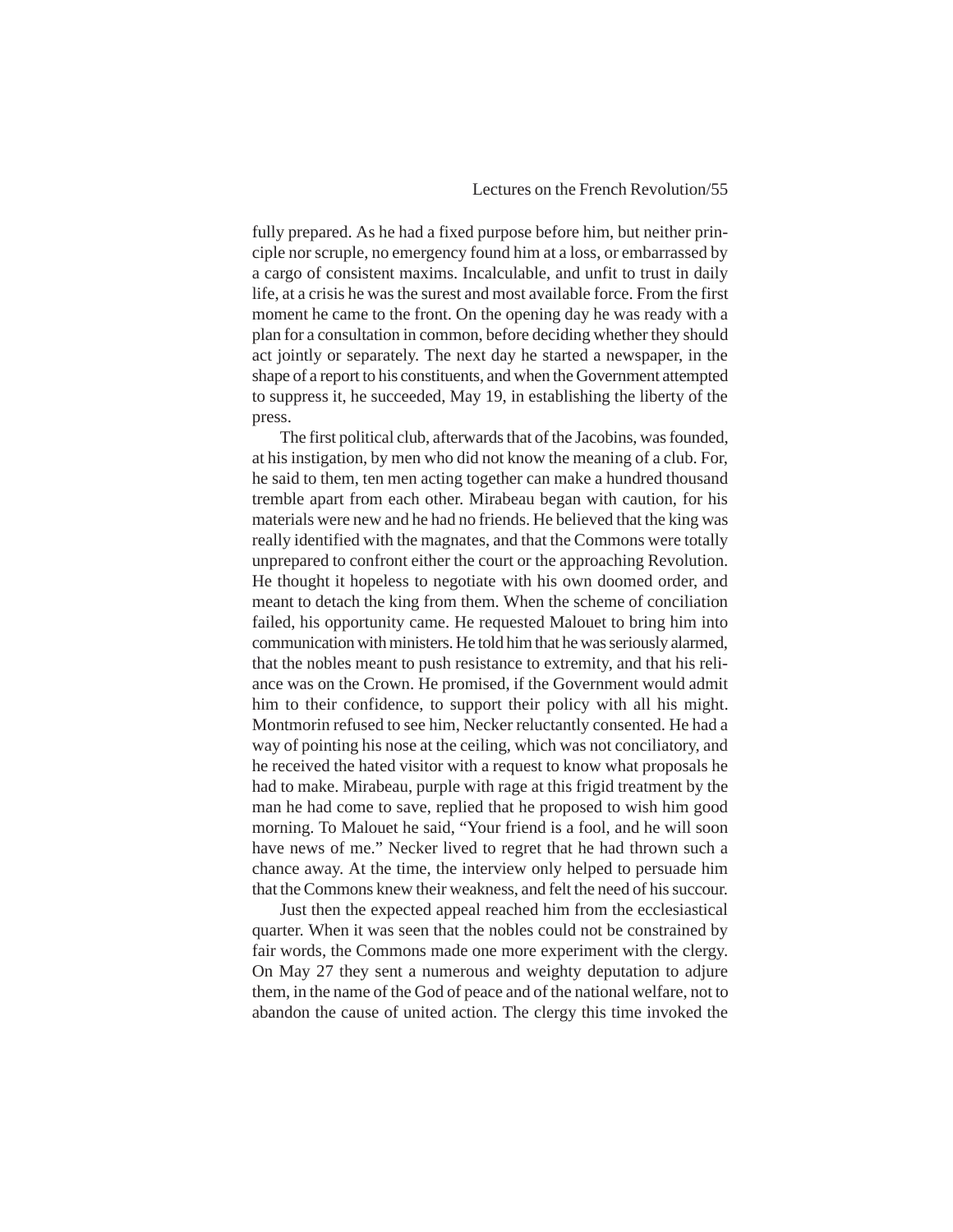fully prepared. As he had a fixed purpose before him, but neither principle nor scruple, no emergency found him at a loss, or embarrassed by a cargo of consistent maxims. Incalculable, and unfit to trust in daily life, at a crisis he was the surest and most available force. From the first moment he came to the front. On the opening day he was ready with a plan for a consultation in common, before deciding whether they should act jointly or separately. The next day he started a newspaper, in the shape of a report to his constituents, and when the Government attempted to suppress it, he succeeded, May 19, in establishing the liberty of the press.

The first political club, afterwards that of the Jacobins, was founded, at his instigation, by men who did not know the meaning of a club. For, he said to them, ten men acting together can make a hundred thousand tremble apart from each other. Mirabeau began with caution, for his materials were new and he had no friends. He believed that the king was really identified with the magnates, and that the Commons were totally unprepared to confront either the court or the approaching Revolution. He thought it hopeless to negotiate with his own doomed order, and meant to detach the king from them. When the scheme of conciliation failed, his opportunity came. He requested Malouet to bring him into communication with ministers. He told him that he was seriously alarmed, that the nobles meant to push resistance to extremity, and that his reliance was on the Crown. He promised, if the Government would admit him to their confidence, to support their policy with all his might. Montmorin refused to see him, Necker reluctantly consented. He had a way of pointing his nose at the ceiling, which was not conciliatory, and he received the hated visitor with a request to know what proposals he had to make. Mirabeau, purple with rage at this frigid treatment by the man he had come to save, replied that he proposed to wish him good morning. To Malouet he said, "Your friend is a fool, and he will soon have news of me." Necker lived to regret that he had thrown such a chance away. At the time, the interview only helped to persuade him that the Commons knew their weakness, and felt the need of his succour.

Just then the expected appeal reached him from the ecclesiastical quarter. When it was seen that the nobles could not be constrained by fair words, the Commons made one more experiment with the clergy. On May 27 they sent a numerous and weighty deputation to adjure them, in the name of the God of peace and of the national welfare, not to abandon the cause of united action. The clergy this time invoked the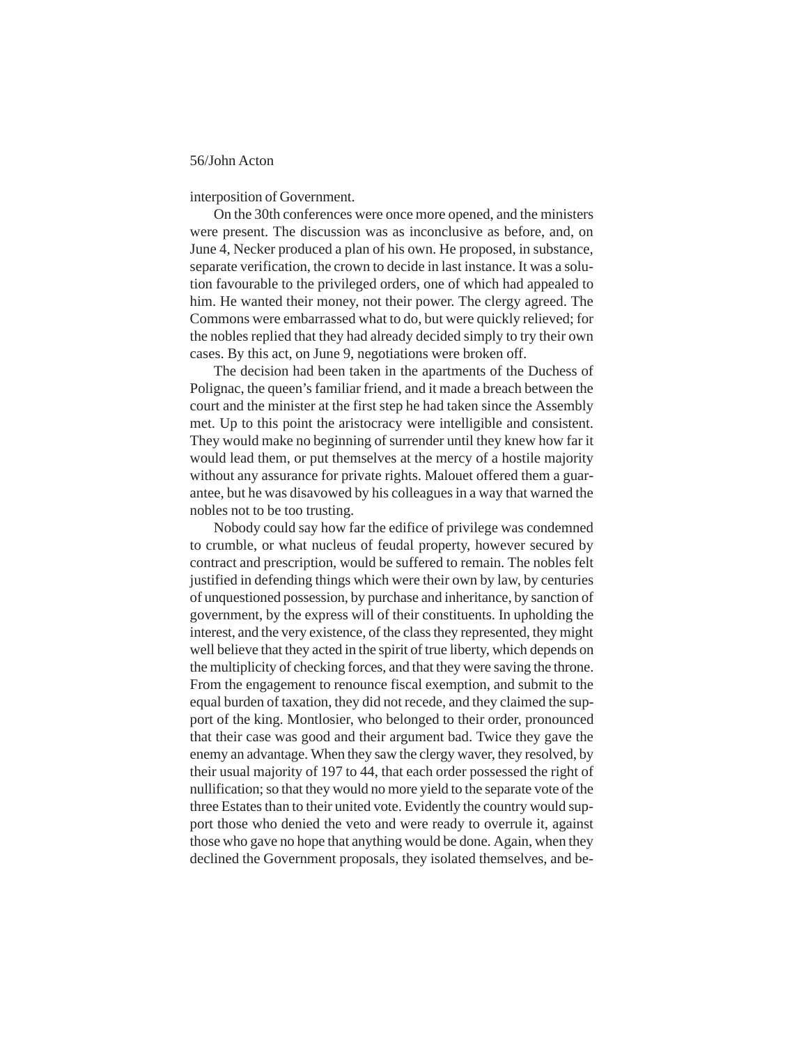interposition of Government.

On the 30th conferences were once more opened, and the ministers were present. The discussion was as inconclusive as before, and, on June 4, Necker produced a plan of his own. He proposed, in substance, separate verification, the crown to decide in last instance. It was a solution favourable to the privileged orders, one of which had appealed to him. He wanted their money, not their power. The clergy agreed. The Commons were embarrassed what to do, but were quickly relieved; for the nobles replied that they had already decided simply to try their own cases. By this act, on June 9, negotiations were broken off.

The decision had been taken in the apartments of the Duchess of Polignac, the queen's familiar friend, and it made a breach between the court and the minister at the first step he had taken since the Assembly met. Up to this point the aristocracy were intelligible and consistent. They would make no beginning of surrender until they knew how far it would lead them, or put themselves at the mercy of a hostile majority without any assurance for private rights. Malouet offered them a guarantee, but he was disavowed by his colleagues in a way that warned the nobles not to be too trusting.

Nobody could say how far the edifice of privilege was condemned to crumble, or what nucleus of feudal property, however secured by contract and prescription, would be suffered to remain. The nobles felt justified in defending things which were their own by law, by centuries of unquestioned possession, by purchase and inheritance, by sanction of government, by the express will of their constituents. In upholding the interest, and the very existence, of the class they represented, they might well believe that they acted in the spirit of true liberty, which depends on the multiplicity of checking forces, and that they were saving the throne. From the engagement to renounce fiscal exemption, and submit to the equal burden of taxation, they did not recede, and they claimed the support of the king. Montlosier, who belonged to their order, pronounced that their case was good and their argument bad. Twice they gave the enemy an advantage. When they saw the clergy waver, they resolved, by their usual majority of 197 to 44, that each order possessed the right of nullification; so that they would no more yield to the separate vote of the three Estates than to their united vote. Evidently the country would support those who denied the veto and were ready to overrule it, against those who gave no hope that anything would be done. Again, when they declined the Government proposals, they isolated themselves, and be-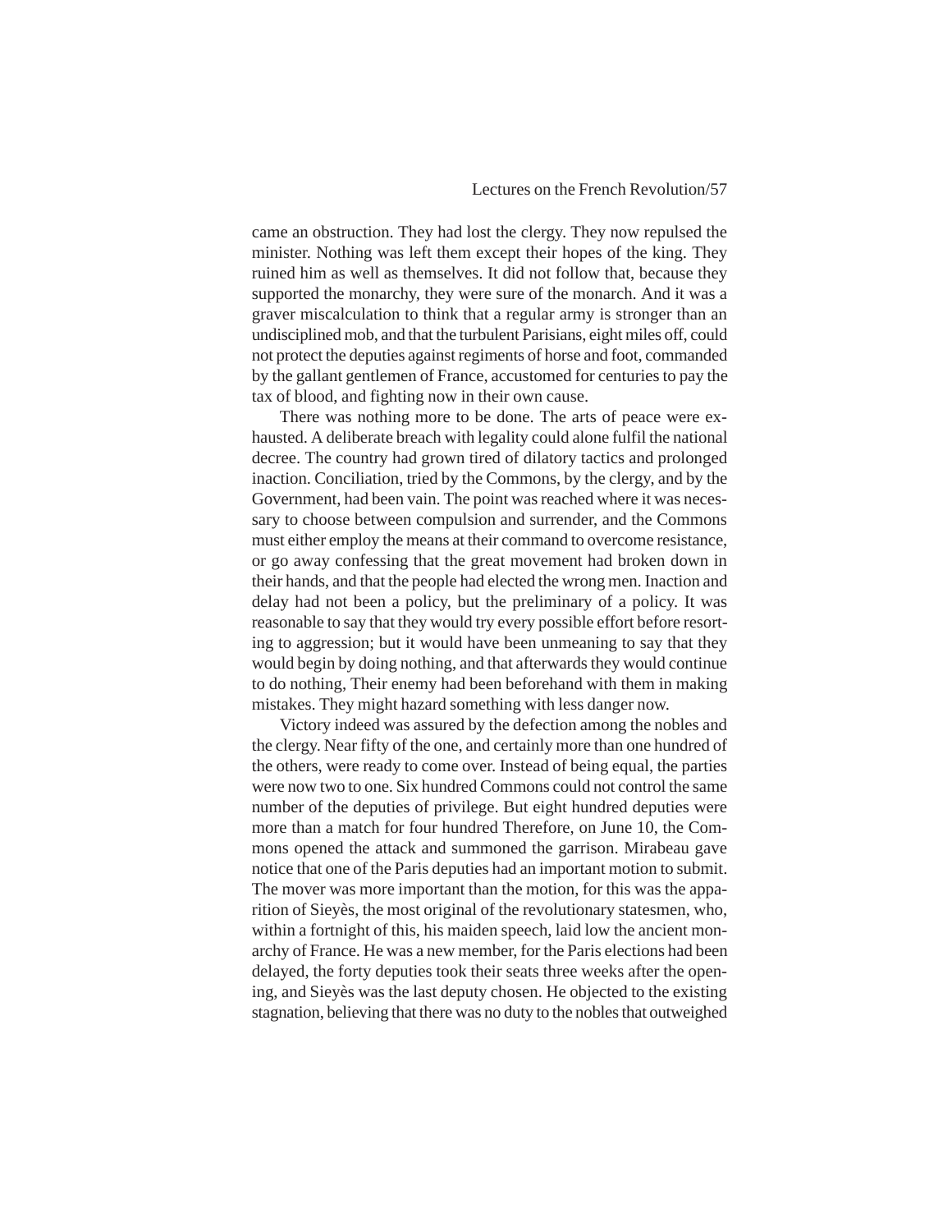came an obstruction. They had lost the clergy. They now repulsed the minister. Nothing was left them except their hopes of the king. They ruined him as well as themselves. It did not follow that, because they supported the monarchy, they were sure of the monarch. And it was a graver miscalculation to think that a regular army is stronger than an undisciplined mob, and that the turbulent Parisians, eight miles off, could not protect the deputies against regiments of horse and foot, commanded by the gallant gentlemen of France, accustomed for centuries to pay the tax of blood, and fighting now in their own cause.

There was nothing more to be done. The arts of peace were exhausted. A deliberate breach with legality could alone fulfil the national decree. The country had grown tired of dilatory tactics and prolonged inaction. Conciliation, tried by the Commons, by the clergy, and by the Government, had been vain. The point was reached where it was necessary to choose between compulsion and surrender, and the Commons must either employ the means at their command to overcome resistance, or go away confessing that the great movement had broken down in their hands, and that the people had elected the wrong men. Inaction and delay had not been a policy, but the preliminary of a policy. It was reasonable to say that they would try every possible effort before resorting to aggression; but it would have been unmeaning to say that they would begin by doing nothing, and that afterwards they would continue to do nothing, Their enemy had been beforehand with them in making mistakes. They might hazard something with less danger now.

Victory indeed was assured by the defection among the nobles and the clergy. Near fifty of the one, and certainly more than one hundred of the others, were ready to come over. Instead of being equal, the parties were now two to one. Six hundred Commons could not control the same number of the deputies of privilege. But eight hundred deputies were more than a match for four hundred Therefore, on June 10, the Commons opened the attack and summoned the garrison. Mirabeau gave notice that one of the Paris deputies had an important motion to submit. The mover was more important than the motion, for this was the apparition of Sieyès, the most original of the revolutionary statesmen, who, within a fortnight of this, his maiden speech, laid low the ancient monarchy of France. He was a new member, for the Paris elections had been delayed, the forty deputies took their seats three weeks after the opening, and Sieyès was the last deputy chosen. He objected to the existing stagnation, believing that there was no duty to the nobles that outweighed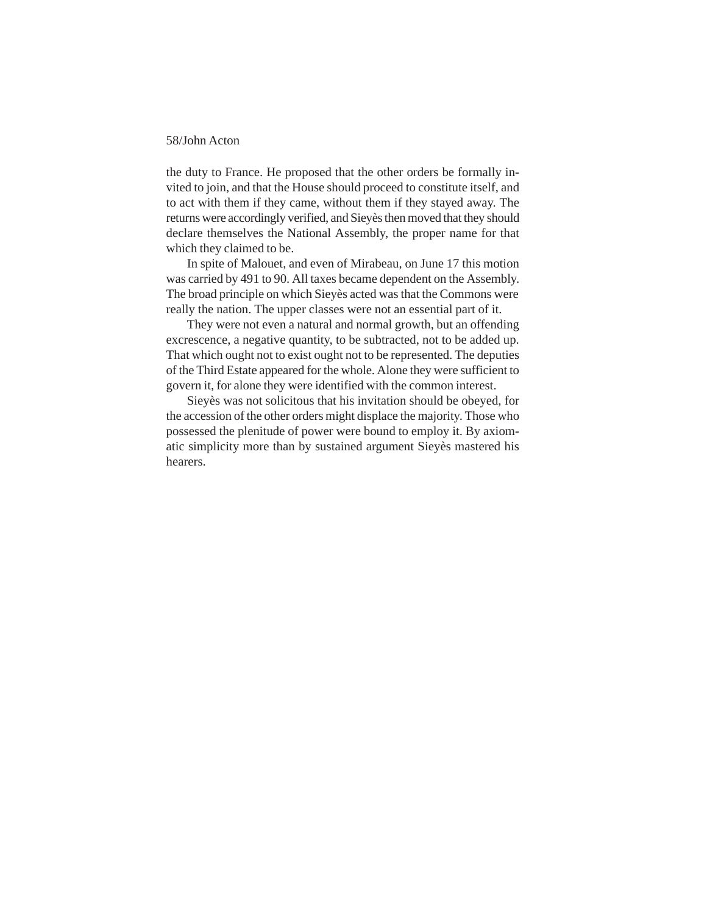the duty to France. He proposed that the other orders be formally invited to join, and that the House should proceed to constitute itself, and to act with them if they came, without them if they stayed away. The returns were accordingly verified, and Sieyès then moved that they should declare themselves the National Assembly, the proper name for that which they claimed to be.

In spite of Malouet, and even of Mirabeau, on June 17 this motion was carried by 491 to 90. All taxes became dependent on the Assembly. The broad principle on which Sieyès acted was that the Commons were really the nation. The upper classes were not an essential part of it.

They were not even a natural and normal growth, but an offending excrescence, a negative quantity, to be subtracted, not to be added up. That which ought not to exist ought not to be represented. The deputies of the Third Estate appeared for the whole. Alone they were sufficient to govern it, for alone they were identified with the common interest.

Sieyès was not solicitous that his invitation should be obeyed, for the accession of the other orders might displace the majority. Those who possessed the plenitude of power were bound to employ it. By axiomatic simplicity more than by sustained argument Sieyès mastered his hearers.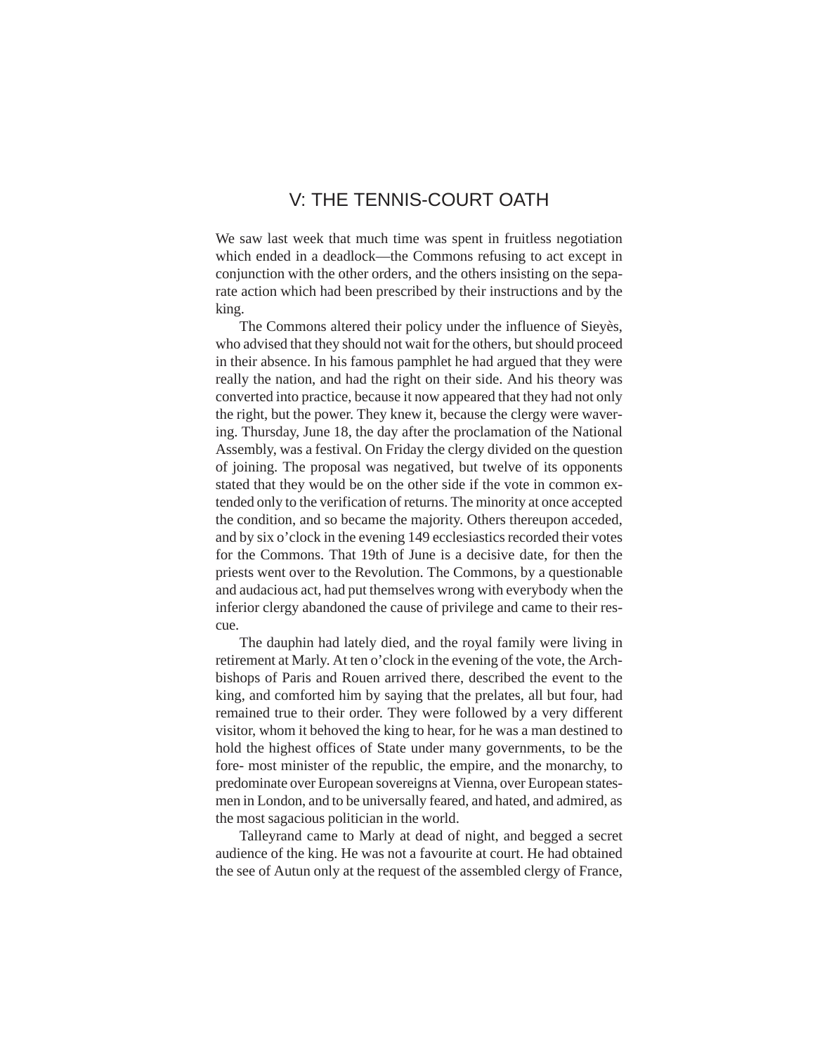# V: THE TENNIS-COURT OATH

We saw last week that much time was spent in fruitless negotiation which ended in a deadlock—the Commons refusing to act except in conjunction with the other orders, and the others insisting on the separate action which had been prescribed by their instructions and by the king.

The Commons altered their policy under the influence of Sieyès, who advised that they should not wait for the others, but should proceed in their absence. In his famous pamphlet he had argued that they were really the nation, and had the right on their side. And his theory was converted into practice, because it now appeared that they had not only the right, but the power. They knew it, because the clergy were wavering. Thursday, June 18, the day after the proclamation of the National Assembly, was a festival. On Friday the clergy divided on the question of joining. The proposal was negatived, but twelve of its opponents stated that they would be on the other side if the vote in common extended only to the verification of returns. The minority at once accepted the condition, and so became the majority. Others thereupon acceded, and by six o'clock in the evening 149 ecclesiastics recorded their votes for the Commons. That 19th of June is a decisive date, for then the priests went over to the Revolution. The Commons, by a questionable and audacious act, had put themselves wrong with everybody when the inferior clergy abandoned the cause of privilege and came to their rescue.

The dauphin had lately died, and the royal family were living in retirement at Marly. At ten o'clock in the evening of the vote, the Archbishops of Paris and Rouen arrived there, described the event to the king, and comforted him by saying that the prelates, all but four, had remained true to their order. They were followed by a very different visitor, whom it behoved the king to hear, for he was a man destined to hold the highest offices of State under many governments, to be the fore- most minister of the republic, the empire, and the monarchy, to predominate over European sovereigns at Vienna, over European statesmen in London, and to be universally feared, and hated, and admired, as the most sagacious politician in the world.

Talleyrand came to Marly at dead of night, and begged a secret audience of the king. He was not a favourite at court. He had obtained the see of Autun only at the request of the assembled clergy of France,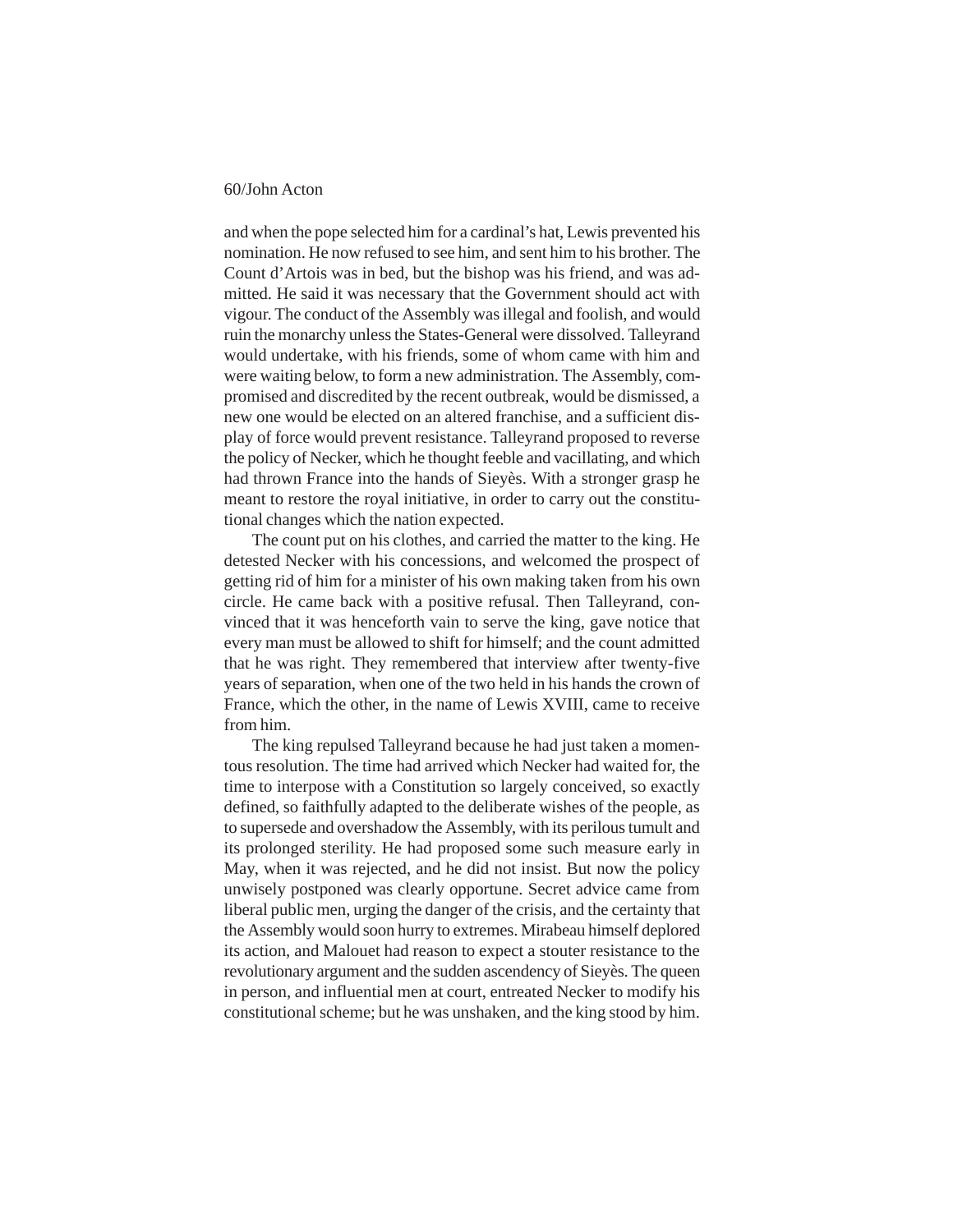and when the pope selected him for a cardinal's hat, Lewis prevented his nomination. He now refused to see him, and sent him to his brother. The Count d'Artois was in bed, but the bishop was his friend, and was admitted. He said it was necessary that the Government should act with vigour. The conduct of the Assembly was illegal and foolish, and would ruin the monarchy unless the States-General were dissolved. Talleyrand would undertake, with his friends, some of whom came with him and were waiting below, to form a new administration. The Assembly, compromised and discredited by the recent outbreak, would be dismissed, a new one would be elected on an altered franchise, and a sufficient display of force would prevent resistance. Talleyrand proposed to reverse the policy of Necker, which he thought feeble and vacillating, and which had thrown France into the hands of Sieyès. With a stronger grasp he meant to restore the royal initiative, in order to carry out the constitutional changes which the nation expected.

The count put on his clothes, and carried the matter to the king. He detested Necker with his concessions, and welcomed the prospect of getting rid of him for a minister of his own making taken from his own circle. He came back with a positive refusal. Then Talleyrand, convinced that it was henceforth vain to serve the king, gave notice that every man must be allowed to shift for himself; and the count admitted that he was right. They remembered that interview after twenty-five years of separation, when one of the two held in his hands the crown of France, which the other, in the name of Lewis XVIII, came to receive from him.

The king repulsed Talleyrand because he had just taken a momentous resolution. The time had arrived which Necker had waited for, the time to interpose with a Constitution so largely conceived, so exactly defined, so faithfully adapted to the deliberate wishes of the people, as to supersede and overshadow the Assembly, with its perilous tumult and its prolonged sterility. He had proposed some such measure early in May, when it was rejected, and he did not insist. But now the policy unwisely postponed was clearly opportune. Secret advice came from liberal public men, urging the danger of the crisis, and the certainty that the Assembly would soon hurry to extremes. Mirabeau himself deplored its action, and Malouet had reason to expect a stouter resistance to the revolutionary argument and the sudden ascendency of Sieyès. The queen in person, and influential men at court, entreated Necker to modify his constitutional scheme; but he was unshaken, and the king stood by him.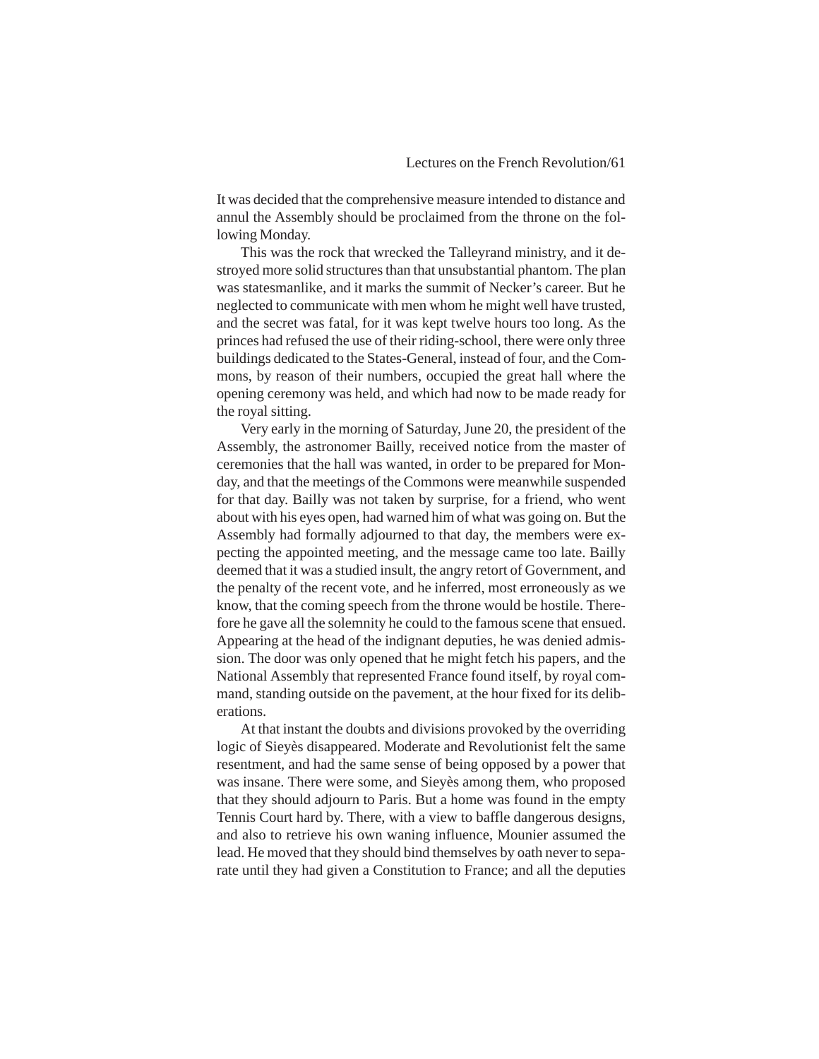It was decided that the comprehensive measure intended to distance and annul the Assembly should be proclaimed from the throne on the following Monday.

This was the rock that wrecked the Talleyrand ministry, and it destroyed more solid structures than that unsubstantial phantom. The plan was statesmanlike, and it marks the summit of Necker's career. But he neglected to communicate with men whom he might well have trusted, and the secret was fatal, for it was kept twelve hours too long. As the princes had refused the use of their riding-school, there were only three buildings dedicated to the States-General, instead of four, and the Commons, by reason of their numbers, occupied the great hall where the opening ceremony was held, and which had now to be made ready for the royal sitting.

Very early in the morning of Saturday, June 20, the president of the Assembly, the astronomer Bailly, received notice from the master of ceremonies that the hall was wanted, in order to be prepared for Monday, and that the meetings of the Commons were meanwhile suspended for that day. Bailly was not taken by surprise, for a friend, who went about with his eyes open, had warned him of what was going on. But the Assembly had formally adjourned to that day, the members were expecting the appointed meeting, and the message came too late. Bailly deemed that it was a studied insult, the angry retort of Government, and the penalty of the recent vote, and he inferred, most erroneously as we know, that the coming speech from the throne would be hostile. Therefore he gave all the solemnity he could to the famous scene that ensued. Appearing at the head of the indignant deputies, he was denied admission. The door was only opened that he might fetch his papers, and the National Assembly that represented France found itself, by royal command, standing outside on the pavement, at the hour fixed for its deliberations.

At that instant the doubts and divisions provoked by the overriding logic of Sieyès disappeared. Moderate and Revolutionist felt the same resentment, and had the same sense of being opposed by a power that was insane. There were some, and Sieyès among them, who proposed that they should adjourn to Paris. But a home was found in the empty Tennis Court hard by. There, with a view to baffle dangerous designs, and also to retrieve his own waning influence, Mounier assumed the lead. He moved that they should bind themselves by oath never to separate until they had given a Constitution to France; and all the deputies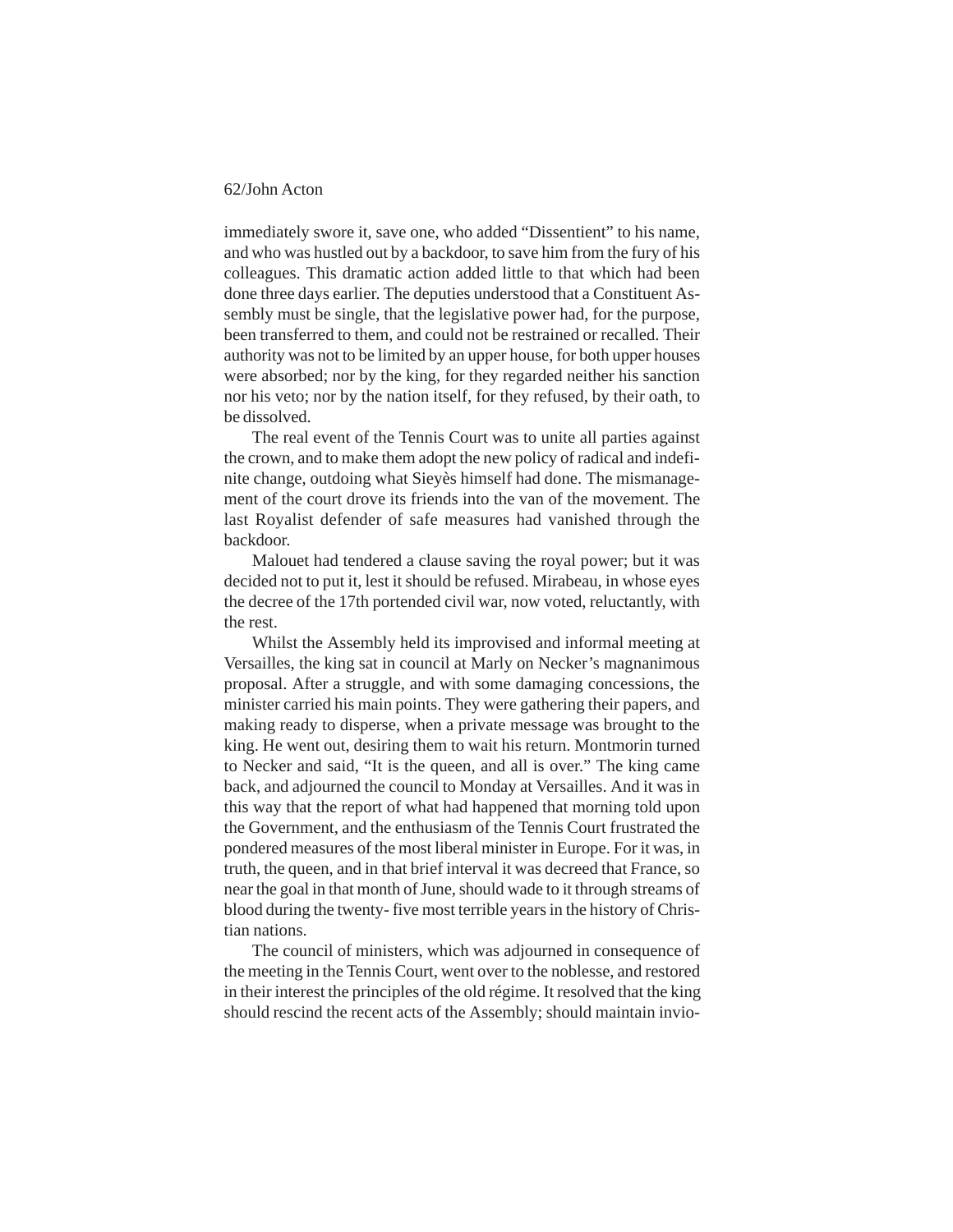immediately swore it, save one, who added "Dissentient" to his name, and who was hustled out by a backdoor, to save him from the fury of his colleagues. This dramatic action added little to that which had been done three days earlier. The deputies understood that a Constituent Assembly must be single, that the legislative power had, for the purpose, been transferred to them, and could not be restrained or recalled. Their authority was not to be limited by an upper house, for both upper houses were absorbed; nor by the king, for they regarded neither his sanction nor his veto; nor by the nation itself, for they refused, by their oath, to be dissolved.

The real event of the Tennis Court was to unite all parties against the crown, and to make them adopt the new policy of radical and indefinite change, outdoing what Sieyès himself had done. The mismanagement of the court drove its friends into the van of the movement. The last Royalist defender of safe measures had vanished through the backdoor.

Malouet had tendered a clause saving the royal power; but it was decided not to put it, lest it should be refused. Mirabeau, in whose eyes the decree of the 17th portended civil war, now voted, reluctantly, with the rest.

Whilst the Assembly held its improvised and informal meeting at Versailles, the king sat in council at Marly on Necker's magnanimous proposal. After a struggle, and with some damaging concessions, the minister carried his main points. They were gathering their papers, and making ready to disperse, when a private message was brought to the king. He went out, desiring them to wait his return. Montmorin turned to Necker and said, "It is the queen, and all is over." The king came back, and adjourned the council to Monday at Versailles. And it was in this way that the report of what had happened that morning told upon the Government, and the enthusiasm of the Tennis Court frustrated the pondered measures of the most liberal minister in Europe. For it was, in truth, the queen, and in that brief interval it was decreed that France, so near the goal in that month of June, should wade to it through streams of blood during the twenty- five most terrible years in the history of Christian nations.

The council of ministers, which was adjourned in consequence of the meeting in the Tennis Court, went over to the noblesse, and restored in their interest the principles of the old régime. It resolved that the king should rescind the recent acts of the Assembly; should maintain invio-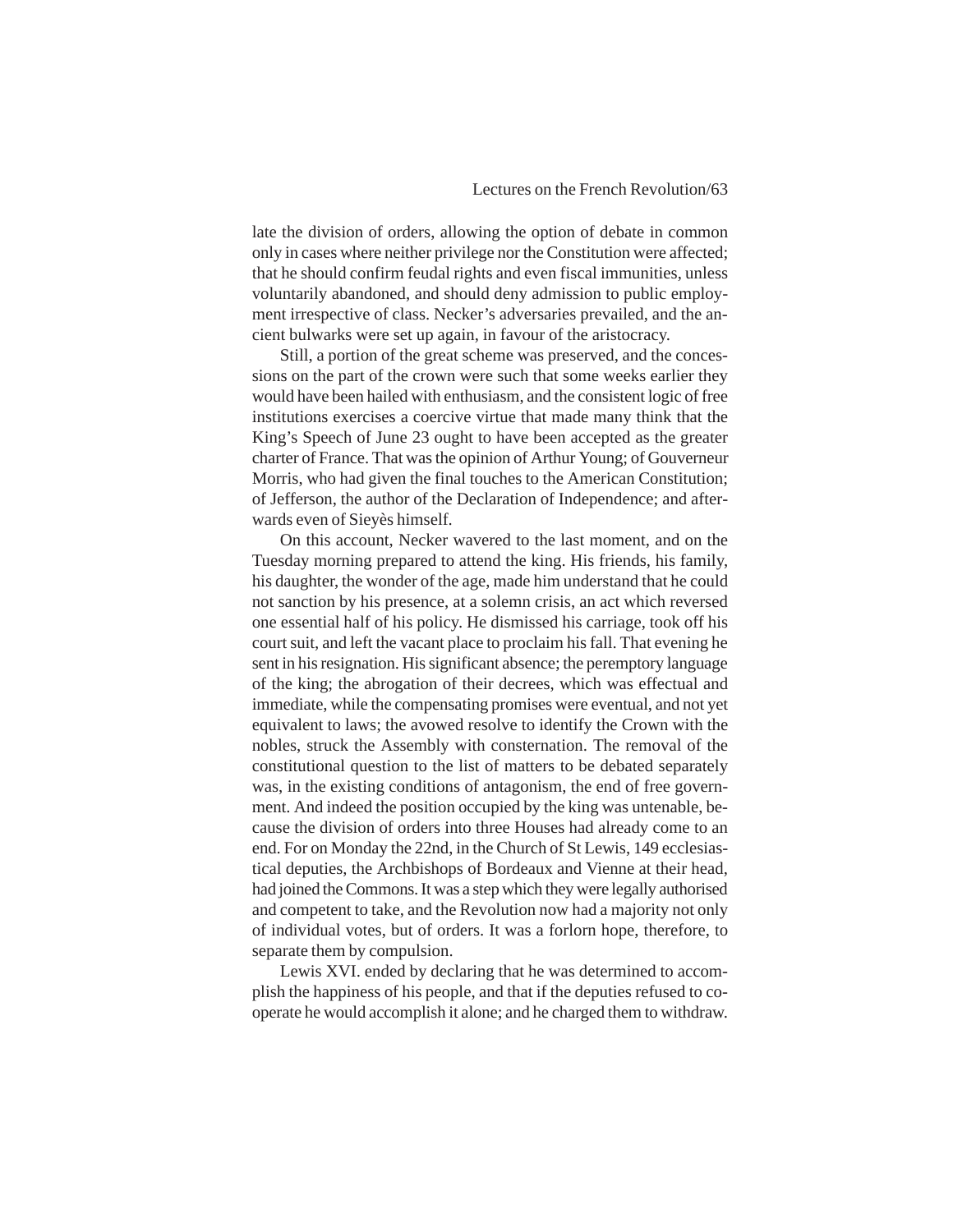late the division of orders, allowing the option of debate in common only in cases where neither privilege nor the Constitution were affected; that he should confirm feudal rights and even fiscal immunities, unless voluntarily abandoned, and should deny admission to public employment irrespective of class. Necker's adversaries prevailed, and the ancient bulwarks were set up again, in favour of the aristocracy.

Still, a portion of the great scheme was preserved, and the concessions on the part of the crown were such that some weeks earlier they would have been hailed with enthusiasm, and the consistent logic of free institutions exercises a coercive virtue that made many think that the King's Speech of June 23 ought to have been accepted as the greater charter of France. That was the opinion of Arthur Young; of Gouverneur Morris, who had given the final touches to the American Constitution; of Jefferson, the author of the Declaration of Independence; and afterwards even of Sieyès himself.

On this account, Necker wavered to the last moment, and on the Tuesday morning prepared to attend the king. His friends, his family, his daughter, the wonder of the age, made him understand that he could not sanction by his presence, at a solemn crisis, an act which reversed one essential half of his policy. He dismissed his carriage, took off his court suit, and left the vacant place to proclaim his fall. That evening he sent in his resignation. His significant absence; the peremptory language of the king; the abrogation of their decrees, which was effectual and immediate, while the compensating promises were eventual, and not yet equivalent to laws; the avowed resolve to identify the Crown with the nobles, struck the Assembly with consternation. The removal of the constitutional question to the list of matters to be debated separately was, in the existing conditions of antagonism, the end of free government. And indeed the position occupied by the king was untenable, because the division of orders into three Houses had already come to an end. For on Monday the 22nd, in the Church of St Lewis, 149 ecclesiastical deputies, the Archbishops of Bordeaux and Vienne at their head, had joined the Commons. It was a step which they were legally authorised and competent to take, and the Revolution now had a majority not only of individual votes, but of orders. It was a forlorn hope, therefore, to separate them by compulsion.

Lewis XVI. ended by declaring that he was determined to accomplish the happiness of his people, and that if the deputies refused to cooperate he would accomplish it alone; and he charged them to withdraw.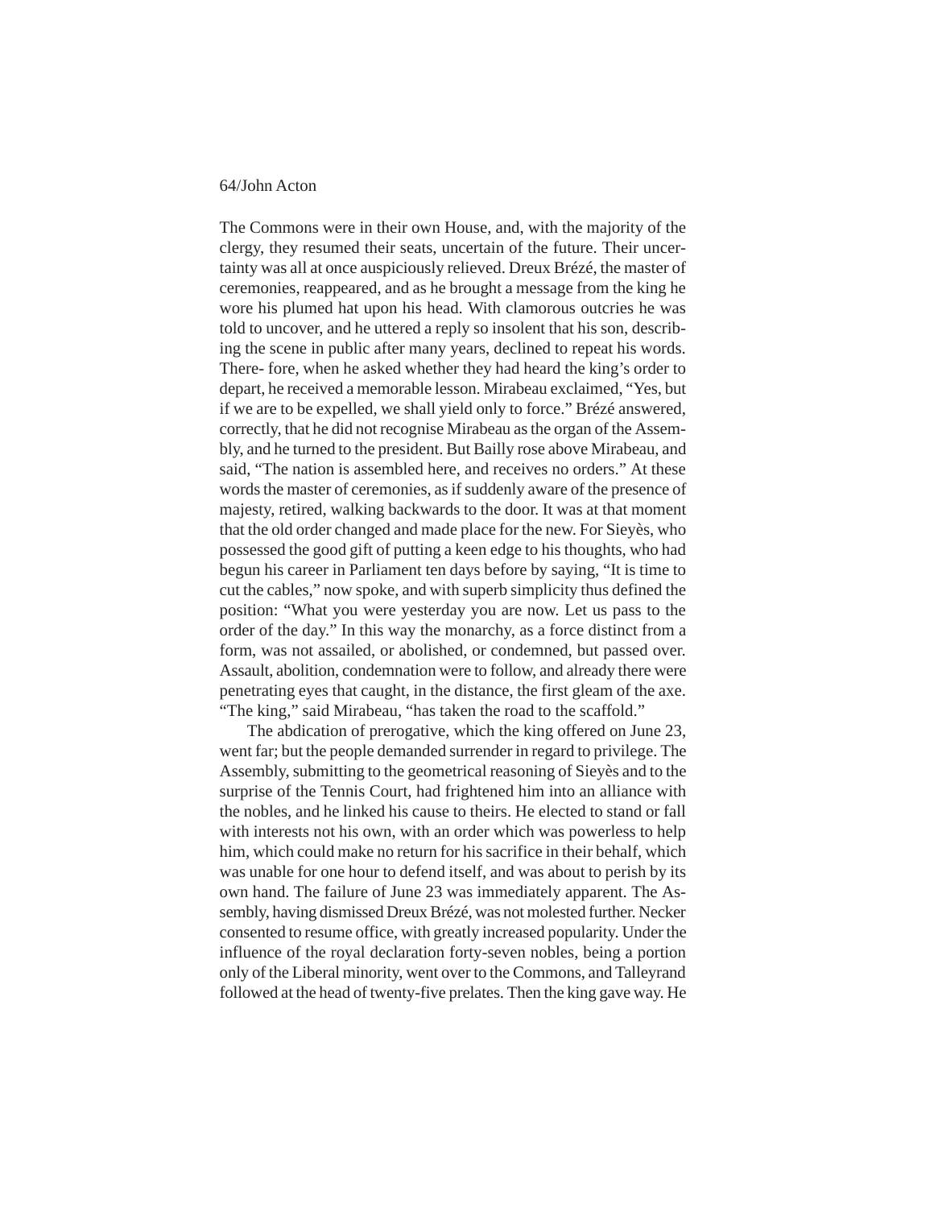The Commons were in their own House, and, with the majority of the clergy, they resumed their seats, uncertain of the future. Their uncertainty was all at once auspiciously relieved. Dreux Brézé, the master of ceremonies, reappeared, and as he brought a message from the king he wore his plumed hat upon his head. With clamorous outcries he was told to uncover, and he uttered a reply so insolent that his son, describing the scene in public after many years, declined to repeat his words. There- fore, when he asked whether they had heard the king's order to depart, he received a memorable lesson. Mirabeau exclaimed, "Yes, but if we are to be expelled, we shall yield only to force." Brézé answered, correctly, that he did not recognise Mirabeau as the organ of the Assembly, and he turned to the president. But Bailly rose above Mirabeau, and said, "The nation is assembled here, and receives no orders." At these words the master of ceremonies, as if suddenly aware of the presence of majesty, retired, walking backwards to the door. It was at that moment that the old order changed and made place for the new. For Sieyès, who possessed the good gift of putting a keen edge to his thoughts, who had begun his career in Parliament ten days before by saying, "It is time to cut the cables," now spoke, and with superb simplicity thus defined the position: "What you were yesterday you are now. Let us pass to the order of the day." In this way the monarchy, as a force distinct from a form, was not assailed, or abolished, or condemned, but passed over. Assault, abolition, condemnation were to follow, and already there were penetrating eyes that caught, in the distance, the first gleam of the axe. "The king," said Mirabeau, "has taken the road to the scaffold."

The abdication of prerogative, which the king offered on June 23, went far; but the people demanded surrender in regard to privilege. The Assembly, submitting to the geometrical reasoning of Sieyès and to the surprise of the Tennis Court, had frightened him into an alliance with the nobles, and he linked his cause to theirs. He elected to stand or fall with interests not his own, with an order which was powerless to help him, which could make no return for his sacrifice in their behalf, which was unable for one hour to defend itself, and was about to perish by its own hand. The failure of June 23 was immediately apparent. The Assembly, having dismissed Dreux Brézé, was not molested further. Necker consented to resume office, with greatly increased popularity. Under the influence of the royal declaration forty-seven nobles, being a portion only of the Liberal minority, went over to the Commons, and Talleyrand followed at the head of twenty-five prelates. Then the king gave way. He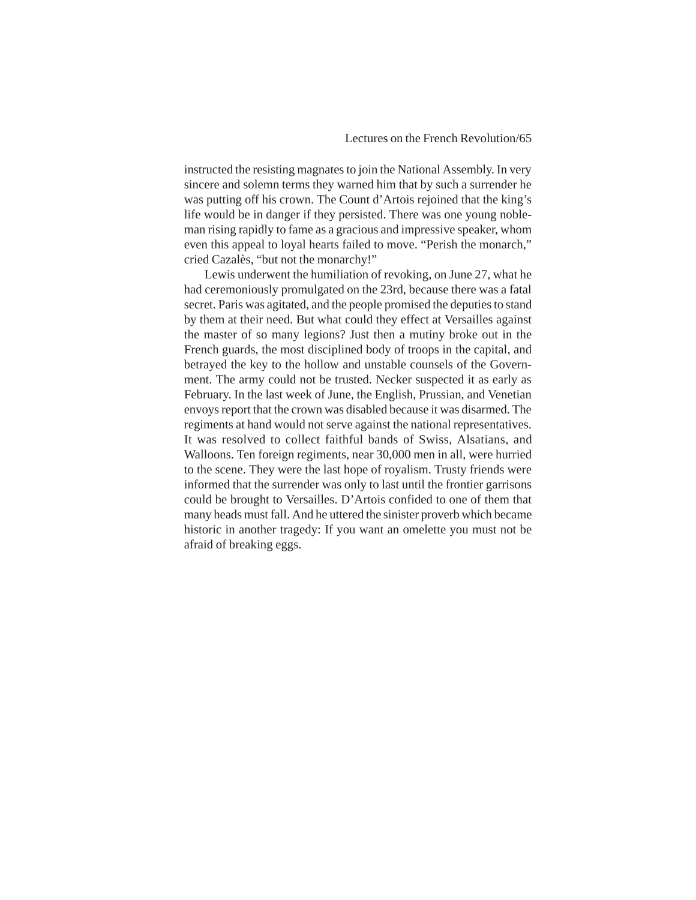instructed the resisting magnates to join the National Assembly. In very sincere and solemn terms they warned him that by such a surrender he was putting off his crown. The Count d'Artois rejoined that the king's life would be in danger if they persisted. There was one young nobleman rising rapidly to fame as a gracious and impressive speaker, whom even this appeal to loyal hearts failed to move. "Perish the monarch," cried Cazalès, "but not the monarchy!"

Lewis underwent the humiliation of revoking, on June 27, what he had ceremoniously promulgated on the 23rd, because there was a fatal secret. Paris was agitated, and the people promised the deputies to stand by them at their need. But what could they effect at Versailles against the master of so many legions? Just then a mutiny broke out in the French guards, the most disciplined body of troops in the capital, and betrayed the key to the hollow and unstable counsels of the Government. The army could not be trusted. Necker suspected it as early as February. In the last week of June, the English, Prussian, and Venetian envoys report that the crown was disabled because it was disarmed. The regiments at hand would not serve against the national representatives. It was resolved to collect faithful bands of Swiss, Alsatians, and Walloons. Ten foreign regiments, near 30,000 men in all, were hurried to the scene. They were the last hope of royalism. Trusty friends were informed that the surrender was only to last until the frontier garrisons could be brought to Versailles. D'Artois confided to one of them that many heads must fall. And he uttered the sinister proverb which became historic in another tragedy: If you want an omelette you must not be afraid of breaking eggs.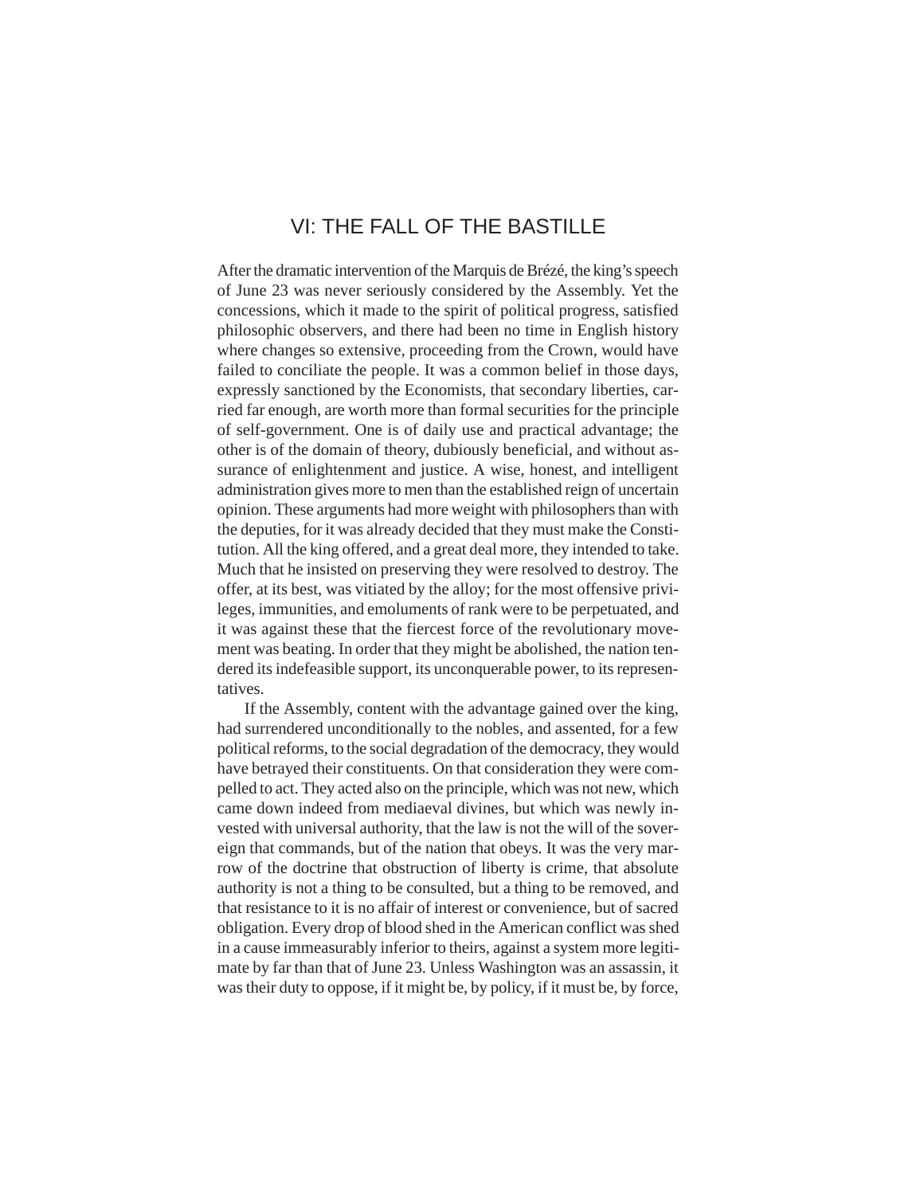# VI: THE FALL OF THE BASTILLE

After the dramatic intervention of the Marquis de Brézé, the king's speech of June 23 was never seriously considered by the Assembly. Yet the concessions, which it made to the spirit of political progress, satisfied philosophic observers, and there had been no time in English history where changes so extensive, proceeding from the Crown, would have failed to conciliate the people. It was a common belief in those days, expressly sanctioned by the Economists, that secondary liberties, carried far enough, are worth more than formal securities for the principle of self-government. One is of daily use and practical advantage; the other is of the domain of theory, dubiously beneficial, and without assurance of enlightenment and justice. A wise, honest, and intelligent administration gives more to men than the established reign of uncertain opinion. These arguments had more weight with philosophers than with the deputies, for it was already decided that they must make the Constitution. All the king offered, and a great deal more, they intended to take. Much that he insisted on preserving they were resolved to destroy. The offer, at its best, was vitiated by the alloy; for the most offensive privileges, immunities, and emoluments of rank were to be perpetuated, and it was against these that the fiercest force of the revolutionary movement was beating. In order that they might be abolished, the nation tendered its indefeasible support, its unconquerable power, to its representatives.

If the Assembly, content with the advantage gained over the king, had surrendered unconditionally to the nobles, and assented, for a few political reforms, to the social degradation of the democracy, they would have betrayed their constituents. On that consideration they were compelled to act. They acted also on the principle, which was not new, which came down indeed from mediaeval divines, but which was newly invested with universal authority, that the law is not the will of the sovereign that commands, but of the nation that obeys. It was the very marrow of the doctrine that obstruction of liberty is crime, that absolute authority is not a thing to be consulted, but a thing to be removed, and that resistance to it is no affair of interest or convenience, but of sacred obligation. Every drop of blood shed in the American conflict was shed in a cause immeasurably inferior to theirs, against a system more legitimate by far than that of June 23. Unless Washington was an assassin, it was their duty to oppose, if it might be, by policy, if it must be, by force,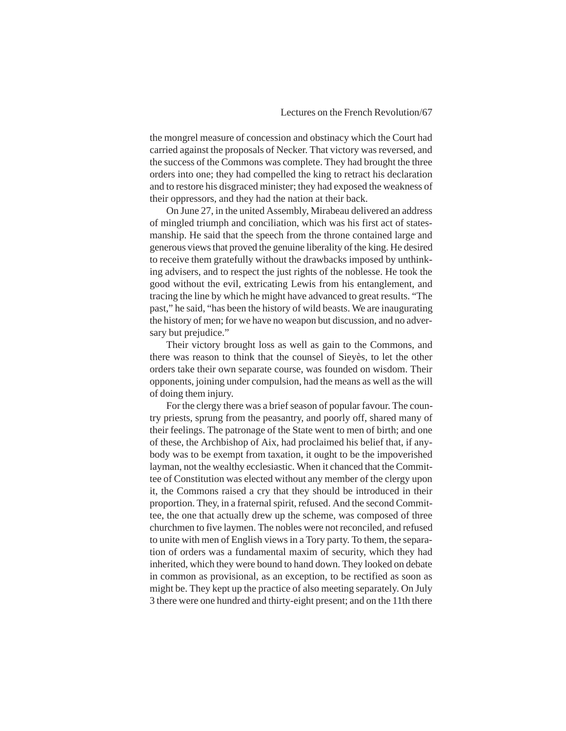the mongrel measure of concession and obstinacy which the Court had carried against the proposals of Necker. That victory was reversed, and the success of the Commons was complete. They had brought the three orders into one; they had compelled the king to retract his declaration and to restore his disgraced minister; they had exposed the weakness of their oppressors, and they had the nation at their back.

On June 27, in the united Assembly, Mirabeau delivered an address of mingled triumph and conciliation, which was his first act of statesmanship. He said that the speech from the throne contained large and generous views that proved the genuine liberality of the king. He desired to receive them gratefully without the drawbacks imposed by unthinking advisers, and to respect the just rights of the noblesse. He took the good without the evil, extricating Lewis from his entanglement, and tracing the line by which he might have advanced to great results. "The past," he said, "has been the history of wild beasts. We are inaugurating the history of men; for we have no weapon but discussion, and no adversary but prejudice."

Their victory brought loss as well as gain to the Commons, and there was reason to think that the counsel of Sieyès, to let the other orders take their own separate course, was founded on wisdom. Their opponents, joining under compulsion, had the means as well as the will of doing them injury.

For the clergy there was a brief season of popular favour. The country priests, sprung from the peasantry, and poorly off, shared many of their feelings. The patronage of the State went to men of birth; and one of these, the Archbishop of Aix, had proclaimed his belief that, if anybody was to be exempt from taxation, it ought to be the impoverished layman, not the wealthy ecclesiastic. When it chanced that the Committee of Constitution was elected without any member of the clergy upon it, the Commons raised a cry that they should be introduced in their proportion. They, in a fraternal spirit, refused. And the second Committee, the one that actually drew up the scheme, was composed of three churchmen to five laymen. The nobles were not reconciled, and refused to unite with men of English views in a Tory party. To them, the separation of orders was a fundamental maxim of security, which they had inherited, which they were bound to hand down. They looked on debate in common as provisional, as an exception, to be rectified as soon as might be. They kept up the practice of also meeting separately. On July 3 there were one hundred and thirty-eight present; and on the 11th there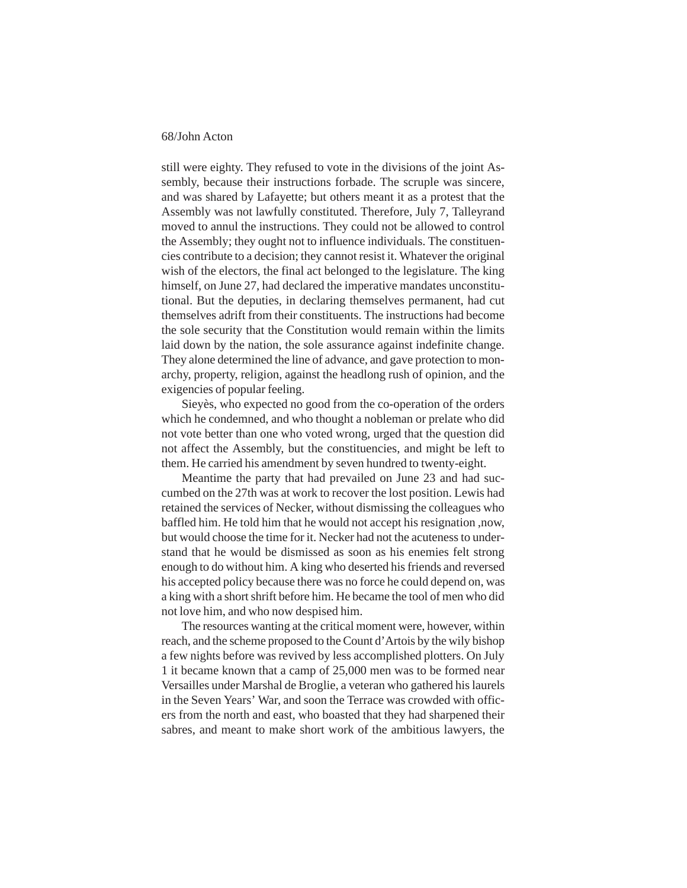still were eighty. They refused to vote in the divisions of the joint Assembly, because their instructions forbade. The scruple was sincere, and was shared by Lafayette; but others meant it as a protest that the Assembly was not lawfully constituted. Therefore, July 7, Talleyrand moved to annul the instructions. They could not be allowed to control the Assembly; they ought not to influence individuals. The constituencies contribute to a decision; they cannot resist it. Whatever the original wish of the electors, the final act belonged to the legislature. The king himself, on June 27, had declared the imperative mandates unconstitutional. But the deputies, in declaring themselves permanent, had cut themselves adrift from their constituents. The instructions had become the sole security that the Constitution would remain within the limits laid down by the nation, the sole assurance against indefinite change. They alone determined the line of advance, and gave protection to monarchy, property, religion, against the headlong rush of opinion, and the exigencies of popular feeling.

Sieyès, who expected no good from the co-operation of the orders which he condemned, and who thought a nobleman or prelate who did not vote better than one who voted wrong, urged that the question did not affect the Assembly, but the constituencies, and might be left to them. He carried his amendment by seven hundred to twenty-eight.

Meantime the party that had prevailed on June 23 and had succumbed on the 27th was at work to recover the lost position. Lewis had retained the services of Necker, without dismissing the colleagues who baffled him. He told him that he would not accept his resignation ,now, but would choose the time for it. Necker had not the acuteness to understand that he would be dismissed as soon as his enemies felt strong enough to do without him. A king who deserted his friends and reversed his accepted policy because there was no force he could depend on, was a king with a short shrift before him. He became the tool of men who did not love him, and who now despised him.

The resources wanting at the critical moment were, however, within reach, and the scheme proposed to the Count d'Artois by the wily bishop a few nights before was revived by less accomplished plotters. On July 1 it became known that a camp of 25,000 men was to be formed near Versailles under Marshal de Broglie, a veteran who gathered his laurels in the Seven Years' War, and soon the Terrace was crowded with officers from the north and east, who boasted that they had sharpened their sabres, and meant to make short work of the ambitious lawyers, the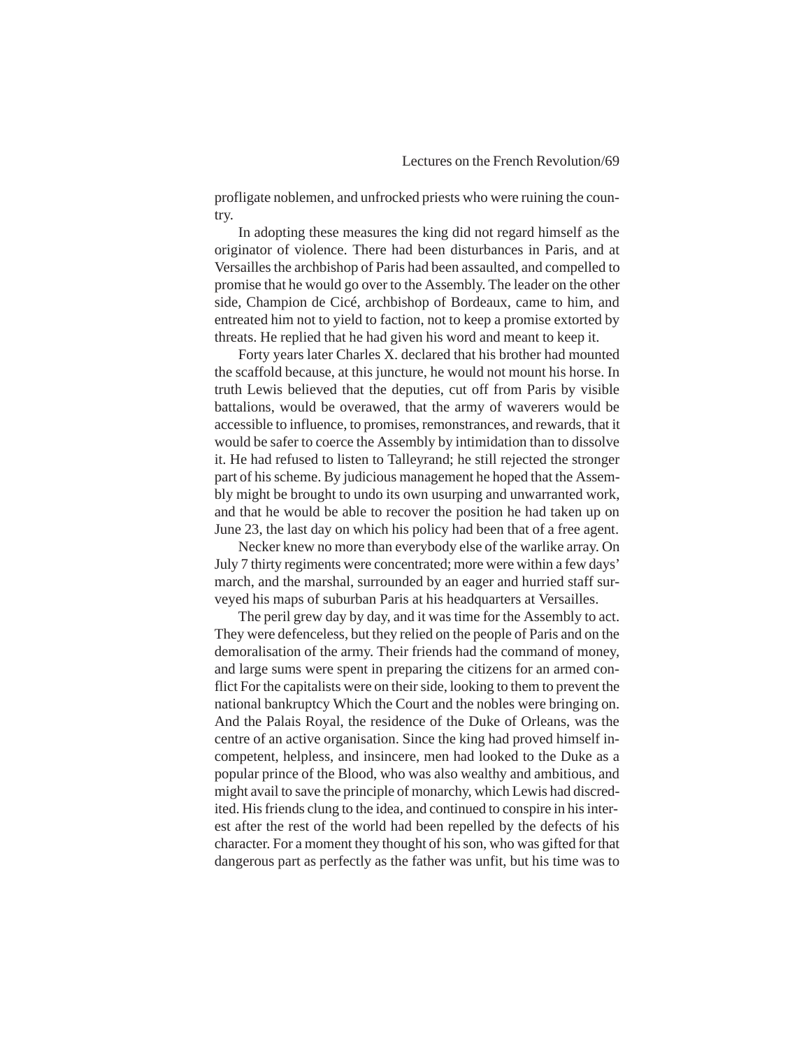profligate noblemen, and unfrocked priests who were ruining the country.

In adopting these measures the king did not regard himself as the originator of violence. There had been disturbances in Paris, and at Versailles the archbishop of Paris had been assaulted, and compelled to promise that he would go over to the Assembly. The leader on the other side, Champion de Cicé, archbishop of Bordeaux, came to him, and entreated him not to yield to faction, not to keep a promise extorted by threats. He replied that he had given his word and meant to keep it.

Forty years later Charles X. declared that his brother had mounted the scaffold because, at this juncture, he would not mount his horse. In truth Lewis believed that the deputies, cut off from Paris by visible battalions, would be overawed, that the army of waverers would be accessible to influence, to promises, remonstrances, and rewards, that it would be safer to coerce the Assembly by intimidation than to dissolve it. He had refused to listen to Talleyrand; he still rejected the stronger part of his scheme. By judicious management he hoped that the Assembly might be brought to undo its own usurping and unwarranted work, and that he would be able to recover the position he had taken up on June 23, the last day on which his policy had been that of a free agent.

Necker knew no more than everybody else of the warlike array. On July 7 thirty regiments were concentrated; more were within a few days' march, and the marshal, surrounded by an eager and hurried staff surveyed his maps of suburban Paris at his headquarters at Versailles.

The peril grew day by day, and it was time for the Assembly to act. They were defenceless, but they relied on the people of Paris and on the demoralisation of the army. Their friends had the command of money, and large sums were spent in preparing the citizens for an armed conflict For the capitalists were on their side, looking to them to prevent the national bankruptcy Which the Court and the nobles were bringing on. And the Palais Royal, the residence of the Duke of Orleans, was the centre of an active organisation. Since the king had proved himself incompetent, helpless, and insincere, men had looked to the Duke as a popular prince of the Blood, who was also wealthy and ambitious, and might avail to save the principle of monarchy, which Lewis had discredited. His friends clung to the idea, and continued to conspire in his interest after the rest of the world had been repelled by the defects of his character. For a moment they thought of his son, who was gifted for that dangerous part as perfectly as the father was unfit, but his time was to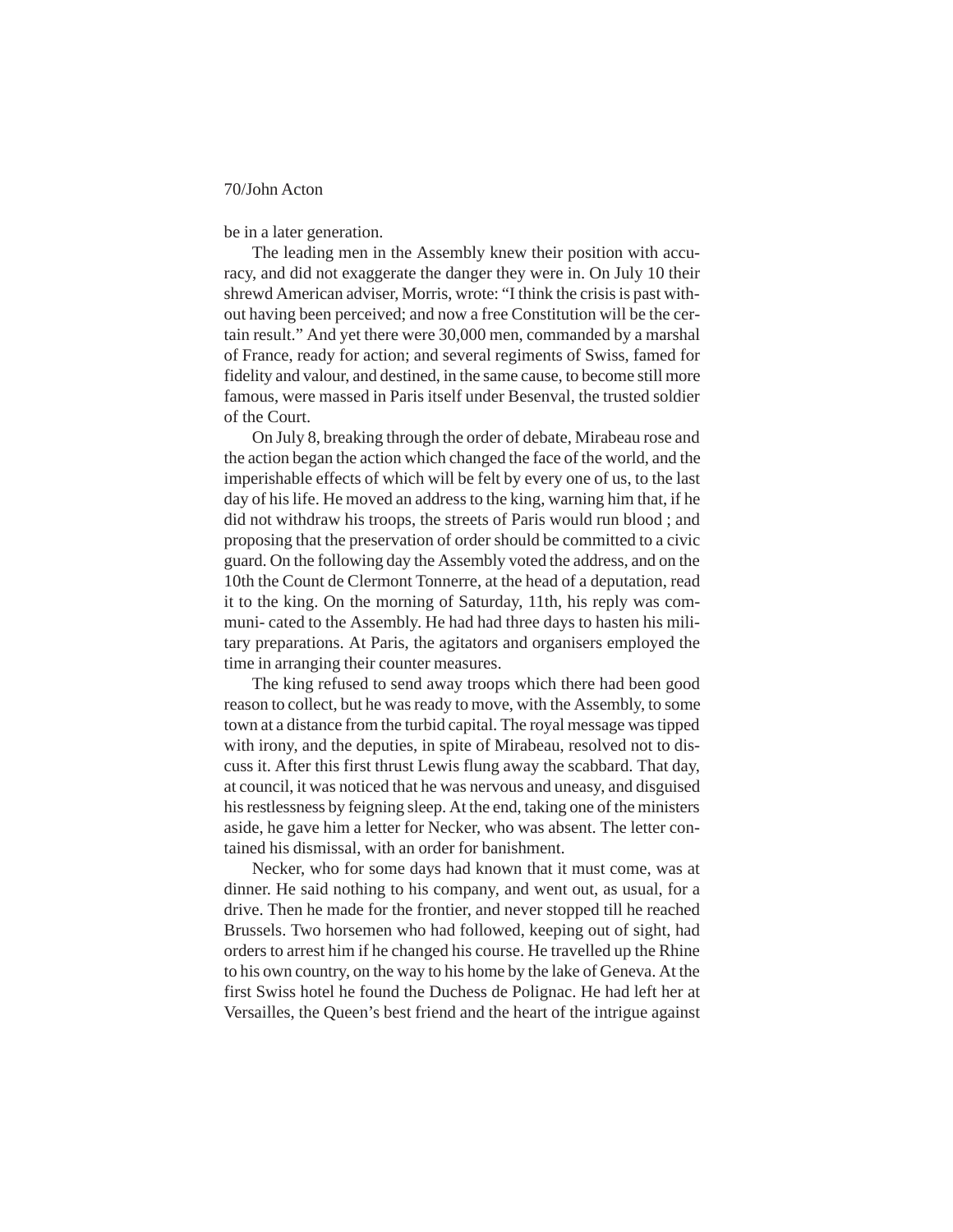be in a later generation.

The leading men in the Assembly knew their position with accuracy, and did not exaggerate the danger they were in. On July 10 their shrewd American adviser, Morris, wrote: "I think the crisis is past without having been perceived; and now a free Constitution will be the certain result." And yet there were 30,000 men, commanded by a marshal of France, ready for action; and several regiments of Swiss, famed for fidelity and valour, and destined, in the same cause, to become still more famous, were massed in Paris itself under Besenval, the trusted soldier of the Court.

On July 8, breaking through the order of debate, Mirabeau rose and the action began the action which changed the face of the world, and the imperishable effects of which will be felt by every one of us, to the last day of his life. He moved an address to the king, warning him that, if he did not withdraw his troops, the streets of Paris would run blood ; and proposing that the preservation of order should be committed to a civic guard. On the following day the Assembly voted the address, and on the 10th the Count de Clermont Tonnerre, at the head of a deputation, read it to the king. On the morning of Saturday, 11th, his reply was communi- cated to the Assembly. He had had three days to hasten his military preparations. At Paris, the agitators and organisers employed the time in arranging their counter measures.

The king refused to send away troops which there had been good reason to collect, but he was ready to move, with the Assembly, to some town at a distance from the turbid capital. The royal message was tipped with irony, and the deputies, in spite of Mirabeau, resolved not to discuss it. After this first thrust Lewis flung away the scabbard. That day, at council, it was noticed that he was nervous and uneasy, and disguised his restlessness by feigning sleep. At the end, taking one of the ministers aside, he gave him a letter for Necker, who was absent. The letter contained his dismissal, with an order for banishment.

Necker, who for some days had known that it must come, was at dinner. He said nothing to his company, and went out, as usual, for a drive. Then he made for the frontier, and never stopped till he reached Brussels. Two horsemen who had followed, keeping out of sight, had orders to arrest him if he changed his course. He travelled up the Rhine to his own country, on the way to his home by the lake of Geneva. At the first Swiss hotel he found the Duchess de Polignac. He had left her at Versailles, the Queen's best friend and the heart of the intrigue against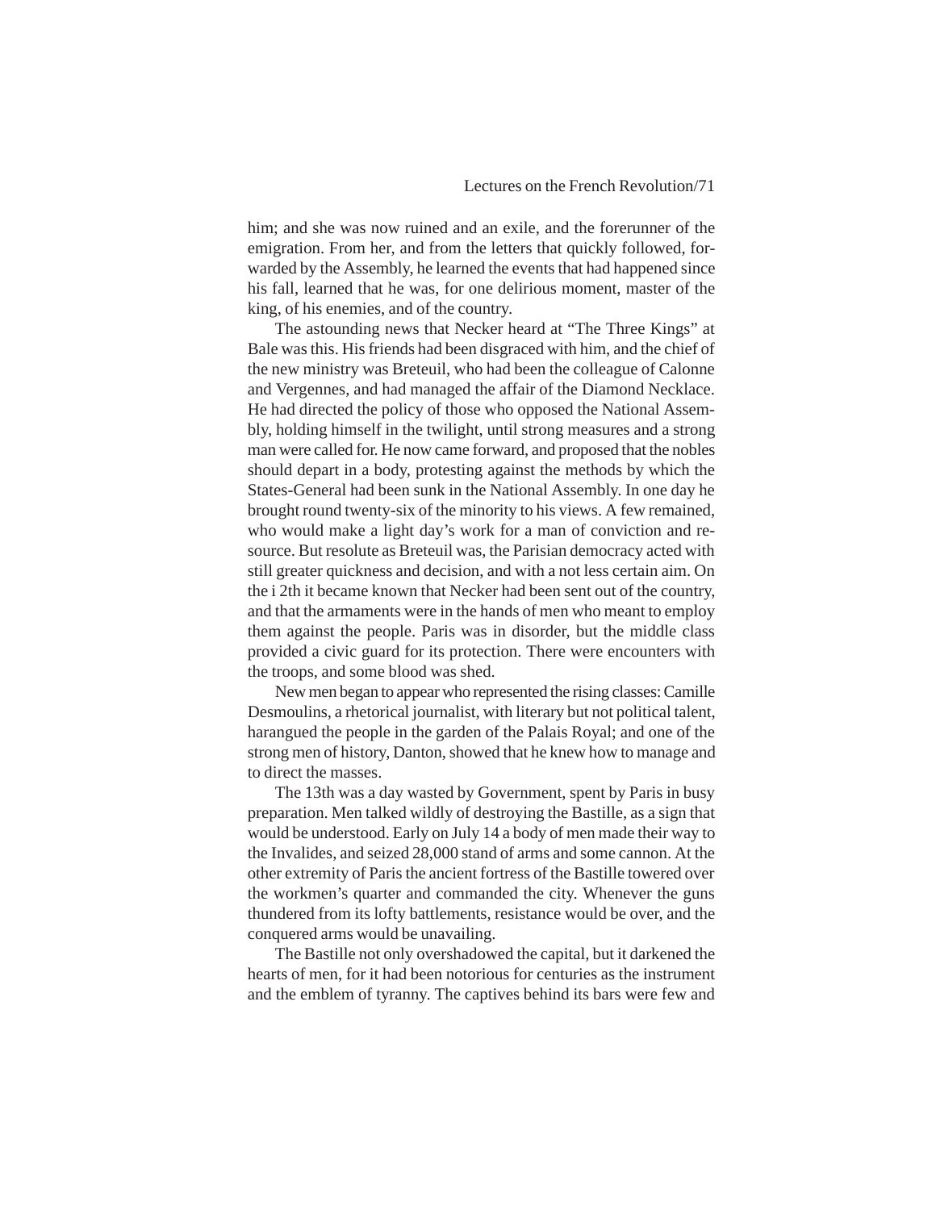him; and she was now ruined and an exile, and the forerunner of the emigration. From her, and from the letters that quickly followed, forwarded by the Assembly, he learned the events that had happened since his fall, learned that he was, for one delirious moment, master of the king, of his enemies, and of the country.

The astounding news that Necker heard at "The Three Kings" at Bale was this. His friends had been disgraced with him, and the chief of the new ministry was Breteuil, who had been the colleague of Calonne and Vergennes, and had managed the affair of the Diamond Necklace. He had directed the policy of those who opposed the National Assembly, holding himself in the twilight, until strong measures and a strong man were called for. He now came forward, and proposed that the nobles should depart in a body, protesting against the methods by which the States-General had been sunk in the National Assembly. In one day he brought round twenty-six of the minority to his views. A few remained, who would make a light day's work for a man of conviction and resource. But resolute as Breteuil was, the Parisian democracy acted with still greater quickness and decision, and with a not less certain aim. On the i 2th it became known that Necker had been sent out of the country, and that the armaments were in the hands of men who meant to employ them against the people. Paris was in disorder, but the middle class provided a civic guard for its protection. There were encounters with the troops, and some blood was shed.

New men began to appear who represented the rising classes: Camille Desmoulins, a rhetorical journalist, with literary but not political talent, harangued the people in the garden of the Palais Royal; and one of the strong men of history, Danton, showed that he knew how to manage and to direct the masses.

The 13th was a day wasted by Government, spent by Paris in busy preparation. Men talked wildly of destroying the Bastille, as a sign that would be understood. Early on July 14 a body of men made their way to the Invalides, and seized 28,000 stand of arms and some cannon. At the other extremity of Paris the ancient fortress of the Bastille towered over the workmen's quarter and commanded the city. Whenever the guns thundered from its lofty battlements, resistance would be over, and the conquered arms would be unavailing.

The Bastille not only overshadowed the capital, but it darkened the hearts of men, for it had been notorious for centuries as the instrument and the emblem of tyranny. The captives behind its bars were few and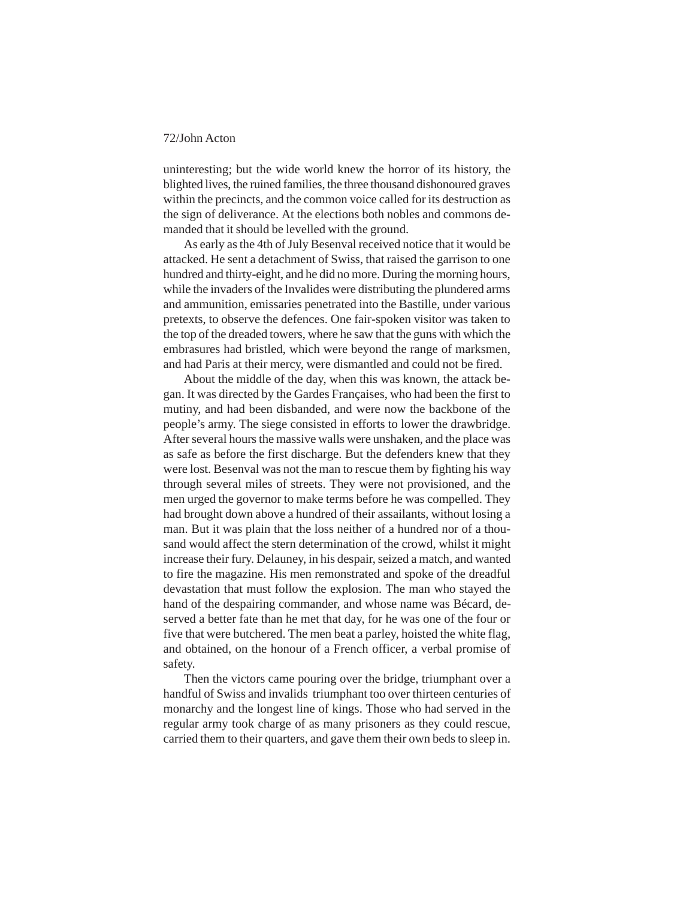uninteresting; but the wide world knew the horror of its history, the blighted lives, the ruined families, the three thousand dishonoured graves within the precincts, and the common voice called for its destruction as the sign of deliverance. At the elections both nobles and commons demanded that it should be levelled with the ground.

As early as the 4th of July Besenval received notice that it would be attacked. He sent a detachment of Swiss, that raised the garrison to one hundred and thirty-eight, and he did no more. During the morning hours, while the invaders of the Invalides were distributing the plundered arms and ammunition, emissaries penetrated into the Bastille, under various pretexts, to observe the defences. One fair-spoken visitor was taken to the top of the dreaded towers, where he saw that the guns with which the embrasures had bristled, which were beyond the range of marksmen, and had Paris at their mercy, were dismantled and could not be fired.

About the middle of the day, when this was known, the attack began. It was directed by the Gardes Françaises, who had been the first to mutiny, and had been disbanded, and were now the backbone of the people's army. The siege consisted in efforts to lower the drawbridge. After several hours the massive walls were unshaken, and the place was as safe as before the first discharge. But the defenders knew that they were lost. Besenval was not the man to rescue them by fighting his way through several miles of streets. They were not provisioned, and the men urged the governor to make terms before he was compelled. They had brought down above a hundred of their assailants, without losing a man. But it was plain that the loss neither of a hundred nor of a thousand would affect the stern determination of the crowd, whilst it might increase their fury. Delauney, in his despair, seized a match, and wanted to fire the magazine. His men remonstrated and spoke of the dreadful devastation that must follow the explosion. The man who stayed the hand of the despairing commander, and whose name was Bécard, deserved a better fate than he met that day, for he was one of the four or five that were butchered. The men beat a parley, hoisted the white flag, and obtained, on the honour of a French officer, a verbal promise of safety.

Then the victors came pouring over the bridge, triumphant over a handful of Swiss and invalids triumphant too over thirteen centuries of monarchy and the longest line of kings. Those who had served in the regular army took charge of as many prisoners as they could rescue, carried them to their quarters, and gave them their own beds to sleep in.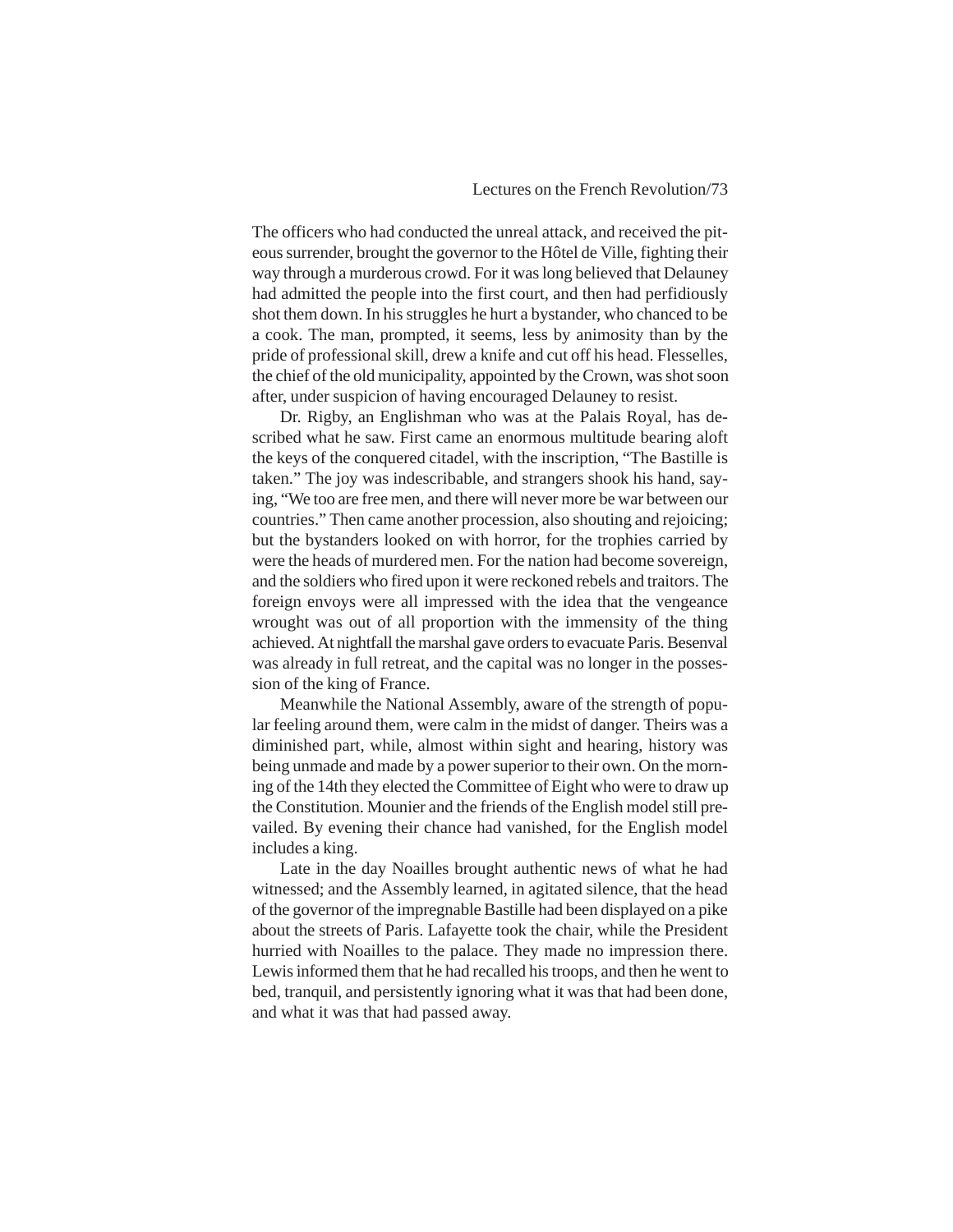The officers who had conducted the unreal attack, and received the piteous surrender, brought the governor to the Hôtel de Ville, fighting their way through a murderous crowd. For it was long believed that Delauney had admitted the people into the first court, and then had perfidiously shot them down. In his struggles he hurt a bystander, who chanced to be a cook. The man, prompted, it seems, less by animosity than by the pride of professional skill, drew a knife and cut off his head. Flesselles, the chief of the old municipality, appointed by the Crown, was shot soon after, under suspicion of having encouraged Delauney to resist.

Dr. Rigby, an Englishman who was at the Palais Royal, has described what he saw. First came an enormous multitude bearing aloft the keys of the conquered citadel, with the inscription, "The Bastille is taken." The joy was indescribable, and strangers shook his hand, saying, "We too are free men, and there will never more be war between our countries." Then came another procession, also shouting and rejoicing; but the bystanders looked on with horror, for the trophies carried by were the heads of murdered men. For the nation had become sovereign, and the soldiers who fired upon it were reckoned rebels and traitors. The foreign envoys were all impressed with the idea that the vengeance wrought was out of all proportion with the immensity of the thing achieved. At nightfall the marshal gave orders to evacuate Paris. Besenval was already in full retreat, and the capital was no longer in the possession of the king of France.

Meanwhile the National Assembly, aware of the strength of popular feeling around them, were calm in the midst of danger. Theirs was a diminished part, while, almost within sight and hearing, history was being unmade and made by a power superior to their own. On the morning of the 14th they elected the Committee of Eight who were to draw up the Constitution. Mounier and the friends of the English model still prevailed. By evening their chance had vanished, for the English model includes a king.

Late in the day Noailles brought authentic news of what he had witnessed; and the Assembly learned, in agitated silence, that the head of the governor of the impregnable Bastille had been displayed on a pike about the streets of Paris. Lafayette took the chair, while the President hurried with Noailles to the palace. They made no impression there. Lewis informed them that he had recalled his troops, and then he went to bed, tranquil, and persistently ignoring what it was that had been done, and what it was that had passed away.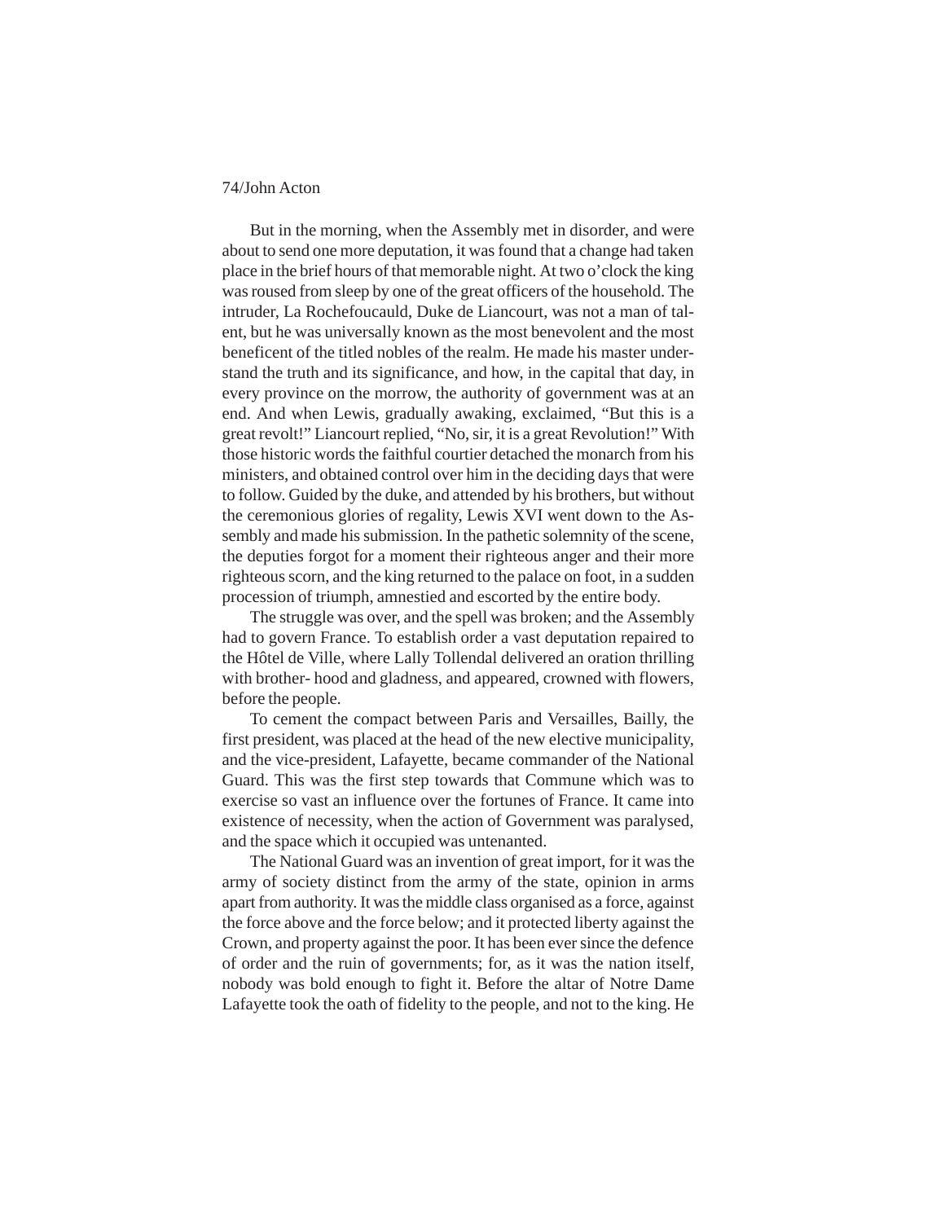But in the morning, when the Assembly met in disorder, and were about to send one more deputation, it was found that a change had taken place in the brief hours of that memorable night. At two o'clock the king was roused from sleep by one of the great officers of the household. The intruder, La Rochefoucauld, Duke de Liancourt, was not a man of talent, but he was universally known as the most benevolent and the most beneficent of the titled nobles of the realm. He made his master understand the truth and its significance, and how, in the capital that day, in every province on the morrow, the authority of government was at an end. And when Lewis, gradually awaking, exclaimed, "But this is a great revolt!" Liancourt replied, "No, sir, it is a great Revolution!" With those historic words the faithful courtier detached the monarch from his ministers, and obtained control over him in the deciding days that were to follow. Guided by the duke, and attended by his brothers, but without the ceremonious glories of regality, Lewis XVI went down to the Assembly and made his submission. In the pathetic solemnity of the scene, the deputies forgot for a moment their righteous anger and their more righteous scorn, and the king returned to the palace on foot, in a sudden procession of triumph, amnestied and escorted by the entire body.

The struggle was over, and the spell was broken; and the Assembly had to govern France. To establish order a vast deputation repaired to the Hôtel de Ville, where Lally Tollendal delivered an oration thrilling with brother- hood and gladness, and appeared, crowned with flowers, before the people.

To cement the compact between Paris and Versailles, Bailly, the first president, was placed at the head of the new elective municipality, and the vice-president, Lafayette, became commander of the National Guard. This was the first step towards that Commune which was to exercise so vast an influence over the fortunes of France. It came into existence of necessity, when the action of Government was paralysed, and the space which it occupied was untenanted.

The National Guard was an invention of great import, for it was the army of society distinct from the army of the state, opinion in arms apart from authority. It was the middle class organised as a force, against the force above and the force below; and it protected liberty against the Crown, and property against the poor. It has been ever since the defence of order and the ruin of governments; for, as it was the nation itself, nobody was bold enough to fight it. Before the altar of Notre Dame Lafayette took the oath of fidelity to the people, and not to the king. He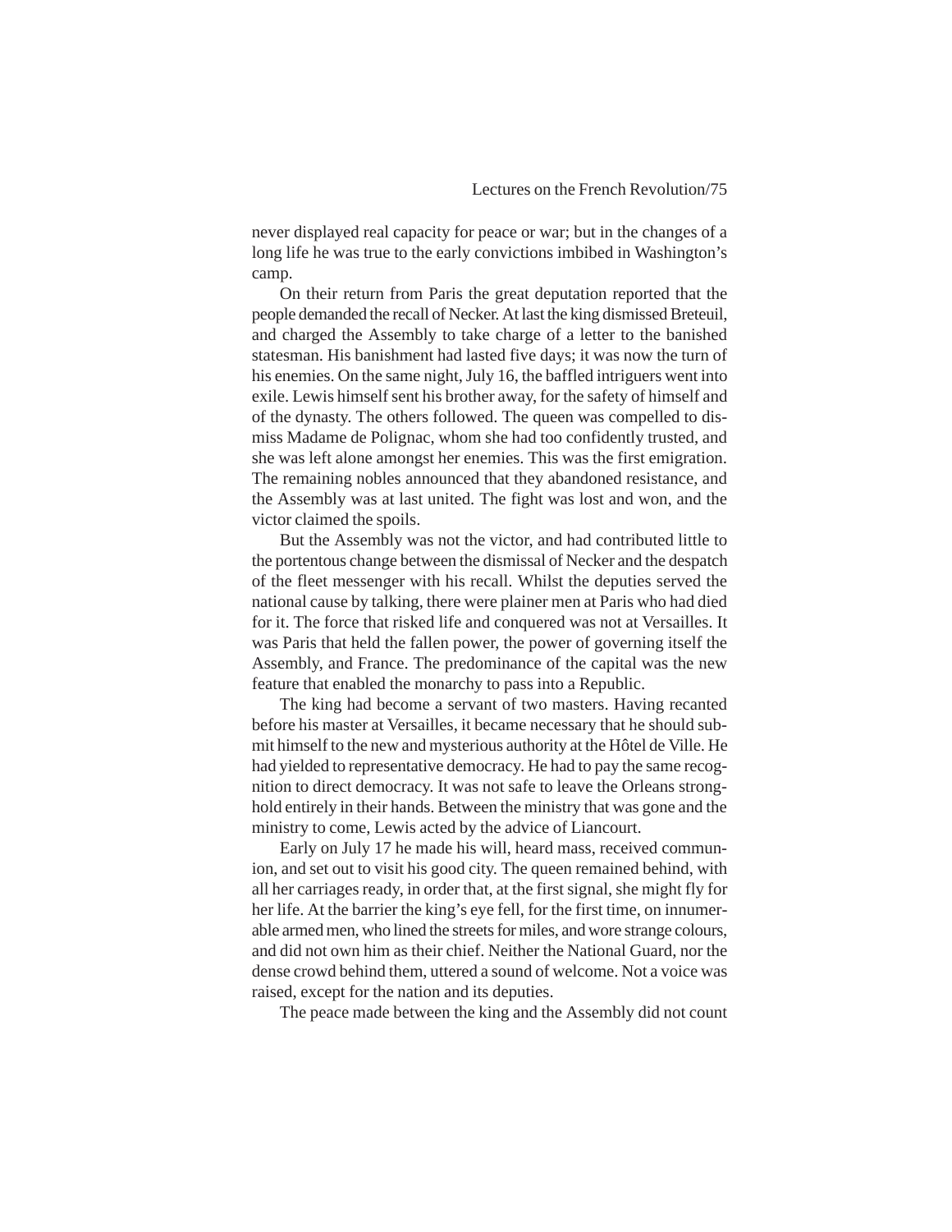never displayed real capacity for peace or war; but in the changes of a long life he was true to the early convictions imbibed in Washington's camp.

On their return from Paris the great deputation reported that the people demanded the recall of Necker. At last the king dismissed Breteuil, and charged the Assembly to take charge of a letter to the banished statesman. His banishment had lasted five days; it was now the turn of his enemies. On the same night, July 16, the baffled intriguers went into exile. Lewis himself sent his brother away, for the safety of himself and of the dynasty. The others followed. The queen was compelled to dismiss Madame de Polignac, whom she had too confidently trusted, and she was left alone amongst her enemies. This was the first emigration. The remaining nobles announced that they abandoned resistance, and the Assembly was at last united. The fight was lost and won, and the victor claimed the spoils.

But the Assembly was not the victor, and had contributed little to the portentous change between the dismissal of Necker and the despatch of the fleet messenger with his recall. Whilst the deputies served the national cause by talking, there were plainer men at Paris who had died for it. The force that risked life and conquered was not at Versailles. It was Paris that held the fallen power, the power of governing itself the Assembly, and France. The predominance of the capital was the new feature that enabled the monarchy to pass into a Republic.

The king had become a servant of two masters. Having recanted before his master at Versailles, it became necessary that he should submit himself to the new and mysterious authority at the Hôtel de Ville. He had yielded to representative democracy. He had to pay the same recognition to direct democracy. It was not safe to leave the Orleans stronghold entirely in their hands. Between the ministry that was gone and the ministry to come, Lewis acted by the advice of Liancourt.

Early on July 17 he made his will, heard mass, received communion, and set out to visit his good city. The queen remained behind, with all her carriages ready, in order that, at the first signal, she might fly for her life. At the barrier the king's eye fell, for the first time, on innumerable armed men, who lined the streets for miles, and wore strange colours, and did not own him as their chief. Neither the National Guard, nor the dense crowd behind them, uttered a sound of welcome. Not a voice was raised, except for the nation and its deputies.

The peace made between the king and the Assembly did not count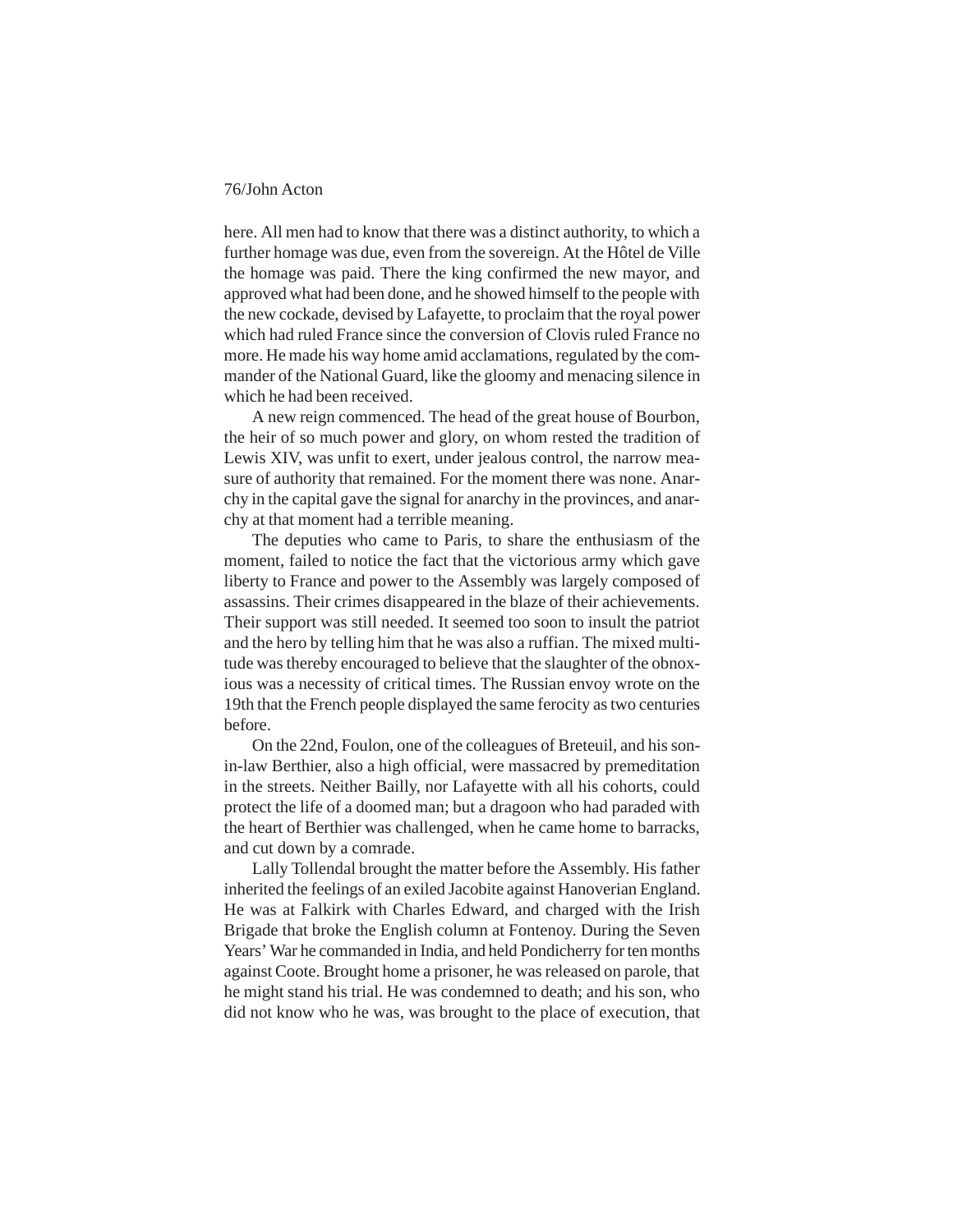here. All men had to know that there was a distinct authority, to which a further homage was due, even from the sovereign. At the Hôtel de Ville the homage was paid. There the king confirmed the new mayor, and approved what had been done, and he showed himself to the people with the new cockade, devised by Lafayette, to proclaim that the royal power which had ruled France since the conversion of Clovis ruled France no more. He made his way home amid acclamations, regulated by the commander of the National Guard, like the gloomy and menacing silence in which he had been received.

A new reign commenced. The head of the great house of Bourbon, the heir of so much power and glory, on whom rested the tradition of Lewis XIV, was unfit to exert, under jealous control, the narrow measure of authority that remained. For the moment there was none. Anarchy in the capital gave the signal for anarchy in the provinces, and anarchy at that moment had a terrible meaning.

The deputies who came to Paris, to share the enthusiasm of the moment, failed to notice the fact that the victorious army which gave liberty to France and power to the Assembly was largely composed of assassins. Their crimes disappeared in the blaze of their achievements. Their support was still needed. It seemed too soon to insult the patriot and the hero by telling him that he was also a ruffian. The mixed multitude was thereby encouraged to believe that the slaughter of the obnoxious was a necessity of critical times. The Russian envoy wrote on the 19th that the French people displayed the same ferocity as two centuries before.

On the 22nd, Foulon, one of the colleagues of Breteuil, and his son-in-law Berthier, also a high official, were massacred by premeditation in the streets. Neither Bailly, nor Lafayette with all his cohorts, could protect the life of a doomed man; but a dragoon who had paraded with the heart of Berthier was challenged, when he came home to barracks, and cut down by a comrade.

Lally Tollendal brought the matter before the Assembly. His father inherited the feelings of an exiled Jacobite against Hanoverian England. He was at Falkirk with Charles Edward, and charged with the Irish Brigade that broke the English column at Fontenoy. During the Seven Years' War he commanded in India, and held Pondicherry for ten months against Coote. Brought home a prisoner, he was released on parole, that he might stand his trial. He was condemned to death; and his son, who did not know who he was, was brought to the place of execution, that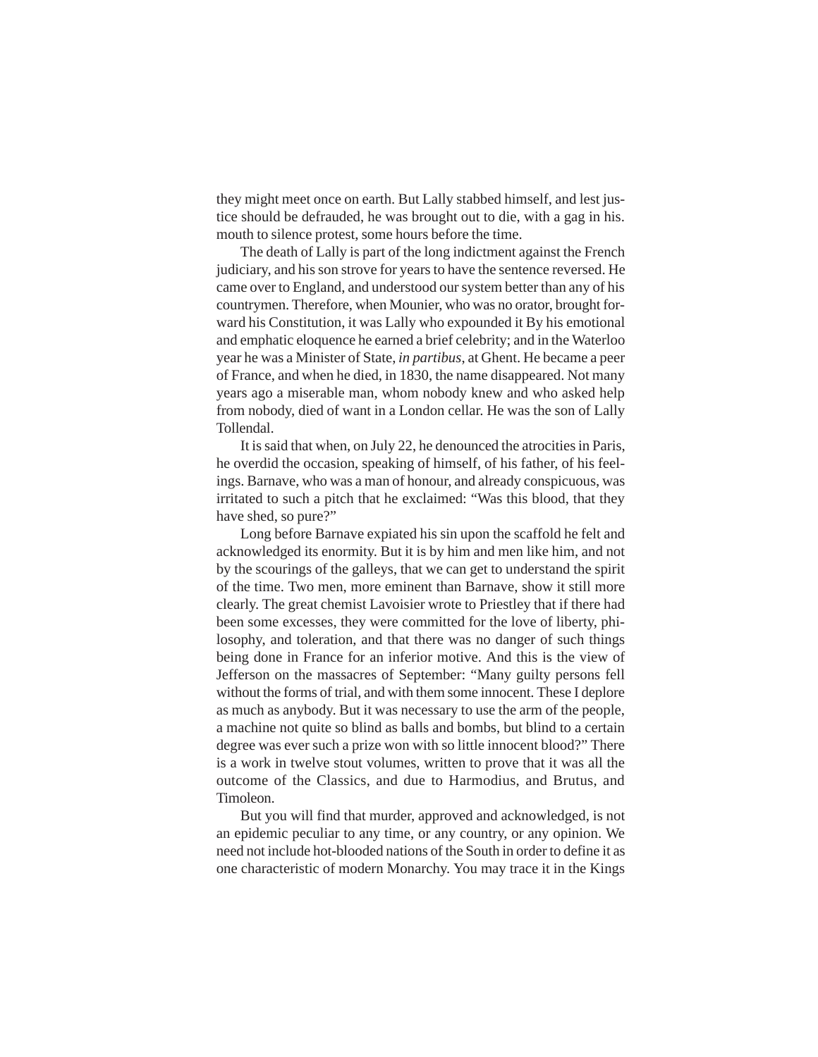they might meet once on earth. But Lally stabbed himself, and lest justice should be defrauded, he was brought out to die, with a gag in his. mouth to silence protest, some hours before the time.

The death of Lally is part of the long indictment against the French judiciary, and his son strove for years to have the sentence reversed. He came over to England, and understood our system better than any of his countrymen. Therefore, when Mounier, who was no orator, brought forward his Constitution, it was Lally who expounded it By his emotional and emphatic eloquence he earned a brief celebrity; and in the Waterloo year he was a Minister of State, *in partibus*, at Ghent. He became a peer of France, and when he died, in 1830, the name disappeared. Not many years ago a miserable man, whom nobody knew and who asked help from nobody, died of want in a London cellar. He was the son of Lally Tollendal.

It is said that when, on July 22, he denounced the atrocities in Paris, he overdid the occasion, speaking of himself, of his father, of his feelings. Barnave, who was a man of honour, and already conspicuous, was irritated to such a pitch that he exclaimed: "Was this blood, that they have shed, so pure?"

Long before Barnave expiated his sin upon the scaffold he felt and acknowledged its enormity. But it is by him and men like him, and not by the scourings of the galleys, that we can get to understand the spirit of the time. Two men, more eminent than Barnave, show it still more clearly. The great chemist Lavoisier wrote to Priestley that if there had been some excesses, they were committed for the love of liberty, philosophy, and toleration, and that there was no danger of such things being done in France for an inferior motive. And this is the view of Jefferson on the massacres of September: "Many guilty persons fell without the forms of trial, and with them some innocent. These I deplore as much as anybody. But it was necessary to use the arm of the people, a machine not quite so blind as balls and bombs, but blind to a certain degree was ever such a prize won with so little innocent blood?" There is a work in twelve stout volumes, written to prove that it was all the outcome of the Classics, and due to Harmodius, and Brutus, and Timoleon.

But you will find that murder, approved and acknowledged, is not an epidemic peculiar to any time, or any country, or any opinion. We need not include hot-blooded nations of the South in order to define it as one characteristic of modern Monarchy. You may trace it in the Kings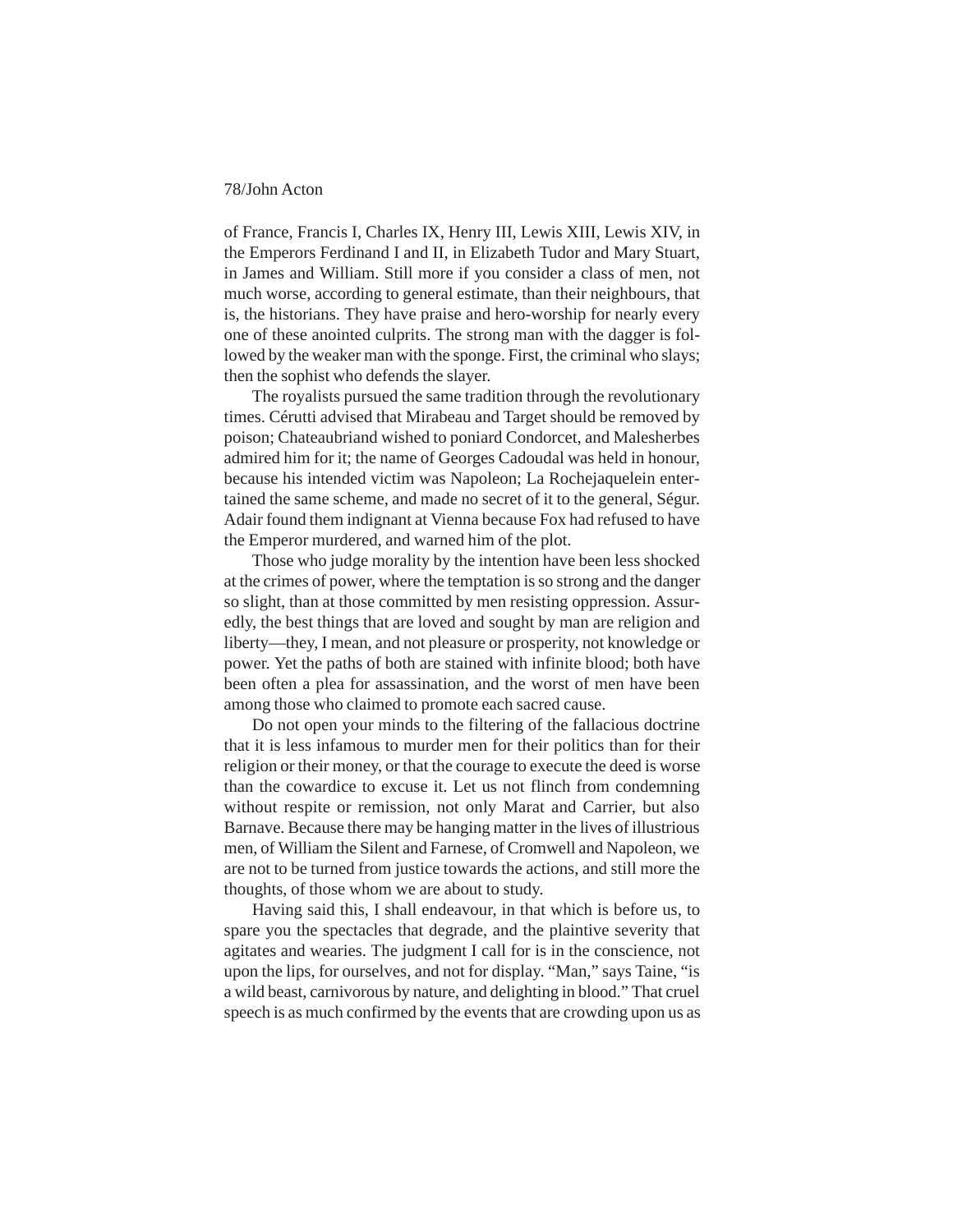of France, Francis I, Charles IX, Henry III, Lewis XIII, Lewis XIV, in the Emperors Ferdinand I and II, in Elizabeth Tudor and Mary Stuart, in James and William. Still more if you consider a class of men, not much worse, according to general estimate, than their neighbours, that is, the historians. They have praise and hero-worship for nearly every one of these anointed culprits. The strong man with the dagger is followed by the weaker man with the sponge. First, the criminal who slays; then the sophist who defends the slayer.

The royalists pursued the same tradition through the revolutionary times. Cérutti advised that Mirabeau and Target should be removed by poison; Chateaubriand wished to poniard Condorcet, and Malesherbes admired him for it; the name of Georges Cadoudal was held in honour, because his intended victim was Napoleon; La Rochejaquelein entertained the same scheme, and made no secret of it to the general, Ségur. Adair found them indignant at Vienna because Fox had refused to have the Emperor murdered, and warned him of the plot.

Those who judge morality by the intention have been less shocked at the crimes of power, where the temptation is so strong and the danger so slight, than at those committed by men resisting oppression. Assuredly, the best things that are loved and sought by man are religion and liberty—they, I mean, and not pleasure or prosperity, not knowledge or power. Yet the paths of both are stained with infinite blood; both have been often a plea for assassination, and the worst of men have been among those who claimed to promote each sacred cause.

Do not open your minds to the filtering of the fallacious doctrine that it is less infamous to murder men for their politics than for their religion or their money, or that the courage to execute the deed is worse than the cowardice to excuse it. Let us not flinch from condemning without respite or remission, not only Marat and Carrier, but also Barnave. Because there may be hanging matter in the lives of illustrious men, of William the Silent and Farnese, of Cromwell and Napoleon, we are not to be turned from justice towards the actions, and still more the thoughts, of those whom we are about to study.

Having said this, I shall endeavour, in that which is before us, to spare you the spectacles that degrade, and the plaintive severity that agitates and wearies. The judgment I call for is in the conscience, not upon the lips, for ourselves, and not for display. "Man," says Taine, "is a wild beast, carnivorous by nature, and delighting in blood." That cruel speech is as much confirmed by the events that are crowding upon us as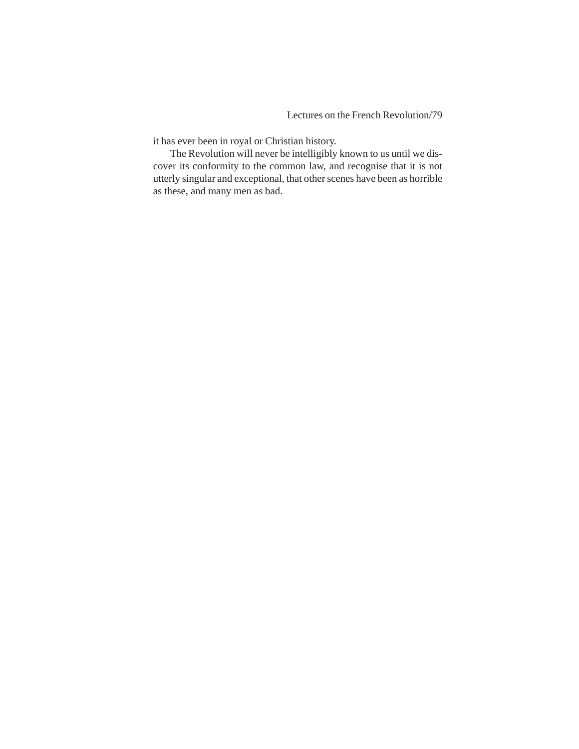it has ever been in royal or Christian history.

The Revolution will never be intelligibly known to us until we discover its conformity to the common law, and recognise that it is not utterly singular and exceptional, that other scenes have been as horrible as these, and many men as bad.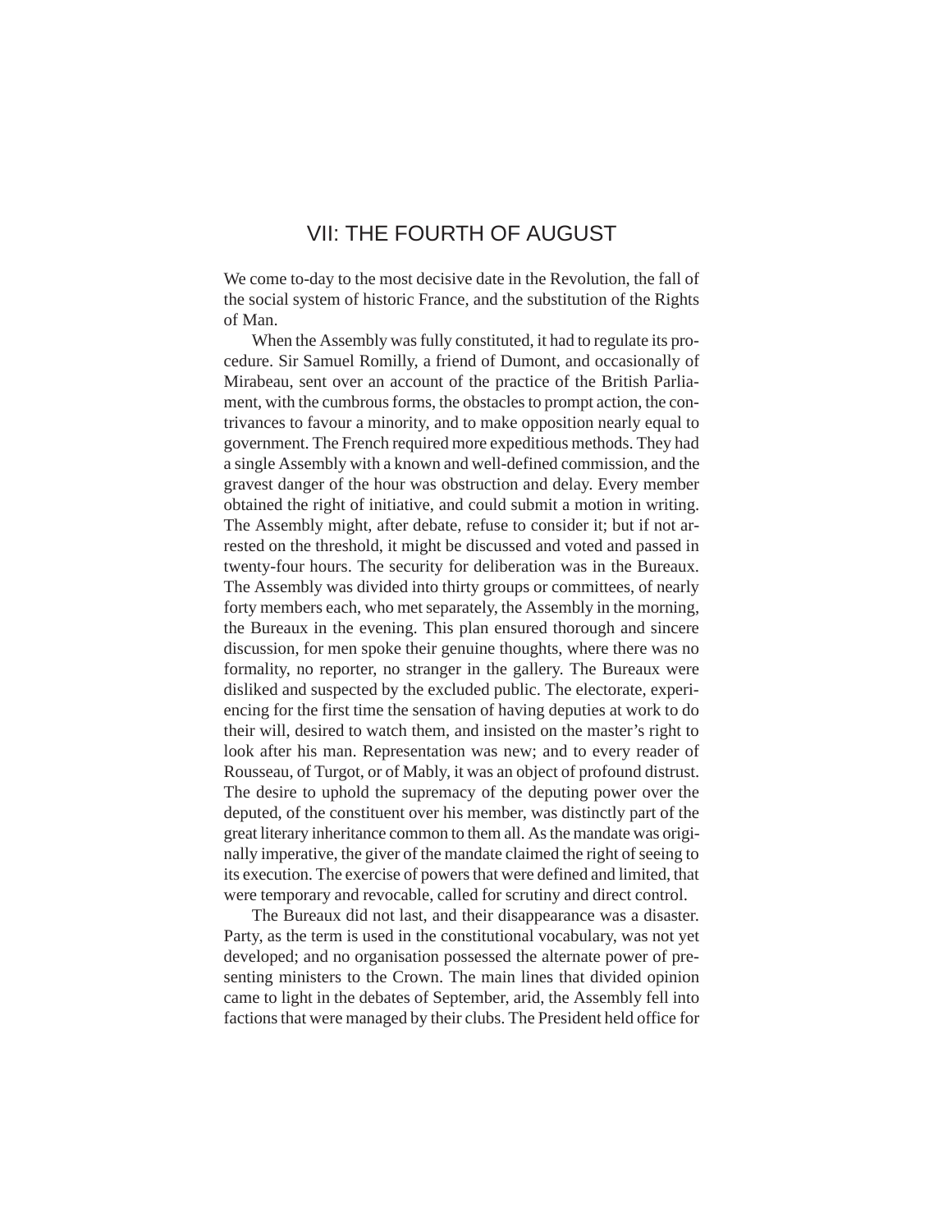# VII: THE FOURTH OF AUGUST

We come to-day to the most decisive date in the Revolution, the fall of the social system of historic France, and the substitution of the Rights of Man.

When the Assembly was fully constituted, it had to regulate its procedure. Sir Samuel Romilly, a friend of Dumont, and occasionally of Mirabeau, sent over an account of the practice of the British Parliament, with the cumbrous forms, the obstacles to prompt action, the contrivances to favour a minority, and to make opposition nearly equal to government. The French required more expeditious methods. They had a single Assembly with a known and well-defined commission, and the gravest danger of the hour was obstruction and delay. Every member obtained the right of initiative, and could submit a motion in writing. The Assembly might, after debate, refuse to consider it; but if not arrested on the threshold, it might be discussed and voted and passed in twenty-four hours. The security for deliberation was in the Bureaux. The Assembly was divided into thirty groups or committees, of nearly forty members each, who met separately, the Assembly in the morning, the Bureaux in the evening. This plan ensured thorough and sincere discussion, for men spoke their genuine thoughts, where there was no formality, no reporter, no stranger in the gallery. The Bureaux were disliked and suspected by the excluded public. The electorate, experiencing for the first time the sensation of having deputies at work to do their will, desired to watch them, and insisted on the master's right to look after his man. Representation was new; and to every reader of Rousseau, of Turgot, or of Mably, it was an object of profound distrust. The desire to uphold the supremacy of the deputing power over the deputed, of the constituent over his member, was distinctly part of the great literary inheritance common to them all. As the mandate was originally imperative, the giver of the mandate claimed the right of seeing to its execution. The exercise of powers that were defined and limited, that were temporary and revocable, called for scrutiny and direct control.

The Bureaux did not last, and their disappearance was a disaster. Party, as the term is used in the constitutional vocabulary, was not yet developed; and no organisation possessed the alternate power of presenting ministers to the Crown. The main lines that divided opinion came to light in the debates of September, arid, the Assembly fell into factions that were managed by their clubs. The President held office for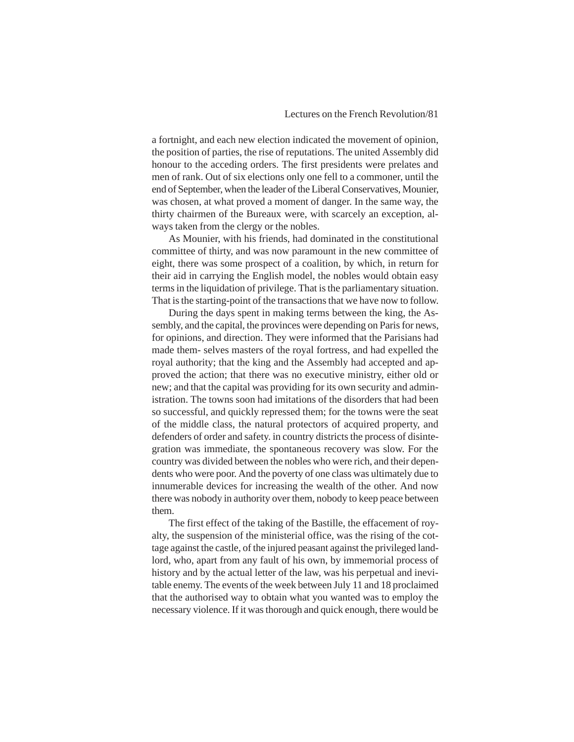a fortnight, and each new election indicated the movement of opinion, the position of parties, the rise of reputations. The united Assembly did honour to the acceding orders. The first presidents were prelates and men of rank. Out of six elections only one fell to a commoner, until the end of September, when the leader of the Liberal Conservatives, Mounier, was chosen, at what proved a moment of danger. In the same way, the thirty chairmen of the Bureaux were, with scarcely an exception, always taken from the clergy or the nobles.

As Mounier, with his friends, had dominated in the constitutional committee of thirty, and was now paramount in the new committee of eight, there was some prospect of a coalition, by which, in return for their aid in carrying the English model, the nobles would obtain easy terms in the liquidation of privilege. That is the parliamentary situation. That is the starting-point of the transactions that we have now to follow.

During the days spent in making terms between the king, the Assembly, and the capital, the provinces were depending on Paris for news, for opinions, and direction. They were informed that the Parisians had made them- selves masters of the royal fortress, and had expelled the royal authority; that the king and the Assembly had accepted and approved the action; that there was no executive ministry, either old or new; and that the capital was providing for its own security and administration. The towns soon had imitations of the disorders that had been so successful, and quickly repressed them; for the towns were the seat of the middle class, the natural protectors of acquired property, and defenders of order and safety. in country districts the process of disintegration was immediate, the spontaneous recovery was slow. For the country was divided between the nobles who were rich, and their dependents who were poor. And the poverty of one class was ultimately due to innumerable devices for increasing the wealth of the other. And now there was nobody in authority over them, nobody to keep peace between them.

The first effect of the taking of the Bastille, the effacement of royalty, the suspension of the ministerial office, was the rising of the cottage against the castle, of the injured peasant against the privileged landlord, who, apart from any fault of his own, by immemorial process of history and by the actual letter of the law, was his perpetual and inevitable enemy. The events of the week between July 11 and 18 proclaimed that the authorised way to obtain what you wanted was to employ the necessary violence. If it was thorough and quick enough, there would be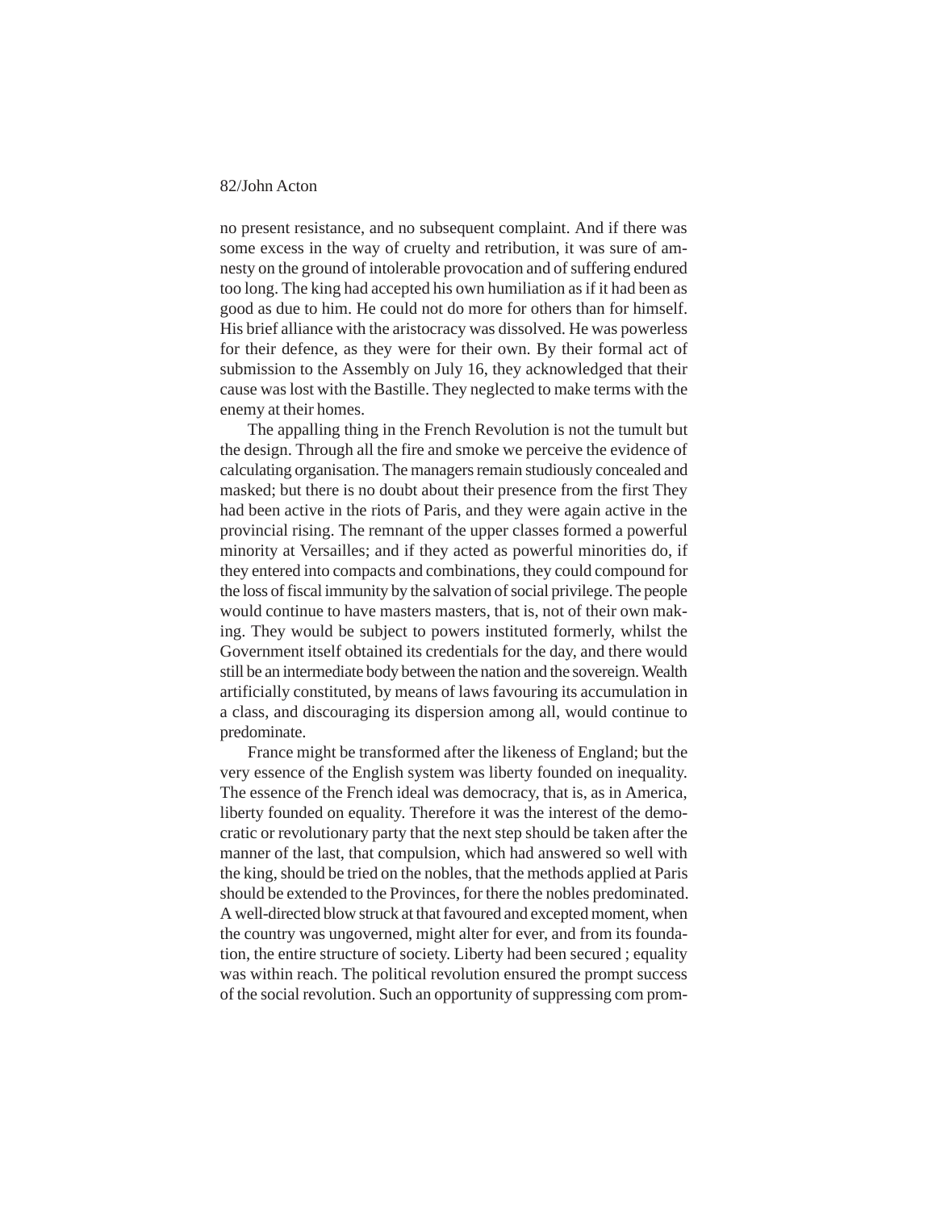no present resistance, and no subsequent complaint. And if there was some excess in the way of cruelty and retribution, it was sure of amnesty on the ground of intolerable provocation and of suffering endured too long. The king had accepted his own humiliation as if it had been as good as due to him. He could not do more for others than for himself. His brief alliance with the aristocracy was dissolved. He was powerless for their defence, as they were for their own. By their formal act of submission to the Assembly on July 16, they acknowledged that their cause was lost with the Bastille. They neglected to make terms with the enemy at their homes.

The appalling thing in the French Revolution is not the tumult but the design. Through all the fire and smoke we perceive the evidence of calculating organisation. The managers remain studiously concealed and masked; but there is no doubt about their presence from the first They had been active in the riots of Paris, and they were again active in the provincial rising. The remnant of the upper classes formed a powerful minority at Versailles; and if they acted as powerful minorities do, if they entered into compacts and combinations, they could compound for the loss of fiscal immunity by the salvation of social privilege. The people would continue to have masters masters, that is, not of their own making. They would be subject to powers instituted formerly, whilst the Government itself obtained its credentials for the day, and there would still be an intermediate body between the nation and the sovereign. Wealth artificially constituted, by means of laws favouring its accumulation in a class, and discouraging its dispersion among all, would continue to predominate.

France might be transformed after the likeness of England; but the very essence of the English system was liberty founded on inequality. The essence of the French ideal was democracy, that is, as in America, liberty founded on equality. Therefore it was the interest of the democratic or revolutionary party that the next step should be taken after the manner of the last, that compulsion, which had answered so well with the king, should be tried on the nobles, that the methods applied at Paris should be extended to the Provinces, for there the nobles predominated. A well-directed blow struck at that favoured and excepted moment, when the country was ungoverned, might alter for ever, and from its foundation, the entire structure of society. Liberty had been secured ; equality was within reach. The political revolution ensured the prompt success of the social revolution. Such an opportunity of suppressing com prom-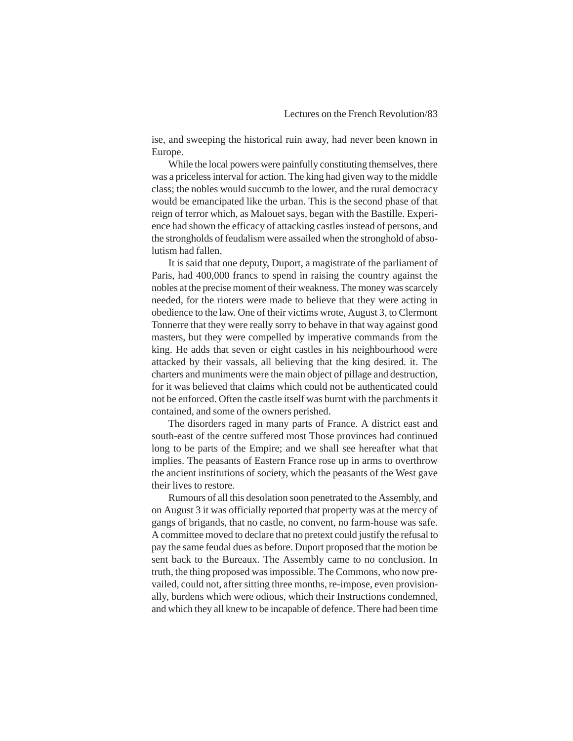ise, and sweeping the historical ruin away, had never been known in Europe.

While the local powers were painfully constituting themselves, there was a priceless interval for action. The king had given way to the middle class; the nobles would succumb to the lower, and the rural democracy would be emancipated like the urban. This is the second phase of that reign of terror which, as Malouet says, began with the Bastille. Experience had shown the efficacy of attacking castles instead of persons, and the strongholds of feudalism were assailed when the stronghold of absolutism had fallen.

It is said that one deputy, Duport, a magistrate of the parliament of Paris, had 400,000 francs to spend in raising the country against the nobles at the precise moment of their weakness. The money was scarcely needed, for the rioters were made to believe that they were acting in obedience to the law. One of their victims wrote, August 3, to Clermont Tonnerre that they were really sorry to behave in that way against good masters, but they were compelled by imperative commands from the king. He adds that seven or eight castles in his neighbourhood were attacked by their vassals, all believing that the king desired. it. The charters and muniments were the main object of pillage and destruction, for it was believed that claims which could not be authenticated could not be enforced. Often the castle itself was burnt with the parchments it contained, and some of the owners perished.

The disorders raged in many parts of France. A district east and south-east of the centre suffered most Those provinces had continued long to be parts of the Empire; and we shall see hereafter what that implies. The peasants of Eastern France rose up in arms to overthrow the ancient institutions of society, which the peasants of the West gave their lives to restore.

Rumours of all this desolation soon penetrated to the Assembly, and on August 3 it was officially reported that property was at the mercy of gangs of brigands, that no castle, no convent, no farm-house was safe. A committee moved to declare that no pretext could justify the refusal to pay the same feudal dues as before. Duport proposed that the motion be sent back to the Bureaux. The Assembly came to no conclusion. In truth, the thing proposed was impossible. The Commons, who now prevailed, could not, after sitting three months, re-impose, even provisionally, burdens which were odious, which their Instructions condemned, and which they all knew to be incapable of defence. There had been time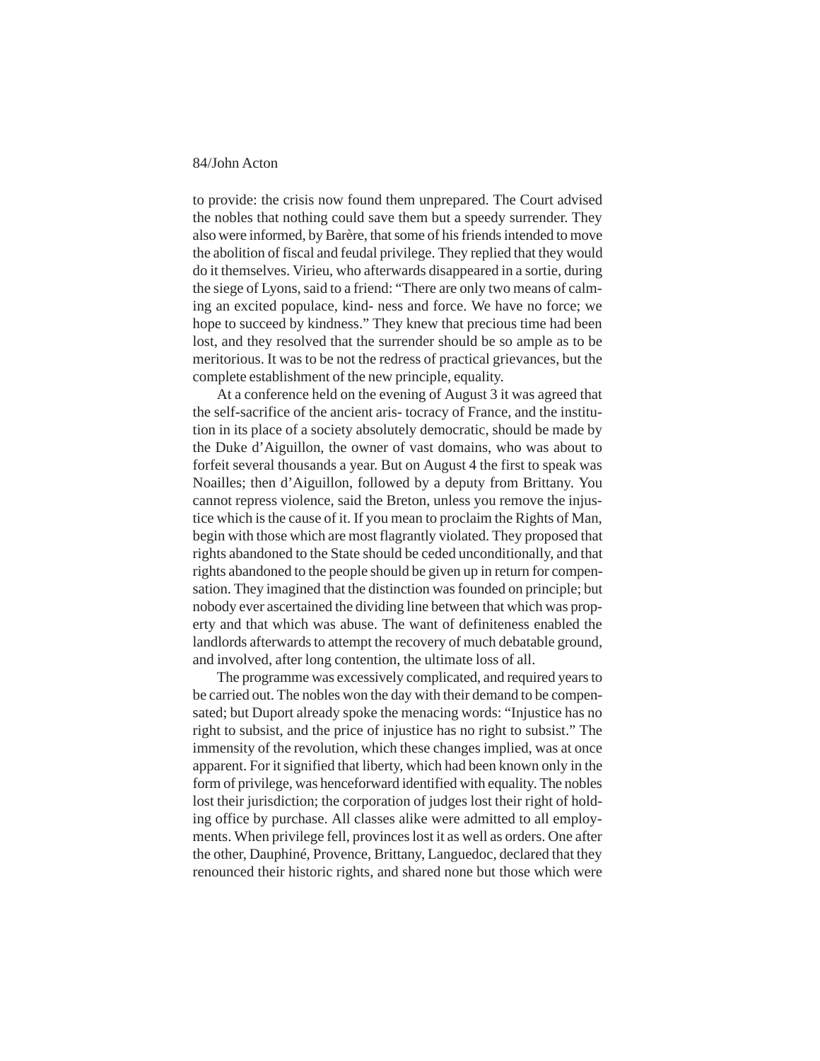to provide: the crisis now found them unprepared. The Court advised the nobles that nothing could save them but a speedy surrender. They also were informed, by Barère, that some of his friends intended to move the abolition of fiscal and feudal privilege. They replied that they would do it themselves. Virieu, who afterwards disappeared in a sortie, during the siege of Lyons, said to a friend: "There are only two means of calming an excited populace, kindness and force. We have no force; we hope to succeed by kindness." They knew that precious time had been lost, and they resolved that the surrender should be so ample as to be meritorious. It was to be not the redress of practical grievances, but the complete establishment of the new principle, equality.

At a conference held on the evening of August 3 it was agreed that the self-sacrifice of the ancient aristocracy of France, and the institution in its place of a society absolutely democratic, should be made by the Duke d'Aiguillon, the owner of vast domains, who was about to forfeit several thousands a year. But on August 4 the first to speak was Noailles; then d'Aiguillon, followed by a deputy from Brittany. You cannot repress violence, said the Breton, unless you remove the injustice which is the cause of it. If you mean to proclaim the Rights of Man, begin with those which are most flagrantly violated. They proposed that rights abandoned to the State should be ceded unconditionally, and that rights abandoned to the people should be given up in return for compensation. They imagined that the distinction was founded on principle; but nobody ever ascertained the dividing line between that which was property and that which was abuse. The want of definiteness enabled the landlords afterwards to attempt the recovery of much debatable ground, and involved, after long contention, the ultimate loss of all.

The programme was excessively complicated, and required years to be carried out. The nobles won the day with their demand to be compensated; but Duport already spoke the menacing words: "Injustice has no right to subsist, and the price of injustice has no right to subsist." The immensity of the revolution, which these changes implied, was at once apparent. For it signified that liberty, which had been known only in the form of privilege, was henceforward identified with equality. The nobles lost their jurisdiction; the corporation of judges lost their right of holding office by purchase. All classes alike were admitted to all employments. When privilege fell, provinces lost it as well as orders. One after the other, Dauphiné, Provence, Brittany, Languedoc, declared that they renounced their historic rights, and shared none but those which were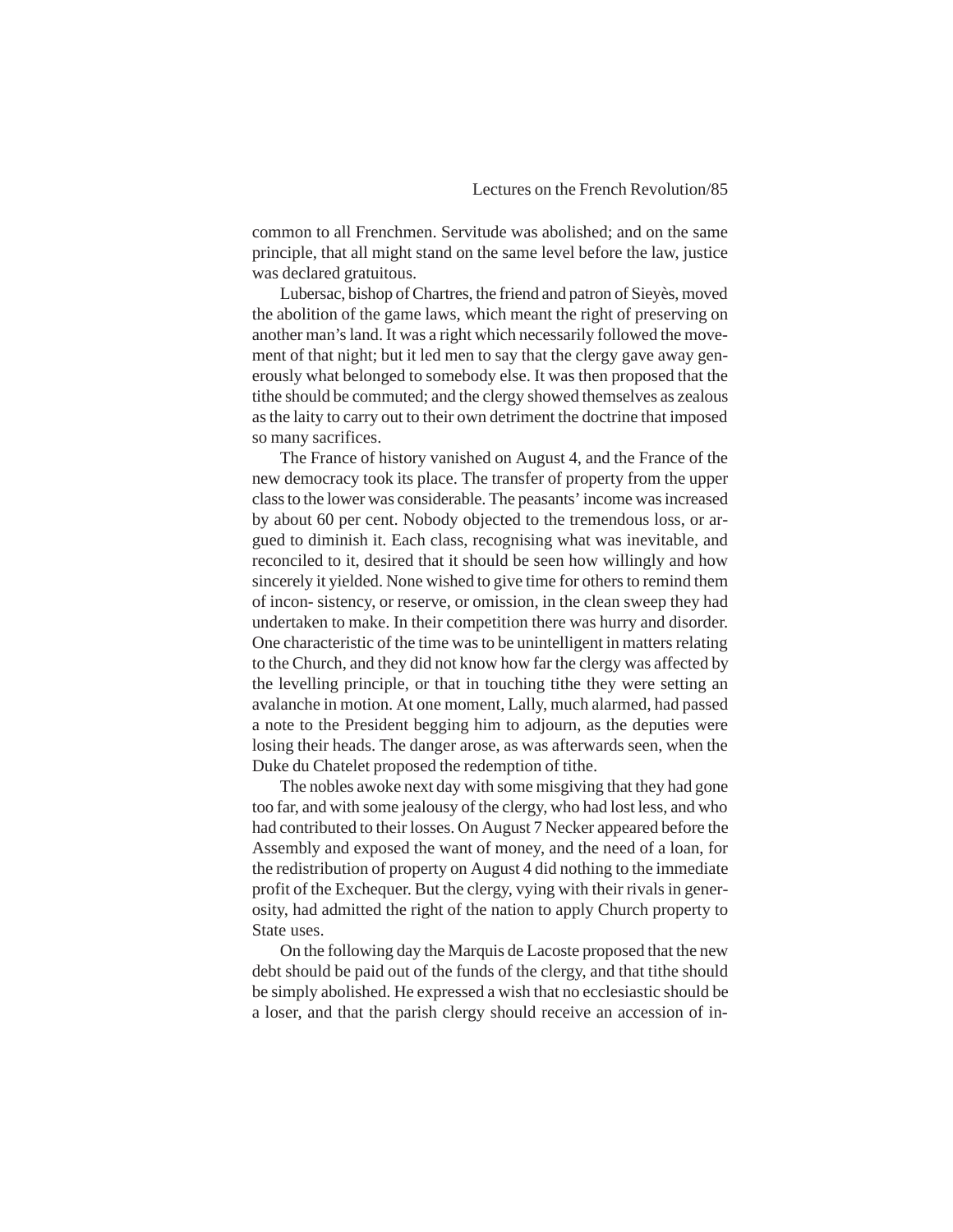common to all Frenchmen. Servitude was abolished; and on the same principle, that all might stand on the same level before the law, justice was declared gratuitous.

Lubersac, bishop of Chartres, the friend and patron of Sieyès, moved the abolition of the game laws, which meant the right of preserving on another man's land. It was a right which necessarily followed the movement of that night; but it led men to say that the clergy gave away generously what belonged to somebody else. It was then proposed that the tithe should be commuted; and the clergy showed themselves as zealous as the laity to carry out to their own detriment the doctrine that imposed so many sacrifices.

The France of history vanished on August 4, and the France of the new democracy took its place. The transfer of property from the upper class to the lower was considerable. The peasants' income was increased by about 60 per cent. Nobody objected to the tremendous loss, or argued to diminish it. Each class, recognising what was inevitable, and reconciled to it, desired that it should be seen how willingly and how sincerely it yielded. None wished to give time for others to remind them of incon- sistency, or reserve, or omission, in the clean sweep they had undertaken to make. In their competition there was hurry and disorder. One characteristic of the time was to be unintelligent in matters relating to the Church, and they did not know how far the clergy was affected by the levelling principle, or that in touching tithe they were setting an avalanche in motion. At one moment, Lally, much alarmed, had passed a note to the President begging him to adjourn, as the deputies were losing their heads. The danger arose, as was afterwards seen, when the Duke du Chatelet proposed the redemption of tithe.

The nobles awoke next day with some misgiving that they had gone too far, and with some jealousy of the clergy, who had lost less, and who had contributed to their losses. On August 7 Necker appeared before the Assembly and exposed the want of money, and the need of a loan, for the redistribution of property on August 4 did nothing to the immediate profit of the Exchequer. But the clergy, vying with their rivals in generosity, had admitted the right of the nation to apply Church property to State uses.

On the following day the Marquis de Lacoste proposed that the new debt should be paid out of the funds of the clergy, and that tithe should be simply abolished. He expressed a wish that no ecclesiastic should be a loser, and that the parish clergy should receive an accession of in-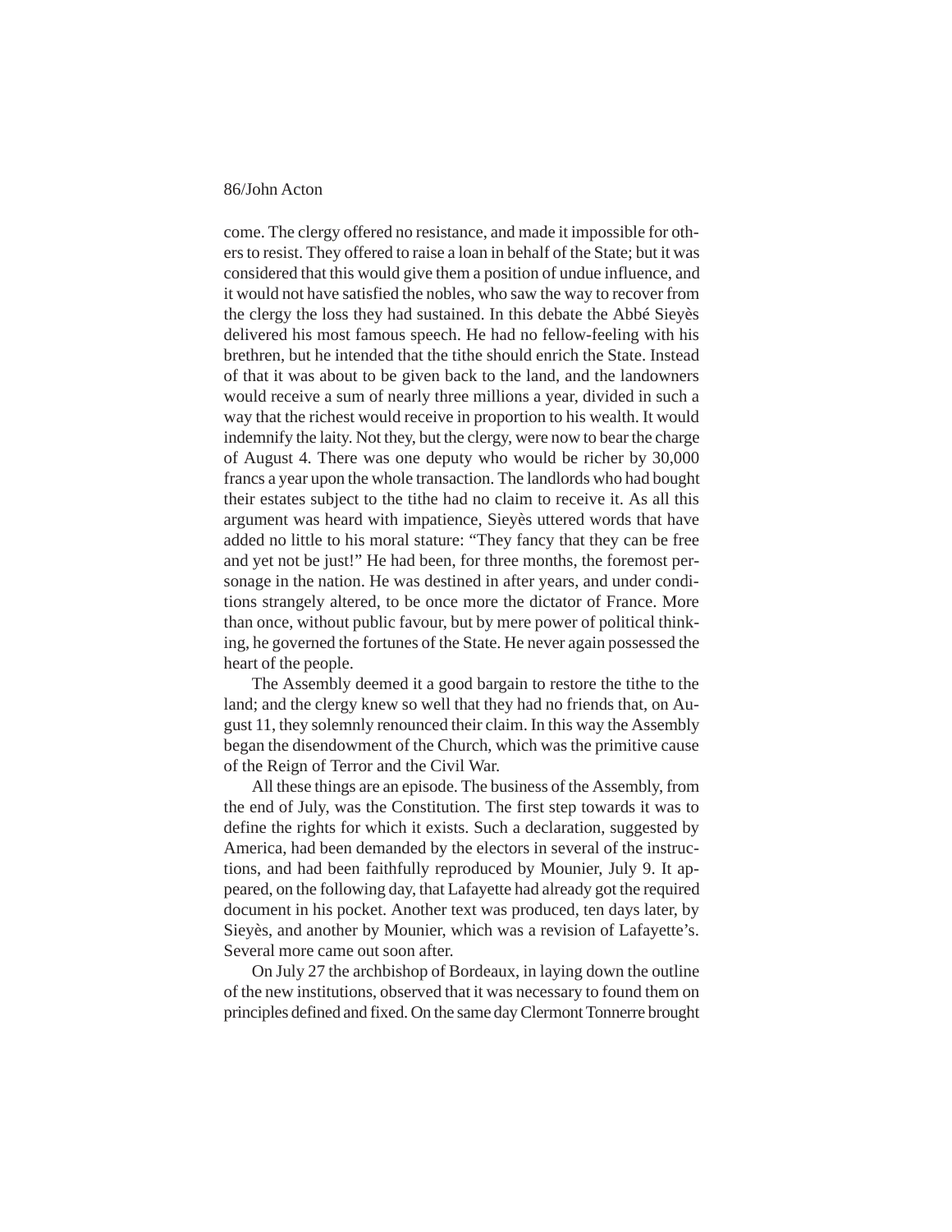come. The clergy offered no resistance, and made it impossible for others to resist. They offered to raise a loan in behalf of the State; but it was considered that this would give them a position of undue influence, and it would not have satisfied the nobles, who saw the way to recover from the clergy the loss they had sustained. In this debate the Abbé Sieyès delivered his most famous speech. He had no fellow-feeling with his brethren, but he intended that the tithe should enrich the State. Instead of that it was about to be given back to the land, and the landowners would receive a sum of nearly three millions a year, divided in such a way that the richest would receive in proportion to his wealth. It would indemnify the laity. Not they, but the clergy, were now to bear the charge of August 4. There was one deputy who would be richer by 30,000 francs a year upon the whole transaction. The landlords who had bought their estates subject to the tithe had no claim to receive it. As all this argument was heard with impatience, Sieyès uttered words that have added no little to his moral stature: "They fancy that they can be free and yet not be just!" He had been, for three months, the foremost personage in the nation. He was destined in after years, and under conditions strangely altered, to be once more the dictator of France. More than once, without public favour, but by mere power of political thinking, he governed the fortunes of the State. He never again possessed the heart of the people.

The Assembly deemed it a good bargain to restore the tithe to the land; and the clergy knew so well that they had no friends that, on August 11, they solemnly renounced their claim. In this way the Assembly began the disendowment of the Church, which was the primitive cause of the Reign of Terror and the Civil War.

All these things are an episode. The business of the Assembly, from the end of July, was the Constitution. The first step towards it was to define the rights for which it exists. Such a declaration, suggested by America, had been demanded by the electors in several of the instructions, and had been faithfully reproduced by Mounier, July 9. It appeared, on the following day, that Lafayette had already got the required document in his pocket. Another text was produced, ten days later, by Sieyès, and another by Mounier, which was a revision of Lafayette's. Several more came out soon after.

On July 27 the archbishop of Bordeaux, in laying down the outline of the new institutions, observed that it was necessary to found them on principles defined and fixed. On the same day Clermont Tonnerre brought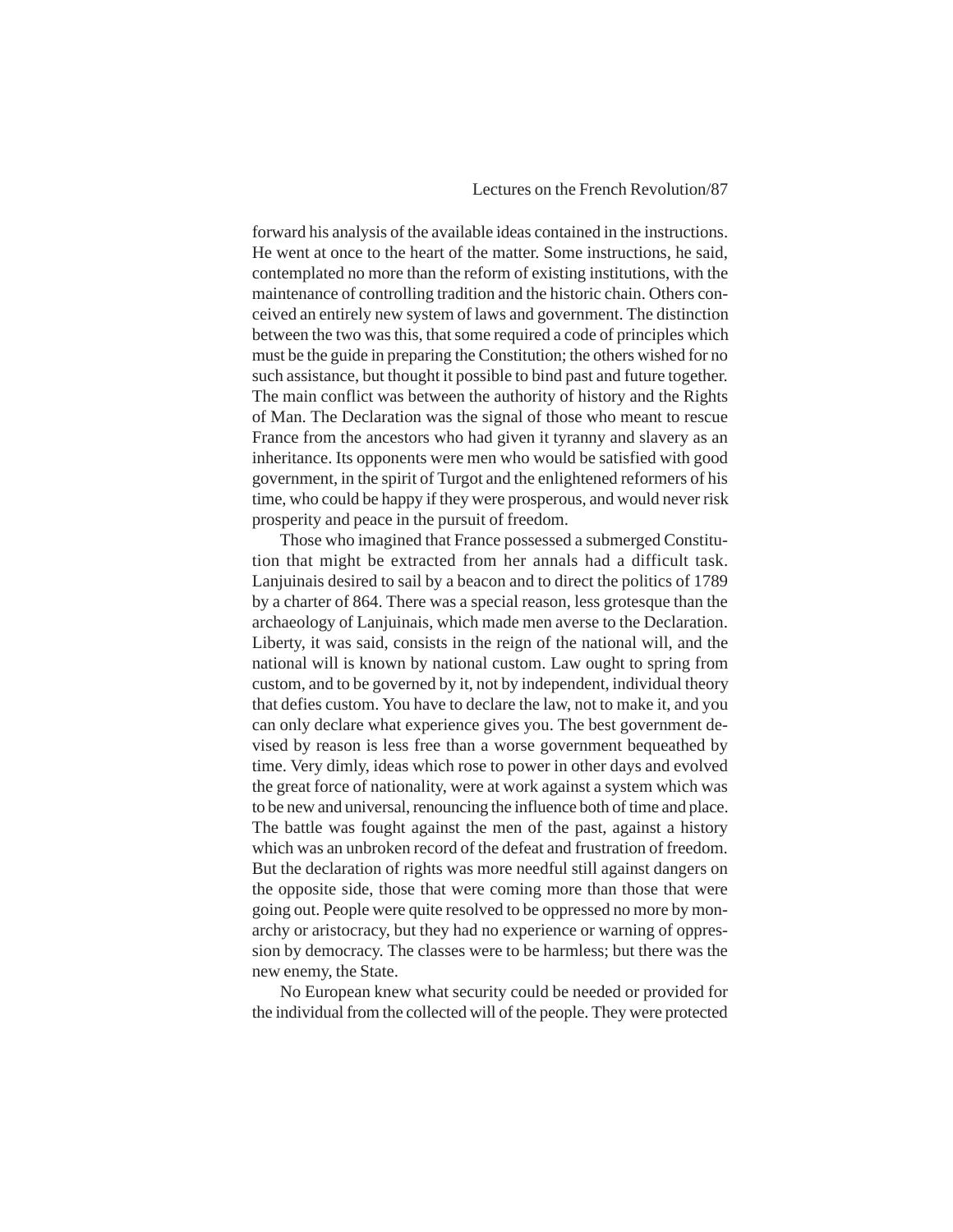forward his analysis of the available ideas contained in the instructions. He went at once to the heart of the matter. Some instructions, he said, contemplated no more than the reform of existing institutions, with the maintenance of controlling tradition and the historic chain. Others conceived an entirely new system of laws and government. The distinction between the two was this, that some required a code of principles which must be the guide in preparing the Constitution; the others wished for no such assistance, but thought it possible to bind past and future together. The main conflict was between the authority of history and the Rights of Man. The Declaration was the signal of those who meant to rescue France from the ancestors who had given it tyranny and slavery as an inheritance. Its opponents were men who would be satisfied with good government, in the spirit of Turgot and the enlightened reformers of his time, who could be happy if they were prosperous, and would never risk prosperity and peace in the pursuit of freedom.

Those who imagined that France possessed a submerged Constitution that might be extracted from her annals had a difficult task. Lanjuinais desired to sail by a beacon and to direct the politics of 1789 by a charter of 864. There was a special reason, less grotesque than the archaeology of Lanjuinais, which made men averse to the Declaration. Liberty, it was said, consists in the reign of the national will, and the national will is known by national custom. Law ought to spring from custom, and to be governed by it, not by independent, individual theory that defies custom. You have to declare the law, not to make it, and you can only declare what experience gives you. The best government devised by reason is less free than a worse government bequeathed by time. Very dimly, ideas which rose to power in other days and evolved the great force of nationality, were at work against a system which was to be new and universal, renouncing the influence both of time and place. The battle was fought against the men of the past, against a history which was an unbroken record of the defeat and frustration of freedom. But the declaration of rights was more needful still against dangers on the opposite side, those that were coming more than those that were going out. People were quite resolved to be oppressed no more by monarchy or aristocracy, but they had no experience or warning of oppression by democracy. The classes were to be harmless; but there was the new enemy, the State.

No European knew what security could be needed or provided for the individual from the collected will of the people. They were protected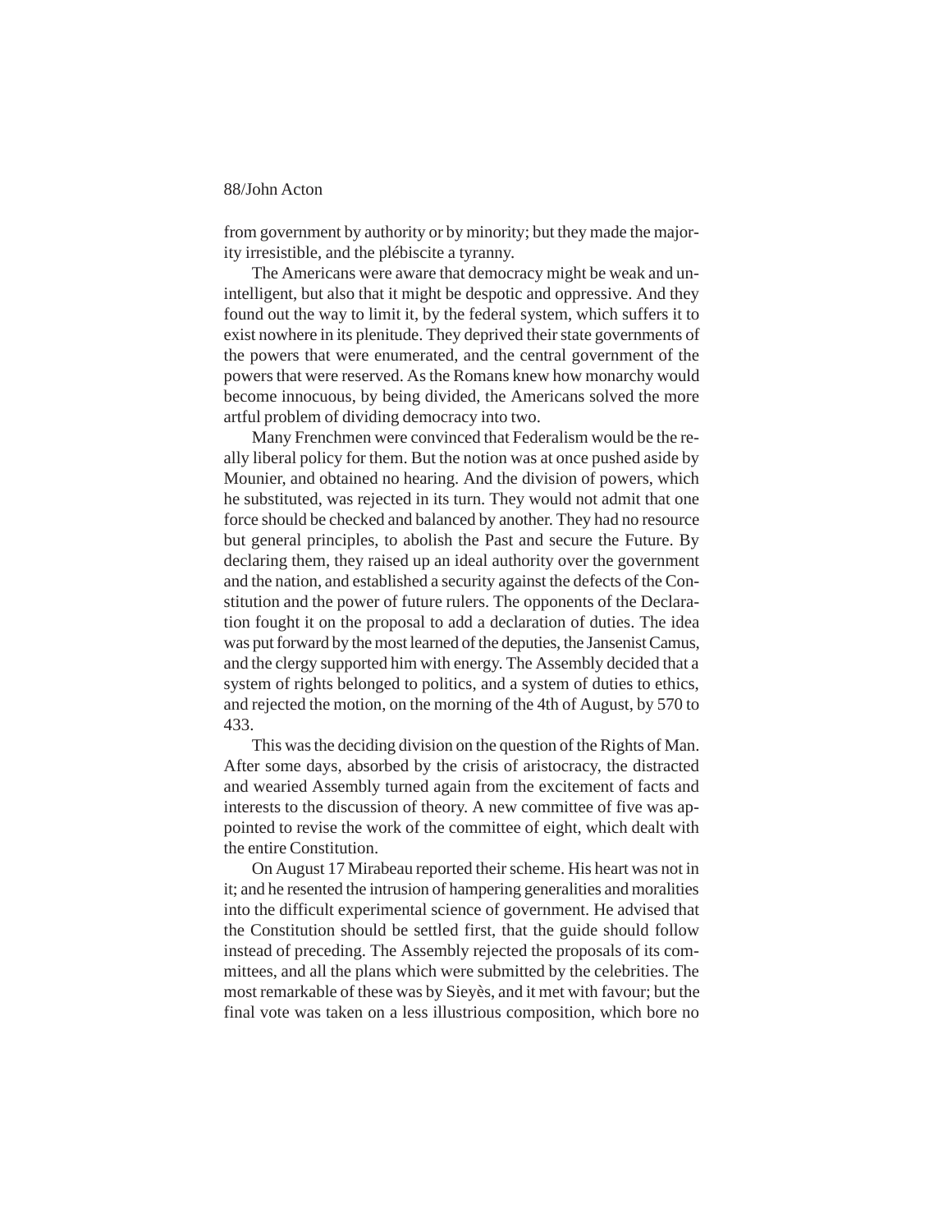from government by authority or by minority; but they made the majority irresistible, and the plébiscite a tyranny.

The Americans were aware that democracy might be weak and unintelligent, but also that it might be despotic and oppressive. And they found out the way to limit it, by the federal system, which suffers it to exist nowhere in its plenitude. They deprived their state governments of the powers that were enumerated, and the central government of the powers that were reserved. As the Romans knew how monarchy would become innocuous, by being divided, the Americans solved the more artful problem of dividing democracy into two.

Many Frenchmen were convinced that Federalism would be the really liberal policy for them. But the notion was at once pushed aside by Mounier, and obtained no hearing. And the division of powers, which he substituted, was rejected in its turn. They would not admit that one force should be checked and balanced by another. They had no resource but general principles, to abolish the Past and secure the Future. By declaring them, they raised up an ideal authority over the government and the nation, and established a security against the defects of the Constitution and the power of future rulers. The opponents of the Declaration fought it on the proposal to add a declaration of duties. The idea was put forward by the most learned of the deputies, the Jansenist Camus, and the clergy supported him with energy. The Assembly decided that a system of rights belonged to politics, and a system of duties to ethics, and rejected the motion, on the morning of the 4th of August, by 570 to 433.

This was the deciding division on the question of the Rights of Man. After some days, absorbed by the crisis of aristocracy, the distracted and wearied Assembly turned again from the excitement of facts and interests to the discussion of theory. A new committee of five was appointed to revise the work of the committee of eight, which dealt with the entire Constitution.

On August 17 Mirabeau reported their scheme. His heart was not in it; and he resented the intrusion of hampering generalities and moralities into the difficult experimental science of government. He advised that the Constitution should be settled first, that the guide should follow instead of preceding. The Assembly rejected the proposals of its committees, and all the plans which were submitted by the celebrities. The most remarkable of these was by Sieyès, and it met with favour; but the final vote was taken on a less illustrious composition, which bore no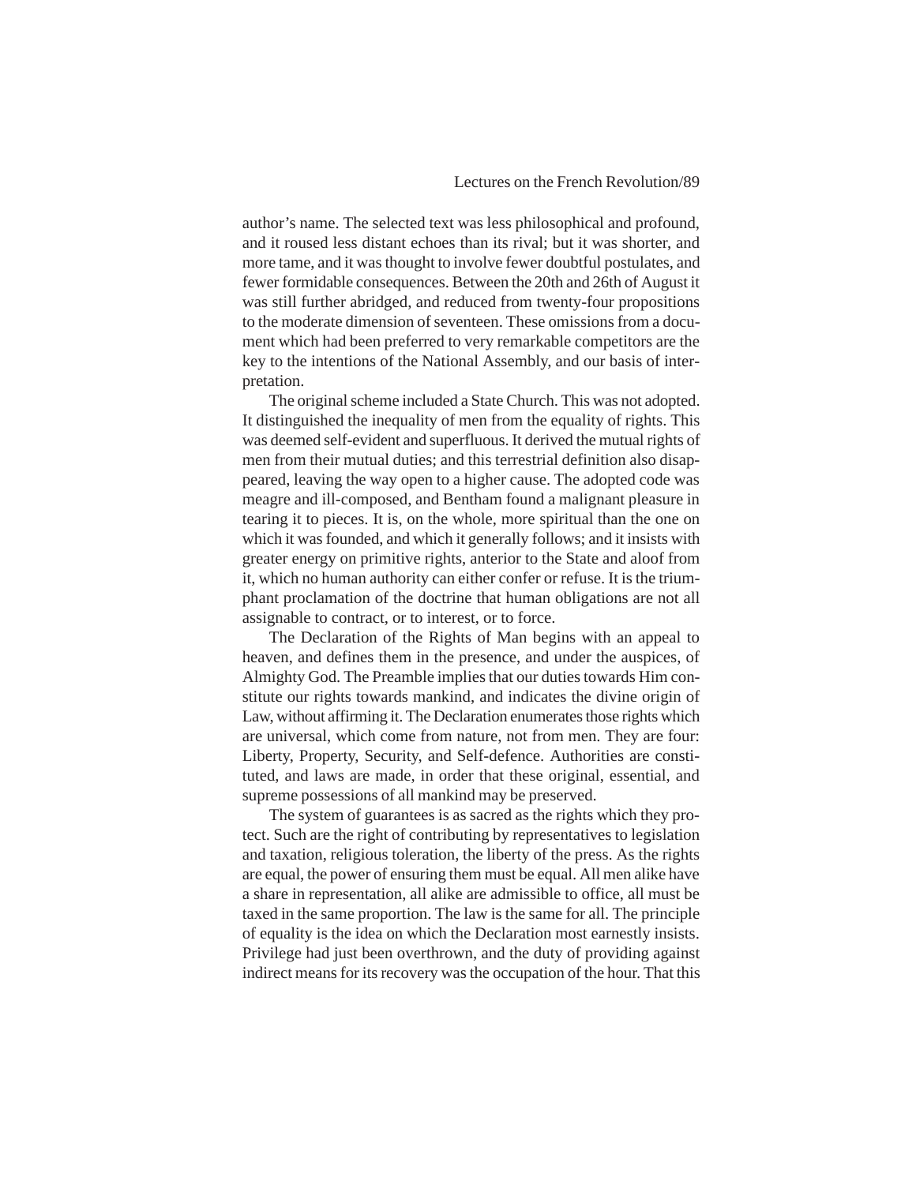author's name. The selected text was less philosophical and profound, and it roused less distant echoes than its rival; but it was shorter, and more tame, and it was thought to involve fewer doubtful postulates, and fewer formidable consequences. Between the 20th and 26th of August it was still further abridged, and reduced from twenty-four propositions to the moderate dimension of seventeen. These omissions from a document which had been preferred to very remarkable competitors are the key to the intentions of the National Assembly, and our basis of interpretation.

The original scheme included a State Church. This was not adopted. It distinguished the inequality of men from the equality of rights. This was deemed self-evident and superfluous. It derived the mutual rights of men from their mutual duties; and this terrestrial definition also disappeared, leaving the way open to a higher cause. The adopted code was meagre and ill-composed, and Bentham found a malignant pleasure in tearing it to pieces. It is, on the whole, more spiritual than the one on which it was founded, and which it generally follows; and it insists with greater energy on primitive rights, anterior to the State and aloof from it, which no human authority can either confer or refuse. It is the triumphant proclamation of the doctrine that human obligations are not all assignable to contract, or to interest, or to force.

The Declaration of the Rights of Man begins with an appeal to heaven, and defines them in the presence, and under the auspices, of Almighty God. The Preamble implies that our duties towards Him constitute our rights towards mankind, and indicates the divine origin of Law, without affirming it. The Declaration enumerates those rights which are universal, which come from nature, not from men. They are four: Liberty, Property, Security, and Self-defence. Authorities are constituted, and laws are made, in order that these original, essential, and supreme possessions of all mankind may be preserved.

The system of guarantees is as sacred as the rights which they protect. Such are the right of contributing by representatives to legislation and taxation, religious toleration, the liberty of the press. As the rights are equal, the power of ensuring them must be equal. All men alike have a share in representation, all alike are admissible to office, all must be taxed in the same proportion. The law is the same for all. The principle of equality is the idea on which the Declaration most earnestly insists. Privilege had just been overthrown, and the duty of providing against indirect means for its recovery was the occupation of the hour. That this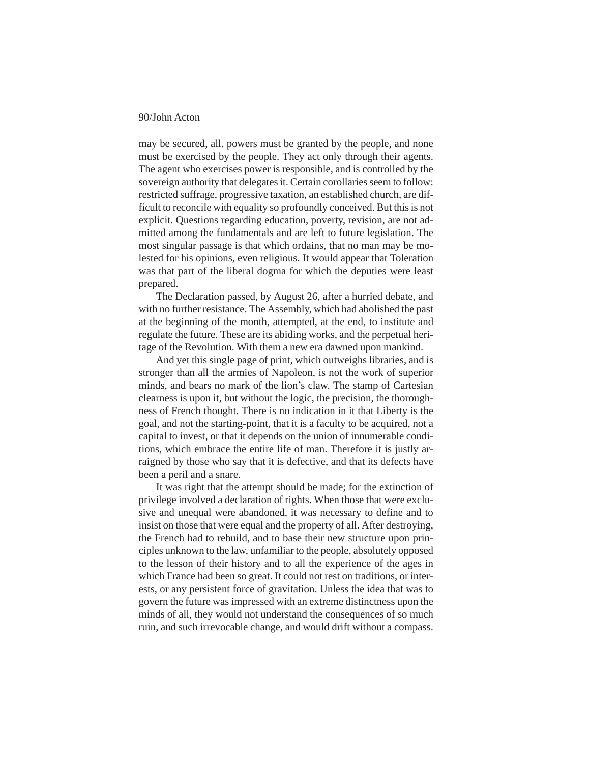may be secured, all. powers must be granted by the people, and none must be exercised by the people. They act only through their agents. The agent who exercises power is responsible, and is controlled by the sovereign authority that delegates it. Certain corollaries seem to follow: restricted suffrage, progressive taxation, an established church, are difficult to reconcile with equality so profoundly conceived. But this is not explicit. Questions regarding education, poverty, revision, are not admitted among the fundamentals and are left to future legislation. The most singular passage is that which ordains, that no man may be molested for his opinions, even religious. It would appear that Toleration was that part of the liberal dogma for which the deputies were least prepared.

The Declaration passed, by August 26, after a hurried debate, and with no further resistance. The Assembly, which had abolished the past at the beginning of the month, attempted, at the end, to institute and regulate the future. These are its abiding works, and the perpetual heritage of the Revolution. With them a new era dawned upon mankind.

And yet this single page of print, which outweighs libraries, and is stronger than all the armies of Napoleon, is not the work of superior minds, and bears no mark of the lion's claw. The stamp of Cartesian clearness is upon it, but without the logic, the precision, the thoroughness of French thought. There is no indication in it that Liberty is the goal, and not the starting-point, that it is a faculty to be acquired, not a capital to invest, or that it depends on the union of innumerable conditions, which embrace the entire life of man. Therefore it is justly arraigned by those who say that it is defective, and that its defects have been a peril and a snare.

It was right that the attempt should be made; for the extinction of privilege involved a declaration of rights. When those that were exclusive and unequal were abandoned, it was necessary to define and to insist on those that were equal and the property of all. After destroying, the French had to rebuild, and to base their new structure upon principles unknown to the law, unfamiliar to the people, absolutely opposed to the lesson of their history and to all the experience of the ages in which France had been so great. It could not rest on traditions, or interests, or any persistent force of gravitation. Unless the idea that was to govern the future was impressed with an extreme distinctness upon the minds of all, they would not understand the consequences of so much ruin, and such irrevocable change, and would drift without a compass.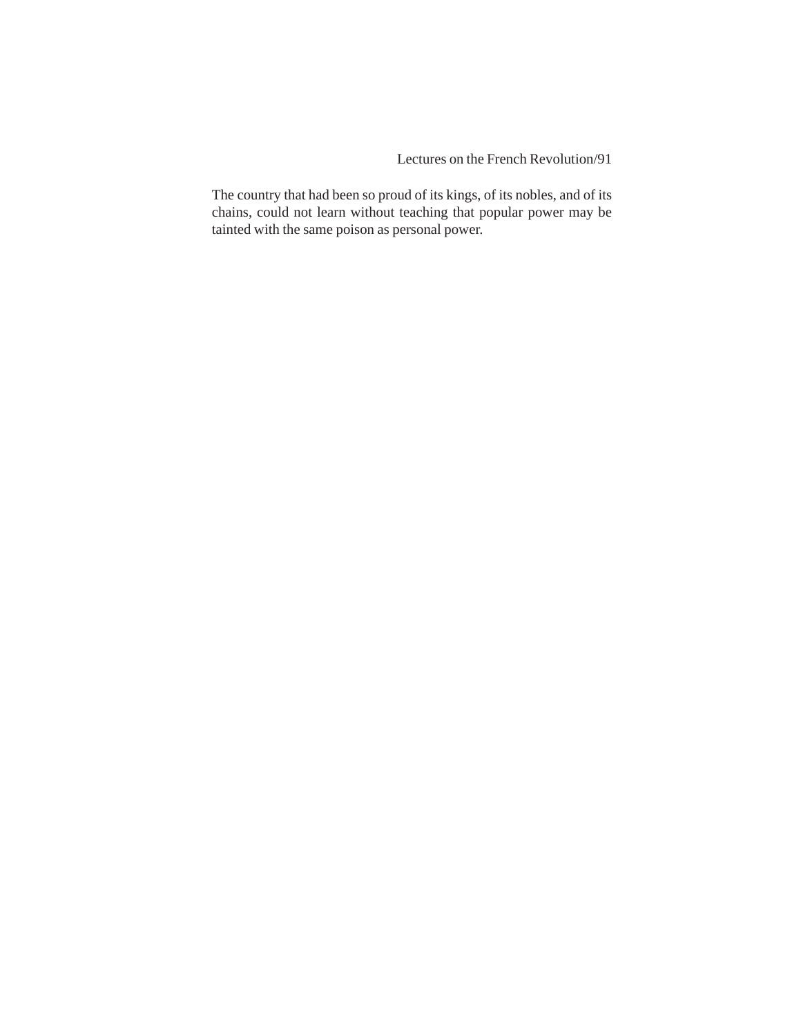The country that had been so proud of its kings, of its nobles, and of its chains, could not learn without teaching that popular power may be tainted with the same poison as personal power.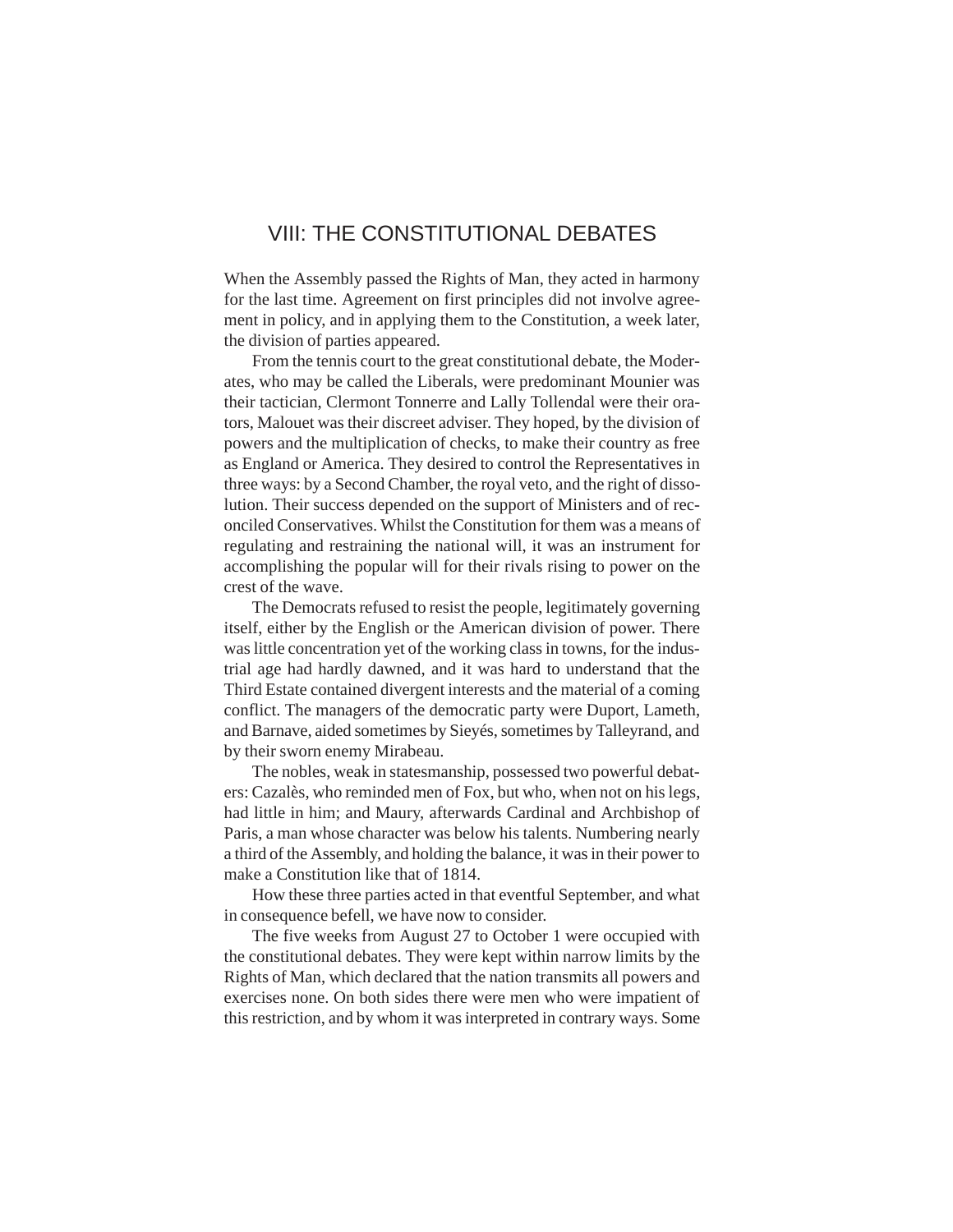# VIII: THE CONSTITUTIONAL DEBATES

When the Assembly passed the Rights of Man, they acted in harmony for the last time. Agreement on first principles did not involve agreement in policy, and in applying them to the Constitution, a week later, the division of parties appeared.

From the tennis court to the great constitutional debate, the Moderates, who may be called the Liberals, were predominant Mounier was their tactician, Clermont Tonnerre and Lally Tollendal were their orators, Malouet was their discreet adviser. They hoped, by the division of powers and the multiplication of checks, to make their country as free as England or America. They desired to control the Representatives in three ways: by a Second Chamber, the royal veto, and the right of dissolution. Their success depended on the support of Ministers and of reconciled Conservatives. Whilst the Constitution for them was a means of regulating and restraining the national will, it was an instrument for accomplishing the popular will for their rivals rising to power on the crest of the wave.

The Democrats refused to resist the people, legitimately governing itself, either by the English or the American division of power. There was little concentration yet of the working class in towns, for the industrial age had hardly dawned, and it was hard to understand that the Third Estate contained divergent interests and the material of a coming conflict. The managers of the democratic party were Duport, Lameth, and Barnave, aided sometimes by Sieyés, sometimes by Talleyrand, and by their sworn enemy Mirabeau.

The nobles, weak in statesmanship, possessed two powerful debaters: Cazalès, who reminded men of Fox, but who, when not on his legs, had little in him; and Maury, afterwards Cardinal and Archbishop of Paris, a man whose character was below his talents. Numbering nearly a third of the Assembly, and holding the balance, it was in their power to make a Constitution like that of 1814.

How these three parties acted in that eventful September, and what in consequence befell, we have now to consider.

The five weeks from August 27 to October 1 were occupied with the constitutional debates. They were kept within narrow limits by the Rights of Man, which declared that the nation transmits all powers and exercises none. On both sides there were men who were impatient of this restriction, and by whom it was interpreted in contrary ways. Some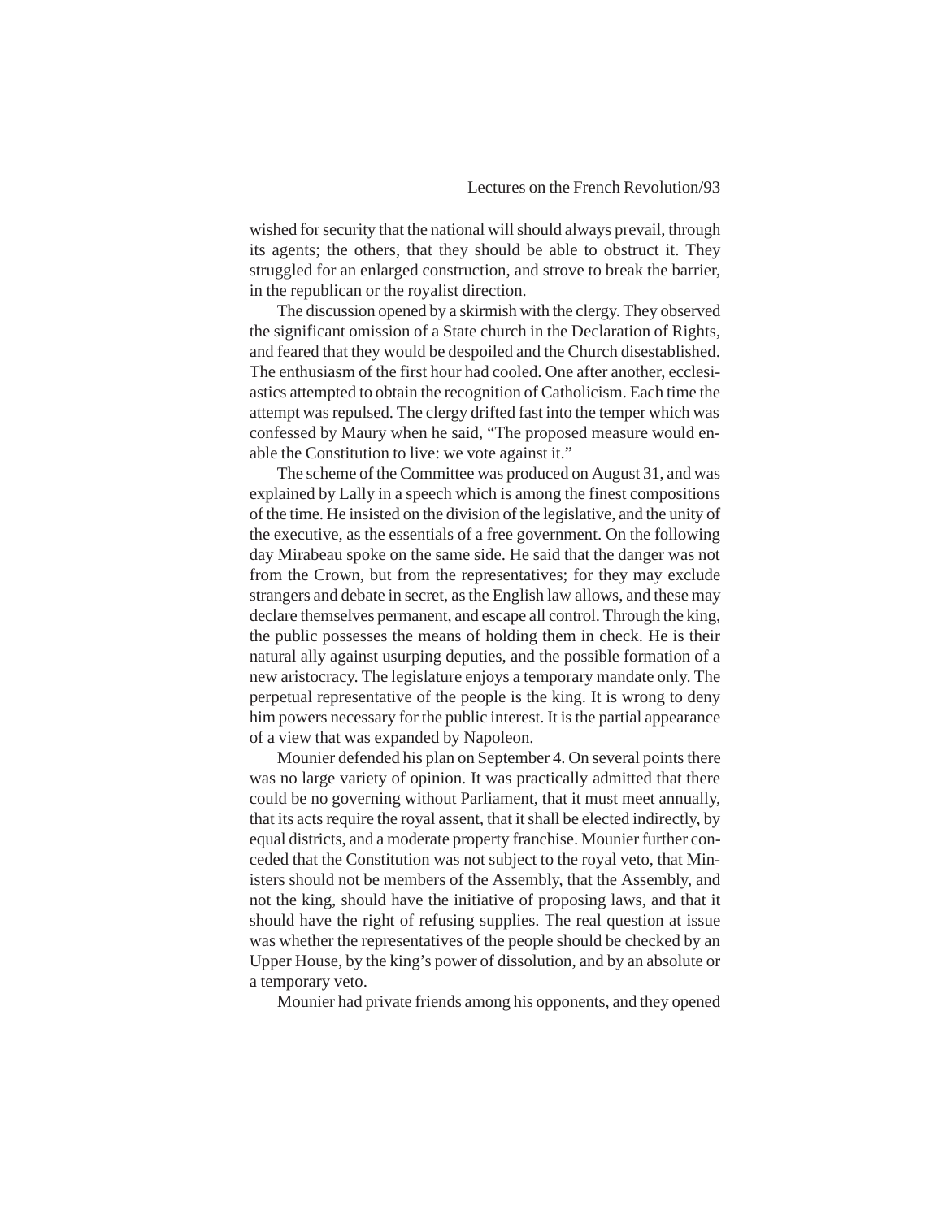wished for security that the national will should always prevail, through its agents; the others, that they should be able to obstruct it. They struggled for an enlarged construction, and strove to break the barrier, in the republican or the royalist direction.

The discussion opened by a skirmish with the clergy. They observed the significant omission of a State church in the Declaration of Rights, and feared that they would be despoiled and the Church disestablished. The enthusiasm of the first hour had cooled. One after another, ecclesiastics attempted to obtain the recognition of Catholicism. Each time the attempt was repulsed. The clergy drifted fast into the temper which was confessed by Maury when he said, "The proposed measure would enable the Constitution to live: we vote against it."

The scheme of the Committee was produced on August 31, and was explained by Lally in a speech which is among the finest compositions of the time. He insisted on the division of the legislative, and the unity of the executive, as the essentials of a free government. On the following day Mirabeau spoke on the same side. He said that the danger was not from the Crown, but from the representatives; for they may exclude strangers and debate in secret, as the English law allows, and these may declare themselves permanent, and escape all control. Through the king, the public possesses the means of holding them in check. He is their natural ally against usurping deputies, and the possible formation of a new aristocracy. The legislature enjoys a temporary mandate only. The perpetual representative of the people is the king. It is wrong to deny him powers necessary for the public interest. It is the partial appearance of a view that was expanded by Napoleon.

Mounier defended his plan on September 4. On several points there was no large variety of opinion. It was practically admitted that there could be no governing without Parliament, that it must meet annually, that its acts require the royal assent, that it shall be elected indirectly, by equal districts, and a moderate property franchise. Mounier further conceded that the Constitution was not subject to the royal veto, that Ministers should not be members of the Assembly, that the Assembly, and not the king, should have the initiative of proposing laws, and that it should have the right of refusing supplies. The real question at issue was whether the representatives of the people should be checked by an Upper House, by the king's power of dissolution, and by an absolute or a temporary veto.

Mounier had private friends among his opponents, and they opened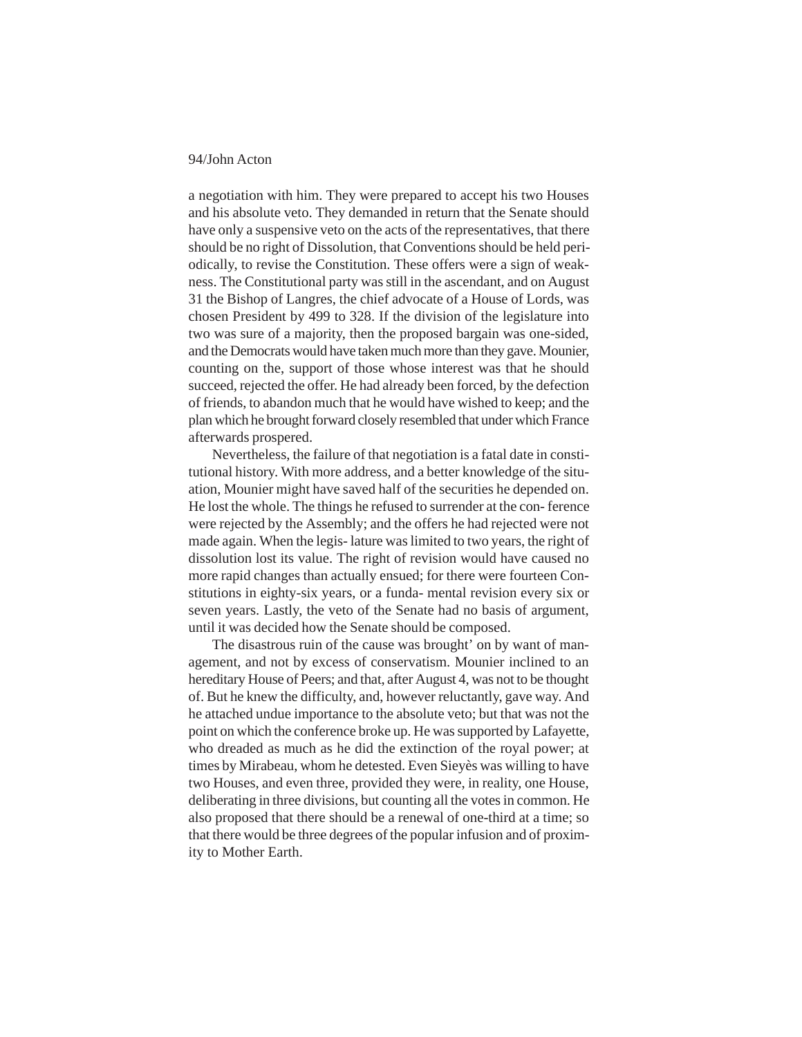a negotiation with him. They were prepared to accept his two Houses and his absolute veto. They demanded in return that the Senate should have only a suspensive veto on the acts of the representatives, that there should be no right of Dissolution, that Conventions should be held periodically, to revise the Constitution. These offers were a sign of weakness. The Constitutional party was still in the ascendant, and on August 31 the Bishop of Langres, the chief advocate of a House of Lords, was chosen President by 499 to 328. If the division of the legislature into two was sure of a majority, then the proposed bargain was one-sided, and the Democrats would have taken much more than they gave. Mounier, counting on the, support of those whose interest was that he should succeed, rejected the offer. He had already been forced, by the defection of friends, to abandon much that he would have wished to keep; and the plan which he brought forward closely resembled that under which France afterwards prospered.

Nevertheless, the failure of that negotiation is a fatal date in constitutional history. With more address, and a better knowledge of the situation, Mounier might have saved half of the securities he depended on. He lost the whole. The things he refused to surrender at the con- ference were rejected by the Assembly; and the offers he had rejected were not made again. When the legis- lature was limited to two years, the right of dissolution lost its value. The right of revision would have caused no more rapid changes than actually ensued; for there were fourteen Constitutions in eighty-six years, or a funda- mental revision every six or seven years. Lastly, the veto of the Senate had no basis of argument, until it was decided how the Senate should be composed.

The disastrous ruin of the cause was brought' on by want of management, and not by excess of conservatism. Mounier inclined to an hereditary House of Peers; and that, after August 4, was not to be thought of. But he knew the difficulty, and, however reluctantly, gave way. And he attached undue importance to the absolute veto; but that was not the point on which the conference broke up. He was supported by Lafayette, who dreaded as much as he did the extinction of the royal power; at times by Mirabeau, whom he detested. Even Sieyès was willing to have two Houses, and even three, provided they were, in reality, one House, deliberating in three divisions, but counting all the votes in common. He also proposed that there should be a renewal of one-third at a time; so that there would be three degrees of the popular infusion and of proximity to Mother Earth.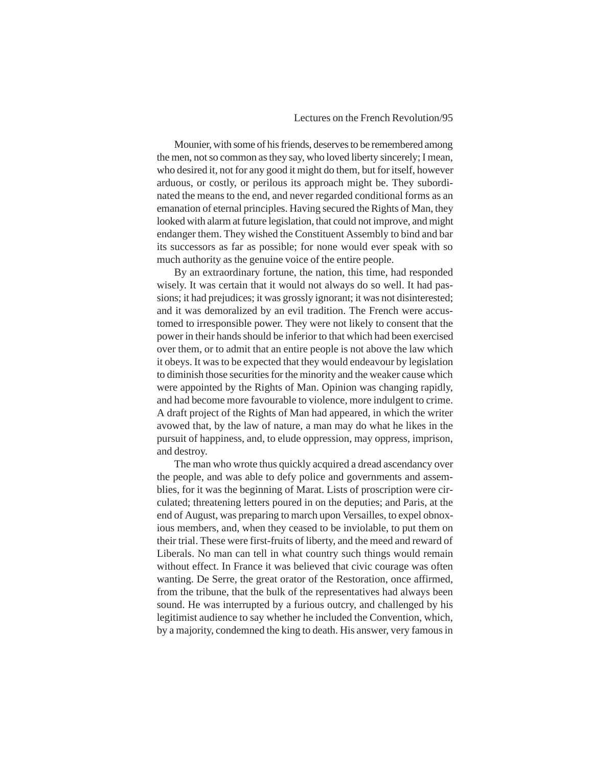Mounier, with some of his friends, deserves to be remembered among the men, not so common as they say, who loved liberty sincerely; I mean, who desired it, not for any good it might do them, but for itself, however arduous, or costly, or perilous its approach might be. They subordinated the means to the end, and never regarded conditional forms as an emanation of eternal principles. Having secured the Rights of Man, they looked with alarm at future legislation, that could not improve, and might endanger them. They wished the Constituent Assembly to bind and bar its successors as far as possible; for none would ever speak with so much authority as the genuine voice of the entire people.

By an extraordinary fortune, the nation, this time, had responded wisely. It was certain that it would not always do so well. It had passions; it had prejudices; it was grossly ignorant; it was not disinterested; and it was demoralized by an evil tradition. The French were accustomed to irresponsible power. They were not likely to consent that the power in their hands should be inferior to that which had been exercised over them, or to admit that an entire people is not above the law which it obeys. It was to be expected that they would endeavour by legislation to diminish those securities for the minority and the weaker cause which were appointed by the Rights of Man. Opinion was changing rapidly, and had become more favourable to violence, more indulgent to crime. A draft project of the Rights of Man had appeared, in which the writer avowed that, by the law of nature, a man may do what he likes in the pursuit of happiness, and, to elude oppression, may oppress, imprison, and destroy.

The man who wrote thus quickly acquired a dread ascendancy over the people, and was able to defy police and governments and assemblies, for it was the beginning of Marat. Lists of proscription were circulated; threatening letters poured in on the deputies; and Paris, at the end of August, was preparing to march upon Versailles, to expel obnoxious members, and, when they ceased to be inviolable, to put them on their trial. These were first-fruits of liberty, and the meed and reward of Liberals. No man can tell in what country such things would remain without effect. In France it was believed that civic courage was often wanting. De Serre, the great orator of the Restoration, once affirmed, from the tribune, that the bulk of the representatives had always been sound. He was interrupted by a furious outcry, and challenged by his legitimist audience to say whether he included the Convention, which, by a majority, condemned the king to death. His answer, very famous in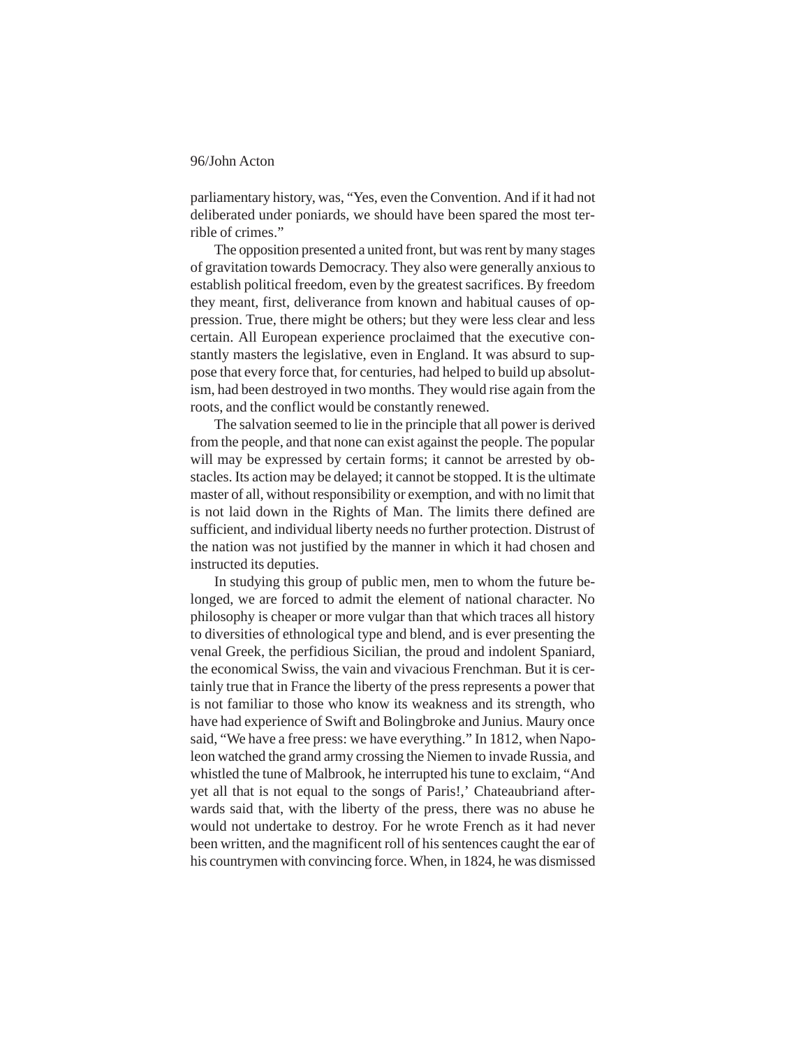parliamentary history, was, "Yes, even the Convention. And if it had not deliberated under poniards, we should have been spared the most terrible of crimes."

The opposition presented a united front, but was rent by many stages of gravitation towards Democracy. They also were generally anxious to establish political freedom, even by the greatest sacrifices. By freedom they meant, first, deliverance from known and habitual causes of oppression. True, there might be others; but they were less clear and less certain. All European experience proclaimed that the executive constantly masters the legislative, even in England. It was absurd to suppose that every force that, for centuries, had helped to build up absolutism, had been destroyed in two months. They would rise again from the roots, and the conflict would be constantly renewed.

The salvation seemed to lie in the principle that all power is derived from the people, and that none can exist against the people. The popular will may be expressed by certain forms; it cannot be arrested by obstacles. Its action may be delayed; it cannot be stopped. It is the ultimate master of all, without responsibility or exemption, and with no limit that is not laid down in the Rights of Man. The limits there defined are sufficient, and individual liberty needs no further protection. Distrust of the nation was not justified by the manner in which it had chosen and instructed its deputies.

In studying this group of public men, men to whom the future belonged, we are forced to admit the element of national character. No philosophy is cheaper or more vulgar than that which traces all history to diversities of ethnological type and blend, and is ever presenting the venal Greek, the perfidious Sicilian, the proud and indolent Spaniard, the economical Swiss, the vain and vivacious Frenchman. But it is certainly true that in France the liberty of the press represents a power that is not familiar to those who know its weakness and its strength, who have had experience of Swift and Bolingbroke and Junius. Maury once said, "We have a free press: we have everything." In 1812, when Napoleon watched the grand army crossing the Niemen to invade Russia, and whistled the tune of Malbrook, he interrupted his tune to exclaim, "And yet all that is not equal to the songs of Paris!,' Chateaubriand afterwards said that, with the liberty of the press, there was no abuse he would not undertake to destroy. For he wrote French as it had never been written, and the magnificent roll of his sentences caught the ear of his countrymen with convincing force. When, in 1824, he was dismissed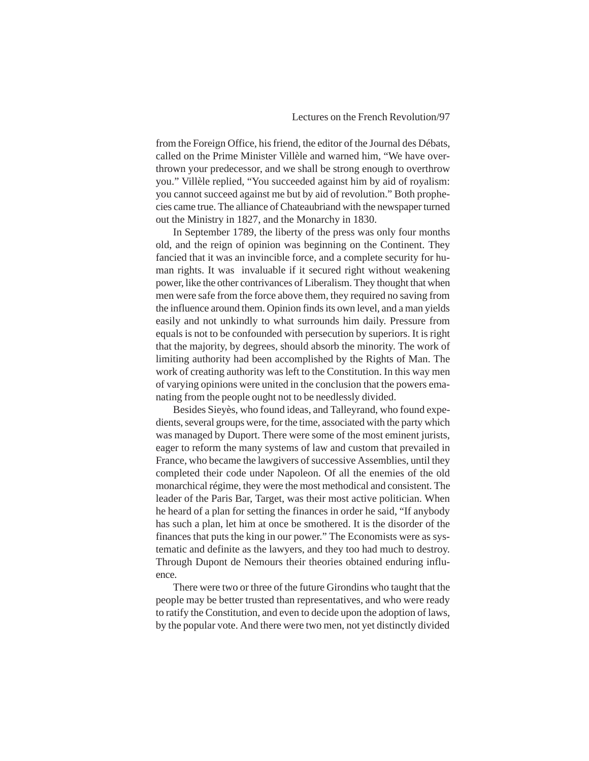from the Foreign Office, his friend, the editor of the Journal des Débats, called on the Prime Minister Villèle and warned him, "We have overthrown your predecessor, and we shall be strong enough to overthrow you." Villèle replied, "You succeeded against him by aid of royalism: you cannot succeed against me but by aid of revolution." Both prophecies came true. The alliance of Chateaubriand with the newspaper turned out the Ministry in 1827, and the Monarchy in 1830.

In September 1789, the liberty of the press was only four months old, and the reign of opinion was beginning on the Continent. They fancied that it was an invincible force, and a complete security for human rights. It was invaluable if it secured right without weakening power, like the other contrivances of Liberalism. They thought that when men were safe from the force above them, they required no saving from the influence around them. Opinion finds its own level, and a man yields easily and not unkindly to what surrounds him daily. Pressure from equals is not to be confounded with persecution by superiors. It is right that the majority, by degrees, should absorb the minority. The work of limiting authority had been accomplished by the Rights of Man. The work of creating authority was left to the Constitution. In this way men of varying opinions were united in the conclusion that the powers emanating from the people ought not to be needlessly divided.

Besides Sieyès, who found ideas, and Talleyrand, who found expedients, several groups were, for the time, associated with the party which was managed by Duport. There were some of the most eminent jurists, eager to reform the many systems of law and custom that prevailed in France, who became the lawgivers of successive Assemblies, until they completed their code under Napoleon. Of all the enemies of the old monarchical régime, they were the most methodical and consistent. The leader of the Paris Bar, Target, was their most active politician. When he heard of a plan for setting the finances in order he said, "If anybody has such a plan, let him at once be smothered. It is the disorder of the finances that puts the king in our power." The Economists were as systematic and definite as the lawyers, and they too had much to destroy. Through Dupont de Nemours their theories obtained enduring influence.

There were two or three of the future Girondins who taught that the people may be better trusted than representatives, and who were ready to ratify the Constitution, and even to decide upon the adoption of laws, by the popular vote. And there were two men, not yet distinctly divided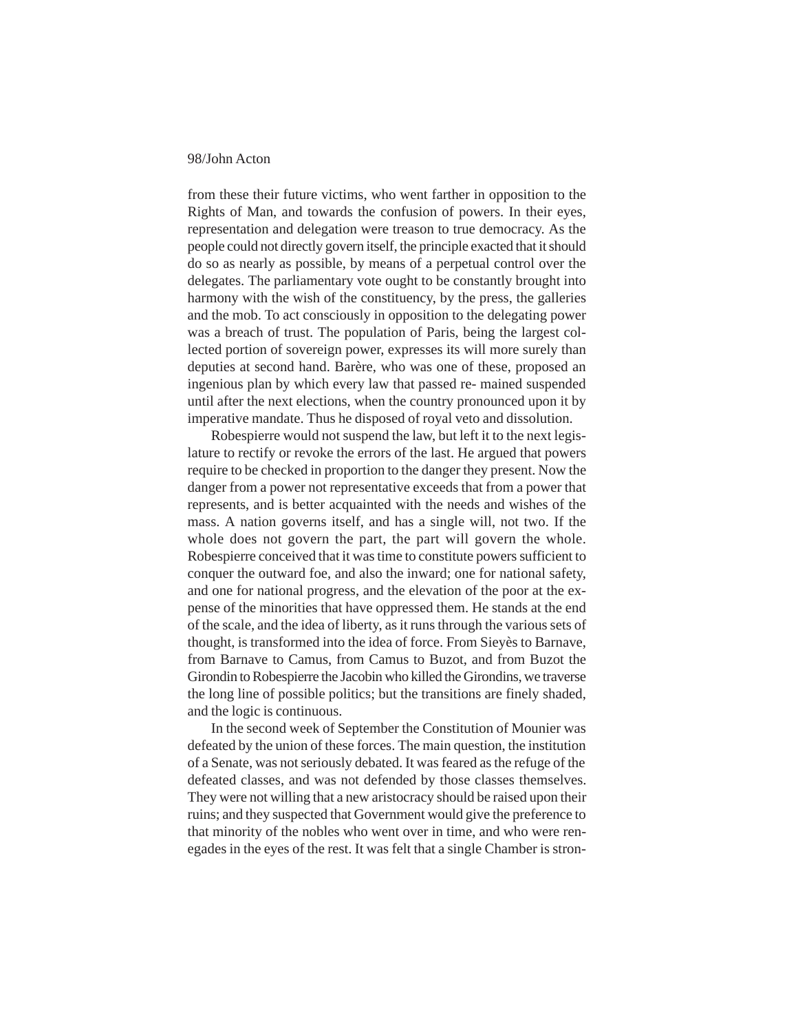from these their future victims, who went farther in opposition to the Rights of Man, and towards the confusion of powers. In their eyes, representation and delegation were treason to true democracy. As the people could not directly govern itself, the principle exacted that it should do so as nearly as possible, by means of a perpetual control over the delegates. The parliamentary vote ought to be constantly brought into harmony with the wish of the constituency, by the press, the galleries and the mob. To act consciously in opposition to the delegating power was a breach of trust. The population of Paris, being the largest collected portion of sovereign power, expresses its will more surely than deputies at second hand. Barère, who was one of these, proposed an ingenious plan by which every law that passed re- mained suspended until after the next elections, when the country pronounced upon it by imperative mandate. Thus he disposed of royal veto and dissolution.

Robespierre would not suspend the law, but left it to the next legislature to rectify or revoke the errors of the last. He argued that powers require to be checked in proportion to the danger they present. Now the danger from a power not representative exceeds that from a power that represents, and is better acquainted with the needs and wishes of the mass. A nation governs itself, and has a single will, not two. If the whole does not govern the part, the part will govern the whole. Robespierre conceived that it was time to constitute powers sufficient to conquer the outward foe, and also the inward; one for national safety, and one for national progress, and the elevation of the poor at the expense of the minorities that have oppressed them. He stands at the end of the scale, and the idea of liberty, as it runs through the various sets of thought, is transformed into the idea of force. From Sieyès to Barnave, from Barnave to Camus, from Camus to Buzot, and from Buzot the Girondin to Robespierre the Jacobin who killed the Girondins, we traverse the long line of possible politics; but the transitions are finely shaded, and the logic is continuous.

In the second week of September the Constitution of Mounier was defeated by the union of these forces. The main question, the institution of a Senate, was not seriously debated. It was feared as the refuge of the defeated classes, and was not defended by those classes themselves. They were not willing that a new aristocracy should be raised upon their ruins; and they suspected that Government would give the preference to that minority of the nobles who went over in time, and who were renegades in the eyes of the rest. It was felt that a single Chamber is stron-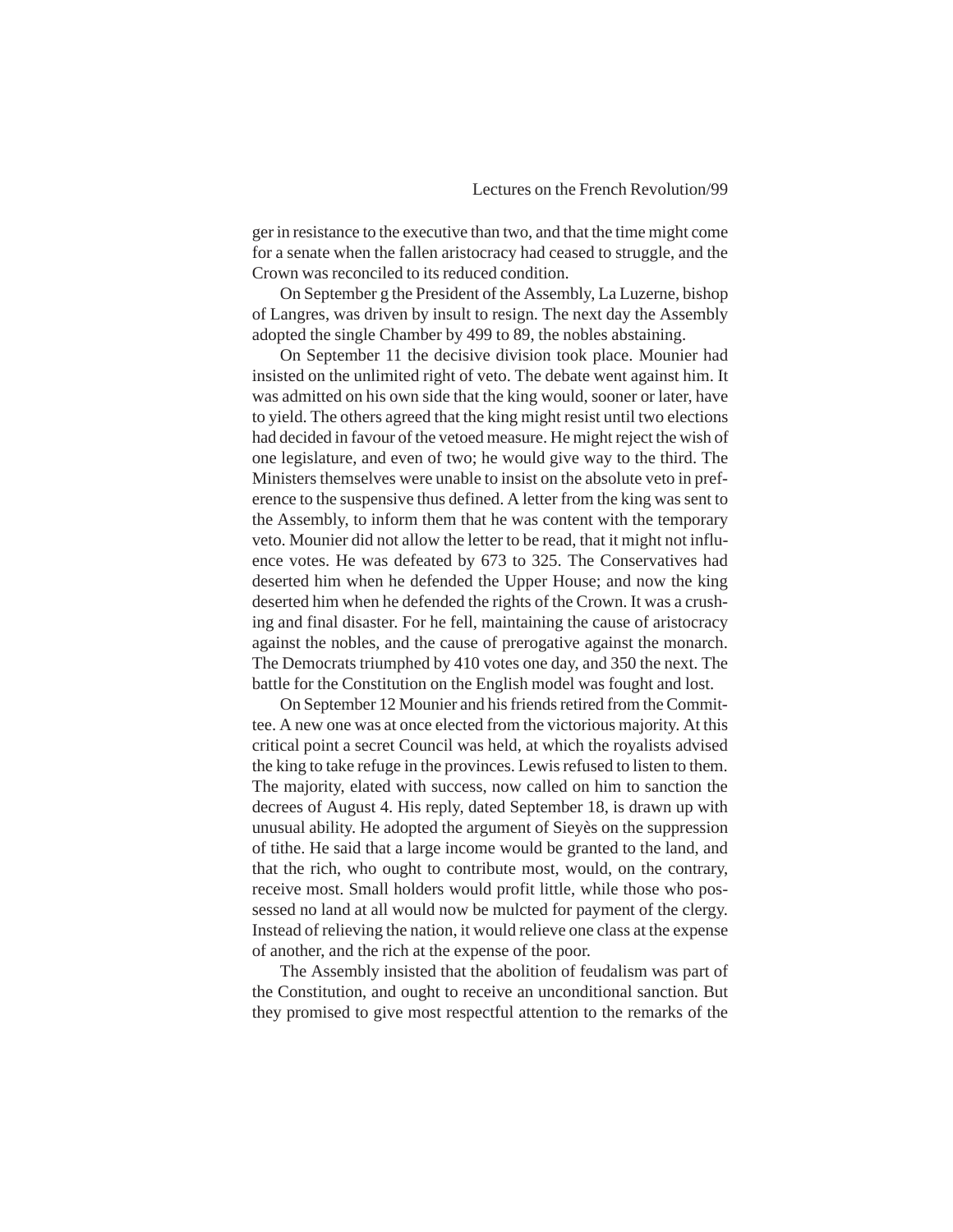ger in resistance to the executive than two, and that the time might come for a senate when the fallen aristocracy had ceased to struggle, and the Crown was reconciled to its reduced condition.

On September g the President of the Assembly, La Luzerne, bishop of Langres, was driven by insult to resign. The next day the Assembly adopted the single Chamber by 499 to 89, the nobles abstaining.

On September 11 the decisive division took place. Mounier had insisted on the unlimited right of veto. The debate went against him. It was admitted on his own side that the king would, sooner or later, have to yield. The others agreed that the king might resist until two elections had decided in favour of the vetoed measure. He might reject the wish of one legislature, and even of two; he would give way to the third. The Ministers themselves were unable to insist on the absolute veto in preference to the suspensive thus defined. A letter from the king was sent to the Assembly, to inform them that he was content with the temporary veto. Mounier did not allow the letter to be read, that it might not influence votes. He was defeated by 673 to 325. The Conservatives had deserted him when he defended the Upper House; and now the king deserted him when he defended the rights of the Crown. It was a crushing and final disaster. For he fell, maintaining the cause of aristocracy against the nobles, and the cause of prerogative against the monarch. The Democrats triumphed by 410 votes one day, and 350 the next. The battle for the Constitution on the English model was fought and lost.

On September 12 Mounier and his friends retired from the Committee. A new one was at once elected from the victorious majority. At this critical point a secret Council was held, at which the royalists advised the king to take refuge in the provinces. Lewis refused to listen to them. The majority, elated with success, now called on him to sanction the decrees of August 4. His reply, dated September 18, is drawn up with unusual ability. He adopted the argument of Sieyès on the suppression of tithe. He said that a large income would be granted to the land, and that the rich, who ought to contribute most, would, on the contrary, receive most. Small holders would profit little, while those who possessed no land at all would now be mulcted for payment of the clergy. Instead of relieving the nation, it would relieve one class at the expense of another, and the rich at the expense of the poor.

The Assembly insisted that the abolition of feudalism was part of the Constitution, and ought to receive an unconditional sanction. But they promised to give most respectful attention to the remarks of the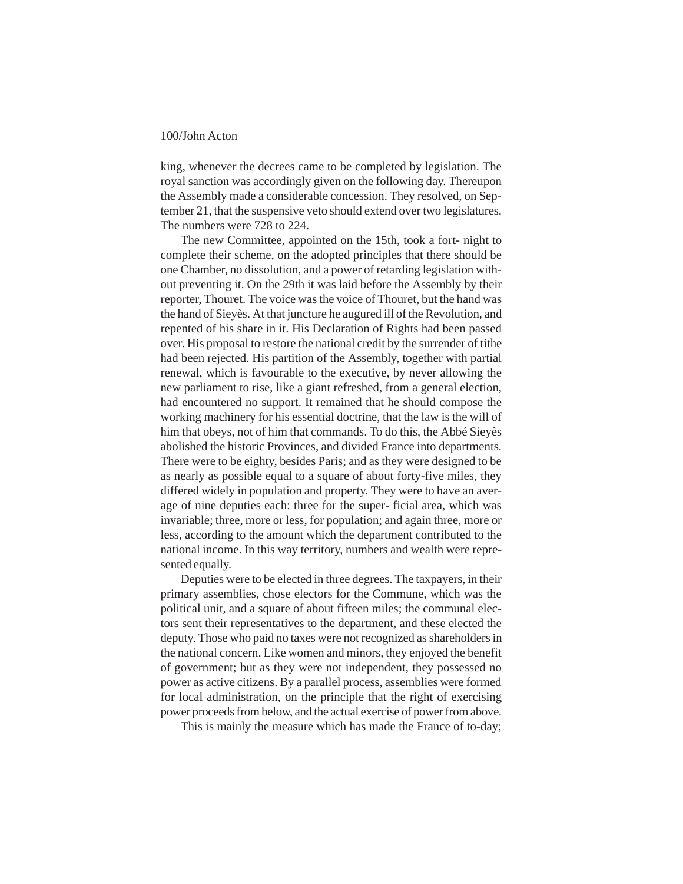king, whenever the decrees came to be completed by legislation. The royal sanction was accordingly given on the following day. Thereupon the Assembly made a considerable concession. They resolved, on September 21, that the suspensive veto should extend over two legislatures. The numbers were 728 to 224.

The new Committee, appointed on the 15th, took a fortnight to complete their scheme, on the adopted principles that there should be one Chamber, no dissolution, and a power of retarding legislation without preventing it. On the 29th it was laid before the Assembly by their reporter, Thouret. The voice was the voice of Thouret, but the hand was the hand of Sieyès. At that juncture he augured ill of the Revolution, and repented of his share in it. His Declaration of Rights had been passed over. His proposal to restore the national credit by the surrender of tithe had been rejected. His partition of the Assembly, together with partial renewal, which is favourable to the executive, by never allowing the new parliament to rise, like a giant refreshed, from a general election, had encountered no support. It remained that he should compose the working machinery for his essential doctrine, that the law is the will of him that obeys, not of him that commands. To do this, the Abbé Sieyès abolished the historic Provinces, and divided France into departments. There were to be eighty, besides Paris; and as they were designed to be as nearly as possible equal to a square of about forty-five miles, they differed widely in population and property. They were to have an average of nine deputies each: three for the superficial area, which was invariable; three, more or less, for population; and again three, more or less, according to the amount which the department contributed to the national income. In this way territory, numbers and wealth were represented equally.

Deputies were to be elected in three degrees. The taxpayers, in their primary assemblies, chose electors for the Commune, which was the political unit, and a square of about fifteen miles; the communal electors sent their representatives to the department, and these elected the deputy. Those who paid no taxes were not recognized as shareholders in the national concern. Like women and minors, they enjoyed the benefit of government; but as they were not independent, they possessed no power as active citizens. By a parallel process, assemblies were formed for local administration, on the principle that the right of exercising power proceeds from below, and the actual exercise of power from above.

This is mainly the measure which has made the France of to-day;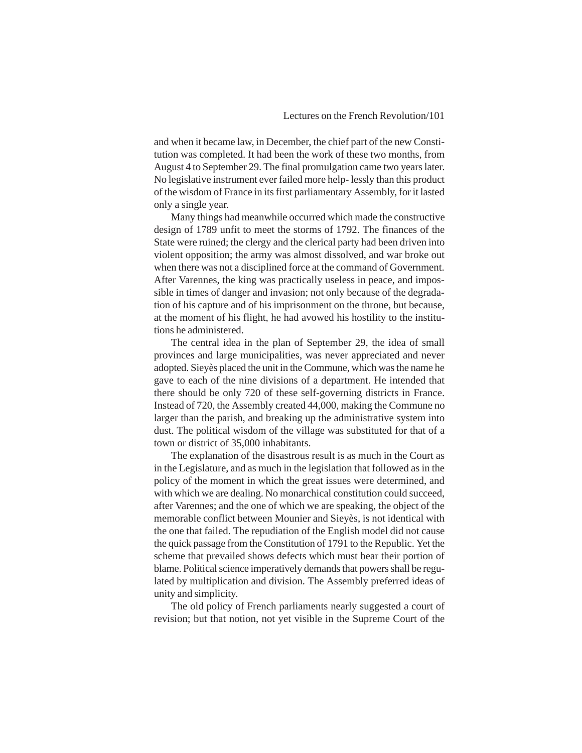and when it became law, in December, the chief part of the new Constitution was completed. It had been the work of these two months, from August 4 to September 29. The final promulgation came two years later. No legislative instrument ever failed more help- lessly than this product of the wisdom of France in its first parliamentary Assembly, for it lasted only a single year.

Many things had meanwhile occurred which made the constructive design of 1789 unfit to meet the storms of 1792. The finances of the State were ruined; the clergy and the clerical party had been driven into violent opposition; the army was almost dissolved, and war broke out when there was not a disciplined force at the command of Government. After Varennes, the king was practically useless in peace, and impossible in times of danger and invasion; not only because of the degradation of his capture and of his imprisonment on the throne, but because, at the moment of his flight, he had avowed his hostility to the institutions he administered.

The central idea in the plan of September 29, the idea of small provinces and large municipalities, was never appreciated and never adopted. Sieyès placed the unit in the Commune, which was the name he gave to each of the nine divisions of a department. He intended that there should be only 720 of these self-governing districts in France. Instead of 720, the Assembly created 44,000, making the Commune no larger than the parish, and breaking up the administrative system into dust. The political wisdom of the village was substituted for that of a town or district of 35,000 inhabitants.

The explanation of the disastrous result is as much in the Court as in the Legislature, and as much in the legislation that followed as in the policy of the moment in which the great issues were determined, and with which we are dealing. No monarchical constitution could succeed, after Varennes; and the one of which we are speaking, the object of the memorable conflict between Mounier and Sieyès, is not identical with the one that failed. The repudiation of the English model did not cause the quick passage from the Constitution of 1791 to the Republic. Yet the scheme that prevailed shows defects which must bear their portion of blame. Political science imperatively demands that powers shall be regulated by multiplication and division. The Assembly preferred ideas of unity and simplicity.

The old policy of French parliaments nearly suggested a court of revision; but that notion, not yet visible in the Supreme Court of the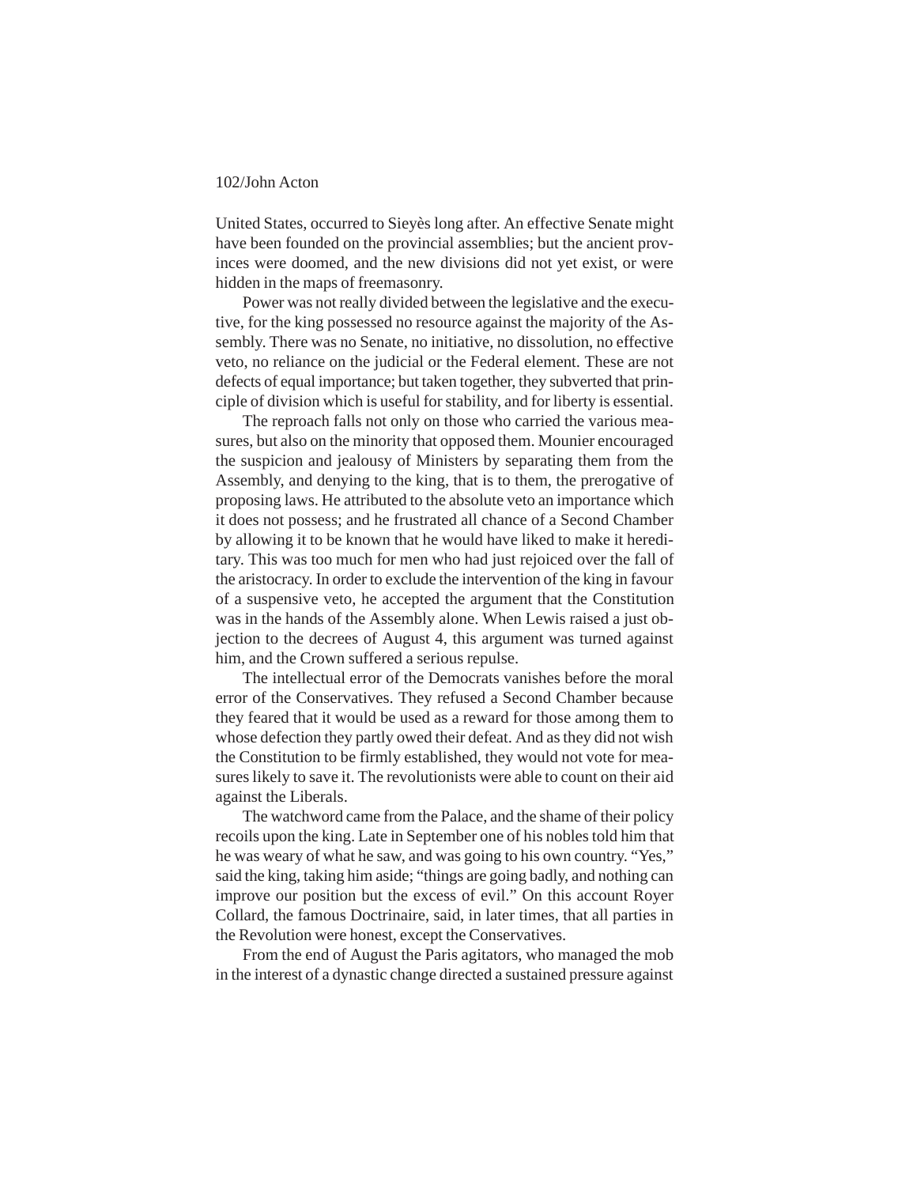United States, occurred to Sieyès long after. An effective Senate might have been founded on the provincial assemblies; but the ancient provinces were doomed, and the new divisions did not yet exist, or were hidden in the maps of freemasonry.

Power was not really divided between the legislative and the executive, for the king possessed no resource against the majority of the Assembly. There was no Senate, no initiative, no dissolution, no effective veto, no reliance on the judicial or the Federal element. These are not defects of equal importance; but taken together, they subverted that principle of division which is useful for stability, and for liberty is essential.

The reproach falls not only on those who carried the various measures, but also on the minority that opposed them. Mounier encouraged the suspicion and jealousy of Ministers by separating them from the Assembly, and denying to the king, that is to them, the prerogative of proposing laws. He attributed to the absolute veto an importance which it does not possess; and he frustrated all chance of a Second Chamber by allowing it to be known that he would have liked to make it hereditary. This was too much for men who had just rejoiced over the fall of the aristocracy. In order to exclude the intervention of the king in favour of a suspensive veto, he accepted the argument that the Constitution was in the hands of the Assembly alone. When Lewis raised a just objection to the decrees of August 4, this argument was turned against him, and the Crown suffered a serious repulse.

The intellectual error of the Democrats vanishes before the moral error of the Conservatives. They refused a Second Chamber because they feared that it would be used as a reward for those among them to whose defection they partly owed their defeat. And as they did not wish the Constitution to be firmly established, they would not vote for measures likely to save it. The revolutionists were able to count on their aid against the Liberals.

The watchword came from the Palace, and the shame of their policy recoils upon the king. Late in September one of his nobles told him that he was weary of what he saw, and was going to his own country. "Yes," said the king, taking him aside; "things are going badly, and nothing can improve our position but the excess of evil." On this account Royer Collard, the famous Doctrinaire, said, in later times, that all parties in the Revolution were honest, except the Conservatives.

From the end of August the Paris agitators, who managed the mob in the interest of a dynastic change directed a sustained pressure against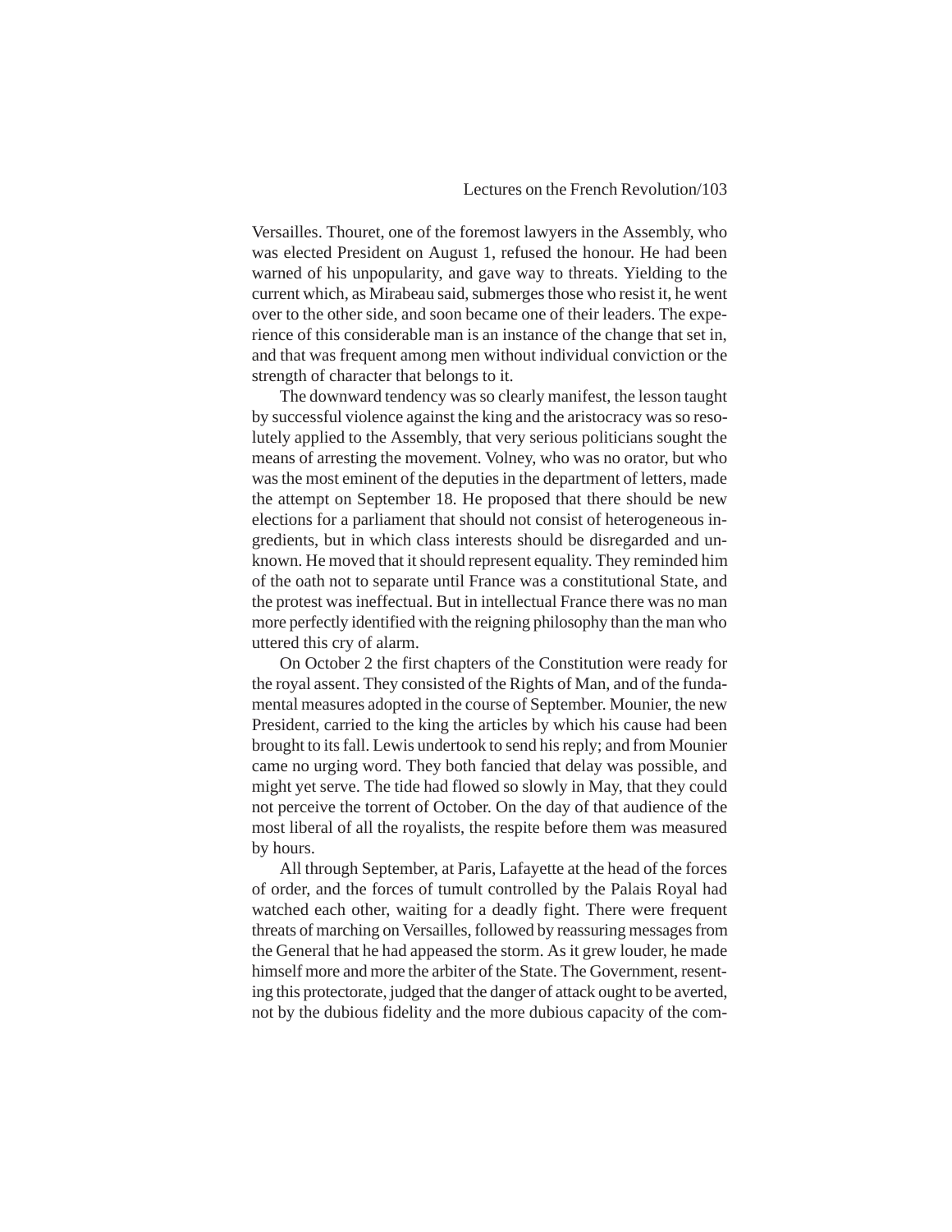Versailles. Thouret, one of the foremost lawyers in the Assembly, who was elected President on August 1, refused the honour. He had been warned of his unpopularity, and gave way to threats. Yielding to the current which, as Mirabeau said, submerges those who resist it, he went over to the other side, and soon became one of their leaders. The experience of this considerable man is an instance of the change that set in, and that was frequent among men without individual conviction or the strength of character that belongs to it.

The downward tendency was so clearly manifest, the lesson taught by successful violence against the king and the aristocracy was so resolutely applied to the Assembly, that very serious politicians sought the means of arresting the movement. Volney, who was no orator, but who was the most eminent of the deputies in the department of letters, made the attempt on September 18. He proposed that there should be new elections for a parliament that should not consist of heterogeneous ingredients, but in which class interests should be disregarded and unknown. He moved that it should represent equality. They reminded him of the oath not to separate until France was a constitutional State, and the protest was ineffectual. But in intellectual France there was no man more perfectly identified with the reigning philosophy than the man who uttered this cry of alarm.

On October 2 the first chapters of the Constitution were ready for the royal assent. They consisted of the Rights of Man, and of the fundamental measures adopted in the course of September. Mounier, the new President, carried to the king the articles by which his cause had been brought to its fall. Lewis undertook to send his reply; and from Mounier came no urging word. They both fancied that delay was possible, and might yet serve. The tide had flowed so slowly in May, that they could not perceive the torrent of October. On the day of that audience of the most liberal of all the royalists, the respite before them was measured by hours.

All through September, at Paris, Lafayette at the head of the forces of order, and the forces of tumult controlled by the Palais Royal had watched each other, waiting for a deadly fight. There were frequent threats of marching on Versailles, followed by reassuring messages from the General that he had appeased the storm. As it grew louder, he made himself more and more the arbiter of the State. The Government, resenting this protectorate, judged that the danger of attack ought to be averted, not by the dubious fidelity and the more dubious capacity of the com-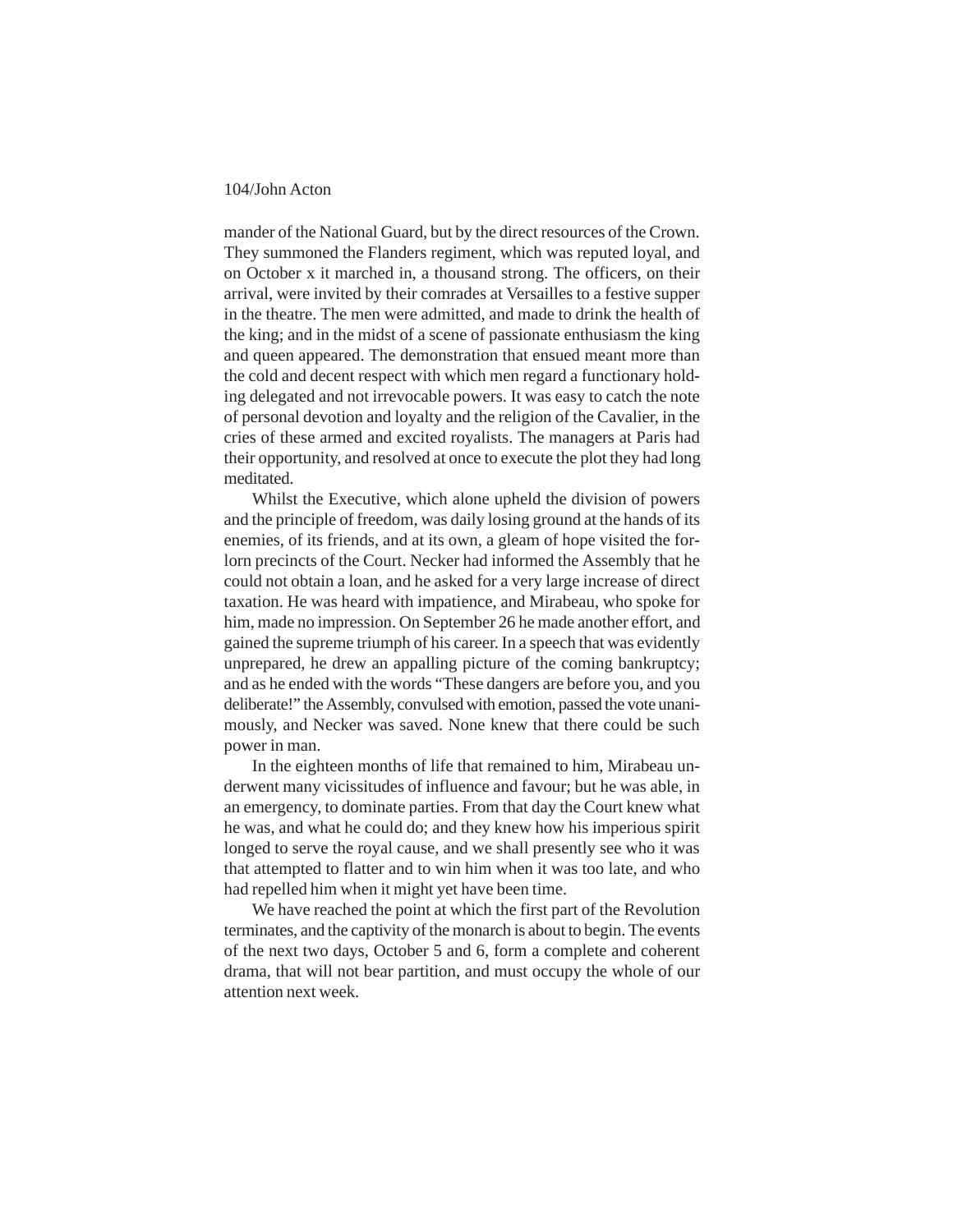mander of the National Guard, but by the direct resources of the Crown. They summoned the Flanders regiment, which was reputed loyal, and on October x it marched in, a thousand strong. The officers, on their arrival, were invited by their comrades at Versailles to a festive supper in the theatre. The men were admitted, and made to drink the health of the king; and in the midst of a scene of passionate enthusiasm the king and queen appeared. The demonstration that ensued meant more than the cold and decent respect with which men regard a functionary holding delegated and not irrevocable powers. It was easy to catch the note of personal devotion and loyalty and the religion of the Cavalier, in the cries of these armed and excited royalists. The managers at Paris had their opportunity, and resolved at once to execute the plot they had long meditated.

Whilst the Executive, which alone upheld the division of powers and the principle of freedom, was daily losing ground at the hands of its enemies, of its friends, and at its own, a gleam of hope visited the forlorn precincts of the Court. Necker had informed the Assembly that he could not obtain a loan, and he asked for a very large increase of direct taxation. He was heard with impatience, and Mirabeau, who spoke for him, made no impression. On September 26 he made another effort, and gained the supreme triumph of his career. In a speech that was evidently unprepared, he drew an appalling picture of the coming bankruptcy; and as he ended with the words "These dangers are before you, and you deliberate!" the Assembly, convulsed with emotion, passed the vote unanimously, and Necker was saved. None knew that there could be such power in man.

In the eighteen months of life that remained to him, Mirabeau underwent many vicissitudes of influence and favour; but he was able, in an emergency, to dominate parties. From that day the Court knew what he was, and what he could do; and they knew how his imperious spirit longed to serve the royal cause, and we shall presently see who it was that attempted to flatter and to win him when it was too late, and who had repelled him when it might yet have been time.

We have reached the point at which the first part of the Revolution terminates, and the captivity of the monarch is about to begin. The events of the next two days, October 5 and 6, form a complete and coherent drama, that will not bear partition, and must occupy the whole of our attention next week.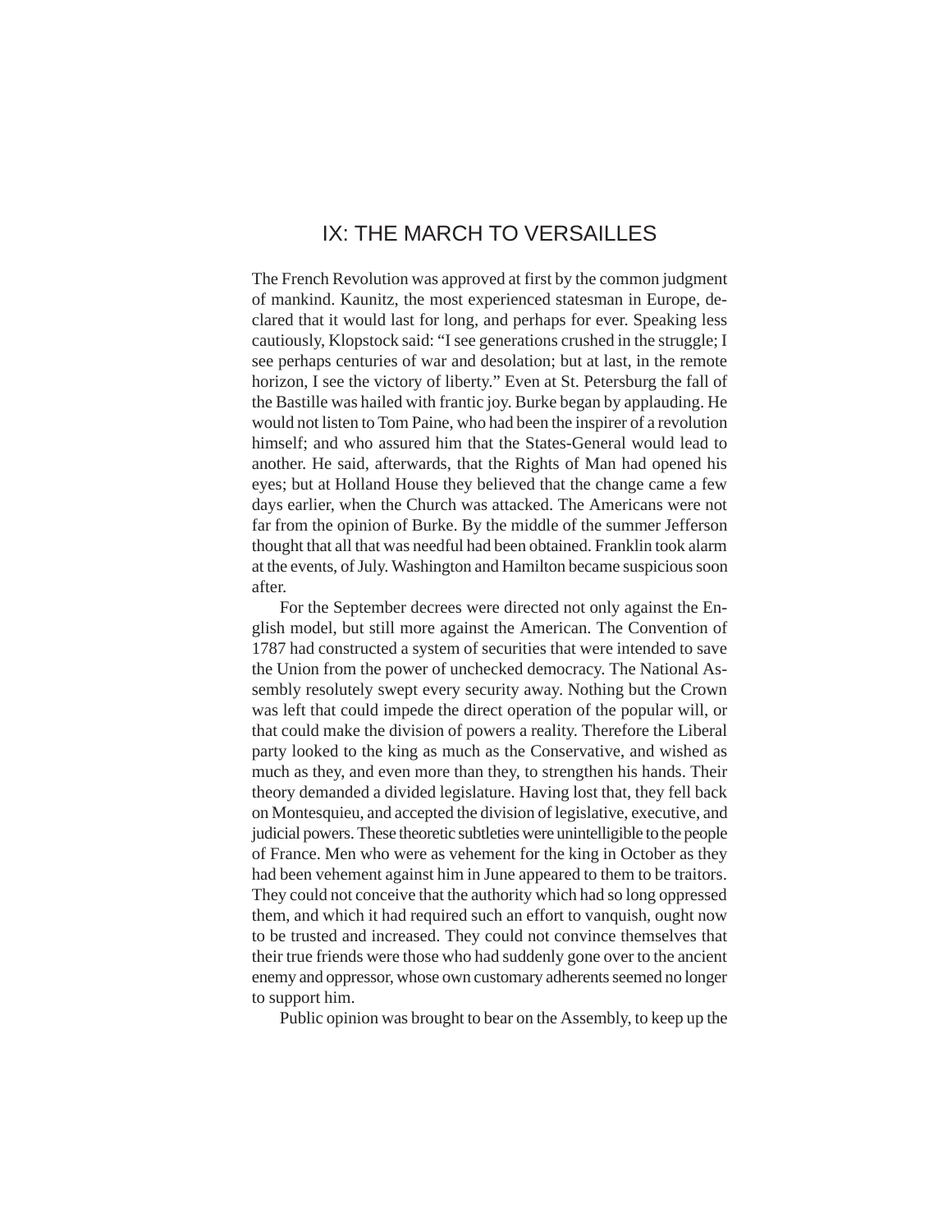# IX: THE MARCH TO VERSAILLES

The French Revolution was approved at first by the common judgment of mankind. Kaunitz, the most experienced statesman in Europe, declared that it would last for long, and perhaps for ever. Speaking less cautiously, Klopstock said: "I see generations crushed in the struggle; I see perhaps centuries of war and desolation; but at last, in the remote horizon, I see the victory of liberty." Even at St. Petersburg the fall of the Bastille was hailed with frantic joy. Burke began by applauding. He would not listen to Tom Paine, who had been the inspirer of a revolution himself; and who assured him that the States-General would lead to another. He said, afterwards, that the Rights of Man had opened his eyes; but at Holland House they believed that the change came a few days earlier, when the Church was attacked. The Americans were not far from the opinion of Burke. By the middle of the summer Jefferson thought that all that was needful had been obtained. Franklin took alarm at the events, of July. Washington and Hamilton became suspicious soon after.

For the September decrees were directed not only against the English model, but still more against the American. The Convention of 1787 had constructed a system of securities that were intended to save the Union from the power of unchecked democracy. The National Assembly resolutely swept every security away. Nothing but the Crown was left that could impede the direct operation of the popular will, or that could make the division of powers a reality. Therefore the Liberal party looked to the king as much as the Conservative, and wished as much as they, and even more than they, to strengthen his hands. Their theory demanded a divided legislature. Having lost that, they fell back on Montesquieu, and accepted the division of legislative, executive, and judicial powers. These theoretic subtleties were unintelligible to the people of France. Men who were as vehement for the king in October as they had been vehement against him in June appeared to them to be traitors. They could not conceive that the authority which had so long oppressed them, and which it had required such an effort to vanquish, ought now to be trusted and increased. They could not convince themselves that their true friends were those who had suddenly gone over to the ancient enemy and oppressor, whose own customary adherents seemed no longer to support him.

Public opinion was brought to bear on the Assembly, to keep up the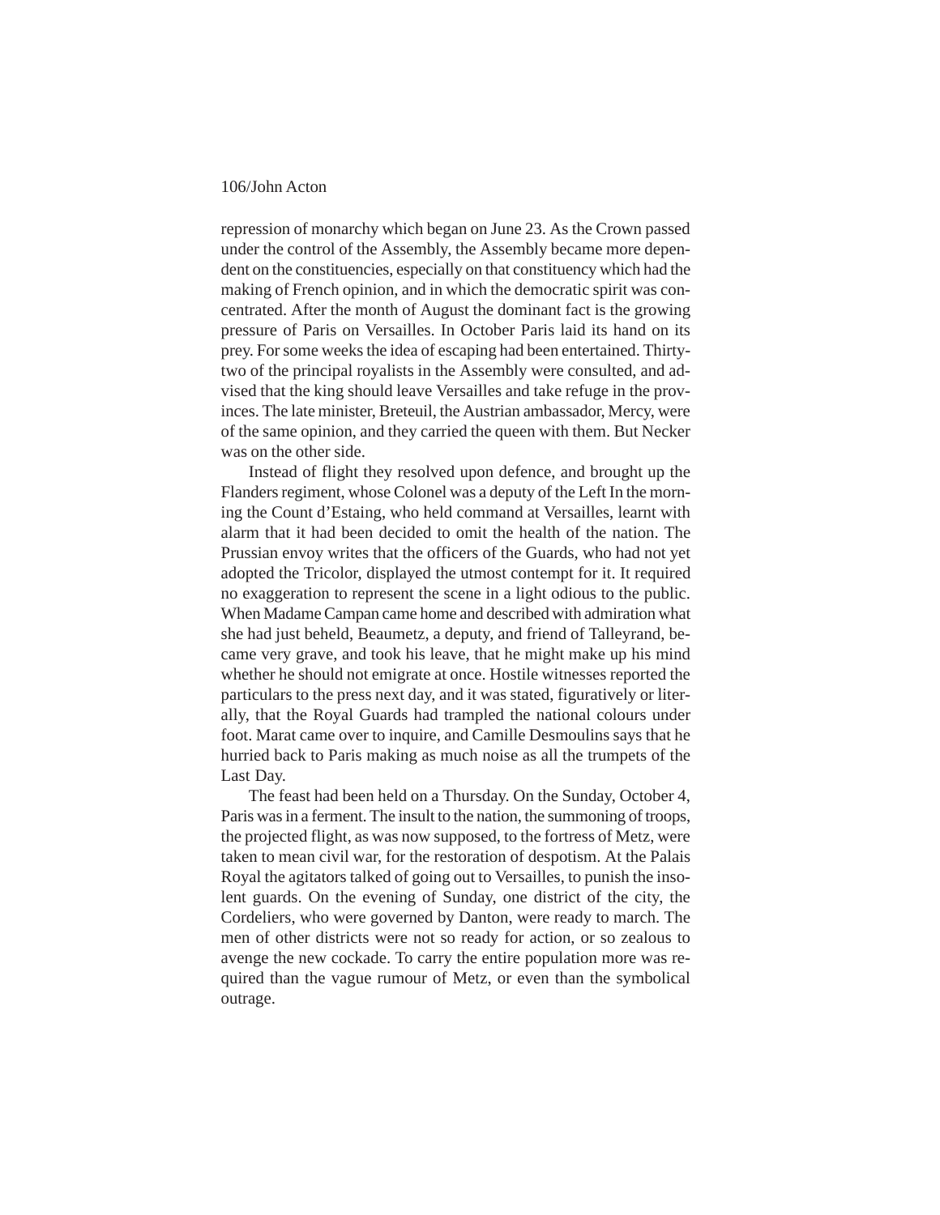repression of monarchy which began on June 23. As the Crown passed under the control of the Assembly, the Assembly became more dependent on the constituencies, especially on that constituency which had the making of French opinion, and in which the democratic spirit was concentrated. After the month of August the dominant fact is the growing pressure of Paris on Versailles. In October Paris laid its hand on its prey. For some weeks the idea of escaping had been entertained. Thirty-two of the principal royalists in the Assembly were consulted, and advised that the king should leave Versailles and take refuge in the provinces. The late minister, Breteuil, the Austrian ambassador, Mercy, were of the same opinion, and they carried the queen with them. But Necker was on the other side.

Instead of flight they resolved upon defence, and brought up the Flanders regiment, whose Colonel was a deputy of the Left In the morning the Count d'Estaing, who held command at Versailles, learnt with alarm that it had been decided to omit the health of the nation. The Prussian envoy writes that the officers of the Guards, who had not yet adopted the Tricolor, displayed the utmost contempt for it. It required no exaggeration to represent the scene in a light odious to the public. When Madame Campan came home and described with admiration what she had just beheld, Beaumetz, a deputy, and friend of Talleyrand, became very grave, and took his leave, that he might make up his mind whether he should not emigrate at once. Hostile witnesses reported the particulars to the press next day, and it was stated, figuratively or literally, that the Royal Guards had trampled the national colours under foot. Marat came over to inquire, and Camille Desmoulins says that he hurried back to Paris making as much noise as all the trumpets of the Last Day.

The feast had been held on a Thursday. On the Sunday, October 4, Paris was in a ferment. The insult to the nation, the summoning of troops, the projected flight, as was now supposed, to the fortress of Metz, were taken to mean civil war, for the restoration of despotism. At the Palais Royal the agitators talked of going out to Versailles, to punish the insolent guards. On the evening of Sunday, one district of the city, the Cordeliers, who were governed by Danton, were ready to march. The men of other districts were not so ready for action, or so zealous to avenge the new cockade. To carry the entire population more was required than the vague rumour of Metz, or even than the symbolical outrage.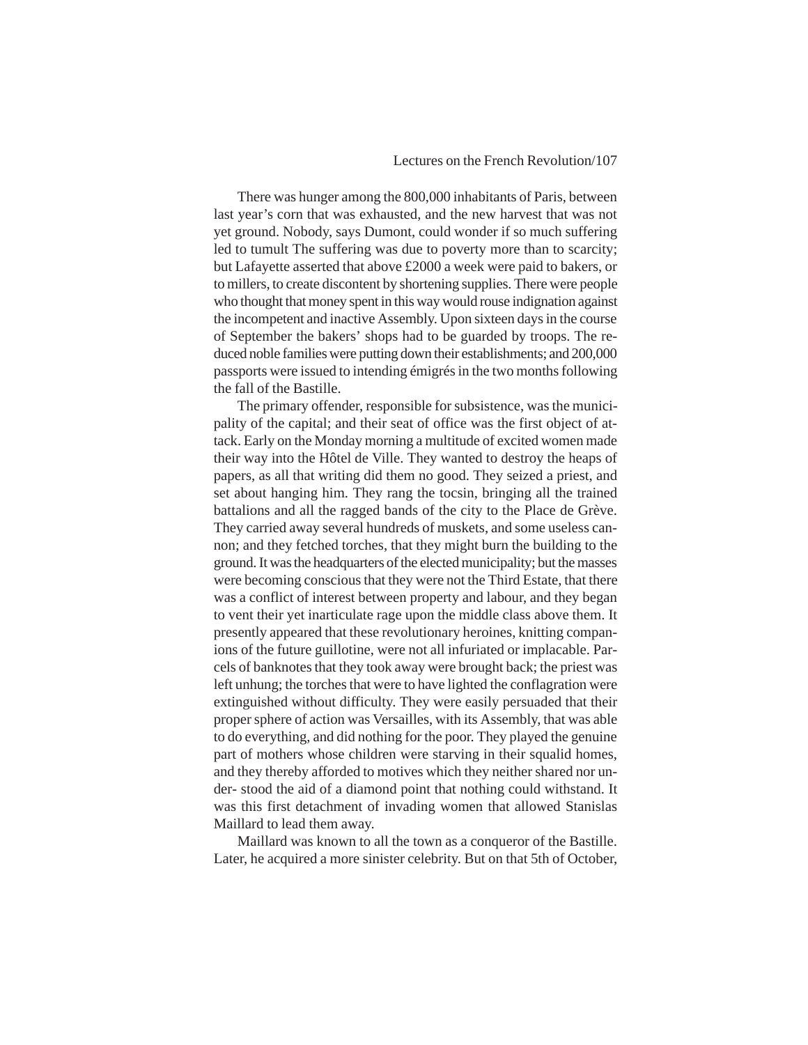There was hunger among the 800,000 inhabitants of Paris, between last year's corn that was exhausted, and the new harvest that was not yet ground. Nobody, says Dumont, could wonder if so much suffering led to tumult The suffering was due to poverty more than to scarcity; but Lafayette asserted that above £2000 a week were paid to bakers, or to millers, to create discontent by shortening supplies. There were people who thought that money spent in this way would rouse indignation against the incompetent and inactive Assembly. Upon sixteen days in the course of September the bakers' shops had to be guarded by troops. The reduced noble families were putting down their establishments; and 200,000 passports were issued to intending émigrés in the two months following the fall of the Bastille.

The primary offender, responsible for subsistence, was the municipality of the capital; and their seat of office was the first object of attack. Early on the Monday morning a multitude of excited women made their way into the Hôtel de Ville. They wanted to destroy the heaps of papers, as all that writing did them no good. They seized a priest, and set about hanging him. They rang the tocsin, bringing all the trained battalions and all the ragged bands of the city to the Place de Grève. They carried away several hundreds of muskets, and some useless cannon; and they fetched torches, that they might burn the building to the ground. It was the headquarters of the elected municipality; but the masses were becoming conscious that they were not the Third Estate, that there was a conflict of interest between property and labour, and they began to vent their yet inarticulate rage upon the middle class above them. It presently appeared that these revolutionary heroines, knitting companions of the future guillotine, were not all infuriated or implacable. Parcels of banknotes that they took away were brought back; the priest was left unhung; the torches that were to have lighted the conflagration were extinguished without difficulty. They were easily persuaded that their proper sphere of action was Versailles, with its Assembly, that was able to do everything, and did nothing for the poor. They played the genuine part of mothers whose children were starving in their squalid homes, and they thereby afforded to motives which they neither shared nor understood the aid of a diamond point that nothing could withstand. It was this first detachment of invading women that allowed Stanislas Maillard to lead them away.

Maillard was known to all the town as a conqueror of the Bastille. Later, he acquired a more sinister celebrity. But on that 5th of October,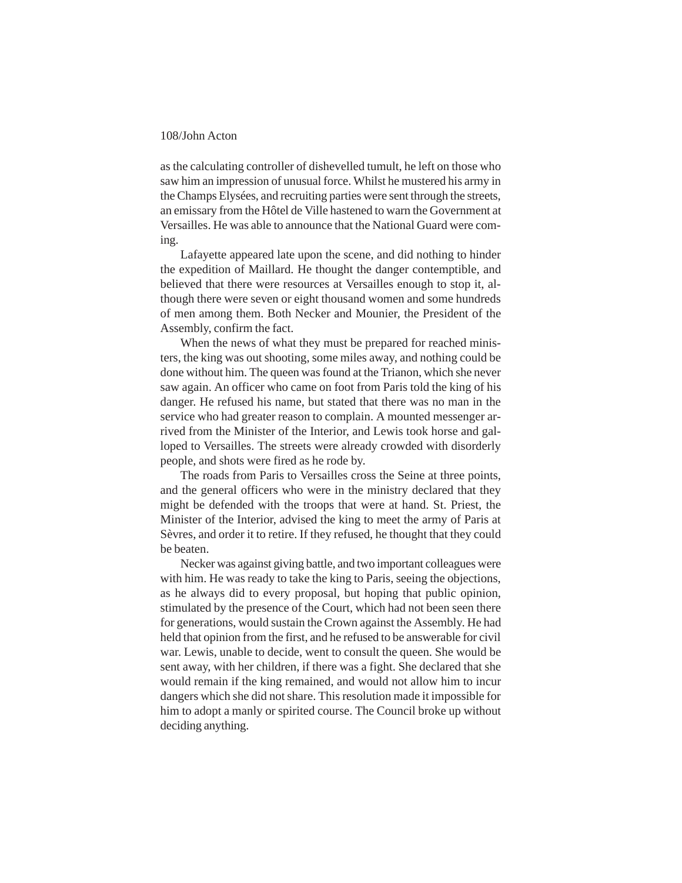as the calculating controller of dishevelled tumult, he left on those who saw him an impression of unusual force. Whilst he mustered his army in the Champs Elysées, and recruiting parties were sent through the streets, an emissary from the Hôtel de Ville hastened to warn the Government at Versailles. He was able to announce that the National Guard were coming.

Lafayette appeared late upon the scene, and did nothing to hinder the expedition of Maillard. He thought the danger contemptible, and believed that there were resources at Versailles enough to stop it, although there were seven or eight thousand women and some hundreds of men among them. Both Necker and Mounier, the President of the Assembly, confirm the fact.

When the news of what they must be prepared for reached ministers, the king was out shooting, some miles away, and nothing could be done without him. The queen was found at the Trianon, which she never saw again. An officer who came on foot from Paris told the king of his danger. He refused his name, but stated that there was no man in the service who had greater reason to complain. A mounted messenger arrived from the Minister of the Interior, and Lewis took horse and galloped to Versailles. The streets were already crowded with disorderly people, and shots were fired as he rode by.

The roads from Paris to Versailles cross the Seine at three points, and the general officers who were in the ministry declared that they might be defended with the troops that were at hand. St. Priest, the Minister of the Interior, advised the king to meet the army of Paris at Sèvres, and order it to retire. If they refused, he thought that they could be beaten.

Necker was against giving battle, and two important colleagues were with him. He was ready to take the king to Paris, seeing the objections, as he always did to every proposal, but hoping that public opinion, stimulated by the presence of the Court, which had not been seen there for generations, would sustain the Crown against the Assembly. He had held that opinion from the first, and he refused to be answerable for civil war. Lewis, unable to decide, went to consult the queen. She would be sent away, with her children, if there was a fight. She declared that she would remain if the king remained, and would not allow him to incur dangers which she did not share. This resolution made it impossible for him to adopt a manly or spirited course. The Council broke up without deciding anything.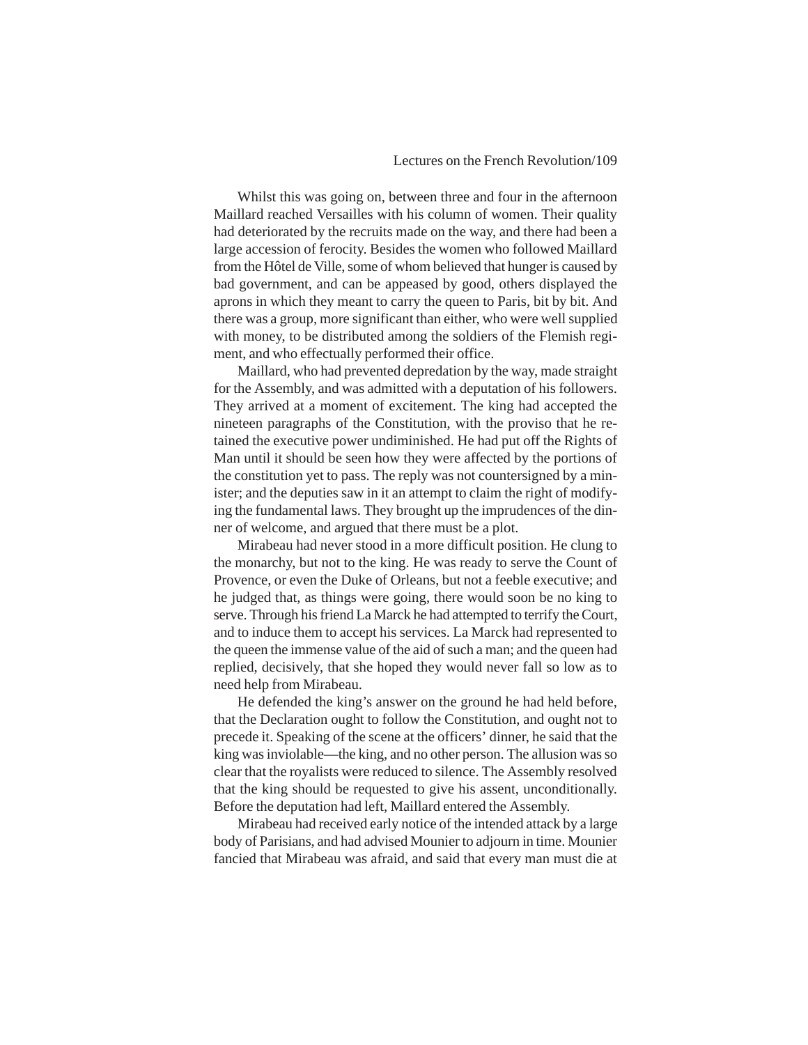Whilst this was going on, between three and four in the afternoon Maillard reached Versailles with his column of women. Their quality had deteriorated by the recruits made on the way, and there had been a large accession of ferocity. Besides the women who followed Maillard from the Hôtel de Ville, some of whom believed that hunger is caused by bad government, and can be appeased by good, others displayed the aprons in which they meant to carry the queen to Paris, bit by bit. And there was a group, more significant than either, who were well supplied with money, to be distributed among the soldiers of the Flemish regiment, and who effectually performed their office.

Maillard, who had prevented depredation by the way, made straight for the Assembly, and was admitted with a deputation of his followers. They arrived at a moment of excitement. The king had accepted the nineteen paragraphs of the Constitution, with the proviso that he retained the executive power undiminished. He had put off the Rights of Man until it should be seen how they were affected by the portions of the constitution yet to pass. The reply was not countersigned by a minister; and the deputies saw in it an attempt to claim the right of modifying the fundamental laws. They brought up the imprudences of the dinner of welcome, and argued that there must be a plot.

Mirabeau had never stood in a more difficult position. He clung to the monarchy, but not to the king. He was ready to serve the Count of Provence, or even the Duke of Orleans, but not a feeble executive; and he judged that, as things were going, there would soon be no king to serve. Through his friend La Marck he had attempted to terrify the Court, and to induce them to accept his services. La Marck had represented to the queen the immense value of the aid of such a man; and the queen had replied, decisively, that she hoped they would never fall so low as to need help from Mirabeau.

He defended the king's answer on the ground he had held before, that the Declaration ought to follow the Constitution, and ought not to precede it. Speaking of the scene at the officers' dinner, he said that the king was inviolable—the king, and no other person. The allusion was so clear that the royalists were reduced to silence. The Assembly resolved that the king should be requested to give his assent, unconditionally. Before the deputation had left, Maillard entered the Assembly.

Mirabeau had received early notice of the intended attack by a large body of Parisians, and had advised Mounier to adjourn in time. Mounier fancied that Mirabeau was afraid, and said that every man must die at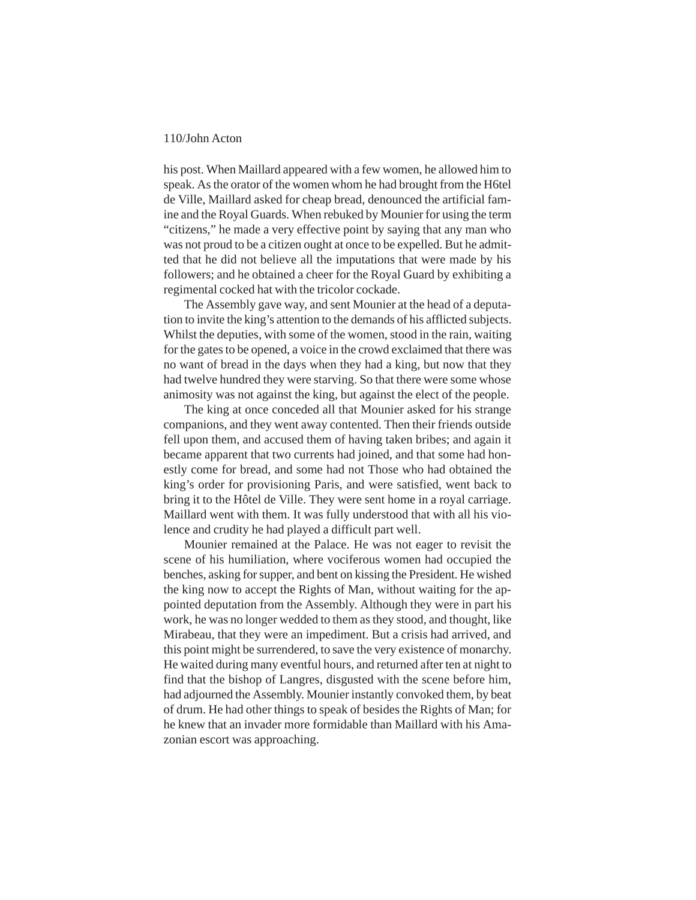his post. When Maillard appeared with a few women, he allowed him to speak. As the orator of the women whom he had brought from the H6tel de Ville, Maillard asked for cheap bread, denounced the artificial famine and the Royal Guards. When rebuked by Mounier for using the term "citizens," he made a very effective point by saying that any man who was not proud to be a citizen ought at once to be expelled. But he admitted that he did not believe all the imputations that were made by his followers; and he obtained a cheer for the Royal Guard by exhibiting a regimental cocked hat with the tricolor cockade.

The Assembly gave way, and sent Mounier at the head of a deputation to invite the king's attention to the demands of his afflicted subjects. Whilst the deputies, with some of the women, stood in the rain, waiting for the gates to be opened, a voice in the crowd exclaimed that there was no want of bread in the days when they had a king, but now that they had twelve hundred they were starving. So that there were some whose animosity was not against the king, but against the elect of the people.

The king at once conceded all that Mounier asked for his strange companions, and they went away contented. Then their friends outside fell upon them, and accused them of having taken bribes; and again it became apparent that two currents had joined, and that some had honestly come for bread, and some had not Those who had obtained the king's order for provisioning Paris, and were satisfied, went back to bring it to the Hôtel de Ville. They were sent home in a royal carriage. Maillard went with them. It was fully understood that with all his violence and crudity he had played a difficult part well.

Mounier remained at the Palace. He was not eager to revisit the scene of his humiliation, where vociferous women had occupied the benches, asking for supper, and bent on kissing the President. He wished the king now to accept the Rights of Man, without waiting for the appointed deputation from the Assembly. Although they were in part his work, he was no longer wedded to them as they stood, and thought, like Mirabeau, that they were an impediment. But a crisis had arrived, and this point might be surrendered, to save the very existence of monarchy. He waited during many eventful hours, and returned after ten at night to find that the bishop of Langres, disgusted with the scene before him, had adjourned the Assembly. Mounier instantly convoked them, by beat of drum. He had other things to speak of besides the Rights of Man; for he knew that an invader more formidable than Maillard with his Amazonian escort was approaching.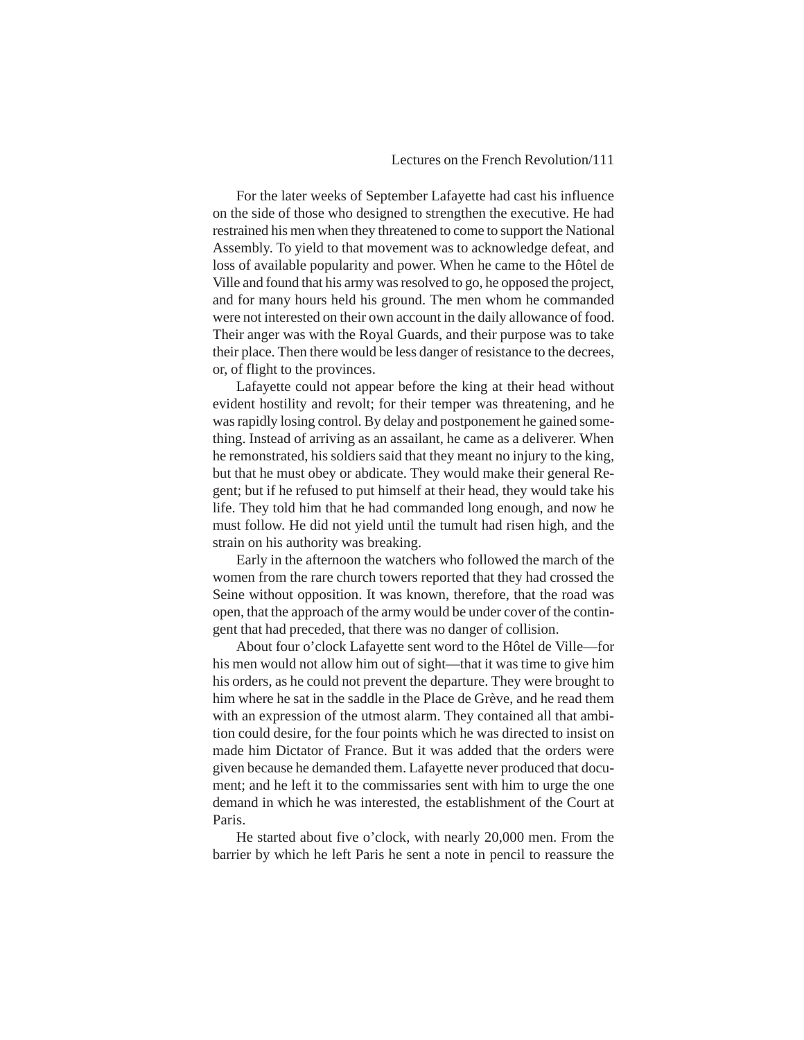For the later weeks of September Lafayette had cast his influence on the side of those who designed to strengthen the executive. He had restrained his men when they threatened to come to support the National Assembly. To yield to that movement was to acknowledge defeat, and loss of available popularity and power. When he came to the Hôtel de Ville and found that his army was resolved to go, he opposed the project, and for many hours held his ground. The men whom he commanded were not interested on their own account in the daily allowance of food. Their anger was with the Royal Guards, and their purpose was to take their place. Then there would be less danger of resistance to the decrees, or, of flight to the provinces.

Lafayette could not appear before the king at their head without evident hostility and revolt; for their temper was threatening, and he was rapidly losing control. By delay and postponement he gained something. Instead of arriving as an assailant, he came as a deliverer. When he remonstrated, his soldiers said that they meant no injury to the king, but that he must obey or abdicate. They would make their general Regent; but if he refused to put himself at their head, they would take his life. They told him that he had commanded long enough, and now he must follow. He did not yield until the tumult had risen high, and the strain on his authority was breaking.

Early in the afternoon the watchers who followed the march of the women from the rare church towers reported that they had crossed the Seine without opposition. It was known, therefore, that the road was open, that the approach of the army would be under cover of the contingent that had preceded, that there was no danger of collision.

About four o'clock Lafayette sent word to the Hôtel de Ville—for his men would not allow him out of sight—that it was time to give him his orders, as he could not prevent the departure. They were brought to him where he sat in the saddle in the Place de Grève, and he read them with an expression of the utmost alarm. They contained all that ambition could desire, for the four points which he was directed to insist on made him Dictator of France. But it was added that the orders were given because he demanded them. Lafayette never produced that document; and he left it to the commissaries sent with him to urge the one demand in which he was interested, the establishment of the Court at Paris.

He started about five o'clock, with nearly 20,000 men. From the barrier by which he left Paris he sent a note in pencil to reassure the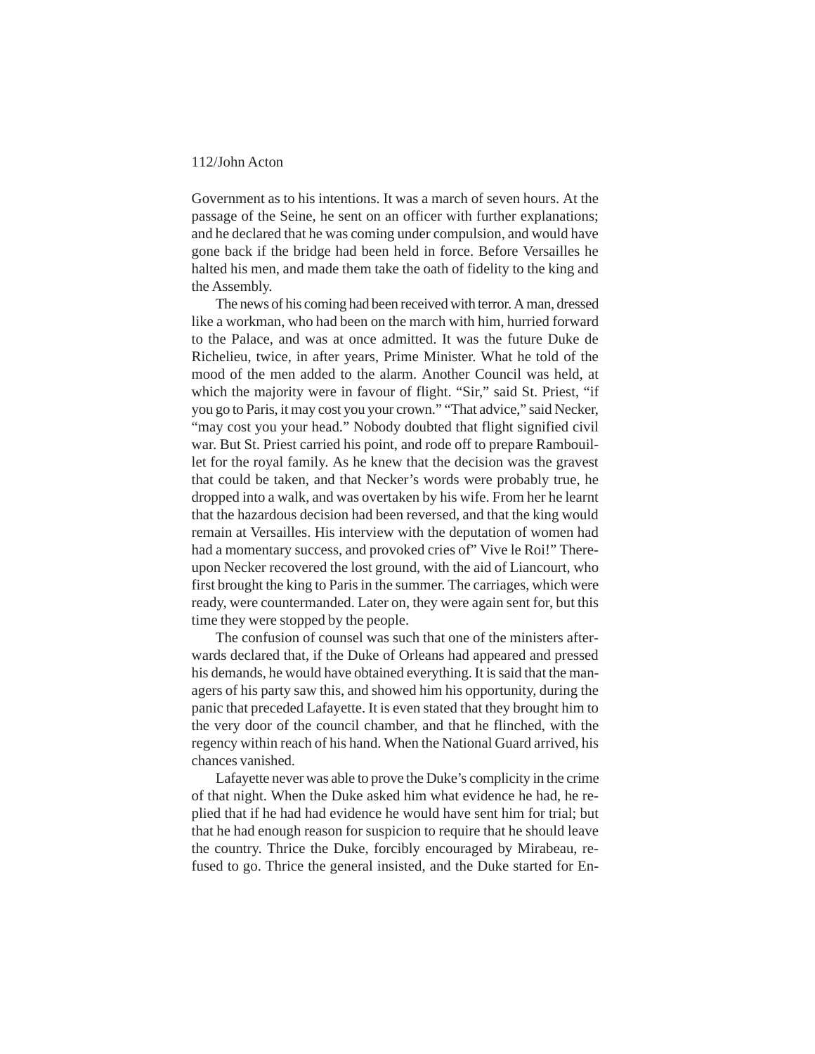Government as to his intentions. It was a march of seven hours. At the passage of the Seine, he sent on an officer with further explanations; and he declared that he was coming under compulsion, and would have gone back if the bridge had been held in force. Before Versailles he halted his men, and made them take the oath of fidelity to the king and the Assembly.

The news of his coming had been received with terror. A man, dressed like a workman, who had been on the march with him, hurried forward to the Palace, and was at once admitted. It was the future Duke de Richelieu, twice, in after years, Prime Minister. What he told of the mood of the men added to the alarm. Another Council was held, at which the majority were in favour of flight. "Sir," said St. Priest, "if you go to Paris, it may cost you your crown." "That advice," said Necker, "may cost you your head." Nobody doubted that flight signified civil war. But St. Priest carried his point, and rode off to prepare Rambouillet for the royal family. As he knew that the decision was the gravest that could be taken, and that Necker's words were probably true, he dropped into a walk, and was overtaken by his wife. From her he learnt that the hazardous decision had been reversed, and that the king would remain at Versailles. His interview with the deputation of women had had a momentary success, and provoked cries of" Vive le Roi!" Thereupon Necker recovered the lost ground, with the aid of Liancourt, who first brought the king to Paris in the summer. The carriages, which were ready, were countermanded. Later on, they were again sent for, but this time they were stopped by the people.

The confusion of counsel was such that one of the ministers afterwards declared that, if the Duke of Orleans had appeared and pressed his demands, he would have obtained everything. It is said that the managers of his party saw this, and showed him his opportunity, during the panic that preceded Lafayette. It is even stated that they brought him to the very door of the council chamber, and that he flinched, with the regency within reach of his hand. When the National Guard arrived, his chances vanished.

Lafayette never was able to prove the Duke's complicity in the crime of that night. When the Duke asked him what evidence he had, he replied that if he had had evidence he would have sent him for trial; but that he had enough reason for suspicion to require that he should leave the country. Thrice the Duke, forcibly encouraged by Mirabeau, refused to go. Thrice the general insisted, and the Duke started for En-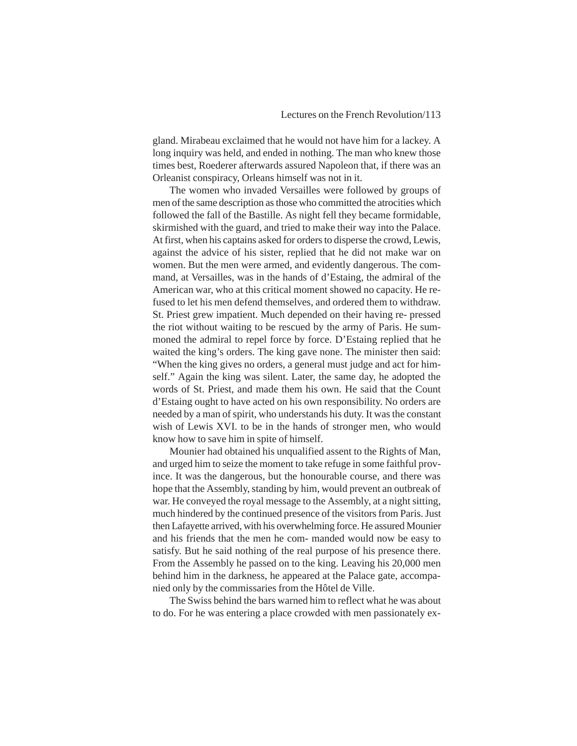gland. Mirabeau exclaimed that he would not have him for a lackey. A long inquiry was held, and ended in nothing. The man who knew those times best, Roederer afterwards assured Napoleon that, if there was an Orleanist conspiracy, Orleans himself was not in it.

The women who invaded Versailles were followed by groups of men of the same description as those who committed the atrocities which followed the fall of the Bastille. As night fell they became formidable, skirmished with the guard, and tried to make their way into the Palace. At first, when his captains asked for orders to disperse the crowd, Lewis, against the advice of his sister, replied that he did not make war on women. But the men were armed, and evidently dangerous. The command, at Versailles, was in the hands of d'Estaing, the admiral of the American war, who at this critical moment showed no capacity. He refused to let his men defend themselves, and ordered them to withdraw. St. Priest grew impatient. Much depended on their having repressed the riot without waiting to be rescued by the army of Paris. He summoned the admiral to repel force by force. D'Estaing replied that he waited the king's orders. The king gave none. The minister then said: "When the king gives no orders, a general must judge and act for himself." Again the king was silent. Later, the same day, he adopted the words of St. Priest, and made them his own. He said that the Count d'Estaing ought to have acted on his own responsibility. No orders are needed by a man of spirit, who understands his duty. It was the constant wish of Lewis XVI. to be in the hands of stronger men, who would know how to save him in spite of himself.

Mounier had obtained his unqualified assent to the Rights of Man, and urged him to seize the moment to take refuge in some faithful province. It was the dangerous, but the honourable course, and there was hope that the Assembly, standing by him, would prevent an outbreak of war. He conveyed the royal message to the Assembly, at a night sitting, much hindered by the continued presence of the visitors from Paris. Just then Lafayette arrived, with his overwhelming force. He assured Mounier and his friends that the men he commanded would now be easy to satisfy. But he said nothing of the real purpose of his presence there. From the Assembly he passed on to the king. Leaving his 20,000 men behind him in the darkness, he appeared at the Palace gate, accompanied only by the commissaries from the Hôtel de Ville.

The Swiss behind the bars warned him to reflect what he was about to do. For he was entering a place crowded with men passionately ex-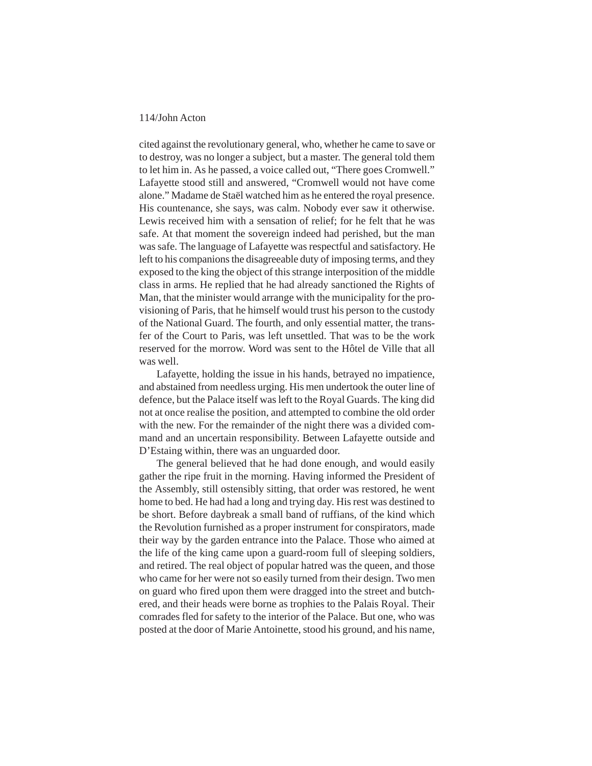cited against the revolutionary general, who, whether he came to save or to destroy, was no longer a subject, but a master. The general told them to let him in. As he passed, a voice called out, "There goes Cromwell." Lafayette stood still and answered, "Cromwell would not have come alone." Madame de Staël watched him as he entered the royal presence. His countenance, she says, was calm. Nobody ever saw it otherwise. Lewis received him with a sensation of relief; for he felt that he was safe. At that moment the sovereign indeed had perished, but the man was safe. The language of Lafayette was respectful and satisfactory. He left to his companions the disagreeable duty of imposing terms, and they exposed to the king the object of this strange interposition of the middle class in arms. He replied that he had already sanctioned the Rights of Man, that the minister would arrange with the municipality for the provisioning of Paris, that he himself would trust his person to the custody of the National Guard. The fourth, and only essential matter, the transfer of the Court to Paris, was left unsettled. That was to be the work reserved for the morrow. Word was sent to the Hôtel de Ville that all was well.

Lafayette, holding the issue in his hands, betrayed no impatience, and abstained from needless urging. His men undertook the outer line of defence, but the Palace itself was left to the Royal Guards. The king did not at once realise the position, and attempted to combine the old order with the new. For the remainder of the night there was a divided command and an uncertain responsibility. Between Lafayette outside and D'Estaing within, there was an unguarded door.

The general believed that he had done enough, and would easily gather the ripe fruit in the morning. Having informed the President of the Assembly, still ostensibly sitting, that order was restored, he went home to bed. He had had a long and trying day. His rest was destined to be short. Before daybreak a small band of ruffians, of the kind which the Revolution furnished as a proper instrument for conspirators, made their way by the garden entrance into the Palace. Those who aimed at the life of the king came upon a guard-room full of sleeping soldiers, and retired. The real object of popular hatred was the queen, and those who came for her were not so easily turned from their design. Two men on guard who fired upon them were dragged into the street and butchered, and their heads were borne as trophies to the Palais Royal. Their comrades fled for safety to the interior of the Palace. But one, who was posted at the door of Marie Antoinette, stood his ground, and his name,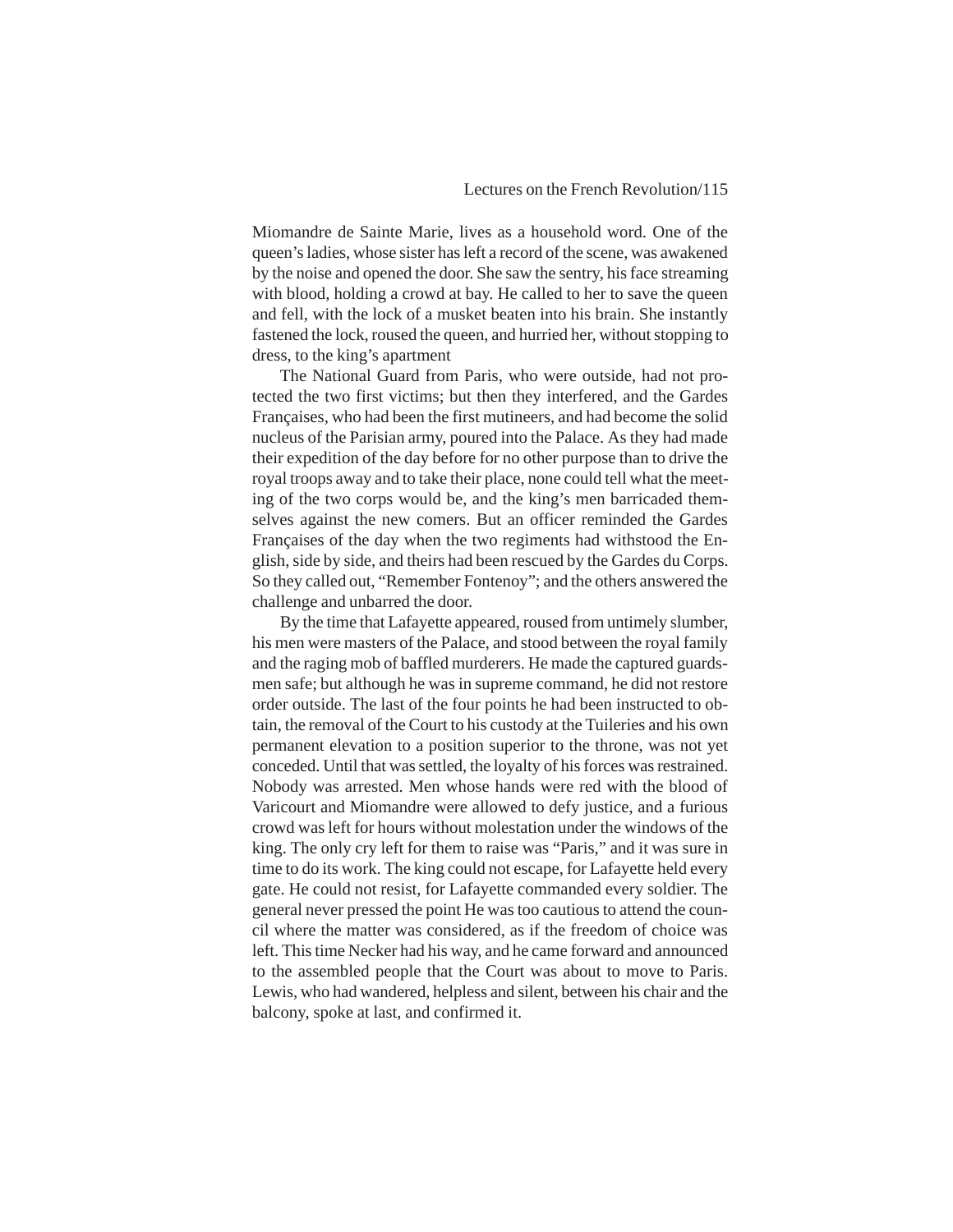Miomandre de Sainte Marie, lives as a household word. One of the queen's ladies, whose sister has left a record of the scene, was awakened by the noise and opened the door. She saw the sentry, his face streaming with blood, holding a crowd at bay. He called to her to save the queen and fell, with the lock of a musket beaten into his brain. She instantly fastened the lock, roused the queen, and hurried her, without stopping to dress, to the king's apartment

The National Guard from Paris, who were outside, had not protected the two first victims; but then they interfered, and the Gardes Françaises, who had been the first mutineers, and had become the solid nucleus of the Parisian army, poured into the Palace. As they had made their expedition of the day before for no other purpose than to drive the royal troops away and to take their place, none could tell what the meeting of the two corps would be, and the king's men barricaded themselves against the new comers. But an officer reminded the Gardes Françaises of the day when the two regiments had withstood the English, side by side, and theirs had been rescued by the Gardes du Corps. So they called out, "Remember Fontenoy"; and the others answered the challenge and unbarred the door.

By the time that Lafayette appeared, roused from untimely slumber, his men were masters of the Palace, and stood between the royal family and the raging mob of baffled murderers. He made the captured guardsmen safe; but although he was in supreme command, he did not restore order outside. The last of the four points he had been instructed to obtain, the removal of the Court to his custody at the Tuileries and his own permanent elevation to a position superior to the throne, was not yet conceded. Until that was settled, the loyalty of his forces was restrained. Nobody was arrested. Men whose hands were red with the blood of Varicourt and Miomandre were allowed to defy justice, and a furious crowd was left for hours without molestation under the windows of the king. The only cry left for them to raise was "Paris," and it was sure in time to do its work. The king could not escape, for Lafayette held every gate. He could not resist, for Lafayette commanded every soldier. The general never pressed the point He was too cautious to attend the council where the matter was considered, as if the freedom of choice was left. This time Necker had his way, and he came forward and announced to the assembled people that the Court was about to move to Paris. Lewis, who had wandered, helpless and silent, between his chair and the balcony, spoke at last, and confirmed it.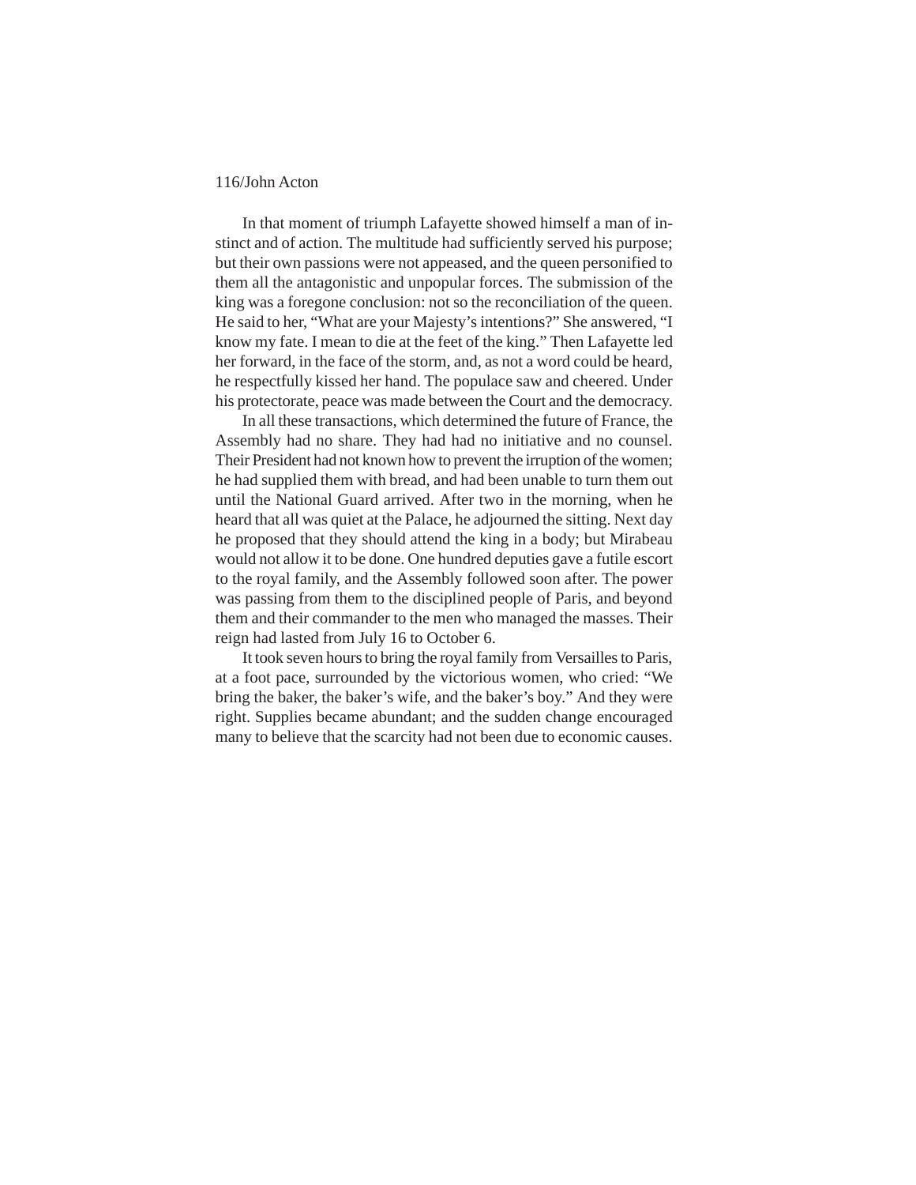In that moment of triumph Lafayette showed himself a man of instinct and of action. The multitude had sufficiently served his purpose; but their own passions were not appeased, and the queen personified to them all the antagonistic and unpopular forces. The submission of the king was a foregone conclusion: not so the reconciliation of the queen. He said to her, "What are your Majesty's intentions?" She answered, "I know my fate. I mean to die at the feet of the king." Then Lafayette led her forward, in the face of the storm, and, as not a word could be heard, he respectfully kissed her hand. The populace saw and cheered. Under his protectorate, peace was made between the Court and the democracy.

In all these transactions, which determined the future of France, the Assembly had no share. They had had no initiative and no counsel. Their President had not known how to prevent the irruption of the women; he had supplied them with bread, and had been unable to turn them out until the National Guard arrived. After two in the morning, when he heard that all was quiet at the Palace, he adjourned the sitting. Next day he proposed that they should attend the king in a body; but Mirabeau would not allow it to be done. One hundred deputies gave a futile escort to the royal family, and the Assembly followed soon after. The power was passing from them to the disciplined people of Paris, and beyond them and their commander to the men who managed the masses. Their reign had lasted from July 16 to October 6.

It took seven hours to bring the royal family from Versailles to Paris, at a foot pace, surrounded by the victorious women, who cried: "We bring the baker, the baker's wife, and the baker's boy." And they were right. Supplies became abundant; and the sudden change encouraged many to believe that the scarcity had not been due to economic causes.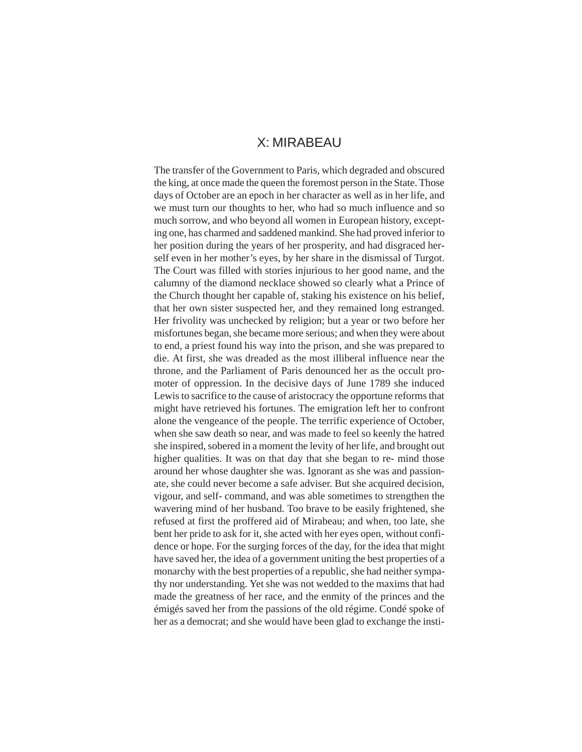# X: MIRABEAU

The transfer of the Government to Paris, which degraded and obscured the king, at once made the queen the foremost person in the State. Those days of October are an epoch in her character as well as in her life, and we must turn our thoughts to her, who had so much influence and so much sorrow, and who beyond all women in European history, excepting one, has charmed and saddened mankind. She had proved inferior to her position during the years of her prosperity, and had disgraced herself even in her mother's eyes, by her share in the dismissal of Turgot. The Court was filled with stories injurious to her good name, and the calumny of the diamond necklace showed so clearly what a Prince of the Church thought her capable of, staking his existence on his belief, that her own sister suspected her, and they remained long estranged. Her frivolity was unchecked by religion; but a year or two before her misfortunes began, she became more serious; and when they were about to end, a priest found his way into the prison, and she was prepared to die. At first, she was dreaded as the most illiberal influence near the throne, and the Parliament of Paris denounced her as the occult promoter of oppression. In the decisive days of June 1789 she induced Lewis to sacrifice to the cause of aristocracy the opportune reforms that might have retrieved his fortunes. The emigration left her to confront alone the vengeance of the people. The terrific experience of October, when she saw death so near, and was made to feel so keenly the hatred she inspired, sobered in a moment the levity of her life, and brought out higher qualities. It was on that day that she began to re- mind those around her whose daughter she was. Ignorant as she was and passionate, she could never become a safe adviser. But she acquired decision, vigour, and self- command, and was able sometimes to strengthen the wavering mind of her husband. Too brave to be easily frightened, she refused at first the proffered aid of Mirabeau; and when, too late, she bent her pride to ask for it, she acted with her eyes open, without confidence or hope. For the surging forces of the day, for the idea that might have saved her, the idea of a government uniting the best properties of a monarchy with the best properties of a republic, she had neither sympathy nor understanding. Yet she was not wedded to the maxims that had made the greatness of her race, and the enmity of the princes and the émigés saved her from the passions of the old régime. Condé spoke of her as a democrat; and she would have been glad to exchange the insti-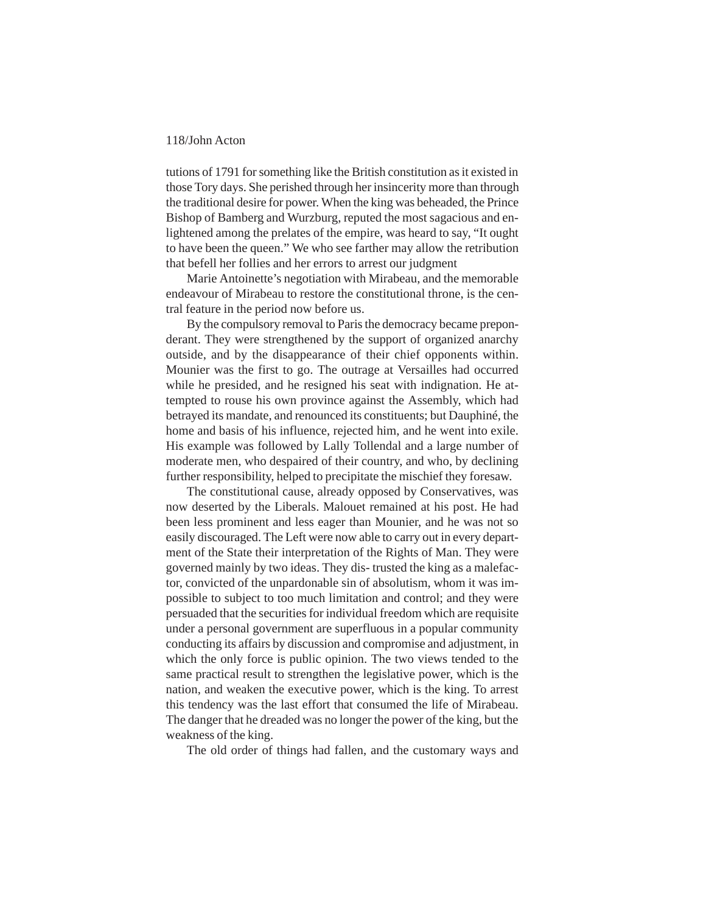tutions of 1791 for something like the British constitution as it existed in those Tory days. She perished through her insincerity more than through the traditional desire for power. When the king was beheaded, the Prince Bishop of Bamberg and Wurzburg, reputed the most sagacious and enlightened among the prelates of the empire, was heard to say, "It ought to have been the queen." We who see farther may allow the retribution that befell her follies and her errors to arrest our judgment

Marie Antoinette's negotiation with Mirabeau, and the memorable endeavour of Mirabeau to restore the constitutional throne, is the central feature in the period now before us.

By the compulsory removal to Paris the democracy became preponderant. They were strengthened by the support of organized anarchy outside, and by the disappearance of their chief opponents within. Mounier was the first to go. The outrage at Versailles had occurred while he presided, and he resigned his seat with indignation. He attempted to rouse his own province against the Assembly, which had betrayed its mandate, and renounced its constituents; but Dauphiné, the home and basis of his influence, rejected him, and he went into exile. His example was followed by Lally Tollendal and a large number of moderate men, who despaired of their country, and who, by declining further responsibility, helped to precipitate the mischief they foresaw.

The constitutional cause, already opposed by Conservatives, was now deserted by the Liberals. Malouet remained at his post. He had been less prominent and less eager than Mounier, and he was not so easily discouraged. The Left were now able to carry out in every department of the State their interpretation of the Rights of Man. They were governed mainly by two ideas. They distrusted the king as a malefactor, convicted of the unpardonable sin of absolutism, whom it was impossible to subject to too much limitation and control; and they were persuaded that the securities for individual freedom which are requisite under a personal government are superfluous in a popular community conducting its affairs by discussion and compromise and adjustment, in which the only force is public opinion. The two views tended to the same practical result to strengthen the legislative power, which is the nation, and weaken the executive power, which is the king. To arrest this tendency was the last effort that consumed the life of Mirabeau. The danger that he dreaded was no longer the power of the king, but the weakness of the king.

The old order of things had fallen, and the customary ways and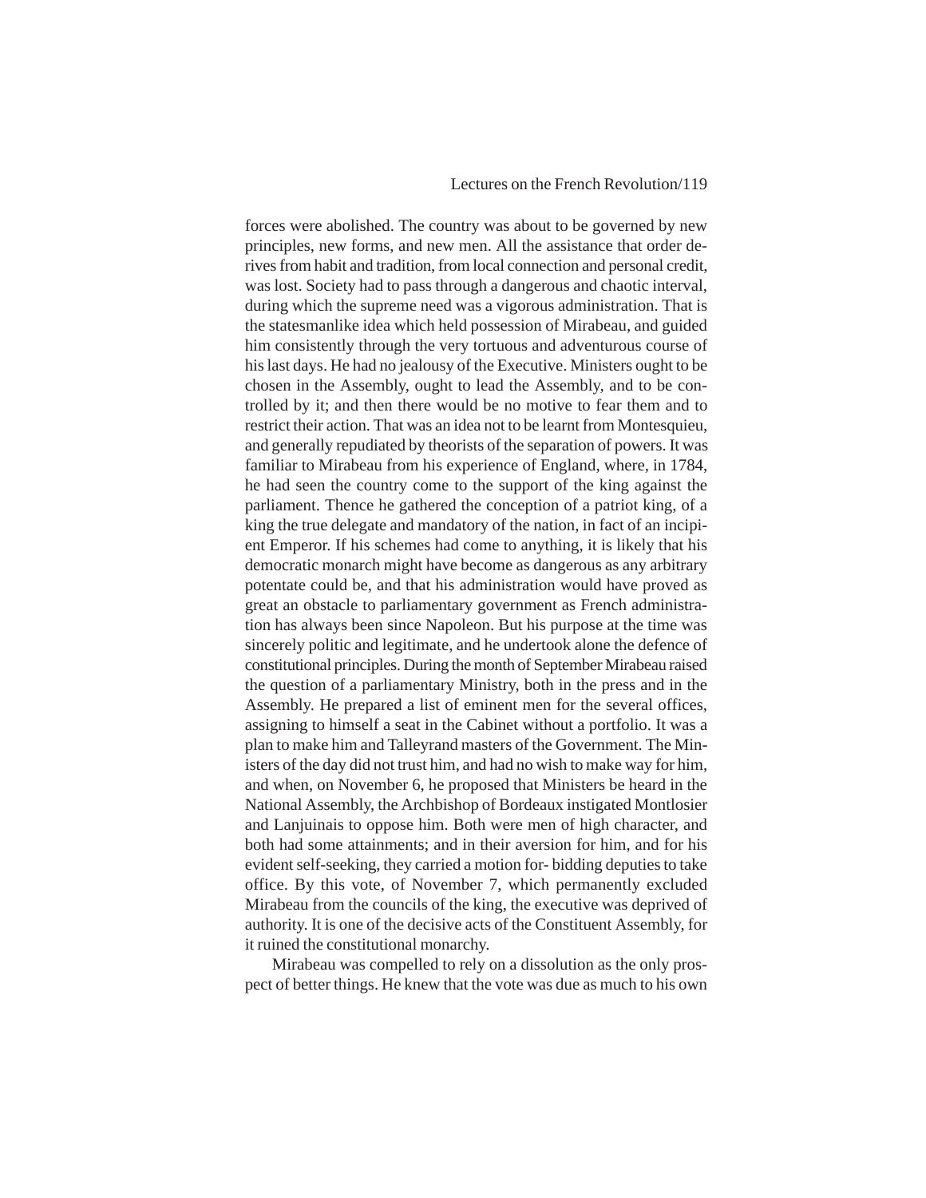forces were abolished. The country was about to be governed by new principles, new forms, and new men. All the assistance that order derives from habit and tradition, from local connection and personal credit, was lost. Society had to pass through a dangerous and chaotic interval, during which the supreme need was a vigorous administration. That is the statesmanlike idea which held possession of Mirabeau, and guided him consistently through the very tortuous and adventurous course of his last days. He had no jealousy of the Executive. Ministers ought to be chosen in the Assembly, ought to lead the Assembly, and to be controlled by it; and then there would be no motive to fear them and to restrict their action. That was an idea not to be learnt from Montesquieu, and generally repudiated by theorists of the separation of powers. It was familiar to Mirabeau from his experience of England, where, in 1784, he had seen the country come to the support of the king against the parliament. Thence he gathered the conception of a patriot king, of a king the true delegate and mandatory of the nation, in fact of an incipient Emperor. If his schemes had come to anything, it is likely that his democratic monarch might have become as dangerous as any arbitrary potentate could be, and that his administration would have proved as great an obstacle to parliamentary government as French administration has always been since Napoleon. But his purpose at the time was sincerely politic and legitimate, and he undertook alone the defence of constitutional principles. During the month of September Mirabeau raised the question of a parliamentary Ministry, both in the press and in the Assembly. He prepared a list of eminent men for the several offices, assigning to himself a seat in the Cabinet without a portfolio. It was a plan to make him and Talleyrand masters of the Government. The Ministers of the day did not trust him, and had no wish to make way for him, and when, on November 6, he proposed that Ministers be heard in the National Assembly, the Archbishop of Bordeaux instigated Montlosier and Lanjuinais to oppose him. Both were men of high character, and both had some attainments; and in their aversion for him, and for his evident self-seeking, they carried a motion forbidding deputies to take office. By this vote, of November 7, which permanently excluded Mirabeau from the councils of the king, the executive was deprived of authority. It is one of the decisive acts of the Constituent Assembly, for it ruined the constitutional monarchy.

Mirabeau was compelled to rely on a dissolution as the only prospect of better things. He knew that the vote was due as much to his own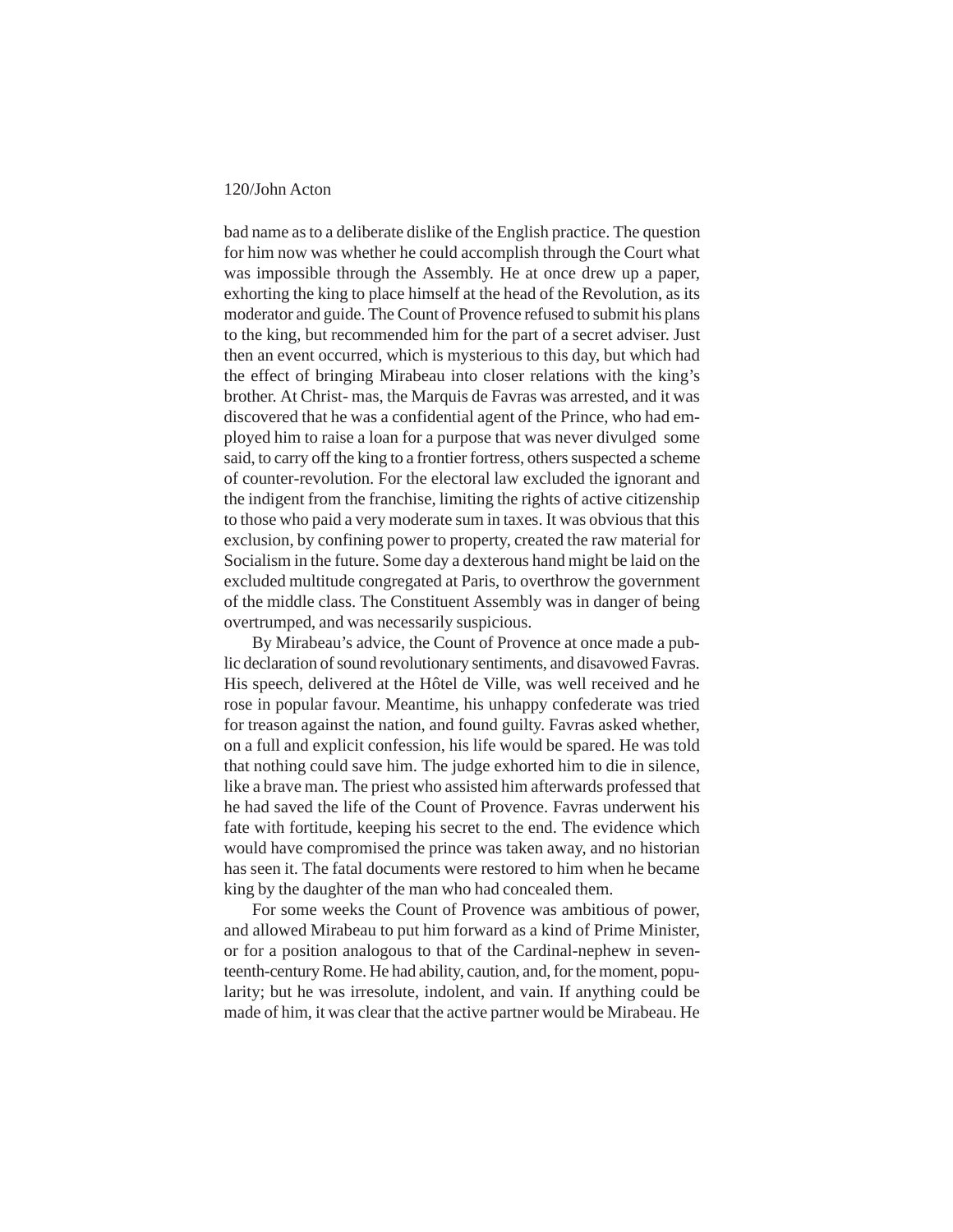bad name as to a deliberate dislike of the English practice. The question for him now was whether he could accomplish through the Court what was impossible through the Assembly. He at once drew up a paper, exhorting the king to place himself at the head of the Revolution, as its moderator and guide. The Count of Provence refused to submit his plans to the king, but recommended him for the part of a secret adviser. Just then an event occurred, which is mysterious to this day, but which had the effect of bringing Mirabeau into closer relations with the king's brother. At Christ- mas, the Marquis de Favras was arrested, and it was discovered that he was a confidential agent of the Prince, who had employed him to raise a loan for a purpose that was never divulged some said, to carry off the king to a frontier fortress, others suspected a scheme of counter-revolution. For the electoral law excluded the ignorant and the indigent from the franchise, limiting the rights of active citizenship to those who paid a very moderate sum in taxes. It was obvious that this exclusion, by confining power to property, created the raw material for Socialism in the future. Some day a dexterous hand might be laid on the excluded multitude congregated at Paris, to overthrow the government of the middle class. The Constituent Assembly was in danger of being overtrumped, and was necessarily suspicious.

By Mirabeau's advice, the Count of Provence at once made a public declaration of sound revolutionary sentiments, and disavowed Favras. His speech, delivered at the Hôtel de Ville, was well received and he rose in popular favour. Meantime, his unhappy confederate was tried for treason against the nation, and found guilty. Favras asked whether, on a full and explicit confession, his life would be spared. He was told that nothing could save him. The judge exhorted him to die in silence, like a brave man. The priest who assisted him afterwards professed that he had saved the life of the Count of Provence. Favras underwent his fate with fortitude, keeping his secret to the end. The evidence which would have compromised the prince was taken away, and no historian has seen it. The fatal documents were restored to him when he became king by the daughter of the man who had concealed them.

For some weeks the Count of Provence was ambitious of power, and allowed Mirabeau to put him forward as a kind of Prime Minister, or for a position analogous to that of the Cardinal-nephew in seventeenth-century Rome. He had ability, caution, and, for the moment, popularity; but he was irresolute, indolent, and vain. If anything could be made of him, it was clear that the active partner would be Mirabeau. He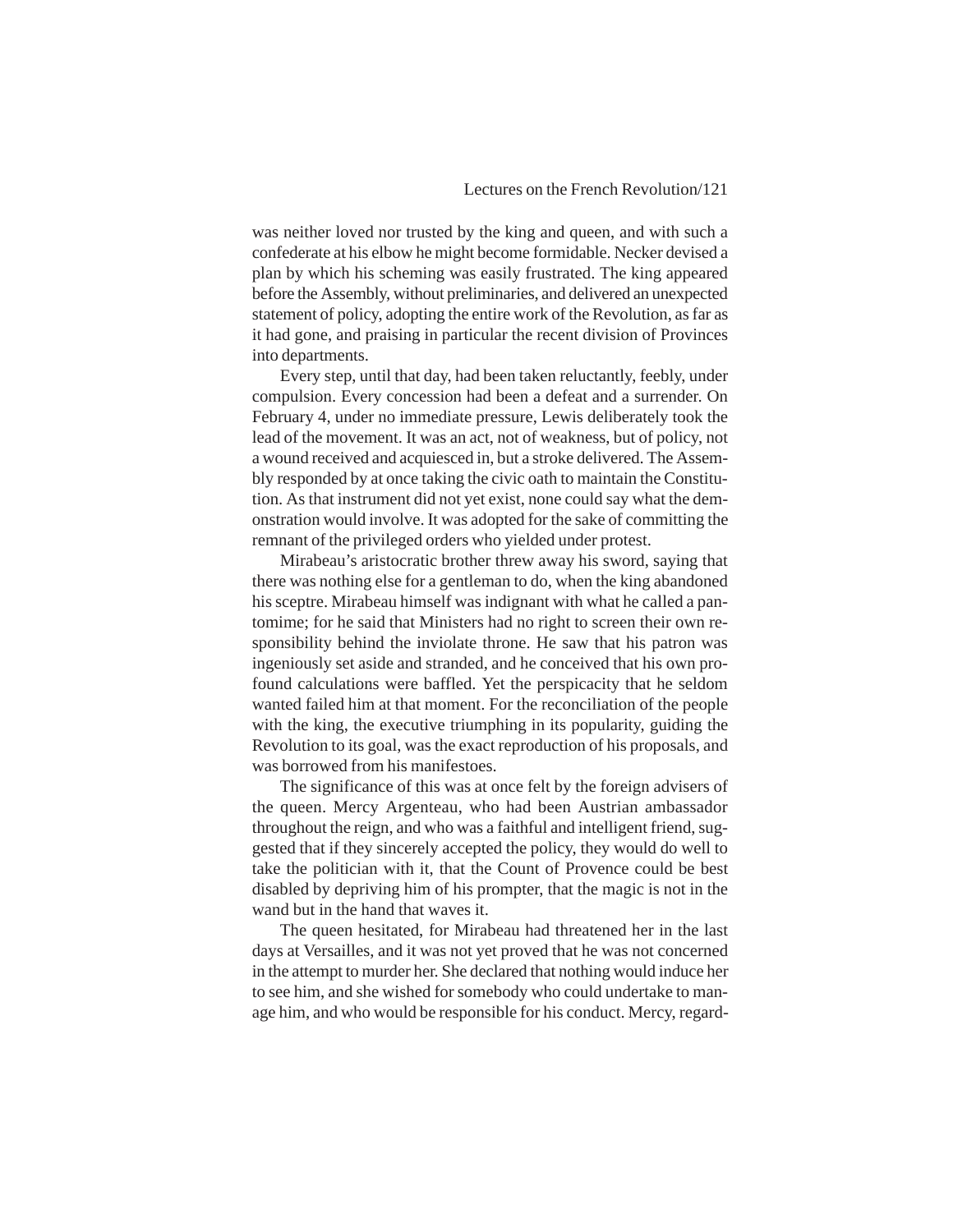was neither loved nor trusted by the king and queen, and with such a confederate at his elbow he might become formidable. Necker devised a plan by which his scheming was easily frustrated. The king appeared before the Assembly, without preliminaries, and delivered an unexpected statement of policy, adopting the entire work of the Revolution, as far as it had gone, and praising in particular the recent division of Provinces into departments.

Every step, until that day, had been taken reluctantly, feebly, under compulsion. Every concession had been a defeat and a surrender. On February 4, under no immediate pressure, Lewis deliberately took the lead of the movement. It was an act, not of weakness, but of policy, not a wound received and acquiesced in, but a stroke delivered. The Assembly responded by at once taking the civic oath to maintain the Constitution. As that instrument did not yet exist, none could say what the demonstration would involve. It was adopted for the sake of committing the remnant of the privileged orders who yielded under protest.

Mirabeau's aristocratic brother threw away his sword, saying that there was nothing else for a gentleman to do, when the king abandoned his sceptre. Mirabeau himself was indignant with what he called a pantomime; for he said that Ministers had no right to screen their own responsibility behind the inviolate throne. He saw that his patron was ingeniously set aside and stranded, and he conceived that his own profound calculations were baffled. Yet the perspicacity that he seldom wanted failed him at that moment. For the reconciliation of the people with the king, the executive triumphing in its popularity, guiding the Revolution to its goal, was the exact reproduction of his proposals, and was borrowed from his manifestoes.

The significance of this was at once felt by the foreign advisers of the queen. Mercy Argenteau, who had been Austrian ambassador throughout the reign, and who was a faithful and intelligent friend, suggested that if they sincerely accepted the policy, they would do well to take the politician with it, that the Count of Provence could be best disabled by depriving him of his prompter, that the magic is not in the wand but in the hand that waves it.

The queen hesitated, for Mirabeau had threatened her in the last days at Versailles, and it was not yet proved that he was not concerned in the attempt to murder her. She declared that nothing would induce her to see him, and she wished for somebody who could undertake to manage him, and who would be responsible for his conduct. Mercy, regard-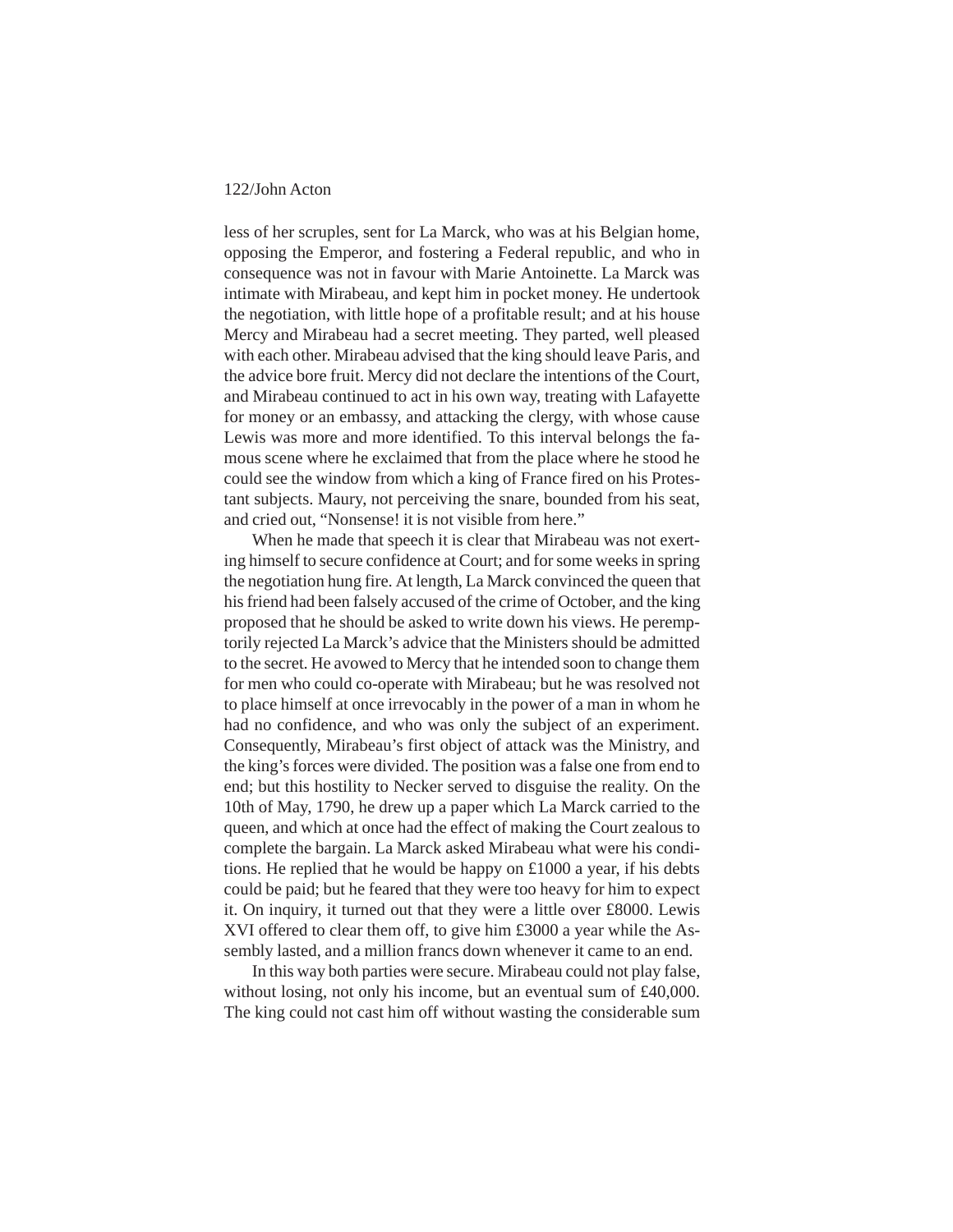less of her scruples, sent for La Marck, who was at his Belgian home, opposing the Emperor, and fostering a Federal republic, and who in consequence was not in favour with Marie Antoinette. La Marck was intimate with Mirabeau, and kept him in pocket money. He undertook the negotiation, with little hope of a profitable result; and at his house Mercy and Mirabeau had a secret meeting. They parted, well pleased with each other. Mirabeau advised that the king should leave Paris, and the advice bore fruit. Mercy did not declare the intentions of the Court, and Mirabeau continued to act in his own way, treating with Lafayette for money or an embassy, and attacking the clergy, with whose cause Lewis was more and more identified. To this interval belongs the famous scene where he exclaimed that from the place where he stood he could see the window from which a king of France fired on his Protestant subjects. Maury, not perceiving the snare, bounded from his seat, and cried out, "Nonsense! it is not visible from here."

When he made that speech it is clear that Mirabeau was not exerting himself to secure confidence at Court; and for some weeks in spring the negotiation hung fire. At length, La Marck convinced the queen that his friend had been falsely accused of the crime of October, and the king proposed that he should be asked to write down his views. He peremptorily rejected La Marck's advice that the Ministers should be admitted to the secret. He avowed to Mercy that he intended soon to change them for men who could co-operate with Mirabeau; but he was resolved not to place himself at once irrevocably in the power of a man in whom he had no confidence, and who was only the subject of an experiment. Consequently, Mirabeau's first object of attack was the Ministry, and the king's forces were divided. The position was a false one from end to end; but this hostility to Necker served to disguise the reality. On the 10th of May, 1790, he drew up a paper which La Marck carried to the queen, and which at once had the effect of making the Court zealous to complete the bargain. La Marck asked Mirabeau what were his conditions. He replied that he would be happy on £1000 a year, if his debts could be paid; but he feared that they were too heavy for him to expect it. On inquiry, it turned out that they were a little over £8000. Lewis XVI offered to clear them off, to give him £3000 a year while the Assembly lasted, and a million francs down whenever it came to an end.

In this way both parties were secure. Mirabeau could not play false, without losing, not only his income, but an eventual sum of £40,000. The king could not cast him off without wasting the considerable sum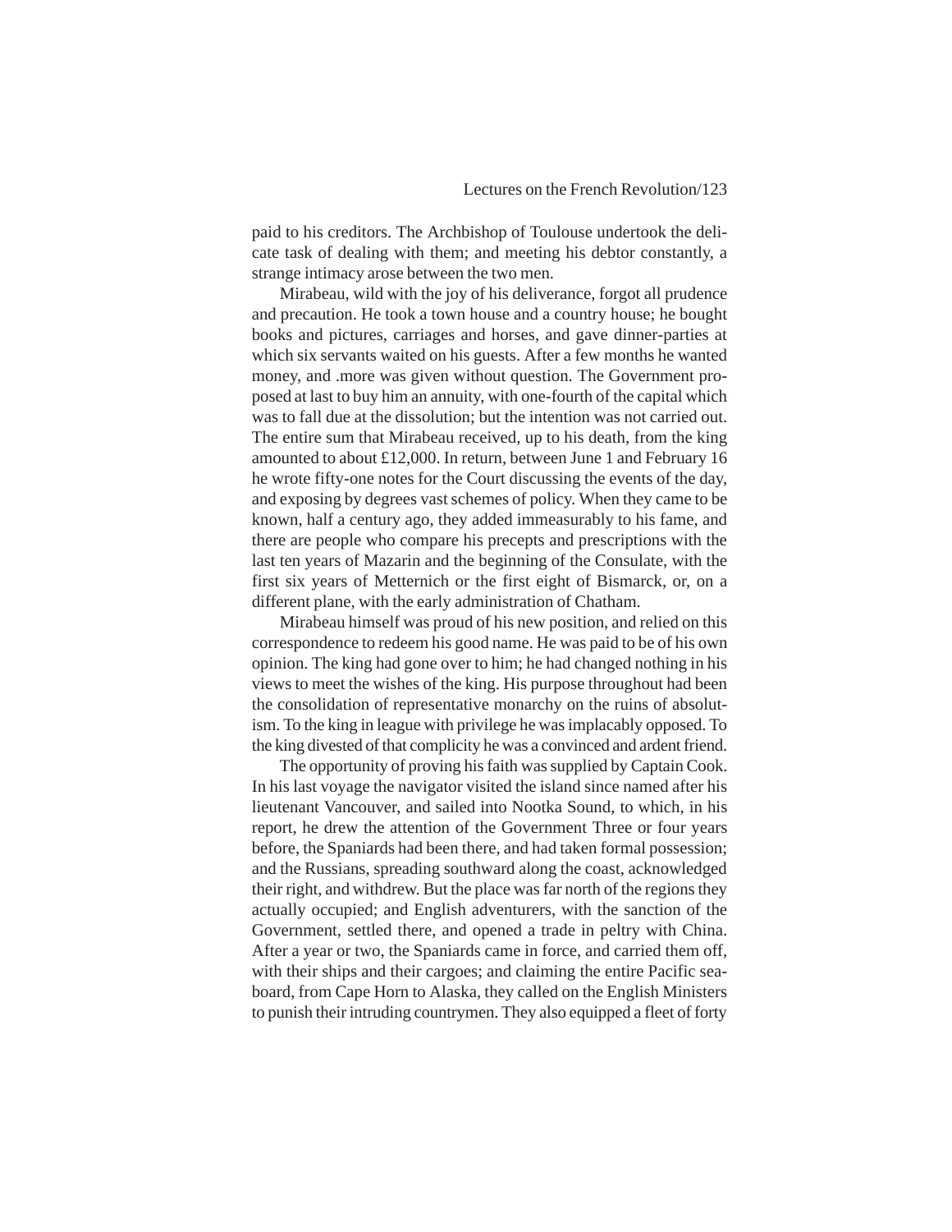paid to his creditors. The Archbishop of Toulouse undertook the delicate task of dealing with them; and meeting his debtor constantly, a strange intimacy arose between the two men.

Mirabeau, wild with the joy of his deliverance, forgot all prudence and precaution. He took a town house and a country house; he bought books and pictures, carriages and horses, and gave dinner-parties at which six servants waited on his guests. After a few months he wanted money, and .more was given without question. The Government proposed at last to buy him an annuity, with one-fourth of the capital which was to fall due at the dissolution; but the intention was not carried out. The entire sum that Mirabeau received, up to his death, from the king amounted to about £12,000. In return, between June 1 and February 16 he wrote fifty-one notes for the Court discussing the events of the day, and exposing by degrees vast schemes of policy. When they came to be known, half a century ago, they added immeasurably to his fame, and there are people who compare his precepts and prescriptions with the last ten years of Mazarin and the beginning of the Consulate, with the first six years of Metternich or the first eight of Bismarck, or, on a different plane, with the early administration of Chatham.

Mirabeau himself was proud of his new position, and relied on this correspondence to redeem his good name. He was paid to be of his own opinion. The king had gone over to him; he had changed nothing in his views to meet the wishes of the king. His purpose throughout had been the consolidation of representative monarchy on the ruins of absolutism. To the king in league with privilege he was implacably opposed. To the king divested of that complicity he was a convinced and ardent friend.

The opportunity of proving his faith was supplied by Captain Cook. In his last voyage the navigator visited the island since named after his lieutenant Vancouver, and sailed into Nootka Sound, to which, in his report, he drew the attention of the Government Three or four years before, the Spaniards had been there, and had taken formal possession; and the Russians, spreading southward along the coast, acknowledged their right, and withdrew. But the place was far north of the regions they actually occupied; and English adventurers, with the sanction of the Government, settled there, and opened a trade in peltry with China. After a year or two, the Spaniards came in force, and carried them off, with their ships and their cargoes; and claiming the entire Pacific seaboard, from Cape Horn to Alaska, they called on the English Ministers to punish their intruding countrymen. They also equipped a fleet of forty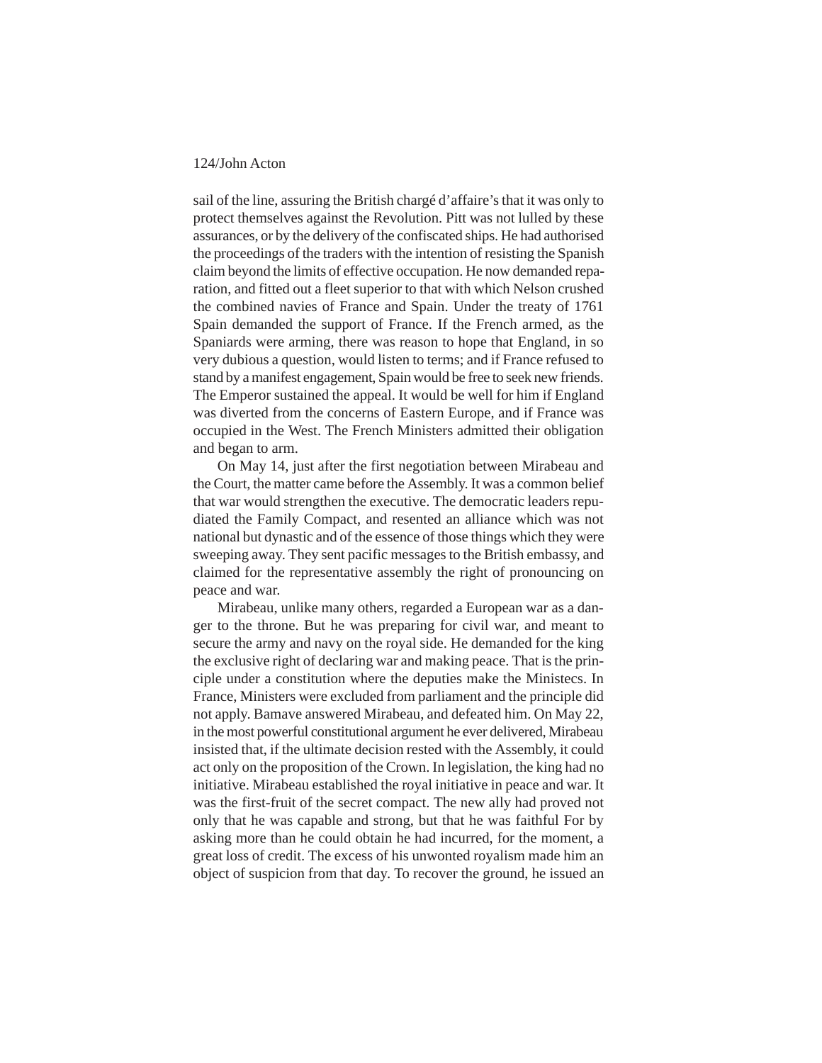sail of the line, assuring the British chargé d'affaire's that it was only to protect themselves against the Revolution. Pitt was not lulled by these assurances, or by the delivery of the confiscated ships. He had authorised the proceedings of the traders with the intention of resisting the Spanish claim beyond the limits of effective occupation. He now demanded reparation, and fitted out a fleet superior to that with which Nelson crushed the combined navies of France and Spain. Under the treaty of 1761 Spain demanded the support of France. If the French armed, as the Spaniards were arming, there was reason to hope that England, in so very dubious a question, would listen to terms; and if France refused to stand by a manifest engagement, Spain would be free to seek new friends. The Emperor sustained the appeal. It would be well for him if England was diverted from the concerns of Eastern Europe, and if France was occupied in the West. The French Ministers admitted their obligation and began to arm.

On May 14, just after the first negotiation between Mirabeau and the Court, the matter came before the Assembly. It was a common belief that war would strengthen the executive. The democratic leaders repudiated the Family Compact, and resented an alliance which was not national but dynastic and of the essence of those things which they were sweeping away. They sent pacific messages to the British embassy, and claimed for the representative assembly the right of pronouncing on peace and war.

Mirabeau, unlike many others, regarded a European war as a danger to the throne. But he was preparing for civil war, and meant to secure the army and navy on the royal side. He demanded for the king the exclusive right of declaring war and making peace. That is the principle under a constitution where the deputies make the Ministecs. In France, Ministers were excluded from parliament and the principle did not apply. Bamave answered Mirabeau, and defeated him. On May 22, in the most powerful constitutional argument he ever delivered, Mirabeau insisted that, if the ultimate decision rested with the Assembly, it could act only on the proposition of the Crown. In legislation, the king had no initiative. Mirabeau established the royal initiative in peace and war. It was the first-fruit of the secret compact. The new ally had proved not only that he was capable and strong, but that he was faithful For by asking more than he could obtain he had incurred, for the moment, a great loss of credit. The excess of his unwonted royalism made him an object of suspicion from that day. To recover the ground, he issued an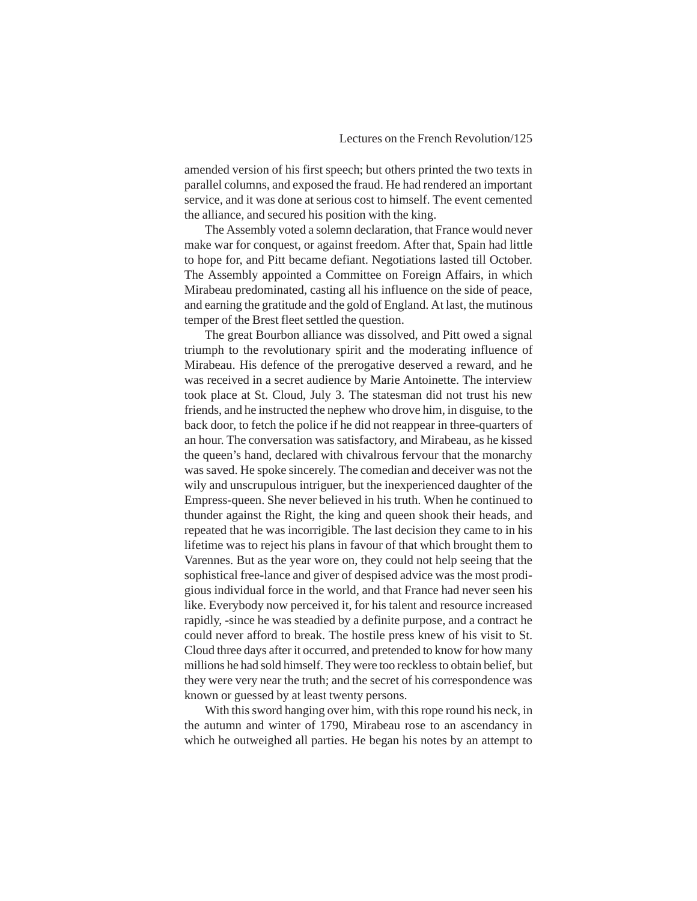amended version of his first speech; but others printed the two texts in parallel columns, and exposed the fraud. He had rendered an important service, and it was done at serious cost to himself. The event cemented the alliance, and secured his position with the king.

The Assembly voted a solemn declaration, that France would never make war for conquest, or against freedom. After that, Spain had little to hope for, and Pitt became defiant. Negotiations lasted till October. The Assembly appointed a Committee on Foreign Affairs, in which Mirabeau predominated, casting all his influence on the side of peace, and earning the gratitude and the gold of England. At last, the mutinous temper of the Brest fleet settled the question.

The great Bourbon alliance was dissolved, and Pitt owed a signal triumph to the revolutionary spirit and the moderating influence of Mirabeau. His defence of the prerogative deserved a reward, and he was received in a secret audience by Marie Antoinette. The interview took place at St. Cloud, July 3. The statesman did not trust his new friends, and he instructed the nephew who drove him, in disguise, to the back door, to fetch the police if he did not reappear in three-quarters of an hour. The conversation was satisfactory, and Mirabeau, as he kissed the queen's hand, declared with chivalrous fervour that the monarchy was saved. He spoke sincerely. The comedian and deceiver was not the wily and unscrupulous intriguer, but the inexperienced daughter of the Empress-queen. She never believed in his truth. When he continued to thunder against the Right, the king and queen shook their heads, and repeated that he was incorrigible. The last decision they came to in his lifetime was to reject his plans in favour of that which brought them to Varennes. But as the year wore on, they could not help seeing that the sophistical free-lance and giver of despised advice was the most prodigious individual force in the world, and that France had never seen his like. Everybody now perceived it, for his talent and resource increased rapidly, -since he was steadied by a definite purpose, and a contract he could never afford to break. The hostile press knew of his visit to St. Cloud three days after it occurred, and pretended to know for how many millions he had sold himself. They were too reckless to obtain belief, but they were very near the truth; and the secret of his correspondence was known or guessed by at least twenty persons.

With this sword hanging over him, with this rope round his neck, in the autumn and winter of 1790, Mirabeau rose to an ascendancy in which he outweighed all parties. He began his notes by an attempt to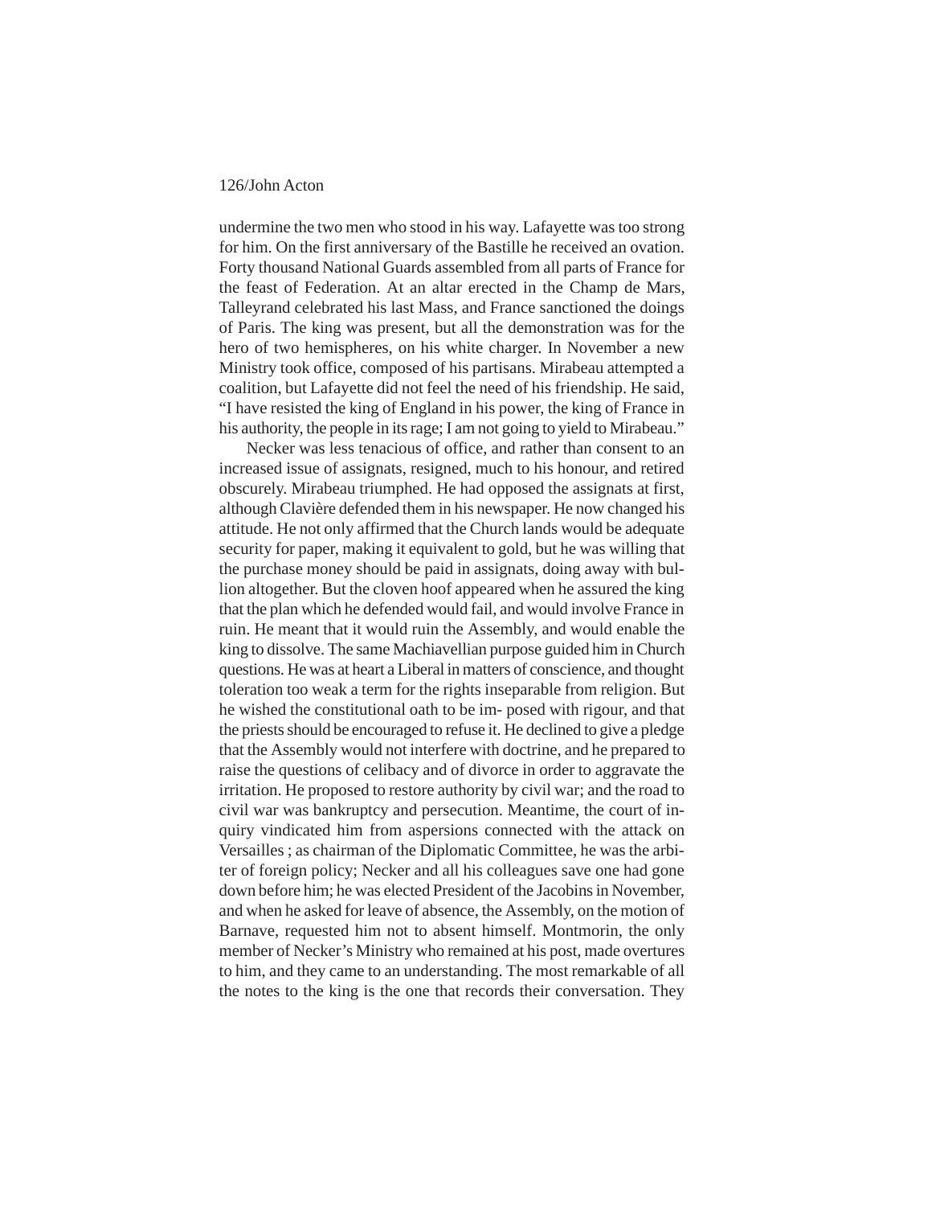undermine the two men who stood in his way. Lafayette was too strong for him. On the first anniversary of the Bastille he received an ovation. Forty thousand National Guards assembled from all parts of France for the feast of Federation. At an altar erected in the Champ de Mars, Talleyrand celebrated his last Mass, and France sanctioned the doings of Paris. The king was present, but all the demonstration was for the hero of two hemispheres, on his white charger. In November a new Ministry took office, composed of his partisans. Mirabeau attempted a coalition, but Lafayette did not feel the need of his friendship. He said, "I have resisted the king of England in his power, the king of France in his authority, the people in its rage; I am not going to yield to Mirabeau."

Necker was less tenacious of office, and rather than consent to an increased issue of assignats, resigned, much to his honour, and retired obscurely. Mirabeau triumphed. He had opposed the assignats at first, although Clavière defended them in his newspaper. He now changed his attitude. He not only affirmed that the Church lands would be adequate security for paper, making it equivalent to gold, but he was willing that the purchase money should be paid in assignats, doing away with bullion altogether. But the cloven hoof appeared when he assured the king that the plan which he defended would fail, and would involve France in ruin. He meant that it would ruin the Assembly, and would enable the king to dissolve. The same Machiavellian purpose guided him in Church questions. He was at heart a Liberal in matters of conscience, and thought toleration too weak a term for the rights inseparable from religion. But he wished the constitutional oath to be imposed with rigour, and that the priests should be encouraged to refuse it. He declined to give a pledge that the Assembly would not interfere with doctrine, and he prepared to raise the questions of celibacy and of divorce in order to aggravate the irritation. He proposed to restore authority by civil war; and the road to civil war was bankruptcy and persecution. Meantime, the court of inquiry vindicated him from aspersions connected with the attack on Versailles ; as chairman of the Diplomatic Committee, he was the arbiter of foreign policy; Necker and all his colleagues save one had gone down before him; he was elected President of the Jacobins in November, and when he asked for leave of absence, the Assembly, on the motion of Barnave, requested him not to absent himself. Montmorin, the only member of Necker's Ministry who remained at his post, made overtures to him, and they came to an understanding. The most remarkable of all the notes to the king is the one that records their conversation. They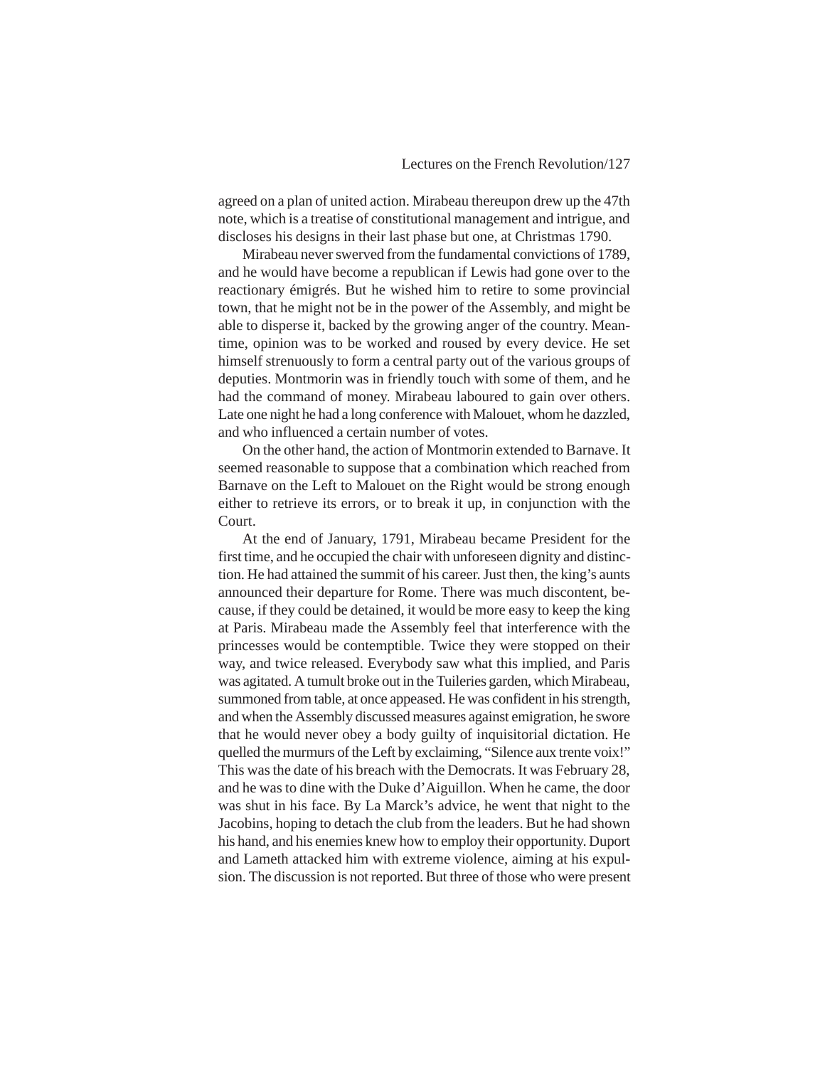agreed on a plan of united action. Mirabeau thereupon drew up the 47th note, which is a treatise of constitutional management and intrigue, and discloses his designs in their last phase but one, at Christmas 1790.

Mirabeau never swerved from the fundamental convictions of 1789, and he would have become a republican if Lewis had gone over to the reactionary émigrés. But he wished him to retire to some provincial town, that he might not be in the power of the Assembly, and might be able to disperse it, backed by the growing anger of the country. Meantime, opinion was to be worked and roused by every device. He set himself strenuously to form a central party out of the various groups of deputies. Montmorin was in friendly touch with some of them, and he had the command of money. Mirabeau laboured to gain over others. Late one night he had a long conference with Malouet, whom he dazzled, and who influenced a certain number of votes.

On the other hand, the action of Montmorin extended to Barnave. It seemed reasonable to suppose that a combination which reached from Barnave on the Left to Malouet on the Right would be strong enough either to retrieve its errors, or to break it up, in conjunction with the Court.

At the end of January, 1791, Mirabeau became President for the first time, and he occupied the chair with unforeseen dignity and distinction. He had attained the summit of his career. Just then, the king's aunts announced their departure for Rome. There was much discontent, because, if they could be detained, it would be more easy to keep the king at Paris. Mirabeau made the Assembly feel that interference with the princesses would be contemptible. Twice they were stopped on their way, and twice released. Everybody saw what this implied, and Paris was agitated. A tumult broke out in the Tuileries garden, which Mirabeau, summoned from table, at once appeased. He was confident in his strength, and when the Assembly discussed measures against emigration, he swore that he would never obey a body guilty of inquisitorial dictation. He quelled the murmurs of the Left by exclaiming, "Silence aux trente voix!" This was the date of his breach with the Democrats. It was February 28, and he was to dine with the Duke d'Aiguillon. When he came, the door was shut in his face. By La Marck's advice, he went that night to the Jacobins, hoping to detach the club from the leaders. But he had shown his hand, and his enemies knew how to employ their opportunity. Duport and Lameth attacked him with extreme violence, aiming at his expulsion. The discussion is not reported. But three of those who were present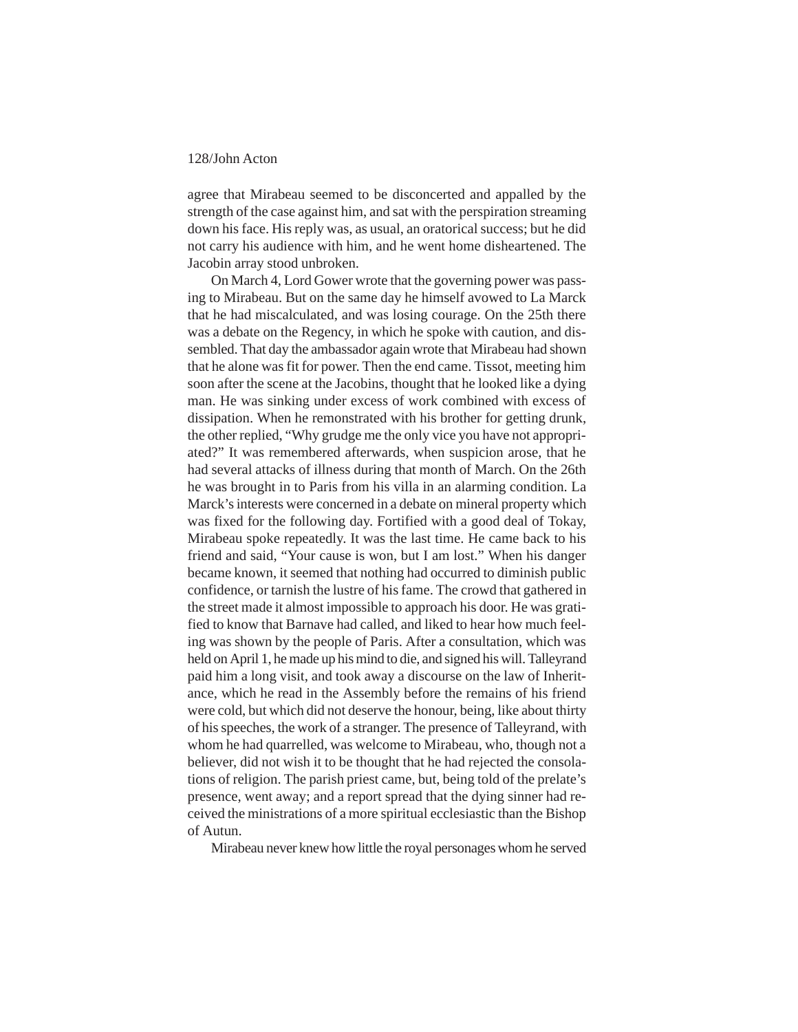agree that Mirabeau seemed to be disconcerted and appalled by the strength of the case against him, and sat with the perspiration streaming down his face. His reply was, as usual, an oratorical success; but he did not carry his audience with him, and he went home disheartened. The Jacobin array stood unbroken.

On March 4, Lord Gower wrote that the governing power was passing to Mirabeau. But on the same day he himself avowed to La Marck that he had miscalculated, and was losing courage. On the 25th there was a debate on the Regency, in which he spoke with caution, and dissembled. That day the ambassador again wrote that Mirabeau had shown that he alone was fit for power. Then the end came. Tissot, meeting him soon after the scene at the Jacobins, thought that he looked like a dying man. He was sinking under excess of work combined with excess of dissipation. When he remonstrated with his brother for getting drunk, the other replied, "Why grudge me the only vice you have not appropriated?" It was remembered afterwards, when suspicion arose, that he had several attacks of illness during that month of March. On the 26th he was brought in to Paris from his villa in an alarming condition. La Marck's interests were concerned in a debate on mineral property which was fixed for the following day. Fortified with a good deal of Tokay, Mirabeau spoke repeatedly. It was the last time. He came back to his friend and said, "Your cause is won, but I am lost." When his danger became known, it seemed that nothing had occurred to diminish public confidence, or tarnish the lustre of his fame. The crowd that gathered in the street made it almost impossible to approach his door. He was gratified to know that Barnave had called, and liked to hear how much feeling was shown by the people of Paris. After a consultation, which was held on April 1, he made up his mind to die, and signed his will. Talleyrand paid him a long visit, and took away a discourse on the law of Inheritance, which he read in the Assembly before the remains of his friend were cold, but which did not deserve the honour, being, like about thirty of his speeches, the work of a stranger. The presence of Talleyrand, with whom he had quarrelled, was welcome to Mirabeau, who, though not a believer, did not wish it to be thought that he had rejected the consolations of religion. The parish priest came, but, being told of the prelate's presence, went away; and a report spread that the dying sinner had received the ministrations of a more spiritual ecclesiastic than the Bishop of Autun.

Mirabeau never knew how little the royal personages whom he served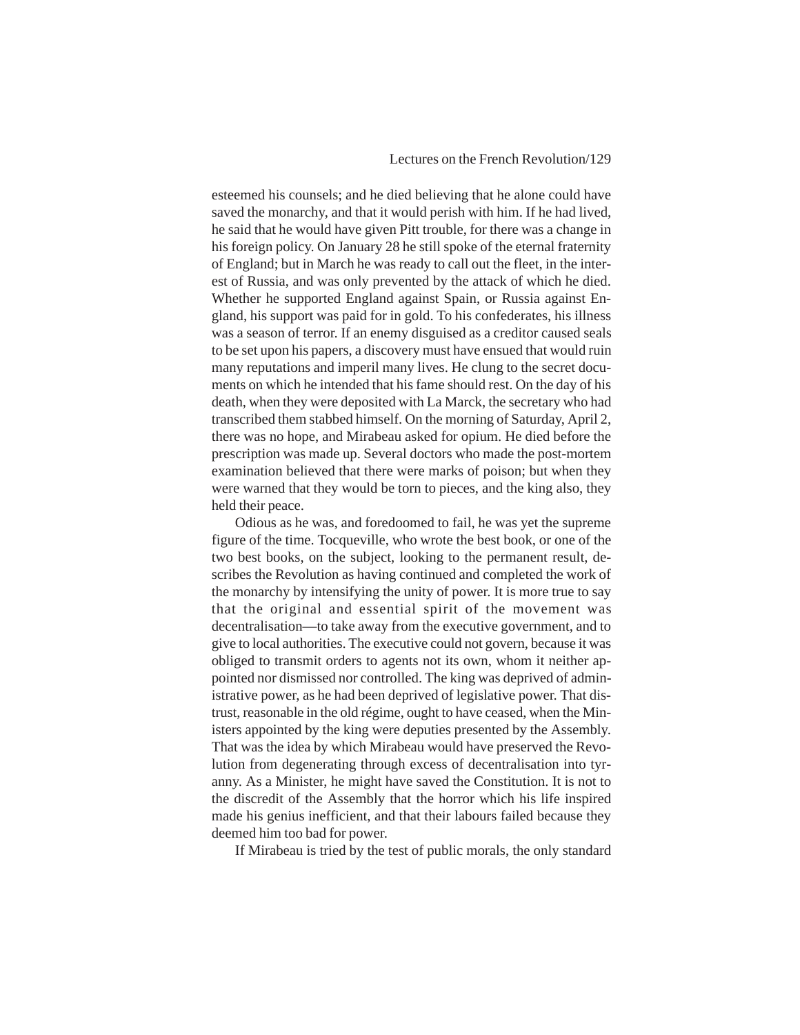esteemed his counsels; and he died believing that he alone could have saved the monarchy, and that it would perish with him. If he had lived, he said that he would have given Pitt trouble, for there was a change in his foreign policy. On January 28 he still spoke of the eternal fraternity of England; but in March he was ready to call out the fleet, in the interest of Russia, and was only prevented by the attack of which he died. Whether he supported England against Spain, or Russia against England, his support was paid for in gold. To his confederates, his illness was a season of terror. If an enemy disguised as a creditor caused seals to be set upon his papers, a discovery must have ensued that would ruin many reputations and imperil many lives. He clung to the secret documents on which he intended that his fame should rest. On the day of his death, when they were deposited with La Marck, the secretary who had transcribed them stabbed himself. On the morning of Saturday, April 2, there was no hope, and Mirabeau asked for opium. He died before the prescription was made up. Several doctors who made the post-mortem examination believed that there were marks of poison; but when they were warned that they would be torn to pieces, and the king also, they held their peace.

Odious as he was, and foredoomed to fail, he was yet the supreme figure of the time. Tocqueville, who wrote the best book, or one of the two best books, on the subject, looking to the permanent result, describes the Revolution as having continued and completed the work of the monarchy by intensifying the unity of power. It is more true to say that the original and essential spirit of the movement was decentralisation—to take away from the executive government, and to give to local authorities. The executive could not govern, because it was obliged to transmit orders to agents not its own, whom it neither appointed nor dismissed nor controlled. The king was deprived of administrative power, as he had been deprived of legislative power. That distrust, reasonable in the old régime, ought to have ceased, when the Ministers appointed by the king were deputies presented by the Assembly. That was the idea by which Mirabeau would have preserved the Revolution from degenerating through excess of decentralisation into tyranny. As a Minister, he might have saved the Constitution. It is not to the discredit of the Assembly that the horror which his life inspired made his genius inefficient, and that their labours failed because they deemed him too bad for power.

If Mirabeau is tried by the test of public morals, the only standard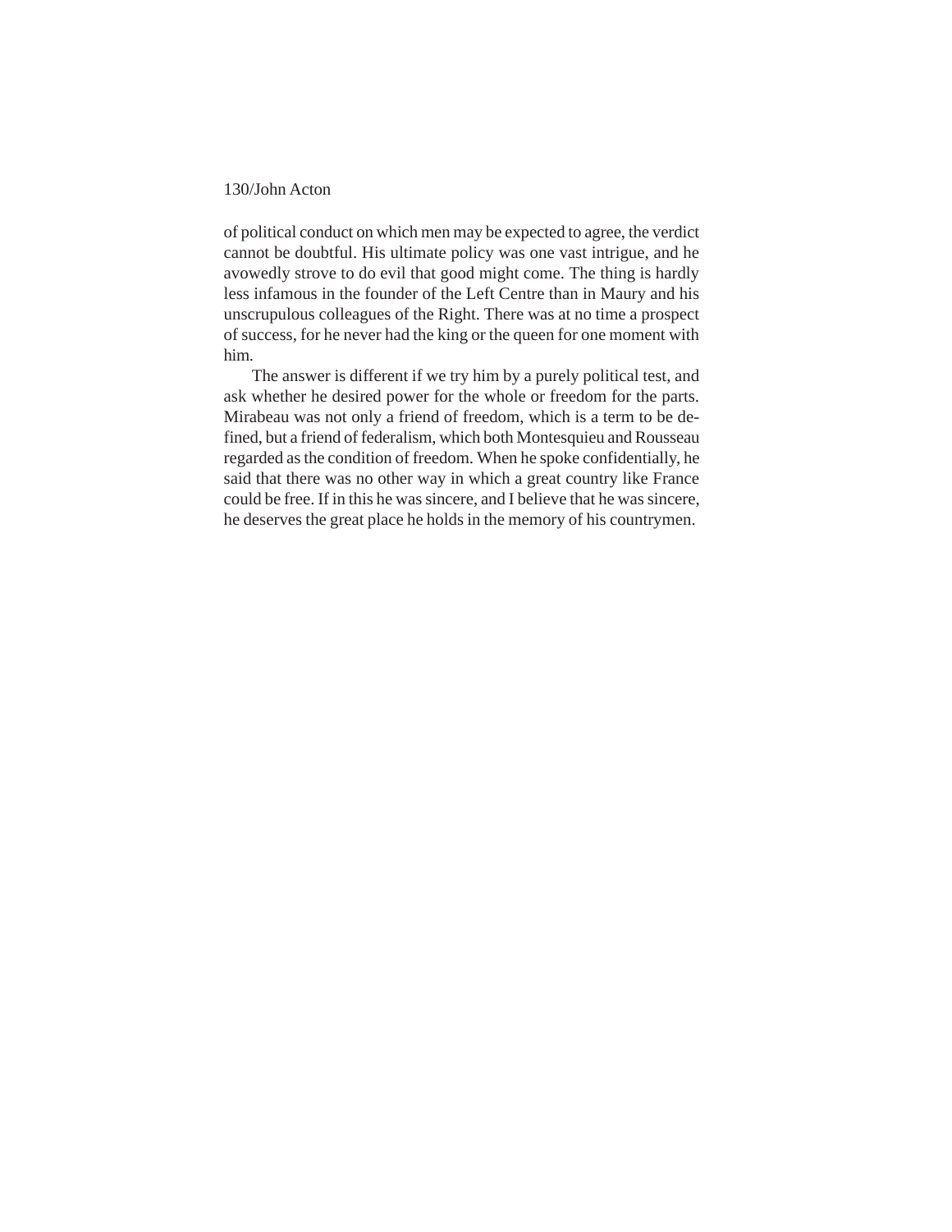of political conduct on which men may be expected to agree, the verdict cannot be doubtful. His ultimate policy was one vast intrigue, and he avowedly strove to do evil that good might come. The thing is hardly less infamous in the founder of the Left Centre than in Maury and his unscrupulous colleagues of the Right. There was at no time a prospect of success, for he never had the king or the queen for one moment with him.

The answer is different if we try him by a purely political test, and ask whether he desired power for the whole or freedom for the parts. Mirabeau was not only a friend of freedom, which is a term to be defined, but a friend of federalism, which both Montesquieu and Rousseau regarded as the condition of freedom. When he spoke confidentially, he said that there was no other way in which a great country like France could be free. If in this he was sincere, and I believe that he was sincere, he deserves the great place he holds in the memory of his countrymen.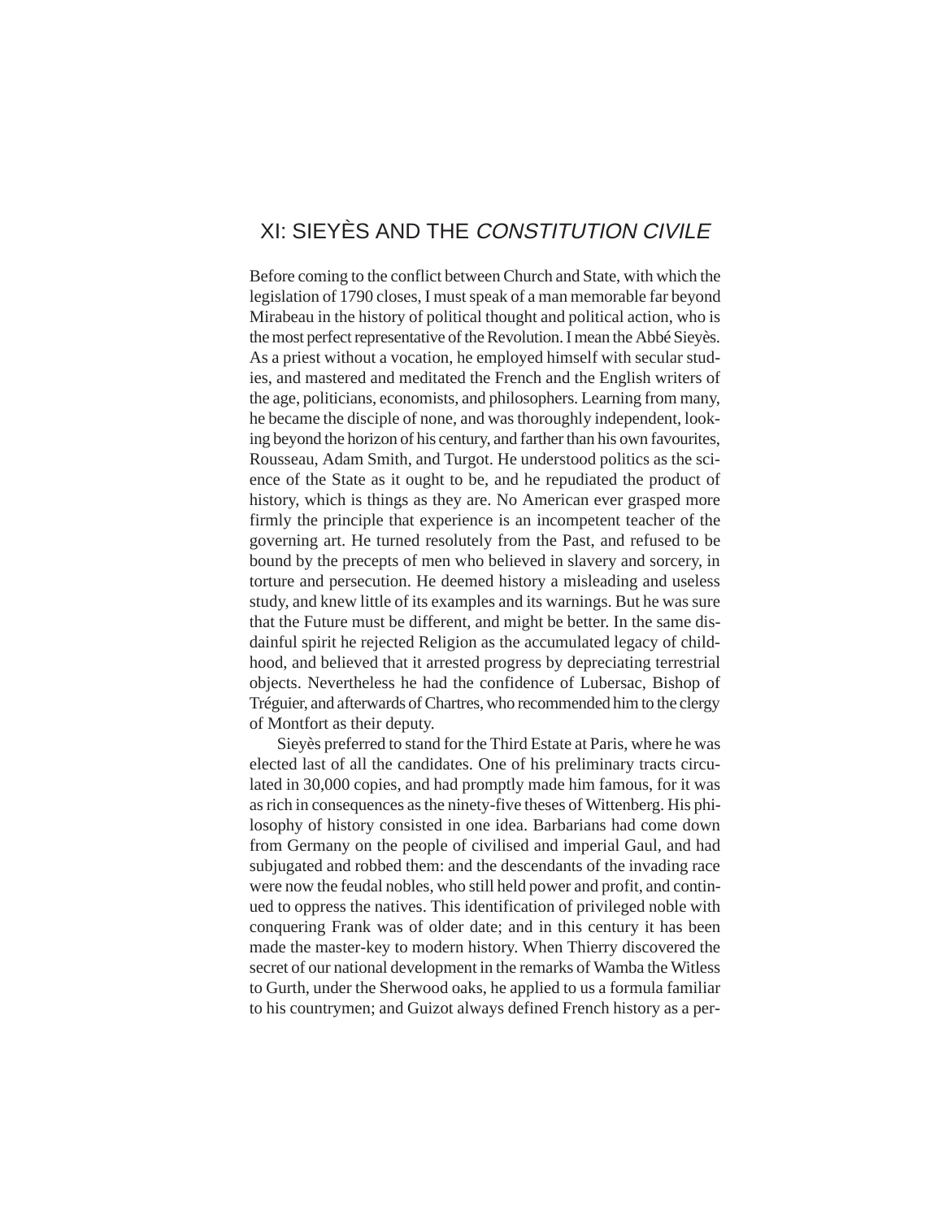# XI: SIEYÈS AND THE *CONSTITUTION CIVILE*

Before coming to the conflict between Church and State, with which the legislation of 1790 closes, I must speak of a man memorable far beyond Mirabeau in the history of political thought and political action, who is the most perfect representative of the Revolution. I mean the Abbé Sieyès. As a priest without a vocation, he employed himself with secular studies, and mastered and meditated the French and the English writers of the age, politicians, economists, and philosophers. Learning from many, he became the disciple of none, and was thoroughly independent, looking beyond the horizon of his century, and farther than his own favourites, Rousseau, Adam Smith, and Turgot. He understood politics as the science of the State as it ought to be, and he repudiated the product of history, which is things as they are. No American ever grasped more firmly the principle that experience is an incompetent teacher of the governing art. He turned resolutely from the Past, and refused to be bound by the precepts of men who believed in slavery and sorcery, in torture and persecution. He deemed history a misleading and useless study, and knew little of its examples and its warnings. But he was sure that the Future must be different, and might be better. In the same disdainful spirit he rejected Religion as the accumulated legacy of childhood, and believed that it arrested progress by depreciating terrestrial objects. Nevertheless he had the confidence of Lubersac, Bishop of Tréguier, and afterwards of Chartres, who recommended him to the clergy of Montfort as their deputy.

Sieyès preferred to stand for the Third Estate at Paris, where he was elected last of all the candidates. One of his preliminary tracts circulated in 30,000 copies, and had promptly made him famous, for it was as rich in consequences as the ninety-five theses of Wittenberg. His philosophy of history consisted in one idea. Barbarians had come down from Germany on the people of civilised and imperial Gaul, and had subjugated and robbed them: and the descendants of the invading race were now the feudal nobles, who still held power and profit, and continued to oppress the natives. This identification of privileged noble with conquering Frank was of older date; and in this century it has been made the master-key to modern history. When Thierry discovered the secret of our national development in the remarks of Wamba the Witless to Gurth, under the Sherwood oaks, he applied to us a formula familiar to his countrymen; and Guizot always defined French history as a per-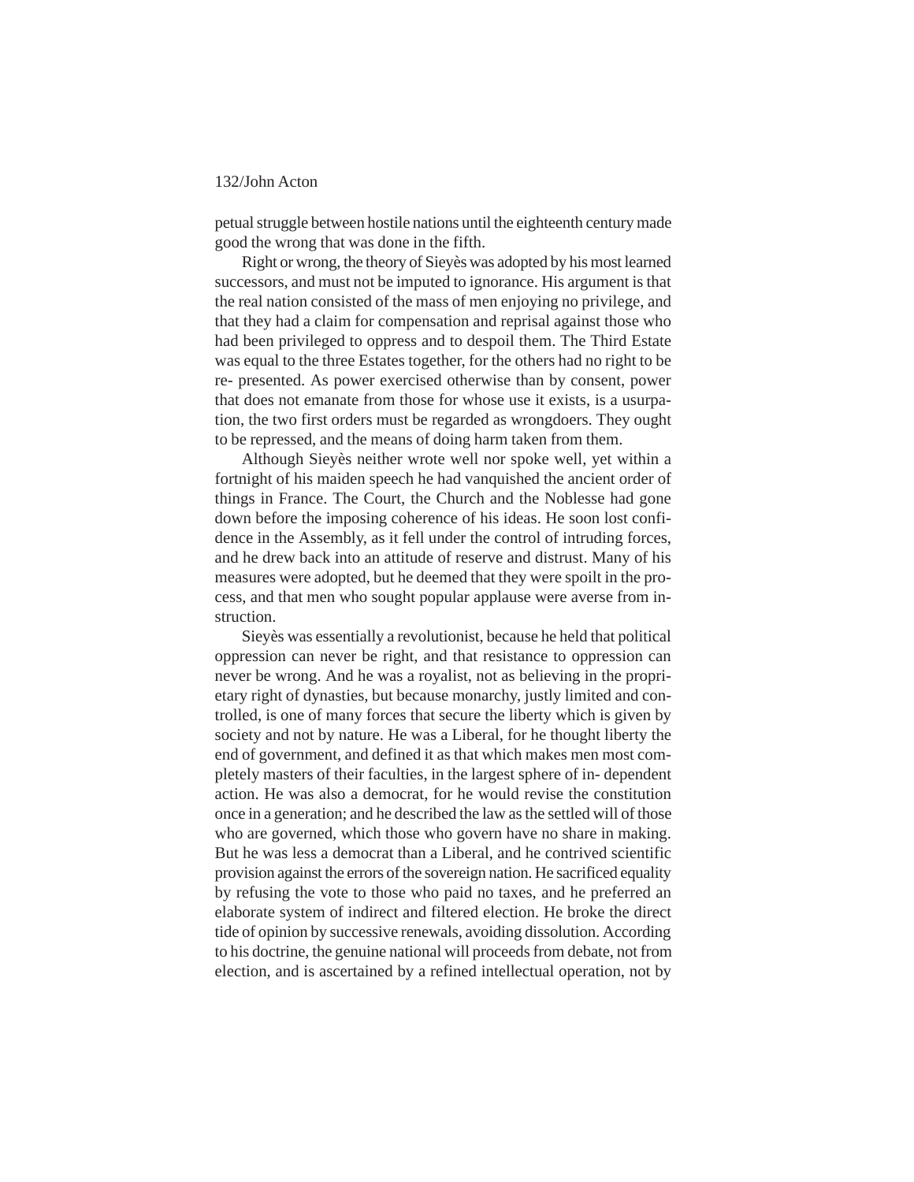petual struggle between hostile nations until the eighteenth century made good the wrong that was done in the fifth.

Right or wrong, the theory of Sieyès was adopted by his most learned successors, and must not be imputed to ignorance. His argument is that the real nation consisted of the mass of men enjoying no privilege, and that they had a claim for compensation and reprisal against those who had been privileged to oppress and to despoil them. The Third Estate was equal to the three Estates together, for the others had no right to be re- presented. As power exercised otherwise than by consent, power that does not emanate from those for whose use it exists, is a usurpation, the two first orders must be regarded as wrongdoers. They ought to be repressed, and the means of doing harm taken from them.

Although Sieyès neither wrote well nor spoke well, yet within a fortnight of his maiden speech he had vanquished the ancient order of things in France. The Court, the Church and the Noblesse had gone down before the imposing coherence of his ideas. He soon lost confidence in the Assembly, as it fell under the control of intruding forces, and he drew back into an attitude of reserve and distrust. Many of his measures were adopted, but he deemed that they were spoilt in the process, and that men who sought popular applause were averse from instruction.

Sieyès was essentially a revolutionist, because he held that political oppression can never be right, and that resistance to oppression can never be wrong. And he was a royalist, not as believing in the proprietary right of dynasties, but because monarchy, justly limited and controlled, is one of many forces that secure the liberty which is given by society and not by nature. He was a Liberal, for he thought liberty the end of government, and defined it as that which makes men most completely masters of their faculties, in the largest sphere of in- dependent action. He was also a democrat, for he would revise the constitution once in a generation; and he described the law as the settled will of those who are governed, which those who govern have no share in making. But he was less a democrat than a Liberal, and he contrived scientific provision against the errors of the sovereign nation. He sacrificed equality by refusing the vote to those who paid no taxes, and he preferred an elaborate system of indirect and filtered election. He broke the direct tide of opinion by successive renewals, avoiding dissolution. According to his doctrine, the genuine national will proceeds from debate, not from election, and is ascertained by a refined intellectual operation, not by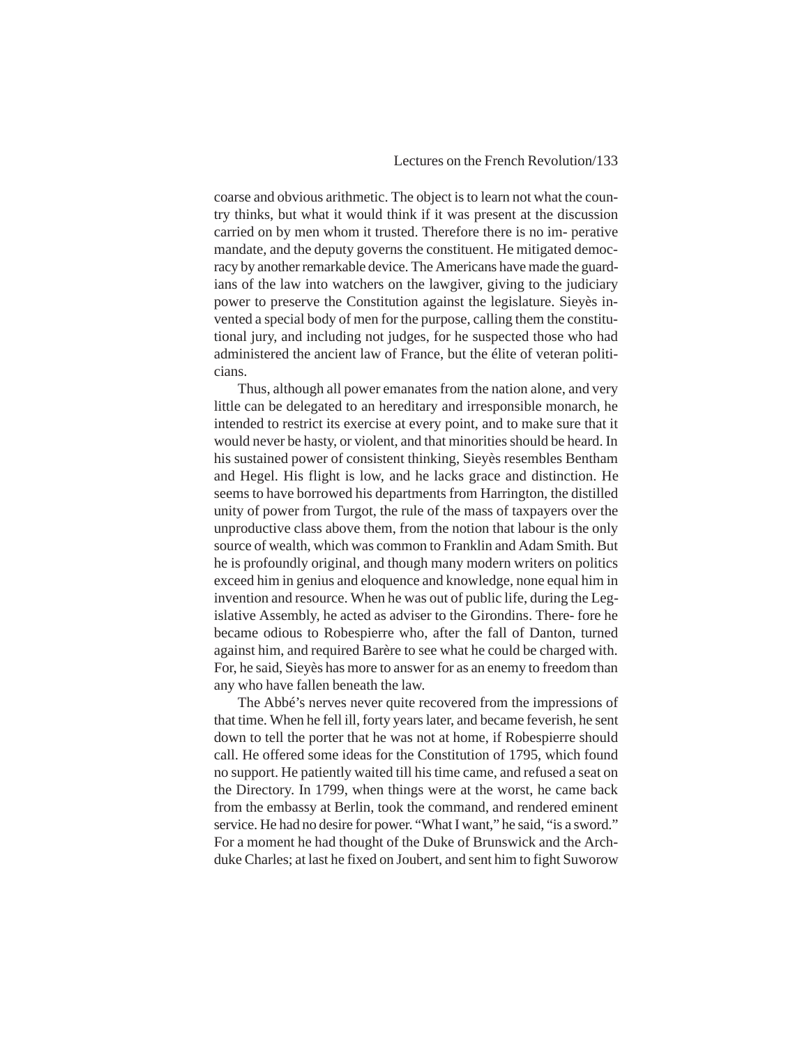coarse and obvious arithmetic. The object is to learn not what the country thinks, but what it would think if it was present at the discussion carried on by men whom it trusted. Therefore there is no imperative mandate, and the deputy governs the constituent. He mitigated democracy by another remarkable device. The Americans have made the guardians of the law into watchers on the lawgiver, giving to the judiciary power to preserve the Constitution against the legislature. Sieyès invented a special body of men for the purpose, calling them the constitutional jury, and including not judges, for he suspected those who had administered the ancient law of France, but the élite of veteran politicians.

Thus, although all power emanates from the nation alone, and very little can be delegated to an hereditary and irresponsible monarch, he intended to restrict its exercise at every point, and to make sure that it would never be hasty, or violent, and that minorities should be heard. In his sustained power of consistent thinking, Sieyès resembles Bentham and Hegel. His flight is low, and he lacks grace and distinction. He seems to have borrowed his departments from Harrington, the distilled unity of power from Turgot, the rule of the mass of taxpayers over the unproductive class above them, from the notion that labour is the only source of wealth, which was common to Franklin and Adam Smith. But he is profoundly original, and though many modern writers on politics exceed him in genius and eloquence and knowledge, none equal him in invention and resource. When he was out of public life, during the Legislative Assembly, he acted as adviser to the Girondins. Therefore he became odious to Robespierre who, after the fall of Danton, turned against him, and required Barère to see what he could be charged with. For, he said, Sieyès has more to answer for as an enemy to freedom than any who have fallen beneath the law.

The Abbé's nerves never quite recovered from the impressions of that time. When he fell ill, forty years later, and became feverish, he sent down to tell the porter that he was not at home, if Robespierre should call. He offered some ideas for the Constitution of 1795, which found no support. He patiently waited till his time came, and refused a seat on the Directory. In 1799, when things were at the worst, he came back from the embassy at Berlin, took the command, and rendered eminent service. He had no desire for power. "What I want," he said, "is a sword." For a moment he had thought of the Duke of Brunswick and the Archduke Charles; at last he fixed on Joubert, and sent him to fight Suworow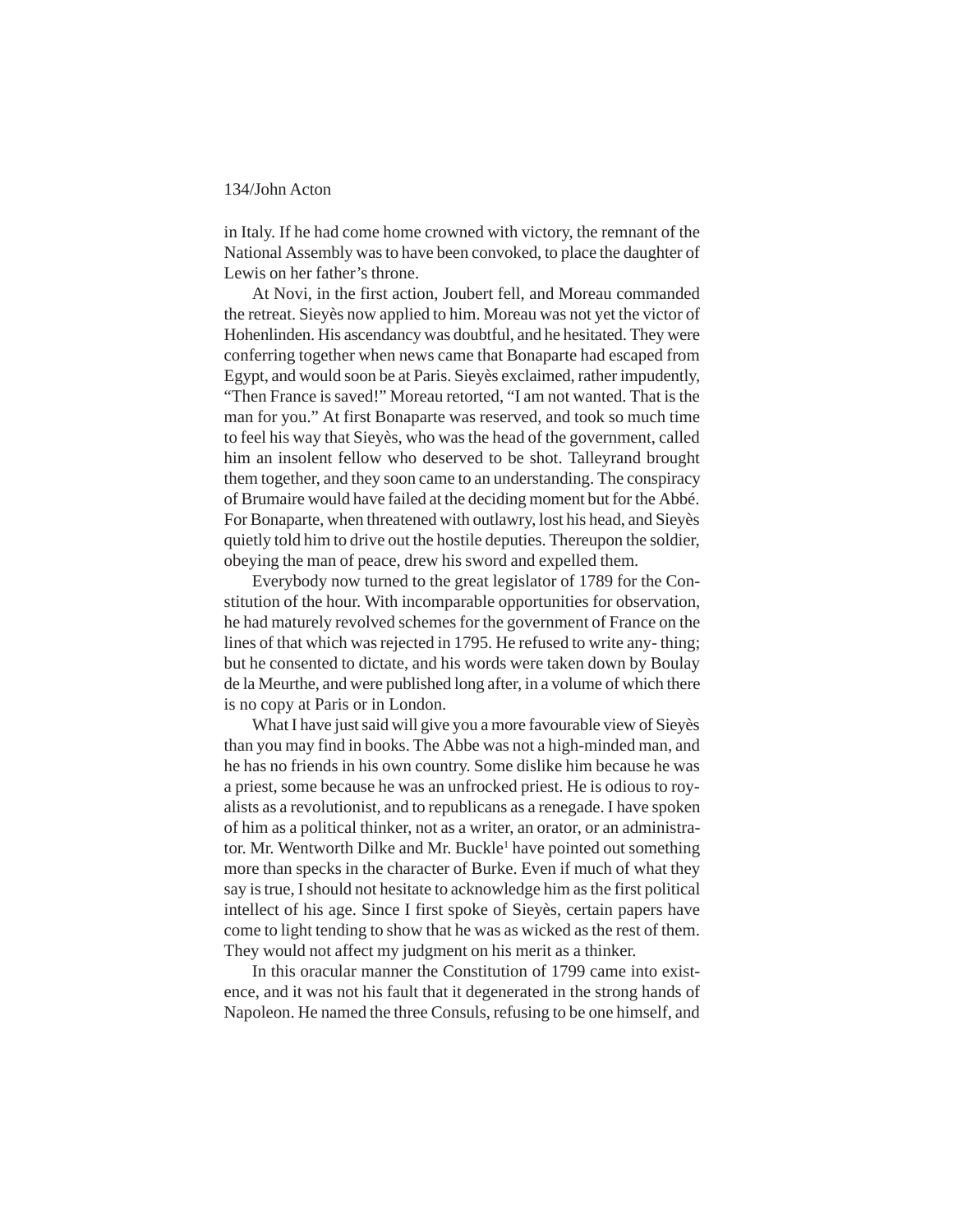in Italy. If he had come home crowned with victory, the remnant of the National Assembly was to have been convoked, to place the daughter of Lewis on her father's throne.

At Novi, in the first action, Joubert fell, and Moreau commanded the retreat. Sieyès now applied to him. Moreau was not yet the victor of Hohenlinden. His ascendancy was doubtful, and he hesitated. They were conferring together when news came that Bonaparte had escaped from Egypt, and would soon be at Paris. Sieyès exclaimed, rather impudently, "Then France is saved!" Moreau retorted, "I am not wanted. That is the man for you." At first Bonaparte was reserved, and took so much time to feel his way that Sieyès, who was the head of the government, called him an insolent fellow who deserved to be shot. Talleyrand brought them together, and they soon came to an understanding. The conspiracy of Brumaire would have failed at the deciding moment but for the Abbé. For Bonaparte, when threatened with outlawry, lost his head, and Sieyès quietly told him to drive out the hostile deputies. Thereupon the soldier, obeying the man of peace, drew his sword and expelled them.

Everybody now turned to the great legislator of 1789 for the Constitution of the hour. With incomparable opportunities for observation, he had maturely revolved schemes for the government of France on the lines of that which was rejected in 1795. He refused to write anything; but he consented to dictate, and his words were taken down by Boulay de la Meurthe, and were published long after, in a volume of which there is no copy at Paris or in London.

What I have just said will give you a more favourable view of Sieyès than you may find in books. The Abbe was not a high-minded man, and he has no friends in his own country. Some dislike him because he was a priest, some because he was an unfrocked priest. He is odious to royalists as a revolutionist, and to republicans as a renegade. I have spoken of him as a political thinker, not as a writer, an orator, or an administrator. Mr. Wentworth Dilke and Mr. Buckle[1] have pointed out something more than specks in the character of Burke. Even if much of what they say is true, I should not hesitate to acknowledge him as the first political intellect of his age. Since I first spoke of Sieyès, certain papers have come to light tending to show that he was as wicked as the rest of them. They would not affect my judgment on his merit as a thinker.

In this oracular manner the Constitution of 1799 came into existence, and it was not his fault that it degenerated in the strong hands of Napoleon. He named the three Consuls, refusing to be one himself, and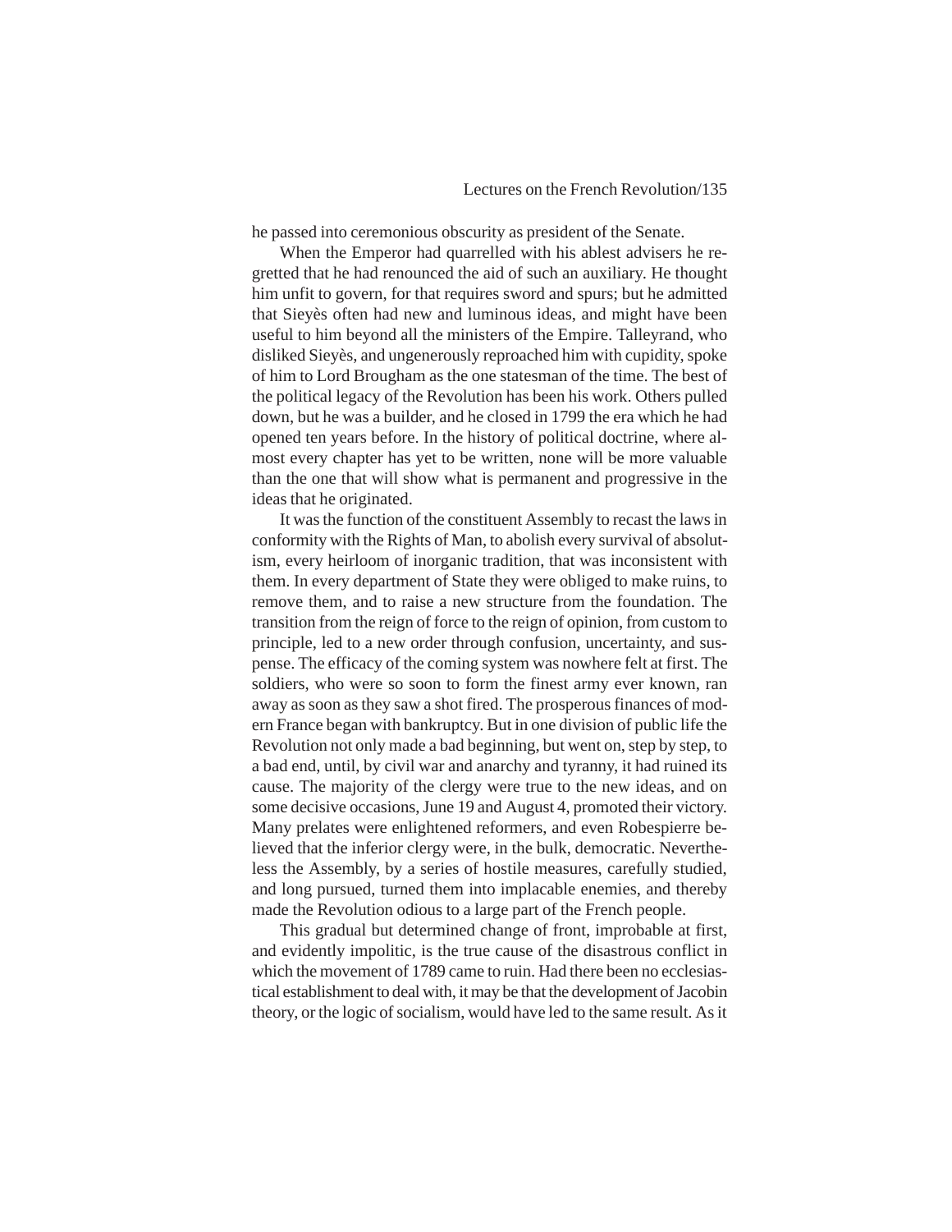he passed into ceremonious obscurity as president of the Senate.

When the Emperor had quarrelled with his ablest advisers he regretted that he had renounced the aid of such an auxiliary. He thought him unfit to govern, for that requires sword and spurs; but he admitted that Sieyès often had new and luminous ideas, and might have been useful to him beyond all the ministers of the Empire. Talleyrand, who disliked Sieyès, and ungenerously reproached him with cupidity, spoke of him to Lord Brougham as the one statesman of the time. The best of the political legacy of the Revolution has been his work. Others pulled down, but he was a builder, and he closed in 1799 the era which he had opened ten years before. In the history of political doctrine, where almost every chapter has yet to be written, none will be more valuable than the one that will show what is permanent and progressive in the ideas that he originated.

It was the function of the constituent Assembly to recast the laws in conformity with the Rights of Man, to abolish every survival of absolutism, every heirloom of inorganic tradition, that was inconsistent with them. In every department of State they were obliged to make ruins, to remove them, and to raise a new structure from the foundation. The transition from the reign of force to the reign of opinion, from custom to principle, led to a new order through confusion, uncertainty, and suspense. The efficacy of the coming system was nowhere felt at first. The soldiers, who were so soon to form the finest army ever known, ran away as soon as they saw a shot fired. The prosperous finances of modern France began with bankruptcy. But in one division of public life the Revolution not only made a bad beginning, but went on, step by step, to a bad end, until, by civil war and anarchy and tyranny, it had ruined its cause. The majority of the clergy were true to the new ideas, and on some decisive occasions, June 19 and August 4, promoted their victory. Many prelates were enlightened reformers, and even Robespierre believed that the inferior clergy were, in the bulk, democratic. Nevertheless the Assembly, by a series of hostile measures, carefully studied, and long pursued, turned them into implacable enemies, and thereby made the Revolution odious to a large part of the French people.

This gradual but determined change of front, improbable at first, and evidently impolitic, is the true cause of the disastrous conflict in which the movement of 1789 came to ruin. Had there been no ecclesiastical establishment to deal with, it may be that the development of Jacobin theory, or the logic of socialism, would have led to the same result. As it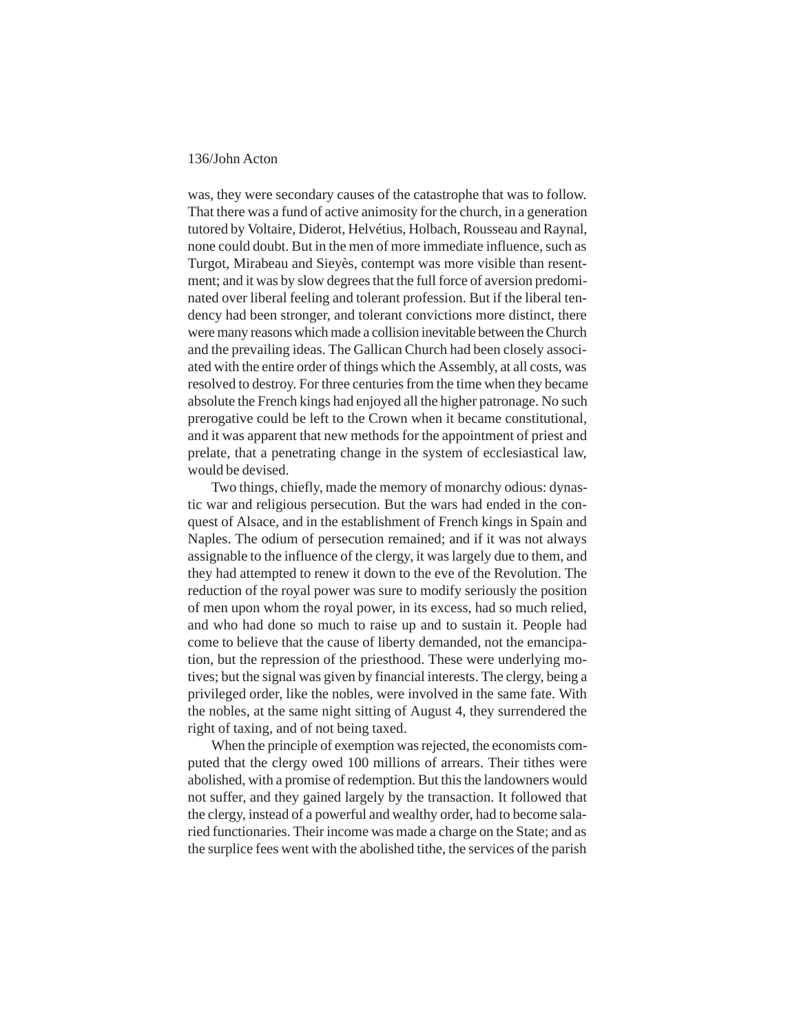was, they were secondary causes of the catastrophe that was to follow. That there was a fund of active animosity for the church, in a generation tutored by Voltaire, Diderot, Helvétius, Holbach, Rousseau and Raynal, none could doubt. But in the men of more immediate influence, such as Turgot, Mirabeau and Sieyès, contempt was more visible than resentment; and it was by slow degrees that the full force of aversion predominated over liberal feeling and tolerant profession. But if the liberal tendency had been stronger, and tolerant convictions more distinct, there were many reasons which made a collision inevitable between the Church and the prevailing ideas. The Gallican Church had been closely associated with the entire order of things which the Assembly, at all costs, was resolved to destroy. For three centuries from the time when they became absolute the French kings had enjoyed all the higher patronage. No such prerogative could be left to the Crown when it became constitutional, and it was apparent that new methods for the appointment of priest and prelate, that a penetrating change in the system of ecclesiastical law, would be devised.

Two things, chiefly, made the memory of monarchy odious: dynastic war and religious persecution. But the wars had ended in the conquest of Alsace, and in the establishment of French kings in Spain and Naples. The odium of persecution remained; and if it was not always assignable to the influence of the clergy, it was largely due to them, and they had attempted to renew it down to the eve of the Revolution. The reduction of the royal power was sure to modify seriously the position of men upon whom the royal power, in its excess, had so much relied, and who had done so much to raise up and to sustain it. People had come to believe that the cause of liberty demanded, not the emancipation, but the repression of the priesthood. These were underlying motives; but the signal was given by financial interests. The clergy, being a privileged order, like the nobles, were involved in the same fate. With the nobles, at the same night sitting of August 4, they surrendered the right of taxing, and of not being taxed.

When the principle of exemption was rejected, the economists computed that the clergy owed 100 millions of arrears. Their tithes were abolished, with a promise of redemption. But this the landowners would not suffer, and they gained largely by the transaction. It followed that the clergy, instead of a powerful and wealthy order, had to become salaried functionaries. Their income was made a charge on the State; and as the surplice fees went with the abolished tithe, the services of the parish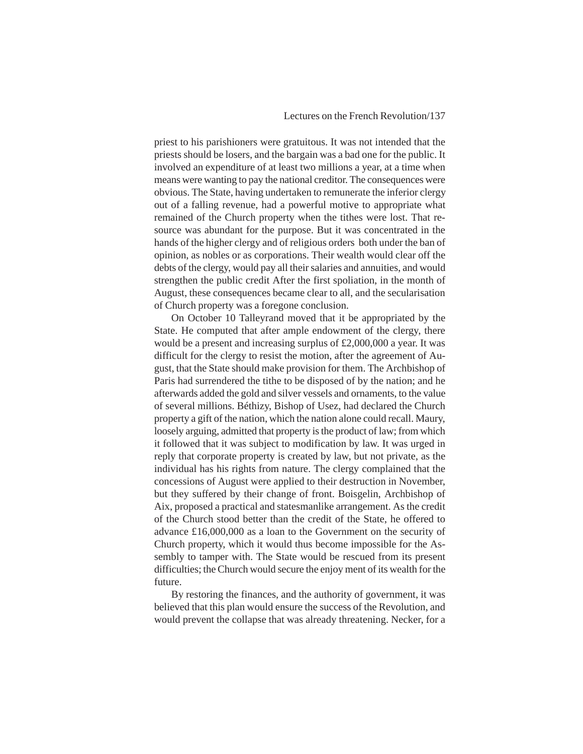priest to his parishioners were gratuitous. It was not intended that the priests should be losers, and the bargain was a bad one for the public. It involved an expenditure of at least two millions a year, at a time when means were wanting to pay the national creditor. The consequences were obvious. The State, having undertaken to remunerate the inferior clergy out of a falling revenue, had a powerful motive to appropriate what remained of the Church property when the tithes were lost. That resource was abundant for the purpose. But it was concentrated in the hands of the higher clergy and of religious orders both under the ban of opinion, as nobles or as corporations. Their wealth would clear off the debts of the clergy, would pay all their salaries and annuities, and would strengthen the public credit After the first spoliation, in the month of August, these consequences became clear to all, and the secularisation of Church property was a foregone conclusion.

On October 10 Talleyrand moved that it be appropriated by the State. He computed that after ample endowment of the clergy, there would be a present and increasing surplus of £2,000,000 a year. It was difficult for the clergy to resist the motion, after the agreement of August, that the State should make provision for them. The Archbishop of Paris had surrendered the tithe to be disposed of by the nation; and he afterwards added the gold and silver vessels and ornaments, to the value of several millions. Béthizy, Bishop of Usez, had declared the Church property a gift of the nation, which the nation alone could recall. Maury, loosely arguing, admitted that property is the product of law; from which it followed that it was subject to modification by law. It was urged in reply that corporate property is created by law, but not private, as the individual has his rights from nature. The clergy complained that the concessions of August were applied to their destruction in November, but they suffered by their change of front. Boisgelin, Archbishop of Aix, proposed a practical and statesmanlike arrangement. As the credit of the Church stood better than the credit of the State, he offered to advance £16,000,000 as a loan to the Government on the security of Church property, which it would thus become impossible for the Assembly to tamper with. The State would be rescued from its present difficulties; the Church would secure the enjoy ment of its wealth for the future.

By restoring the finances, and the authority of government, it was believed that this plan would ensure the success of the Revolution, and would prevent the collapse that was already threatening. Necker, for a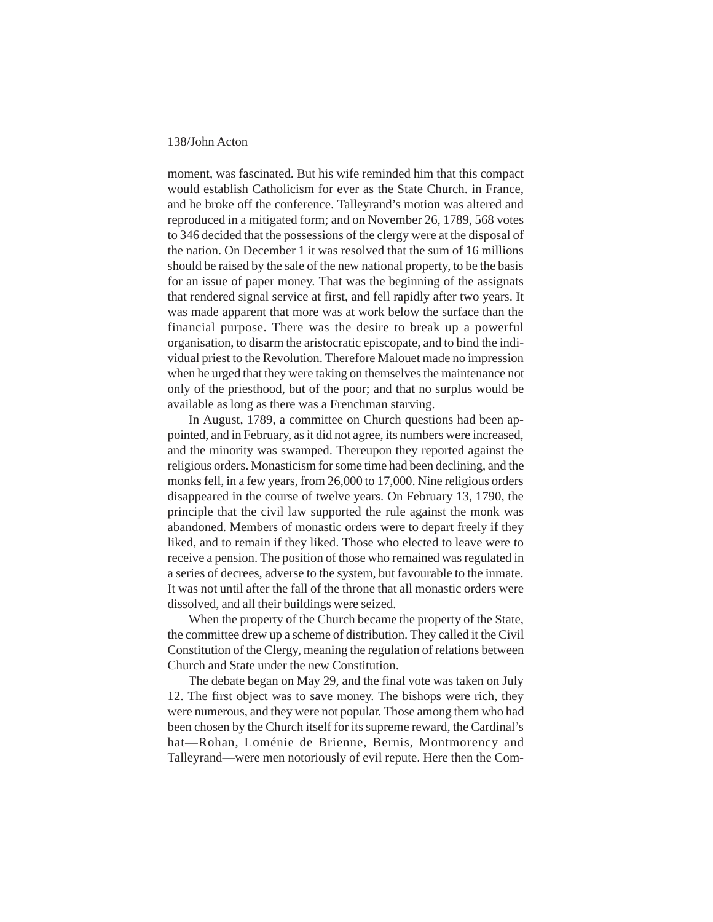moment, was fascinated. But his wife reminded him that this compact would establish Catholicism for ever as the State Church. in France, and he broke off the conference. Talleyrand's motion was altered and reproduced in a mitigated form; and on November 26, 1789, 568 votes to 346 decided that the possessions of the clergy were at the disposal of the nation. On December 1 it was resolved that the sum of 16 millions should be raised by the sale of the new national property, to be the basis for an issue of paper money. That was the beginning of the assignats that rendered signal service at first, and fell rapidly after two years. It was made apparent that more was at work below the surface than the financial purpose. There was the desire to break up a powerful organisation, to disarm the aristocratic episcopate, and to bind the individual priest to the Revolution. Therefore Malouet made no impression when he urged that they were taking on themselves the maintenance not only of the priesthood, but of the poor; and that no surplus would be available as long as there was a Frenchman starving.

In August, 1789, a committee on Church questions had been appointed, and in February, as it did not agree, its numbers were increased, and the minority was swamped. Thereupon they reported against the religious orders. Monasticism for some time had been declining, and the monks fell, in a few years, from 26,000 to 17,000. Nine religious orders disappeared in the course of twelve years. On February 13, 1790, the principle that the civil law supported the rule against the monk was abandoned. Members of monastic orders were to depart freely if they liked, and to remain if they liked. Those who elected to leave were to receive a pension. The position of those who remained was regulated in a series of decrees, adverse to the system, but favourable to the inmate. It was not until after the fall of the throne that all monastic orders were dissolved, and all their buildings were seized.

When the property of the Church became the property of the State, the committee drew up a scheme of distribution. They called it the Civil Constitution of the Clergy, meaning the regulation of relations between Church and State under the new Constitution.

The debate began on May 29, and the final vote was taken on July 12. The first object was to save money. The bishops were rich, they were numerous, and they were not popular. Those among them who had been chosen by the Church itself for its supreme reward, the Cardinal's hat—Rohan, Loménie de Brienne, Bernis, Montmorency and Talleyrand—were men notoriously of evil repute. Here then the Com-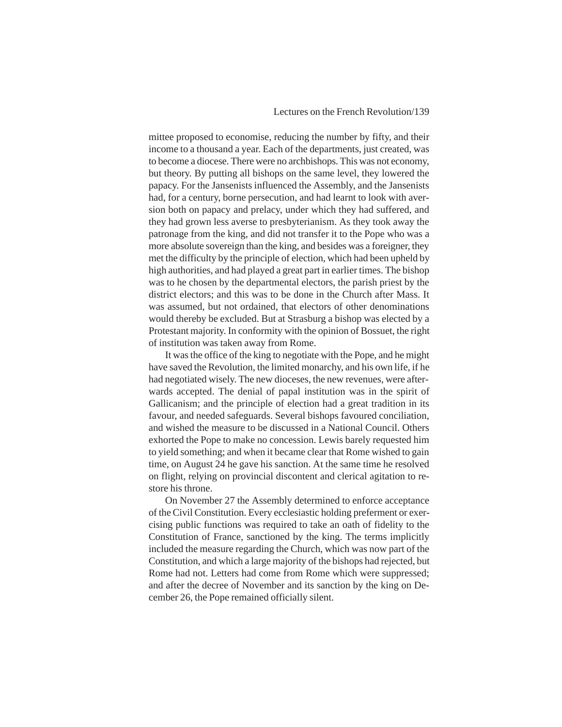mittee proposed to economise, reducing the number by fifty, and their income to a thousand a year. Each of the departments, just created, was to become a diocese. There were no archbishops. This was not economy, but theory. By putting all bishops on the same level, they lowered the papacy. For the Jansenists influenced the Assembly, and the Jansenists had, for a century, borne persecution, and had learnt to look with aversion both on papacy and prelacy, under which they had suffered, and they had grown less averse to presbyterianism. As they took away the patronage from the king, and did not transfer it to the Pope who was a more absolute sovereign than the king, and besides was a foreigner, they met the difficulty by the principle of election, which had been upheld by high authorities, and had played a great part in earlier times. The bishop was to he chosen by the departmental electors, the parish priest by the district electors; and this was to be done in the Church after Mass. It was assumed, but not ordained, that electors of other denominations would thereby be excluded. But at Strasburg a bishop was elected by a Protestant majority. In conformity with the opinion of Bossuet, the right of institution was taken away from Rome.

It was the office of the king to negotiate with the Pope, and he might have saved the Revolution, the limited monarchy, and his own life, if he had negotiated wisely. The new dioceses, the new revenues, were afterwards accepted. The denial of papal institution was in the spirit of Gallicanism; and the principle of election had a great tradition in its favour, and needed safeguards. Several bishops favoured conciliation, and wished the measure to be discussed in a National Council. Others exhorted the Pope to make no concession. Lewis barely requested him to yield something; and when it became clear that Rome wished to gain time, on August 24 he gave his sanction. At the same time he resolved on flight, relying on provincial discontent and clerical agitation to restore his throne.

On November 27 the Assembly determined to enforce acceptance of the Civil Constitution. Every ecclesiastic holding preferment or exercising public functions was required to take an oath of fidelity to the Constitution of France, sanctioned by the king. The terms implicitly included the measure regarding the Church, which was now part of the Constitution, and which a large majority of the bishops had rejected, but Rome had not. Letters had come from Rome which were suppressed; and after the decree of November and its sanction by the king on December 26, the Pope remained officially silent.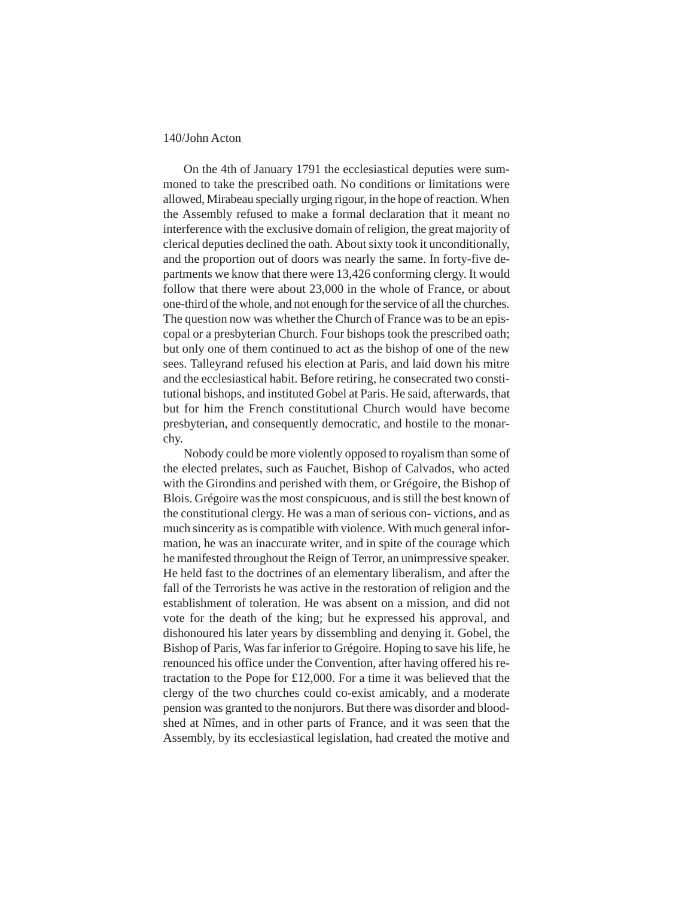On the 4th of January 1791 the ecclesiastical deputies were summoned to take the prescribed oath. No conditions or limitations were allowed, Mirabeau specially urging rigour, in the hope of reaction. When the Assembly refused to make a formal declaration that it meant no interference with the exclusive domain of religion, the great majority of clerical deputies declined the oath. About sixty took it unconditionally, and the proportion out of doors was nearly the same. In forty-five departments we know that there were 13,426 conforming clergy. It would follow that there were about 23,000 in the whole of France, or about one-third of the whole, and not enough for the service of all the churches. The question now was whether the Church of France was to be an episcopal or a presbyterian Church. Four bishops took the prescribed oath; but only one of them continued to act as the bishop of one of the new sees. Talleyrand refused his election at Paris, and laid down his mitre and the ecclesiastical habit. Before retiring, he consecrated two constitutional bishops, and instituted Gobel at Paris. He said, afterwards, that but for him the French constitutional Church would have become presbyterian, and consequently democratic, and hostile to the monarchy.

Nobody could be more violently opposed to royalism than some of the elected prelates, such as Fauchet, Bishop of Calvados, who acted with the Girondins and perished with them, or Grégoire, the Bishop of Blois. Grégoire was the most conspicuous, and is still the best known of the constitutional clergy. He was a man of serious convictions, and as much sincerity as is compatible with violence. With much general information, he was an inaccurate writer, and in spite of the courage which he manifested throughout the Reign of Terror, an unimpressive speaker. He held fast to the doctrines of an elementary liberalism, and after the fall of the Terrorists he was active in the restoration of religion and the establishment of toleration. He was absent on a mission, and did not vote for the death of the king; but he expressed his approval, and dishonoured his later years by dissembling and denying it. Gobel, the Bishop of Paris, Was far inferior to Grégoire. Hoping to save his life, he renounced his office under the Convention, after having offered his retractation to the Pope for £12,000. For a time it was believed that the clergy of the two churches could co-exist amicably, and a moderate pension was granted to the nonjurors. But there was disorder and bloodshed at Nîmes, and in other parts of France, and it was seen that the Assembly, by its ecclesiastical legislation, had created the motive and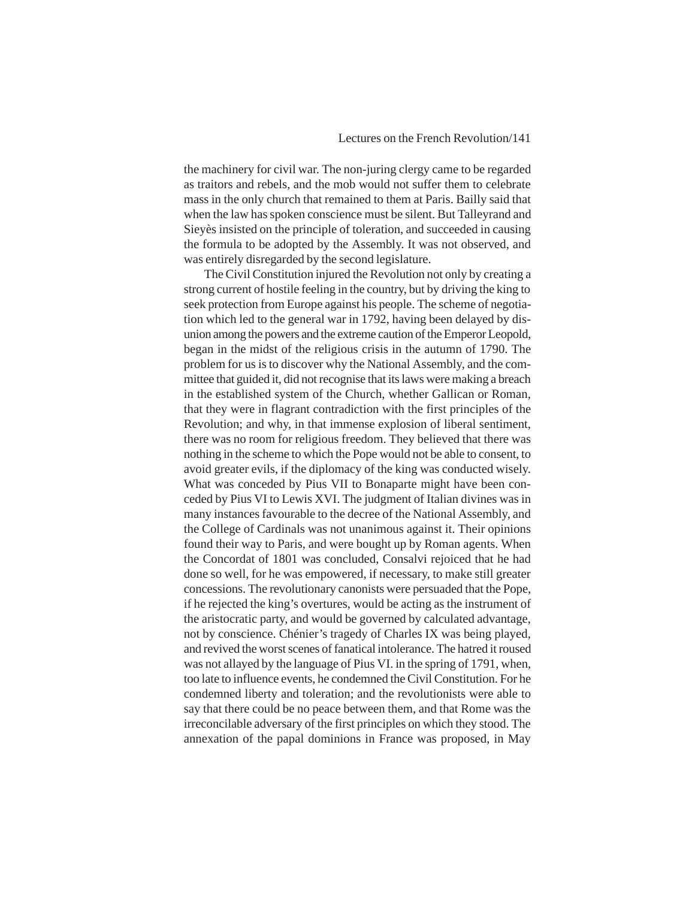the machinery for civil war. The non-juring clergy came to be regarded as traitors and rebels, and the mob would not suffer them to celebrate mass in the only church that remained to them at Paris. Bailly said that when the law has spoken conscience must be silent. But Talleyrand and Sieyès insisted on the principle of toleration, and succeeded in causing the formula to be adopted by the Assembly. It was not observed, and was entirely disregarded by the second legislature.

The Civil Constitution injured the Revolution not only by creating a strong current of hostile feeling in the country, but by driving the king to seek protection from Europe against his people. The scheme of negotiation which led to the general war in 1792, having been delayed by disunion among the powers and the extreme caution of the Emperor Leopold, began in the midst of the religious crisis in the autumn of 1790. The problem for us is to discover why the National Assembly, and the committee that guided it, did not recognise that its laws were making a breach in the established system of the Church, whether Gallican or Roman, that they were in flagrant contradiction with the first principles of the Revolution; and why, in that immense explosion of liberal sentiment, there was no room for religious freedom. They believed that there was nothing in the scheme to which the Pope would not be able to consent, to avoid greater evils, if the diplomacy of the king was conducted wisely. What was conceded by Pius VII to Bonaparte might have been conceded by Pius VI to Lewis XVI. The judgment of Italian divines was in many instances favourable to the decree of the National Assembly, and the College of Cardinals was not unanimous against it. Their opinions found their way to Paris, and were bought up by Roman agents. When the Concordat of 1801 was concluded, Consalvi rejoiced that he had done so well, for he was empowered, if necessary, to make still greater concessions. The revolutionary canonists were persuaded that the Pope, if he rejected the king's overtures, would be acting as the instrument of the aristocratic party, and would be governed by calculated advantage, not by conscience. Chénier's tragedy of Charles IX was being played, and revived the worst scenes of fanatical intolerance. The hatred it roused was not allayed by the language of Pius VI. in the spring of 1791, when, too late to influence events, he condemned the Civil Constitution. For he condemned liberty and toleration; and the revolutionists were able to say that there could be no peace between them, and that Rome was the irreconcilable adversary of the first principles on which they stood. The annexation of the papal dominions in France was proposed, in May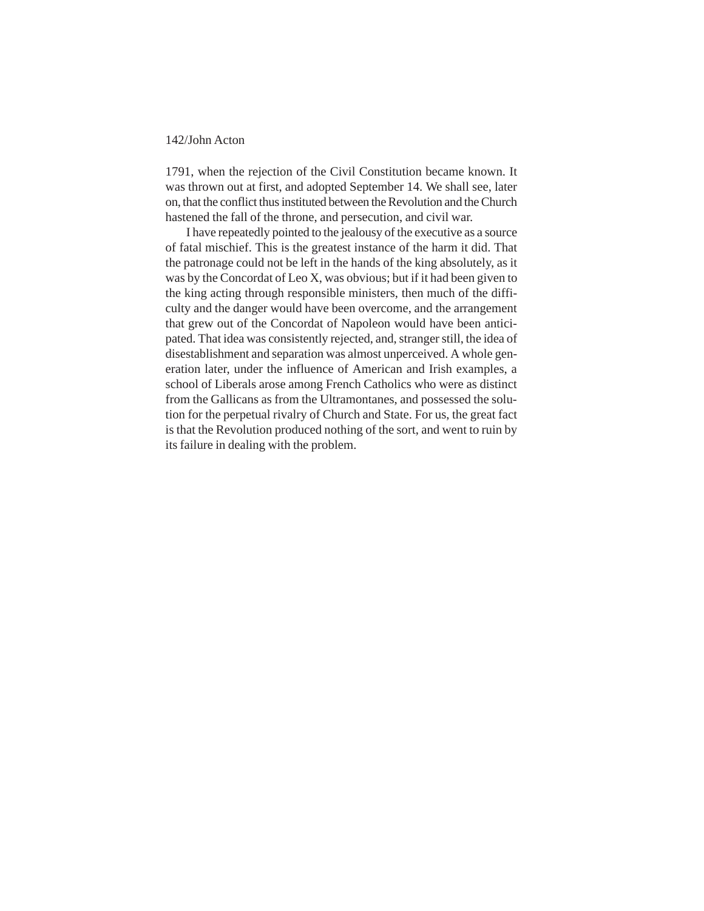1791, when the rejection of the Civil Constitution became known. It was thrown out at first, and adopted September 14. We shall see, later on, that the conflict thus instituted between the Revolution and the Church hastened the fall of the throne, and persecution, and civil war.

I have repeatedly pointed to the jealousy of the executive as a source of fatal mischief. This is the greatest instance of the harm it did. That the patronage could not be left in the hands of the king absolutely, as it was by the Concordat of Leo X, was obvious; but if it had been given to the king acting through responsible ministers, then much of the difficulty and the danger would have been overcome, and the arrangement that grew out of the Concordat of Napoleon would have been anticipated. That idea was consistently rejected, and, stranger still, the idea of disestablishment and separation was almost unperceived. A whole generation later, under the influence of American and Irish examples, a school of Liberals arose among French Catholics who were as distinct from the Gallicans as from the Ultramontanes, and possessed the solution for the perpetual rivalry of Church and State. For us, the great fact is that the Revolution produced nothing of the sort, and went to ruin by its failure in dealing with the problem.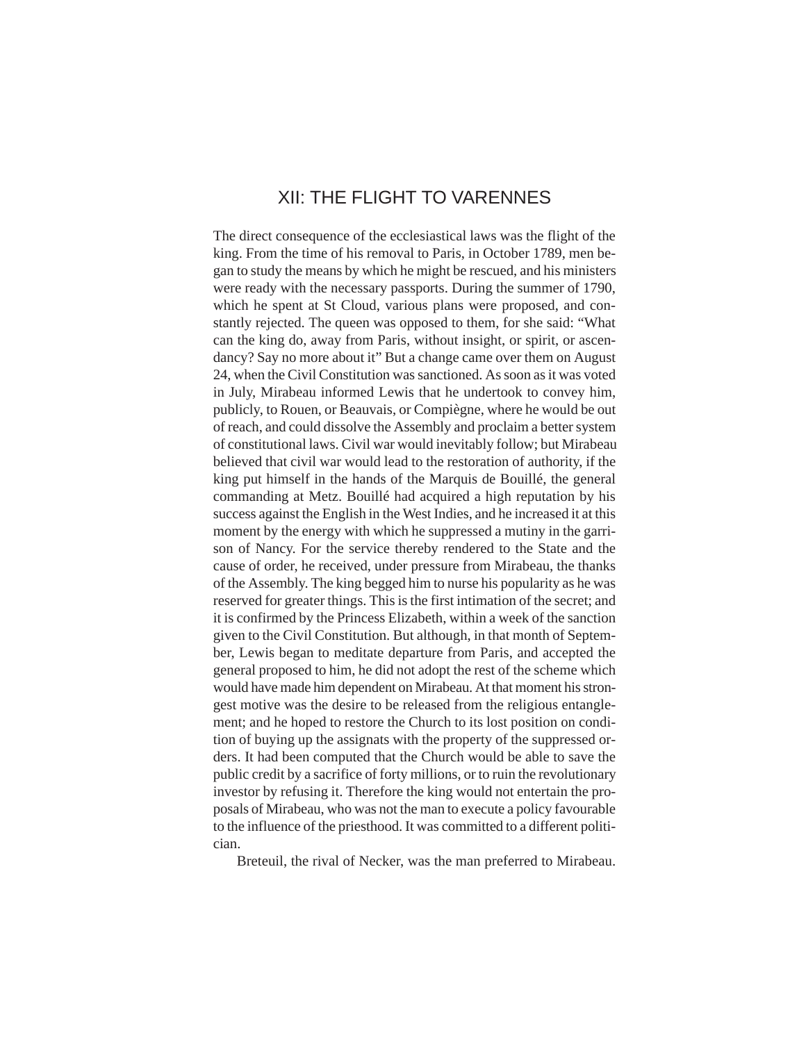# XII: THE FLIGHT TO VARENNES

The direct consequence of the ecclesiastical laws was the flight of the king. From the time of his removal to Paris, in October 1789, men began to study the means by which he might be rescued, and his ministers were ready with the necessary passports. During the summer of 1790, which he spent at St Cloud, various plans were proposed, and constantly rejected. The queen was opposed to them, for she said: "What can the king do, away from Paris, without insight, or spirit, or ascendancy? Say no more about it" But a change came over them on August 24, when the Civil Constitution was sanctioned. As soon as it was voted in July, Mirabeau informed Lewis that he undertook to convey him, publicly, to Rouen, or Beauvais, or Compiègne, where he would be out of reach, and could dissolve the Assembly and proclaim a better system of constitutional laws. Civil war would inevitably follow; but Mirabeau believed that civil war would lead to the restoration of authority, if the king put himself in the hands of the Marquis de Bouillé, the general commanding at Metz. Bouillé had acquired a high reputation by his success against the English in the West Indies, and he increased it at this moment by the energy with which he suppressed a mutiny in the garrison of Nancy. For the service thereby rendered to the State and the cause of order, he received, under pressure from Mirabeau, the thanks of the Assembly. The king begged him to nurse his popularity as he was reserved for greater things. This is the first intimation of the secret; and it is confirmed by the Princess Elizabeth, within a week of the sanction given to the Civil Constitution. But although, in that month of September, Lewis began to meditate departure from Paris, and accepted the general proposed to him, he did not adopt the rest of the scheme which would have made him dependent on Mirabeau. At that moment his strongest motive was the desire to be released from the religious entanglement; and he hoped to restore the Church to its lost position on condition of buying up the assignats with the property of the suppressed orders. It had been computed that the Church would be able to save the public credit by a sacrifice of forty millions, or to ruin the revolutionary investor by refusing it. Therefore the king would not entertain the proposals of Mirabeau, who was not the man to execute a policy favourable to the influence of the priesthood. It was committed to a different politician.

Breteuil, the rival of Necker, was the man preferred to Mirabeau.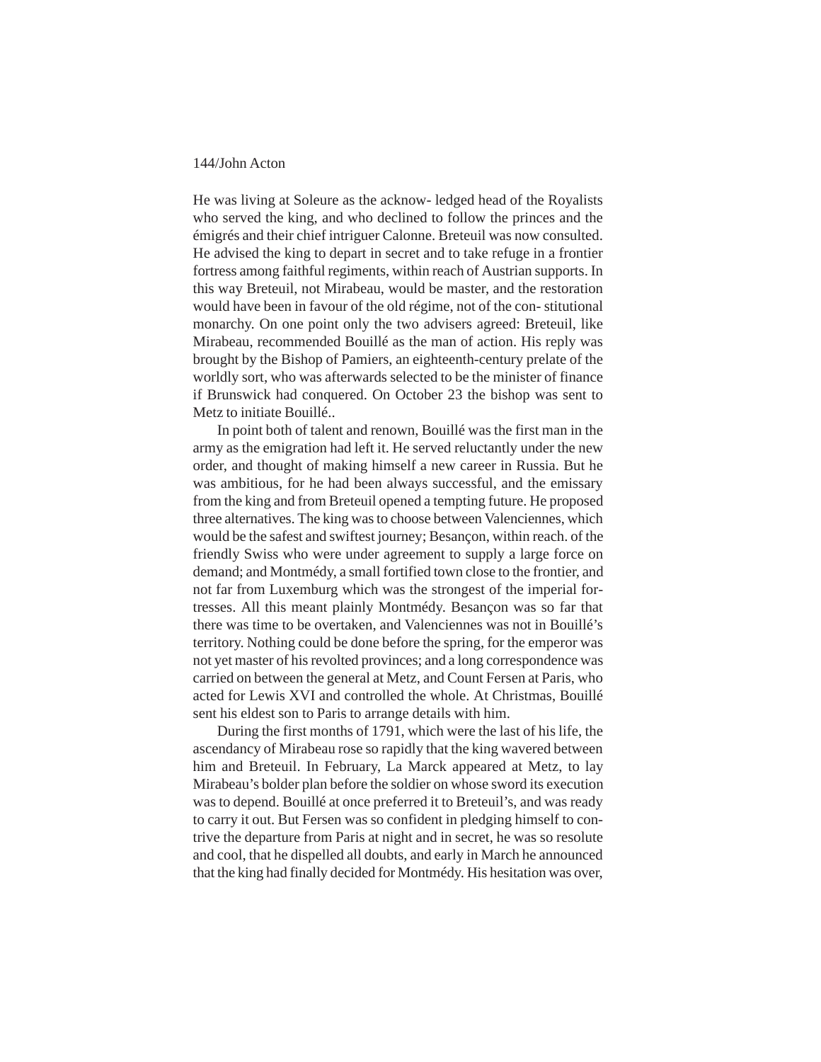He was living at Soleure as the acknow- ledged head of the Royalists who served the king, and who declined to follow the princes and the émigrés and their chief intriguer Calonne. Breteuil was now consulted. He advised the king to depart in secret and to take refuge in a frontier fortress among faithful regiments, within reach of Austrian supports. In this way Breteuil, not Mirabeau, would be master, and the restoration would have been in favour of the old régime, not of the con- stitutional monarchy. On one point only the two advisers agreed: Breteuil, like Mirabeau, recommended Bouillé as the man of action. His reply was brought by the Bishop of Pamiers, an eighteenth-century prelate of the worldly sort, who was afterwards selected to be the minister of finance if Brunswick had conquered. On October 23 the bishop was sent to Metz to initiate Bouillé..

In point both of talent and renown, Bouillé was the first man in the army as the emigration had left it. He served reluctantly under the new order, and thought of making himself a new career in Russia. But he was ambitious, for he had been always successful, and the emissary from the king and from Breteuil opened a tempting future. He proposed three alternatives. The king was to choose between Valenciennes, which would be the safest and swiftest journey; Besançon, within reach. of the friendly Swiss who were under agreement to supply a large force on demand; and Montmédy, a small fortified town close to the frontier, and not far from Luxemburg which was the strongest of the imperial fortresses. All this meant plainly Montmédy. Besançon was so far that there was time to be overtaken, and Valenciennes was not in Bouillé's territory. Nothing could be done before the spring, for the emperor was not yet master of his revolted provinces; and a long correspondence was carried on between the general at Metz, and Count Fersen at Paris, who acted for Lewis XVI and controlled the whole. At Christmas, Bouillé sent his eldest son to Paris to arrange details with him.

During the first months of 1791, which were the last of his life, the ascendancy of Mirabeau rose so rapidly that the king wavered between him and Breteuil. In February, La Marck appeared at Metz, to lay Mirabeau's bolder plan before the soldier on whose sword its execution was to depend. Bouillé at once preferred it to Breteuil's, and was ready to carry it out. But Fersen was so confident in pledging himself to contrive the departure from Paris at night and in secret, he was so resolute and cool, that he dispelled all doubts, and early in March he announced that the king had finally decided for Montmédy. His hesitation was over,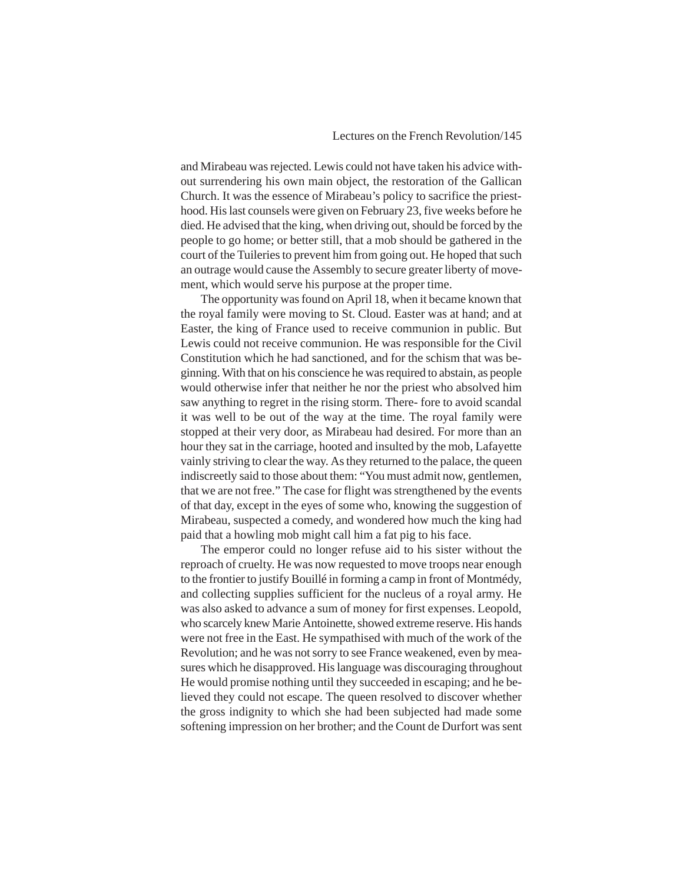and Mirabeau was rejected. Lewis could not have taken his advice without surrendering his own main object, the restoration of the Gallican Church. It was the essence of Mirabeau's policy to sacrifice the priesthood. His last counsels were given on February 23, five weeks before he died. He advised that the king, when driving out, should be forced by the people to go home; or better still, that a mob should be gathered in the court of the Tuileries to prevent him from going out. He hoped that such an outrage would cause the Assembly to secure greater liberty of movement, which would serve his purpose at the proper time.

The opportunity was found on April 18, when it became known that the royal family were moving to St. Cloud. Easter was at hand; and at Easter, the king of France used to receive communion in public. But Lewis could not receive communion. He was responsible for the Civil Constitution which he had sanctioned, and for the schism that was beginning. With that on his conscience he was required to abstain, as people would otherwise infer that neither he nor the priest who absolved him saw anything to regret in the rising storm. There- fore to avoid scandal it was well to be out of the way at the time. The royal family were stopped at their very door, as Mirabeau had desired. For more than an hour they sat in the carriage, hooted and insulted by the mob, Lafayette vainly striving to clear the way. As they returned to the palace, the queen indiscreetly said to those about them: "You must admit now, gentlemen, that we are not free." The case for flight was strengthened by the events of that day, except in the eyes of some who, knowing the suggestion of Mirabeau, suspected a comedy, and wondered how much the king had paid that a howling mob might call him a fat pig to his face.

The emperor could no longer refuse aid to his sister without the reproach of cruelty. He was now requested to move troops near enough to the frontier to justify Bouillé in forming a camp in front of Montmédy, and collecting supplies sufficient for the nucleus of a royal army. He was also asked to advance a sum of money for first expenses. Leopold, who scarcely knew Marie Antoinette, showed extreme reserve. His hands were not free in the East. He sympathised with much of the work of the Revolution; and he was not sorry to see France weakened, even by measures which he disapproved. His language was discouraging throughout He would promise nothing until they succeeded in escaping; and he believed they could not escape. The queen resolved to discover whether the gross indignity to which she had been subjected had made some softening impression on her brother; and the Count de Durfort was sent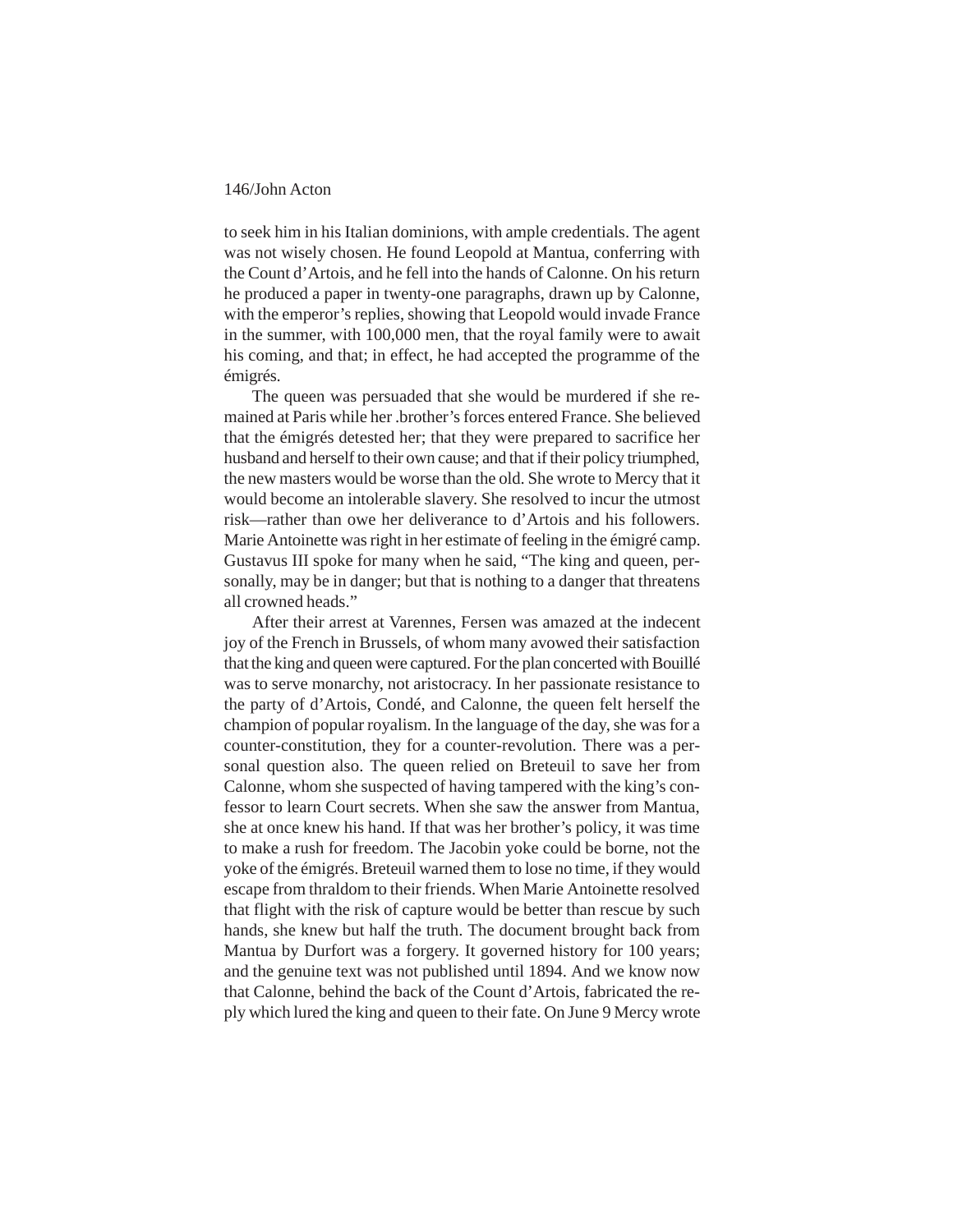to seek him in his Italian dominions, with ample credentials. The agent was not wisely chosen. He found Leopold at Mantua, conferring with the Count d'Artois, and he fell into the hands of Calonne. On his return he produced a paper in twenty-one paragraphs, drawn up by Calonne, with the emperor's replies, showing that Leopold would invade France in the summer, with 100,000 men, that the royal family were to await his coming, and that; in effect, he had accepted the programme of the émigrés.

The queen was persuaded that she would be murdered if she remained at Paris while her .brother's forces entered France. She believed that the émigrés detested her; that they were prepared to sacrifice her husband and herself to their own cause; and that if their policy triumphed, the new masters would be worse than the old. She wrote to Mercy that it would become an intolerable slavery. She resolved to incur the utmost risk—rather than owe her deliverance to d'Artois and his followers. Marie Antoinette was right in her estimate of feeling in the émigré camp. Gustavus III spoke for many when he said, "The king and queen, personally, may be in danger; but that is nothing to a danger that threatens all crowned heads."

After their arrest at Varennes, Fersen was amazed at the indecent joy of the French in Brussels, of whom many avowed their satisfaction that the king and queen were captured. For the plan concerted with Bouillé was to serve monarchy, not aristocracy. In her passionate resistance to the party of d'Artois, Condé, and Calonne, the queen felt herself the champion of popular royalism. In the language of the day, she was for a counter-constitution, they for a counter-revolution. There was a personal question also. The queen relied on Breteuil to save her from Calonne, whom she suspected of having tampered with the king's confessor to learn Court secrets. When she saw the answer from Mantua, she at once knew his hand. If that was her brother's policy, it was time to make a rush for freedom. The Jacobin yoke could be borne, not the yoke of the émigrés. Breteuil warned them to lose no time, if they would escape from thraldom to their friends. When Marie Antoinette resolved that flight with the risk of capture would be better than rescue by such hands, she knew but half the truth. The document brought back from Mantua by Durfort was a forgery. It governed history for 100 years; and the genuine text was not published until 1894. And we know now that Calonne, behind the back of the Count d'Artois, fabricated the reply which lured the king and queen to their fate. On June 9 Mercy wrote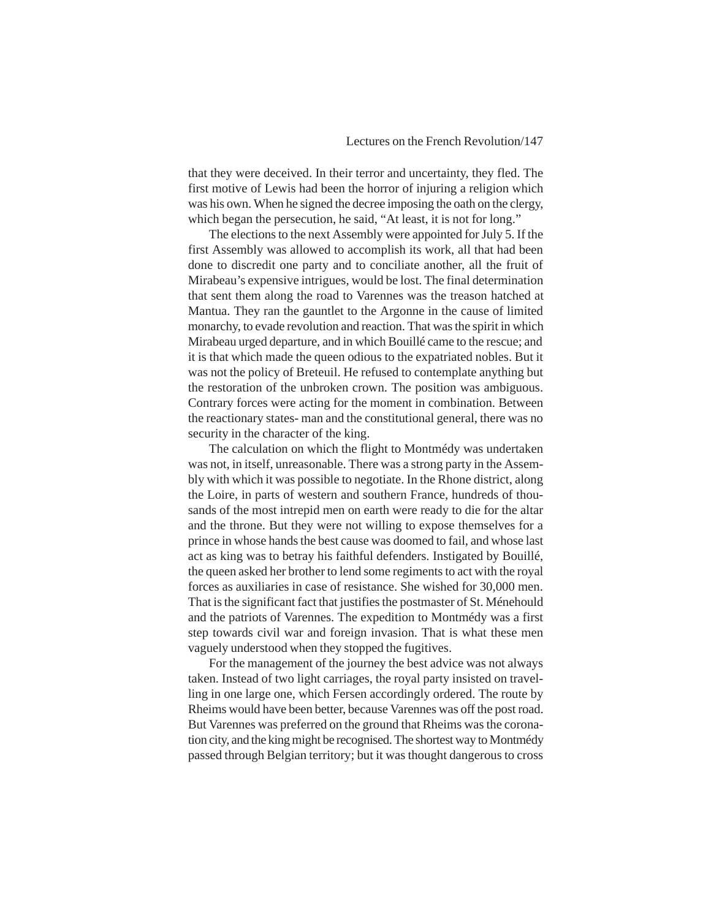that they were deceived. In their terror and uncertainty, they fled. The first motive of Lewis had been the horror of injuring a religion which was his own. When he signed the decree imposing the oath on the clergy, which began the persecution, he said, "At least, it is not for long."

The elections to the next Assembly were appointed for July 5. If the first Assembly was allowed to accomplish its work, all that had been done to discredit one party and to conciliate another, all the fruit of Mirabeau's expensive intrigues, would be lost. The final determination that sent them along the road to Varennes was the treason hatched at Mantua. They ran the gauntlet to the Argonne in the cause of limited monarchy, to evade revolution and reaction. That was the spirit in which Mirabeau urged departure, and in which Bouillé came to the rescue; and it is that which made the queen odious to the expatriated nobles. But it was not the policy of Breteuil. He refused to contemplate anything but the restoration of the unbroken crown. The position was ambiguous. Contrary forces were acting for the moment in combination. Between the reactionary states- man and the constitutional general, there was no security in the character of the king.

The calculation on which the flight to Montmédy was undertaken was not, in itself, unreasonable. There was a strong party in the Assembly with which it was possible to negotiate. In the Rhone district, along the Loire, in parts of western and southern France, hundreds of thousands of the most intrepid men on earth were ready to die for the altar and the throne. But they were not willing to expose themselves for a prince in whose hands the best cause was doomed to fail, and whose last act as king was to betray his faithful defenders. Instigated by Bouillé, the queen asked her brother to lend some regiments to act with the royal forces as auxiliaries in case of resistance. She wished for 30,000 men. That is the significant fact that justifies the postmaster of St. Ménehould and the patriots of Varennes. The expedition to Montmédy was a first step towards civil war and foreign invasion. That is what these men vaguely understood when they stopped the fugitives.

For the management of the journey the best advice was not always taken. Instead of two light carriages, the royal party insisted on travelling in one large one, which Fersen accordingly ordered. The route by Rheims would have been better, because Varennes was off the post road. But Varennes was preferred on the ground that Rheims was the coronation city, and the king might be recognised. The shortest way to Montmédy passed through Belgian territory; but it was thought dangerous to cross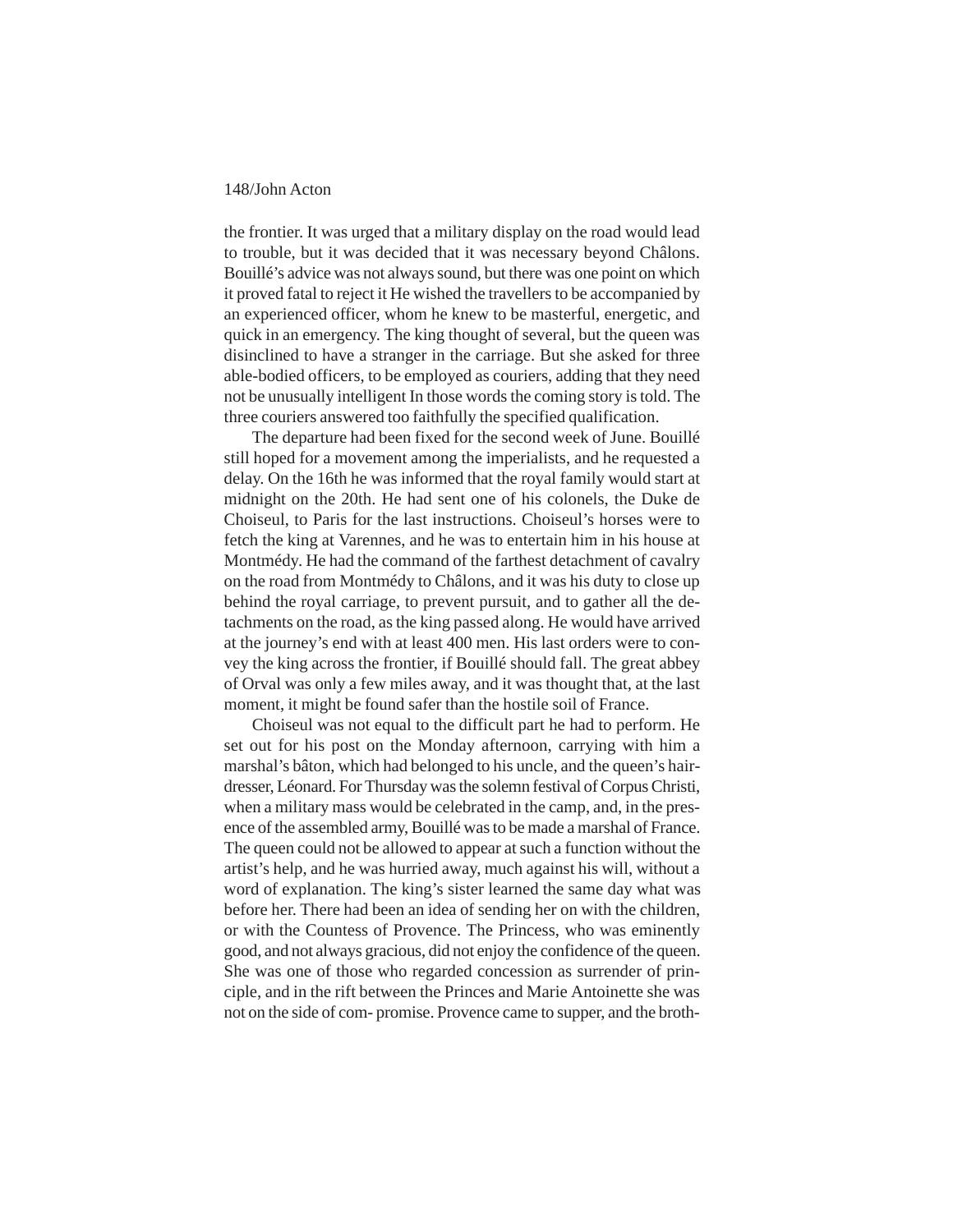the frontier. It was urged that a military display on the road would lead to trouble, but it was decided that it was necessary beyond Châlons. Bouillé's advice was not always sound, but there was one point on which it proved fatal to reject it He wished the travellers to be accompanied by an experienced officer, whom he knew to be masterful, energetic, and quick in an emergency. The king thought of several, but the queen was disinclined to have a stranger in the carriage. But she asked for three able-bodied officers, to be employed as couriers, adding that they need not be unusually intelligent In those words the coming story is told. The three couriers answered too faithfully the specified qualification.

The departure had been fixed for the second week of June. Bouillé still hoped for a movement among the imperialists, and he requested a delay. On the 16th he was informed that the royal family would start at midnight on the 20th. He had sent one of his colonels, the Duke de Choiseul, to Paris for the last instructions. Choiseul's horses were to fetch the king at Varennes, and he was to entertain him in his house at Montmédy. He had the command of the farthest detachment of cavalry on the road from Montmédy to Châlons, and it was his duty to close up behind the royal carriage, to prevent pursuit, and to gather all the detachments on the road, as the king passed along. He would have arrived at the journey's end with at least 400 men. His last orders were to convey the king across the frontier, if Bouillé should fall. The great abbey of Orval was only a few miles away, and it was thought that, at the last moment, it might be found safer than the hostile soil of France.

Choiseul was not equal to the difficult part he had to perform. He set out for his post on the Monday afternoon, carrying with him a marshal's bâton, which had belonged to his uncle, and the queen's hairdresser, Léonard. For Thursday was the solemn festival of Corpus Christi, when a military mass would be celebrated in the camp, and, in the presence of the assembled army, Bouillé was to be made a marshal of France. The queen could not be allowed to appear at such a function without the artist's help, and he was hurried away, much against his will, without a word of explanation. The king's sister learned the same day what was before her. There had been an idea of sending her on with the children, or with the Countess of Provence. The Princess, who was eminently good, and not always gracious, did not enjoy the confidence of the queen. She was one of those who regarded concession as surrender of principle, and in the rift between the Princes and Marie Antoinette she was not on the side of com- promise. Provence came to supper, and the broth-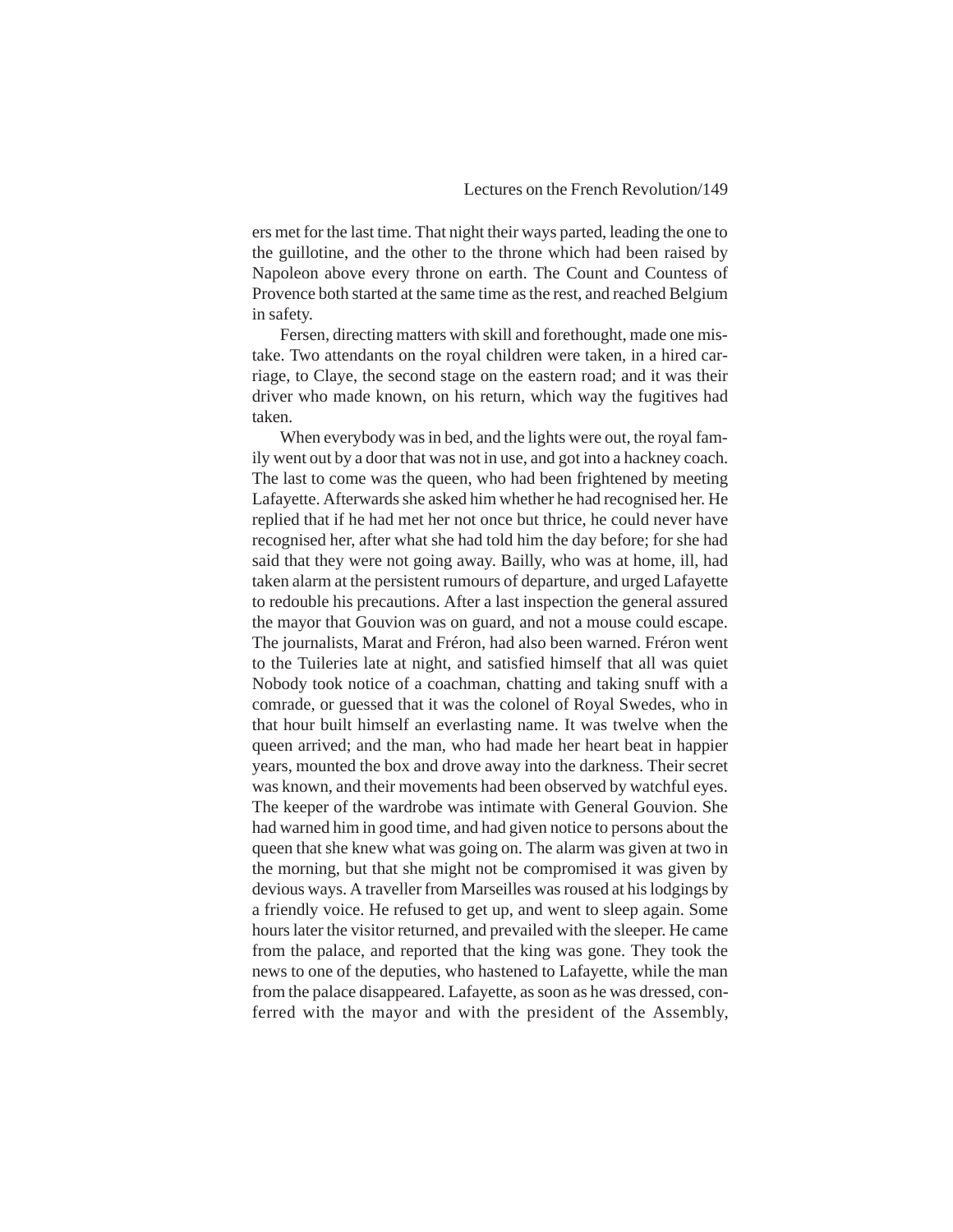ers met for the last time. That night their ways parted, leading the one to the guillotine, and the other to the throne which had been raised by Napoleon above every throne on earth. The Count and Countess of Provence both started at the same time as the rest, and reached Belgium in safety.

Fersen, directing matters with skill and forethought, made one mistake. Two attendants on the royal children were taken, in a hired carriage, to Claye, the second stage on the eastern road; and it was their driver who made known, on his return, which way the fugitives had taken.

When everybody was in bed, and the lights were out, the royal family went out by a door that was not in use, and got into a hackney coach. The last to come was the queen, who had been frightened by meeting Lafayette. Afterwards she asked him whether he had recognised her. He replied that if he had met her not once but thrice, he could never have recognised her, after what she had told him the day before; for she had said that they were not going away. Bailly, who was at home, ill, had taken alarm at the persistent rumours of departure, and urged Lafayette to redouble his precautions. After a last inspection the general assured the mayor that Gouvion was on guard, and not a mouse could escape. The journalists, Marat and Fréron, had also been warned. Fréron went to the Tuileries late at night, and satisfied himself that all was quiet Nobody took notice of a coachman, chatting and taking snuff with a comrade, or guessed that it was the colonel of Royal Swedes, who in that hour built himself an everlasting name. It was twelve when the queen arrived; and the man, who had made her heart beat in happier years, mounted the box and drove away into the darkness. Their secret was known, and their movements had been observed by watchful eyes. The keeper of the wardrobe was intimate with General Gouvion. She had warned him in good time, and had given notice to persons about the queen that she knew what was going on. The alarm was given at two in the morning, but that she might not be compromised it was given by devious ways. A traveller from Marseilles was roused at his lodgings by a friendly voice. He refused to get up, and went to sleep again. Some hours later the visitor returned, and prevailed with the sleeper. He came from the palace, and reported that the king was gone. They took the news to one of the deputies, who hastened to Lafayette, while the man from the palace disappeared. Lafayette, as soon as he was dressed, conferred with the mayor and with the president of the Assembly,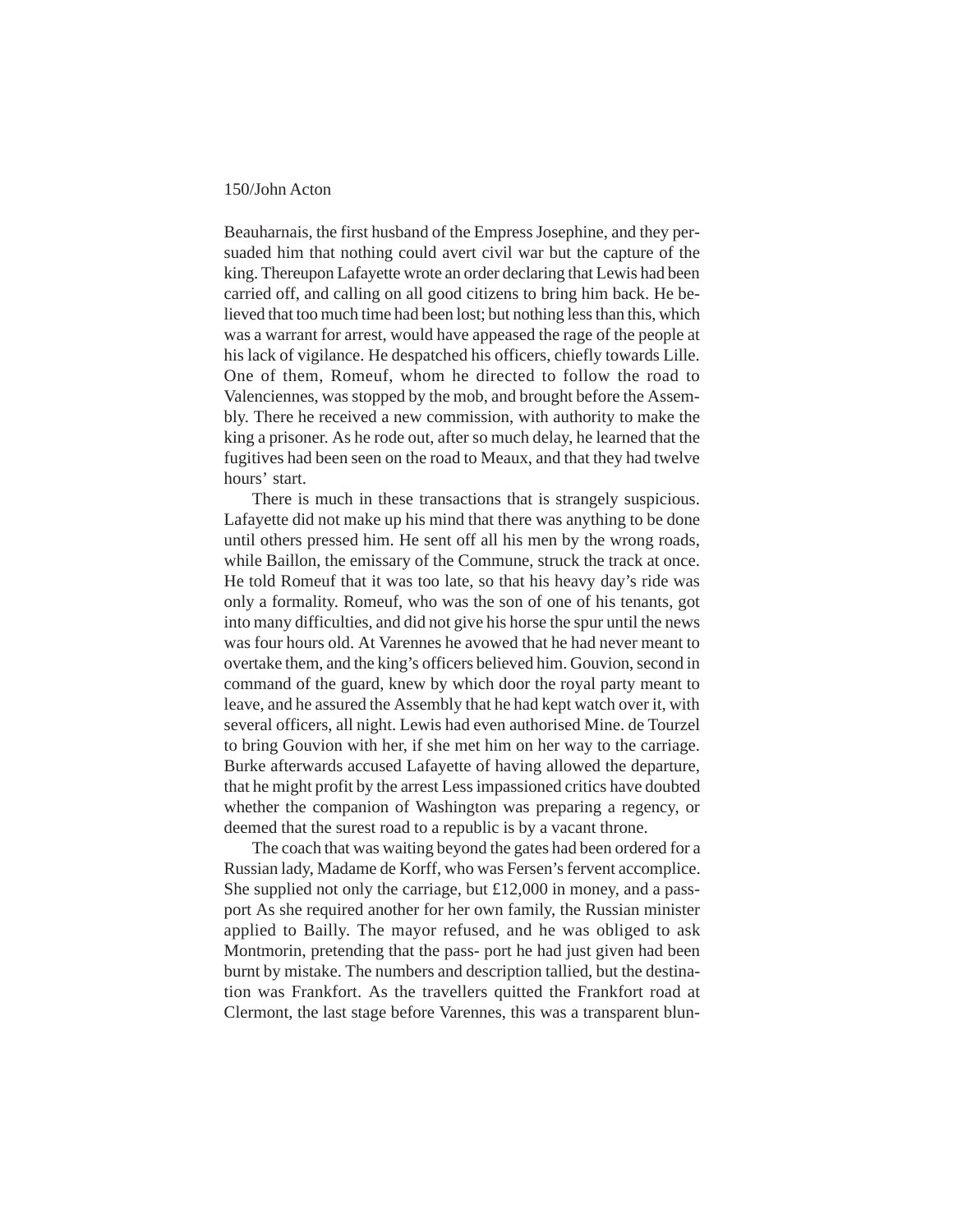Beauharnais, the first husband of the Empress Josephine, and they persuaded him that nothing could avert civil war but the capture of the king. Thereupon Lafayette wrote an order declaring that Lewis had been carried off, and calling on all good citizens to bring him back. He believed that too much time had been lost; but nothing less than this, which was a warrant for arrest, would have appeased the rage of the people at his lack of vigilance. He despatched his officers, chiefly towards Lille. One of them, Romeuf, whom he directed to follow the road to Valenciennes, was stopped by the mob, and brought before the Assembly. There he received a new commission, with authority to make the king a prisoner. As he rode out, after so much delay, he learned that the fugitives had been seen on the road to Meaux, and that they had twelve hours' start.

There is much in these transactions that is strangely suspicious. Lafayette did not make up his mind that there was anything to be done until others pressed him. He sent off all his men by the wrong roads, while Baillon, the emissary of the Commune, struck the track at once. He told Romeuf that it was too late, so that his heavy day's ride was only a formality. Romeuf, who was the son of one of his tenants, got into many difficulties, and did not give his horse the spur until the news was four hours old. At Varennes he avowed that he had never meant to overtake them, and the king's officers believed him. Gouvion, second in command of the guard, knew by which door the royal party meant to leave, and he assured the Assembly that he had kept watch over it, with several officers, all night. Lewis had even authorised Mine. de Tourzel to bring Gouvion with her, if she met him on her way to the carriage. Burke afterwards accused Lafayette of having allowed the departure, that he might profit by the arrest Less impassioned critics have doubted whether the companion of Washington was preparing a regency, or deemed that the surest road to a republic is by a vacant throne.

The coach that was waiting beyond the gates had been ordered for a Russian lady, Madame de Korff, who was Fersen's fervent accomplice. She supplied not only the carriage, but £12,000 in money, and a passport As she required another for her own family, the Russian minister applied to Bailly. The mayor refused, and he was obliged to ask Montmorin, pretending that the pass- port he had just given had been burnt by mistake. The numbers and description tallied, but the destination was Frankfort. As the travellers quitted the Frankfort road at Clermont, the last stage before Varennes, this was a transparent blun-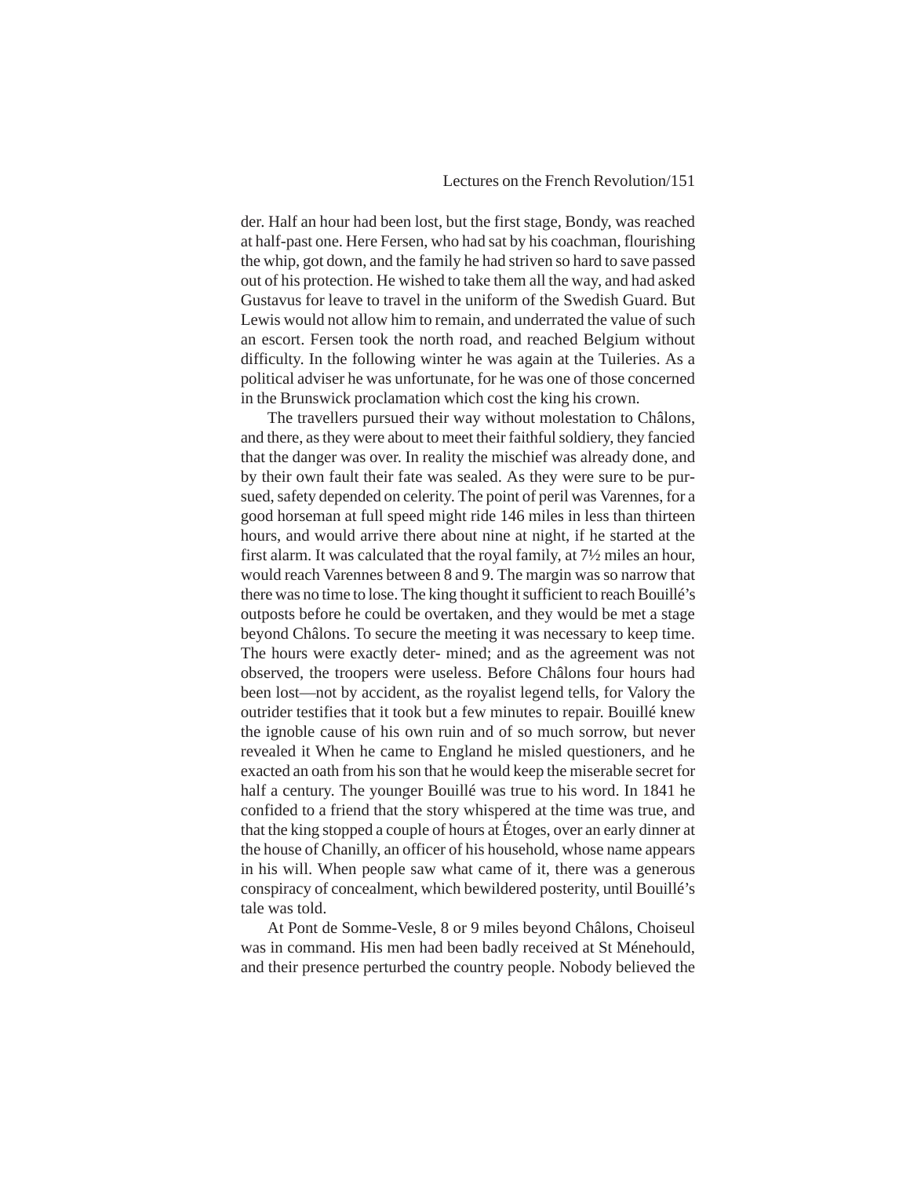der. Half an hour had been lost, but the first stage, Bondy, was reached at half-past one. Here Fersen, who had sat by his coachman, flourishing the whip, got down, and the family he had striven so hard to save passed out of his protection. He wished to take them all the way, and had asked Gustavus for leave to travel in the uniform of the Swedish Guard. But Lewis would not allow him to remain, and underrated the value of such an escort. Fersen took the north road, and reached Belgium without difficulty. In the following winter he was again at the Tuileries. As a political adviser he was unfortunate, for he was one of those concerned in the Brunswick proclamation which cost the king his crown.

The travellers pursued their way without molestation to Châlons, and there, as they were about to meet their faithful soldiery, they fancied that the danger was over. In reality the mischief was already done, and by their own fault their fate was sealed. As they were sure to be pursued, safety depended on celerity. The point of peril was Varennes, for a good horseman at full speed might ride 146 miles in less than thirteen hours, and would arrive there about nine at night, if he started at the first alarm. It was calculated that the royal family, at 7½ miles an hour, would reach Varennes between 8 and 9. The margin was so narrow that there was no time to lose. The king thought it sufficient to reach Bouillé's outposts before he could be overtaken, and they would be met a stage beyond Châlons. To secure the meeting it was necessary to keep time. The hours were exactly deter- mined; and as the agreement was not observed, the troopers were useless. Before Châlons four hours had been lost—not by accident, as the royalist legend tells, for Valory the outrider testifies that it took but a few minutes to repair. Bouillé knew the ignoble cause of his own ruin and of so much sorrow, but never revealed it When he came to England he misled questioners, and he exacted an oath from his son that he would keep the miserable secret for half a century. The younger Bouillé was true to his word. In 1841 he confided to a friend that the story whispered at the time was true, and that the king stopped a couple of hours at Étoges, over an early dinner at the house of Chanilly, an officer of his household, whose name appears in his will. When people saw what came of it, there was a generous conspiracy of concealment, which bewildered posterity, until Bouillé's tale was told.

At Pont de Somme-Vesle, 8 or 9 miles beyond Châlons, Choiseul was in command. His men had been badly received at St Ménehould, and their presence perturbed the country people. Nobody believed the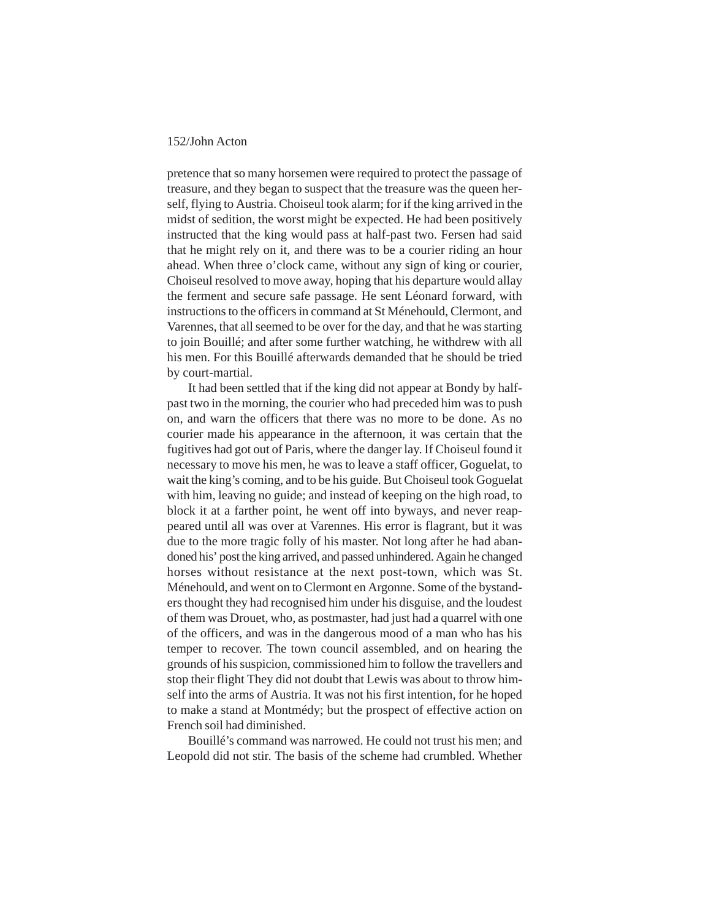pretence that so many horsemen were required to protect the passage of treasure, and they began to suspect that the treasure was the queen herself, flying to Austria. Choiseul took alarm; for if the king arrived in the midst of sedition, the worst might be expected. He had been positively instructed that the king would pass at half-past two. Fersen had said that he might rely on it, and there was to be a courier riding an hour ahead. When three o'clock came, without any sign of king or courier, Choiseul resolved to move away, hoping that his departure would allay the ferment and secure safe passage. He sent Léonard forward, with instructions to the officers in command at St Ménehould, Clermont, and Varennes, that all seemed to be over for the day, and that he was starting to join Bouillé; and after some further watching, he withdrew with all his men. For this Bouillé afterwards demanded that he should be tried by court-martial.

It had been settled that if the king did not appear at Bondy by half-past two in the morning, the courier who had preceded him was to push on, and warn the officers that there was no more to be done. As no courier made his appearance in the afternoon, it was certain that the fugitives had got out of Paris, where the danger lay. If Choiseul found it necessary to move his men, he was to leave a staff officer, Goguelat, to wait the king's coming, and to be his guide. But Choiseul took Goguelat with him, leaving no guide; and instead of keeping on the high road, to block it at a farther point, he went off into byways, and never reappeared until all was over at Varennes. His error is flagrant, but it was due to the more tragic folly of his master. Not long after he had abandoned his' post the king arrived, and passed unhindered. Again he changed horses without resistance at the next post-town, which was St. Ménehould, and went on to Clermont en Argonne. Some of the bystanders thought they had recognised him under his disguise, and the loudest of them was Drouet, who, as postmaster, had just had a quarrel with one of the officers, and was in the dangerous mood of a man who has his temper to recover. The town council assembled, and on hearing the grounds of his suspicion, commissioned him to follow the travellers and stop their flight They did not doubt that Lewis was about to throw himself into the arms of Austria. It was not his first intention, for he hoped to make a stand at Montmédy; but the prospect of effective action on French soil had diminished.

Bouillé's command was narrowed. He could not trust his men; and Leopold did not stir. The basis of the scheme had crumbled. Whether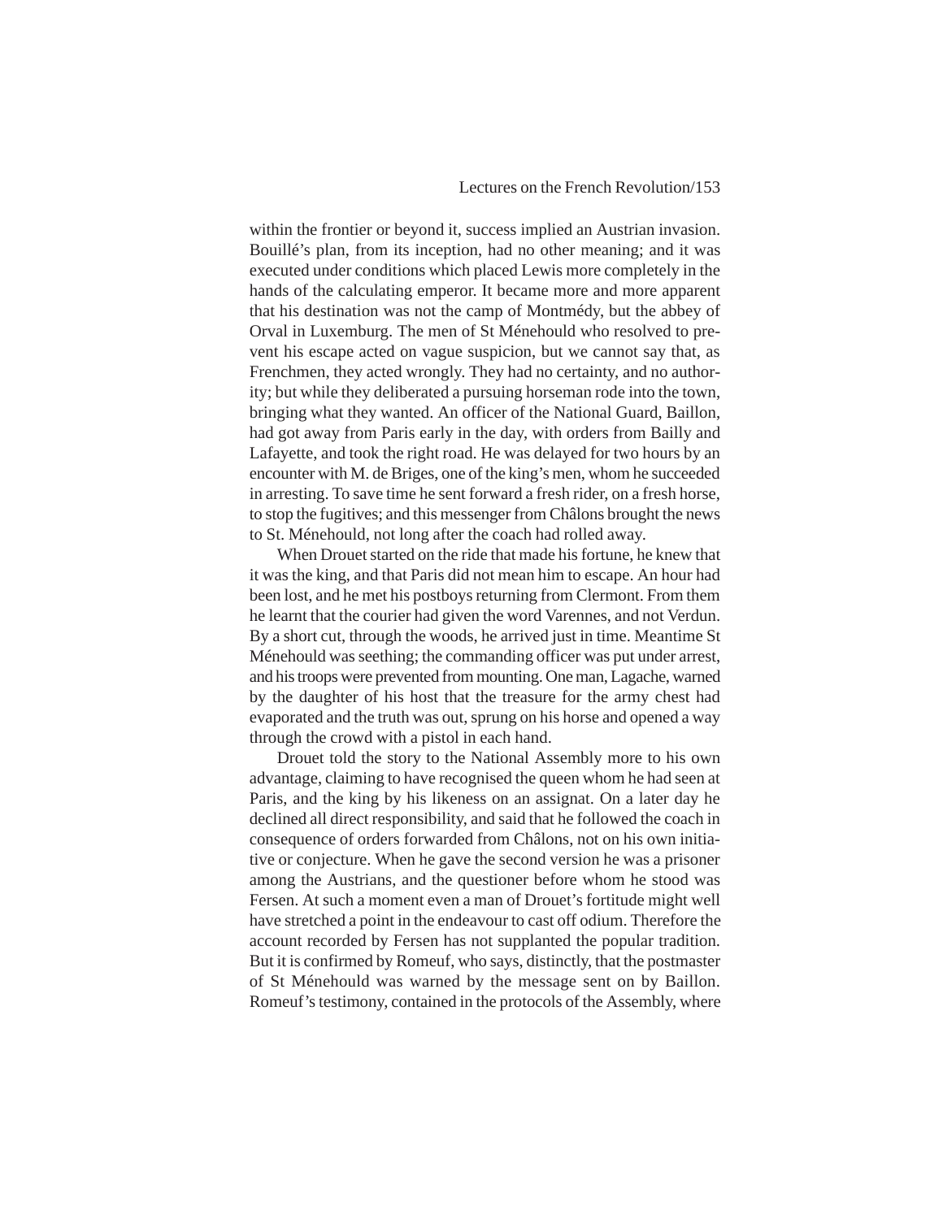within the frontier or beyond it, success implied an Austrian invasion. Bouillé's plan, from its inception, had no other meaning; and it was executed under conditions which placed Lewis more completely in the hands of the calculating emperor. It became more and more apparent that his destination was not the camp of Montmédy, but the abbey of Orval in Luxemburg. The men of St Ménehould who resolved to prevent his escape acted on vague suspicion, but we cannot say that, as Frenchmen, they acted wrongly. They had no certainty, and no authority; but while they deliberated a pursuing horseman rode into the town, bringing what they wanted. An officer of the National Guard, Baillon, had got away from Paris early in the day, with orders from Bailly and Lafayette, and took the right road. He was delayed for two hours by an encounter with M. de Briges, one of the king's men, whom he succeeded in arresting. To save time he sent forward a fresh rider, on a fresh horse, to stop the fugitives; and this messenger from Châlons brought the news to St. Ménehould, not long after the coach had rolled away.

When Drouet started on the ride that made his fortune, he knew that it was the king, and that Paris did not mean him to escape. An hour had been lost, and he met his postboys returning from Clermont. From them he learnt that the courier had given the word Varennes, and not Verdun. By a short cut, through the woods, he arrived just in time. Meantime St Ménehould was seething; the commanding officer was put under arrest, and his troops were prevented from mounting. One man, Lagache, warned by the daughter of his host that the treasure for the army chest had evaporated and the truth was out, sprung on his horse and opened a way through the crowd with a pistol in each hand.

Drouet told the story to the National Assembly more to his own advantage, claiming to have recognised the queen whom he had seen at Paris, and the king by his likeness on an assignat. On a later day he declined all direct responsibility, and said that he followed the coach in consequence of orders forwarded from Châlons, not on his own initiative or conjecture. When he gave the second version he was a prisoner among the Austrians, and the questioner before whom he stood was Fersen. At such a moment even a man of Drouet's fortitude might well have stretched a point in the endeavour to cast off odium. Therefore the account recorded by Fersen has not supplanted the popular tradition. But it is confirmed by Romeuf, who says, distinctly, that the postmaster of St Ménehould was warned by the message sent on by Baillon. Romeuf's testimony, contained in the protocols of the Assembly, where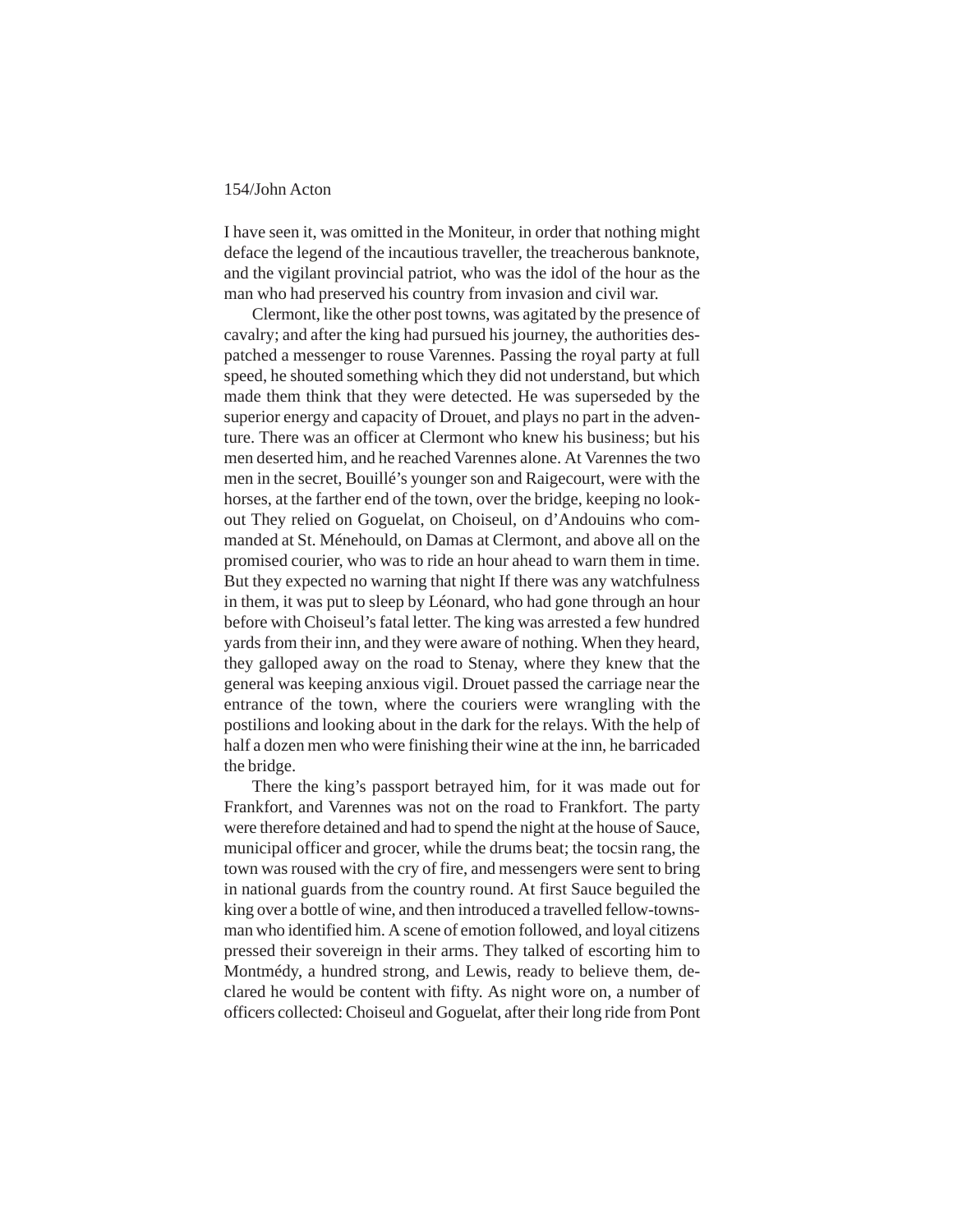I have seen it, was omitted in the Moniteur, in order that nothing might deface the legend of the incautious traveller, the treacherous banknote, and the vigilant provincial patriot, who was the idol of the hour as the man who had preserved his country from invasion and civil war.

Clermont, like the other post towns, was agitated by the presence of cavalry; and after the king had pursued his journey, the authorities despatched a messenger to rouse Varennes. Passing the royal party at full speed, he shouted something which they did not understand, but which made them think that they were detected. He was superseded by the superior energy and capacity of Drouet, and plays no part in the adventure. There was an officer at Clermont who knew his business; but his men deserted him, and he reached Varennes alone. At Varennes the two men in the secret, Bouillé's younger son and Raigecourt, were with the horses, at the farther end of the town, over the bridge, keeping no lookout They relied on Goguelat, on Choiseul, on d'Andouins who commanded at St. Ménehould, on Damas at Clermont, and above all on the promised courier, who was to ride an hour ahead to warn them in time. But they expected no warning that night If there was any watchfulness in them, it was put to sleep by Léonard, who had gone through an hour before with Choiseul's fatal letter. The king was arrested a few hundred yards from their inn, and they were aware of nothing. When they heard, they galloped away on the road to Stenay, where they knew that the general was keeping anxious vigil. Drouet passed the carriage near the entrance of the town, where the couriers were wrangling with the postilions and looking about in the dark for the relays. With the help of half a dozen men who were finishing their wine at the inn, he barricaded the bridge.

There the king's passport betrayed him, for it was made out for Frankfort, and Varennes was not on the road to Frankfort. The party were therefore detained and had to spend the night at the house of Sauce, municipal officer and grocer, while the drums beat; the tocsin rang, the town was roused with the cry of fire, and messengers were sent to bring in national guards from the country round. At first Sauce beguiled the king over a bottle of wine, and then introduced a travelled fellow-townsman who identified him. A scene of emotion followed, and loyal citizens pressed their sovereign in their arms. They talked of escorting him to Montmédy, a hundred strong, and Lewis, ready to believe them, declared he would be content with fifty. As night wore on, a number of officers collected: Choiseul and Goguelat, after their long ride from Pont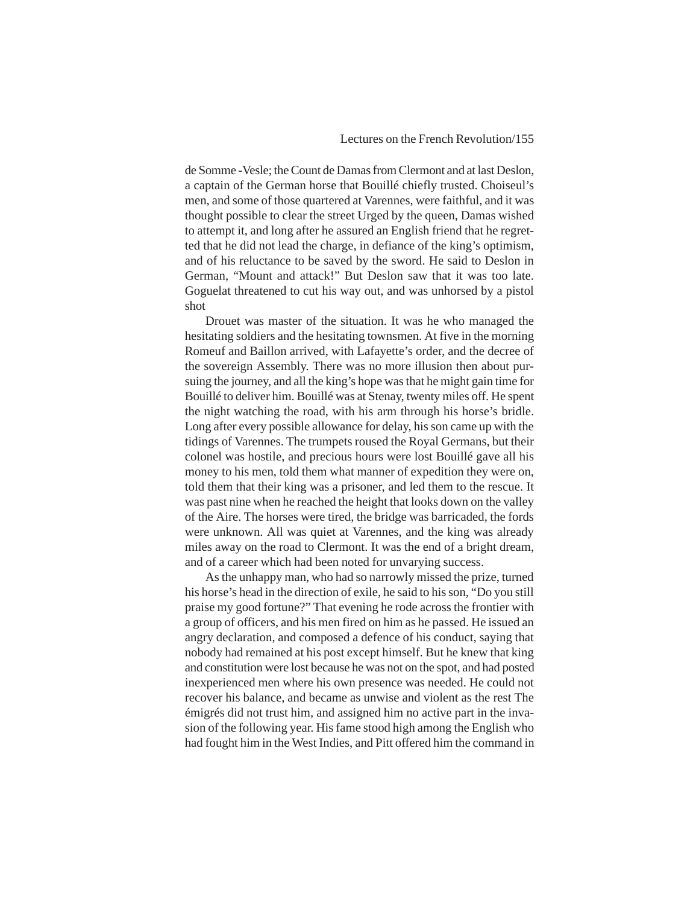de Somme -Vesle; the Count de Damas from Clermont and at last Deslon, a captain of the German horse that Bouillé chiefly trusted. Choiseul's men, and some of those quartered at Varennes, were faithful, and it was thought possible to clear the street Urged by the queen, Damas wished to attempt it, and long after he assured an English friend that he regretted that he did not lead the charge, in defiance of the king's optimism, and of his reluctance to be saved by the sword. He said to Deslon in German, "Mount and attack!" But Deslon saw that it was too late. Goguelat threatened to cut his way out, and was unhorsed by a pistol shot

Drouet was master of the situation. It was he who managed the hesitating soldiers and the hesitating townsmen. At five in the morning Romeuf and Baillon arrived, with Lafayette's order, and the decree of the sovereign Assembly. There was no more illusion then about pursuing the journey, and all the king's hope was that he might gain time for Bouillé to deliver him. Bouillé was at Stenay, twenty miles off. He spent the night watching the road, with his arm through his horse's bridle. Long after every possible allowance for delay, his son came up with the tidings of Varennes. The trumpets roused the Royal Germans, but their colonel was hostile, and precious hours were lost Bouillé gave all his money to his men, told them what manner of expedition they were on, told them that their king was a prisoner, and led them to the rescue. It was past nine when he reached the height that looks down on the valley of the Aire. The horses were tired, the bridge was barricaded, the fords were unknown. All was quiet at Varennes, and the king was already miles away on the road to Clermont. It was the end of a bright dream, and of a career which had been noted for unvarying success.

As the unhappy man, who had so narrowly missed the prize, turned his horse's head in the direction of exile, he said to his son, "Do you still praise my good fortune?" That evening he rode across the frontier with a group of officers, and his men fired on him as he passed. He issued an angry declaration, and composed a defence of his conduct, saying that nobody had remained at his post except himself. But he knew that king and constitution were lost because he was not on the spot, and had posted inexperienced men where his own presence was needed. He could not recover his balance, and became as unwise and violent as the rest The émigrés did not trust him, and assigned him no active part in the invasion of the following year. His fame stood high among the English who had fought him in the West Indies, and Pitt offered him the command in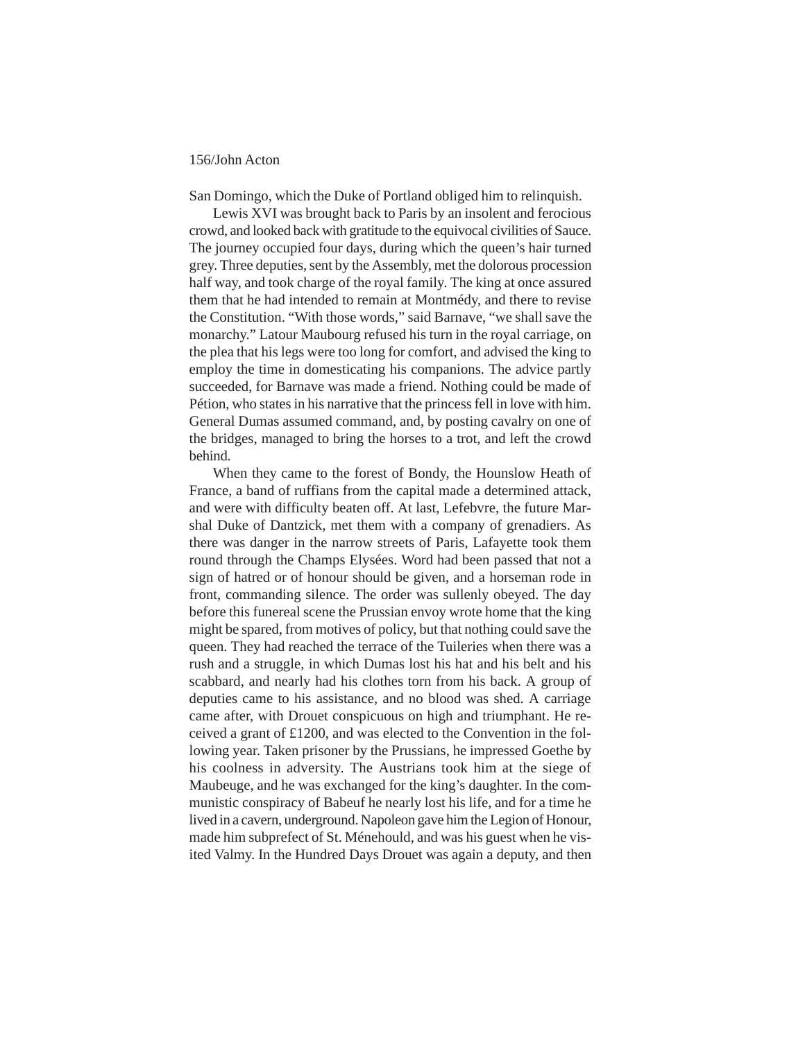San Domingo, which the Duke of Portland obliged him to relinquish.

Lewis XVI was brought back to Paris by an insolent and ferocious crowd, and looked back with gratitude to the equivocal civilities of Sauce. The journey occupied four days, during which the queen's hair turned grey. Three deputies, sent by the Assembly, met the dolorous procession half way, and took charge of the royal family. The king at once assured them that he had intended to remain at Montmédy, and there to revise the Constitution. "With those words," said Barnave, "we shall save the monarchy." Latour Maubourg refused his turn in the royal carriage, on the plea that his legs were too long for comfort, and advised the king to employ the time in domesticating his companions. The advice partly succeeded, for Barnave was made a friend. Nothing could be made of Pétion, who states in his narrative that the princess fell in love with him. General Dumas assumed command, and, by posting cavalry on one of the bridges, managed to bring the horses to a trot, and left the crowd behind.

When they came to the forest of Bondy, the Hounslow Heath of France, a band of ruffians from the capital made a determined attack, and were with difficulty beaten off. At last, Lefebvre, the future Marshal Duke of Dantzick, met them with a company of grenadiers. As there was danger in the narrow streets of Paris, Lafayette took them round through the Champs Elysées. Word had been passed that not a sign of hatred or of honour should be given, and a horseman rode in front, commanding silence. The order was sullenly obeyed. The day before this funereal scene the Prussian envoy wrote home that the king might be spared, from motives of policy, but that nothing could save the queen. They had reached the terrace of the Tuileries when there was a rush and a struggle, in which Dumas lost his hat and his belt and his scabbard, and nearly had his clothes torn from his back. A group of deputies came to his assistance, and no blood was shed. A carriage came after, with Drouet conspicuous on high and triumphant. He received a grant of £1200, and was elected to the Convention in the following year. Taken prisoner by the Prussians, he impressed Goethe by his coolness in adversity. The Austrians took him at the siege of Maubeuge, and he was exchanged for the king's daughter. In the communistic conspiracy of Babeuf he nearly lost his life, and for a time he lived in a cavern, underground. Napoleon gave him the Legion of Honour, made him subprefect of St. Ménehould, and was his guest when he visited Valmy. In the Hundred Days Drouet was again a deputy, and then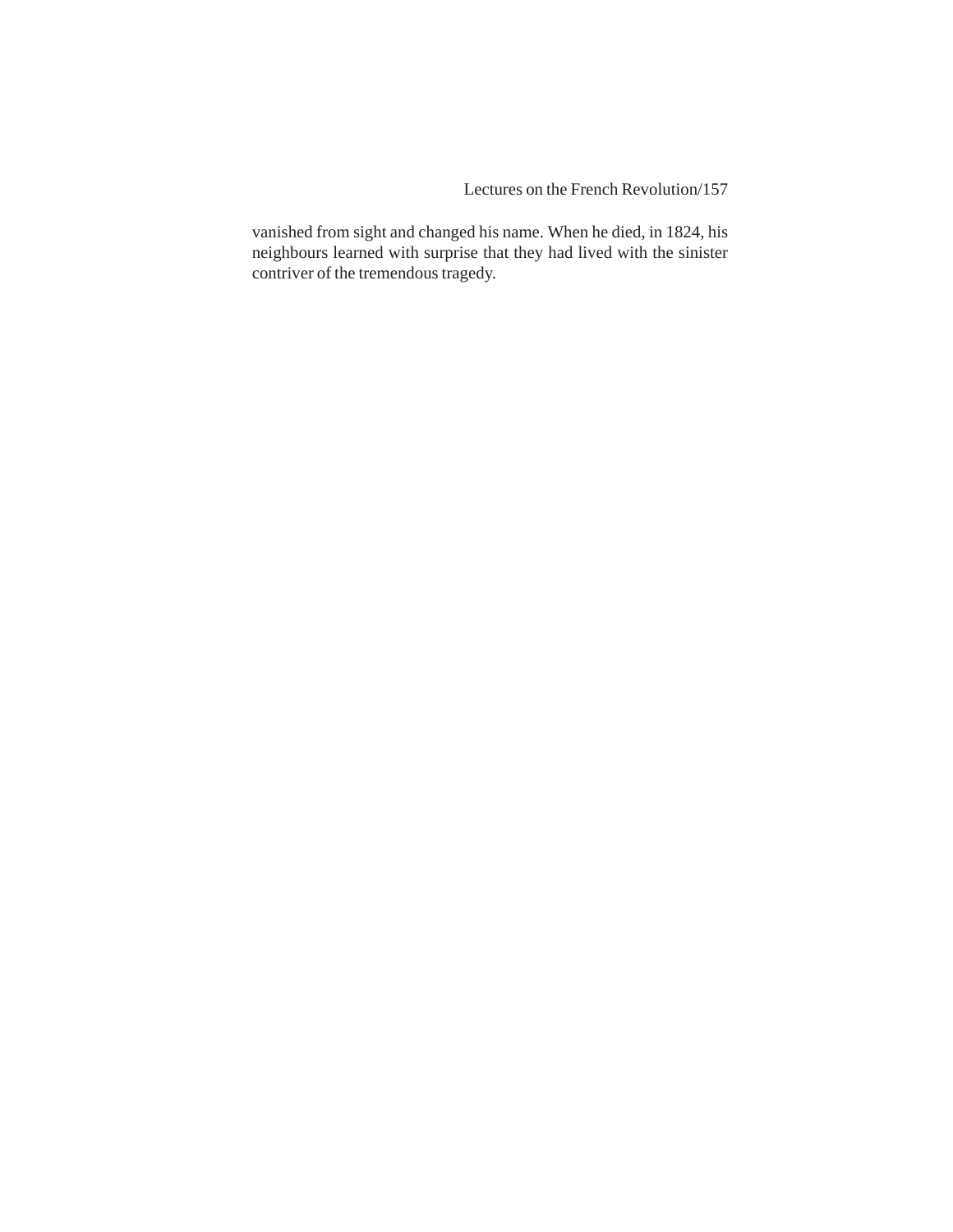vanished from sight and changed his name. When he died, in 1824, his neighbours learned with surprise that they had lived with the sinister contriver of the tremendous tragedy.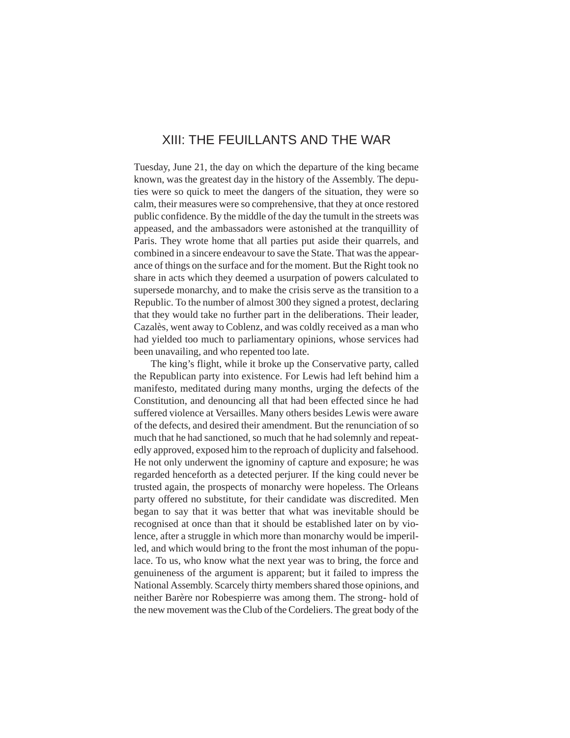# XIII: THE FEUILLANTS AND THE WAR

Tuesday, June 21, the day on which the departure of the king became known, was the greatest day in the history of the Assembly. The deputies were so quick to meet the dangers of the situation, they were so calm, their measures were so comprehensive, that they at once restored public confidence. By the middle of the day the tumult in the streets was appeased, and the ambassadors were astonished at the tranquillity of Paris. They wrote home that all parties put aside their quarrels, and combined in a sincere endeavour to save the State. That was the appearance of things on the surface and for the moment. But the Right took no share in acts which they deemed a usurpation of powers calculated to supersede monarchy, and to make the crisis serve as the transition to a Republic. To the number of almost 300 they signed a protest, declaring that they would take no further part in the deliberations. Their leader, Cazalès, went away to Coblenz, and was coldly received as a man who had yielded too much to parliamentary opinions, whose services had been unavailing, and who repented too late.

The king's flight, while it broke up the Conservative party, called the Republican party into existence. For Lewis had left behind him a manifesto, meditated during many months, urging the defects of the Constitution, and denouncing all that had been effected since he had suffered violence at Versailles. Many others besides Lewis were aware of the defects, and desired their amendment. But the renunciation of so much that he had sanctioned, so much that he had solemnly and repeatedly approved, exposed him to the reproach of duplicity and falsehood. He not only underwent the ignominy of capture and exposure; he was regarded henceforth as a detected perjurer. If the king could never be trusted again, the prospects of monarchy were hopeless. The Orleans party offered no substitute, for their candidate was discredited. Men began to say that it was better that what was inevitable should be recognised at once than that it should be established later on by violence, after a struggle in which more than monarchy would be imperilled, and which would bring to the front the most inhuman of the populace. To us, who know what the next year was to bring, the force and genuineness of the argument is apparent; but it failed to impress the National Assembly. Scarcely thirty members shared those opinions, and neither Barère nor Robespierre was among them. The strong- hold of the new movement was the Club of the Cordeliers. The great body of the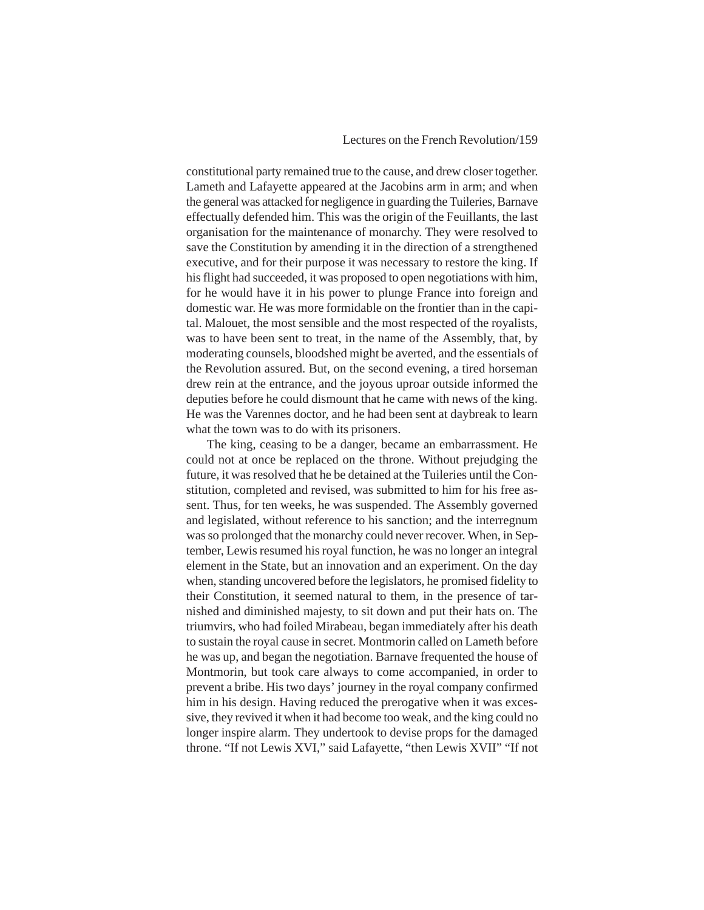constitutional party remained true to the cause, and drew closer together. Lameth and Lafayette appeared at the Jacobins arm in arm; and when the general was attacked for negligence in guarding the Tuileries, Barnave effectually defended him. This was the origin of the Feuillants, the last organisation for the maintenance of monarchy. They were resolved to save the Constitution by amending it in the direction of a strengthened executive, and for their purpose it was necessary to restore the king. If his flight had succeeded, it was proposed to open negotiations with him, for he would have it in his power to plunge France into foreign and domestic war. He was more formidable on the frontier than in the capital. Malouet, the most sensible and the most respected of the royalists, was to have been sent to treat, in the name of the Assembly, that, by moderating counsels, bloodshed might be averted, and the essentials of the Revolution assured. But, on the second evening, a tired horseman drew rein at the entrance, and the joyous uproar outside informed the deputies before he could dismount that he came with news of the king. He was the Varennes doctor, and he had been sent at daybreak to learn what the town was to do with its prisoners.

The king, ceasing to be a danger, became an embarrassment. He could not at once be replaced on the throne. Without prejudging the future, it was resolved that he be detained at the Tuileries until the Constitution, completed and revised, was submitted to him for his free assent. Thus, for ten weeks, he was suspended. The Assembly governed and legislated, without reference to his sanction; and the interregnum was so prolonged that the monarchy could never recover. When, in September, Lewis resumed his royal function, he was no longer an integral element in the State, but an innovation and an experiment. On the day when, standing uncovered before the legislators, he promised fidelity to their Constitution, it seemed natural to them, in the presence of tarnished and diminished majesty, to sit down and put their hats on. The triumvirs, who had foiled Mirabeau, began immediately after his death to sustain the royal cause in secret. Montmorin called on Lameth before he was up, and began the negotiation. Barnave frequented the house of Montmorin, but took care always to come accompanied, in order to prevent a bribe. His two days' journey in the royal company confirmed him in his design. Having reduced the prerogative when it was excessive, they revived it when it had become too weak, and the king could no longer inspire alarm. They undertook to devise props for the damaged throne. "If not Lewis XVI," said Lafayette, "then Lewis XVII" "If not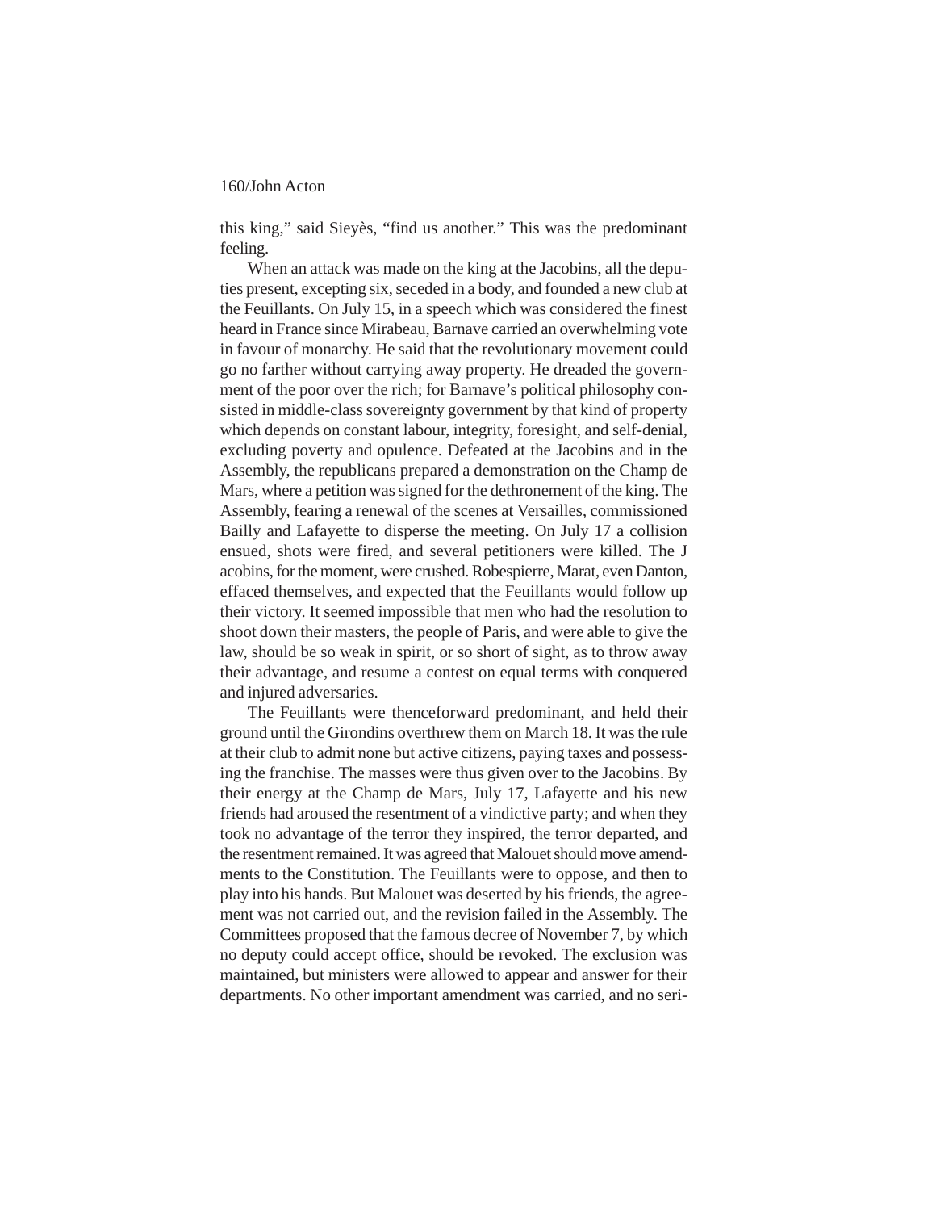this king," said Sieyès, "find us another." This was the predominant feeling.

When an attack was made on the king at the Jacobins, all the deputies present, excepting six, seceded in a body, and founded a new club at the Feuillants. On July 15, in a speech which was considered the finest heard in France since Mirabeau, Barnave carried an overwhelming vote in favour of monarchy. He said that the revolutionary movement could go no farther without carrying away property. He dreaded the government of the poor over the rich; for Barnave's political philosophy consisted in middle-class sovereignty government by that kind of property which depends on constant labour, integrity, foresight, and self-denial, excluding poverty and opulence. Defeated at the Jacobins and in the Assembly, the republicans prepared a demonstration on the Champ de Mars, where a petition was signed for the dethronement of the king. The Assembly, fearing a renewal of the scenes at Versailles, commissioned Bailly and Lafayette to disperse the meeting. On July 17 a collision ensued, shots were fired, and several petitioners were killed. The J acobins, for the moment, were crushed. Robespierre, Marat, even Danton, effaced themselves, and expected that the Feuillants would follow up their victory. It seemed impossible that men who had the resolution to shoot down their masters, the people of Paris, and were able to give the law, should be so weak in spirit, or so short of sight, as to throw away their advantage, and resume a contest on equal terms with conquered and injured adversaries.

The Feuillants were thenceforward predominant, and held their ground until the Girondins overthrew them on March 18. It was the rule at their club to admit none but active citizens, paying taxes and possessing the franchise. The masses were thus given over to the Jacobins. By their energy at the Champ de Mars, July 17, Lafayette and his new friends had aroused the resentment of a vindictive party; and when they took no advantage of the terror they inspired, the terror departed, and the resentment remained. It was agreed that Malouet should move amendments to the Constitution. The Feuillants were to oppose, and then to play into his hands. But Malouet was deserted by his friends, the agreement was not carried out, and the revision failed in the Assembly. The Committees proposed that the famous decree of November 7, by which no deputy could accept office, should be revoked. The exclusion was maintained, but ministers were allowed to appear and answer for their departments. No other important amendment was carried, and no seri-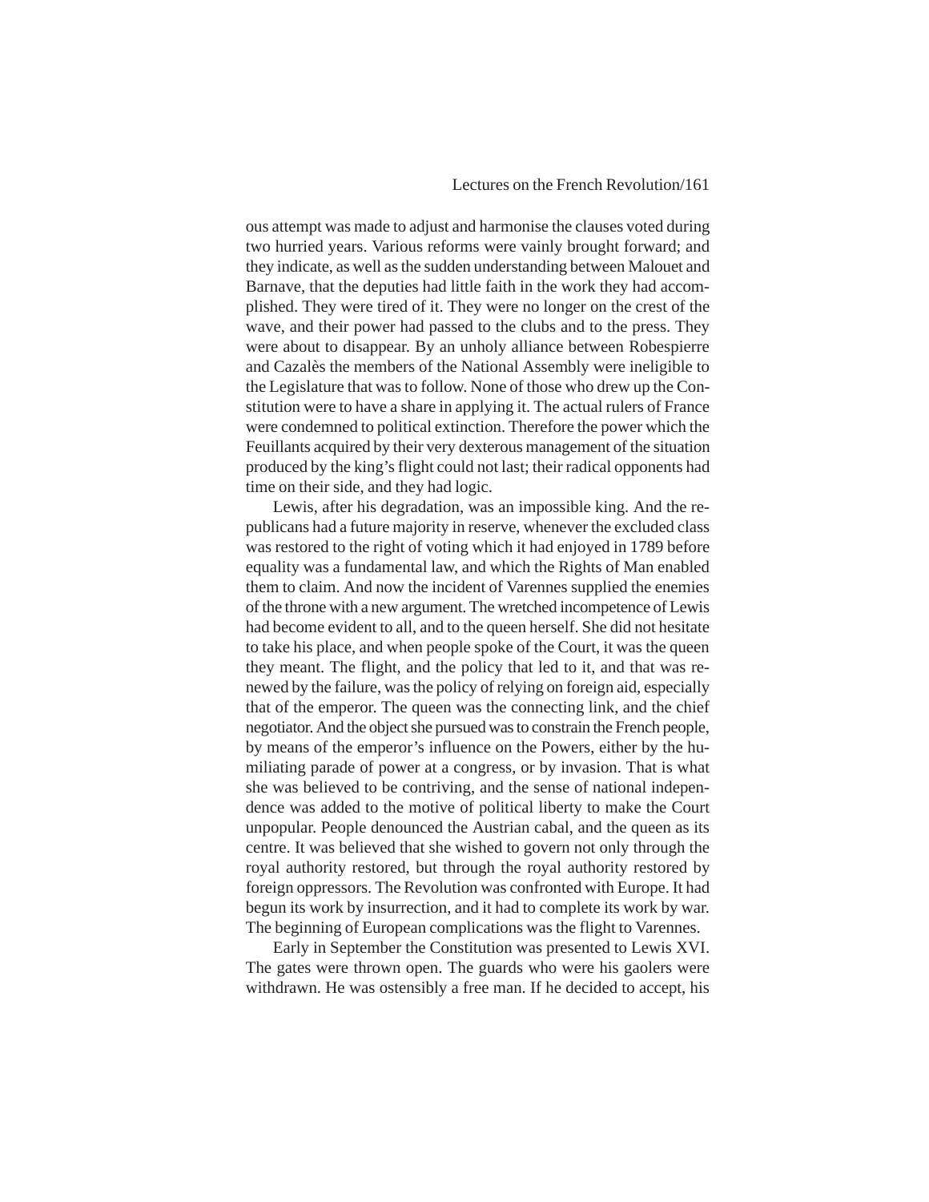ous attempt was made to adjust and harmonise the clauses voted during two hurried years. Various reforms were vainly brought forward; and they indicate, as well as the sudden understanding between Malouet and Barnave, that the deputies had little faith in the work they had accomplished. They were tired of it. They were no longer on the crest of the wave, and their power had passed to the clubs and to the press. They were about to disappear. By an unholy alliance between Robespierre and Cazalès the members of the National Assembly were ineligible to the Legislature that was to follow. None of those who drew up the Constitution were to have a share in applying it. The actual rulers of France were condemned to political extinction. Therefore the power which the Feuillants acquired by their very dexterous management of the situation produced by the king's flight could not last; their radical opponents had time on their side, and they had logic.

Lewis, after his degradation, was an impossible king. And the republicans had a future majority in reserve, whenever the excluded class was restored to the right of voting which it had enjoyed in 1789 before equality was a fundamental law, and which the Rights of Man enabled them to claim. And now the incident of Varennes supplied the enemies of the throne with a new argument. The wretched incompetence of Lewis had become evident to all, and to the queen herself. She did not hesitate to take his place, and when people spoke of the Court, it was the queen they meant. The flight, and the policy that led to it, and that was renewed by the failure, was the policy of relying on foreign aid, especially that of the emperor. The queen was the connecting link, and the chief negotiator. And the object she pursued was to constrain the French people, by means of the emperor's influence on the Powers, either by the humiliating parade of power at a congress, or by invasion. That is what she was believed to be contriving, and the sense of national independence was added to the motive of political liberty to make the Court unpopular. People denounced the Austrian cabal, and the queen as its centre. It was believed that she wished to govern not only through the royal authority restored, but through the royal authority restored by foreign oppressors. The Revolution was confronted with Europe. It had begun its work by insurrection, and it had to complete its work by war. The beginning of European complications was the flight to Varennes.

Early in September the Constitution was presented to Lewis XVI. The gates were thrown open. The guards who were his gaolers were withdrawn. He was ostensibly a free man. If he decided to accept, his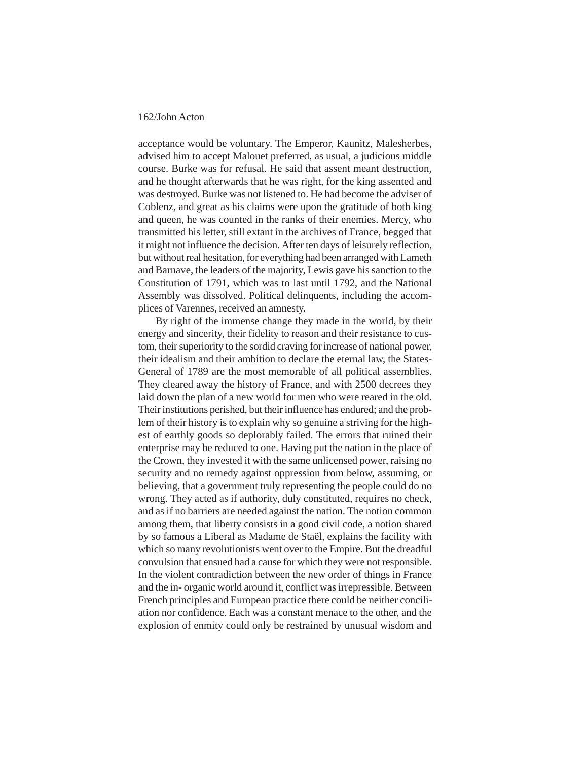acceptance would be voluntary. The Emperor, Kaunitz, Malesherbes, advised him to accept Malouet preferred, as usual, a judicious middle course. Burke was for refusal. He said that assent meant destruction, and he thought afterwards that he was right, for the king assented and was destroyed. Burke was not listened to. He had become the adviser of Coblenz, and great as his claims were upon the gratitude of both king and queen, he was counted in the ranks of their enemies. Mercy, who transmitted his letter, still extant in the archives of France, begged that it might not influence the decision. After ten days of leisurely reflection, but without real hesitation, for everything had been arranged with Lameth and Barnave, the leaders of the majority, Lewis gave his sanction to the Constitution of 1791, which was to last until 1792, and the National Assembly was dissolved. Political delinquents, including the accomplices of Varennes, received an amnesty.

By right of the immense change they made in the world, by their energy and sincerity, their fidelity to reason and their resistance to custom, their superiority to the sordid craving for increase of national power, their idealism and their ambition to declare the eternal law, the States-General of 1789 are the most memorable of all political assemblies. They cleared away the history of France, and with 2500 decrees they laid down the plan of a new world for men who were reared in the old. Their institutions perished, but their influence has endured; and the problem of their history is to explain why so genuine a striving for the highest of earthly goods so deplorably failed. The errors that ruined their enterprise may be reduced to one. Having put the nation in the place of the Crown, they invested it with the same unlicensed power, raising no security and no remedy against oppression from below, assuming, or believing, that a government truly representing the people could do no wrong. They acted as if authority, duly constituted, requires no check, and as if no barriers are needed against the nation. The notion common among them, that liberty consists in a good civil code, a notion shared by so famous a Liberal as Madame de Staël, explains the facility with which so many revolutionists went over to the Empire. But the dreadful convulsion that ensued had a cause for which they were not responsible. In the violent contradiction between the new order of things in France and the in- organic world around it, conflict was irrepressible. Between French principles and European practice there could be neither conciliation nor confidence. Each was a constant menace to the other, and the explosion of enmity could only be restrained by unusual wisdom and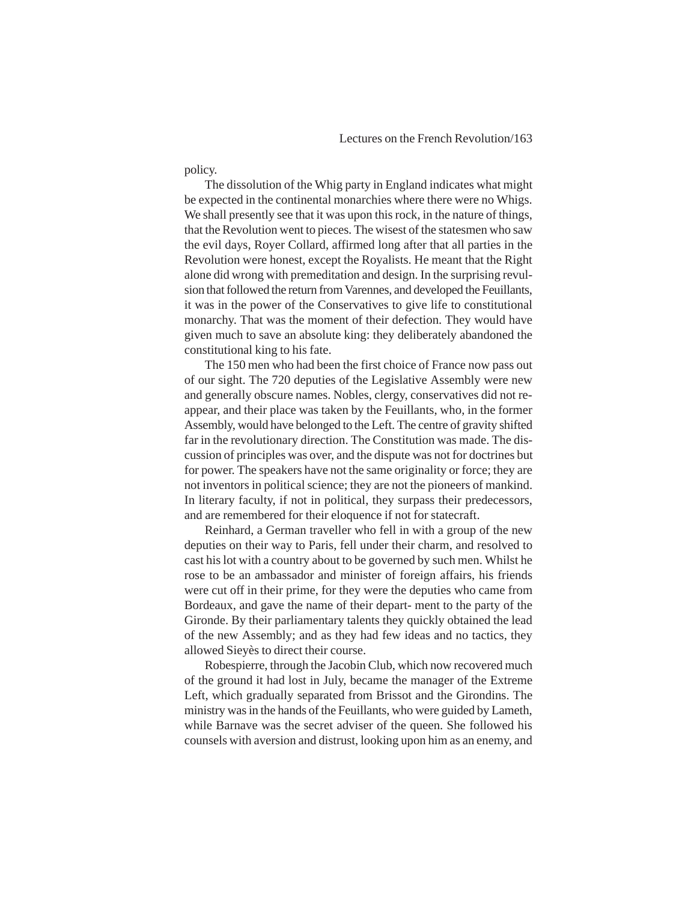policy.

The dissolution of the Whig party in England indicates what might be expected in the continental monarchies where there were no Whigs. We shall presently see that it was upon this rock, in the nature of things, that the Revolution went to pieces. The wisest of the statesmen who saw the evil days, Royer Collard, affirmed long after that all parties in the Revolution were honest, except the Royalists. He meant that the Right alone did wrong with premeditation and design. In the surprising revulsion that followed the return from Varennes, and developed the Feuillants, it was in the power of the Conservatives to give life to constitutional monarchy. That was the moment of their defection. They would have given much to save an absolute king: they deliberately abandoned the constitutional king to his fate.

The 150 men who had been the first choice of France now pass out of our sight. The 720 deputies of the Legislative Assembly were new and generally obscure names. Nobles, clergy, conservatives did not reappear, and their place was taken by the Feuillants, who, in the former Assembly, would have belonged to the Left. The centre of gravity shifted far in the revolutionary direction. The Constitution was made. The discussion of principles was over, and the dispute was not for doctrines but for power. The speakers have not the same originality or force; they are not inventors in political science; they are not the pioneers of mankind. In literary faculty, if not in political, they surpass their predecessors, and are remembered for their eloquence if not for statecraft.

Reinhard, a German traveller who fell in with a group of the new deputies on their way to Paris, fell under their charm, and resolved to cast his lot with a country about to be governed by such men. Whilst he rose to be an ambassador and minister of foreign affairs, his friends were cut off in their prime, for they were the deputies who came from Bordeaux, and gave the name of their department to the party of the Gironde. By their parliamentary talents they quickly obtained the lead of the new Assembly; and as they had few ideas and no tactics, they allowed Sieyès to direct their course.

Robespierre, through the Jacobin Club, which now recovered much of the ground it had lost in July, became the manager of the Extreme Left, which gradually separated from Brissot and the Girondins. The ministry was in the hands of the Feuillants, who were guided by Lameth, while Barnave was the secret adviser of the queen. She followed his counsels with aversion and distrust, looking upon him as an enemy, and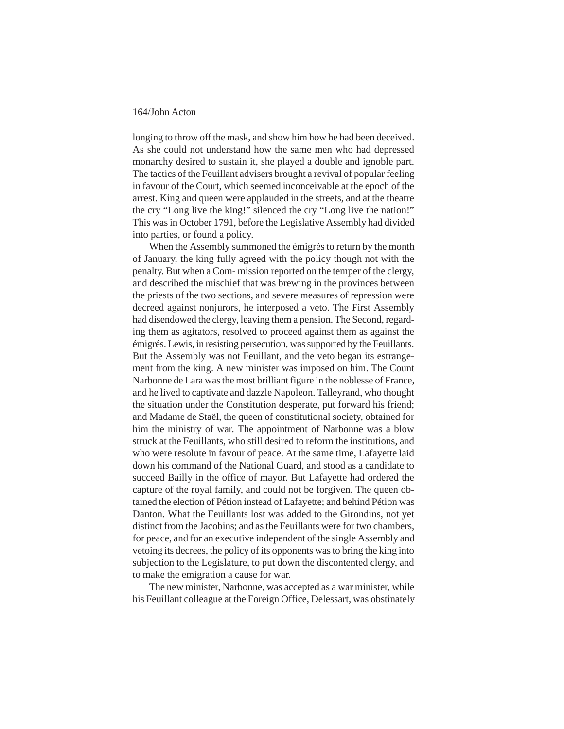longing to throw off the mask, and show him how he had been deceived. As she could not understand how the same men who had depressed monarchy desired to sustain it, she played a double and ignoble part. The tactics of the Feuillant advisers brought a revival of popular feeling in favour of the Court, which seemed inconceivable at the epoch of the arrest. King and queen were applauded in the streets, and at the theatre the cry "Long live the king!" silenced the cry "Long live the nation!" This was in October 1791, before the Legislative Assembly had divided into parties, or found a policy.

When the Assembly summoned the émigrés to return by the month of January, the king fully agreed with the policy though not with the penalty. But when a Com- mission reported on the temper of the clergy, and described the mischief that was brewing in the provinces between the priests of the two sections, and severe measures of repression were decreed against nonjurors, he interposed a veto. The First Assembly had disendowed the clergy, leaving them a pension. The Second, regarding them as agitators, resolved to proceed against them as against the émigrés. Lewis, in resisting persecution, was supported by the Feuillants. But the Assembly was not Feuillant, and the veto began its estrangement from the king. A new minister was imposed on him. The Count Narbonne de Lara was the most brilliant figure in the noblesse of France, and he lived to captivate and dazzle Napoleon. Talleyrand, who thought the situation under the Constitution desperate, put forward his friend; and Madame de Staël, the queen of constitutional society, obtained for him the ministry of war. The appointment of Narbonne was a blow struck at the Feuillants, who still desired to reform the institutions, and who were resolute in favour of peace. At the same time, Lafayette laid down his command of the National Guard, and stood as a candidate to succeed Bailly in the office of mayor. But Lafayette had ordered the capture of the royal family, and could not be forgiven. The queen obtained the election of Pétion instead of Lafayette; and behind Pétion was Danton. What the Feuillants lost was added to the Girondins, not yet distinct from the Jacobins; and as the Feuillants were for two chambers, for peace, and for an executive independent of the single Assembly and vetoing its decrees, the policy of its opponents was to bring the king into subjection to the Legislature, to put down the discontented clergy, and to make the emigration a cause for war.

The new minister, Narbonne, was accepted as a war minister, while his Feuillant colleague at the Foreign Office, Delessart, was obstinately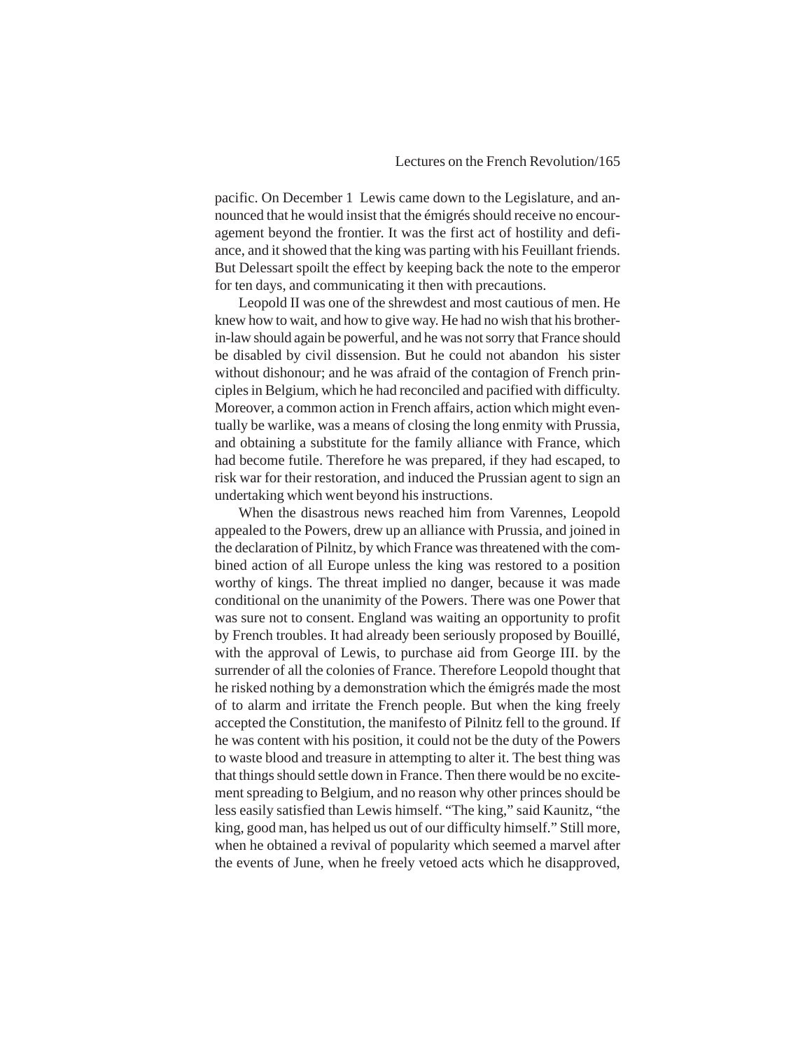pacific. On December 1 Lewis came down to the Legislature, and announced that he would insist that the émigrés should receive no encouragement beyond the frontier. It was the first act of hostility and defiance, and it showed that the king was parting with his Feuillant friends. But Delessart spoilt the effect by keeping back the note to the emperor for ten days, and communicating it then with precautions.

Leopold II was one of the shrewdest and most cautious of men. He knew how to wait, and how to give way. He had no wish that his brother-in-law should again be powerful, and he was not sorry that France should be disabled by civil dissension. But he could not abandon his sister without dishonour; and he was afraid of the contagion of French principles in Belgium, which he had reconciled and pacified with difficulty. Moreover, a common action in French affairs, action which might eventually be warlike, was a means of closing the long enmity with Prussia, and obtaining a substitute for the family alliance with France, which had become futile. Therefore he was prepared, if they had escaped, to risk war for their restoration, and induced the Prussian agent to sign an undertaking which went beyond his instructions.

When the disastrous news reached him from Varennes, Leopold appealed to the Powers, drew up an alliance with Prussia, and joined in the declaration of Pilnitz, by which France was threatened with the combined action of all Europe unless the king was restored to a position worthy of kings. The threat implied no danger, because it was made conditional on the unanimity of the Powers. There was one Power that was sure not to consent. England was waiting an opportunity to profit by French troubles. It had already been seriously proposed by Bouillé, with the approval of Lewis, to purchase aid from George III. by the surrender of all the colonies of France. Therefore Leopold thought that he risked nothing by a demonstration which the émigrés made the most of to alarm and irritate the French people. But when the king freely accepted the Constitution, the manifesto of Pilnitz fell to the ground. If he was content with his position, it could not be the duty of the Powers to waste blood and treasure in attempting to alter it. The best thing was that things should settle down in France. Then there would be no excitement spreading to Belgium, and no reason why other princes should be less easily satisfied than Lewis himself. "The king," said Kaunitz, "the king, good man, has helped us out of our difficulty himself." Still more, when he obtained a revival of popularity which seemed a marvel after the events of June, when he freely vetoed acts which he disapproved,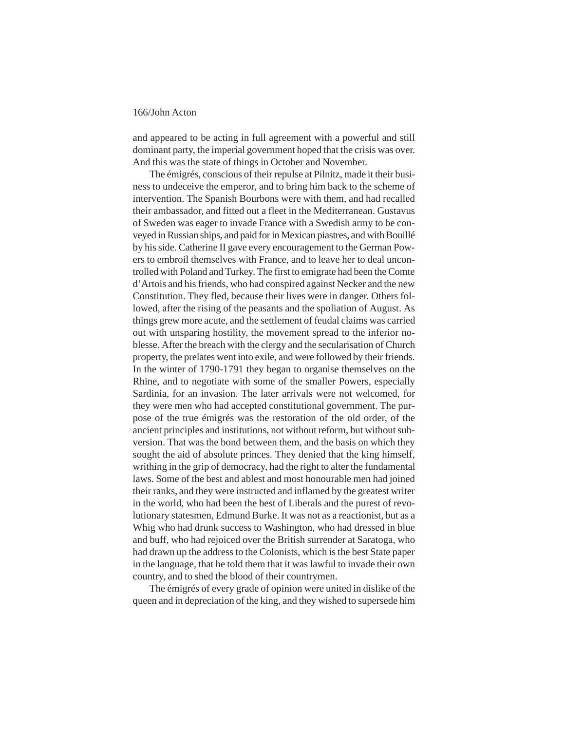and appeared to be acting in full agreement with a powerful and still dominant party, the imperial government hoped that the crisis was over. And this was the state of things in October and November.

The émigrés, conscious of their repulse at Pilnitz, made it their business to undeceive the emperor, and to bring him back to the scheme of intervention. The Spanish Bourbons were with them, and had recalled their ambassador, and fitted out a fleet in the Mediterranean. Gustavus of Sweden was eager to invade France with a Swedish army to be conveyed in Russian ships, and paid for in Mexican piastres, and with Bouillé by his side. Catherine II gave every encouragement to the German Powers to embroil themselves with France, and to leave her to deal uncontrolled with Poland and Turkey. The first to emigrate had been the Comte d'Artois and his friends, who had conspired against Necker and the new Constitution. They fled, because their lives were in danger. Others followed, after the rising of the peasants and the spoliation of August. As things grew more acute, and the settlement of feudal claims was carried out with unsparing hostility, the movement spread to the inferior noblesse. After the breach with the clergy and the secularisation of Church property, the prelates went into exile, and were followed by their friends. In the winter of 1790-1791 they began to organise themselves on the Rhine, and to negotiate with some of the smaller Powers, especially Sardinia, for an invasion. The later arrivals were not welcomed, for they were men who had accepted constitutional government. The purpose of the true émigrés was the restoration of the old order, of the ancient principles and institutions, not without reform, but without subversion. That was the bond between them, and the basis on which they sought the aid of absolute princes. They denied that the king himself, writhing in the grip of democracy, had the right to alter the fundamental laws. Some of the best and ablest and most honourable men had joined their ranks, and they were instructed and inflamed by the greatest writer in the world, who had been the best of Liberals and the purest of revolutionary statesmen, Edmund Burke. It was not as a reactionist, but as a Whig who had drunk success to Washington, who had dressed in blue and buff, who had rejoiced over the British surrender at Saratoga, who had drawn up the address to the Colonists, which is the best State paper in the language, that he told them that it was lawful to invade their own country, and to shed the blood of their countrymen.

The émigrés of every grade of opinion were united in dislike of the queen and in depreciation of the king, and they wished to supersede him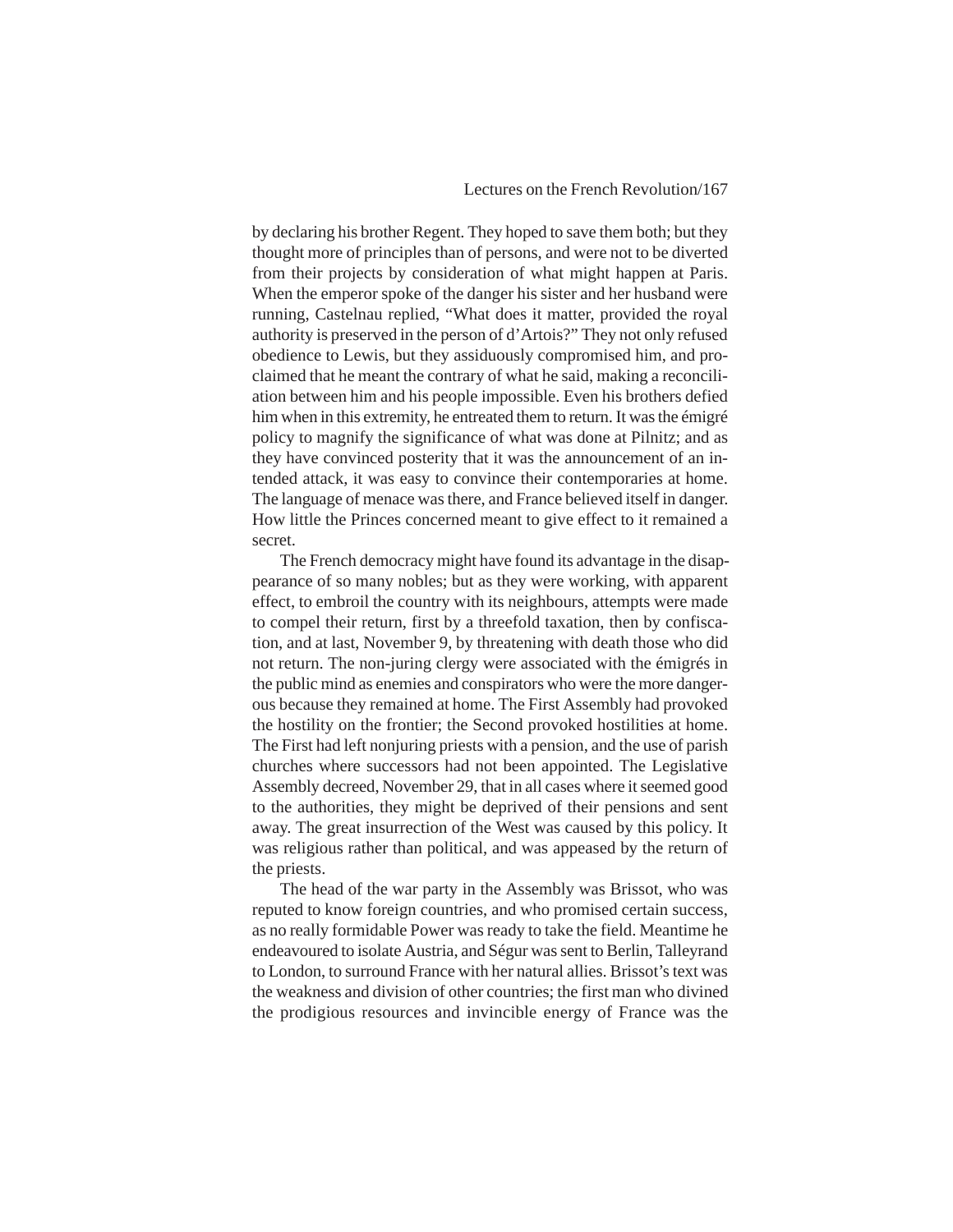by declaring his brother Regent. They hoped to save them both; but they thought more of principles than of persons, and were not to be diverted from their projects by consideration of what might happen at Paris. When the emperor spoke of the danger his sister and her husband were running, Castelnau replied, "What does it matter, provided the royal authority is preserved in the person of d'Artois?" They not only refused obedience to Lewis, but they assiduously compromised him, and proclaimed that he meant the contrary of what he said, making a reconciliation between him and his people impossible. Even his brothers defied him when in this extremity, he entreated them to return. It was the émigré policy to magnify the significance of what was done at Pilnitz; and as they have convinced posterity that it was the announcement of an intended attack, it was easy to convince their contemporaries at home. The language of menace was there, and France believed itself in danger. How little the Princes concerned meant to give effect to it remained a secret.

The French democracy might have found its advantage in the disappearance of so many nobles; but as they were working, with apparent effect, to embroil the country with its neighbours, attempts were made to compel their return, first by a threefold taxation, then by confiscation, and at last, November 9, by threatening with death those who did not return. The non-juring clergy were associated with the émigrés in the public mind as enemies and conspirators who were the more dangerous because they remained at home. The First Assembly had provoked the hostility on the frontier; the Second provoked hostilities at home. The First had left nonjuring priests with a pension, and the use of parish churches where successors had not been appointed. The Legislative Assembly decreed, November 29, that in all cases where it seemed good to the authorities, they might be deprived of their pensions and sent away. The great insurrection of the West was caused by this policy. It was religious rather than political, and was appeased by the return of the priests.

The head of the war party in the Assembly was Brissot, who was reputed to know foreign countries, and who promised certain success, as no really formidable Power was ready to take the field. Meantime he endeavoured to isolate Austria, and Ségur was sent to Berlin, Talleyrand to London, to surround France with her natural allies. Brissot's text was the weakness and division of other countries; the first man who divined the prodigious resources and invincible energy of France was the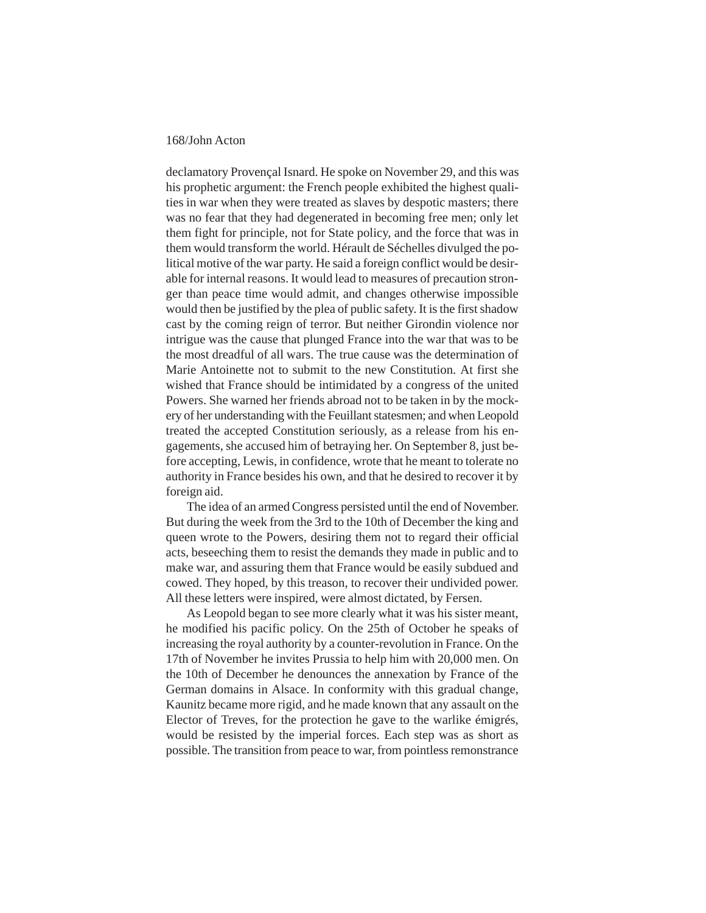declamatory Provençal Isnard. He spoke on November 29, and this was his prophetic argument: the French people exhibited the highest qualities in war when they were treated as slaves by despotic masters; there was no fear that they had degenerated in becoming free men; only let them fight for principle, not for State policy, and the force that was in them would transform the world. Hérault de Séchelles divulged the political motive of the war party. He said a foreign conflict would be desirable for internal reasons. It would lead to measures of precaution stronger than peace time would admit, and changes otherwise impossible would then be justified by the plea of public safety. It is the first shadow cast by the coming reign of terror. But neither Girondin violence nor intrigue was the cause that plunged France into the war that was to be the most dreadful of all wars. The true cause was the determination of Marie Antoinette not to submit to the new Constitution. At first she wished that France should be intimidated by a congress of the united Powers. She warned her friends abroad not to be taken in by the mockery of her understanding with the Feuillant statesmen; and when Leopold treated the accepted Constitution seriously, as a release from his engagements, she accused him of betraying her. On September 8, just before accepting, Lewis, in confidence, wrote that he meant to tolerate no authority in France besides his own, and that he desired to recover it by foreign aid.

The idea of an armed Congress persisted until the end of November. But during the week from the 3rd to the 10th of December the king and queen wrote to the Powers, desiring them not to regard their official acts, beseeching them to resist the demands they made in public and to make war, and assuring them that France would be easily subdued and cowed. They hoped, by this treason, to recover their undivided power. All these letters were inspired, were almost dictated, by Fersen.

As Leopold began to see more clearly what it was his sister meant, he modified his pacific policy. On the 25th of October he speaks of increasing the royal authority by a counter-revolution in France. On the 17th of November he invites Prussia to help him with 20,000 men. On the 10th of December he denounces the annexation by France of the German domains in Alsace. In conformity with this gradual change, Kaunitz became more rigid, and he made known that any assault on the Elector of Treves, for the protection he gave to the warlike émigrés, would be resisted by the imperial forces. Each step was as short as possible. The transition from peace to war, from pointless remonstrance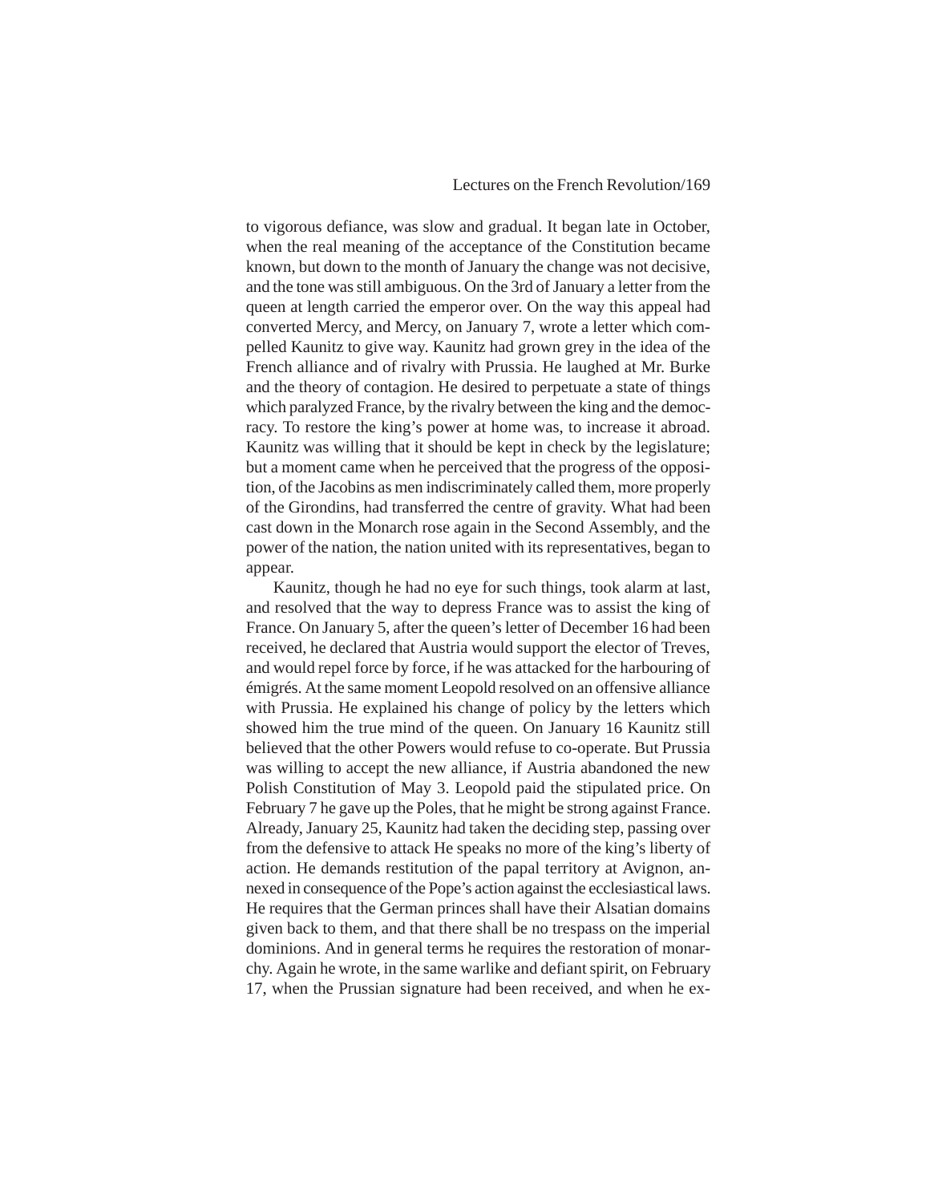to vigorous defiance, was slow and gradual. It began late in October, when the real meaning of the acceptance of the Constitution became known, but down to the month of January the change was not decisive, and the tone was still ambiguous. On the 3rd of January a letter from the queen at length carried the emperor over. On the way this appeal had converted Mercy, and Mercy, on January 7, wrote a letter which compelled Kaunitz to give way. Kaunitz had grown grey in the idea of the French alliance and of rivalry with Prussia. He laughed at Mr. Burke and the theory of contagion. He desired to perpetuate a state of things which paralyzed France, by the rivalry between the king and the democracy. To restore the king's power at home was, to increase it abroad. Kaunitz was willing that it should be kept in check by the legislature; but a moment came when he perceived that the progress of the opposition, of the Jacobins as men indiscriminately called them, more properly of the Girondins, had transferred the centre of gravity. What had been cast down in the Monarch rose again in the Second Assembly, and the power of the nation, the nation united with its representatives, began to appear.

Kaunitz, though he had no eye for such things, took alarm at last, and resolved that the way to depress France was to assist the king of France. On January 5, after the queen's letter of December 16 had been received, he declared that Austria would support the elector of Treves, and would repel force by force, if he was attacked for the harbouring of émigrés. At the same moment Leopold resolved on an offensive alliance with Prussia. He explained his change of policy by the letters which showed him the true mind of the queen. On January 16 Kaunitz still believed that the other Powers would refuse to co-operate. But Prussia was willing to accept the new alliance, if Austria abandoned the new Polish Constitution of May 3. Leopold paid the stipulated price. On February 7 he gave up the Poles, that he might be strong against France. Already, January 25, Kaunitz had taken the deciding step, passing over from the defensive to attack He speaks no more of the king's liberty of action. He demands restitution of the papal territory at Avignon, annexed in consequence of the Pope's action against the ecclesiastical laws. He requires that the German princes shall have their Alsatian domains given back to them, and that there shall be no trespass on the imperial dominions. And in general terms he requires the restoration of monarchy. Again he wrote, in the same warlike and defiant spirit, on February 17, when the Prussian signature had been received, and when he ex-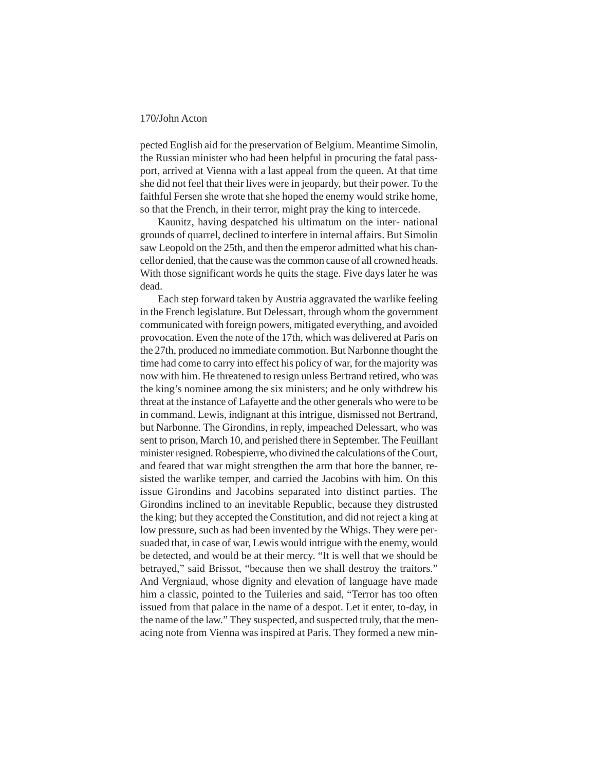pected English aid for the preservation of Belgium. Meantime Simolin, the Russian minister who had been helpful in procuring the fatal passport, arrived at Vienna with a last appeal from the queen. At that time she did not feel that their lives were in jeopardy, but their power. To the faithful Fersen she wrote that she hoped the enemy would strike home, so that the French, in their terror, might pray the king to intercede.

Kaunitz, having despatched his ultimatum on the inter- national grounds of quarrel, declined to interfere in internal affairs. But Simolin saw Leopold on the 25th, and then the emperor admitted what his chancellor denied, that the cause was the common cause of all crowned heads. With those significant words he quits the stage. Five days later he was dead.

Each step forward taken by Austria aggravated the warlike feeling in the French legislature. But Delessart, through whom the government communicated with foreign powers, mitigated everything, and avoided provocation. Even the note of the 17th, which was delivered at Paris on the 27th, produced no immediate commotion. But Narbonne thought the time had come to carry into effect his policy of war, for the majority was now with him. He threatened to resign unless Bertrand retired, who was the king's nominee among the six ministers; and he only withdrew his threat at the instance of Lafayette and the other generals who were to be in command. Lewis, indignant at this intrigue, dismissed not Bertrand, but Narbonne. The Girondins, in reply, impeached Delessart, who was sent to prison, March 10, and perished there in September. The Feuillant minister resigned. Robespierre, who divined the calculations of the Court, and feared that war might strengthen the arm that bore the banner, resisted the warlike temper, and carried the Jacobins with him. On this issue Girondins and Jacobins separated into distinct parties. The Girondins inclined to an inevitable Republic, because they distrusted the king; but they accepted the Constitution, and did not reject a king at low pressure, such as had been invented by the Whigs. They were persuaded that, in case of war, Lewis would intrigue with the enemy, would be detected, and would be at their mercy. "It is well that we should be betrayed," said Brissot, "because then we shall destroy the traitors." And Vergniaud, whose dignity and elevation of language have made him a classic, pointed to the Tuileries and said, "Terror has too often issued from that palace in the name of a despot. Let it enter, to-day, in the name of the law." They suspected, and suspected truly, that the menacing note from Vienna was inspired at Paris. They formed a new min-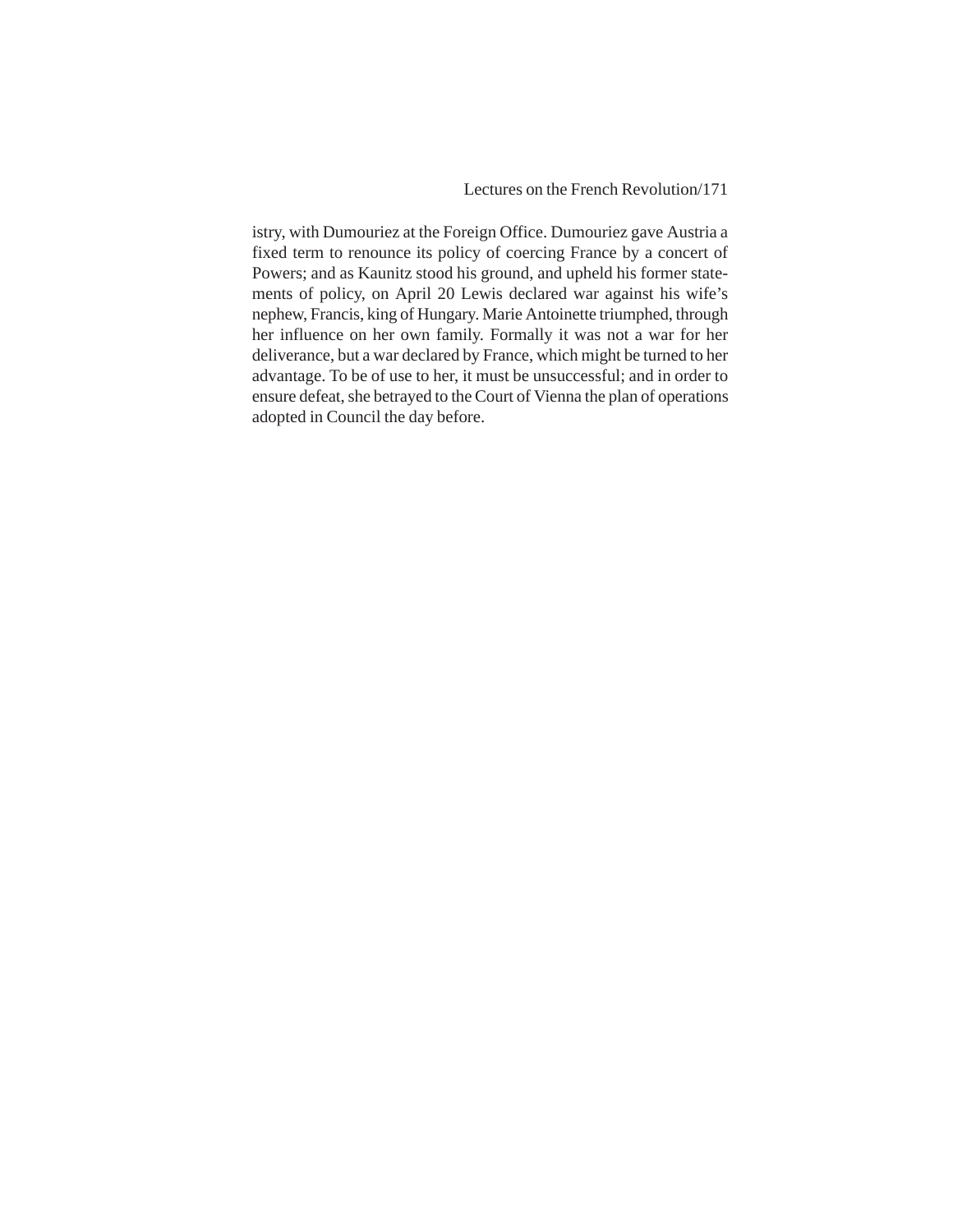istry, with Dumouriez at the Foreign Office. Dumouriez gave Austria a fixed term to renounce its policy of coercing France by a concert of Powers; and as Kaunitz stood his ground, and upheld his former statements of policy, on April 20 Lewis declared war against his wife's nephew, Francis, king of Hungary. Marie Antoinette triumphed, through her influence on her own family. Formally it was not a war for her deliverance, but a war declared by France, which might be turned to her advantage. To be of use to her, it must be unsuccessful; and in order to ensure defeat, she betrayed to the Court of Vienna the plan of operations adopted in Council the day before.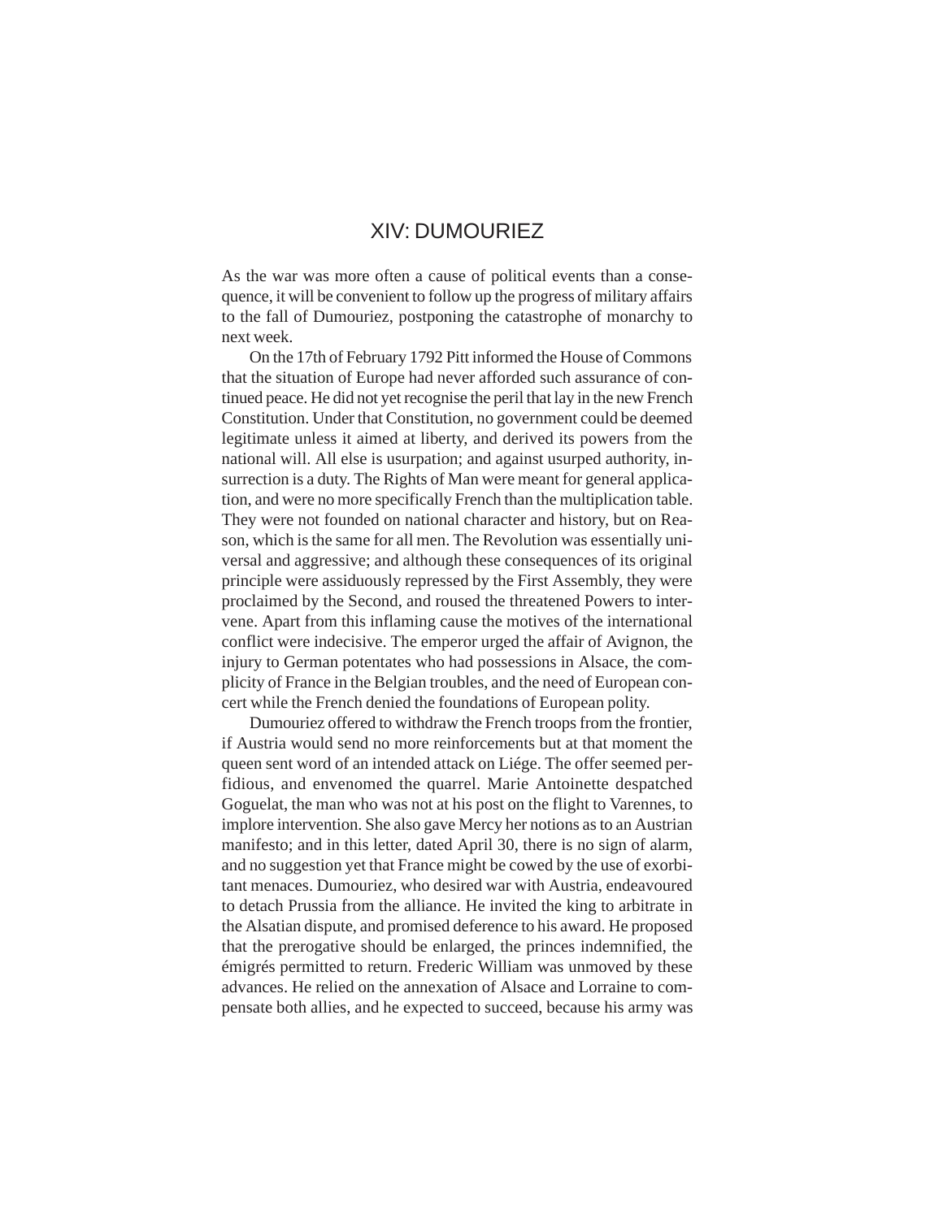# XIV: DUMOURIEZ

As the war was more often a cause of political events than a consequence, it will be convenient to follow up the progress of military affairs to the fall of Dumouriez, postponing the catastrophe of monarchy to next week.

On the 17th of February 1792 Pitt informed the House of Commons that the situation of Europe had never afforded such assurance of continued peace. He did not yet recognise the peril that lay in the new French Constitution. Under that Constitution, no government could be deemed legitimate unless it aimed at liberty, and derived its powers from the national will. All else is usurpation; and against usurped authority, insurrection is a duty. The Rights of Man were meant for general application, and were no more specifically French than the multiplication table. They were not founded on national character and history, but on Reason, which is the same for all men. The Revolution was essentially universal and aggressive; and although these consequences of its original principle were assiduously repressed by the First Assembly, they were proclaimed by the Second, and roused the threatened Powers to intervene. Apart from this inflaming cause the motives of the international conflict were indecisive. The emperor urged the affair of Avignon, the injury to German potentates who had possessions in Alsace, the complicity of France in the Belgian troubles, and the need of European concert while the French denied the foundations of European polity.

Dumouriez offered to withdraw the French troops from the frontier, if Austria would send no more reinforcements but at that moment the queen sent word of an intended attack on Liége. The offer seemed perfidious, and envenomed the quarrel. Marie Antoinette despatched Goguelat, the man who was not at his post on the flight to Varennes, to implore intervention. She also gave Mercy her notions as to an Austrian manifesto; and in this letter, dated April 30, there is no sign of alarm, and no suggestion yet that France might be cowed by the use of exorbitant menaces. Dumouriez, who desired war with Austria, endeavoured to detach Prussia from the alliance. He invited the king to arbitrate in the Alsatian dispute, and promised deference to his award. He proposed that the prerogative should be enlarged, the princes indemnified, the émigrés permitted to return. Frederic William was unmoved by these advances. He relied on the annexation of Alsace and Lorraine to compensate both allies, and he expected to succeed, because his army was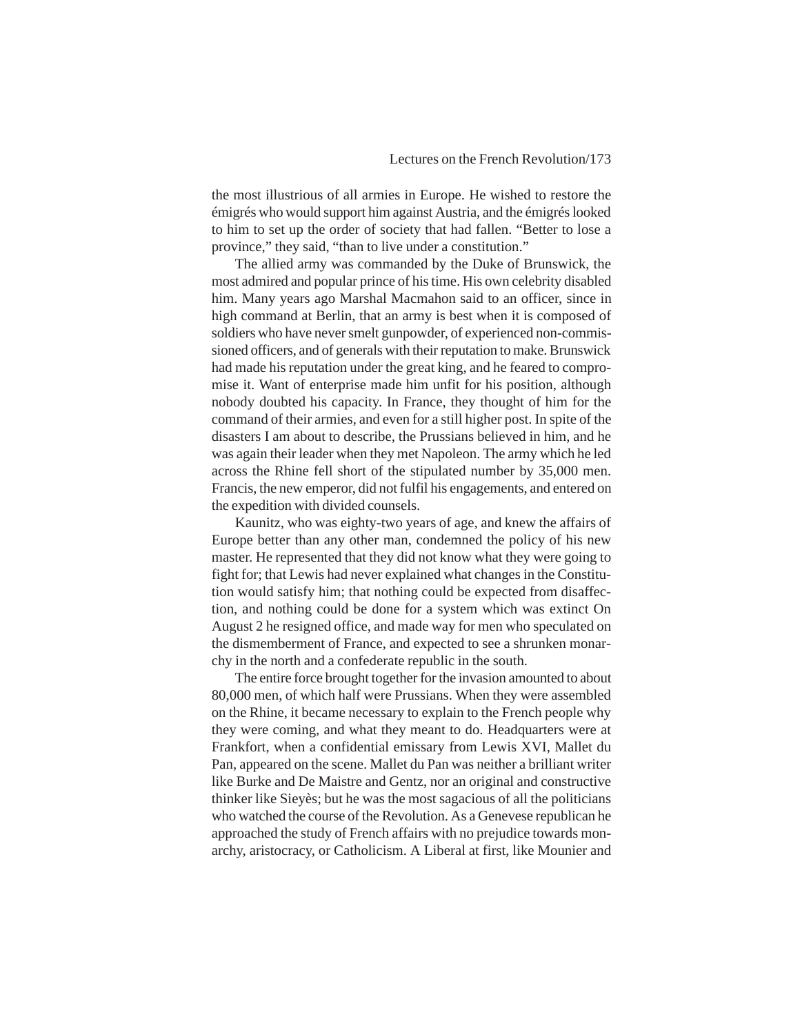the most illustrious of all armies in Europe. He wished to restore the émigrés who would support him against Austria, and the émigrés looked to him to set up the order of society that had fallen. "Better to lose a province," they said, "than to live under a constitution."

The allied army was commanded by the Duke of Brunswick, the most admired and popular prince of his time. His own celebrity disabled him. Many years ago Marshal Macmahon said to an officer, since in high command at Berlin, that an army is best when it is composed of soldiers who have never smelt gunpowder, of experienced non-commissioned officers, and of generals with their reputation to make. Brunswick had made his reputation under the great king, and he feared to compromise it. Want of enterprise made him unfit for his position, although nobody doubted his capacity. In France, they thought of him for the command of their armies, and even for a still higher post. In spite of the disasters I am about to describe, the Prussians believed in him, and he was again their leader when they met Napoleon. The army which he led across the Rhine fell short of the stipulated number by 35,000 men. Francis, the new emperor, did not fulfil his engagements, and entered on the expedition with divided counsels.

Kaunitz, who was eighty-two years of age, and knew the affairs of Europe better than any other man, condemned the policy of his new master. He represented that they did not know what they were going to fight for; that Lewis had never explained what changes in the Constitution would satisfy him; that nothing could be expected from disaffection, and nothing could be done for a system which was extinct On August 2 he resigned office, and made way for men who speculated on the dismemberment of France, and expected to see a shrunken monarchy in the north and a confederate republic in the south.

The entire force brought together for the invasion amounted to about 80,000 men, of which half were Prussians. When they were assembled on the Rhine, it became necessary to explain to the French people why they were coming, and what they meant to do. Headquarters were at Frankfort, when a confidential emissary from Lewis XVI, Mallet du Pan, appeared on the scene. Mallet du Pan was neither a brilliant writer like Burke and De Maistre and Gentz, nor an original and constructive thinker like Sieyès; but he was the most sagacious of all the politicians who watched the course of the Revolution. As a Genevese republican he approached the study of French affairs with no prejudice towards monarchy, aristocracy, or Catholicism. A Liberal at first, like Mounier and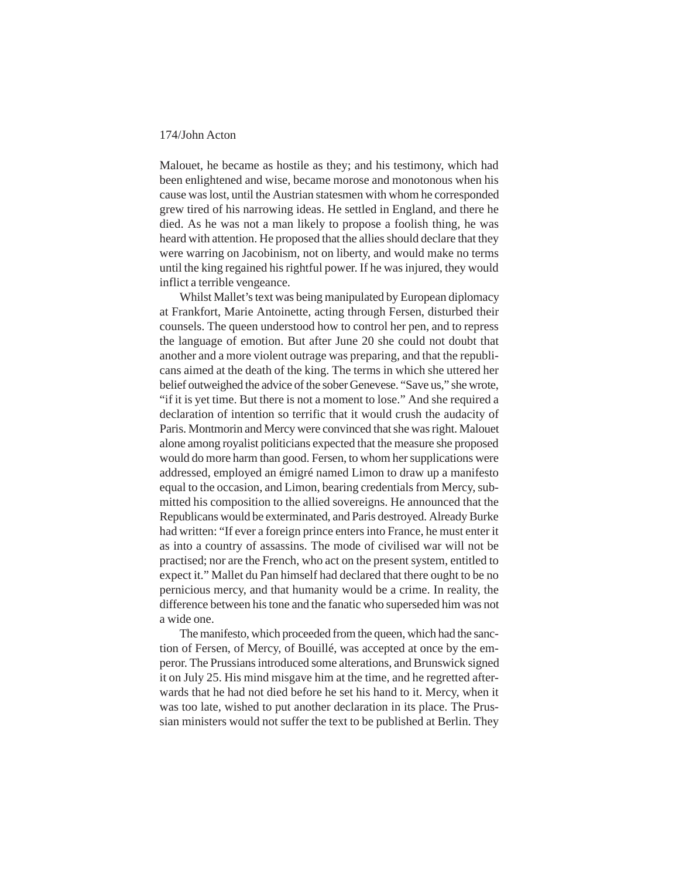Malouet, he became as hostile as they; and his testimony, which had been enlightened and wise, became morose and monotonous when his cause was lost, until the Austrian statesmen with whom he corresponded grew tired of his narrowing ideas. He settled in England, and there he died. As he was not a man likely to propose a foolish thing, he was heard with attention. He proposed that the allies should declare that they were warring on Jacobinism, not on liberty, and would make no terms until the king regained his rightful power. If he was injured, they would inflict a terrible vengeance.

Whilst Mallet's text was being manipulated by European diplomacy at Frankfort, Marie Antoinette, acting through Fersen, disturbed their counsels. The queen understood how to control her pen, and to repress the language of emotion. But after June 20 she could not doubt that another and a more violent outrage was preparing, and that the republicans aimed at the death of the king. The terms in which she uttered her belief outweighed the advice of the sober Genevese. "Save us," she wrote, "if it is yet time. But there is not a moment to lose." And she required a declaration of intention so terrific that it would crush the audacity of Paris. Montmorin and Mercy were convinced that she was right. Malouet alone among royalist politicians expected that the measure she proposed would do more harm than good. Fersen, to whom her supplications were addressed, employed an émigré named Limon to draw up a manifesto equal to the occasion, and Limon, bearing credentials from Mercy, submitted his composition to the allied sovereigns. He announced that the Republicans would be exterminated, and Paris destroyed. Already Burke had written: "If ever a foreign prince enters into France, he must enter it as into a country of assassins. The mode of civilised war will not be practised; nor are the French, who act on the present system, entitled to expect it." Mallet du Pan himself had declared that there ought to be no pernicious mercy, and that humanity would be a crime. In reality, the difference between his tone and the fanatic who superseded him was not a wide one.

The manifesto, which proceeded from the queen, which had the sanction of Fersen, of Mercy, of Bouillé, was accepted at once by the emperor. The Prussians introduced some alterations, and Brunswick signed it on July 25. His mind misgave him at the time, and he regretted afterwards that he had not died before he set his hand to it. Mercy, when it was too late, wished to put another declaration in its place. The Prussian ministers would not suffer the text to be published at Berlin. They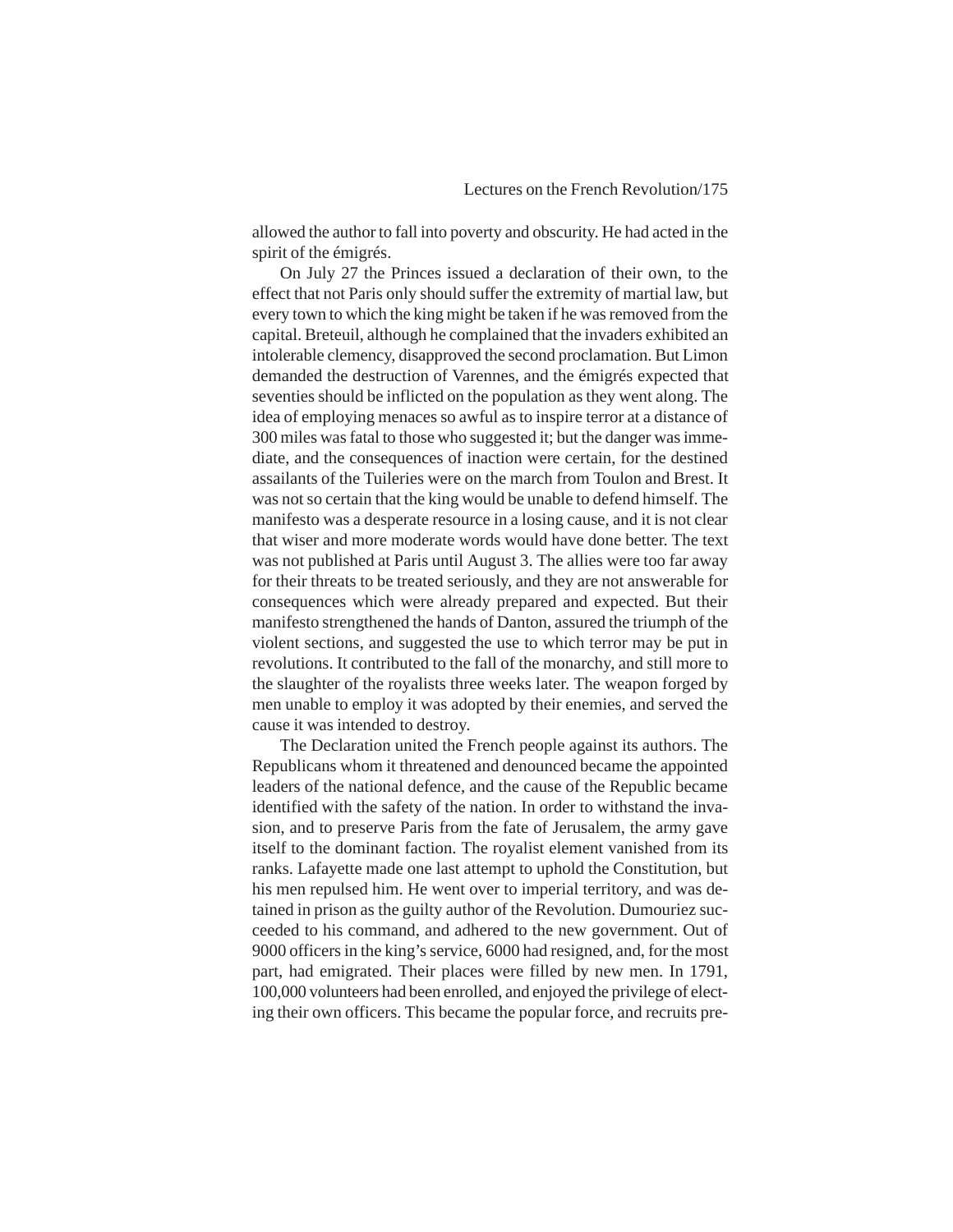allowed the author to fall into poverty and obscurity. He had acted in the spirit of the émigrés.

On July 27 the Princes issued a declaration of their own, to the effect that not Paris only should suffer the extremity of martial law, but every town to which the king might be taken if he was removed from the capital. Breteuil, although he complained that the invaders exhibited an intolerable clemency, disapproved the second proclamation. But Limon demanded the destruction of Varennes, and the émigrés expected that seventies should be inflicted on the population as they went along. The idea of employing menaces so awful as to inspire terror at a distance of 300 miles was fatal to those who suggested it; but the danger was immediate, and the consequences of inaction were certain, for the destined assailants of the Tuileries were on the march from Toulon and Brest. It was not so certain that the king would be unable to defend himself. The manifesto was a desperate resource in a losing cause, and it is not clear that wiser and more moderate words would have done better. The text was not published at Paris until August 3. The allies were too far away for their threats to be treated seriously, and they are not answerable for consequences which were already prepared and expected. But their manifesto strengthened the hands of Danton, assured the triumph of the violent sections, and suggested the use to which terror may be put in revolutions. It contributed to the fall of the monarchy, and still more to the slaughter of the royalists three weeks later. The weapon forged by men unable to employ it was adopted by their enemies, and served the cause it was intended to destroy.

The Declaration united the French people against its authors. The Republicans whom it threatened and denounced became the appointed leaders of the national defence, and the cause of the Republic became identified with the safety of the nation. In order to withstand the invasion, and to preserve Paris from the fate of Jerusalem, the army gave itself to the dominant faction. The royalist element vanished from its ranks. Lafayette made one last attempt to uphold the Constitution, but his men repulsed him. He went over to imperial territory, and was detained in prison as the guilty author of the Revolution. Dumouriez succeeded to his command, and adhered to the new government. Out of 9000 officers in the king's service, 6000 had resigned, and, for the most part, had emigrated. Their places were filled by new men. In 1791, 100,000 volunteers had been enrolled, and enjoyed the privilege of electing their own officers. This became the popular force, and recruits pre-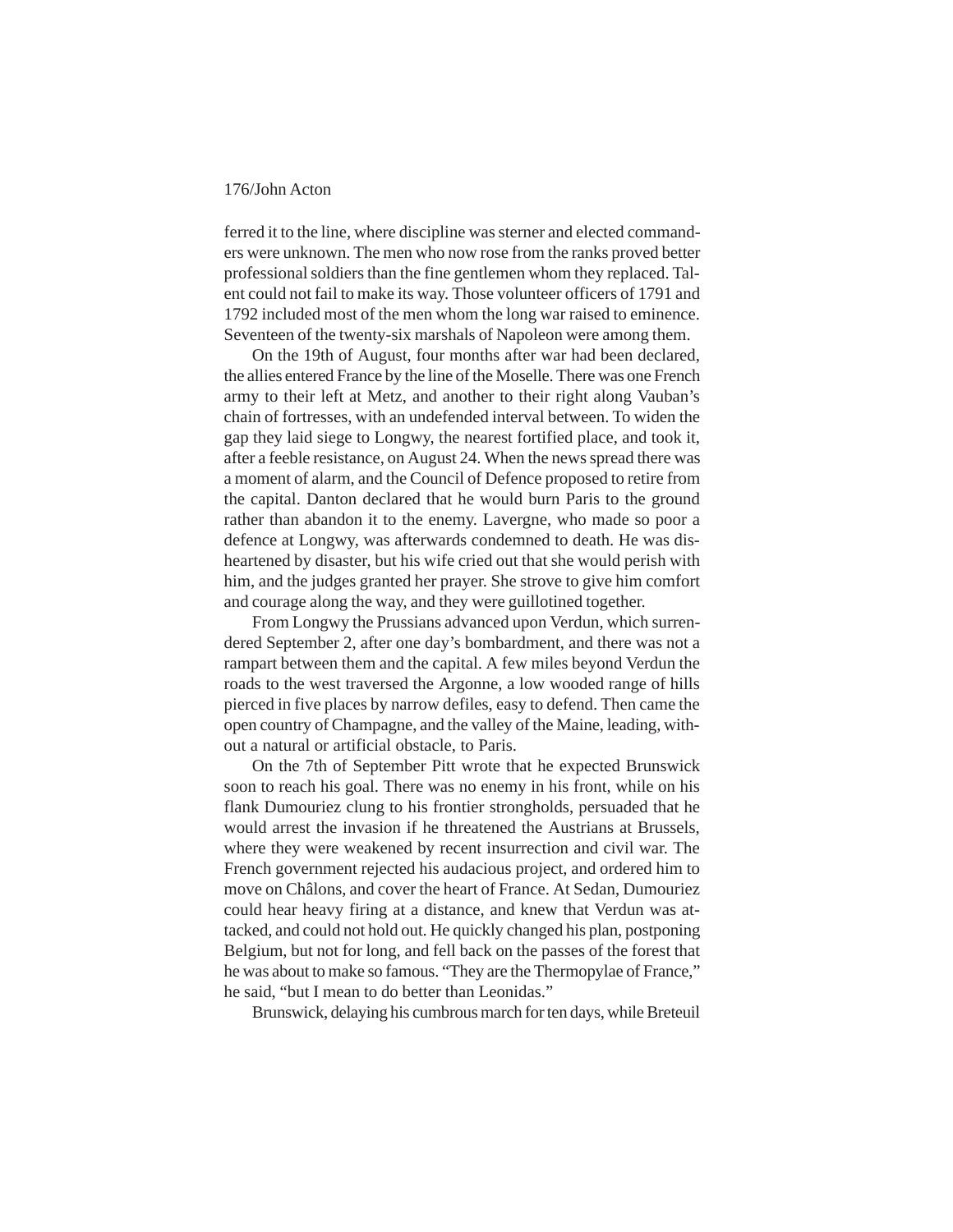ferred it to the line, where discipline was sterner and elected commanders were unknown. The men who now rose from the ranks proved better professional soldiers than the fine gentlemen whom they replaced. Talent could not fail to make its way. Those volunteer officers of 1791 and 1792 included most of the men whom the long war raised to eminence. Seventeen of the twenty-six marshals of Napoleon were among them.

On the 19th of August, four months after war had been declared, the allies entered France by the line of the Moselle. There was one French army to their left at Metz, and another to their right along Vauban's chain of fortresses, with an undefended interval between. To widen the gap they laid siege to Longwy, the nearest fortified place, and took it, after a feeble resistance, on August 24. When the news spread there was a moment of alarm, and the Council of Defence proposed to retire from the capital. Danton declared that he would burn Paris to the ground rather than abandon it to the enemy. Lavergne, who made so poor a defence at Longwy, was afterwards condemned to death. He was disheartened by disaster, but his wife cried out that she would perish with him, and the judges granted her prayer. She strove to give him comfort and courage along the way, and they were guillotined together.

From Longwy the Prussians advanced upon Verdun, which surrendered September 2, after one day's bombardment, and there was not a rampart between them and the capital. A few miles beyond Verdun the roads to the west traversed the Argonne, a low wooded range of hills pierced in five places by narrow defiles, easy to defend. Then came the open country of Champagne, and the valley of the Maine, leading, without a natural or artificial obstacle, to Paris.

On the 7th of September Pitt wrote that he expected Brunswick soon to reach his goal. There was no enemy in his front, while on his flank Dumouriez clung to his frontier strongholds, persuaded that he would arrest the invasion if he threatened the Austrians at Brussels, where they were weakened by recent insurrection and civil war. The French government rejected his audacious project, and ordered him to move on Châlons, and cover the heart of France. At Sedan, Dumouriez could hear heavy firing at a distance, and knew that Verdun was attacked, and could not hold out. He quickly changed his plan, postponing Belgium, but not for long, and fell back on the passes of the forest that he was about to make so famous. "They are the Thermopylae of France," he said, "but I mean to do better than Leonidas."

Brunswick, delaying his cumbrous march for ten days, while Breteuil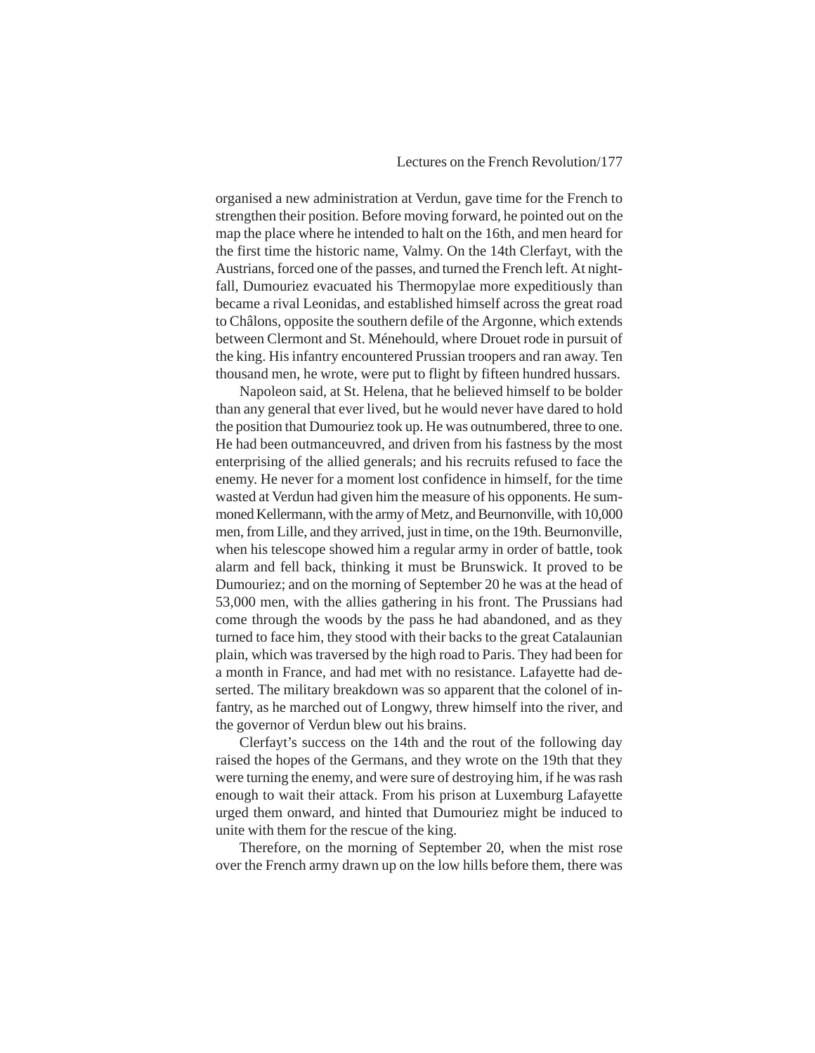organised a new administration at Verdun, gave time for the French to strengthen their position. Before moving forward, he pointed out on the map the place where he intended to halt on the 16th, and men heard for the first time the historic name, Valmy. On the 14th Clerfayt, with the Austrians, forced one of the passes, and turned the French left. At nightfall, Dumouriez evacuated his Thermopylae more expeditiously than became a rival Leonidas, and established himself across the great road to Châlons, opposite the southern defile of the Argonne, which extends between Clermont and St. Ménehould, where Drouet rode in pursuit of the king. His infantry encountered Prussian troopers and ran away. Ten thousand men, he wrote, were put to flight by fifteen hundred hussars.

Napoleon said, at St. Helena, that he believed himself to be bolder than any general that ever lived, but he would never have dared to hold the position that Dumouriez took up. He was outnumbered, three to one. He had been outmanceuvred, and driven from his fastness by the most enterprising of the allied generals; and his recruits refused to face the enemy. He never for a moment lost confidence in himself, for the time wasted at Verdun had given him the measure of his opponents. He summoned Kellermann, with the army of Metz, and Beurnonville, with 10,000 men, from Lille, and they arrived, just in time, on the 19th. Beurnonville, when his telescope showed him a regular army in order of battle, took alarm and fell back, thinking it must be Brunswick. It proved to be Dumouriez; and on the morning of September 20 he was at the head of 53,000 men, with the allies gathering in his front. The Prussians had come through the woods by the pass he had abandoned, and as they turned to face him, they stood with their backs to the great Catalaunian plain, which was traversed by the high road to Paris. They had been for a month in France, and had met with no resistance. Lafayette had deserted. The military breakdown was so apparent that the colonel of infantry, as he marched out of Longwy, threw himself into the river, and the governor of Verdun blew out his brains.

Clerfayt's success on the 14th and the rout of the following day raised the hopes of the Germans, and they wrote on the 19th that they were turning the enemy, and were sure of destroying him, if he was rash enough to wait their attack. From his prison at Luxemburg Lafayette urged them onward, and hinted that Dumouriez might be induced to unite with them for the rescue of the king.

Therefore, on the morning of September 20, when the mist rose over the French army drawn up on the low hills before them, there was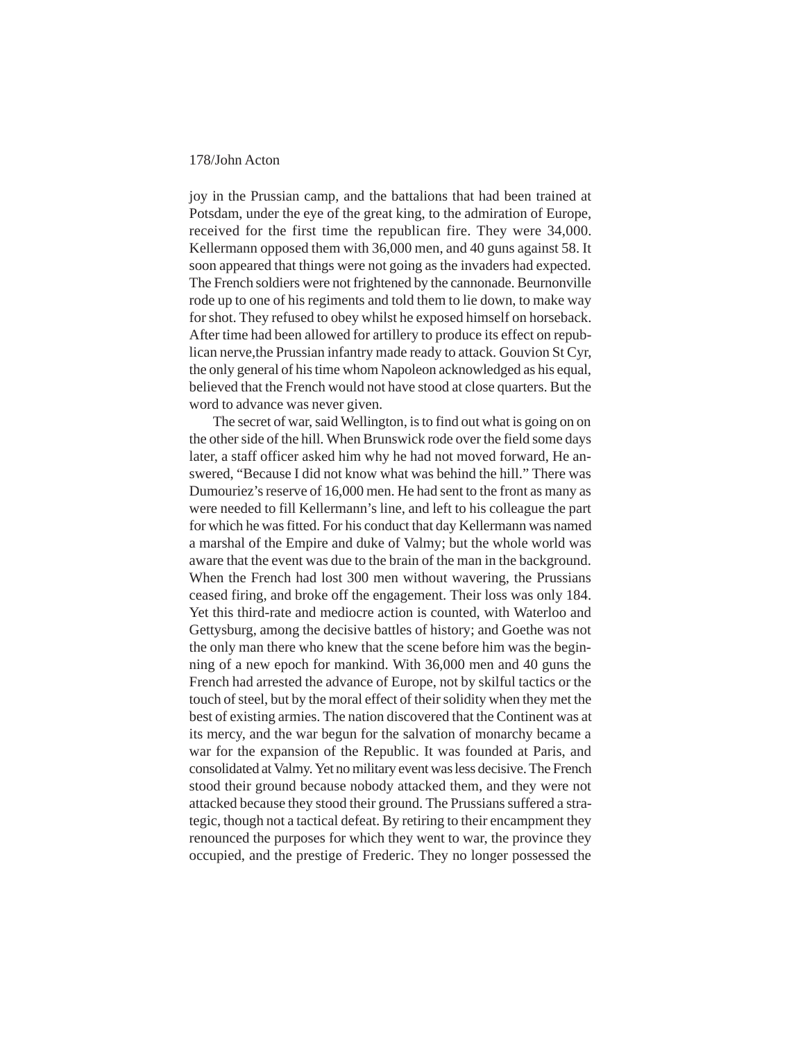joy in the Prussian camp, and the battalions that had been trained at Potsdam, under the eye of the great king, to the admiration of Europe, received for the first time the republican fire. They were 34,000. Kellermann opposed them with 36,000 men, and 40 guns against 58. It soon appeared that things were not going as the invaders had expected. The French soldiers were not frightened by the cannonade. Beurnonville rode up to one of his regiments and told them to lie down, to make way for shot. They refused to obey whilst he exposed himself on horseback. After time had been allowed for artillery to produce its effect on republican nerve,the Prussian infantry made ready to attack. Gouvion St Cyr, the only general of his time whom Napoleon acknowledged as his equal, believed that the French would not have stood at close quarters. But the word to advance was never given.

The secret of war, said Wellington, is to find out what is going on on the other side of the hill. When Brunswick rode over the field some days later, a staff officer asked him why he had not moved forward, He answered, "Because I did not know what was behind the hill." There was Dumouriez's reserve of 16,000 men. He had sent to the front as many as were needed to fill Kellermann's line, and left to his colleague the part for which he was fitted. For his conduct that day Kellermann was named a marshal of the Empire and duke of Valmy; but the whole world was aware that the event was due to the brain of the man in the background. When the French had lost 300 men without wavering, the Prussians ceased firing, and broke off the engagement. Their loss was only 184. Yet this third-rate and mediocre action is counted, with Waterloo and Gettysburg, among the decisive battles of history; and Goethe was not the only man there who knew that the scene before him was the beginning of a new epoch for mankind. With 36,000 men and 40 guns the French had arrested the advance of Europe, not by skilful tactics or the touch of steel, but by the moral effect of their solidity when they met the best of existing armies. The nation discovered that the Continent was at its mercy, and the war begun for the salvation of monarchy became a war for the expansion of the Republic. It was founded at Paris, and consolidated at Valmy. Yet no military event was less decisive. The French stood their ground because nobody attacked them, and they were not attacked because they stood their ground. The Prussians suffered a strategic, though not a tactical defeat. By retiring to their encampment they renounced the purposes for which they went to war, the province they occupied, and the prestige of Frederic. They no longer possessed the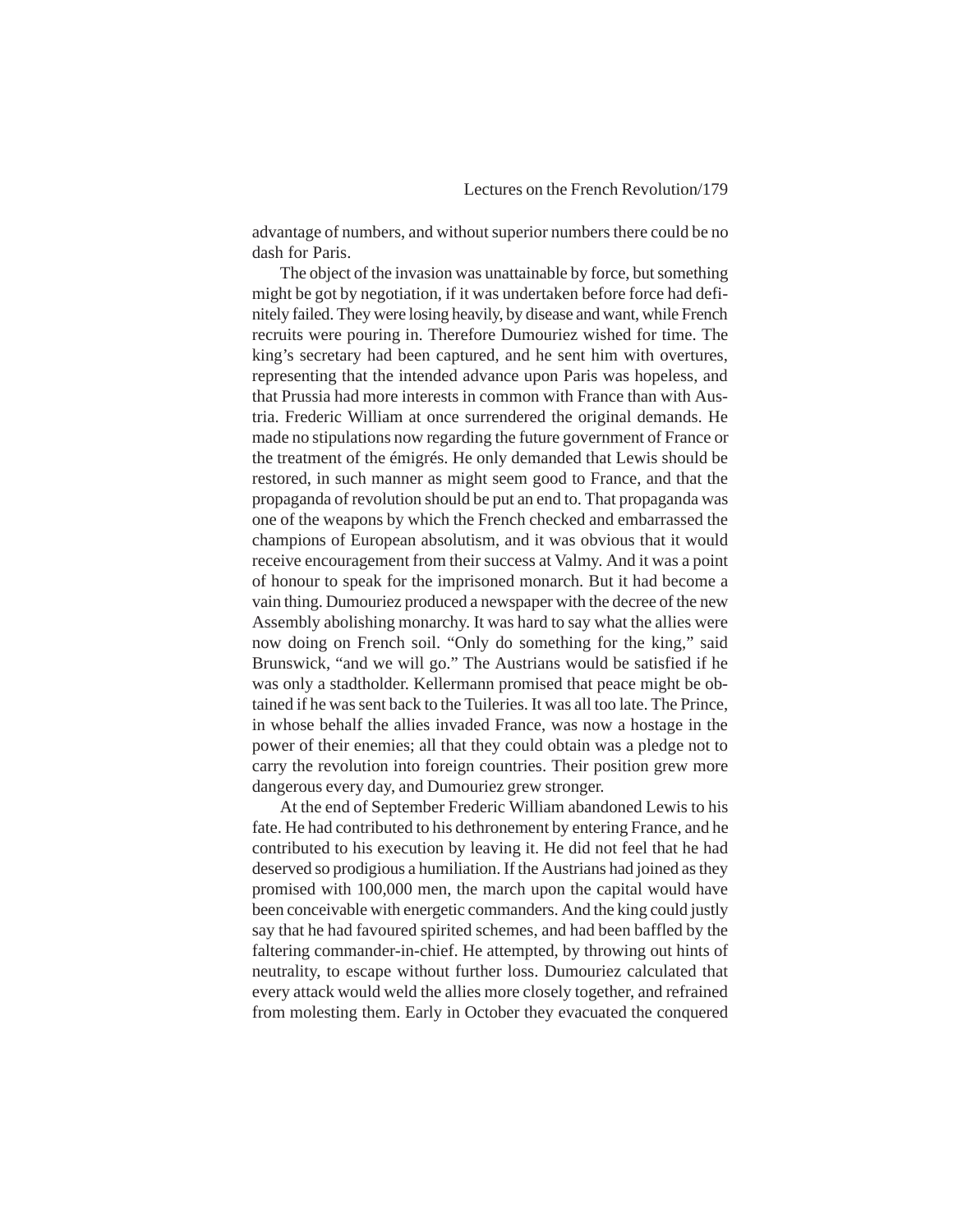advantage of numbers, and without superior numbers there could be no dash for Paris.

The object of the invasion was unattainable by force, but something might be got by negotiation, if it was undertaken before force had definitely failed. They were losing heavily, by disease and want, while French recruits were pouring in. Therefore Dumouriez wished for time. The king's secretary had been captured, and he sent him with overtures, representing that the intended advance upon Paris was hopeless, and that Prussia had more interests in common with France than with Austria. Frederic William at once surrendered the original demands. He made no stipulations now regarding the future government of France or the treatment of the émigrés. He only demanded that Lewis should be restored, in such manner as might seem good to France, and that the propaganda of revolution should be put an end to. That propaganda was one of the weapons by which the French checked and embarrassed the champions of European absolutism, and it was obvious that it would receive encouragement from their success at Valmy. And it was a point of honour to speak for the imprisoned monarch. But it had become a vain thing. Dumouriez produced a newspaper with the decree of the new Assembly abolishing monarchy. It was hard to say what the allies were now doing on French soil. "Only do something for the king," said Brunswick, "and we will go." The Austrians would be satisfied if he was only a stadtholder. Kellermann promised that peace might be obtained if he was sent back to the Tuileries. It was all too late. The Prince, in whose behalf the allies invaded France, was now a hostage in the power of their enemies; all that they could obtain was a pledge not to carry the revolution into foreign countries. Their position grew more dangerous every day, and Dumouriez grew stronger.

At the end of September Frederic William abandoned Lewis to his fate. He had contributed to his dethronement by entering France, and he contributed to his execution by leaving it. He did not feel that he had deserved so prodigious a humiliation. If the Austrians had joined as they promised with 100,000 men, the march upon the capital would have been conceivable with energetic commanders. And the king could justly say that he had favoured spirited schemes, and had been baffled by the faltering commander-in-chief. He attempted, by throwing out hints of neutrality, to escape without further loss. Dumouriez calculated that every attack would weld the allies more closely together, and refrained from molesting them. Early in October they evacuated the conquered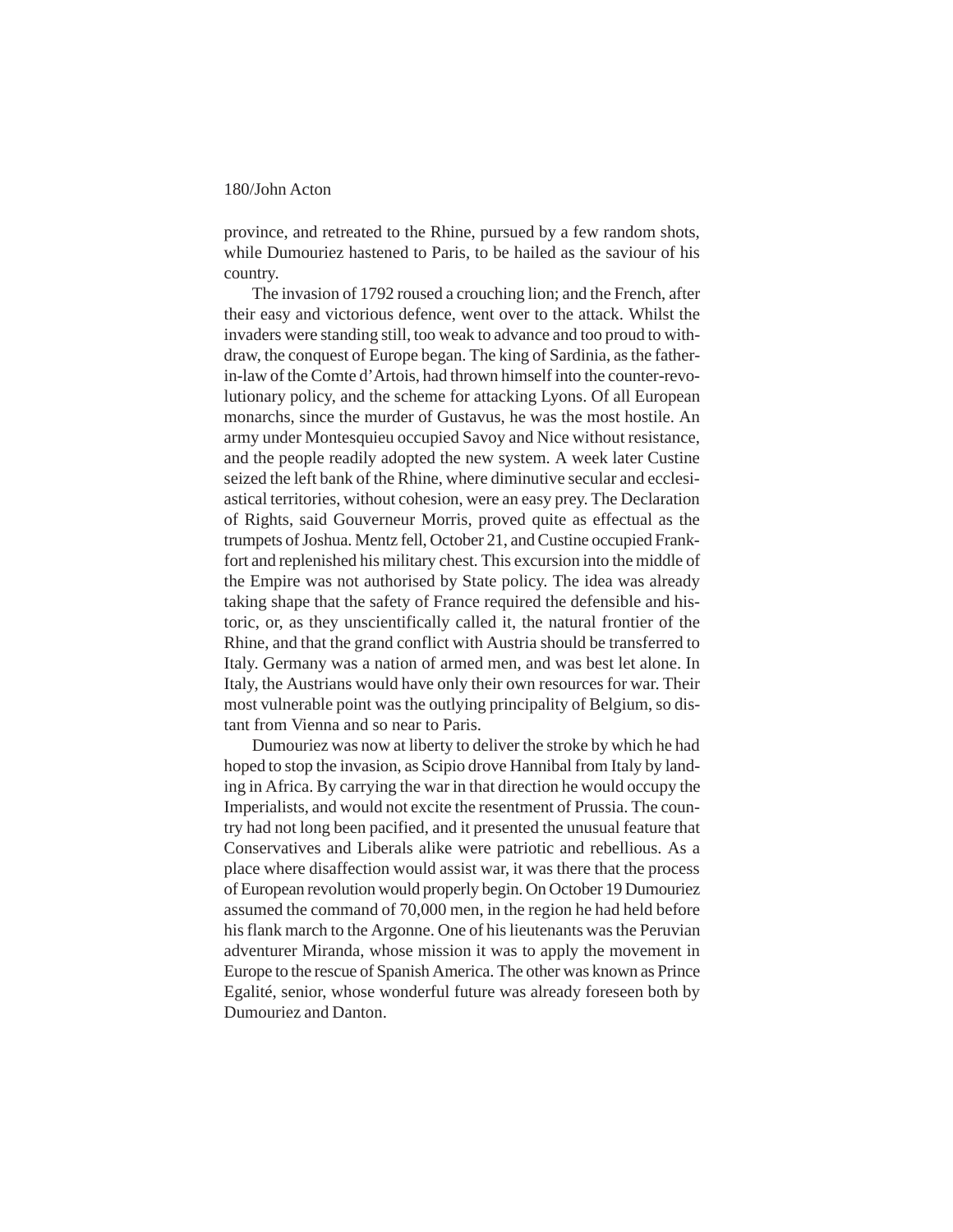province, and retreated to the Rhine, pursued by a few random shots, while Dumouriez hastened to Paris, to be hailed as the saviour of his country.

The invasion of 1792 roused a crouching lion; and the French, after their easy and victorious defence, went over to the attack. Whilst the invaders were standing still, too weak to advance and too proud to withdraw, the conquest of Europe began. The king of Sardinia, as the father-in-law of the Comte d'Artois, had thrown himself into the counter-revolutionary policy, and the scheme for attacking Lyons. Of all European monarchs, since the murder of Gustavus, he was the most hostile. An army under Montesquieu occupied Savoy and Nice without resistance, and the people readily adopted the new system. A week later Custine seized the left bank of the Rhine, where diminutive secular and ecclesiastical territories, without cohesion, were an easy prey. The Declaration of Rights, said Gouverneur Morris, proved quite as effectual as the trumpets of Joshua. Mentz fell, October 21, and Custine occupied Frankfort and replenished his military chest. This excursion into the middle of the Empire was not authorised by State policy. The idea was already taking shape that the safety of France required the defensible and historic, or, as they unscientifically called it, the natural frontier of the Rhine, and that the grand conflict with Austria should be transferred to Italy. Germany was a nation of armed men, and was best let alone. In Italy, the Austrians would have only their own resources for war. Their most vulnerable point was the outlying principality of Belgium, so distant from Vienna and so near to Paris.

Dumouriez was now at liberty to deliver the stroke by which he had hoped to stop the invasion, as Scipio drove Hannibal from Italy by landing in Africa. By carrying the war in that direction he would occupy the Imperialists, and would not excite the resentment of Prussia. The country had not long been pacified, and it presented the unusual feature that Conservatives and Liberals alike were patriotic and rebellious. As a place where disaffection would assist war, it was there that the process of European revolution would properly begin. On October 19 Dumouriez assumed the command of 70,000 men, in the region he had held before his flank march to the Argonne. One of his lieutenants was the Peruvian adventurer Miranda, whose mission it was to apply the movement in Europe to the rescue of Spanish America. The other was known as Prince Egalité, senior, whose wonderful future was already foreseen both by Dumouriez and Danton.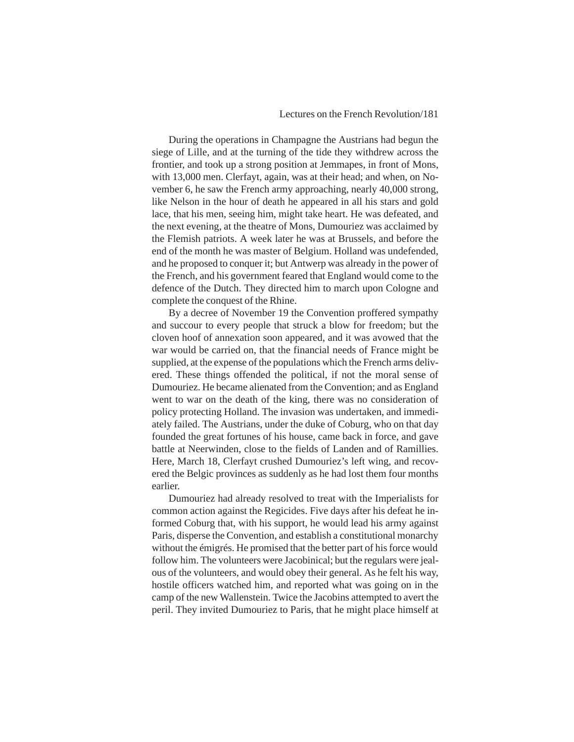During the operations in Champagne the Austrians had begun the siege of Lille, and at the turning of the tide they withdrew across the frontier, and took up a strong position at Jemmapes, in front of Mons, with 13,000 men. Clerfayt, again, was at their head; and when, on November 6, he saw the French army approaching, nearly 40,000 strong, like Nelson in the hour of death he appeared in all his stars and gold lace, that his men, seeing him, might take heart. He was defeated, and the next evening, at the theatre of Mons, Dumouriez was acclaimed by the Flemish patriots. A week later he was at Brussels, and before the end of the month he was master of Belgium. Holland was undefended, and he proposed to conquer it; but Antwerp was already in the power of the French, and his government feared that England would come to the defence of the Dutch. They directed him to march upon Cologne and complete the conquest of the Rhine.

By a decree of November 19 the Convention proffered sympathy and succour to every people that struck a blow for freedom; but the cloven hoof of annexation soon appeared, and it was avowed that the war would be carried on, that the financial needs of France might be supplied, at the expense of the populations which the French arms delivered. These things offended the political, if not the moral sense of Dumouriez. He became alienated from the Convention; and as England went to war on the death of the king, there was no consideration of policy protecting Holland. The invasion was undertaken, and immediately failed. The Austrians, under the duke of Coburg, who on that day founded the great fortunes of his house, came back in force, and gave battle at Neerwinden, close to the fields of Landen and of Ramillies. Here, March 18, Clerfayt crushed Dumouriez's left wing, and recovered the Belgic provinces as suddenly as he had lost them four months earlier.

Dumouriez had already resolved to treat with the Imperialists for common action against the Regicides. Five days after his defeat he informed Coburg that, with his support, he would lead his army against Paris, disperse the Convention, and establish a constitutional monarchy without the émigrés. He promised that the better part of his force would follow him. The volunteers were Jacobinical; but the regulars were jealous of the volunteers, and would obey their general. As he felt his way, hostile officers watched him, and reported what was going on in the camp of the new Wallenstein. Twice the Jacobins attempted to avert the peril. They invited Dumouriez to Paris, that he might place himself at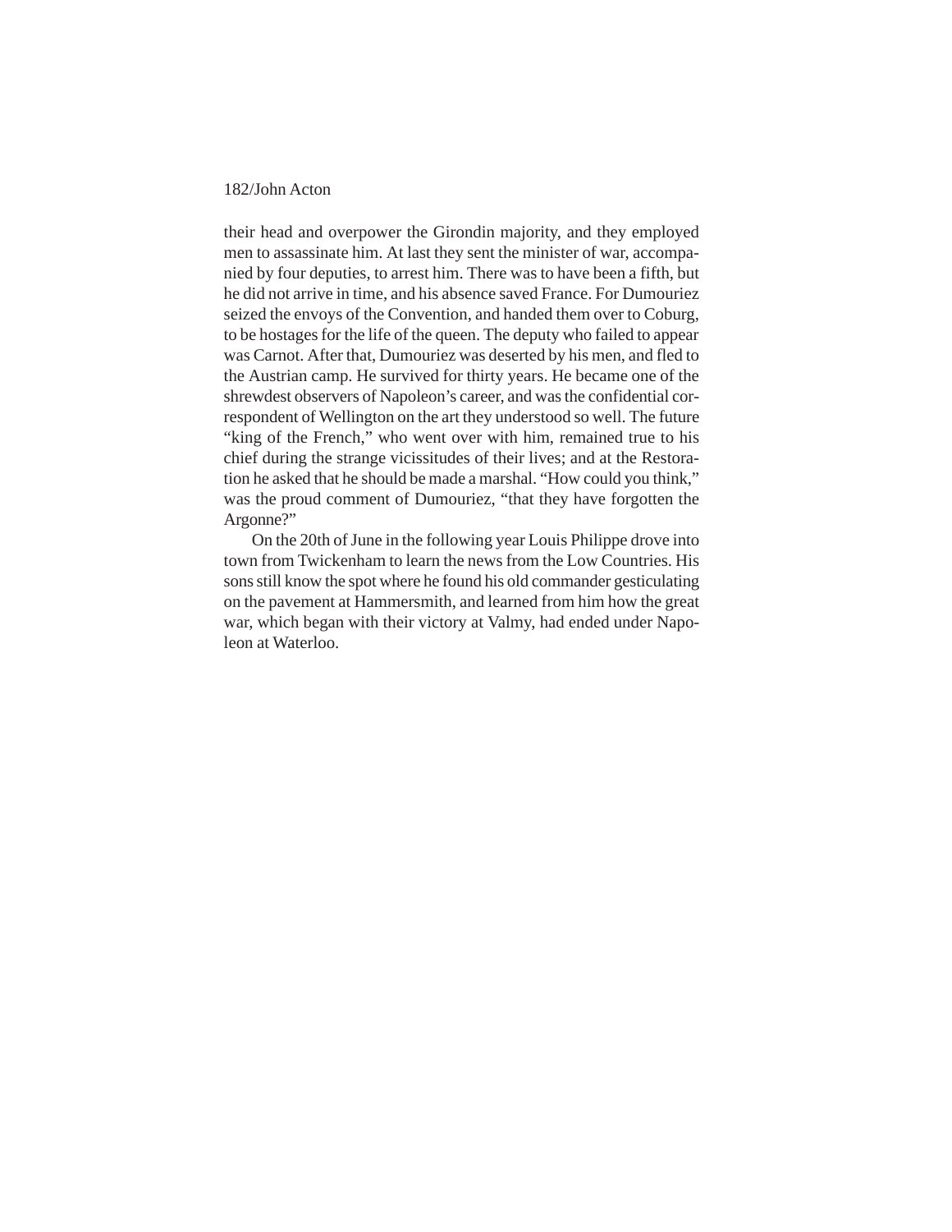their head and overpower the Girondin majority, and they employed men to assassinate him. At last they sent the minister of war, accompanied by four deputies, to arrest him. There was to have been a fifth, but he did not arrive in time, and his absence saved France. For Dumouriez seized the envoys of the Convention, and handed them over to Coburg, to be hostages for the life of the queen. The deputy who failed to appear was Carnot. After that, Dumouriez was deserted by his men, and fled to the Austrian camp. He survived for thirty years. He became one of the shrewdest observers of Napoleon's career, and was the confidential correspondent of Wellington on the art they understood so well. The future "king of the French," who went over with him, remained true to his chief during the strange vicissitudes of their lives; and at the Restoration he asked that he should be made a marshal. "How could you think," was the proud comment of Dumouriez, "that they have forgotten the Argonne?"

On the 20th of June in the following year Louis Philippe drove into town from Twickenham to learn the news from the Low Countries. His sons still know the spot where he found his old commander gesticulating on the pavement at Hammersmith, and learned from him how the great war, which began with their victory at Valmy, had ended under Napoleon at Waterloo.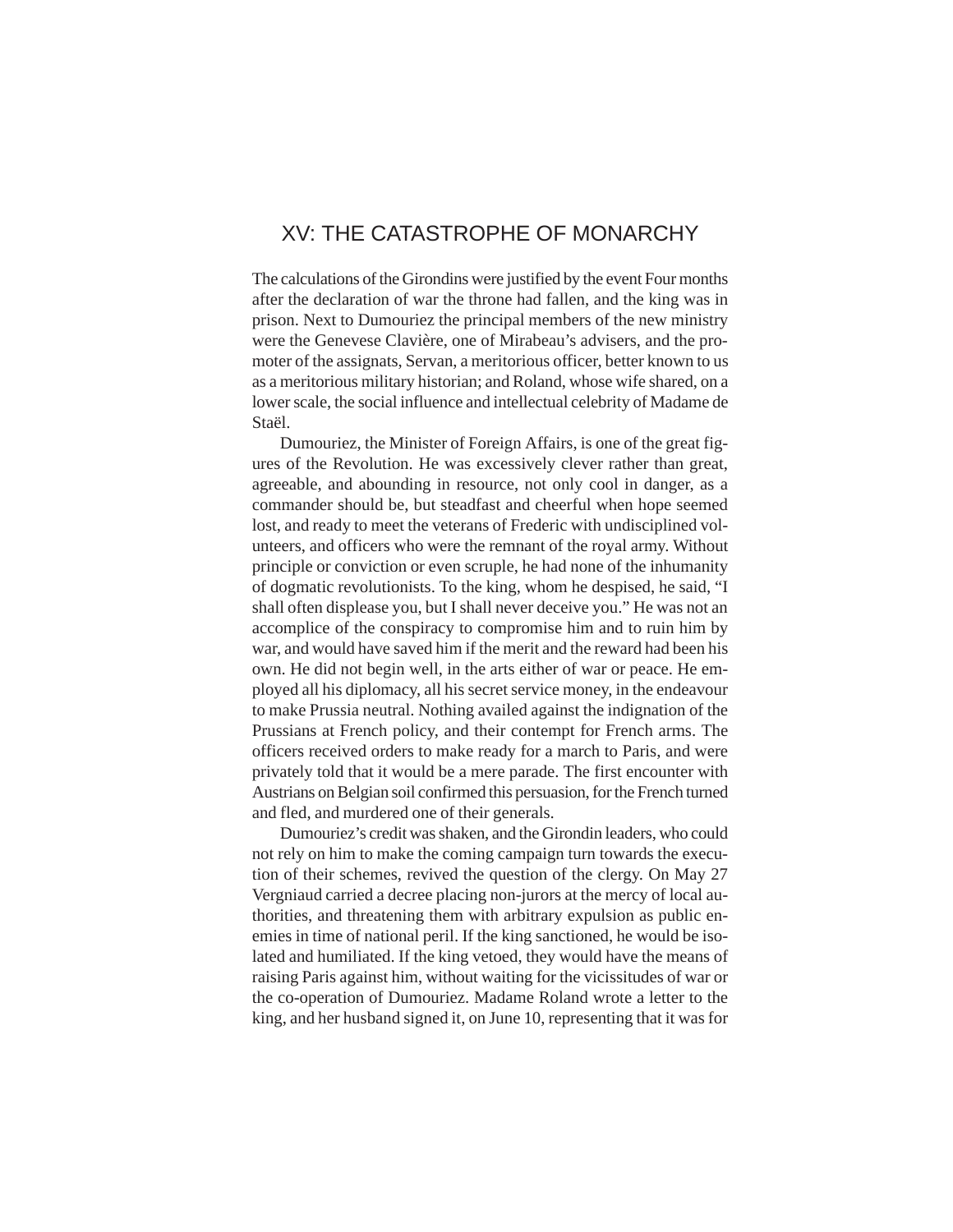# XV: THE CATASTROPHE OF MONARCHY

The calculations of the Girondins were justified by the event Four months after the declaration of war the throne had fallen, and the king was in prison. Next to Dumouriez the principal members of the new ministry were the Genevese Clavière, one of Mirabeau's advisers, and the promoter of the assignats, Servan, a meritorious officer, better known to us as a meritorious military historian; and Roland, whose wife shared, on a lower scale, the social influence and intellectual celebrity of Madame de Staël.

Dumouriez, the Minister of Foreign Affairs, is one of the great figures of the Revolution. He was excessively clever rather than great, agreeable, and abounding in resource, not only cool in danger, as a commander should be, but steadfast and cheerful when hope seemed lost, and ready to meet the veterans of Frederic with undisciplined volunteers, and officers who were the remnant of the royal army. Without principle or conviction or even scruple, he had none of the inhumanity of dogmatic revolutionists. To the king, whom he despised, he said, "I shall often displease you, but I shall never deceive you." He was not an accomplice of the conspiracy to compromise him and to ruin him by war, and would have saved him if the merit and the reward had been his own. He did not begin well, in the arts either of war or peace. He employed all his diplomacy, all his secret service money, in the endeavour to make Prussia neutral. Nothing availed against the indignation of the Prussians at French policy, and their contempt for French arms. The officers received orders to make ready for a march to Paris, and were privately told that it would be a mere parade. The first encounter with Austrians on Belgian soil confirmed this persuasion, for the French turned and fled, and murdered one of their generals.

Dumouriez's credit was shaken, and the Girondin leaders, who could not rely on him to make the coming campaign turn towards the execution of their schemes, revived the question of the clergy. On May 27 Vergniaud carried a decree placing non-jurors at the mercy of local authorities, and threatening them with arbitrary expulsion as public enemies in time of national peril. If the king sanctioned, he would be isolated and humiliated. If the king vetoed, they would have the means of raising Paris against him, without waiting for the vicissitudes of war or the co-operation of Dumouriez. Madame Roland wrote a letter to the king, and her husband signed it, on June 10, representing that it was for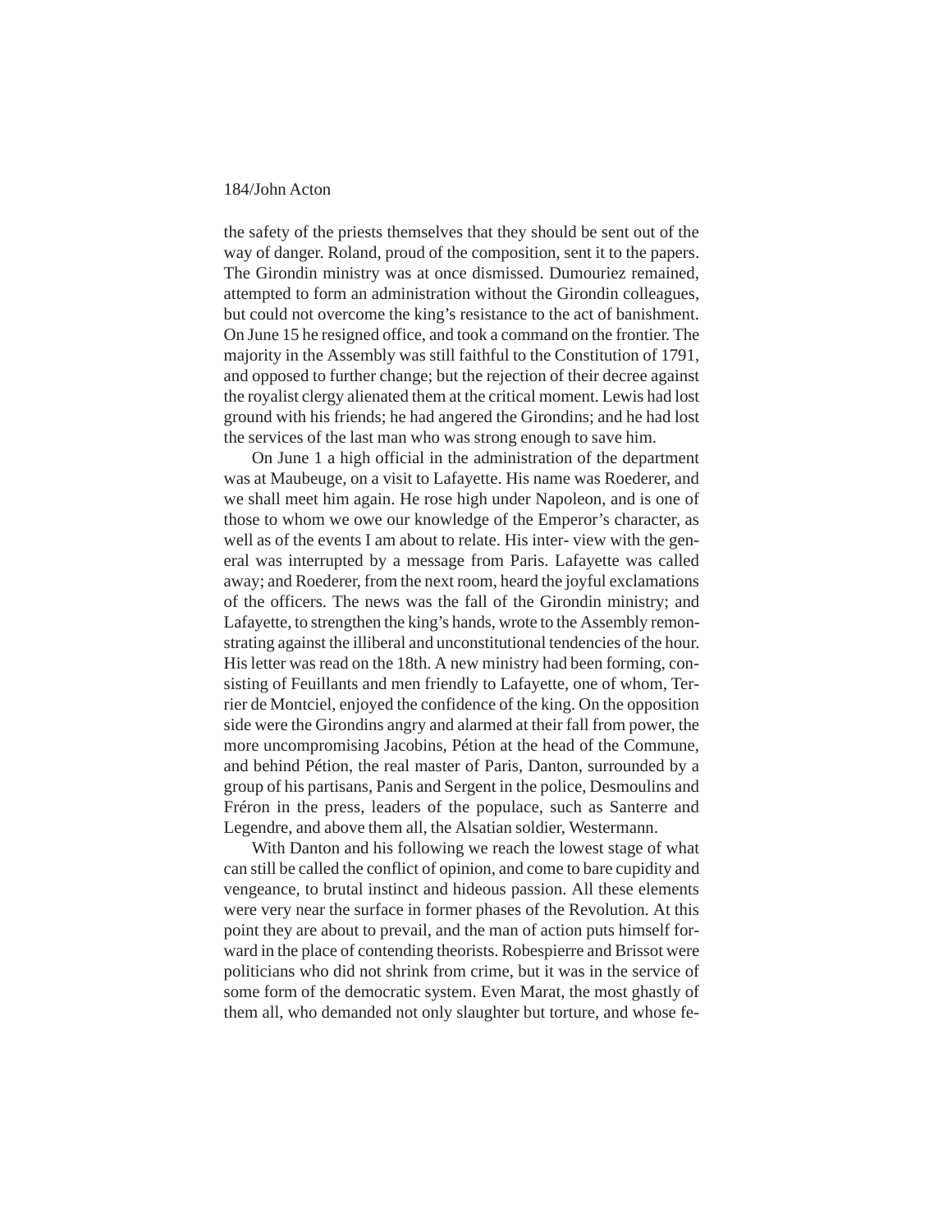the safety of the priests themselves that they should be sent out of the way of danger. Roland, proud of the composition, sent it to the papers. The Girondin ministry was at once dismissed. Dumouriez remained, attempted to form an administration without the Girondin colleagues, but could not overcome the king's resistance to the act of banishment. On June 15 he resigned office, and took a command on the frontier. The majority in the Assembly was still faithful to the Constitution of 1791, and opposed to further change; but the rejection of their decree against the royalist clergy alienated them at the critical moment. Lewis had lost ground with his friends; he had angered the Girondins; and he had lost the services of the last man who was strong enough to save him.

On June 1 a high official in the administration of the department was at Maubeuge, on a visit to Lafayette. His name was Roederer, and we shall meet him again. He rose high under Napoleon, and is one of those to whom we owe our knowledge of the Emperor's character, as well as of the events I am about to relate. His interview with the general was interrupted by a message from Paris. Lafayette was called away; and Roederer, from the next room, heard the joyful exclamations of the officers. The news was the fall of the Girondin ministry; and Lafayette, to strengthen the king's hands, wrote to the Assembly remonstrating against the illiberal and unconstitutional tendencies of the hour. His letter was read on the 18th. A new ministry had been forming, consisting of Feuillants and men friendly to Lafayette, one of whom, Terrier de Montciel, enjoyed the confidence of the king. On the opposition side were the Girondins angry and alarmed at their fall from power, the more uncompromising Jacobins, Pétion at the head of the Commune, and behind Pétion, the real master of Paris, Danton, surrounded by a group of his partisans, Panis and Sergent in the police, Desmoulins and Fréron in the press, leaders of the populace, such as Santerre and Legendre, and above them all, the Alsatian soldier, Westermann.

With Danton and his following we reach the lowest stage of what can still be called the conflict of opinion, and come to bare cupidity and vengeance, to brutal instinct and hideous passion. All these elements were very near the surface in former phases of the Revolution. At this point they are about to prevail, and the man of action puts himself forward in the place of contending theorists. Robespierre and Brissot were politicians who did not shrink from crime, but it was in the service of some form of the democratic system. Even Marat, the most ghastly of them all, who demanded not only slaughter but torture, and whose fe-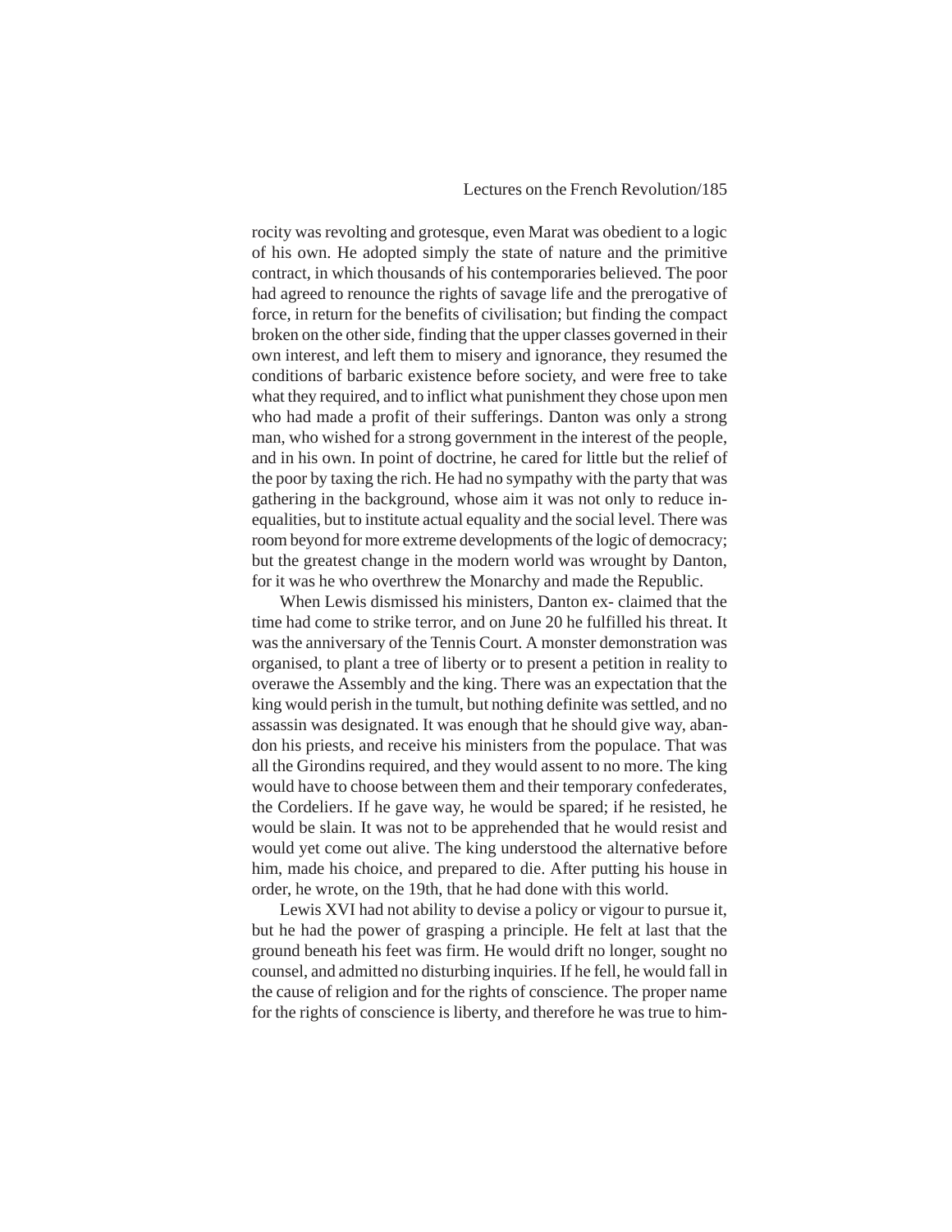rocity was revolting and grotesque, even Marat was obedient to a logic of his own. He adopted simply the state of nature and the primitive contract, in which thousands of his contemporaries believed. The poor had agreed to renounce the rights of savage life and the prerogative of force, in return for the benefits of civilisation; but finding the compact broken on the other side, finding that the upper classes governed in their own interest, and left them to misery and ignorance, they resumed the conditions of barbaric existence before society, and were free to take what they required, and to inflict what punishment they chose upon men who had made a profit of their sufferings. Danton was only a strong man, who wished for a strong government in the interest of the people, and in his own. In point of doctrine, he cared for little but the relief of the poor by taxing the rich. He had no sympathy with the party that was gathering in the background, whose aim it was not only to reduce inequalities, but to institute actual equality and the social level. There was room beyond for more extreme developments of the logic of democracy; but the greatest change in the modern world was wrought by Danton, for it was he who overthrew the Monarchy and made the Republic.

When Lewis dismissed his ministers, Danton ex- claimed that the time had come to strike terror, and on June 20 he fulfilled his threat. It was the anniversary of the Tennis Court. A monster demonstration was organised, to plant a tree of liberty or to present a petition in reality to overawe the Assembly and the king. There was an expectation that the king would perish in the tumult, but nothing definite was settled, and no assassin was designated. It was enough that he should give way, abandon his priests, and receive his ministers from the populace. That was all the Girondins required, and they would assent to no more. The king would have to choose between them and their temporary confederates, the Cordeliers. If he gave way, he would be spared; if he resisted, he would be slain. It was not to be apprehended that he would resist and would yet come out alive. The king understood the alternative before him, made his choice, and prepared to die. After putting his house in order, he wrote, on the 19th, that he had done with this world.

Lewis XVI had not ability to devise a policy or vigour to pursue it, but he had the power of grasping a principle. He felt at last that the ground beneath his feet was firm. He would drift no longer, sought no counsel, and admitted no disturbing inquiries. If he fell, he would fall in the cause of religion and for the rights of conscience. The proper name for the rights of conscience is liberty, and therefore he was true to him-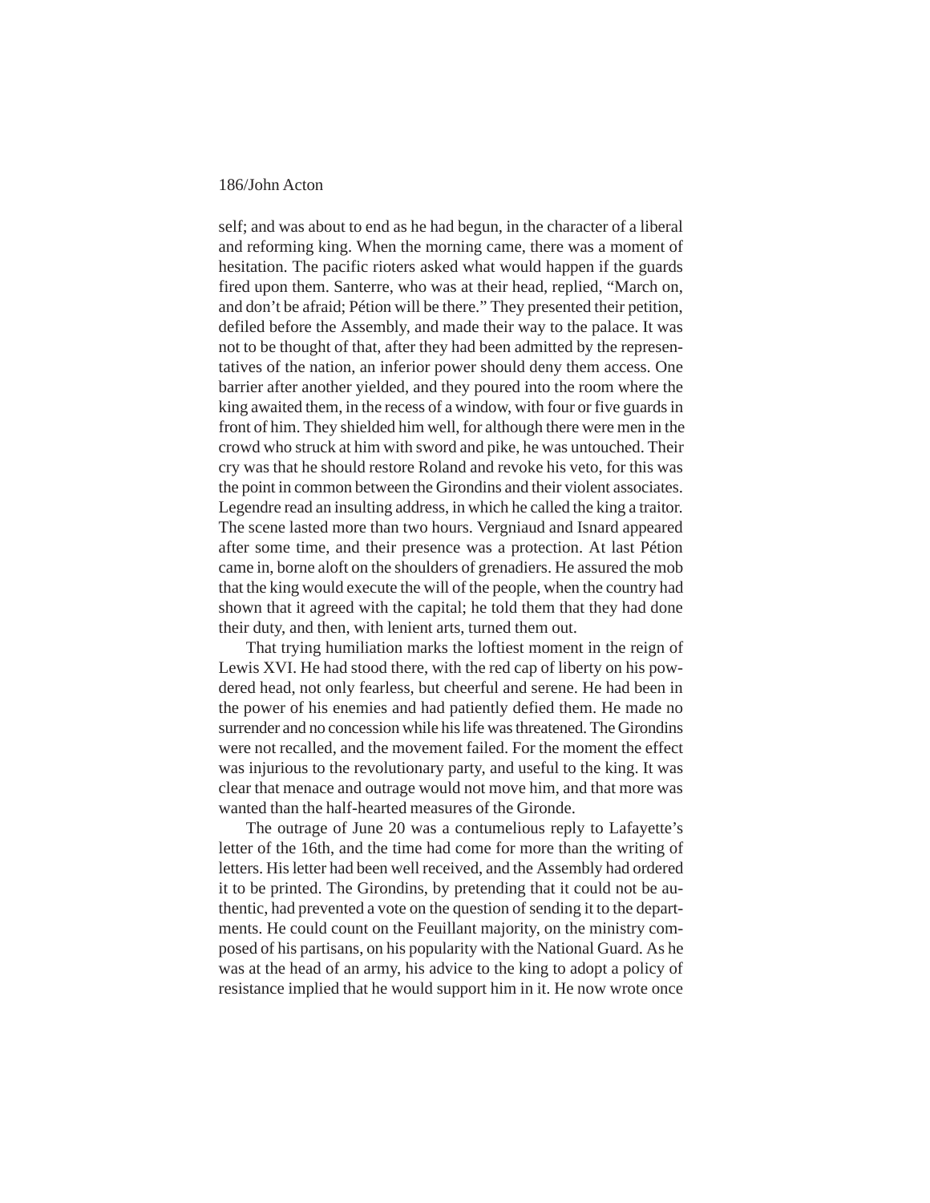self; and was about to end as he had begun, in the character of a liberal and reforming king. When the morning came, there was a moment of hesitation. The pacific rioters asked what would happen if the guards fired upon them. Santerre, who was at their head, replied, "March on, and don't be afraid; Pétion will be there." They presented their petition, defiled before the Assembly, and made their way to the palace. It was not to be thought of that, after they had been admitted by the representatives of the nation, an inferior power should deny them access. One barrier after another yielded, and they poured into the room where the king awaited them, in the recess of a window, with four or five guards in front of him. They shielded him well, for although there were men in the crowd who struck at him with sword and pike, he was untouched. Their cry was that he should restore Roland and revoke his veto, for this was the point in common between the Girondins and their violent associates. Legendre read an insulting address, in which he called the king a traitor. The scene lasted more than two hours. Vergniaud and Isnard appeared after some time, and their presence was a protection. At last Pétion came in, borne aloft on the shoulders of grenadiers. He assured the mob that the king would execute the will of the people, when the country had shown that it agreed with the capital; he told them that they had done their duty, and then, with lenient arts, turned them out.

That trying humiliation marks the loftiest moment in the reign of Lewis XVI. He had stood there, with the red cap of liberty on his powdered head, not only fearless, but cheerful and serene. He had been in the power of his enemies and had patiently defied them. He made no surrender and no concession while his life was threatened. The Girondins were not recalled, and the movement failed. For the moment the effect was injurious to the revolutionary party, and useful to the king. It was clear that menace and outrage would not move him, and that more was wanted than the half-hearted measures of the Gironde.

The outrage of June 20 was a contumelious reply to Lafayette's letter of the 16th, and the time had come for more than the writing of letters. His letter had been well received, and the Assembly had ordered it to be printed. The Girondins, by pretending that it could not be authentic, had prevented a vote on the question of sending it to the departments. He could count on the Feuillant majority, on the ministry composed of his partisans, on his popularity with the National Guard. As he was at the head of an army, his advice to the king to adopt a policy of resistance implied that he would support him in it. He now wrote once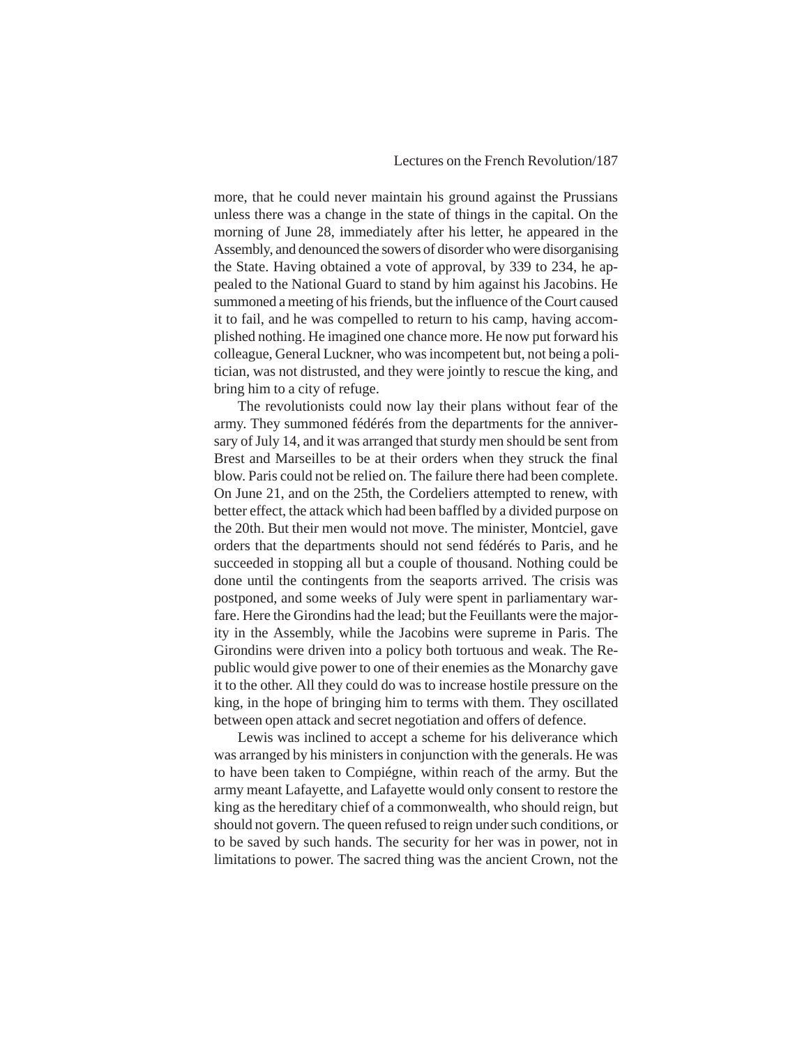more, that he could never maintain his ground against the Prussians unless there was a change in the state of things in the capital. On the morning of June 28, immediately after his letter, he appeared in the Assembly, and denounced the sowers of disorder who were disorganising the State. Having obtained a vote of approval, by 339 to 234, he appealed to the National Guard to stand by him against his Jacobins. He summoned a meeting of his friends, but the influence of the Court caused it to fail, and he was compelled to return to his camp, having accomplished nothing. He imagined one chance more. He now put forward his colleague, General Luckner, who was incompetent but, not being a politician, was not distrusted, and they were jointly to rescue the king, and bring him to a city of refuge.

The revolutionists could now lay their plans without fear of the army. They summoned fédérés from the departments for the anniversary of July 14, and it was arranged that sturdy men should be sent from Brest and Marseilles to be at their orders when they struck the final blow. Paris could not be relied on. The failure there had been complete. On June 21, and on the 25th, the Cordeliers attempted to renew, with better effect, the attack which had been baffled by a divided purpose on the 20th. But their men would not move. The minister, Montciel, gave orders that the departments should not send fédérés to Paris, and he succeeded in stopping all but a couple of thousand. Nothing could be done until the contingents from the seaports arrived. The crisis was postponed, and some weeks of July were spent in parliamentary warfare. Here the Girondins had the lead; but the Feuillants were the majority in the Assembly, while the Jacobins were supreme in Paris. The Girondins were driven into a policy both tortuous and weak. The Republic would give power to one of their enemies as the Monarchy gave it to the other. All they could do was to increase hostile pressure on the king, in the hope of bringing him to terms with them. They oscillated between open attack and secret negotiation and offers of defence.

Lewis was inclined to accept a scheme for his deliverance which was arranged by his ministers in conjunction with the generals. He was to have been taken to Compiégne, within reach of the army. But the army meant Lafayette, and Lafayette would only consent to restore the king as the hereditary chief of a commonwealth, who should reign, but should not govern. The queen refused to reign under such conditions, or to be saved by such hands. The security for her was in power, not in limitations to power. The sacred thing was the ancient Crown, not the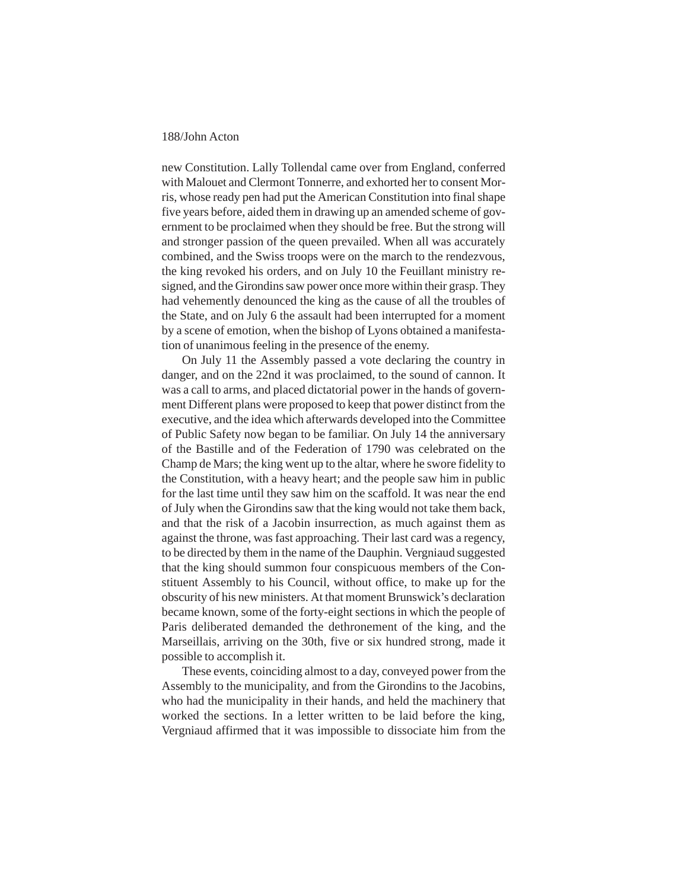new Constitution. Lally Tollendal came over from England, conferred with Malouet and Clermont Tonnerre, and exhorted her to consent Morris, whose ready pen had put the American Constitution into final shape five years before, aided them in drawing up an amended scheme of government to be proclaimed when they should be free. But the strong will and stronger passion of the queen prevailed. When all was accurately combined, and the Swiss troops were on the march to the rendezvous, the king revoked his orders, and on July 10 the Feuillant ministry resigned, and the Girondins saw power once more within their grasp. They had vehemently denounced the king as the cause of all the troubles of the State, and on July 6 the assault had been interrupted for a moment by a scene of emotion, when the bishop of Lyons obtained a manifestation of unanimous feeling in the presence of the enemy.

On July 11 the Assembly passed a vote declaring the country in danger, and on the 22nd it was proclaimed, to the sound of cannon. It was a call to arms, and placed dictatorial power in the hands of government Different plans were proposed to keep that power distinct from the executive, and the idea which afterwards developed into the Committee of Public Safety now began to be familiar. On July 14 the anniversary of the Bastille and of the Federation of 1790 was celebrated on the Champ de Mars; the king went up to the altar, where he swore fidelity to the Constitution, with a heavy heart; and the people saw him in public for the last time until they saw him on the scaffold. It was near the end of July when the Girondins saw that the king would not take them back, and that the risk of a Jacobin insurrection, as much against them as against the throne, was fast approaching. Their last card was a regency, to be directed by them in the name of the Dauphin. Vergniaud suggested that the king should summon four conspicuous members of the Constituent Assembly to his Council, without office, to make up for the obscurity of his new ministers. At that moment Brunswick's declaration became known, some of the forty-eight sections in which the people of Paris deliberated demanded the dethronement of the king, and the Marseillais, arriving on the 30th, five or six hundred strong, made it possible to accomplish it.

These events, coinciding almost to a day, conveyed power from the Assembly to the municipality, and from the Girondins to the Jacobins, who had the municipality in their hands, and held the machinery that worked the sections. In a letter written to be laid before the king, Vergniaud affirmed that it was impossible to dissociate him from the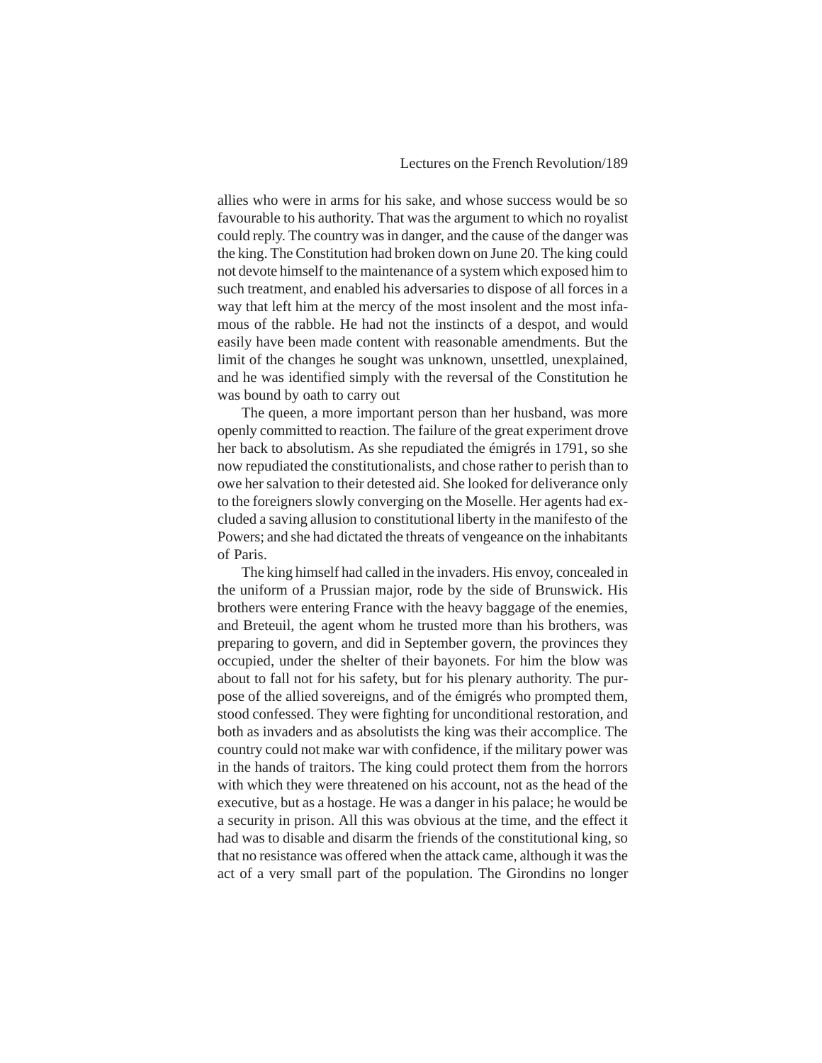allies who were in arms for his sake, and whose success would be so favourable to his authority. That was the argument to which no royalist could reply. The country was in danger, and the cause of the danger was the king. The Constitution had broken down on June 20. The king could not devote himself to the maintenance of a system which exposed him to such treatment, and enabled his adversaries to dispose of all forces in a way that left him at the mercy of the most insolent and the most infamous of the rabble. He had not the instincts of a despot, and would easily have been made content with reasonable amendments. But the limit of the changes he sought was unknown, unsettled, unexplained, and he was identified simply with the reversal of the Constitution he was bound by oath to carry out

The queen, a more important person than her husband, was more openly committed to reaction. The failure of the great experiment drove her back to absolutism. As she repudiated the émigrés in 1791, so she now repudiated the constitutionalists, and chose rather to perish than to owe her salvation to their detested aid. She looked for deliverance only to the foreigners slowly converging on the Moselle. Her agents had excluded a saving allusion to constitutional liberty in the manifesto of the Powers; and she had dictated the threats of vengeance on the inhabitants of Paris.

The king himself had called in the invaders. His envoy, concealed in the uniform of a Prussian major, rode by the side of Brunswick. His brothers were entering France with the heavy baggage of the enemies, and Breteuil, the agent whom he trusted more than his brothers, was preparing to govern, and did in September govern, the provinces they occupied, under the shelter of their bayonets. For him the blow was about to fall not for his safety, but for his plenary authority. The purpose of the allied sovereigns, and of the émigrés who prompted them, stood confessed. They were fighting for unconditional restoration, and both as invaders and as absolutists the king was their accomplice. The country could not make war with confidence, if the military power was in the hands of traitors. The king could protect them from the horrors with which they were threatened on his account, not as the head of the executive, but as a hostage. He was a danger in his palace; he would be a security in prison. All this was obvious at the time, and the effect it had was to disable and disarm the friends of the constitutional king, so that no resistance was offered when the attack came, although it was the act of a very small part of the population. The Girondins no longer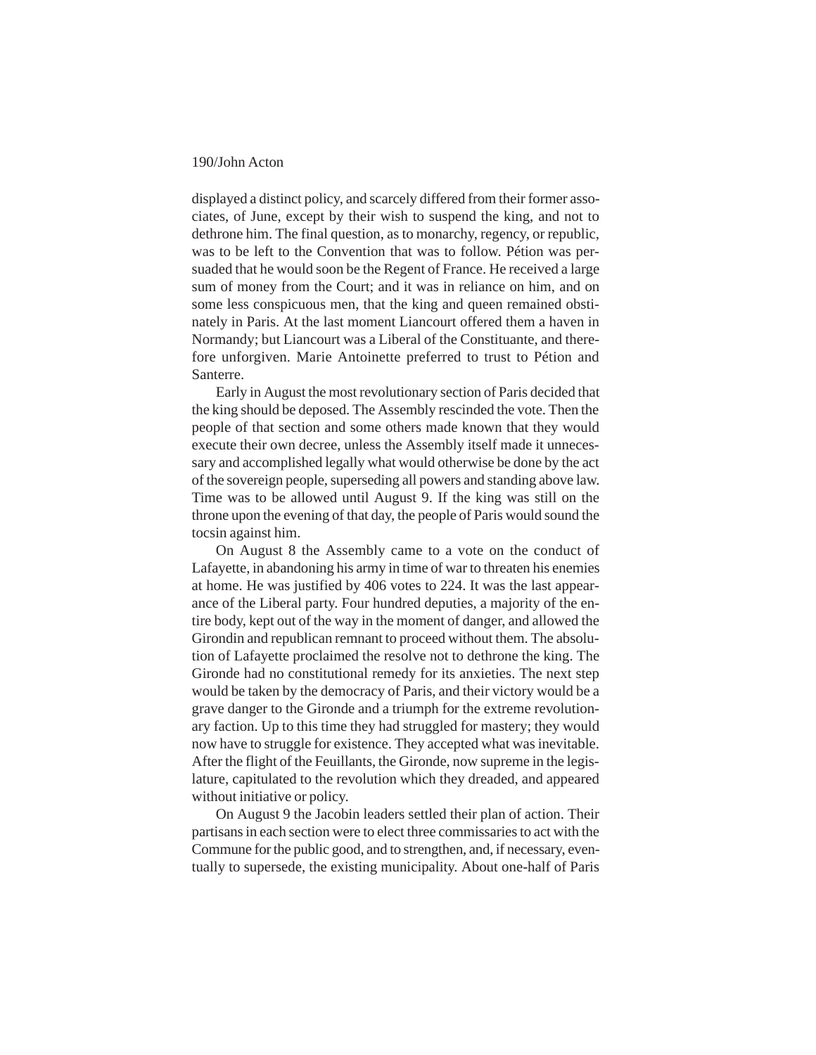displayed a distinct policy, and scarcely differed from their former associates, of June, except by their wish to suspend the king, and not to dethrone him. The final question, as to monarchy, regency, or republic, was to be left to the Convention that was to follow. Pétion was persuaded that he would soon be the Regent of France. He received a large sum of money from the Court; and it was in reliance on him, and on some less conspicuous men, that the king and queen remained obstinately in Paris. At the last moment Liancourt offered them a haven in Normandy; but Liancourt was a Liberal of the Constituante, and therefore unforgiven. Marie Antoinette preferred to trust to Pétion and Santerre.

Early in August the most revolutionary section of Paris decided that the king should be deposed. The Assembly rescinded the vote. Then the people of that section and some others made known that they would execute their own decree, unless the Assembly itself made it unnecessary and accomplished legally what would otherwise be done by the act of the sovereign people, superseding all powers and standing above law. Time was to be allowed until August 9. If the king was still on the throne upon the evening of that day, the people of Paris would sound the tocsin against him.

On August 8 the Assembly came to a vote on the conduct of Lafayette, in abandoning his army in time of war to threaten his enemies at home. He was justified by 406 votes to 224. It was the last appearance of the Liberal party. Four hundred deputies, a majority of the entire body, kept out of the way in the moment of danger, and allowed the Girondin and republican remnant to proceed without them. The absolution of Lafayette proclaimed the resolve not to dethrone the king. The Gironde had no constitutional remedy for its anxieties. The next step would be taken by the democracy of Paris, and their victory would be a grave danger to the Gironde and a triumph for the extreme revolutionary faction. Up to this time they had struggled for mastery; they would now have to struggle for existence. They accepted what was inevitable. After the flight of the Feuillants, the Gironde, now supreme in the legislature, capitulated to the revolution which they dreaded, and appeared without initiative or policy.

On August 9 the Jacobin leaders settled their plan of action. Their partisans in each section were to elect three commissaries to act with the Commune for the public good, and to strengthen, and, if necessary, eventually to supersede, the existing municipality. About one-half of Paris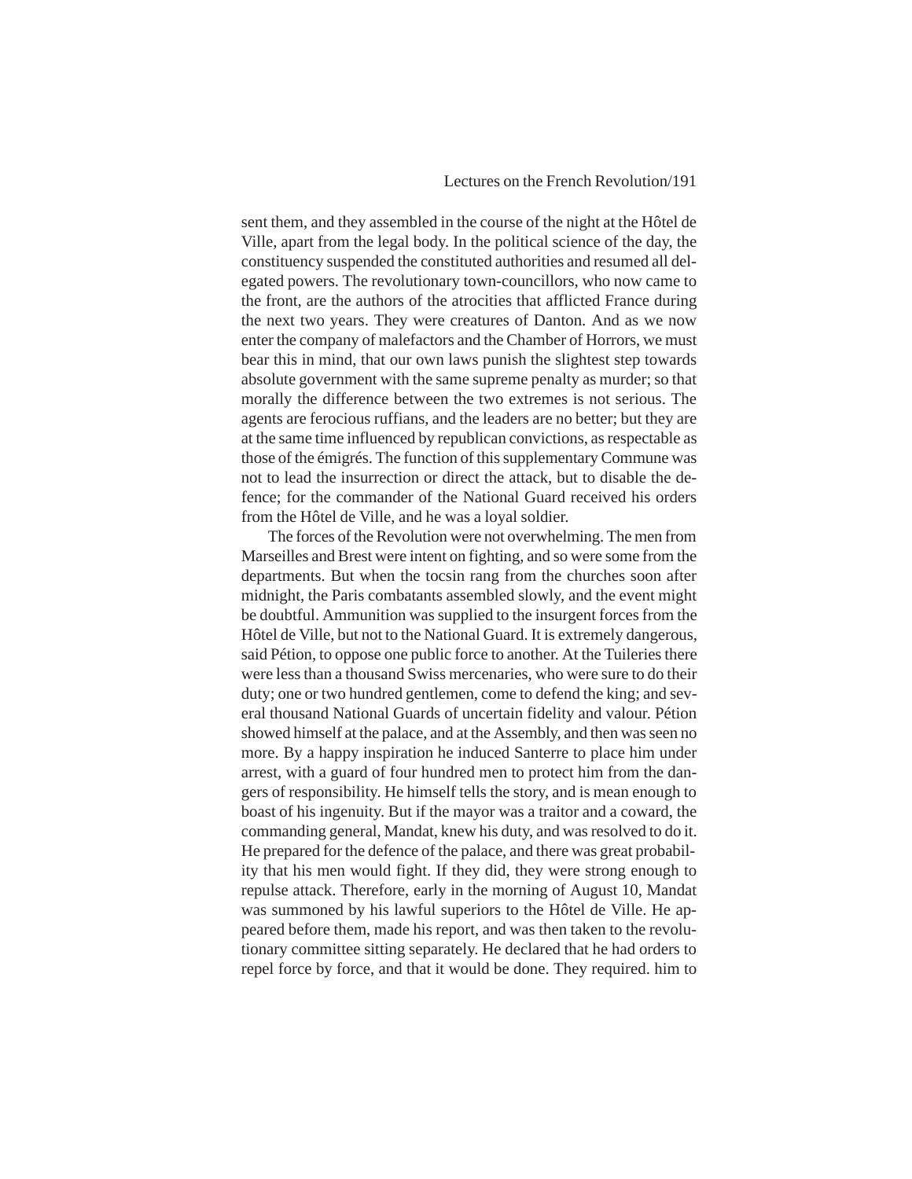sent them, and they assembled in the course of the night at the Hôtel de Ville, apart from the legal body. In the political science of the day, the constituency suspended the constituted authorities and resumed all delegated powers. The revolutionary town-councillors, who now came to the front, are the authors of the atrocities that afflicted France during the next two years. They were creatures of Danton. And as we now enter the company of malefactors and the Chamber of Horrors, we must bear this in mind, that our own laws punish the slightest step towards absolute government with the same supreme penalty as murder; so that morally the difference between the two extremes is not serious. The agents are ferocious ruffians, and the leaders are no better; but they are at the same time influenced by republican convictions, as respectable as those of the émigrés. The function of this supplementary Commune was not to lead the insurrection or direct the attack, but to disable the defence; for the commander of the National Guard received his orders from the Hôtel de Ville, and he was a loyal soldier.

The forces of the Revolution were not overwhelming. The men from Marseilles and Brest were intent on fighting, and so were some from the departments. But when the tocsin rang from the churches soon after midnight, the Paris combatants assembled slowly, and the event might be doubtful. Ammunition was supplied to the insurgent forces from the Hôtel de Ville, but not to the National Guard. It is extremely dangerous, said Pétion, to oppose one public force to another. At the Tuileries there were less than a thousand Swiss mercenaries, who were sure to do their duty; one or two hundred gentlemen, come to defend the king; and several thousand National Guards of uncertain fidelity and valour. Pétion showed himself at the palace, and at the Assembly, and then was seen no more. By a happy inspiration he induced Santerre to place him under arrest, with a guard of four hundred men to protect him from the dangers of responsibility. He himself tells the story, and is mean enough to boast of his ingenuity. But if the mayor was a traitor and a coward, the commanding general, Mandat, knew his duty, and was resolved to do it. He prepared for the defence of the palace, and there was great probability that his men would fight. If they did, they were strong enough to repulse attack. Therefore, early in the morning of August 10, Mandat was summoned by his lawful superiors to the Hôtel de Ville. He appeared before them, made his report, and was then taken to the revolutionary committee sitting separately. He declared that he had orders to repel force by force, and that it would be done. They required. him to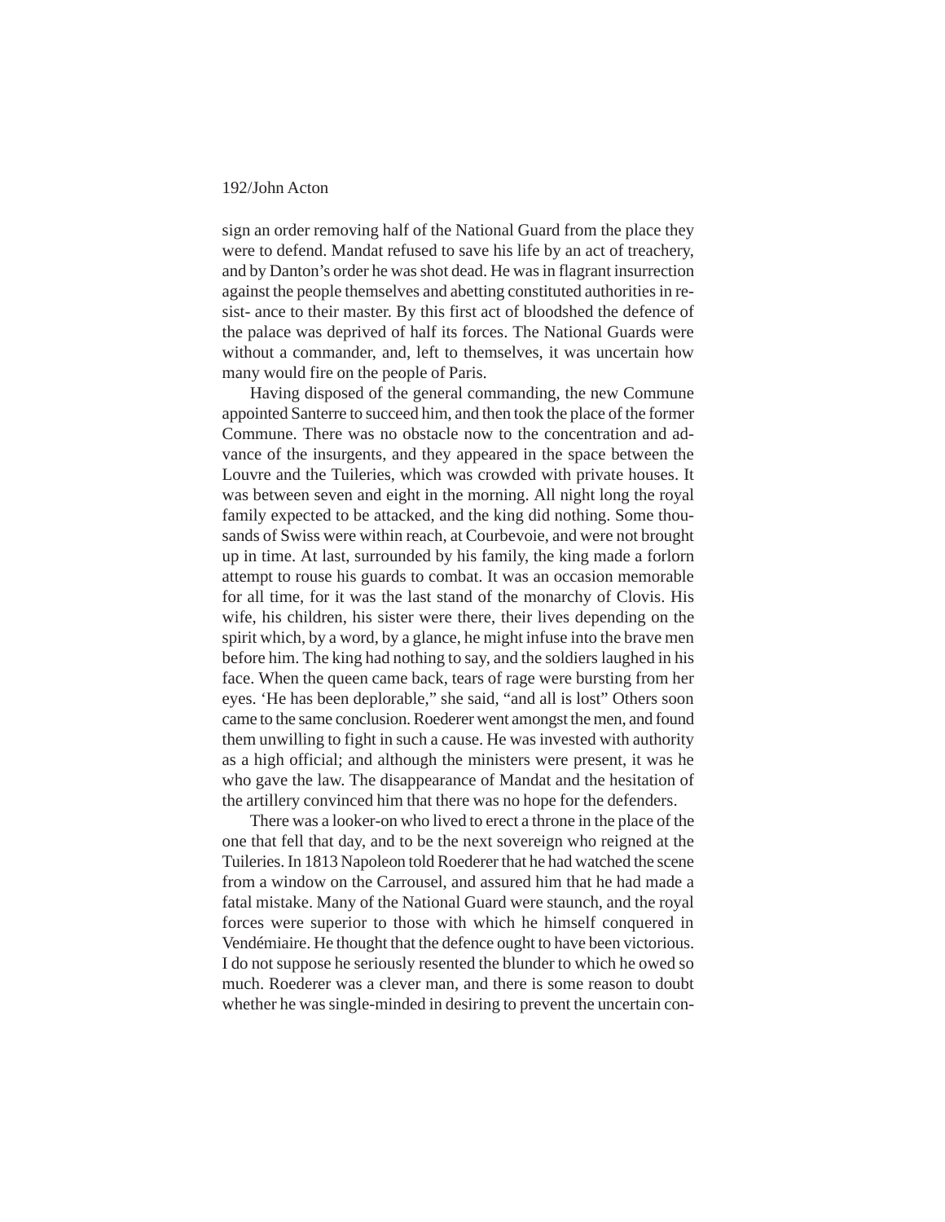sign an order removing half of the National Guard from the place they were to defend. Mandat refused to save his life by an act of treachery, and by Danton's order he was shot dead. He was in flagrant insurrection against the people themselves and abetting constituted authorities in resist- ance to their master. By this first act of bloodshed the defence of the palace was deprived of half its forces. The National Guards were without a commander, and, left to themselves, it was uncertain how many would fire on the people of Paris.

Having disposed of the general commanding, the new Commune appointed Santerre to succeed him, and then took the place of the former Commune. There was no obstacle now to the concentration and advance of the insurgents, and they appeared in the space between the Louvre and the Tuileries, which was crowded with private houses. It was between seven and eight in the morning. All night long the royal family expected to be attacked, and the king did nothing. Some thousands of Swiss were within reach, at Courbevoie, and were not brought up in time. At last, surrounded by his family, the king made a forlorn attempt to rouse his guards to combat. It was an occasion memorable for all time, for it was the last stand of the monarchy of Clovis. His wife, his children, his sister were there, their lives depending on the spirit which, by a word, by a glance, he might infuse into the brave men before him. The king had nothing to say, and the soldiers laughed in his face. When the queen came back, tears of rage were bursting from her eyes. 'He has been deplorable," she said, "and all is lost" Others soon came to the same conclusion. Roederer went amongst the men, and found them unwilling to fight in such a cause. He was invested with authority as a high official; and although the ministers were present, it was he who gave the law. The disappearance of Mandat and the hesitation of the artillery convinced him that there was no hope for the defenders.

There was a looker-on who lived to erect a throne in the place of the one that fell that day, and to be the next sovereign who reigned at the Tuileries. In 1813 Napoleon told Roederer that he had watched the scene from a window on the Carrousel, and assured him that he had made a fatal mistake. Many of the National Guard were staunch, and the royal forces were superior to those with which he himself conquered in Vendémiaire. He thought that the defence ought to have been victorious. I do not suppose he seriously resented the blunder to which he owed so much. Roederer was a clever man, and there is some reason to doubt whether he was single-minded in desiring to prevent the uncertain con-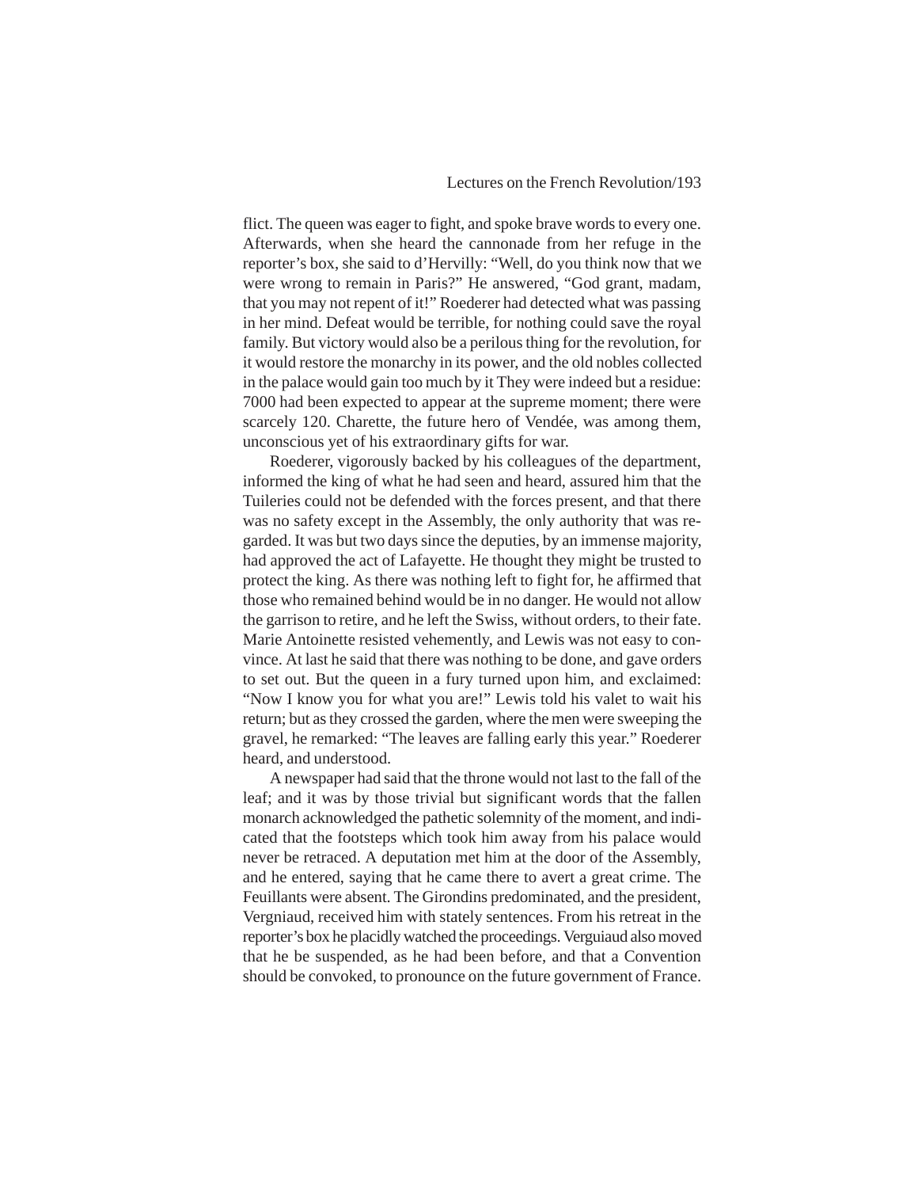flict. The queen was eager to fight, and spoke brave words to every one. Afterwards, when she heard the cannonade from her refuge in the reporter's box, she said to d'Hervilly: "Well, do you think now that we were wrong to remain in Paris?" He answered, "God grant, madam, that you may not repent of it!" Roederer had detected what was passing in her mind. Defeat would be terrible, for nothing could save the royal family. But victory would also be a perilous thing for the revolution, for it would restore the monarchy in its power, and the old nobles collected in the palace would gain too much by it They were indeed but a residue: 7000 had been expected to appear at the supreme moment; there were scarcely 120. Charette, the future hero of Vendée, was among them, unconscious yet of his extraordinary gifts for war.

Roederer, vigorously backed by his colleagues of the department, informed the king of what he had seen and heard, assured him that the Tuileries could not be defended with the forces present, and that there was no safety except in the Assembly, the only authority that was regarded. It was but two days since the deputies, by an immense majority, had approved the act of Lafayette. He thought they might be trusted to protect the king. As there was nothing left to fight for, he affirmed that those who remained behind would be in no danger. He would not allow the garrison to retire, and he left the Swiss, without orders, to their fate. Marie Antoinette resisted vehemently, and Lewis was not easy to convince. At last he said that there was nothing to be done, and gave orders to set out. But the queen in a fury turned upon him, and exclaimed: "Now I know you for what you are!" Lewis told his valet to wait his return; but as they crossed the garden, where the men were sweeping the gravel, he remarked: "The leaves are falling early this year." Roederer heard, and understood.

A newspaper had said that the throne would not last to the fall of the leaf; and it was by those trivial but significant words that the fallen monarch acknowledged the pathetic solemnity of the moment, and indicated that the footsteps which took him away from his palace would never be retraced. A deputation met him at the door of the Assembly, and he entered, saying that he came there to avert a great crime. The Feuillants were absent. The Girondins predominated, and the president, Vergniaud, received him with stately sentences. From his retreat in the reporter's box he placidly watched the proceedings. Verguiaud also moved that he be suspended, as he had been before, and that a Convention should be convoked, to pronounce on the future government of France.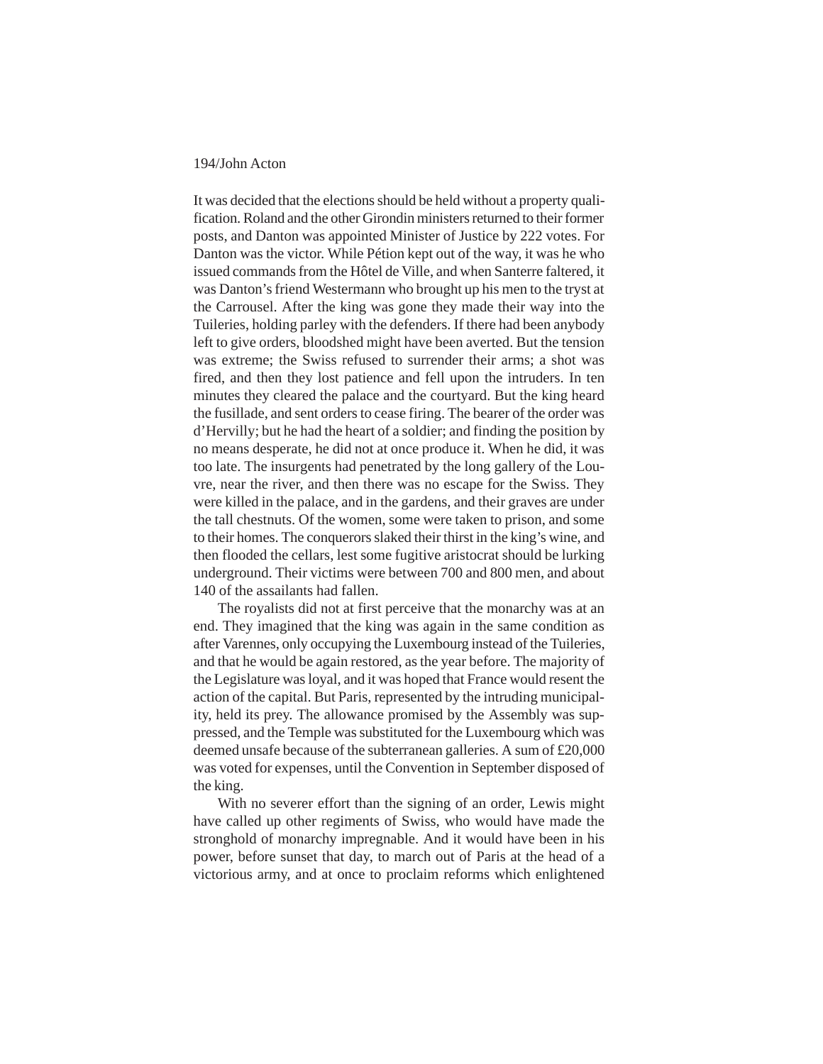It was decided that the elections should be held without a property qualification. Roland and the other Girondin ministers returned to their former posts, and Danton was appointed Minister of Justice by 222 votes. For Danton was the victor. While Pétion kept out of the way, it was he who issued commands from the Hôtel de Ville, and when Santerre faltered, it was Danton's friend Westermann who brought up his men to the tryst at the Carrousel. After the king was gone they made their way into the Tuileries, holding parley with the defenders. If there had been anybody left to give orders, bloodshed might have been averted. But the tension was extreme; the Swiss refused to surrender their arms; a shot was fired, and then they lost patience and fell upon the intruders. In ten minutes they cleared the palace and the courtyard. But the king heard the fusillade, and sent orders to cease firing. The bearer of the order was d'Hervilly; but he had the heart of a soldier; and finding the position by no means desperate, he did not at once produce it. When he did, it was too late. The insurgents had penetrated by the long gallery of the Louvre, near the river, and then there was no escape for the Swiss. They were killed in the palace, and in the gardens, and their graves are under the tall chestnuts. Of the women, some were taken to prison, and some to their homes. The conquerors slaked their thirst in the king's wine, and then flooded the cellars, lest some fugitive aristocrat should be lurking underground. Their victims were between 700 and 800 men, and about 140 of the assailants had fallen.

The royalists did not at first perceive that the monarchy was at an end. They imagined that the king was again in the same condition as after Varennes, only occupying the Luxembourg instead of the Tuileries, and that he would be again restored, as the year before. The majority of the Legislature was loyal, and it was hoped that France would resent the action of the capital. But Paris, represented by the intruding municipality, held its prey. The allowance promised by the Assembly was suppressed, and the Temple was substituted for the Luxembourg which was deemed unsafe because of the subterranean galleries. A sum of £20,000 was voted for expenses, until the Convention in September disposed of the king.

With no severer effort than the signing of an order, Lewis might have called up other regiments of Swiss, who would have made the stronghold of monarchy impregnable. And it would have been in his power, before sunset that day, to march out of Paris at the head of a victorious army, and at once to proclaim reforms which enlightened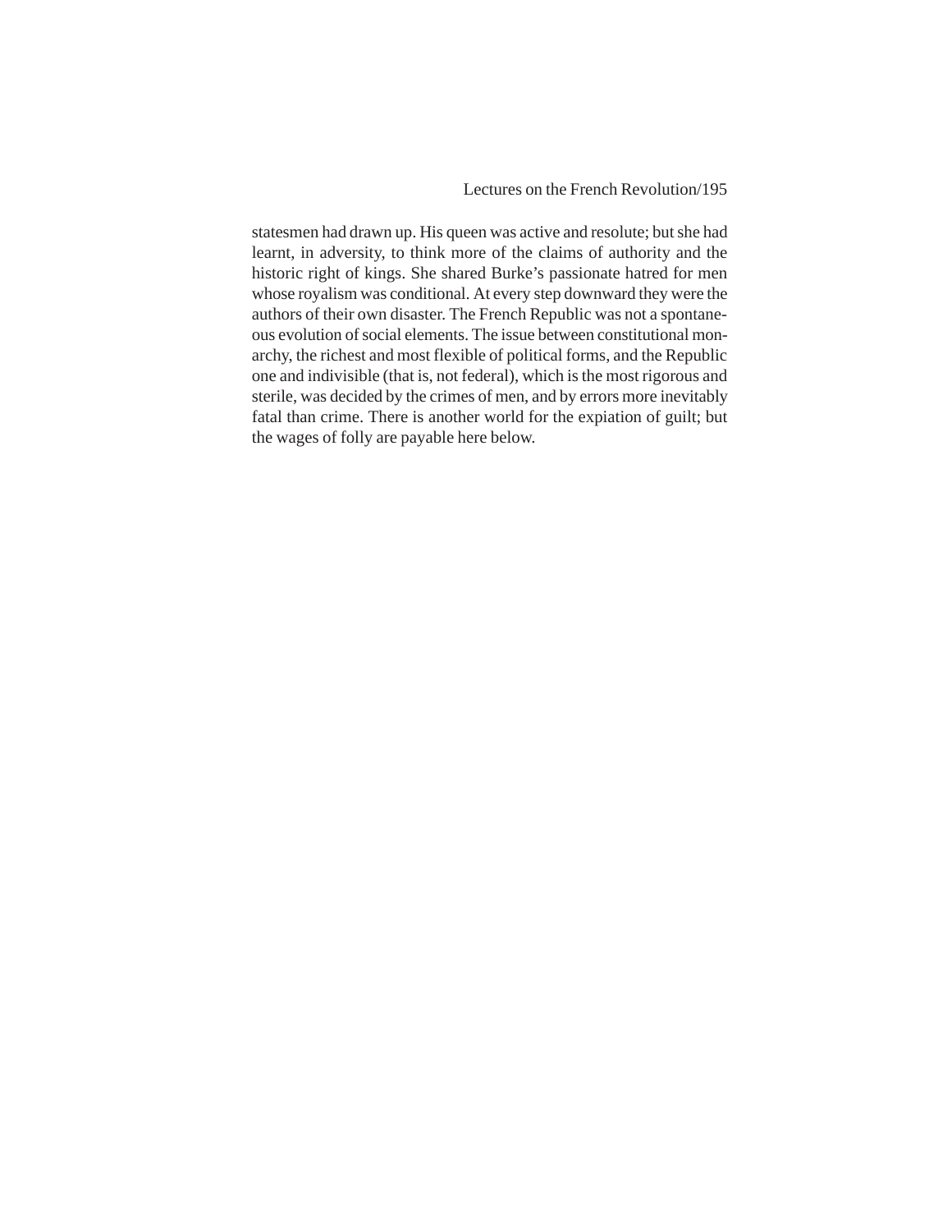statesmen had drawn up. His queen was active and resolute; but she had learnt, in adversity, to think more of the claims of authority and the historic right of kings. She shared Burke's passionate hatred for men whose royalism was conditional. At every step downward they were the authors of their own disaster. The French Republic was not a spontaneous evolution of social elements. The issue between constitutional monarchy, the richest and most flexible of political forms, and the Republic one and indivisible (that is, not federal), which is the most rigorous and sterile, was decided by the crimes of men, and by errors more inevitably fatal than crime. There is another world for the expiation of guilt; but the wages of folly are payable here below.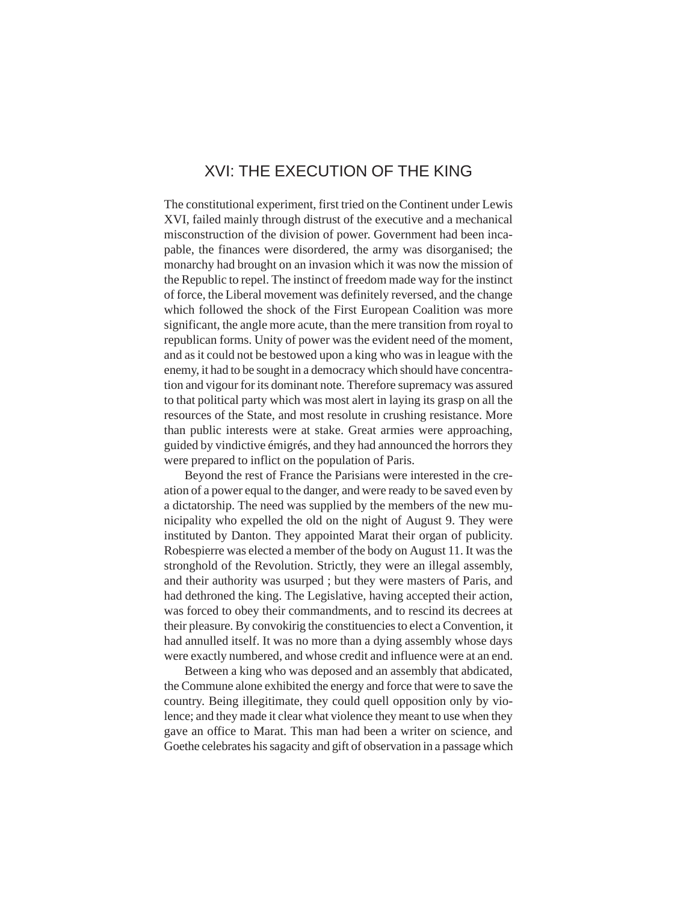# XVI: THE EXECUTION OF THE KING

The constitutional experiment, first tried on the Continent under Lewis XVI, failed mainly through distrust of the executive and a mechanical misconstruction of the division of power. Government had been incapable, the finances were disordered, the army was disorganised; the monarchy had brought on an invasion which it was now the mission of the Republic to repel. The instinct of freedom made way for the instinct of force, the Liberal movement was definitely reversed, and the change which followed the shock of the First European Coalition was more significant, the angle more acute, than the mere transition from royal to republican forms. Unity of power was the evident need of the moment, and as it could not be bestowed upon a king who was in league with the enemy, it had to be sought in a democracy which should have concentration and vigour for its dominant note. Therefore supremacy was assured to that political party which was most alert in laying its grasp on all the resources of the State, and most resolute in crushing resistance. More than public interests were at stake. Great armies were approaching, guided by vindictive émigrés, and they had announced the horrors they were prepared to inflict on the population of Paris.

Beyond the rest of France the Parisians were interested in the creation of a power equal to the danger, and were ready to be saved even by a dictatorship. The need was supplied by the members of the new municipality who expelled the old on the night of August 9. They were instituted by Danton. They appointed Marat their organ of publicity. Robespierre was elected a member of the body on August 11. It was the stronghold of the Revolution. Strictly, they were an illegal assembly, and their authority was usurped ; but they were masters of Paris, and had dethroned the king. The Legislative, having accepted their action, was forced to obey their commandments, and to rescind its decrees at their pleasure. By convokirig the constituencies to elect a Convention, it had annulled itself. It was no more than a dying assembly whose days were exactly numbered, and whose credit and influence were at an end.

Between a king who was deposed and an assembly that abdicated, the Commune alone exhibited the energy and force that were to save the country. Being illegitimate, they could quell opposition only by violence; and they made it clear what violence they meant to use when they gave an office to Marat. This man had been a writer on science, and Goethe celebrates his sagacity and gift of observation in a passage which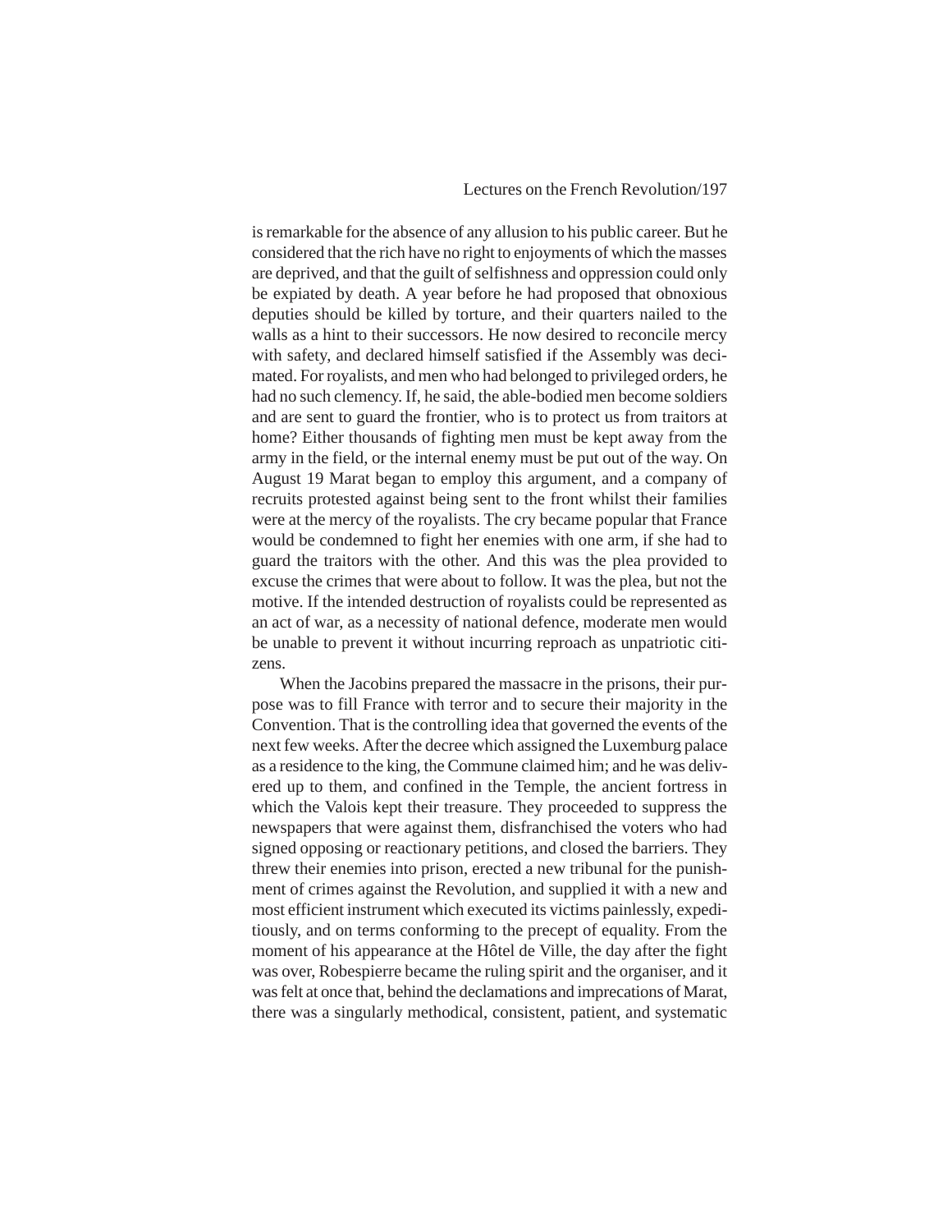is remarkable for the absence of any allusion to his public career. But he considered that the rich have no right to enjoyments of which the masses are deprived, and that the guilt of selfishness and oppression could only be expiated by death. A year before he had proposed that obnoxious deputies should be killed by torture, and their quarters nailed to the walls as a hint to their successors. He now desired to reconcile mercy with safety, and declared himself satisfied if the Assembly was decimated. For royalists, and men who had belonged to privileged orders, he had no such clemency. If, he said, the able-bodied men become soldiers and are sent to guard the frontier, who is to protect us from traitors at home? Either thousands of fighting men must be kept away from the army in the field, or the internal enemy must be put out of the way. On August 19 Marat began to employ this argument, and a company of recruits protested against being sent to the front whilst their families were at the mercy of the royalists. The cry became popular that France would be condemned to fight her enemies with one arm, if she had to guard the traitors with the other. And this was the plea provided to excuse the crimes that were about to follow. It was the plea, but not the motive. If the intended destruction of royalists could be represented as an act of war, as a necessity of national defence, moderate men would be unable to prevent it without incurring reproach as unpatriotic citizens.

When the Jacobins prepared the massacre in the prisons, their purpose was to fill France with terror and to secure their majority in the Convention. That is the controlling idea that governed the events of the next few weeks. After the decree which assigned the Luxemburg palace as a residence to the king, the Commune claimed him; and he was delivered up to them, and confined in the Temple, the ancient fortress in which the Valois kept their treasure. They proceeded to suppress the newspapers that were against them, disfranchised the voters who had signed opposing or reactionary petitions, and closed the barriers. They threw their enemies into prison, erected a new tribunal for the punishment of crimes against the Revolution, and supplied it with a new and most efficient instrument which executed its victims painlessly, expeditiously, and on terms conforming to the precept of equality. From the moment of his appearance at the Hôtel de Ville, the day after the fight was over, Robespierre became the ruling spirit and the organiser, and it was felt at once that, behind the declamations and imprecations of Marat, there was a singularly methodical, consistent, patient, and systematic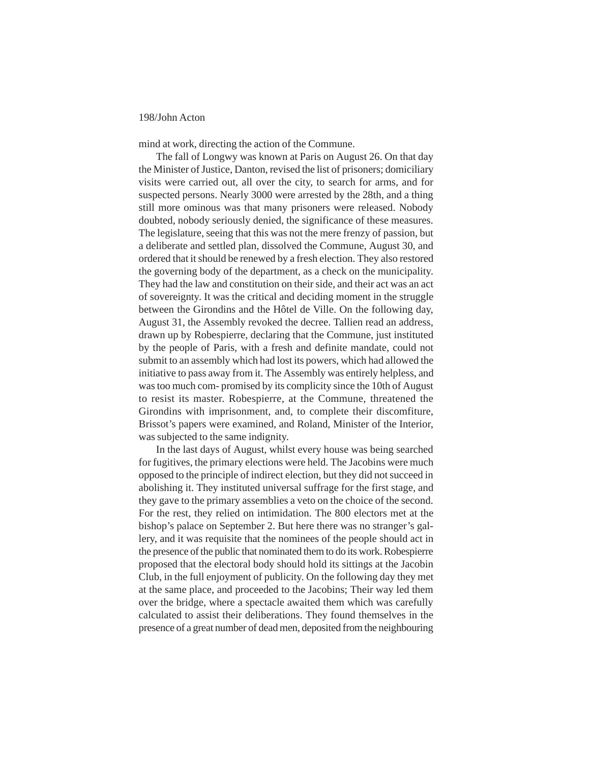mind at work, directing the action of the Commune.

The fall of Longwy was known at Paris on August 26. On that day the Minister of Justice, Danton, revised the list of prisoners; domiciliary visits were carried out, all over the city, to search for arms, and for suspected persons. Nearly 3000 were arrested by the 28th, and a thing still more ominous was that many prisoners were released. Nobody doubted, nobody seriously denied, the significance of these measures. The legislature, seeing that this was not the mere frenzy of passion, but a deliberate and settled plan, dissolved the Commune, August 30, and ordered that it should be renewed by a fresh election. They also restored the governing body of the department, as a check on the municipality. They had the law and constitution on their side, and their act was an act of sovereignty. It was the critical and deciding moment in the struggle between the Girondins and the Hôtel de Ville. On the following day, August 31, the Assembly revoked the decree. Tallien read an address, drawn up by Robespierre, declaring that the Commune, just instituted by the people of Paris, with a fresh and definite mandate, could not submit to an assembly which had lost its powers, which had allowed the initiative to pass away from it. The Assembly was entirely helpless, and was too much compromised by its complicity since the 10th of August to resist its master. Robespierre, at the Commune, threatened the Girondins with imprisonment, and, to complete their discomfiture, Brissot's papers were examined, and Roland, Minister of the Interior, was subjected to the same indignity.

In the last days of August, whilst every house was being searched for fugitives, the primary elections were held. The Jacobins were much opposed to the principle of indirect election, but they did not succeed in abolishing it. They instituted universal suffrage for the first stage, and they gave to the primary assemblies a veto on the choice of the second. For the rest, they relied on intimidation. The 800 electors met at the bishop's palace on September 2. But here there was no stranger's gallery, and it was requisite that the nominees of the people should act in the presence of the public that nominated them to do its work. Robespierre proposed that the electoral body should hold its sittings at the Jacobin Club, in the full enjoyment of publicity. On the following day they met at the same place, and proceeded to the Jacobins; Their way led them over the bridge, where a spectacle awaited them which was carefully calculated to assist their deliberations. They found themselves in the presence of a great number of dead men, deposited from the neighbouring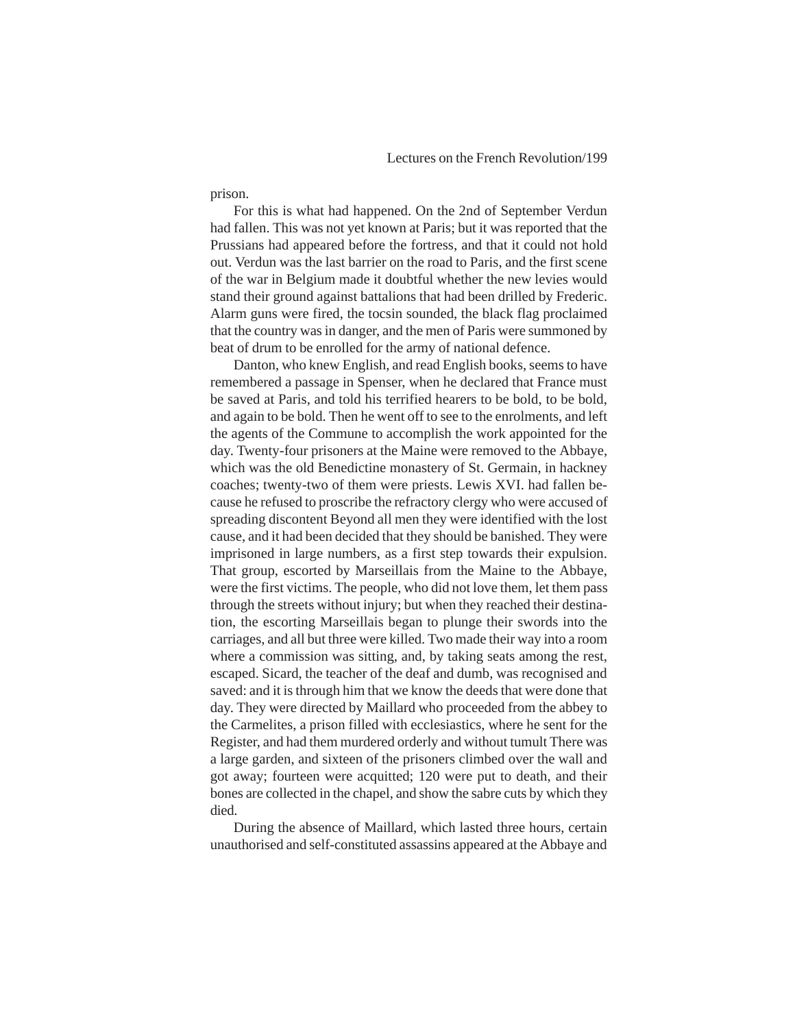prison.

For this is what had happened. On the 2nd of September Verdun had fallen. This was not yet known at Paris; but it was reported that the Prussians had appeared before the fortress, and that it could not hold out. Verdun was the last barrier on the road to Paris, and the first scene of the war in Belgium made it doubtful whether the new levies would stand their ground against battalions that had been drilled by Frederic. Alarm guns were fired, the tocsin sounded, the black flag proclaimed that the country was in danger, and the men of Paris were summoned by beat of drum to be enrolled for the army of national defence.

Danton, who knew English, and read English books, seems to have remembered a passage in Spenser, when he declared that France must be saved at Paris, and told his terrified hearers to be bold, to be bold, and again to be bold. Then he went off to see to the enrolments, and left the agents of the Commune to accomplish the work appointed for the day. Twenty-four prisoners at the Maine were removed to the Abbaye, which was the old Benedictine monastery of St. Germain, in hackney coaches; twenty-two of them were priests. Lewis XVI. had fallen because he refused to proscribe the refractory clergy who were accused of spreading discontent Beyond all men they were identified with the lost cause, and it had been decided that they should be banished. They were imprisoned in large numbers, as a first step towards their expulsion. That group, escorted by Marseillais from the Maine to the Abbaye, were the first victims. The people, who did not love them, let them pass through the streets without injury; but when they reached their destination, the escorting Marseillais began to plunge their swords into the carriages, and all but three were killed. Two made their way into a room where a commission was sitting, and, by taking seats among the rest, escaped. Sicard, the teacher of the deaf and dumb, was recognised and saved: and it is through him that we know the deeds that were done that day. They were directed by Maillard who proceeded from the abbey to the Carmelites, a prison filled with ecclesiastics, where he sent for the Register, and had them murdered orderly and without tumult There was a large garden, and sixteen of the prisoners climbed over the wall and got away; fourteen were acquitted; 120 were put to death, and their bones are collected in the chapel, and show the sabre cuts by which they died.

During the absence of Maillard, which lasted three hours, certain unauthorised and self-constituted assassins appeared at the Abbaye and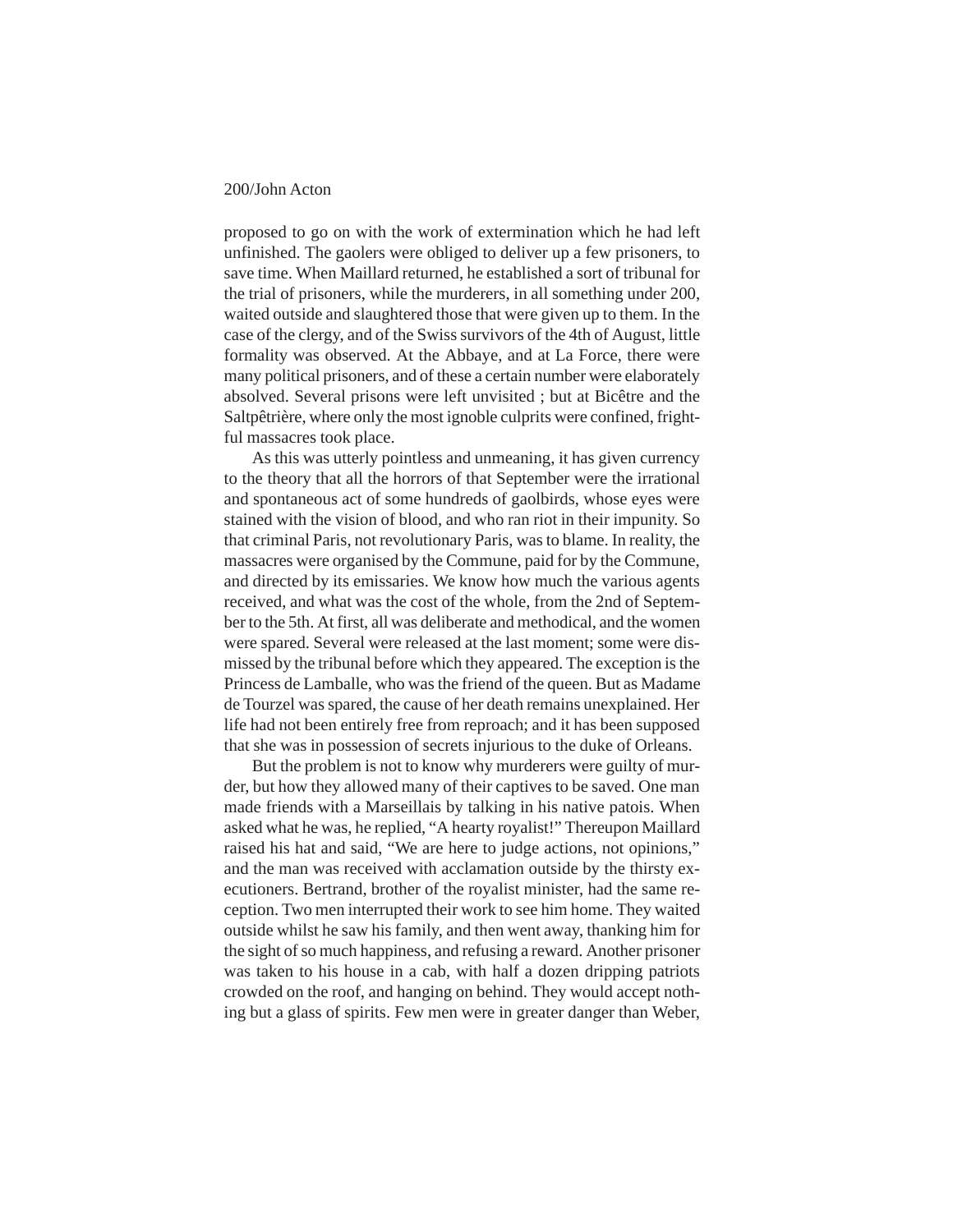proposed to go on with the work of extermination which he had left unfinished. The gaolers were obliged to deliver up a few prisoners, to save time. When Maillard returned, he established a sort of tribunal for the trial of prisoners, while the murderers, in all something under 200, waited outside and slaughtered those that were given up to them. In the case of the clergy, and of the Swiss survivors of the 4th of August, little formality was observed. At the Abbaye, and at La Force, there were many political prisoners, and of these a certain number were elaborately absolved. Several prisons were left unvisited ; but at Bicêtre and the Saltpêtrière, where only the most ignoble culprits were confined, frightful massacres took place.

As this was utterly pointless and unmeaning, it has given currency to the theory that all the horrors of that September were the irrational and spontaneous act of some hundreds of gaolbirds, whose eyes were stained with the vision of blood, and who ran riot in their impunity. So that criminal Paris, not revolutionary Paris, was to blame. In reality, the massacres were organised by the Commune, paid for by the Commune, and directed by its emissaries. We know how much the various agents received, and what was the cost of the whole, from the 2nd of September to the 5th. At first, all was deliberate and methodical, and the women were spared. Several were released at the last moment; some were dismissed by the tribunal before which they appeared. The exception is the Princess de Lamballe, who was the friend of the queen. But as Madame de Tourzel was spared, the cause of her death remains unexplained. Her life had not been entirely free from reproach; and it has been supposed that she was in possession of secrets injurious to the duke of Orleans.

But the problem is not to know why murderers were guilty of murder, but how they allowed many of their captives to be saved. One man made friends with a Marseillais by talking in his native patois. When asked what he was, he replied, "A hearty royalist!" Thereupon Maillard raised his hat and said, "We are here to judge actions, not opinions," and the man was received with acclamation outside by the thirsty executioners. Bertrand, brother of the royalist minister, had the same reception. Two men interrupted their work to see him home. They waited outside whilst he saw his family, and then went away, thanking him for the sight of so much happiness, and refusing a reward. Another prisoner was taken to his house in a cab, with half a dozen dripping patriots crowded on the roof, and hanging on behind. They would accept nothing but a glass of spirits. Few men were in greater danger than Weber,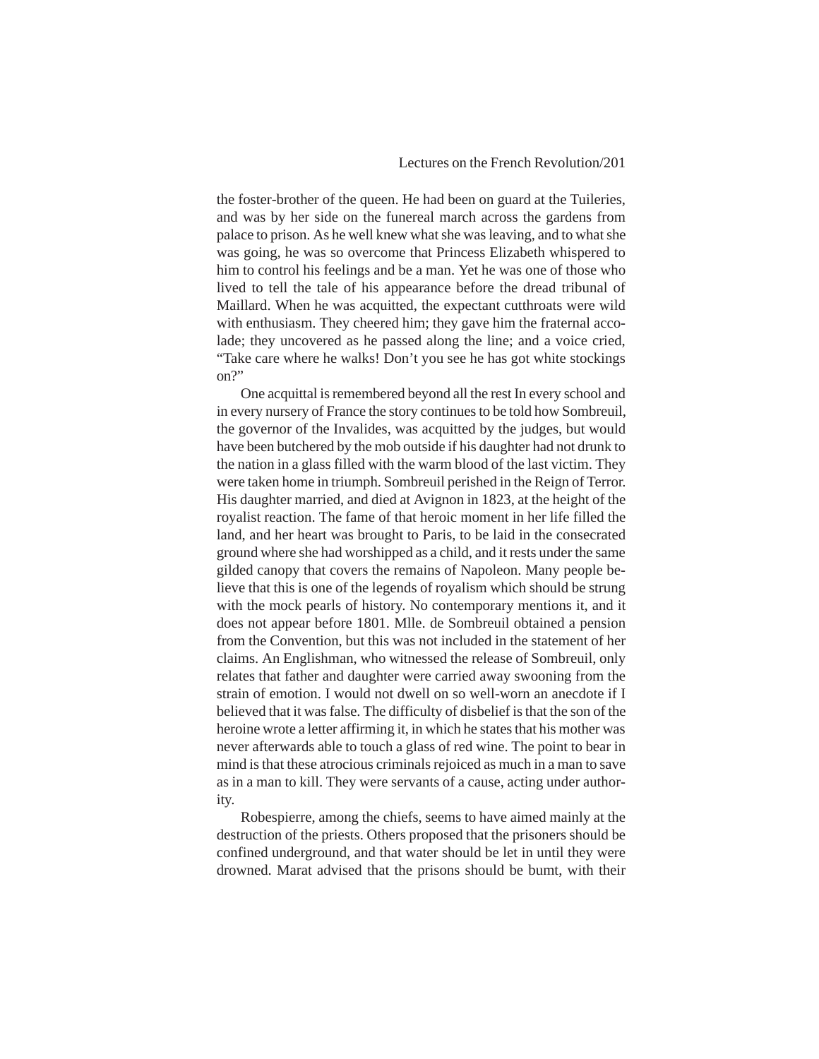the foster-brother of the queen. He had been on guard at the Tuileries, and was by her side on the funereal march across the gardens from palace to prison. As he well knew what she was leaving, and to what she was going, he was so overcome that Princess Elizabeth whispered to him to control his feelings and be a man. Yet he was one of those who lived to tell the tale of his appearance before the dread tribunal of Maillard. When he was acquitted, the expectant cutthroats were wild with enthusiasm. They cheered him; they gave him the fraternal accolade; they uncovered as he passed along the line; and a voice cried, "Take care where he walks! Don't you see he has got white stockings on?"

One acquittal is remembered beyond all the rest In every school and in every nursery of France the story continues to be told how Sombreuil, the governor of the Invalides, was acquitted by the judges, but would have been butchered by the mob outside if his daughter had not drunk to the nation in a glass filled with the warm blood of the last victim. They were taken home in triumph. Sombreuil perished in the Reign of Terror. His daughter married, and died at Avignon in 1823, at the height of the royalist reaction. The fame of that heroic moment in her life filled the land, and her heart was brought to Paris, to be laid in the consecrated ground where she had worshipped as a child, and it rests under the same gilded canopy that covers the remains of Napoleon. Many people believe that this is one of the legends of royalism which should be strung with the mock pearls of history. No contemporary mentions it, and it does not appear before 1801. Mlle. de Sombreuil obtained a pension from the Convention, but this was not included in the statement of her claims. An Englishman, who witnessed the release of Sombreuil, only relates that father and daughter were carried away swooning from the strain of emotion. I would not dwell on so well-worn an anecdote if I believed that it was false. The difficulty of disbelief is that the son of the heroine wrote a letter affirming it, in which he states that his mother was never afterwards able to touch a glass of red wine. The point to bear in mind is that these atrocious criminals rejoiced as much in a man to save as in a man to kill. They were servants of a cause, acting under authority.

Robespierre, among the chiefs, seems to have aimed mainly at the destruction of the priests. Others proposed that the prisoners should be confined underground, and that water should be let in until they were drowned. Marat advised that the prisons should be burnt, with their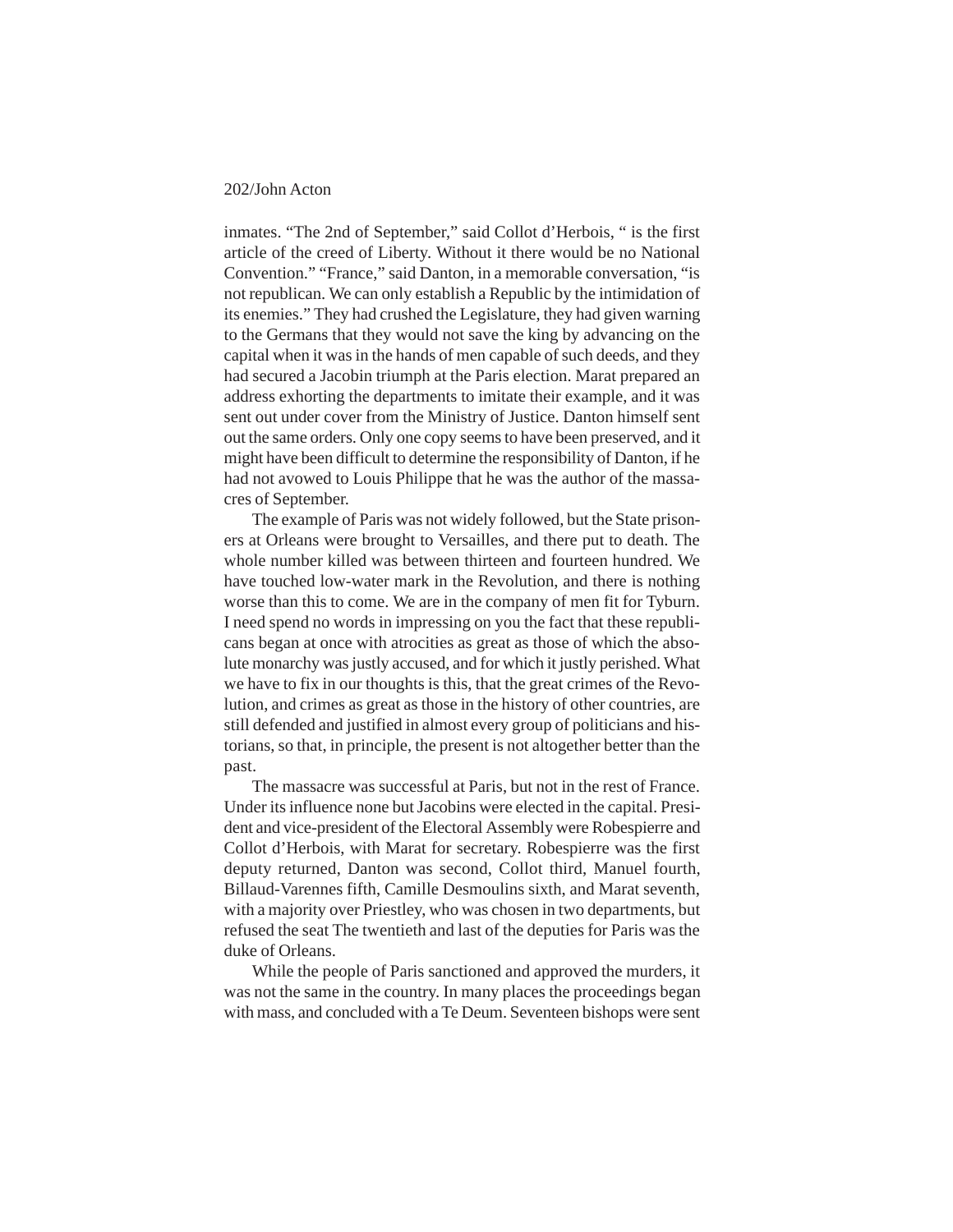inmates. "The 2nd of September," said Collot d'Herbois, " is the first article of the creed of Liberty. Without it there would be no National Convention." "France," said Danton, in a memorable conversation, "is not republican. We can only establish a Republic by the intimidation of its enemies." They had crushed the Legislature, they had given warning to the Germans that they would not save the king by advancing on the capital when it was in the hands of men capable of such deeds, and they had secured a Jacobin triumph at the Paris election. Marat prepared an address exhorting the departments to imitate their example, and it was sent out under cover from the Ministry of Justice. Danton himself sent out the same orders. Only one copy seems to have been preserved, and it might have been difficult to determine the responsibility of Danton, if he had not avowed to Louis Philippe that he was the author of the massacres of September.

The example of Paris was not widely followed, but the State prisoners at Orleans were brought to Versailles, and there put to death. The whole number killed was between thirteen and fourteen hundred. We have touched low-water mark in the Revolution, and there is nothing worse than this to come. We are in the company of men fit for Tyburn. I need spend no words in impressing on you the fact that these republicans began at once with atrocities as great as those of which the absolute monarchy was justly accused, and for which it justly perished. What we have to fix in our thoughts is this, that the great crimes of the Revolution, and crimes as great as those in the history of other countries, are still defended and justified in almost every group of politicians and historians, so that, in principle, the present is not altogether better than the past.

The massacre was successful at Paris, but not in the rest of France. Under its influence none but Jacobins were elected in the capital. President and vice-president of the Electoral Assembly were Robespierre and Collot d'Herbois, with Marat for secretary. Robespierre was the first deputy returned, Danton was second, Collot third, Manuel fourth, Billaud-Varennes fifth, Camille Desmoulins sixth, and Marat seventh, with a majority over Priestley, who was chosen in two departments, but refused the seat The twentieth and last of the deputies for Paris was the duke of Orleans.

While the people of Paris sanctioned and approved the murders, it was not the same in the country. In many places the proceedings began with mass, and concluded with a Te Deum. Seventeen bishops were sent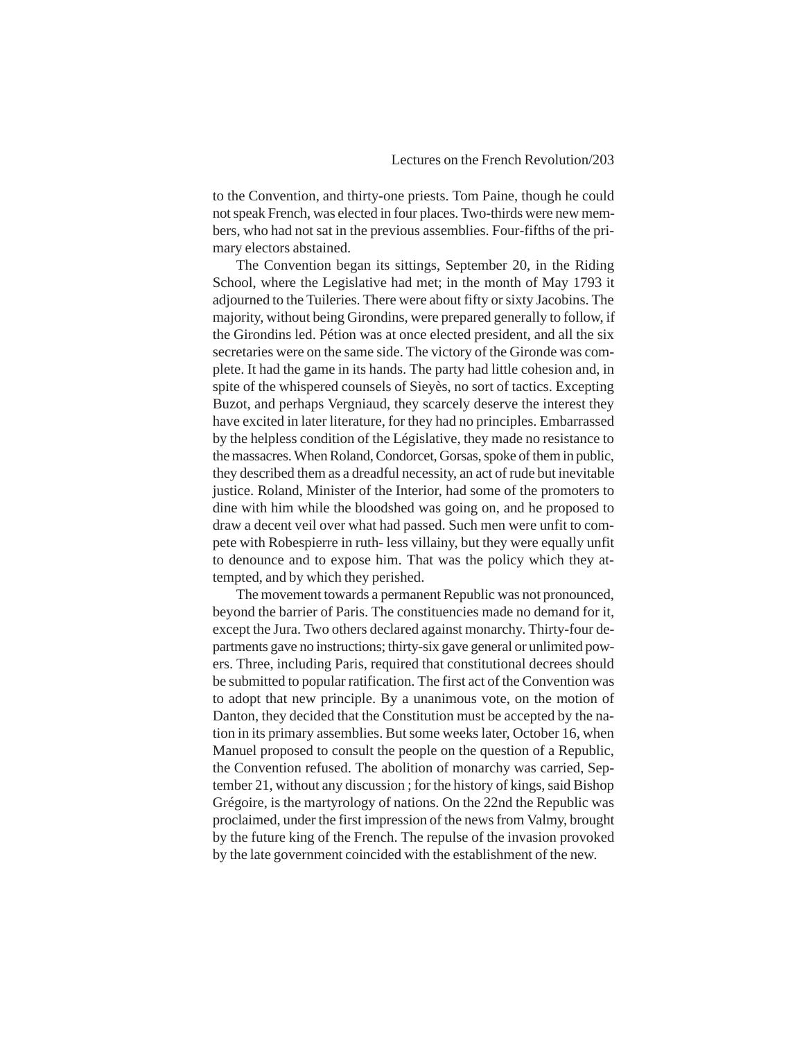to the Convention, and thirty-one priests. Tom Paine, though he could not speak French, was elected in four places. Two-thirds were new members, who had not sat in the previous assemblies. Four-fifths of the primary electors abstained.

The Convention began its sittings, September 20, in the Riding School, where the Legislative had met; in the month of May 1793 it adjourned to the Tuileries. There were about fifty or sixty Jacobins. The majority, without being Girondins, were prepared generally to follow, if the Girondins led. Pétion was at once elected president, and all the six secretaries were on the same side. The victory of the Gironde was complete. It had the game in its hands. The party had little cohesion and, in spite of the whispered counsels of Sieyès, no sort of tactics. Excepting Buzot, and perhaps Vergniaud, they scarcely deserve the interest they have excited in later literature, for they had no principles. Embarrassed by the helpless condition of the Législative, they made no resistance to the massacres. When Roland, Condorcet, Gorsas, spoke of them in public, they described them as a dreadful necessity, an act of rude but inevitable justice. Roland, Minister of the Interior, had some of the promoters to dine with him while the bloodshed was going on, and he proposed to draw a decent veil over what had passed. Such men were unfit to compete with Robespierre in ruth- less villainy, but they were equally unfit to denounce and to expose him. That was the policy which they attempted, and by which they perished.

The movement towards a permanent Republic was not pronounced, beyond the barrier of Paris. The constituencies made no demand for it, except the Jura. Two others declared against monarchy. Thirty-four departments gave no instructions; thirty-six gave general or unlimited powers. Three, including Paris, required that constitutional decrees should be submitted to popular ratification. The first act of the Convention was to adopt that new principle. By a unanimous vote, on the motion of Danton, they decided that the Constitution must be accepted by the nation in its primary assemblies. But some weeks later, October 16, when Manuel proposed to consult the people on the question of a Republic, the Convention refused. The abolition of monarchy was carried, September 21, without any discussion ; for the history of kings, said Bishop Grégoire, is the martyrology of nations. On the 22nd the Republic was proclaimed, under the first impression of the news from Valmy, brought by the future king of the French. The repulse of the invasion provoked by the late government coincided with the establishment of the new.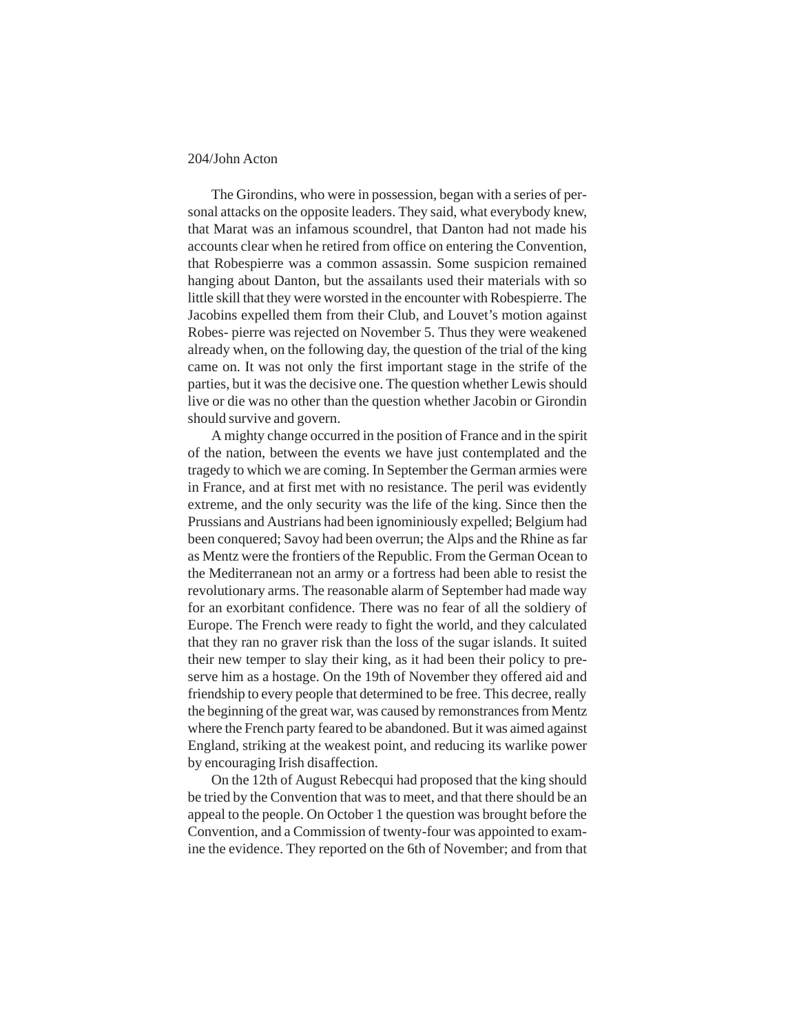The Girondins, who were in possession, began with a series of personal attacks on the opposite leaders. They said, what everybody knew, that Marat was an infamous scoundrel, that Danton had not made his accounts clear when he retired from office on entering the Convention, that Robespierre was a common assassin. Some suspicion remained hanging about Danton, but the assailants used their materials with so little skill that they were worsted in the encounter with Robespierre. The Jacobins expelled them from their Club, and Louvet's motion against Robes- pierre was rejected on November 5. Thus they were weakened already when, on the following day, the question of the trial of the king came on. It was not only the first important stage in the strife of the parties, but it was the decisive one. The question whether Lewis should live or die was no other than the question whether Jacobin or Girondin should survive and govern.

A mighty change occurred in the position of France and in the spirit of the nation, between the events we have just contemplated and the tragedy to which we are coming. In September the German armies were in France, and at first met with no resistance. The peril was evidently extreme, and the only security was the life of the king. Since then the Prussians and Austrians had been ignominiously expelled; Belgium had been conquered; Savoy had been overrun; the Alps and the Rhine as far as Mentz were the frontiers of the Republic. From the German Ocean to the Mediterranean not an army or a fortress had been able to resist the revolutionary arms. The reasonable alarm of September had made way for an exorbitant confidence. There was no fear of all the soldiery of Europe. The French were ready to fight the world, and they calculated that they ran no graver risk than the loss of the sugar islands. It suited their new temper to slay their king, as it had been their policy to preserve him as a hostage. On the 19th of November they offered aid and friendship to every people that determined to be free. This decree, really the beginning of the great war, was caused by remonstrances from Mentz where the French party feared to be abandoned. But it was aimed against England, striking at the weakest point, and reducing its warlike power by encouraging Irish disaffection.

On the 12th of August Rebecqui had proposed that the king should be tried by the Convention that was to meet, and that there should be an appeal to the people. On October 1 the question was brought before the Convention, and a Commission of twenty-four was appointed to examine the evidence. They reported on the 6th of November; and from that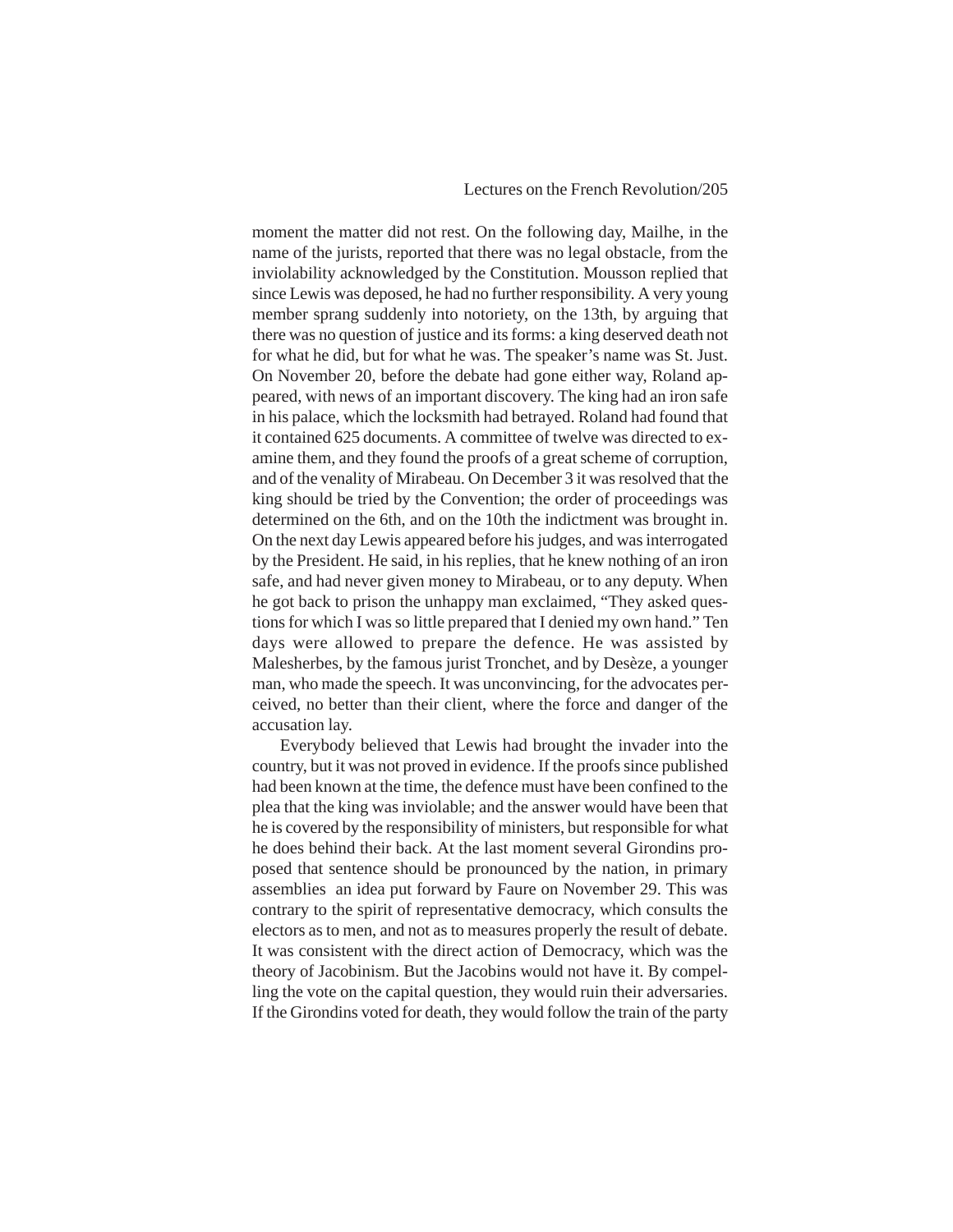moment the matter did not rest. On the following day, Mailhe, in the name of the jurists, reported that there was no legal obstacle, from the inviolability acknowledged by the Constitution. Mousson replied that since Lewis was deposed, he had no further responsibility. A very young member sprang suddenly into notoriety, on the 13th, by arguing that there was no question of justice and its forms: a king deserved death not for what he did, but for what he was. The speaker's name was St. Just. On November 20, before the debate had gone either way, Roland appeared, with news of an important discovery. The king had an iron safe in his palace, which the locksmith had betrayed. Roland had found that it contained 625 documents. A committee of twelve was directed to examine them, and they found the proofs of a great scheme of corruption, and of the venality of Mirabeau. On December 3 it was resolved that the king should be tried by the Convention; the order of proceedings was determined on the 6th, and on the 10th the indictment was brought in. On the next day Lewis appeared before his judges, and was interrogated by the President. He said, in his replies, that he knew nothing of an iron safe, and had never given money to Mirabeau, or to any deputy. When he got back to prison the unhappy man exclaimed, "They asked questions for which I was so little prepared that I denied my own hand." Ten days were allowed to prepare the defence. He was assisted by Malesherbes, by the famous jurist Tronchet, and by Desèze, a younger man, who made the speech. It was unconvincing, for the advocates perceived, no better than their client, where the force and danger of the accusation lay.

Everybody believed that Lewis had brought the invader into the country, but it was not proved in evidence. If the proofs since published had been known at the time, the defence must have been confined to the plea that the king was inviolable; and the answer would have been that he is covered by the responsibility of ministers, but responsible for what he does behind their back. At the last moment several Girondins proposed that sentence should be pronounced by the nation, in primary assemblies an idea put forward by Faure on November 29. This was contrary to the spirit of representative democracy, which consults the electors as to men, and not as to measures properly the result of debate. It was consistent with the direct action of Democracy, which was the theory of Jacobinism. But the Jacobins would not have it. By compelling the vote on the capital question, they would ruin their adversaries. If the Girondins voted for death, they would follow the train of the party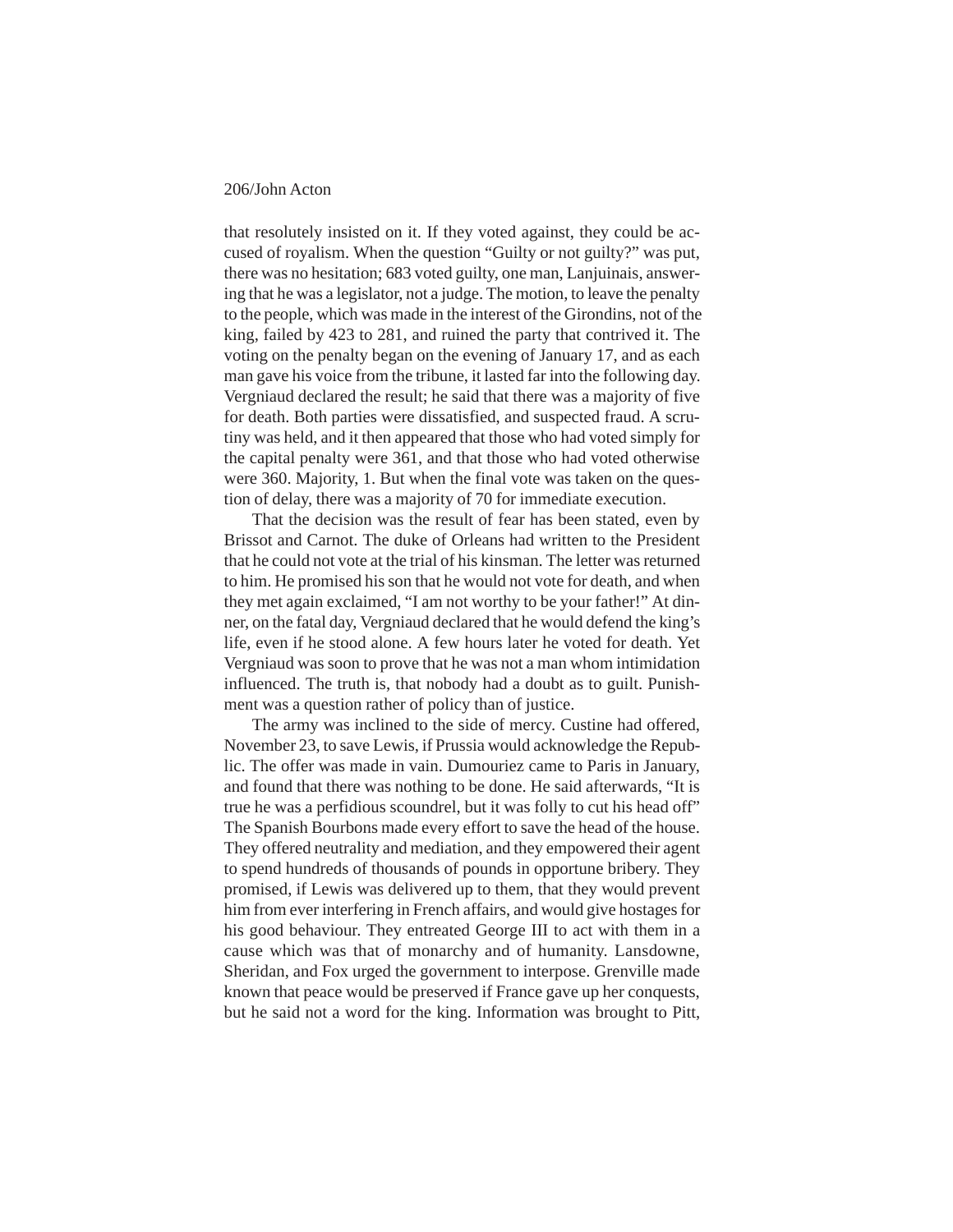that resolutely insisted on it. If they voted against, they could be accused of royalism. When the question "Guilty or not guilty?" was put, there was no hesitation; 683 voted guilty, one man, Lanjuinais, answering that he was a legislator, not a judge. The motion, to leave the penalty to the people, which was made in the interest of the Girondins, not of the king, failed by 423 to 281, and ruined the party that contrived it. The voting on the penalty began on the evening of January 17, and as each man gave his voice from the tribune, it lasted far into the following day. Vergniaud declared the result; he said that there was a majority of five for death. Both parties were dissatisfied, and suspected fraud. A scrutiny was held, and it then appeared that those who had voted simply for the capital penalty were 361, and that those who had voted otherwise were 360. Majority, 1. But when the final vote was taken on the question of delay, there was a majority of 70 for immediate execution.

That the decision was the result of fear has been stated, even by Brissot and Carnot. The duke of Orleans had written to the President that he could not vote at the trial of his kinsman. The letter was returned to him. He promised his son that he would not vote for death, and when they met again exclaimed, "I am not worthy to be your father!" At dinner, on the fatal day, Vergniaud declared that he would defend the king's life, even if he stood alone. A few hours later he voted for death. Yet Vergniaud was soon to prove that he was not a man whom intimidation influenced. The truth is, that nobody had a doubt as to guilt. Punishment was a question rather of policy than of justice.

The army was inclined to the side of mercy. Custine had offered, November 23, to save Lewis, if Prussia would acknowledge the Republic. The offer was made in vain. Dumouriez came to Paris in January, and found that there was nothing to be done. He said afterwards, "It is true he was a perfidious scoundrel, but it was folly to cut his head off" The Spanish Bourbons made every effort to save the head of the house. They offered neutrality and mediation, and they empowered their agent to spend hundreds of thousands of pounds in opportune bribery. They promised, if Lewis was delivered up to them, that they would prevent him from ever interfering in French affairs, and would give hostages for his good behaviour. They entreated George III to act with them in a cause which was that of monarchy and of humanity. Lansdowne, Sheridan, and Fox urged the government to interpose. Grenville made known that peace would be preserved if France gave up her conquests, but he said not a word for the king. Information was brought to Pitt,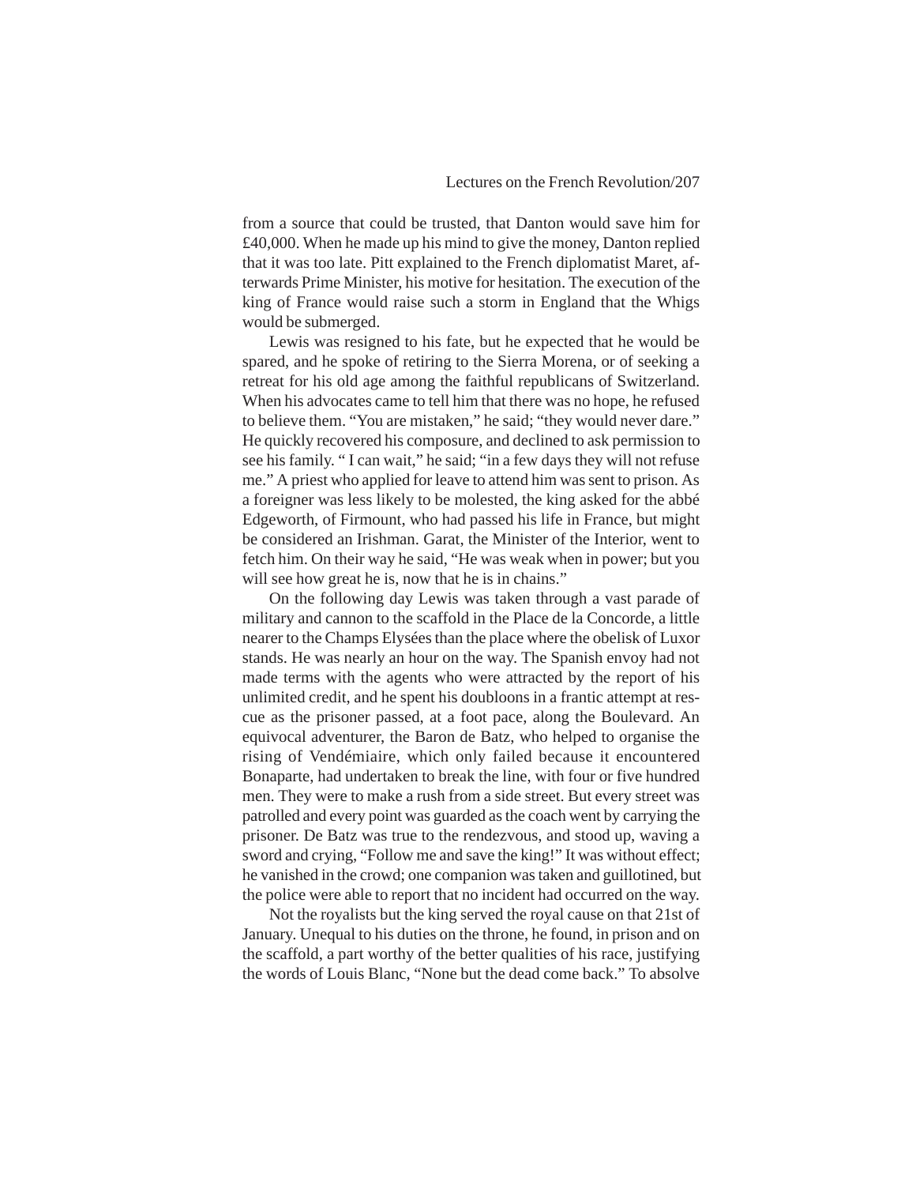from a source that could be trusted, that Danton would save him for £40,000. When he made up his mind to give the money, Danton replied that it was too late. Pitt explained to the French diplomatist Maret, afterwards Prime Minister, his motive for hesitation. The execution of the king of France would raise such a storm in England that the Whigs would be submerged.

Lewis was resigned to his fate, but he expected that he would be spared, and he spoke of retiring to the Sierra Morena, or of seeking a retreat for his old age among the faithful republicans of Switzerland. When his advocates came to tell him that there was no hope, he refused to believe them. "You are mistaken," he said; "they would never dare." He quickly recovered his composure, and declined to ask permission to see his family. " I can wait," he said; "in a few days they will not refuse me." A priest who applied for leave to attend him was sent to prison. As a foreigner was less likely to be molested, the king asked for the abbé Edgeworth, of Firmount, who had passed his life in France, but might be considered an Irishman. Garat, the Minister of the Interior, went to fetch him. On their way he said, "He was weak when in power; but you will see how great he is, now that he is in chains."

On the following day Lewis was taken through a vast parade of military and cannon to the scaffold in the Place de la Concorde, a little nearer to the Champs Elysées than the place where the obelisk of Luxor stands. He was nearly an hour on the way. The Spanish envoy had not made terms with the agents who were attracted by the report of his unlimited credit, and he spent his doubloons in a frantic attempt at rescue as the prisoner passed, at a foot pace, along the Boulevard. An equivocal adventurer, the Baron de Batz, who helped to organise the rising of Vendémiaire, which only failed because it encountered Bonaparte, had undertaken to break the line, with four or five hundred men. They were to make a rush from a side street. But every street was patrolled and every point was guarded as the coach went by carrying the prisoner. De Batz was true to the rendezvous, and stood up, waving a sword and crying, "Follow me and save the king!" It was without effect; he vanished in the crowd; one companion was taken and guillotined, but the police were able to report that no incident had occurred on the way.

Not the royalists but the king served the royal cause on that 21st of January. Unequal to his duties on the throne, he found, in prison and on the scaffold, a part worthy of the better qualities of his race, justifying the words of Louis Blanc, "None but the dead come back." To absolve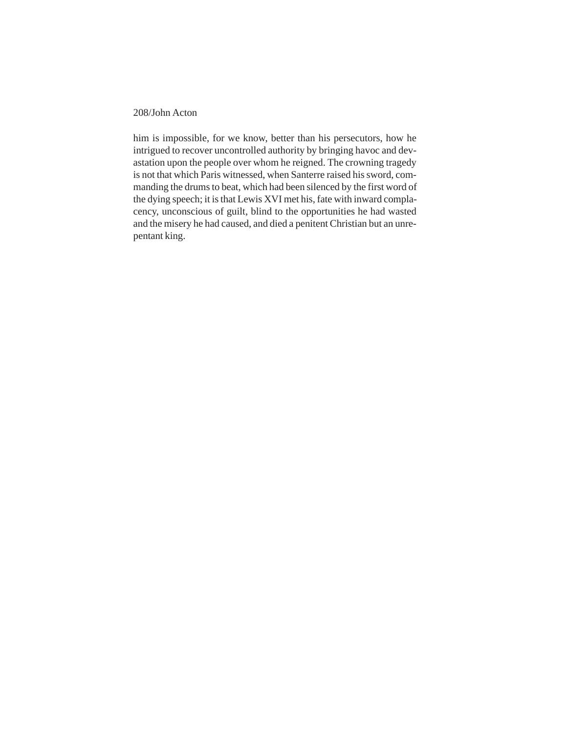him is impossible, for we know, better than his persecutors, how he intrigued to recover uncontrolled authority by bringing havoc and devastation upon the people over whom he reigned. The crowning tragedy is not that which Paris witnessed, when Santerre raised his sword, commanding the drums to beat, which had been silenced by the first word of the dying speech; it is that Lewis XVI met his, fate with inward complacency, unconscious of guilt, blind to the opportunities he had wasted and the misery he had caused, and died a penitent Christian but an unrepentant king.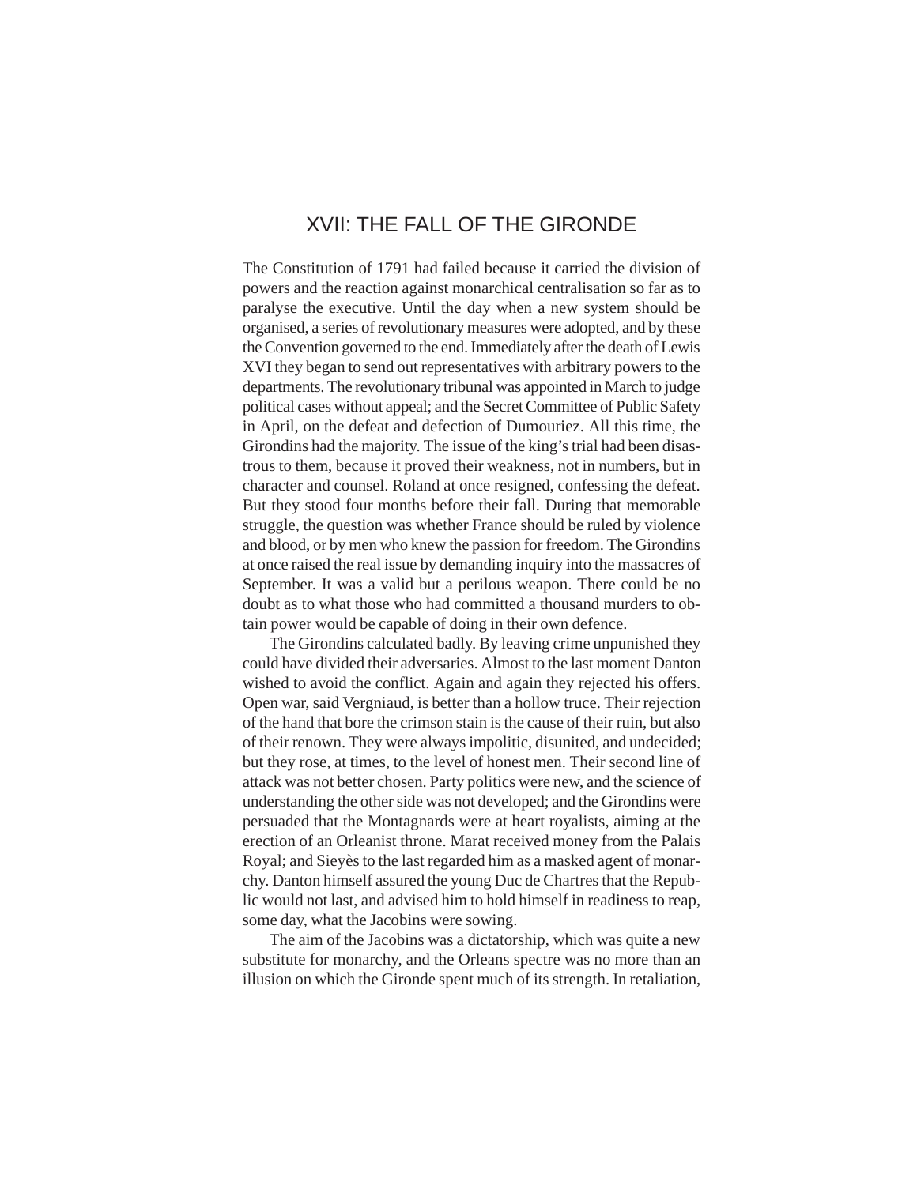# XVII: THE FALL OF THE GIRONDE

The Constitution of 1791 had failed because it carried the division of powers and the reaction against monarchical centralisation so far as to paralyse the executive. Until the day when a new system should be organised, a series of revolutionary measures were adopted, and by these the Convention governed to the end. Immediately after the death of Lewis XVI they began to send out representatives with arbitrary powers to the departments. The revolutionary tribunal was appointed in March to judge political cases without appeal; and the Secret Committee of Public Safety in April, on the defeat and defection of Dumouriez. All this time, the Girondins had the majority. The issue of the king's trial had been disastrous to them, because it proved their weakness, not in numbers, but in character and counsel. Roland at once resigned, confessing the defeat. But they stood four months before their fall. During that memorable struggle, the question was whether France should be ruled by violence and blood, or by men who knew the passion for freedom. The Girondins at once raised the real issue by demanding inquiry into the massacres of September. It was a valid but a perilous weapon. There could be no doubt as to what those who had committed a thousand murders to obtain power would be capable of doing in their own defence.

The Girondins calculated badly. By leaving crime unpunished they could have divided their adversaries. Almost to the last moment Danton wished to avoid the conflict. Again and again they rejected his offers. Open war, said Vergniaud, is better than a hollow truce. Their rejection of the hand that bore the crimson stain is the cause of their ruin, but also of their renown. They were always impolitic, disunited, and undecided; but they rose, at times, to the level of honest men. Their second line of attack was not better chosen. Party politics were new, and the science of understanding the other side was not developed; and the Girondins were persuaded that the Montagnards were at heart royalists, aiming at the erection of an Orleanist throne. Marat received money from the Palais Royal; and Sieyès to the last regarded him as a masked agent of monarchy. Danton himself assured the young Duc de Chartres that the Republic would not last, and advised him to hold himself in readiness to reap, some day, what the Jacobins were sowing.

The aim of the Jacobins was a dictatorship, which was quite a new substitute for monarchy, and the Orleans spectre was no more than an illusion on which the Gironde spent much of its strength. In retaliation,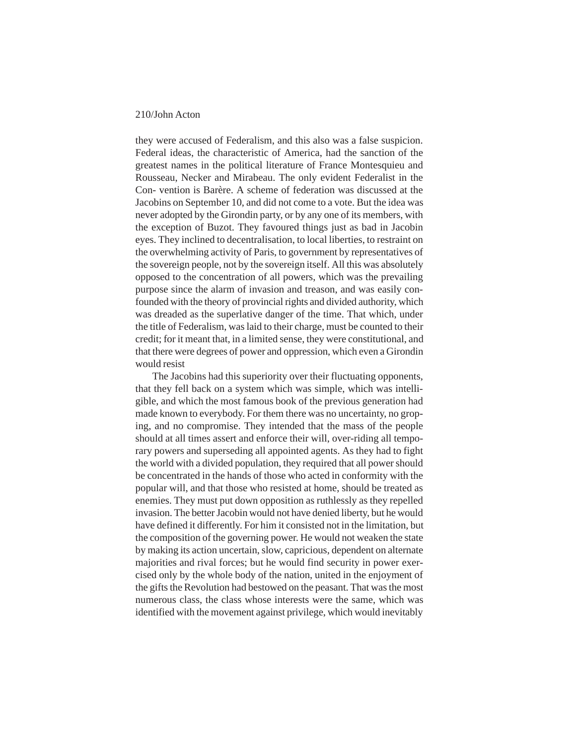they were accused of Federalism, and this also was a false suspicion. Federal ideas, the characteristic of America, had the sanction of the greatest names in the political literature of France Montesquieu and Rousseau, Necker and Mirabeau. The only evident Federalist in the Convention is Barère. A scheme of federation was discussed at the Jacobins on September 10, and did not come to a vote. But the idea was never adopted by the Girondin party, or by any one of its members, with the exception of Buzot. They favoured things just as bad in Jacobin eyes. They inclined to decentralisation, to local liberties, to restraint on the overwhelming activity of Paris, to government by representatives of the sovereign people, not by the sovereign itself. All this was absolutely opposed to the concentration of all powers, which was the prevailing purpose since the alarm of invasion and treason, and was easily confounded with the theory of provincial rights and divided authority, which was dreaded as the superlative danger of the time. That which, under the title of Federalism, was laid to their charge, must be counted to their credit; for it meant that, in a limited sense, they were constitutional, and that there were degrees of power and oppression, which even a Girondin would resist

The Jacobins had this superiority over their fluctuating opponents, that they fell back on a system which was simple, which was intelligible, and which the most famous book of the previous generation had made known to everybody. For them there was no uncertainty, no groping, and no compromise. They intended that the mass of the people should at all times assert and enforce their will, over-riding all temporary powers and superseding all appointed agents. As they had to fight the world with a divided population, they required that all power should be concentrated in the hands of those who acted in conformity with the popular will, and that those who resisted at home, should be treated as enemies. They must put down opposition as ruthlessly as they repelled invasion. The better Jacobin would not have denied liberty, but he would have defined it differently. For him it consisted not in the limitation, but the composition of the governing power. He would not weaken the state by making its action uncertain, slow, capricious, dependent on alternate majorities and rival forces; but he would find security in power exercised only by the whole body of the nation, united in the enjoyment of the gifts the Revolution had bestowed on the peasant. That was the most numerous class, the class whose interests were the same, which was identified with the movement against privilege, which would inevitably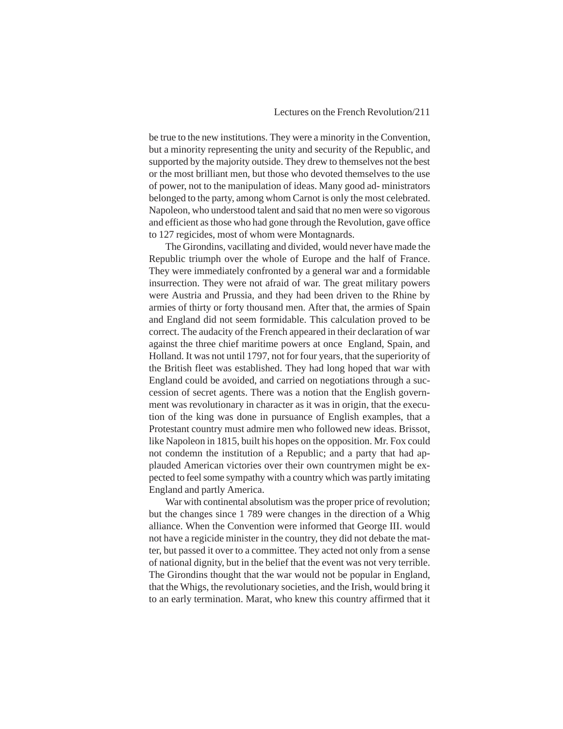be true to the new institutions. They were a minority in the Convention, but a minority representing the unity and security of the Republic, and supported by the majority outside. They drew to themselves not the best or the most brilliant men, but those who devoted themselves to the use of power, not to the manipulation of ideas. Many good administrators belonged to the party, among whom Carnot is only the most celebrated. Napoleon, who understood talent and said that no men were so vigorous and efficient as those who had gone through the Revolution, gave office to 127 regicides, most of whom were Montagnards.

The Girondins, vacillating and divided, would never have made the Republic triumph over the whole of Europe and the half of France. They were immediately confronted by a general war and a formidable insurrection. They were not afraid of war. The great military powers were Austria and Prussia, and they had been driven to the Rhine by armies of thirty or forty thousand men. After that, the armies of Spain and England did not seem formidable. This calculation proved to be correct. The audacity of the French appeared in their declaration of war against the three chief maritime powers at once England, Spain, and Holland. It was not until 1797, not for four years, that the superiority of the British fleet was established. They had long hoped that war with England could be avoided, and carried on negotiations through a succession of secret agents. There was a notion that the English government was revolutionary in character as it was in origin, that the execution of the king was done in pursuance of English examples, that a Protestant country must admire men who followed new ideas. Brissot, like Napoleon in 1815, built his hopes on the opposition. Mr. Fox could not condemn the institution of a Republic; and a party that had applauded American victories over their own countrymen might be expected to feel some sympathy with a country which was partly imitating England and partly America.

War with continental absolutism was the proper price of revolution; but the changes since 1 789 were changes in the direction of a Whig alliance. When the Convention were informed that George III. would not have a regicide minister in the country, they did not debate the matter, but passed it over to a committee. They acted not only from a sense of national dignity, but in the belief that the event was not very terrible. The Girondins thought that the war would not be popular in England, that the Whigs, the revolutionary societies, and the Irish, would bring it to an early termination. Marat, who knew this country affirmed that it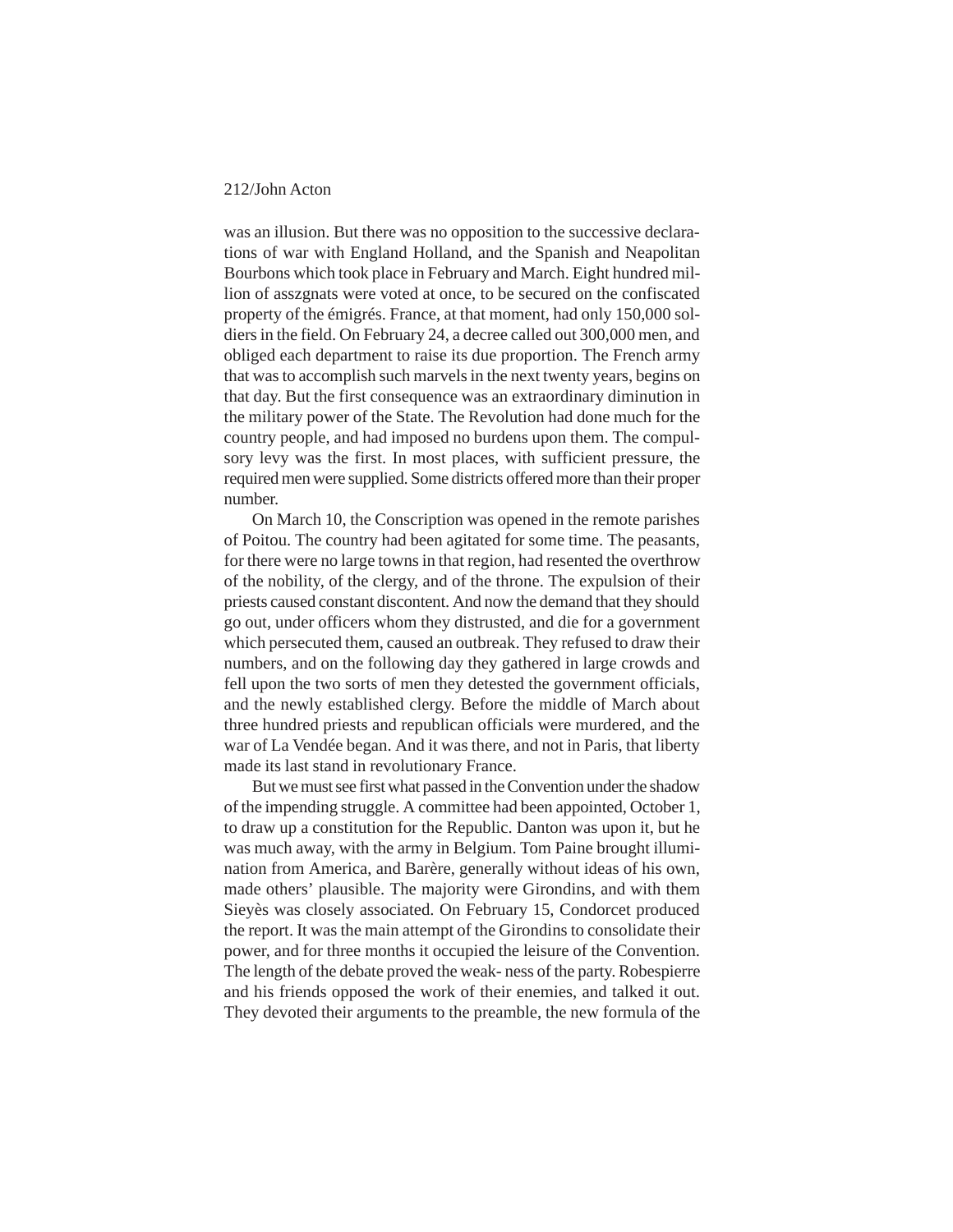was an illusion. But there was no opposition to the successive declarations of war with England Holland, and the Spanish and Neapolitan Bourbons which took place in February and March. Eight hundred million of asszgnats were voted at once, to be secured on the confiscated property of the émigrés. France, at that moment, had only 150,000 soldiers in the field. On February 24, a decree called out 300,000 men, and obliged each department to raise its due proportion. The French army that was to accomplish such marvels in the next twenty years, begins on that day. But the first consequence was an extraordinary diminution in the military power of the State. The Revolution had done much for the country people, and had imposed no burdens upon them. The compulsory levy was the first. In most places, with sufficient pressure, the required men were supplied. Some districts offered more than their proper number.

On March 10, the Conscription was opened in the remote parishes of Poitou. The country had been agitated for some time. The peasants, for there were no large towns in that region, had resented the overthrow of the nobility, of the clergy, and of the throne. The expulsion of their priests caused constant discontent. And now the demand that they should go out, under officers whom they distrusted, and die for a government which persecuted them, caused an outbreak. They refused to draw their numbers, and on the following day they gathered in large crowds and fell upon the two sorts of men they detested the government officials, and the newly established clergy. Before the middle of March about three hundred priests and republican officials were murdered, and the war of La Vendée began. And it was there, and not in Paris, that liberty made its last stand in revolutionary France.

But we must see first what passed in the Convention under the shadow of the impending struggle. A committee had been appointed, October 1, to draw up a constitution for the Republic. Danton was upon it, but he was much away, with the army in Belgium. Tom Paine brought illumination from America, and Barère, generally without ideas of his own, made others' plausible. The majority were Girondins, and with them Sieyès was closely associated. On February 15, Condorcet produced the report. It was the main attempt of the Girondins to consolidate their power, and for three months it occupied the leisure of the Convention. The length of the debate proved the weak- ness of the party. Robespierre and his friends opposed the work of their enemies, and talked it out. They devoted their arguments to the preamble, the new formula of the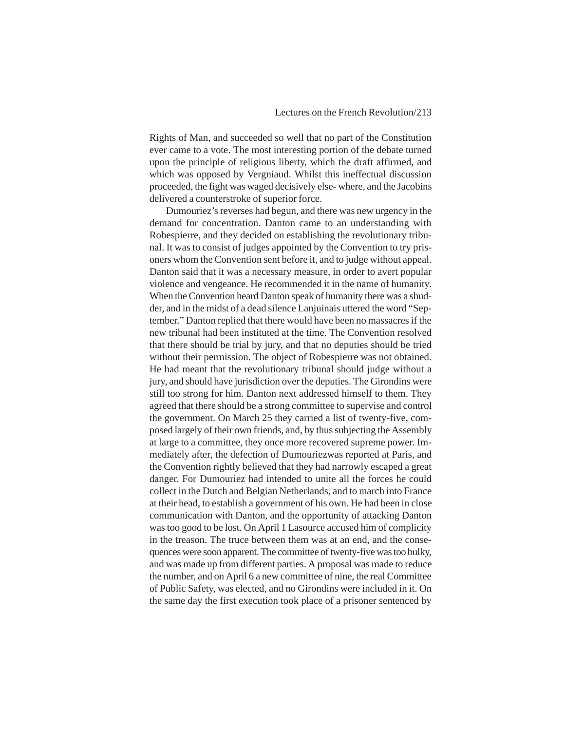Rights of Man, and succeeded so well that no part of the Constitution ever came to a vote. The most interesting portion of the debate turned upon the principle of religious liberty, which the draft affirmed, and which was opposed by Vergniaud. Whilst this ineffectual discussion proceeded, the fight was waged decisively else- where, and the Jacobins delivered a counterstroke of superior force.

Dumouriez's reverses had begun, and there was new urgency in the demand for concentration. Danton came to an understanding with Robespierre, and they decided on establishing the revolutionary tribunal. It was to consist of judges appointed by the Convention to try prisoners whom the Convention sent before it, and to judge without appeal. Danton said that it was a necessary measure, in order to avert popular violence and vengeance. He recommended it in the name of humanity. When the Convention heard Danton speak of humanity there was a shudder, and in the midst of a dead silence Lanjuinais uttered the word "September." Danton replied that there would have been no massacres if the new tribunal had been instituted at the time. The Convention resolved that there should be trial by jury, and that no deputies should be tried without their permission. The object of Robespierre was not obtained. He had meant that the revolutionary tribunal should judge without a jury, and should have jurisdiction over the deputies. The Girondins were still too strong for him. Danton next addressed himself to them. They agreed that there should be a strong committee to supervise and control the government. On March 25 they carried a list of twenty-five, composed largely of their own friends, and, by thus subjecting the Assembly at large to a committee, they once more recovered supreme power. Immediately after, the defection of Dumouriezwas reported at Paris, and the Convention rightly believed that they had narrowly escaped a great danger. For Dumouriez had intended to unite all the forces he could collect in the Dutch and Belgian Netherlands, and to march into France at their head, to establish a government of his own. He had been in close communication with Danton, and the opportunity of attacking Danton was too good to be lost. On April 1 Lasource accused him of complicity in the treason. The truce between them was at an end, and the consequences were soon apparent. The committee of twenty-five was too bulky, and was made up from different parties. A proposal was made to reduce the number, and on April 6 a new committee of nine, the real Committee of Public Safety, was elected, and no Girondins were included in it. On the same day the first execution took place of a prisoner sentenced by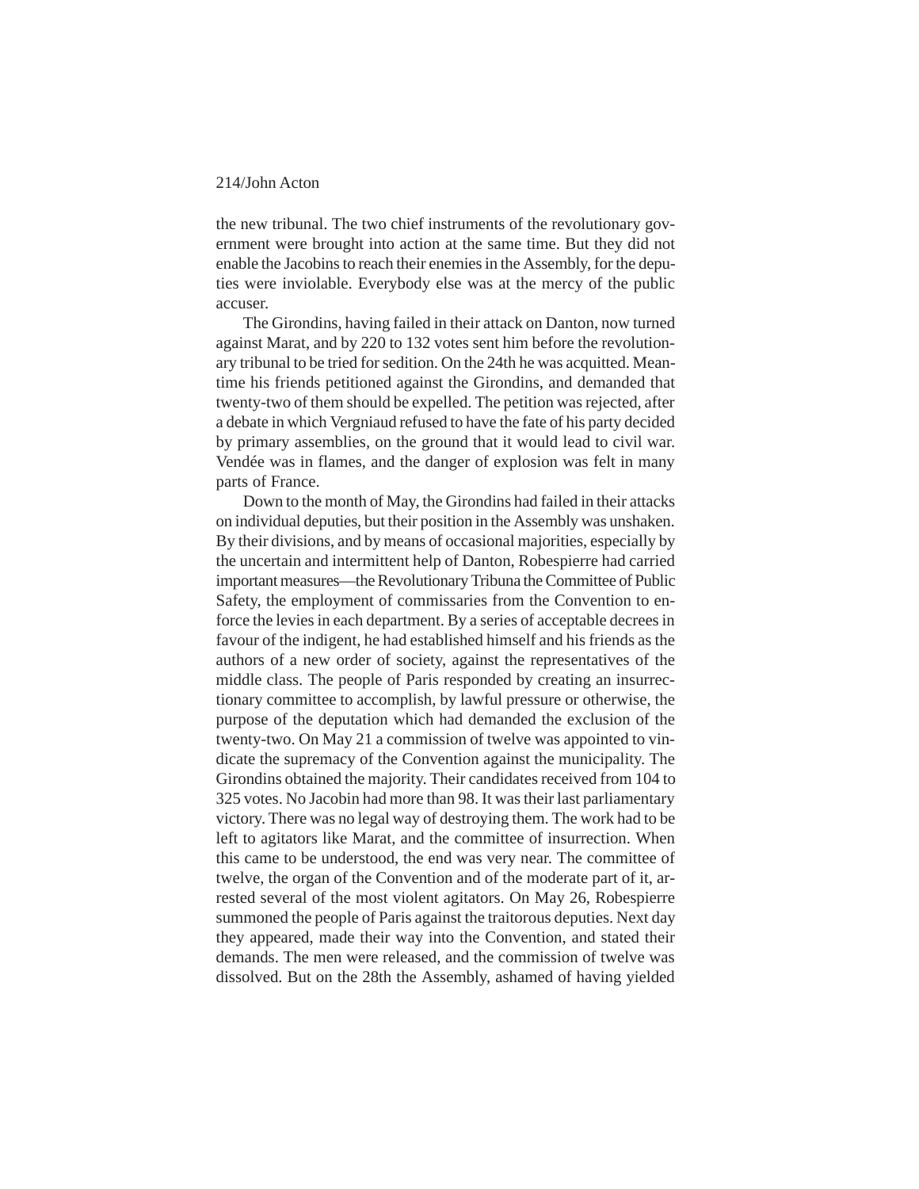the new tribunal. The two chief instruments of the revolutionary government were brought into action at the same time. But they did not enable the Jacobins to reach their enemies in the Assembly, for the deputies were inviolable. Everybody else was at the mercy of the public accuser.

The Girondins, having failed in their attack on Danton, now turned against Marat, and by 220 to 132 votes sent him before the revolutionary tribunal to be tried for sedition. On the 24th he was acquitted. Meantime his friends petitioned against the Girondins, and demanded that twenty-two of them should be expelled. The petition was rejected, after a debate in which Vergniaud refused to have the fate of his party decided by primary assemblies, on the ground that it would lead to civil war. Vendée was in flames, and the danger of explosion was felt in many parts of France.

Down to the month of May, the Girondins had failed in their attacks on individual deputies, but their position in the Assembly was unshaken. By their divisions, and by means of occasional majorities, especially by the uncertain and intermittent help of Danton, Robespierre had carried important measures—the Revolutionary Tribuna the Committee of Public Safety, the employment of commissaries from the Convention to enforce the levies in each department. By a series of acceptable decrees in favour of the indigent, he had established himself and his friends as the authors of a new order of society, against the representatives of the middle class. The people of Paris responded by creating an insurrectionary committee to accomplish, by lawful pressure or otherwise, the purpose of the deputation which had demanded the exclusion of the twenty-two. On May 21 a commission of twelve was appointed to vindicate the supremacy of the Convention against the municipality. The Girondins obtained the majority. Their candidates received from 104 to 325 votes. No Jacobin had more than 98. It was their last parliamentary victory. There was no legal way of destroying them. The work had to be left to agitators like Marat, and the committee of insurrection. When this came to be understood, the end was very near. The committee of twelve, the organ of the Convention and of the moderate part of it, arrested several of the most violent agitators. On May 26, Robespierre summoned the people of Paris against the traitorous deputies. Next day they appeared, made their way into the Convention, and stated their demands. The men were released, and the commission of twelve was dissolved. But on the 28th the Assembly, ashamed of having yielded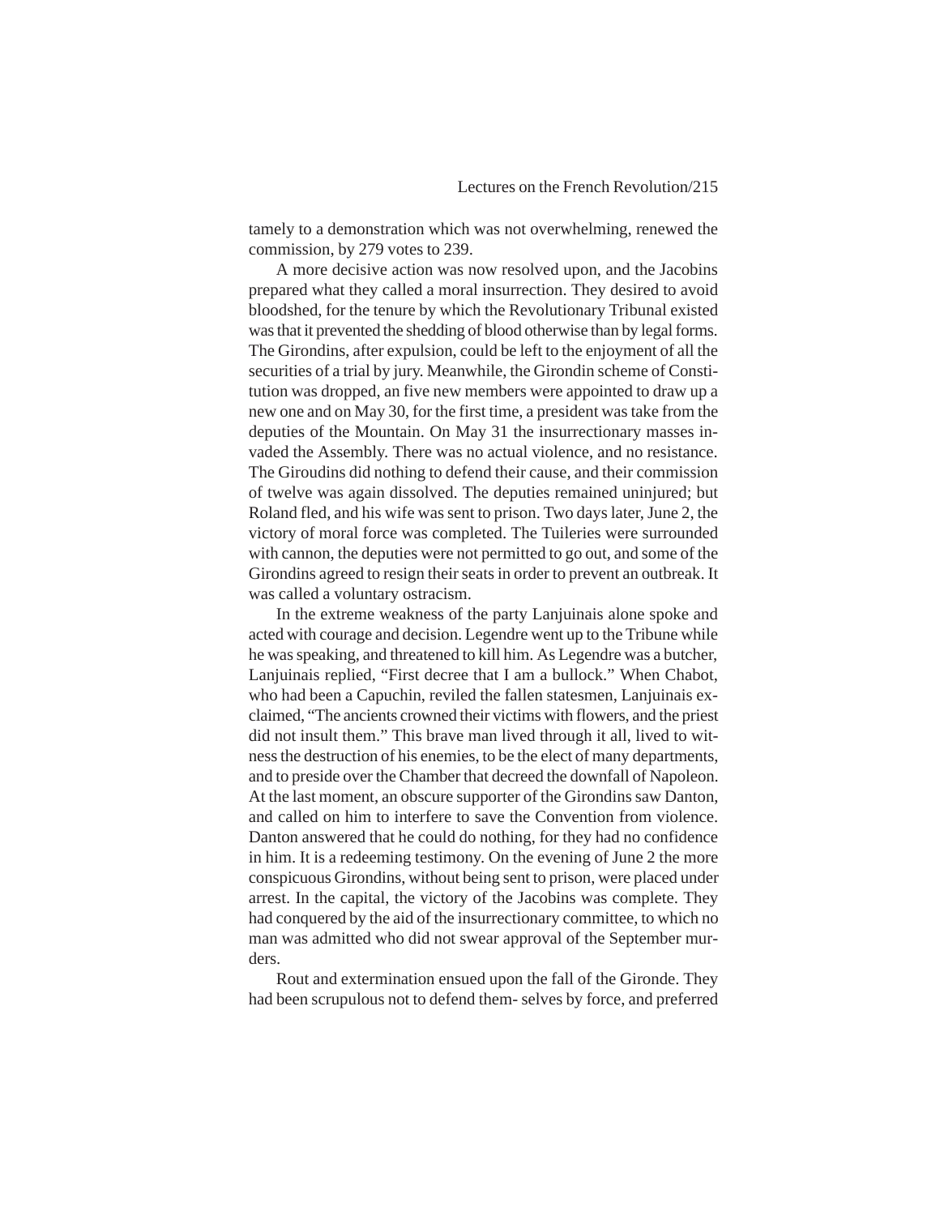tamely to a demonstration which was not overwhelming, renewed the commission, by 279 votes to 239.

A more decisive action was now resolved upon, and the Jacobins prepared what they called a moral insurrection. They desired to avoid bloodshed, for the tenure by which the Revolutionary Tribunal existed was that it prevented the shedding of blood otherwise than by legal forms. The Girondins, after expulsion, could be left to the enjoyment of all the securities of a trial by jury. Meanwhile, the Girondin scheme of Constitution was dropped, an five new members were appointed to draw up a new one and on May 30, for the first time, a president was take from the deputies of the Mountain. On May 31 the insurrectionary masses invaded the Assembly. There was no actual violence, and no resistance. The Giroudins did nothing to defend their cause, and their commission of twelve was again dissolved. The deputies remained uninjured; but Roland fled, and his wife was sent to prison. Two days later, June 2, the victory of moral force was completed. The Tuileries were surrounded with cannon, the deputies were not permitted to go out, and some of the Girondins agreed to resign their seats in order to prevent an outbreak. It was called a voluntary ostracism.

In the extreme weakness of the party Lanjuinais alone spoke and acted with courage and decision. Legendre went up to the Tribune while he was speaking, and threatened to kill him. As Legendre was a butcher, Lanjuinais replied, "First decree that I am a bullock." When Chabot, who had been a Capuchin, reviled the fallen statesmen, Lanjuinais exclaimed, "The ancients crowned their victims with flowers, and the priest did not insult them." This brave man lived through it all, lived to witness the destruction of his enemies, to be the elect of many departments, and to preside over the Chamber that decreed the downfall of Napoleon. At the last moment, an obscure supporter of the Girondins saw Danton, and called on him to interfere to save the Convention from violence. Danton answered that he could do nothing, for they had no confidence in him. It is a redeeming testimony. On the evening of June 2 the more conspicuous Girondins, without being sent to prison, were placed under arrest. In the capital, the victory of the Jacobins was complete. They had conquered by the aid of the insurrectionary committee, to which no man was admitted who did not swear approval of the September murders.

Rout and extermination ensued upon the fall of the Gironde. They had been scrupulous not to defend them- selves by force, and preferred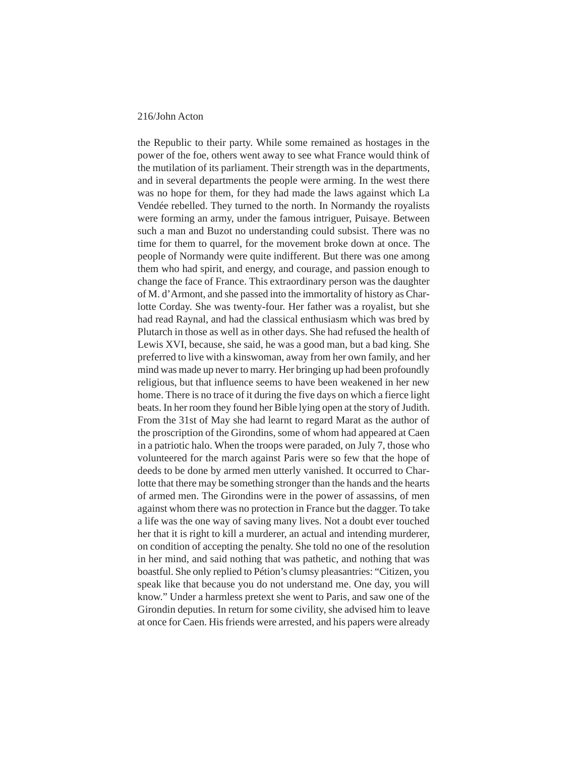the Republic to their party. While some remained as hostages in the power of the foe, others went away to see what France would think of the mutilation of its parliament. Their strength was in the departments, and in several departments the people were arming. In the west there was no hope for them, for they had made the laws against which La Vendée rebelled. They turned to the north. In Normandy the royalists were forming an army, under the famous intriguer, Puisaye. Between such a man and Buzot no understanding could subsist. There was no time for them to quarrel, for the movement broke down at once. The people of Normandy were quite indifferent. But there was one among them who had spirit, and energy, and courage, and passion enough to change the face of France. This extraordinary person was the daughter of M. d'Armont, and she passed into the immortality of history as Charlotte Corday. She was twenty-four. Her father was a royalist, but she had read Raynal, and had the classical enthusiasm which was bred by Plutarch in those as well as in other days. She had refused the health of Lewis XVI, because, she said, he was a good man, but a bad king. She preferred to live with a kinswoman, away from her own family, and her mind was made up never to marry. Her bringing up had been profoundly religious, but that influence seems to have been weakened in her new home. There is no trace of it during the five days on which a fierce light beats. In her room they found her Bible lying open at the story of Judith. From the 31st of May she had learnt to regard Marat as the author of the proscription of the Girondins, some of whom had appeared at Caen in a patriotic halo. When the troops were paraded, on July 7, those who volunteered for the march against Paris were so few that the hope of deeds to be done by armed men utterly vanished. It occurred to Charlotte that there may be something stronger than the hands and the hearts of armed men. The Girondins were in the power of assassins, of men against whom there was no protection in France but the dagger. To take a life was the one way of saving many lives. Not a doubt ever touched her that it is right to kill a murderer, an actual and intending murderer, on condition of accepting the penalty. She told no one of the resolution in her mind, and said nothing that was pathetic, and nothing that was boastful. She only replied to Pétion's clumsy pleasantries: "Citizen, you speak like that because you do not understand me. One day, you will know." Under a harmless pretext she went to Paris, and saw one of the Girondin deputies. In return for some civility, she advised him to leave at once for Caen. His friends were arrested, and his papers were already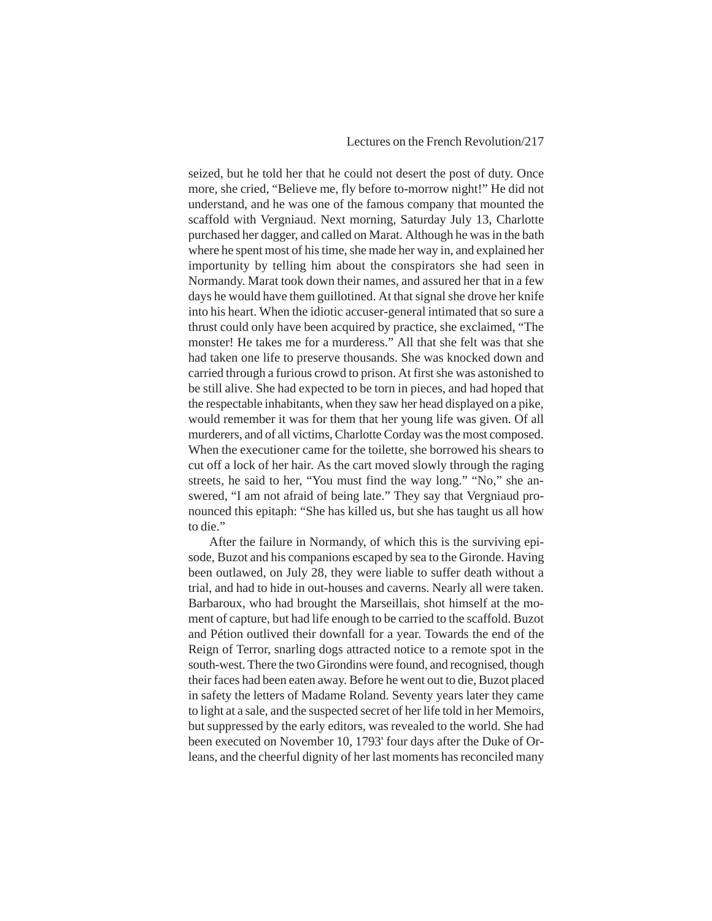seized, but he told her that he could not desert the post of duty. Once more, she cried, "Believe me, fly before to-morrow night!" He did not understand, and he was one of the famous company that mounted the scaffold with Vergniaud. Next morning, Saturday July 13, Charlotte purchased her dagger, and called on Marat. Although he was in the bath where he spent most of his time, she made her way in, and explained her importunity by telling him about the conspirators she had seen in Normandy. Marat took down their names, and assured her that in a few days he would have them guillotined. At that signal she drove her knife into his heart. When the idiotic accuser-general intimated that so sure a thrust could only have been acquired by practice, she exclaimed, "The monster! He takes me for a murderess." All that she felt was that she had taken one life to preserve thousands. She was knocked down and carried through a furious crowd to prison. At first she was astonished to be still alive. She had expected to be torn in pieces, and had hoped that the respectable inhabitants, when they saw her head displayed on a pike, would remember it was for them that her young life was given. Of all murderers, and of all victims, Charlotte Corday was the most composed. When the executioner came for the toilette, she borrowed his shears to cut off a lock of her hair. As the cart moved slowly through the raging streets, he said to her, "You must find the way long." "No," she answered, "I am not afraid of being late." They say that Vergniaud pronounced this epitaph: "She has killed us, but she has taught us all how to die."

After the failure in Normandy, of which this is the surviving episode, Buzot and his companions escaped by sea to the Gironde. Having been outlawed, on July 28, they were liable to suffer death without a trial, and had to hide in out-houses and caverns. Nearly all were taken. Barbaroux, who had brought the Marseillais, shot himself at the moment of capture, but had life enough to be carried to the scaffold. Buzot and Pétion outlived their downfall for a year. Towards the end of the Reign of Terror, snarling dogs attracted notice to a remote spot in the south-west. There the two Girondins were found, and recognised, though their faces had been eaten away. Before he went out to die, Buzot placed in safety the letters of Madame Roland. Seventy years later they came to light at a sale, and the suspected secret of her life told in her Memoirs, but suppressed by the early editors, was revealed to the world. She had been executed on November 10, 1793' four days after the Duke of Orleans, and the cheerful dignity of her last moments has reconciled many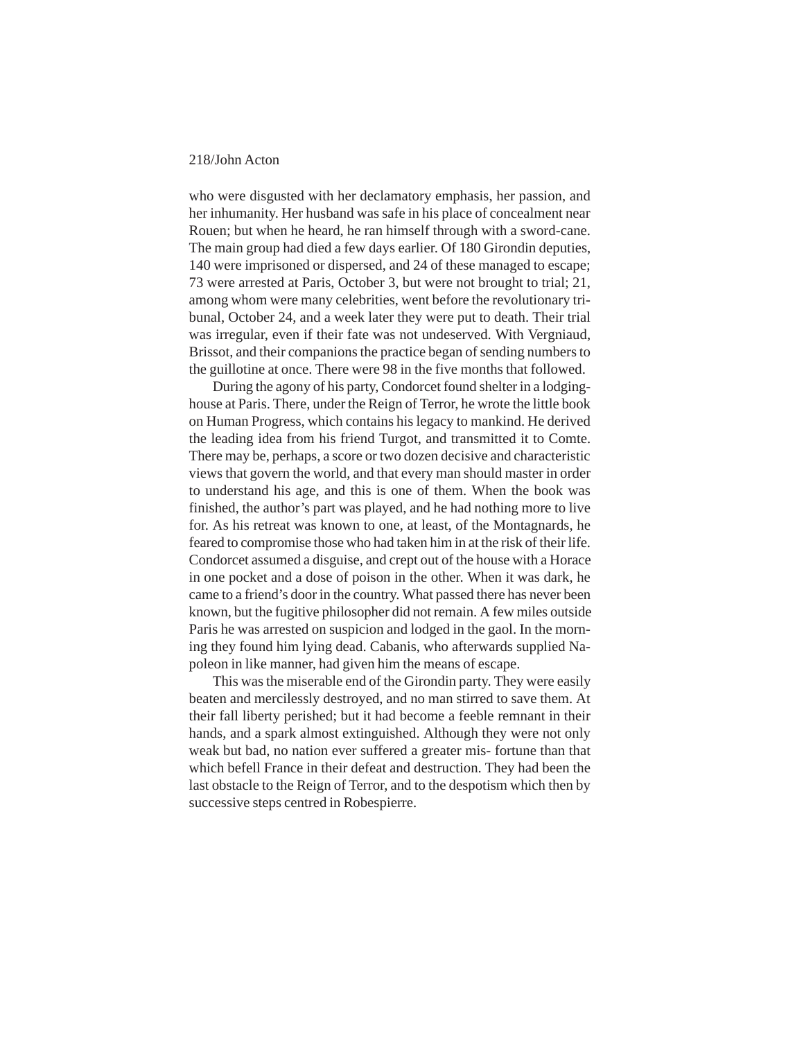who were disgusted with her declamatory emphasis, her passion, and her inhumanity. Her husband was safe in his place of concealment near Rouen; but when he heard, he ran himself through with a sword-cane. The main group had died a few days earlier. Of 180 Girondin deputies, 140 were imprisoned or dispersed, and 24 of these managed to escape; 73 were arrested at Paris, October 3, but were not brought to trial; 21, among whom were many celebrities, went before the revolutionary tribunal, October 24, and a week later they were put to death. Their trial was irregular, even if their fate was not undeserved. With Vergniaud, Brissot, and their companions the practice began of sending numbers to the guillotine at once. There were 98 in the five months that followed.

During the agony of his party, Condorcet found shelter in a lodging-house at Paris. There, under the Reign of Terror, he wrote the little book on Human Progress, which contains his legacy to mankind. He derived the leading idea from his friend Turgot, and transmitted it to Comte. There may be, perhaps, a score or two dozen decisive and characteristic views that govern the world, and that every man should master in order to understand his age, and this is one of them. When the book was finished, the author's part was played, and he had nothing more to live for. As his retreat was known to one, at least, of the Montagnards, he feared to compromise those who had taken him in at the risk of their life. Condorcet assumed a disguise, and crept out of the house with a Horace in one pocket and a dose of poison in the other. When it was dark, he came to a friend's door in the country. What passed there has never been known, but the fugitive philosopher did not remain. A few miles outside Paris he was arrested on suspicion and lodged in the gaol. In the morning they found him lying dead. Cabanis, who afterwards supplied Napoleon in like manner, had given him the means of escape.

This was the miserable end of the Girondin party. They were easily beaten and mercilessly destroyed, and no man stirred to save them. At their fall liberty perished; but it had become a feeble remnant in their hands, and a spark almost extinguished. Although they were not only weak but bad, no nation ever suffered a greater misfortune than that which befell France in their defeat and destruction. They had been the last obstacle to the Reign of Terror, and to the despotism which then by successive steps centred in Robespierre.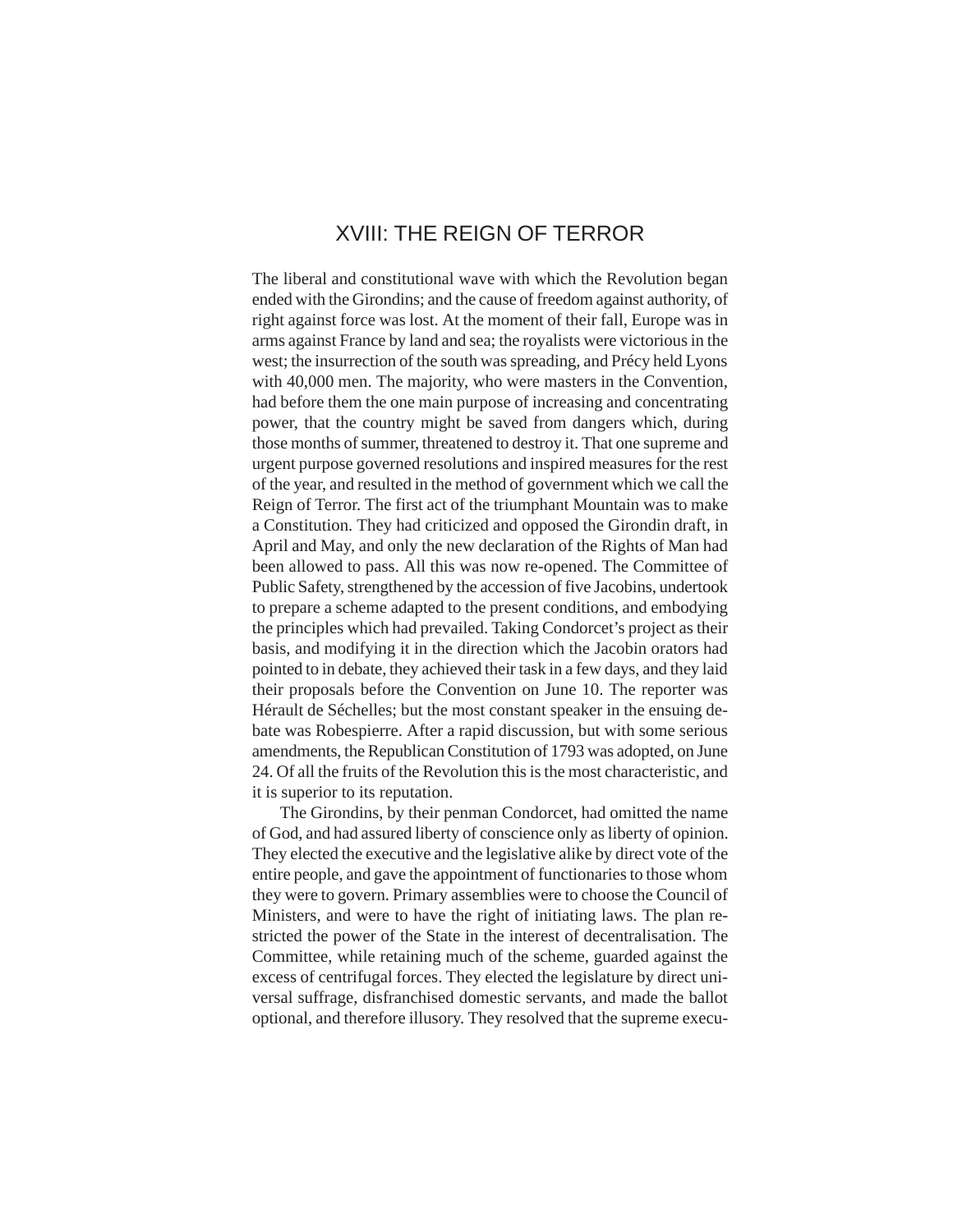# XVIII: THE REIGN OF TERROR

The liberal and constitutional wave with which the Revolution began ended with the Girondins; and the cause of freedom against authority, of right against force was lost. At the moment of their fall, Europe was in arms against France by land and sea; the royalists were victorious in the west; the insurrection of the south was spreading, and Précy held Lyons with 40,000 men. The majority, who were masters in the Convention, had before them the one main purpose of increasing and concentrating power, that the country might be saved from dangers which, during those months of summer, threatened to destroy it. That one supreme and urgent purpose governed resolutions and inspired measures for the rest of the year, and resulted in the method of government which we call the Reign of Terror. The first act of the triumphant Mountain was to make a Constitution. They had criticized and opposed the Girondin draft, in April and May, and only the new declaration of the Rights of Man had been allowed to pass. All this was now re-opened. The Committee of Public Safety, strengthened by the accession of five Jacobins, undertook to prepare a scheme adapted to the present conditions, and embodying the principles which had prevailed. Taking Condorcet's project as their basis, and modifying it in the direction which the Jacobin orators had pointed to in debate, they achieved their task in a few days, and they laid their proposals before the Convention on June 10. The reporter was Hérault de Séchelles; but the most constant speaker in the ensuing debate was Robespierre. After a rapid discussion, but with some serious amendments, the Republican Constitution of 1793 was adopted, on June 24. Of all the fruits of the Revolution this is the most characteristic, and it is superior to its reputation.

The Girondins, by their penman Condorcet, had omitted the name of God, and had assured liberty of conscience only as liberty of opinion. They elected the executive and the legislative alike by direct vote of the entire people, and gave the appointment of functionaries to those whom they were to govern. Primary assemblies were to choose the Council of Ministers, and were to have the right of initiating laws. The plan restricted the power of the State in the interest of decentralisation. The Committee, while retaining much of the scheme, guarded against the excess of centrifugal forces. They elected the legislature by direct universal suffrage, disfranchised domestic servants, and made the ballot optional, and therefore illusory. They resolved that the supreme execu-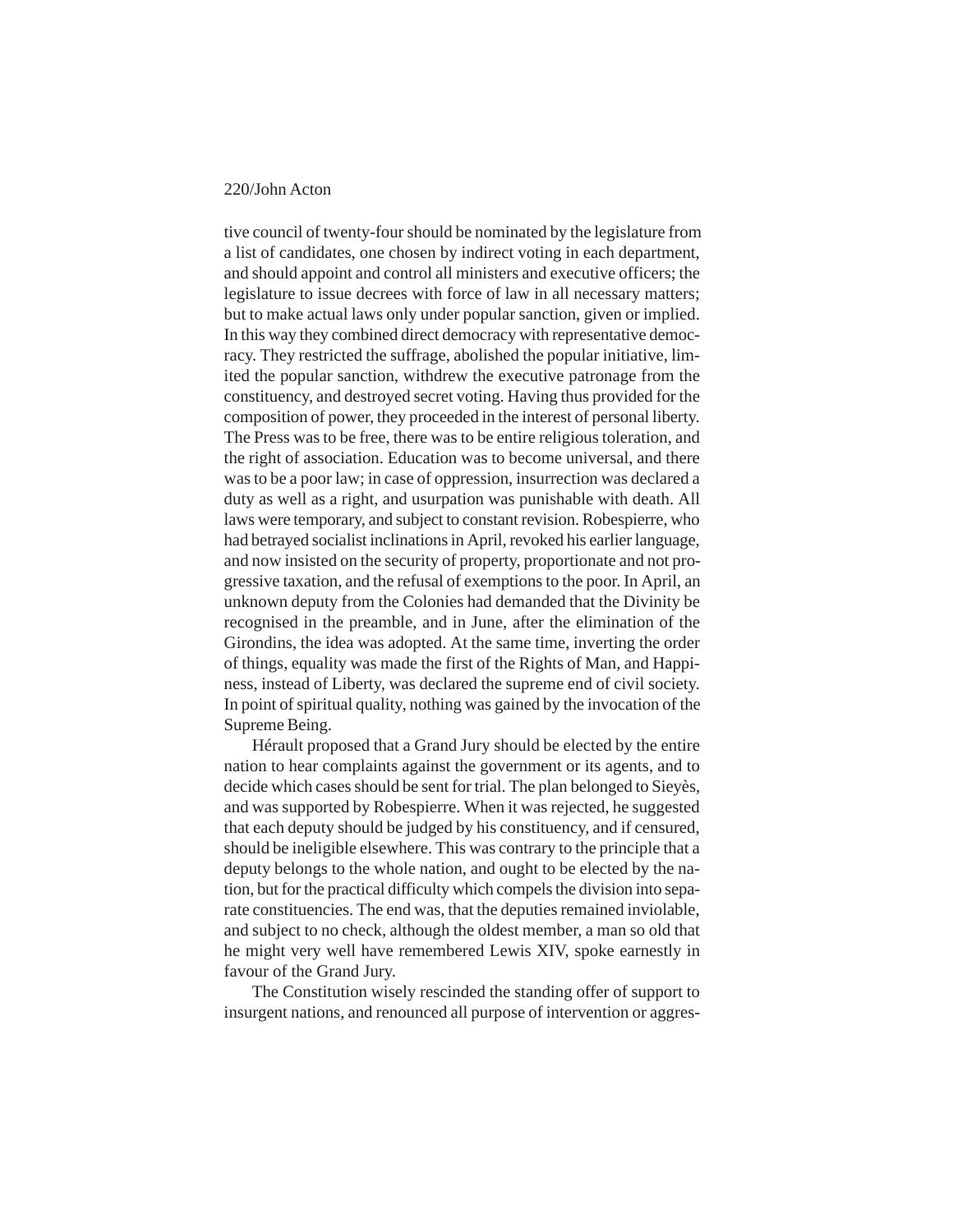tive council of twenty-four should be nominated by the legislature from a list of candidates, one chosen by indirect voting in each department, and should appoint and control all ministers and executive officers; the legislature to issue decrees with force of law in all necessary matters; but to make actual laws only under popular sanction, given or implied. In this way they combined direct democracy with representative democracy. They restricted the suffrage, abolished the popular initiative, limited the popular sanction, withdrew the executive patronage from the constituency, and destroyed secret voting. Having thus provided for the composition of power, they proceeded in the interest of personal liberty. The Press was to be free, there was to be entire religious toleration, and the right of association. Education was to become universal, and there was to be a poor law; in case of oppression, insurrection was declared a duty as well as a right, and usurpation was punishable with death. All laws were temporary, and subject to constant revision. Robespierre, who had betrayed socialist inclinations in April, revoked his earlier language, and now insisted on the security of property, proportionate and not progressive taxation, and the refusal of exemptions to the poor. In April, an unknown deputy from the Colonies had demanded that the Divinity be recognised in the preamble, and in June, after the elimination of the Girondins, the idea was adopted. At the same time, inverting the order of things, equality was made the first of the Rights of Man, and Happiness, instead of Liberty, was declared the supreme end of civil society. In point of spiritual quality, nothing was gained by the invocation of the Supreme Being.

Hérault proposed that a Grand Jury should be elected by the entire nation to hear complaints against the government or its agents, and to decide which cases should be sent for trial. The plan belonged to Sieyès, and was supported by Robespierre. When it was rejected, he suggested that each deputy should be judged by his constituency, and if censured, should be ineligible elsewhere. This was contrary to the principle that a deputy belongs to the whole nation, and ought to be elected by the nation, but for the practical difficulty which compels the division into separate constituencies. The end was, that the deputies remained inviolable, and subject to no check, although the oldest member, a man so old that he might very well have remembered Lewis XIV, spoke earnestly in favour of the Grand Jury.

The Constitution wisely rescinded the standing offer of support to insurgent nations, and renounced all purpose of intervention or aggres-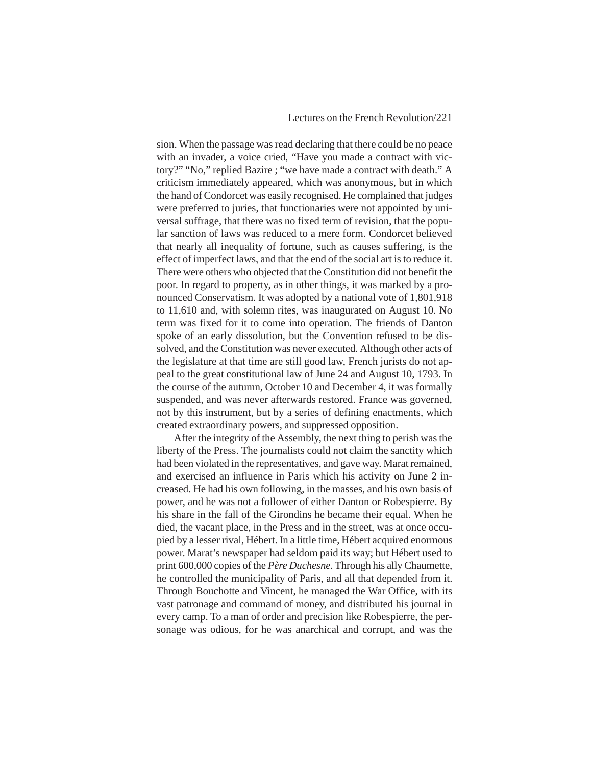sion. When the passage was read declaring that there could be no peace with an invader, a voice cried, "Have you made a contract with victory?" "No," replied Bazire ; "we have made a contract with death." A criticism immediately appeared, which was anonymous, but in which the hand of Condorcet was easily recognised. He complained that judges were preferred to juries, that functionaries were not appointed by universal suffrage, that there was no fixed term of revision, that the popular sanction of laws was reduced to a mere form. Condorcet believed that nearly all inequality of fortune, such as causes suffering, is the effect of imperfect laws, and that the end of the social art is to reduce it. There were others who objected that the Constitution did not benefit the poor. In regard to property, as in other things, it was marked by a pronounced Conservatism. It was adopted by a national vote of 1,801,918 to 11,610 and, with solemn rites, was inaugurated on August 10. No term was fixed for it to come into operation. The friends of Danton spoke of an early dissolution, but the Convention refused to be dissolved, and the Constitution was never executed. Although other acts of the legislature at that time are still good law, French jurists do not appeal to the great constitutional law of June 24 and August 10, 1793. In the course of the autumn, October 10 and December 4, it was formally suspended, and was never afterwards restored. France was governed, not by this instrument, but by a series of defining enactments, which created extraordinary powers, and suppressed opposition.

After the integrity of the Assembly, the next thing to perish was the liberty of the Press. The journalists could not claim the sanctity which had been violated in the representatives, and gave way. Marat remained, and exercised an influence in Paris which his activity on June 2 increased. He had his own following, in the masses, and his own basis of power, and he was not a follower of either Danton or Robespierre. By his share in the fall of the Girondins he became their equal. When he died, the vacant place, in the Press and in the street, was at once occupied by a lesser rival, Hébert. In a little time, Hébert acquired enormous power. Marat's newspaper had seldom paid its way; but Hébert used to print 600,000 copies of the *Père Duchesne*. Through his ally Chaumette, he controlled the municipality of Paris, and all that depended from it. Through Bouchotte and Vincent, he managed the War Office, with its vast patronage and command of money, and distributed his journal in every camp. To a man of order and precision like Robespierre, the personage was odious, for he was anarchical and corrupt, and was the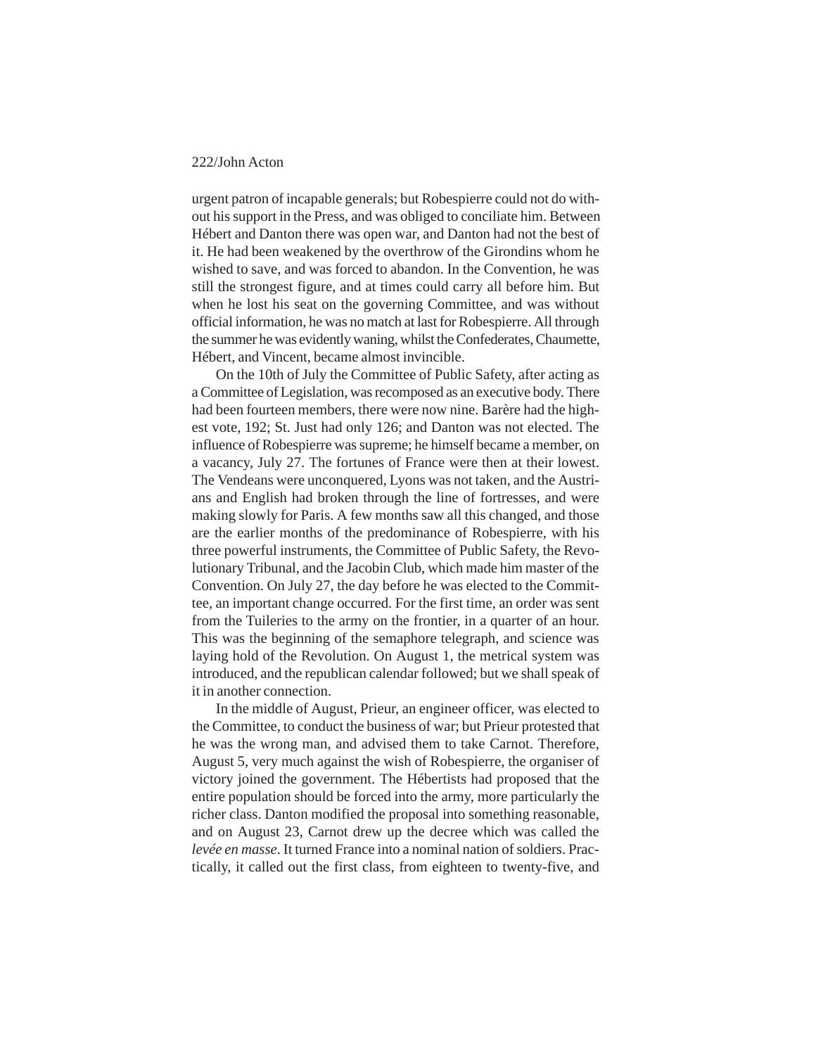urgent patron of incapable generals; but Robespierre could not do without his support in the Press, and was obliged to conciliate him. Between Hébert and Danton there was open war, and Danton had not the best of it. He had been weakened by the overthrow of the Girondins whom he wished to save, and was forced to abandon. In the Convention, he was still the strongest figure, and at times could carry all before him. But when he lost his seat on the governing Committee, and was without official information, he was no match at last for Robespierre. All through the summer he was evidently waning, whilst the Confederates, Chaumette, Hébert, and Vincent, became almost invincible.

On the 10th of July the Committee of Public Safety, after acting as a Committee of Legislation, was recomposed as an executive body. There had been fourteen members, there were now nine. Barère had the highest vote, 192; St. Just had only 126; and Danton was not elected. The influence of Robespierre was supreme; he himself became a member, on a vacancy, July 27. The fortunes of France were then at their lowest. The Vendeans were unconquered, Lyons was not taken, and the Austrians and English had broken through the line of fortresses, and were making slowly for Paris. A few months saw all this changed, and those are the earlier months of the predominance of Robespierre, with his three powerful instruments, the Committee of Public Safety, the Revolutionary Tribunal, and the Jacobin Club, which made him master of the Convention. On July 27, the day before he was elected to the Committee, an important change occurred. For the first time, an order was sent from the Tuileries to the army on the frontier, in a quarter of an hour. This was the beginning of the semaphore telegraph, and science was laying hold of the Revolution. On August 1, the metrical system was introduced, and the republican calendar followed; but we shall speak of it in another connection.

In the middle of August, Prieur, an engineer officer, was elected to the Committee, to conduct the business of war; but Prieur protested that he was the wrong man, and advised them to take Carnot. Therefore, August 5, very much against the wish of Robespierre, the organiser of victory joined the government. The Hébertists had proposed that the entire population should be forced into the army, more particularly the richer class. Danton modified the proposal into something reasonable, and on August 23, Carnot drew up the decree which was called the *levée en masse*. It turned France into a nominal nation of soldiers. Practically, it called out the first class, from eighteen to twenty-five, and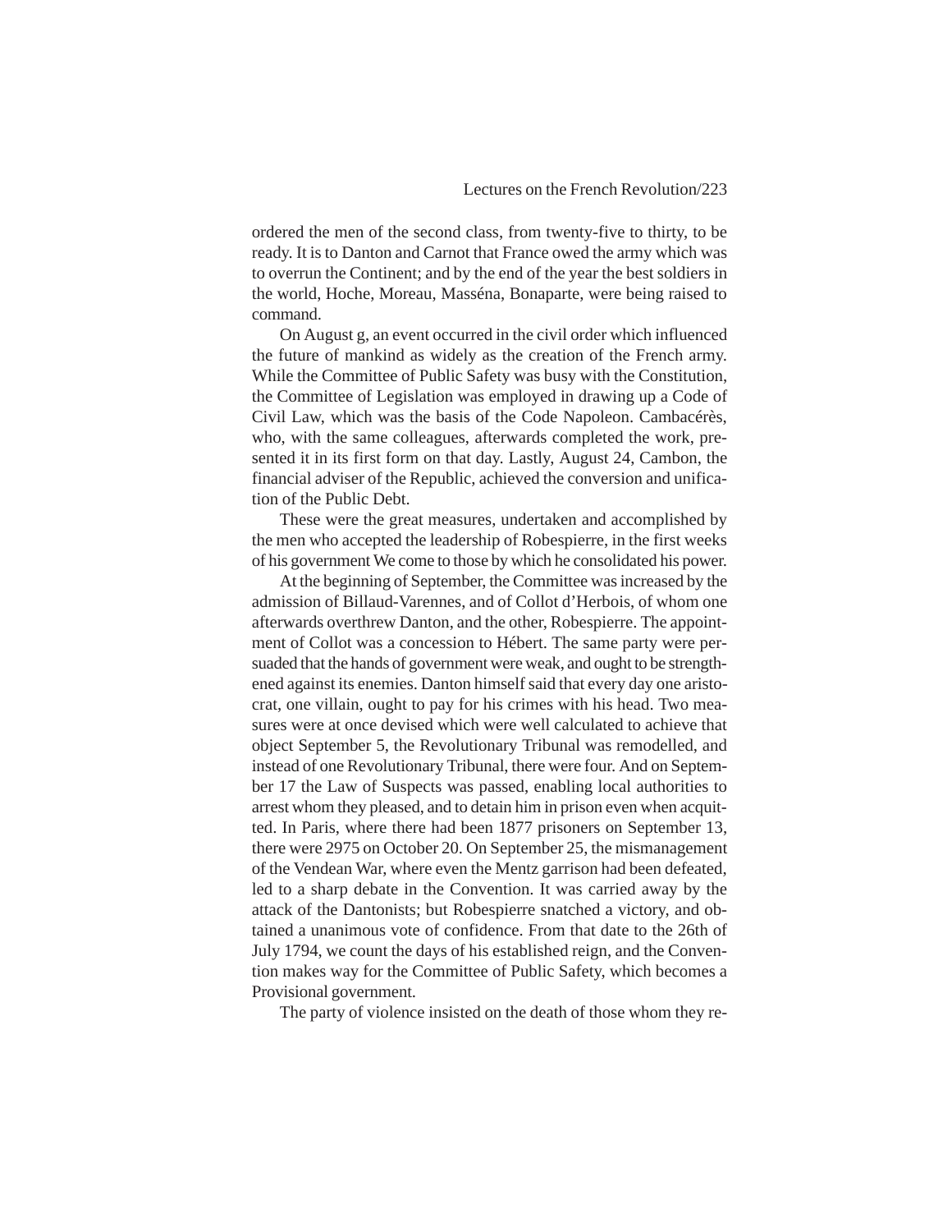ordered the men of the second class, from twenty-five to thirty, to be ready. It is to Danton and Carnot that France owed the army which was to overrun the Continent; and by the end of the year the best soldiers in the world, Hoche, Moreau, Masséna, Bonaparte, were being raised to command.

On August g, an event occurred in the civil order which influenced the future of mankind as widely as the creation of the French army. While the Committee of Public Safety was busy with the Constitution, the Committee of Legislation was employed in drawing up a Code of Civil Law, which was the basis of the Code Napoleon. Cambacérès, who, with the same colleagues, afterwards completed the work, presented it in its first form on that day. Lastly, August 24, Cambon, the financial adviser of the Republic, achieved the conversion and unification of the Public Debt.

These were the great measures, undertaken and accomplished by the men who accepted the leadership of Robespierre, in the first weeks of his government We come to those by which he consolidated his power.

At the beginning of September, the Committee was increased by the admission of Billaud-Varennes, and of Collot d'Herbois, of whom one afterwards overthrew Danton, and the other, Robespierre. The appointment of Collot was a concession to Hébert. The same party were persuaded that the hands of government were weak, and ought to be strengthened against its enemies. Danton himself said that every day one aristocrat, one villain, ought to pay for his crimes with his head. Two measures were at once devised which were well calculated to achieve that object September 5, the Revolutionary Tribunal was remodelled, and instead of one Revolutionary Tribunal, there were four. And on September 17 the Law of Suspects was passed, enabling local authorities to arrest whom they pleased, and to detain him in prison even when acquitted. In Paris, where there had been 1877 prisoners on September 13, there were 2975 on October 20. On September 25, the mismanagement of the Vendean War, where even the Mentz garrison had been defeated, led to a sharp debate in the Convention. It was carried away by the attack of the Dantonists; but Robespierre snatched a victory, and obtained a unanimous vote of confidence. From that date to the 26th of July 1794, we count the days of his established reign, and the Convention makes way for the Committee of Public Safety, which becomes a Provisional government.

The party of violence insisted on the death of those whom they re-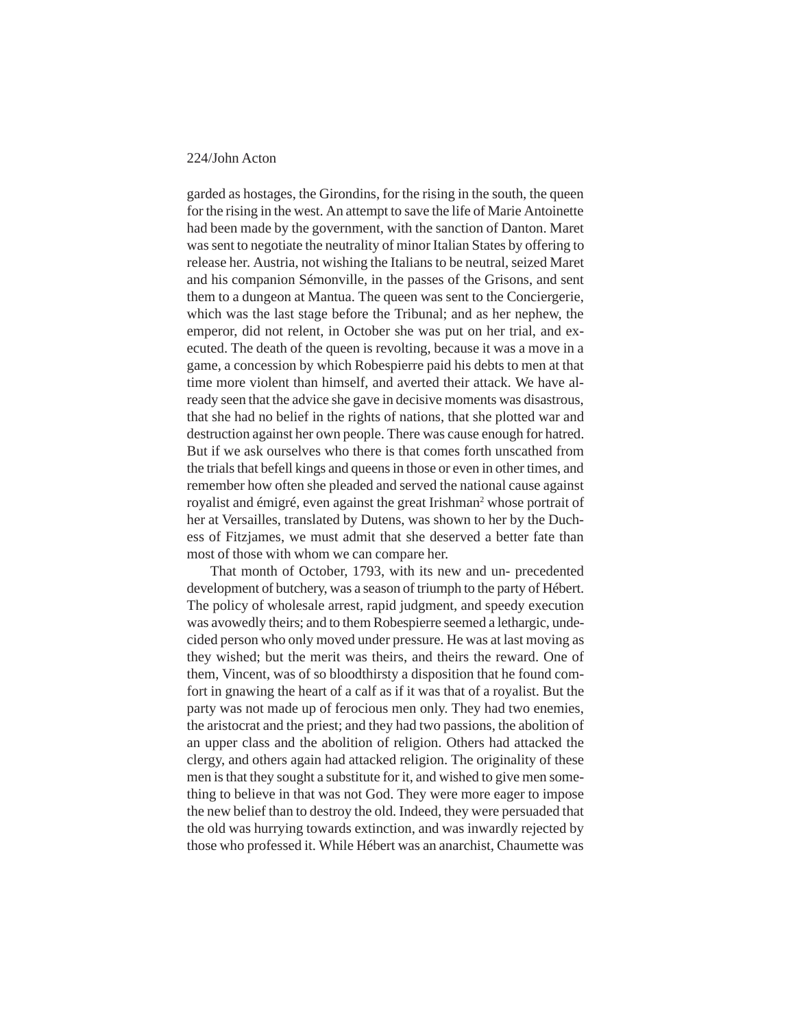garded as hostages, the Girondins, for the rising in the south, the queen for the rising in the west. An attempt to save the life of Marie Antoinette had been made by the government, with the sanction of Danton. Maret was sent to negotiate the neutrality of minor Italian States by offering to release her. Austria, not wishing the Italians to be neutral, seized Maret and his companion Sémonville, in the passes of the Grisons, and sent them to a dungeon at Mantua. The queen was sent to the Conciergerie, which was the last stage before the Tribunal; and as her nephew, the emperor, did not relent, in October she was put on her trial, and executed. The death of the queen is revolting, because it was a move in a game, a concession by which Robespierre paid his debts to men at that time more violent than himself, and averted their attack. We have already seen that the advice she gave in decisive moments was disastrous, that she had no belief in the rights of nations, that she plotted war and destruction against her own people. There was cause enough for hatred. But if we ask ourselves who there is that comes forth unscathed from the trials that befell kings and queens in those or even in other times, and remember how often she pleaded and served the national cause against royalist and émigré, even against the great Irishman[2] whose portrait of her at Versailles, translated by Dutens, was shown to her by the Duchess of Fitzjames, we must admit that she deserved a better fate than most of those with whom we can compare her.

That month of October, 1793, with its new and un- precedented development of butchery, was a season of triumph to the party of Hébert. The policy of wholesale arrest, rapid judgment, and speedy execution was avowedly theirs; and to them Robespierre seemed a lethargic, undecided person who only moved under pressure. He was at last moving as they wished; but the merit was theirs, and theirs the reward. One of them, Vincent, was of so bloodthirsty a disposition that he found comfort in gnawing the heart of a calf as if it was that of a royalist. But the party was not made up of ferocious men only. They had two enemies, the aristocrat and the priest; and they had two passions, the abolition of an upper class and the abolition of religion. Others had attacked the clergy, and others again had attacked religion. The originality of these men is that they sought a substitute for it, and wished to give men something to believe in that was not God. They were more eager to impose the new belief than to destroy the old. Indeed, they were persuaded that the old was hurrying towards extinction, and was inwardly rejected by those who professed it. While Hébert was an anarchist, Chaumette was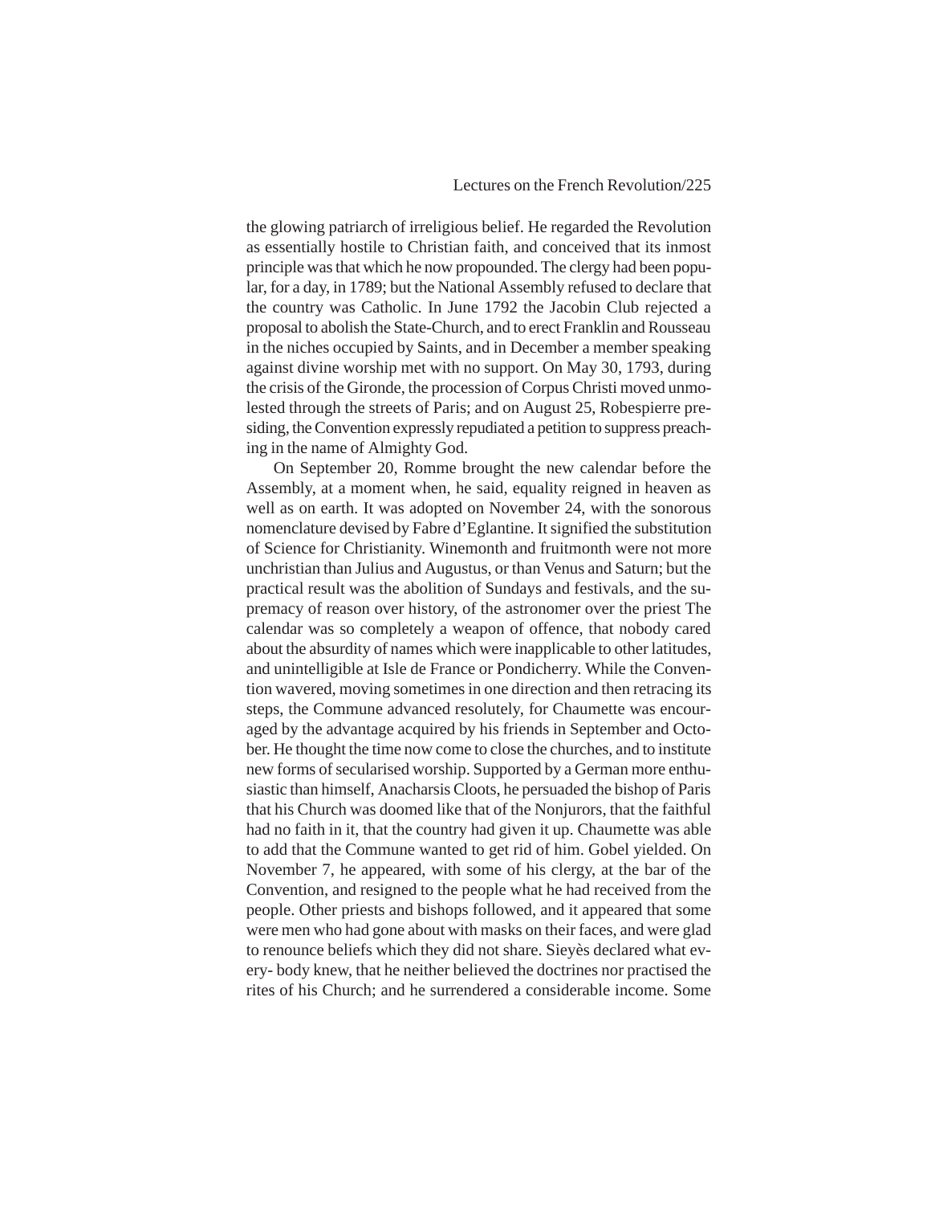the glowing patriarch of irreligious belief. He regarded the Revolution as essentially hostile to Christian faith, and conceived that its inmost principle was that which he now propounded. The clergy had been popular, for a day, in 1789; but the National Assembly refused to declare that the country was Catholic. In June 1792 the Jacobin Club rejected a proposal to abolish the State-Church, and to erect Franklin and Rousseau in the niches occupied by Saints, and in December a member speaking against divine worship met with no support. On May 30, 1793, during the crisis of the Gironde, the procession of Corpus Christi moved unmolested through the streets of Paris; and on August 25, Robespierre presiding, the Convention expressly repudiated a petition to suppress preaching in the name of Almighty God.

On September 20, Romme brought the new calendar before the Assembly, at a moment when, he said, equality reigned in heaven as well as on earth. It was adopted on November 24, with the sonorous nomenclature devised by Fabre d'Eglantine. It signified the substitution of Science for Christianity. Winemonth and fruitmonth were not more unchristian than Julius and Augustus, or than Venus and Saturn; but the practical result was the abolition of Sundays and festivals, and the supremacy of reason over history, of the astronomer over the priest The calendar was so completely a weapon of offence, that nobody cared about the absurdity of names which were inapplicable to other latitudes, and unintelligible at Isle de France or Pondicherry. While the Convention wavered, moving sometimes in one direction and then retracing its steps, the Commune advanced resolutely, for Chaumette was encouraged by the advantage acquired by his friends in September and October. He thought the time now come to close the churches, and to institute new forms of secularised worship. Supported by a German more enthusiastic than himself, Anacharsis Cloots, he persuaded the bishop of Paris that his Church was doomed like that of the Nonjurors, that the faithful had no faith in it, that the country had given it up. Chaumette was able to add that the Commune wanted to get rid of him. Gobel yielded. On November 7, he appeared, with some of his clergy, at the bar of the Convention, and resigned to the people what he had received from the people. Other priests and bishops followed, and it appeared that some were men who had gone about with masks on their faces, and were glad to renounce beliefs which they did not share. Sieyès declared what everybody knew, that he neither believed the doctrines nor practised the rites of his Church; and he surrendered a considerable income. Some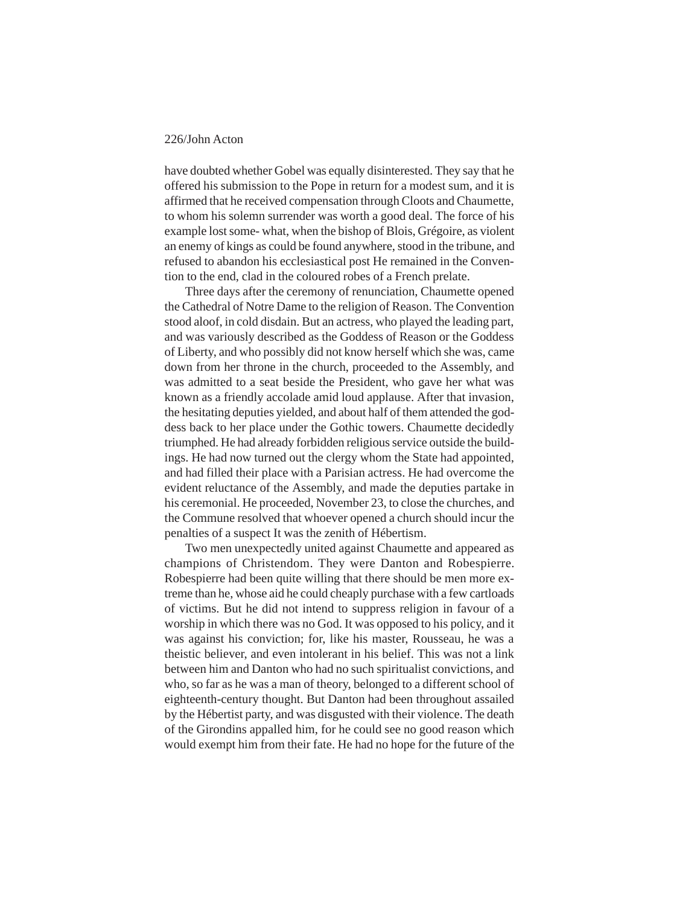have doubted whether Gobel was equally disinterested. They say that he offered his submission to the Pope in return for a modest sum, and it is affirmed that he received compensation through Cloots and Chaumette, to whom his solemn surrender was worth a good deal. The force of his example lost some- what, when the bishop of Blois, Grégoire, as violent an enemy of kings as could be found anywhere, stood in the tribune, and refused to abandon his ecclesiastical post He remained in the Convention to the end, clad in the coloured robes of a French prelate.

Three days after the ceremony of renunciation, Chaumette opened the Cathedral of Notre Dame to the religion of Reason. The Convention stood aloof, in cold disdain. But an actress, who played the leading part, and was variously described as the Goddess of Reason or the Goddess of Liberty, and who possibly did not know herself which she was, came down from her throne in the church, proceeded to the Assembly, and was admitted to a seat beside the President, who gave her what was known as a friendly accolade amid loud applause. After that invasion, the hesitating deputies yielded, and about half of them attended the goddess back to her place under the Gothic towers. Chaumette decidedly triumphed. He had already forbidden religious service outside the buildings. He had now turned out the clergy whom the State had appointed, and had filled their place with a Parisian actress. He had overcome the evident reluctance of the Assembly, and made the deputies partake in his ceremonial. He proceeded, November 23, to close the churches, and the Commune resolved that whoever opened a church should incur the penalties of a suspect It was the zenith of Hébertism.

Two men unexpectedly united against Chaumette and appeared as champions of Christendom. They were Danton and Robespierre. Robespierre had been quite willing that there should be men more extreme than he, whose aid he could cheaply purchase with a few cartloads of victims. But he did not intend to suppress religion in favour of a worship in which there was no God. It was opposed to his policy, and it was against his conviction; for, like his master, Rousseau, he was a theistic believer, and even intolerant in his belief. This was not a link between him and Danton who had no such spiritualist convictions, and who, so far as he was a man of theory, belonged to a different school of eighteenth-century thought. But Danton had been throughout assailed by the Hébertist party, and was disgusted with their violence. The death of the Girondins appalled him, for he could see no good reason which would exempt him from their fate. He had no hope for the future of the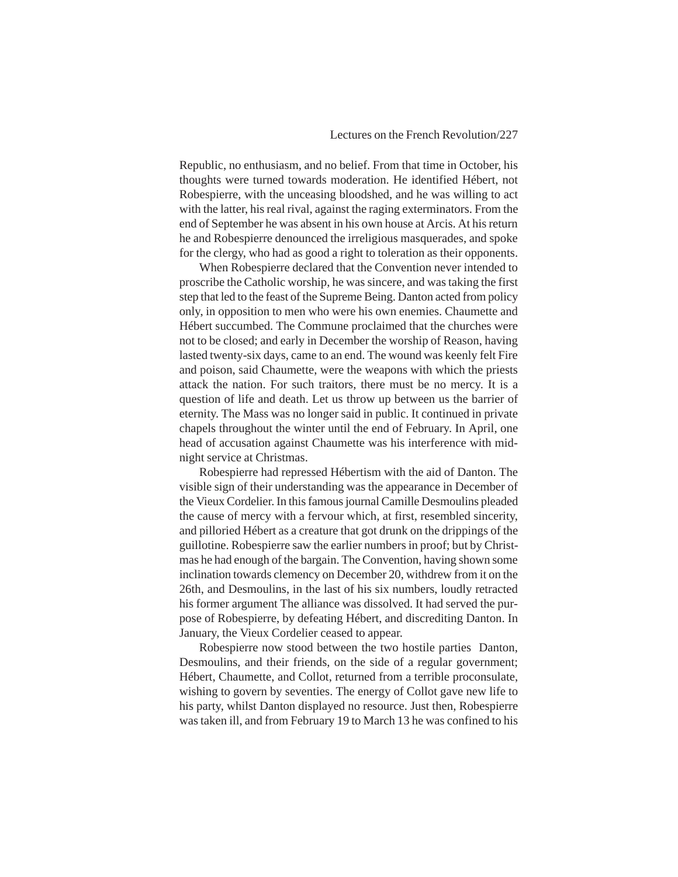Republic, no enthusiasm, and no belief. From that time in October, his thoughts were turned towards moderation. He identified Hébert, not Robespierre, with the unceasing bloodshed, and he was willing to act with the latter, his real rival, against the raging exterminators. From the end of September he was absent in his own house at Arcis. At his return he and Robespierre denounced the irreligious masquerades, and spoke for the clergy, who had as good a right to toleration as their opponents.

When Robespierre declared that the Convention never intended to proscribe the Catholic worship, he was sincere, and was taking the first step that led to the feast of the Supreme Being. Danton acted from policy only, in opposition to men who were his own enemies. Chaumette and Hébert succumbed. The Commune proclaimed that the churches were not to be closed; and early in December the worship of Reason, having lasted twenty-six days, came to an end. The wound was keenly felt Fire and poison, said Chaumette, were the weapons with which the priests attack the nation. For such traitors, there must be no mercy. It is a question of life and death. Let us throw up between us the barrier of eternity. The Mass was no longer said in public. It continued in private chapels throughout the winter until the end of February. In April, one head of accusation against Chaumette was his interference with midnight service at Christmas.

Robespierre had repressed Hébertism with the aid of Danton. The visible sign of their understanding was the appearance in December of the Vieux Cordelier. In this famous journal Camille Desmoulins pleaded the cause of mercy with a fervour which, at first, resembled sincerity, and pilloried Hébert as a creature that got drunk on the drippings of the guillotine. Robespierre saw the earlier numbers in proof; but by Christmas he had enough of the bargain. The Convention, having shown some inclination towards clemency on December 20, withdrew from it on the 26th, and Desmoulins, in the last of his six numbers, loudly retracted his former argument The alliance was dissolved. It had served the purpose of Robespierre, by defeating Hébert, and discrediting Danton. In January, the Vieux Cordelier ceased to appear.

Robespierre now stood between the two hostile parties Danton, Desmoulins, and their friends, on the side of a regular government; Hébert, Chaumette, and Collot, returned from a terrible proconsulate, wishing to govern by seventies. The energy of Collot gave new life to his party, whilst Danton displayed no resource. Just then, Robespierre was taken ill, and from February 19 to March 13 he was confined to his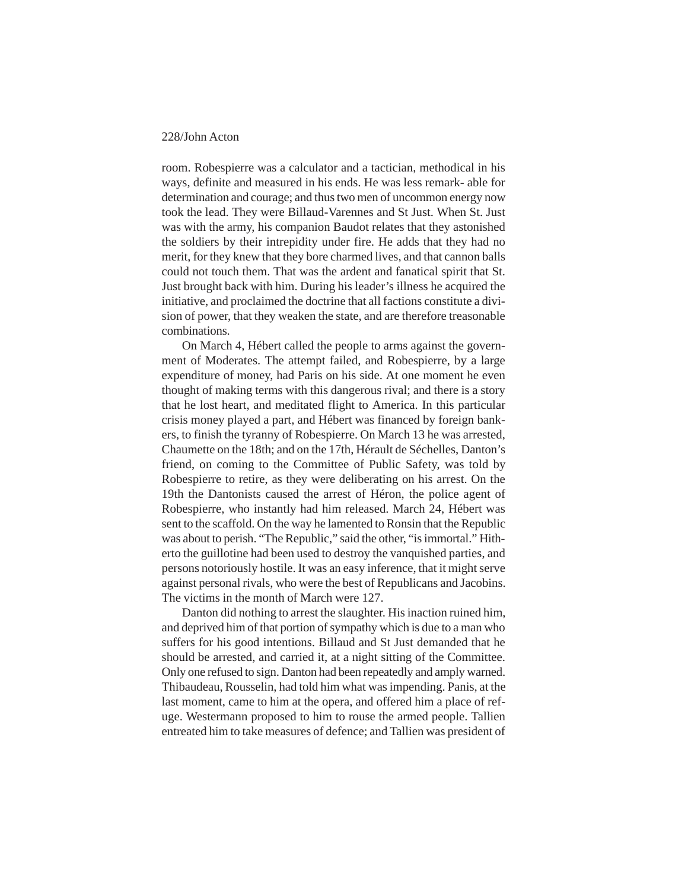room. Robespierre was a calculator and a tactician, methodical in his ways, definite and measured in his ends. He was less remark- able for determination and courage; and thus two men of uncommon energy now took the lead. They were Billaud-Varennes and St Just. When St. Just was with the army, his companion Baudot relates that they astonished the soldiers by their intrepidity under fire. He adds that they had no merit, for they knew that they bore charmed lives, and that cannon balls could not touch them. That was the ardent and fanatical spirit that St. Just brought back with him. During his leader's illness he acquired the initiative, and proclaimed the doctrine that all factions constitute a division of power, that they weaken the state, and are therefore treasonable combinations.

On March 4, Hébert called the people to arms against the government of Moderates. The attempt failed, and Robespierre, by a large expenditure of money, had Paris on his side. At one moment he even thought of making terms with this dangerous rival; and there is a story that he lost heart, and meditated flight to America. In this particular crisis money played a part, and Hébert was financed by foreign bankers, to finish the tyranny of Robespierre. On March 13 he was arrested, Chaumette on the 18th; and on the 17th, Hérault de Séchelles, Danton's friend, on coming to the Committee of Public Safety, was told by Robespierre to retire, as they were deliberating on his arrest. On the 19th the Dantonists caused the arrest of Héron, the police agent of Robespierre, who instantly had him released. March 24, Hébert was sent to the scaffold. On the way he lamented to Ronsin that the Republic was about to perish. "The Republic," said the other, "is immortal." Hitherto the guillotine had been used to destroy the vanquished parties, and persons notoriously hostile. It was an easy inference, that it might serve against personal rivals, who were the best of Republicans and Jacobins. The victims in the month of March were 127.

Danton did nothing to arrest the slaughter. His inaction ruined him, and deprived him of that portion of sympathy which is due to a man who suffers for his good intentions. Billaud and St Just demanded that he should be arrested, and carried it, at a night sitting of the Committee. Only one refused to sign. Danton had been repeatedly and amply warned. Thibaudeau, Rousselin, had told him what was impending. Panis, at the last moment, came to him at the opera, and offered him a place of refuge. Westermann proposed to him to rouse the armed people. Tallien entreated him to take measures of defence; and Tallien was president of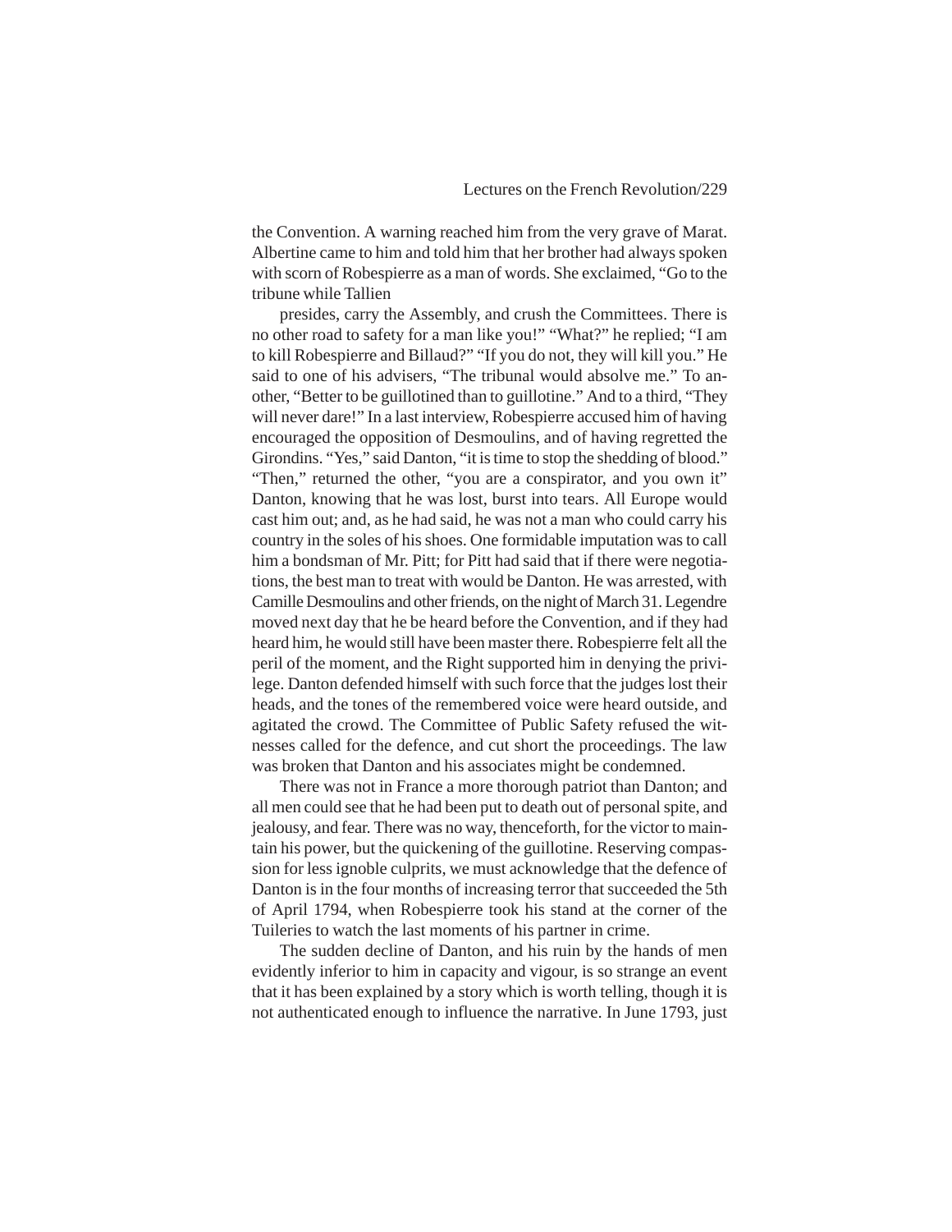the Convention. A warning reached him from the very grave of Marat. Albertine came to him and told him that her brother had always spoken with scorn of Robespierre as a man of words. She exclaimed, "Go to the tribune while Tallien

presides, carry the Assembly, and crush the Committees. There is no other road to safety for a man like you!" "What?" he replied; "I am to kill Robespierre and Billaud?" "If you do not, they will kill you." He said to one of his advisers, "The tribunal would absolve me." To another, "Better to be guillotined than to guillotine." And to a third, "They will never dare!" In a last interview, Robespierre accused him of having encouraged the opposition of Desmoulins, and of having regretted the Girondins. "Yes," said Danton, "it is time to stop the shedding of blood." "Then," returned the other, "you are a conspirator, and you own it" Danton, knowing that he was lost, burst into tears. All Europe would cast him out; and, as he had said, he was not a man who could carry his country in the soles of his shoes. One formidable imputation was to call him a bondsman of Mr. Pitt; for Pitt had said that if there were negotiations, the best man to treat with would be Danton. He was arrested, with Camille Desmoulins and other friends, on the night of March 31. Legendre moved next day that he be heard before the Convention, and if they had heard him, he would still have been master there. Robespierre felt all the peril of the moment, and the Right supported him in denying the privilege. Danton defended himself with such force that the judges lost their heads, and the tones of the remembered voice were heard outside, and agitated the crowd. The Committee of Public Safety refused the witnesses called for the defence, and cut short the proceedings. The law was broken that Danton and his associates might be condemned.

There was not in France a more thorough patriot than Danton; and all men could see that he had been put to death out of personal spite, and jealousy, and fear. There was no way, thenceforth, for the victor to maintain his power, but the quickening of the guillotine. Reserving compassion for less ignoble culprits, we must acknowledge that the defence of Danton is in the four months of increasing terror that succeeded the 5th of April 1794, when Robespierre took his stand at the corner of the Tuileries to watch the last moments of his partner in crime.

The sudden decline of Danton, and his ruin by the hands of men evidently inferior to him in capacity and vigour, is so strange an event that it has been explained by a story which is worth telling, though it is not authenticated enough to influence the narrative. In June 1793, just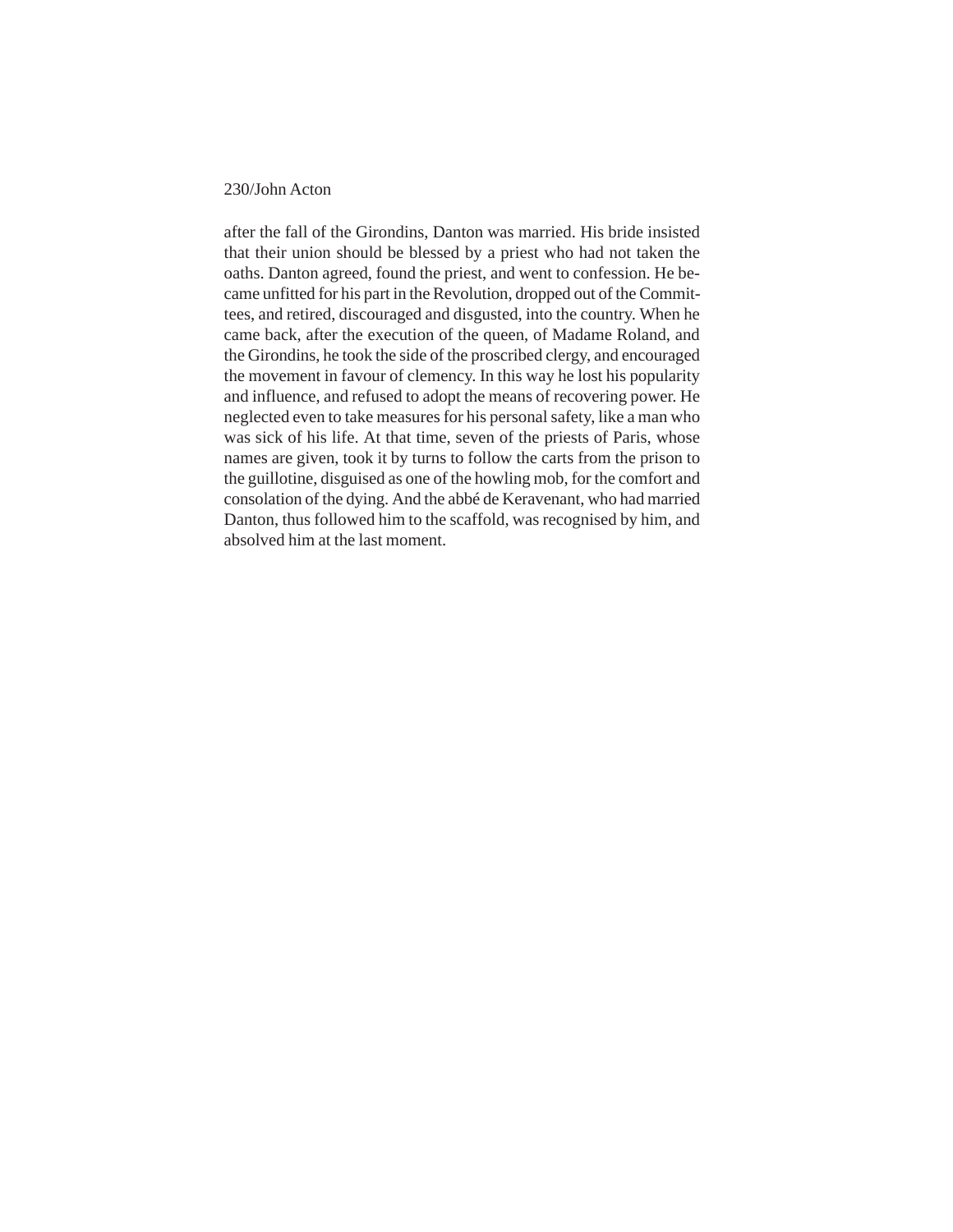after the fall of the Girondins, Danton was married. His bride insisted that their union should be blessed by a priest who had not taken the oaths. Danton agreed, found the priest, and went to confession. He became unfitted for his part in the Revolution, dropped out of the Committees, and retired, discouraged and disgusted, into the country. When he came back, after the execution of the queen, of Madame Roland, and the Girondins, he took the side of the proscribed clergy, and encouraged the movement in favour of clemency. In this way he lost his popularity and influence, and refused to adopt the means of recovering power. He neglected even to take measures for his personal safety, like a man who was sick of his life. At that time, seven of the priests of Paris, whose names are given, took it by turns to follow the carts from the prison to the guillotine, disguised as one of the howling mob, for the comfort and consolation of the dying. And the abbé de Keravenant, who had married Danton, thus followed him to the scaffold, was recognised by him, and absolved him at the last moment.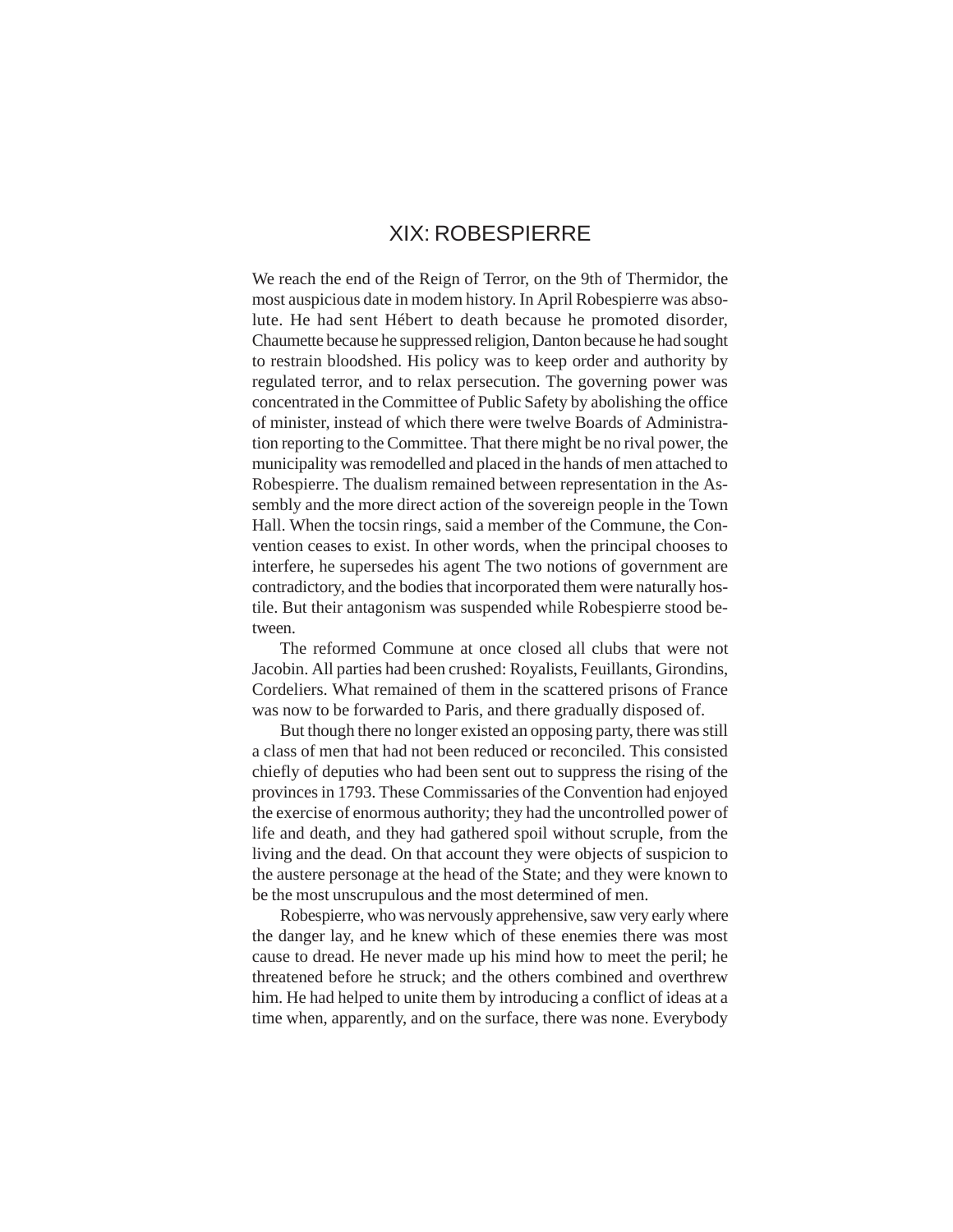# XIX: ROBESPIERRE

We reach the end of the Reign of Terror, on the 9th of Thermidor, the most auspicious date in modem history. In April Robespierre was absolute. He had sent Hébert to death because he promoted disorder, Chaumette because he suppressed religion, Danton because he had sought to restrain bloodshed. His policy was to keep order and authority by regulated terror, and to relax persecution. The governing power was concentrated in the Committee of Public Safety by abolishing the office of minister, instead of which there were twelve Boards of Administration reporting to the Committee. That there might be no rival power, the municipality was remodelled and placed in the hands of men attached to Robespierre. The dualism remained between representation in the Assembly and the more direct action of the sovereign people in the Town Hall. When the tocsin rings, said a member of the Commune, the Convention ceases to exist. In other words, when the principal chooses to interfere, he supersedes his agent The two notions of government are contradictory, and the bodies that incorporated them were naturally hostile. But their antagonism was suspended while Robespierre stood between.

The reformed Commune at once closed all clubs that were not Jacobin. All parties had been crushed: Royalists, Feuillants, Girondins, Cordeliers. What remained of them in the scattered prisons of France was now to be forwarded to Paris, and there gradually disposed of.

But though there no longer existed an opposing party, there was still a class of men that had not been reduced or reconciled. This consisted chiefly of deputies who had been sent out to suppress the rising of the provinces in 1793. These Commissaries of the Convention had enjoyed the exercise of enormous authority; they had the uncontrolled power of life and death, and they had gathered spoil without scruple, from the living and the dead. On that account they were objects of suspicion to the austere personage at the head of the State; and they were known to be the most unscrupulous and the most determined of men.

Robespierre, who was nervously apprehensive, saw very early where the danger lay, and he knew which of these enemies there was most cause to dread. He never made up his mind how to meet the peril; he threatened before he struck; and the others combined and overthrew him. He had helped to unite them by introducing a conflict of ideas at a time when, apparently, and on the surface, there was none. Everybody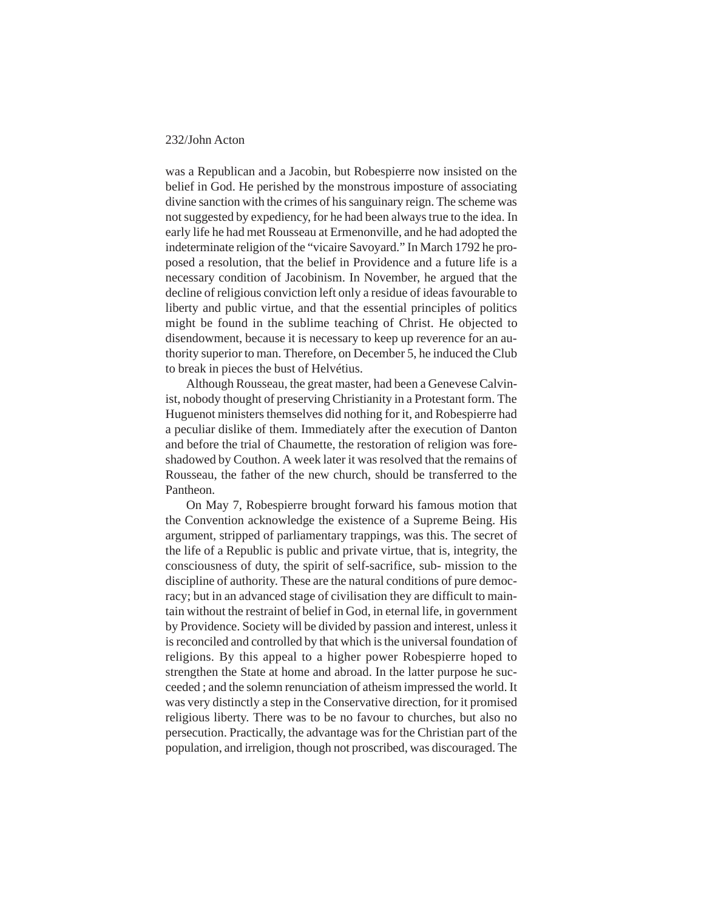was a Republican and a Jacobin, but Robespierre now insisted on the belief in God. He perished by the monstrous imposture of associating divine sanction with the crimes of his sanguinary reign. The scheme was not suggested by expediency, for he had been always true to the idea. In early life he had met Rousseau at Ermenonville, and he had adopted the indeterminate religion of the "vicaire Savoyard." In March 1792 he proposed a resolution, that the belief in Providence and a future life is a necessary condition of Jacobinism. In November, he argued that the decline of religious conviction left only a residue of ideas favourable to liberty and public virtue, and that the essential principles of politics might be found in the sublime teaching of Christ. He objected to disendowment, because it is necessary to keep up reverence for an authority superior to man. Therefore, on December 5, he induced the Club to break in pieces the bust of Helvétius.

Although Rousseau, the great master, had been a Genevese Calvinist, nobody thought of preserving Christianity in a Protestant form. The Huguenot ministers themselves did nothing for it, and Robespierre had a peculiar dislike of them. Immediately after the execution of Danton and before the trial of Chaumette, the restoration of religion was foreshadowed by Couthon. A week later it was resolved that the remains of Rousseau, the father of the new church, should be transferred to the Pantheon.

On May 7, Robespierre brought forward his famous motion that the Convention acknowledge the existence of a Supreme Being. His argument, stripped of parliamentary trappings, was this. The secret of the life of a Republic is public and private virtue, that is, integrity, the consciousness of duty, the spirit of self-sacrifice, sub- mission to the discipline of authority. These are the natural conditions of pure democracy; but in an advanced stage of civilisation they are difficult to maintain without the restraint of belief in God, in eternal life, in government by Providence. Society will be divided by passion and interest, unless it is reconciled and controlled by that which is the universal foundation of religions. By this appeal to a higher power Robespierre hoped to strengthen the State at home and abroad. In the latter purpose he succeeded ; and the solemn renunciation of atheism impressed the world. It was very distinctly a step in the Conservative direction, for it promised religious liberty. There was to be no favour to churches, but also no persecution. Practically, the advantage was for the Christian part of the population, and irreligion, though not proscribed, was discouraged. The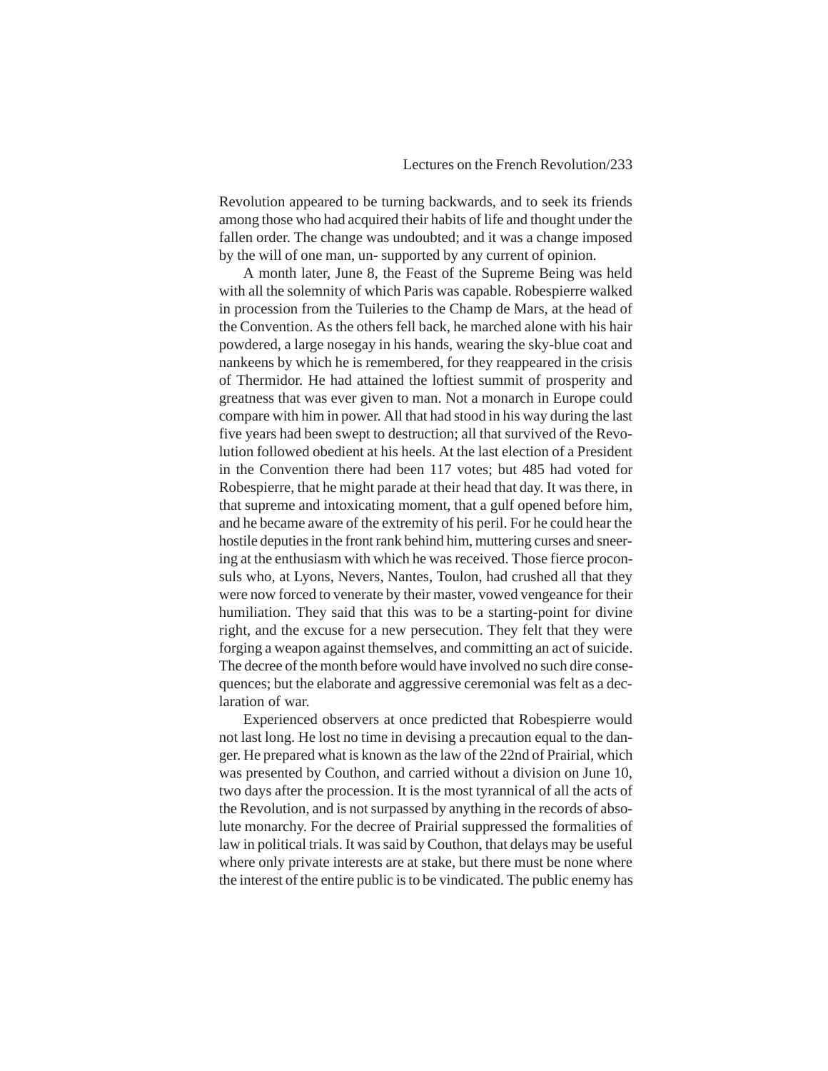Revolution appeared to be turning backwards, and to seek its friends among those who had acquired their habits of life and thought under the fallen order. The change was undoubted; and it was a change imposed by the will of one man, un- supported by any current of opinion.

A month later, June 8, the Feast of the Supreme Being was held with all the solemnity of which Paris was capable. Robespierre walked in procession from the Tuileries to the Champ de Mars, at the head of the Convention. As the others fell back, he marched alone with his hair powdered, a large nosegay in his hands, wearing the sky-blue coat and nankeens by which he is remembered, for they reappeared in the crisis of Thermidor. He had attained the loftiest summit of prosperity and greatness that was ever given to man. Not a monarch in Europe could compare with him in power. All that had stood in his way during the last five years had been swept to destruction; all that survived of the Revolution followed obedient at his heels. At the last election of a President in the Convention there had been 117 votes; but 485 had voted for Robespierre, that he might parade at their head that day. It was there, in that supreme and intoxicating moment, that a gulf opened before him, and he became aware of the extremity of his peril. For he could hear the hostile deputies in the front rank behind him, muttering curses and sneering at the enthusiasm with which he was received. Those fierce proconsuls who, at Lyons, Nevers, Nantes, Toulon, had crushed all that they were now forced to venerate by their master, vowed vengeance for their humiliation. They said that this was to be a starting-point for divine right, and the excuse for a new persecution. They felt that they were forging a weapon against themselves, and committing an act of suicide. The decree of the month before would have involved no such dire consequences; but the elaborate and aggressive ceremonial was felt as a declaration of war.

Experienced observers at once predicted that Robespierre would not last long. He lost no time in devising a precaution equal to the danger. He prepared what is known as the law of the 22nd of Prairial, which was presented by Couthon, and carried without a division on June 10, two days after the procession. It is the most tyrannical of all the acts of the Revolution, and is not surpassed by anything in the records of absolute monarchy. For the decree of Prairial suppressed the formalities of law in political trials. It was said by Couthon, that delays may be useful where only private interests are at stake, but there must be none where the interest of the entire public is to be vindicated. The public enemy has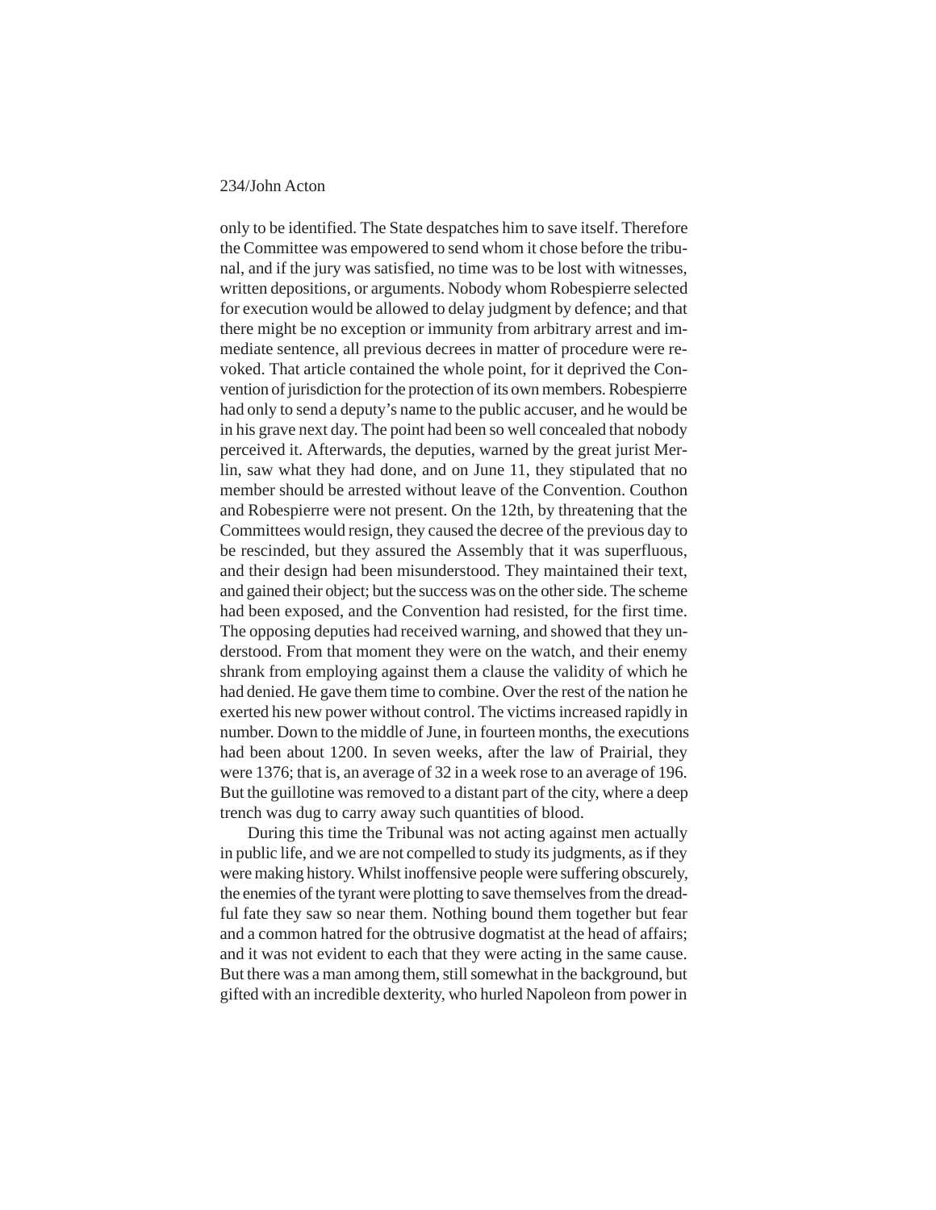only to be identified. The State despatches him to save itself. Therefore the Committee was empowered to send whom it chose before the tribunal, and if the jury was satisfied, no time was to be lost with witnesses, written depositions, or arguments. Nobody whom Robespierre selected for execution would be allowed to delay judgment by defence; and that there might be no exception or immunity from arbitrary arrest and immediate sentence, all previous decrees in matter of procedure were revoked. That article contained the whole point, for it deprived the Convention of jurisdiction for the protection of its own members. Robespierre had only to send a deputy's name to the public accuser, and he would be in his grave next day. The point had been so well concealed that nobody perceived it. Afterwards, the deputies, warned by the great jurist Merlin, saw what they had done, and on June 11, they stipulated that no member should be arrested without leave of the Convention. Couthon and Robespierre were not present. On the 12th, by threatening that the Committees would resign, they caused the decree of the previous day to be rescinded, but they assured the Assembly that it was superfluous, and their design had been misunderstood. They maintained their text, and gained their object; but the success was on the other side. The scheme had been exposed, and the Convention had resisted, for the first time. The opposing deputies had received warning, and showed that they understood. From that moment they were on the watch, and their enemy shrank from employing against them a clause the validity of which he had denied. He gave them time to combine. Over the rest of the nation he exerted his new power without control. The victims increased rapidly in number. Down to the middle of June, in fourteen months, the executions had been about 1200. In seven weeks, after the law of Prairial, they were 1376; that is, an average of 32 in a week rose to an average of 196. But the guillotine was removed to a distant part of the city, where a deep trench was dug to carry away such quantities of blood.

During this time the Tribunal was not acting against men actually in public life, and we are not compelled to study its judgments, as if they were making history. Whilst inoffensive people were suffering obscurely, the enemies of the tyrant were plotting to save themselves from the dreadful fate they saw so near them. Nothing bound them together but fear and a common hatred for the obtrusive dogmatist at the head of affairs; and it was not evident to each that they were acting in the same cause. But there was a man among them, still somewhat in the background, but gifted with an incredible dexterity, who hurled Napoleon from power in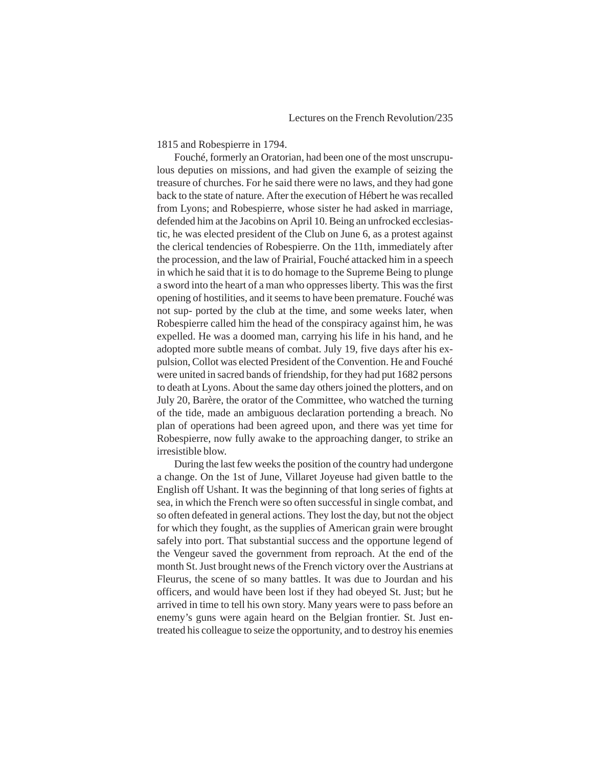1815 and Robespierre in 1794.

Fouché, formerly an Oratorian, had been one of the most unscrupulous deputies on missions, and had given the example of seizing the treasure of churches. For he said there were no laws, and they had gone back to the state of nature. After the execution of Hébert he was recalled from Lyons; and Robespierre, whose sister he had asked in marriage, defended him at the Jacobins on April 10. Being an unfrocked ecclesiastic, he was elected president of the Club on June 6, as a protest against the clerical tendencies of Robespierre. On the 11th, immediately after the procession, and the law of Prairial, Fouché attacked him in a speech in which he said that it is to do homage to the Supreme Being to plunge a sword into the heart of a man who oppresses liberty. This was the first opening of hostilities, and it seems to have been premature. Fouché was not sup- ported by the club at the time, and some weeks later, when Robespierre called him the head of the conspiracy against him, he was expelled. He was a doomed man, carrying his life in his hand, and he adopted more subtle means of combat. July 19, five days after his expulsion, Collot was elected President of the Convention. He and Fouché were united in sacred bands of friendship, for they had put 1682 persons to death at Lyons. About the same day others joined the plotters, and on July 20, Barère, the orator of the Committee, who watched the turning of the tide, made an ambiguous declaration portending a breach. No plan of operations had been agreed upon, and there was yet time for Robespierre, now fully awake to the approaching danger, to strike an irresistible blow.

During the last few weeks the position of the country had undergone a change. On the 1st of June, Villaret Joyeuse had given battle to the English off Ushant. It was the beginning of that long series of fights at sea, in which the French were so often successful in single combat, and so often defeated in general actions. They lost the day, but not the object for which they fought, as the supplies of American grain were brought safely into port. That substantial success and the opportune legend of the Vengeur saved the government from reproach. At the end of the month St. Just brought news of the French victory over the Austrians at Fleurus, the scene of so many battles. It was due to Jourdan and his officers, and would have been lost if they had obeyed St. Just; but he arrived in time to tell his own story. Many years were to pass before an enemy's guns were again heard on the Belgian frontier. St. Just entreated his colleague to seize the opportunity, and to destroy his enemies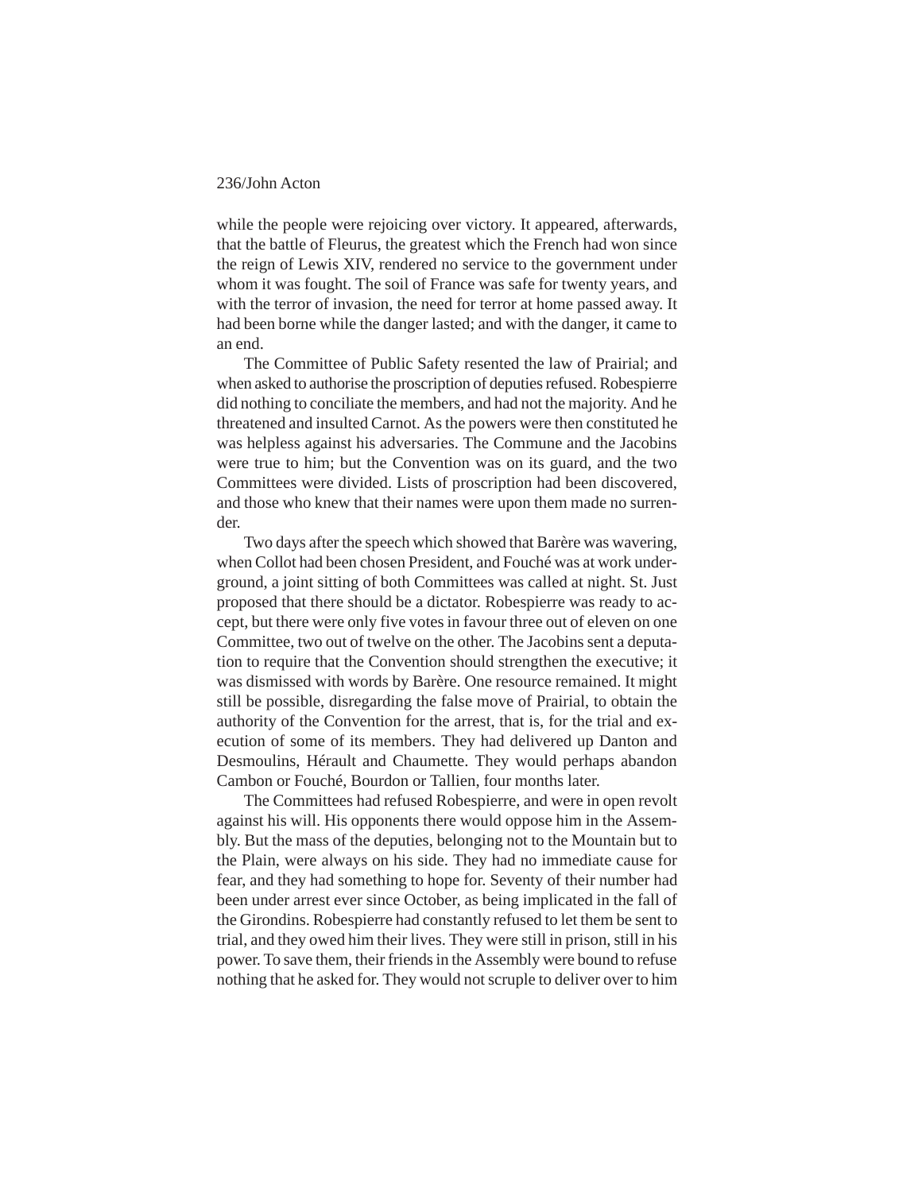while the people were rejoicing over victory. It appeared, afterwards, that the battle of Fleurus, the greatest which the French had won since the reign of Lewis XIV, rendered no service to the government under whom it was fought. The soil of France was safe for twenty years, and with the terror of invasion, the need for terror at home passed away. It had been borne while the danger lasted; and with the danger, it came to an end.

The Committee of Public Safety resented the law of Prairial; and when asked to authorise the proscription of deputies refused. Robespierre did nothing to conciliate the members, and had not the majority. And he threatened and insulted Carnot. As the powers were then constituted he was helpless against his adversaries. The Commune and the Jacobins were true to him; but the Convention was on its guard, and the two Committees were divided. Lists of proscription had been discovered, and those who knew that their names were upon them made no surrender.

Two days after the speech which showed that Barère was wavering, when Collot had been chosen President, and Fouché was at work underground, a joint sitting of both Committees was called at night. St. Just proposed that there should be a dictator. Robespierre was ready to accept, but there were only five votes in favour three out of eleven on one Committee, two out of twelve on the other. The Jacobins sent a deputation to require that the Convention should strengthen the executive; it was dismissed with words by Barère. One resource remained. It might still be possible, disregarding the false move of Prairial, to obtain the authority of the Convention for the arrest, that is, for the trial and execution of some of its members. They had delivered up Danton and Desmoulins, Hérault and Chaumette. They would perhaps abandon Cambon or Fouché, Bourdon or Tallien, four months later.

The Committees had refused Robespierre, and were in open revolt against his will. His opponents there would oppose him in the Assembly. But the mass of the deputies, belonging not to the Mountain but to the Plain, were always on his side. They had no immediate cause for fear, and they had something to hope for. Seventy of their number had been under arrest ever since October, as being implicated in the fall of the Girondins. Robespierre had constantly refused to let them be sent to trial, and they owed him their lives. They were still in prison, still in his power. To save them, their friends in the Assembly were bound to refuse nothing that he asked for. They would not scruple to deliver over to him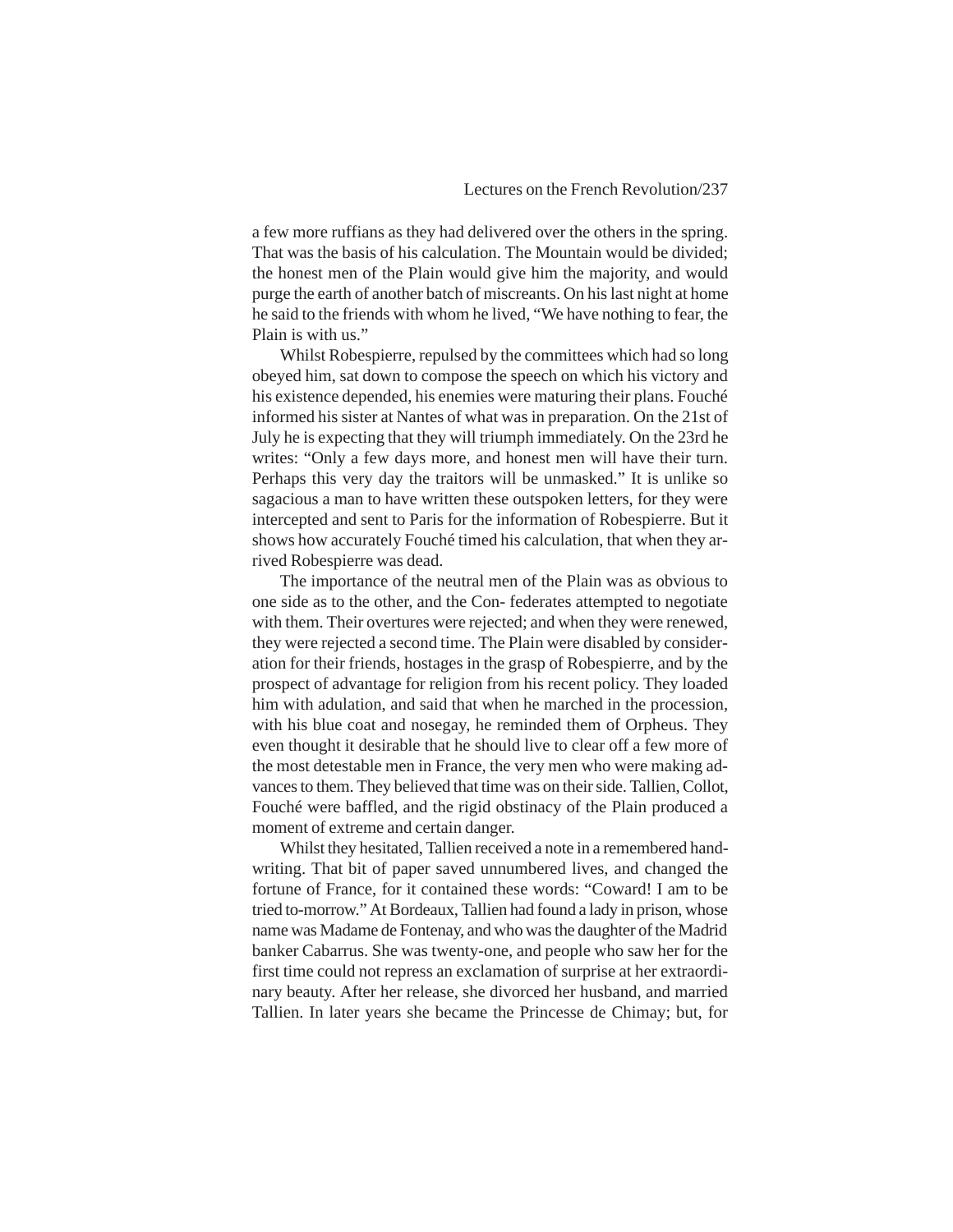a few more ruffians as they had delivered over the others in the spring. That was the basis of his calculation. The Mountain would be divided; the honest men of the Plain would give him the majority, and would purge the earth of another batch of miscreants. On his last night at home he said to the friends with whom he lived, "We have nothing to fear, the Plain is with us."

Whilst Robespierre, repulsed by the committees which had so long obeyed him, sat down to compose the speech on which his victory and his existence depended, his enemies were maturing their plans. Fouché informed his sister at Nantes of what was in preparation. On the 21st of July he is expecting that they will triumph immediately. On the 23rd he writes: "Only a few days more, and honest men will have their turn. Perhaps this very day the traitors will be unmasked." It is unlike so sagacious a man to have written these outspoken letters, for they were intercepted and sent to Paris for the information of Robespierre. But it shows how accurately Fouché timed his calculation, that when they arrived Robespierre was dead.

The importance of the neutral men of the Plain was as obvious to one side as to the other, and the Con- federates attempted to negotiate with them. Their overtures were rejected; and when they were renewed, they were rejected a second time. The Plain were disabled by consideration for their friends, hostages in the grasp of Robespierre, and by the prospect of advantage for religion from his recent policy. They loaded him with adulation, and said that when he marched in the procession, with his blue coat and nosegay, he reminded them of Orpheus. They even thought it desirable that he should live to clear off a few more of the most detestable men in France, the very men who were making advances to them. They believed that time was on their side. Tallien, Collot, Fouché were baffled, and the rigid obstinacy of the Plain produced a moment of extreme and certain danger.

Whilst they hesitated, Tallien received a note in a remembered handwriting. That bit of paper saved unnumbered lives, and changed the fortune of France, for it contained these words: "Coward! I am to be tried to-morrow." At Bordeaux, Tallien had found a lady in prison, whose name was Madame de Fontenay, and who was the daughter of the Madrid banker Cabarrus. She was twenty-one, and people who saw her for the first time could not repress an exclamation of surprise at her extraordinary beauty. After her release, she divorced her husband, and married Tallien. In later years she became the Princesse de Chimay; but, for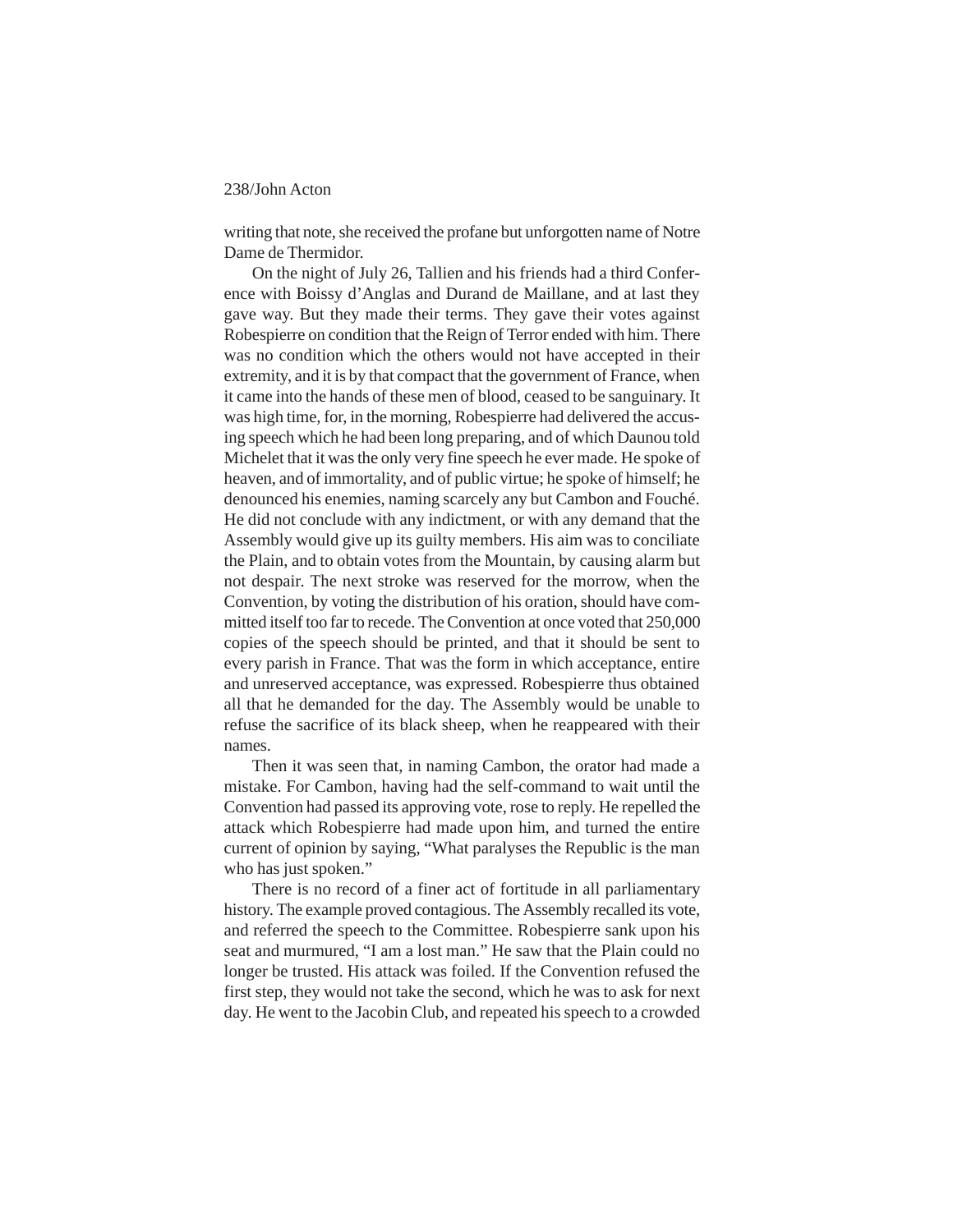writing that note, she received the profane but unforgotten name of Notre Dame de Thermidor.

On the night of July 26, Tallien and his friends had a third Conference with Boissy d'Anglas and Durand de Maillane, and at last they gave way. But they made their terms. They gave their votes against Robespierre on condition that the Reign of Terror ended with him. There was no condition which the others would not have accepted in their extremity, and it is by that compact that the government of France, when it came into the hands of these men of blood, ceased to be sanguinary. It was high time, for, in the morning, Robespierre had delivered the accusing speech which he had been long preparing, and of which Daunou told Michelet that it was the only very fine speech he ever made. He spoke of heaven, and of immortality, and of public virtue; he spoke of himself; he denounced his enemies, naming scarcely any but Cambon and Fouché. He did not conclude with any indictment, or with any demand that the Assembly would give up its guilty members. His aim was to conciliate the Plain, and to obtain votes from the Mountain, by causing alarm but not despair. The next stroke was reserved for the morrow, when the Convention, by voting the distribution of his oration, should have committed itself too far to recede. The Convention at once voted that 250,000 copies of the speech should be printed, and that it should be sent to every parish in France. That was the form in which acceptance, entire and unreserved acceptance, was expressed. Robespierre thus obtained all that he demanded for the day. The Assembly would be unable to refuse the sacrifice of its black sheep, when he reappeared with their names.

Then it was seen that, in naming Cambon, the orator had made a mistake. For Cambon, having had the self-command to wait until the Convention had passed its approving vote, rose to reply. He repelled the attack which Robespierre had made upon him, and turned the entire current of opinion by saying, "What paralyses the Republic is the man who has just spoken."

There is no record of a finer act of fortitude in all parliamentary history. The example proved contagious. The Assembly recalled its vote, and referred the speech to the Committee. Robespierre sank upon his seat and murmured, "I am a lost man." He saw that the Plain could no longer be trusted. His attack was foiled. If the Convention refused the first step, they would not take the second, which he was to ask for next day. He went to the Jacobin Club, and repeated his speech to a crowded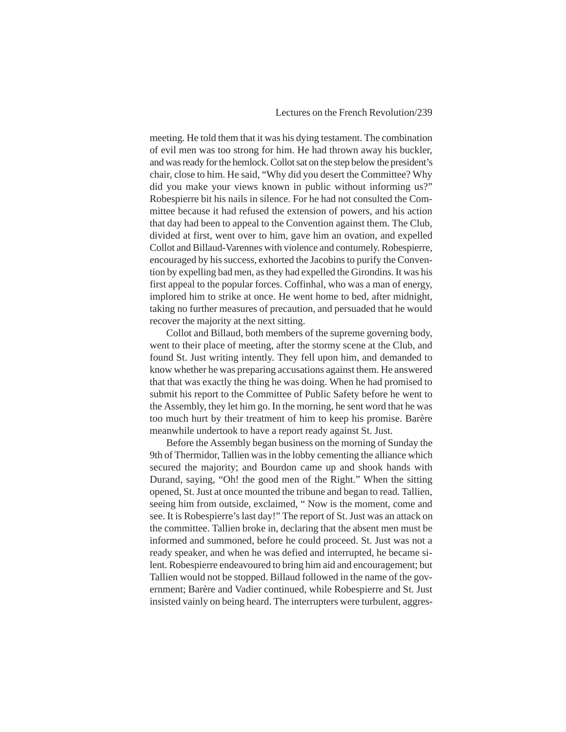meeting. He told them that it was his dying testament. The combination of evil men was too strong for him. He had thrown away his buckler, and was ready for the hemlock. Collot sat on the step below the president's chair, close to him. He said, "Why did you desert the Committee? Why did you make your views known in public without informing us?" Robespierre bit his nails in silence. For he had not consulted the Committee because it had refused the extension of powers, and his action that day had been to appeal to the Convention against them. The Club, divided at first, went over to him, gave him an ovation, and expelled Collot and Billaud-Varennes with violence and contumely. Robespierre, encouraged by his success, exhorted the Jacobins to purify the Convention by expelling bad men, as they had expelled the Girondins. It was his first appeal to the popular forces. Coffinhal, who was a man of energy, implored him to strike at once. He went home to bed, after midnight, taking no further measures of precaution, and persuaded that he would recover the majority at the next sitting.

Collot and Billaud, both members of the supreme governing body, went to their place of meeting, after the stormy scene at the Club, and found St. Just writing intently. They fell upon him, and demanded to know whether he was preparing accusations against them. He answered that that was exactly the thing he was doing. When he had promised to submit his report to the Committee of Public Safety before he went to the Assembly, they let him go. In the morning, he sent word that he was too much hurt by their treatment of him to keep his promise. Barère meanwhile undertook to have a report ready against St. Just.

Before the Assembly began business on the morning of Sunday the 9th of Thermidor, Tallien was in the lobby cementing the alliance which secured the majority; and Bourdon came up and shook hands with Durand, saying, "Oh! the good men of the Right." When the sitting opened, St. Just at once mounted the tribune and began to read. Tallien, seeing him from outside, exclaimed, " Now is the moment, come and see. It is Robespierre's last day!" The report of St. Just was an attack on the committee. Tallien broke in, declaring that the absent men must be informed and summoned, before he could proceed. St. Just was not a ready speaker, and when he was defied and interrupted, he became silent. Robespierre endeavoured to bring him aid and encouragement; but Tallien would not be stopped. Billaud followed in the name of the government; Barère and Vadier continued, while Robespierre and St. Just insisted vainly on being heard. The interrupters were turbulent, aggres-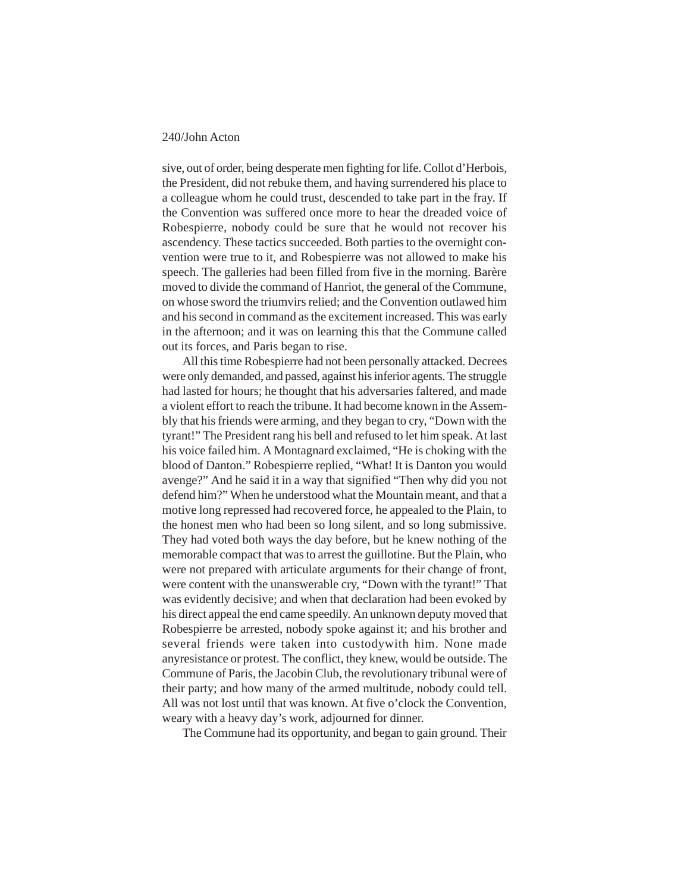sive, out of order, being desperate men fighting for life. Collot d'Herbois, the President, did not rebuke them, and having surrendered his place to a colleague whom he could trust, descended to take part in the fray. If the Convention was suffered once more to hear the dreaded voice of Robespierre, nobody could be sure that he would not recover his ascendency. These tactics succeeded. Both parties to the overnight convention were true to it, and Robespierre was not allowed to make his speech. The galleries had been filled from five in the morning. Barère moved to divide the command of Hanriot, the general of the Commune, on whose sword the triumvirs relied; and the Convention outlawed him and his second in command as the excitement increased. This was early in the afternoon; and it was on learning this that the Commune called out its forces, and Paris began to rise.

All this time Robespierre had not been personally attacked. Decrees were only demanded, and passed, against his inferior agents. The struggle had lasted for hours; he thought that his adversaries faltered, and made a violent effort to reach the tribune. It had become known in the Assembly that his friends were arming, and they began to cry, "Down with the tyrant!" The President rang his bell and refused to let him speak. At last his voice failed him. A Montagnard exclaimed, "He is choking with the blood of Danton." Robespierre replied, "What! It is Danton you would avenge?" And he said it in a way that signified "Then why did you not defend him?" When he understood what the Mountain meant, and that a motive long repressed had recovered force, he appealed to the Plain, to the honest men who had been so long silent, and so long submissive. They had voted both ways the day before, but he knew nothing of the memorable compact that was to arrest the guillotine. But the Plain, who were not prepared with articulate arguments for their change of front, were content with the unanswerable cry, "Down with the tyrant!" That was evidently decisive; and when that declaration had been evoked by his direct appeal the end came speedily. An unknown deputy moved that Robespierre be arrested, nobody spoke against it; and his brother and several friends were taken into custodywith him. None made anyresistance or protest. The conflict, they knew, would be outside. The Commune of Paris, the Jacobin Club, the revolutionary tribunal were of their party; and how many of the armed multitude, nobody could tell. All was not lost until that was known. At five o'clock the Convention, weary with a heavy day's work, adjourned for dinner.

The Commune had its opportunity, and began to gain ground. Their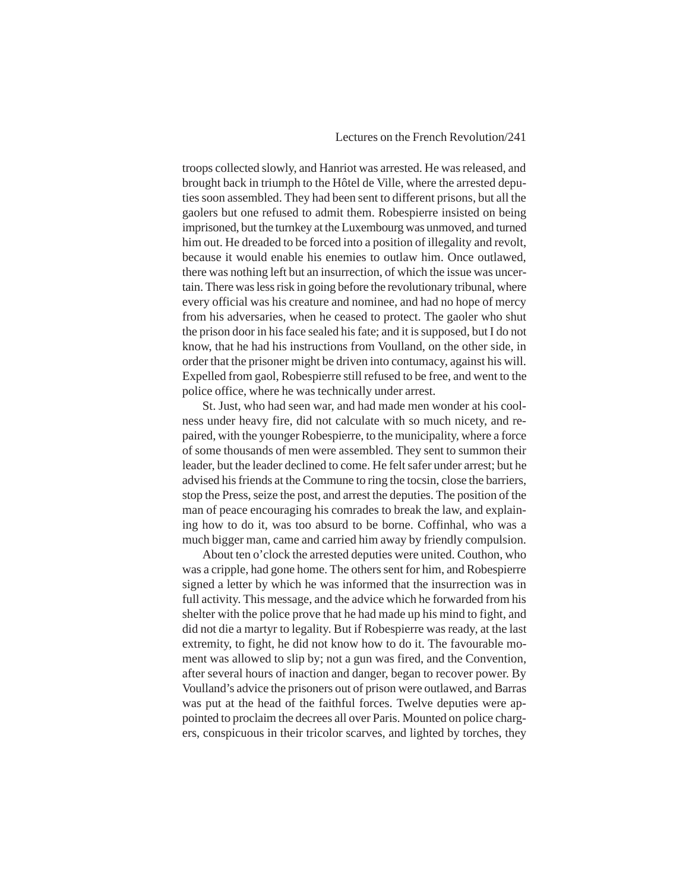troops collected slowly, and Hanriot was arrested. He was released, and brought back in triumph to the Hôtel de Ville, where the arrested deputies soon assembled. They had been sent to different prisons, but all the gaolers but one refused to admit them. Robespierre insisted on being imprisoned, but the turnkey at the Luxembourg was unmoved, and turned him out. He dreaded to be forced into a position of illegality and revolt, because it would enable his enemies to outlaw him. Once outlawed, there was nothing left but an insurrection, of which the issue was uncertain. There was less risk in going before the revolutionary tribunal, where every official was his creature and nominee, and had no hope of mercy from his adversaries, when he ceased to protect. The gaoler who shut the prison door in his face sealed his fate; and it is supposed, but I do not know, that he had his instructions from Voulland, on the other side, in order that the prisoner might be driven into contumacy, against his will. Expelled from gaol, Robespierre still refused to be free, and went to the police office, where he was technically under arrest.

St. Just, who had seen war, and had made men wonder at his coolness under heavy fire, did not calculate with so much nicety, and repaired, with the younger Robespierre, to the municipality, where a force of some thousands of men were assembled. They sent to summon their leader, but the leader declined to come. He felt safer under arrest; but he advised his friends at the Commune to ring the tocsin, close the barriers, stop the Press, seize the post, and arrest the deputies. The position of the man of peace encouraging his comrades to break the law, and explaining how to do it, was too absurd to be borne. Coffinhal, who was a much bigger man, came and carried him away by friendly compulsion.

About ten o'clock the arrested deputies were united. Couthon, who was a cripple, had gone home. The others sent for him, and Robespierre signed a letter by which he was informed that the insurrection was in full activity. This message, and the advice which he forwarded from his shelter with the police prove that he had made up his mind to fight, and did not die a martyr to legality. But if Robespierre was ready, at the last extremity, to fight, he did not know how to do it. The favourable moment was allowed to slip by; not a gun was fired, and the Convention, after several hours of inaction and danger, began to recover power. By Voulland's advice the prisoners out of prison were outlawed, and Barras was put at the head of the faithful forces. Twelve deputies were appointed to proclaim the decrees all over Paris. Mounted on police chargers, conspicuous in their tricolor scarves, and lighted by torches, they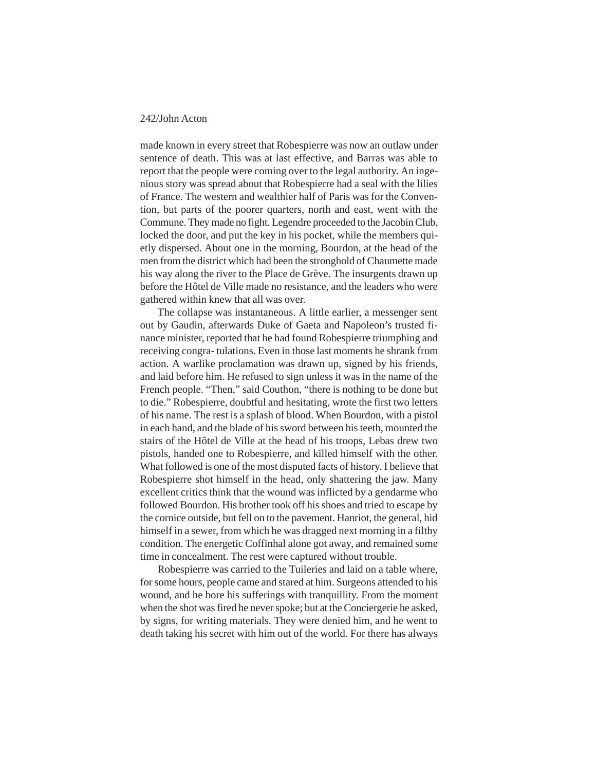made known in every street that Robespierre was now an outlaw under sentence of death. This was at last effective, and Barras was able to report that the people were coming over to the legal authority. An ingenious story was spread about that Robespierre had a seal with the lilies of France. The western and wealthier half of Paris was for the Convention, but parts of the poorer quarters, north and east, went with the Commune. They made no fight. Legendre proceeded to the Jacobin Club, locked the door, and put the key in his pocket, while the members quietly dispersed. About one in the morning, Bourdon, at the head of the men from the district which had been the stronghold of Chaumette made his way along the river to the Place de Grève. The insurgents drawn up before the Hôtel de Ville made no resistance, and the leaders who were gathered within knew that all was over.

The collapse was instantaneous. A little earlier, a messenger sent out by Gaudin, afterwards Duke of Gaeta and Napoleon's trusted finance minister, reported that he had found Robespierre triumphing and receiving congra- tulations. Even in those last moments he shrank from action. A warlike proclamation was drawn up, signed by his friends, and laid before him. He refused to sign unless it was in the name of the French people. "Then," said Couthon, "there is nothing to be done but to die." Robespierre, doubtful and hesitating, wrote the first two letters of his name. The rest is a splash of blood. When Bourdon, with a pistol in each hand, and the blade of his sword between his teeth, mounted the stairs of the Hôtel de Ville at the head of his troops, Lebas drew two pistols, handed one to Robespierre, and killed himself with the other. What followed is one of the most disputed facts of history. I believe that Robespierre shot himself in the head, only shattering the jaw. Many excellent critics think that the wound was inflicted by a gendarme who followed Bourdon. His brother took off his shoes and tried to escape by the cornice outside, but fell on to the pavement. Hanriot, the general, hid himself in a sewer, from which he was dragged next morning in a filthy condition. The energetic Coffinhal alone got away, and remained some time in concealment. The rest were captured without trouble.

Robespierre was carried to the Tuileries and laid on a table where, for some hours, people came and stared at him. Surgeons attended to his wound, and he bore his sufferings with tranquillity. From the moment when the shot was fired he never spoke; but at the Conciergerie he asked, by signs, for writing materials. They were denied him, and he went to death taking his secret with him out of the world. For there has always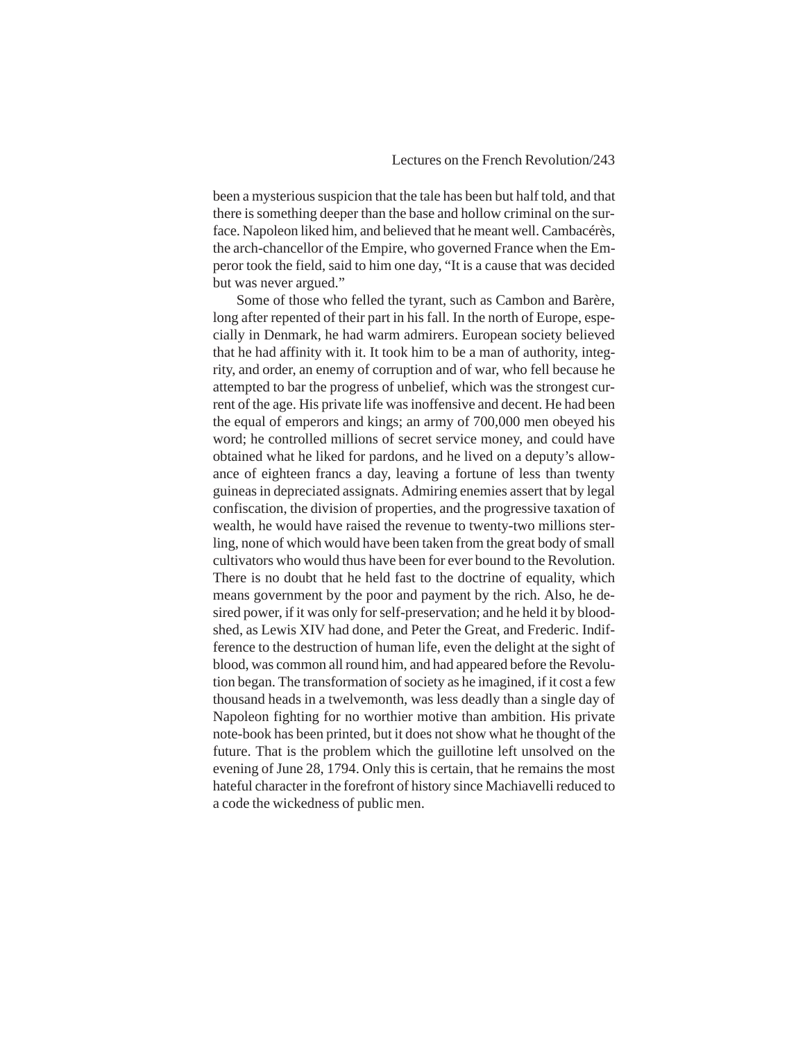been a mysterious suspicion that the tale has been but half told, and that there is something deeper than the base and hollow criminal on the surface. Napoleon liked him, and believed that he meant well. Cambacérès, the arch-chancellor of the Empire, who governed France when the Emperor took the field, said to him one day, "It is a cause that was decided but was never argued."

Some of those who felled the tyrant, such as Cambon and Barère, long after repented of their part in his fall. In the north of Europe, especially in Denmark, he had warm admirers. European society believed that he had affinity with it. It took him to be a man of authority, integrity, and order, an enemy of corruption and of war, who fell because he attempted to bar the progress of unbelief, which was the strongest current of the age. His private life was inoffensive and decent. He had been the equal of emperors and kings; an army of 700,000 men obeyed his word; he controlled millions of secret service money, and could have obtained what he liked for pardons, and he lived on a deputy's allowance of eighteen francs a day, leaving a fortune of less than twenty guineas in depreciated assignats. Admiring enemies assert that by legal confiscation, the division of properties, and the progressive taxation of wealth, he would have raised the revenue to twenty-two millions sterling, none of which would have been taken from the great body of small cultivators who would thus have been for ever bound to the Revolution. There is no doubt that he held fast to the doctrine of equality, which means government by the poor and payment by the rich. Also, he desired power, if it was only for self-preservation; and he held it by bloodshed, as Lewis XIV had done, and Peter the Great, and Frederic. Indifference to the destruction of human life, even the delight at the sight of blood, was common all round him, and had appeared before the Revolution began. The transformation of society as he imagined, if it cost a few thousand heads in a twelvemonth, was less deadly than a single day of Napoleon fighting for no worthier motive than ambition. His private note-book has been printed, but it does not show what he thought of the future. That is the problem which the guillotine left unsolved on the evening of June 28, 1794. Only this is certain, that he remains the most hateful character in the forefront of history since Machiavelli reduced to a code the wickedness of public men.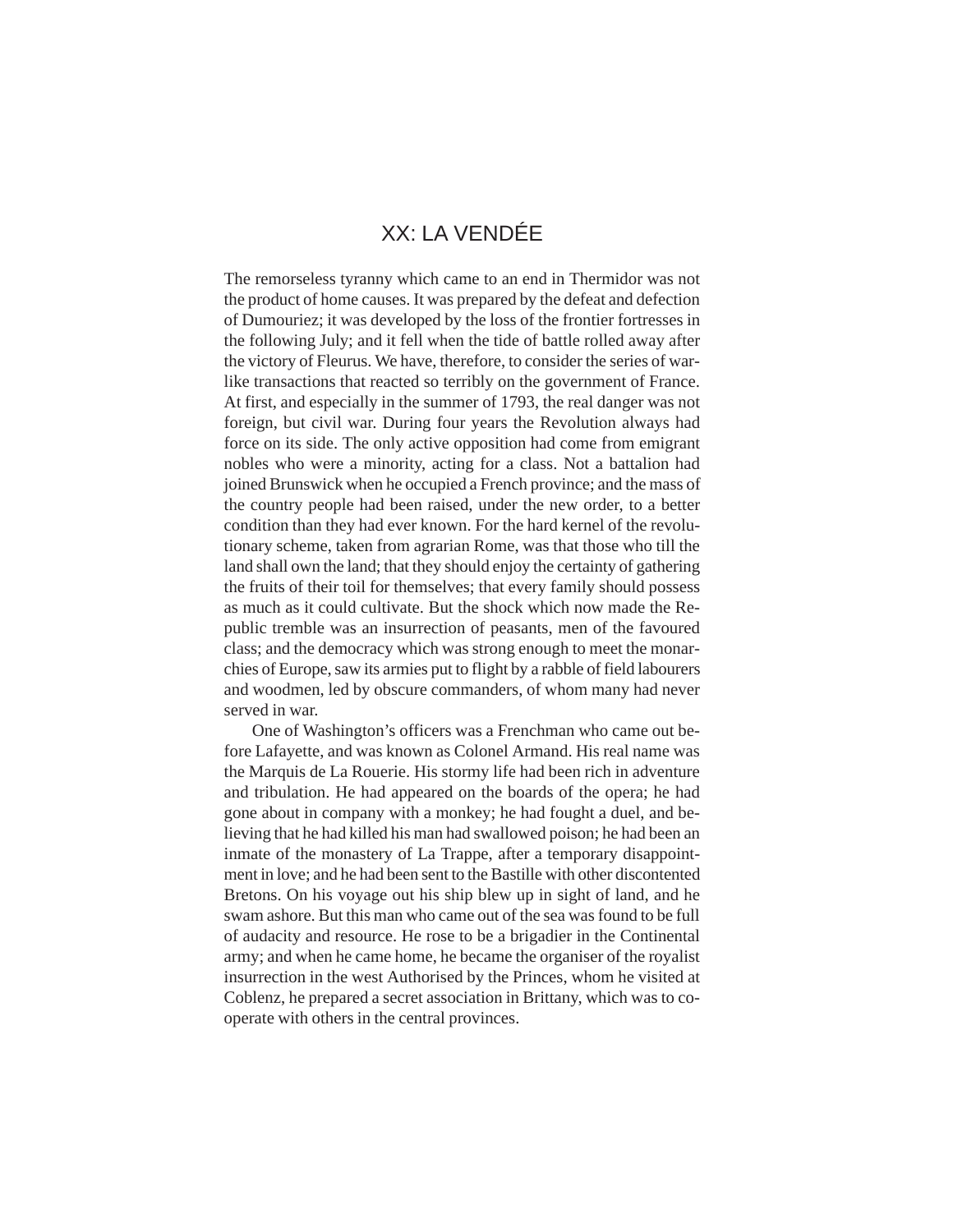# XX: LA VENDÉE

The remorseless tyranny which came to an end in Thermidor was not the product of home causes. It was prepared by the defeat and defection of Dumouriez; it was developed by the loss of the frontier fortresses in the following July; and it fell when the tide of battle rolled away after the victory of Fleurus. We have, therefore, to consider the series of warlike transactions that reacted so terribly on the government of France. At first, and especially in the summer of 1793, the real danger was not foreign, but civil war. During four years the Revolution always had force on its side. The only active opposition had come from emigrant nobles who were a minority, acting for a class. Not a battalion had joined Brunswick when he occupied a French province; and the mass of the country people had been raised, under the new order, to a better condition than they had ever known. For the hard kernel of the revolutionary scheme, taken from agrarian Rome, was that those who till the land shall own the land; that they should enjoy the certainty of gathering the fruits of their toil for themselves; that every family should possess as much as it could cultivate. But the shock which now made the Republic tremble was an insurrection of peasants, men of the favoured class; and the democracy which was strong enough to meet the monarchies of Europe, saw its armies put to flight by a rabble of field labourers and woodmen, led by obscure commanders, of whom many had never served in war.

One of Washington's officers was a Frenchman who came out before Lafayette, and was known as Colonel Armand. His real name was the Marquis de La Rouerie. His stormy life had been rich in adventure and tribulation. He had appeared on the boards of the opera; he had gone about in company with a monkey; he had fought a duel, and believing that he had killed his man had swallowed poison; he had been an inmate of the monastery of La Trappe, after a temporary disappointment in love; and he had been sent to the Bastille with other discontented Bretons. On his voyage out his ship blew up in sight of land, and he swam ashore. But this man who came out of the sea was found to be full of audacity and resource. He rose to be a brigadier in the Continental army; and when he came home, he became the organiser of the royalist insurrection in the west Authorised by the Princes, whom he visited at Coblenz, he prepared a secret association in Brittany, which was to cooperate with others in the central provinces.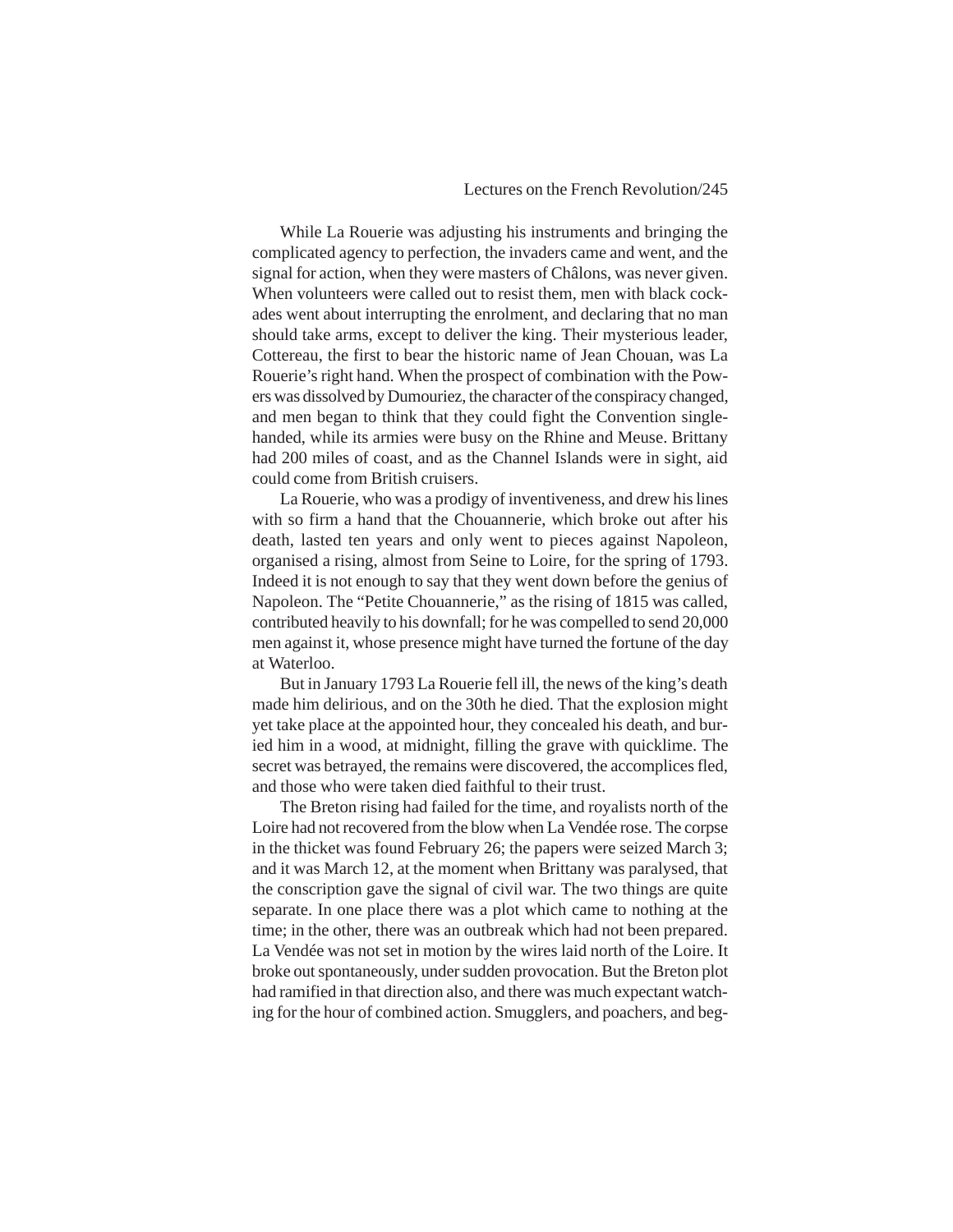While La Rouerie was adjusting his instruments and bringing the complicated agency to perfection, the invaders came and went, and the signal for action, when they were masters of Châlons, was never given. When volunteers were called out to resist them, men with black cockades went about interrupting the enrolment, and declaring that no man should take arms, except to deliver the king. Their mysterious leader, Cottereau, the first to bear the historic name of Jean Chouan, was La Rouerie's right hand. When the prospect of combination with the Powers was dissolved by Dumouriez, the character of the conspiracy changed, and men began to think that they could fight the Convention single-handed, while its armies were busy on the Rhine and Meuse. Brittany had 200 miles of coast, and as the Channel Islands were in sight, aid could come from British cruisers.

La Rouerie, who was a prodigy of inventiveness, and drew his lines with so firm a hand that the Chouannerie, which broke out after his death, lasted ten years and only went to pieces against Napoleon, organised a rising, almost from Seine to Loire, for the spring of 1793. Indeed it is not enough to say that they went down before the genius of Napoleon. The "Petite Chouannerie," as the rising of 1815 was called, contributed heavily to his downfall; for he was compelled to send 20,000 men against it, whose presence might have turned the fortune of the day at Waterloo.

But in January 1793 La Rouerie fell ill, the news of the king's death made him delirious, and on the 30th he died. That the explosion might yet take place at the appointed hour, they concealed his death, and buried him in a wood, at midnight, filling the grave with quicklime. The secret was betrayed, the remains were discovered, the accomplices fled, and those who were taken died faithful to their trust.

The Breton rising had failed for the time, and royalists north of the Loire had not recovered from the blow when La Vendée rose. The corpse in the thicket was found February 26; the papers were seized March 3; and it was March 12, at the moment when Brittany was paralysed, that the conscription gave the signal of civil war. The two things are quite separate. In one place there was a plot which came to nothing at the time; in the other, there was an outbreak which had not been prepared. La Vendée was not set in motion by the wires laid north of the Loire. It broke out spontaneously, under sudden provocation. But the Breton plot had ramified in that direction also, and there was much expectant watching for the hour of combined action. Smugglers, and poachers, and beg-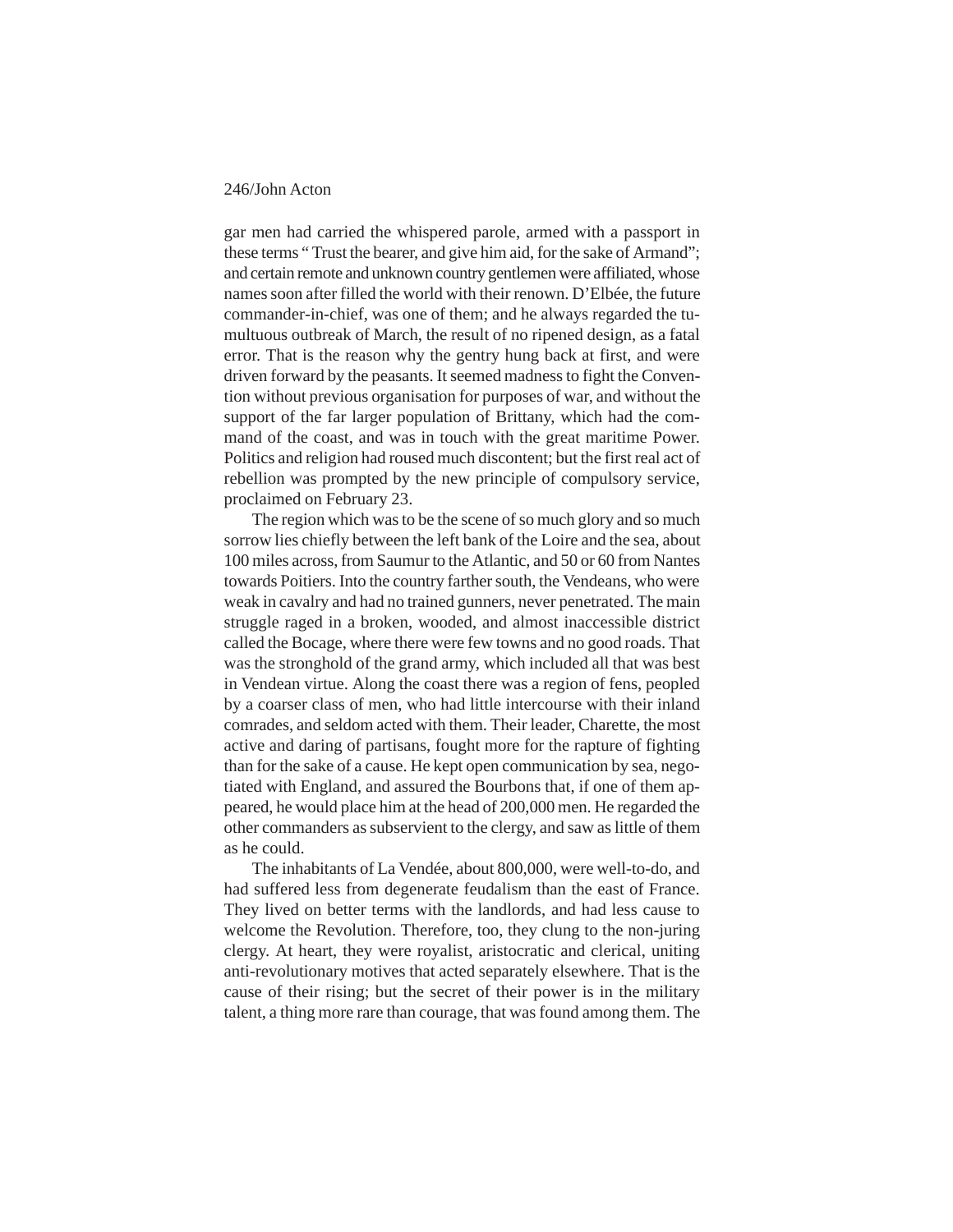gar men had carried the whispered parole, armed with a passport in these terms " Trust the bearer, and give him aid, for the sake of Armand"; and certain remote and unknown country gentlemen were affiliated, whose names soon after filled the world with their renown. D'Elbée, the future commander-in-chief, was one of them; and he always regarded the tumultuous outbreak of March, the result of no ripened design, as a fatal error. That is the reason why the gentry hung back at first, and were driven forward by the peasants. It seemed madness to fight the Convention without previous organisation for purposes of war, and without the support of the far larger population of Brittany, which had the command of the coast, and was in touch with the great maritime Power. Politics and religion had roused much discontent; but the first real act of rebellion was prompted by the new principle of compulsory service, proclaimed on February 23.

The region which was to be the scene of so much glory and so much sorrow lies chiefly between the left bank of the Loire and the sea, about 100 miles across, from Saumur to the Atlantic, and 50 or 60 from Nantes towards Poitiers. Into the country farther south, the Vendeans, who were weak in cavalry and had no trained gunners, never penetrated. The main struggle raged in a broken, wooded, and almost inaccessible district called the Bocage, where there were few towns and no good roads. That was the stronghold of the grand army, which included all that was best in Vendean virtue. Along the coast there was a region of fens, peopled by a coarser class of men, who had little intercourse with their inland comrades, and seldom acted with them. Their leader, Charette, the most active and daring of partisans, fought more for the rapture of fighting than for the sake of a cause. He kept open communication by sea, negotiated with England, and assured the Bourbons that, if one of them appeared, he would place him at the head of 200,000 men. He regarded the other commanders as subservient to the clergy, and saw as little of them as he could.

The inhabitants of La Vendée, about 800,000, were well-to-do, and had suffered less from degenerate feudalism than the east of France. They lived on better terms with the landlords, and had less cause to welcome the Revolution. Therefore, too, they clung to the non-juring clergy. At heart, they were royalist, aristocratic and clerical, uniting anti-revolutionary motives that acted separately elsewhere. That is the cause of their rising; but the secret of their power is in the military talent, a thing more rare than courage, that was found among them. The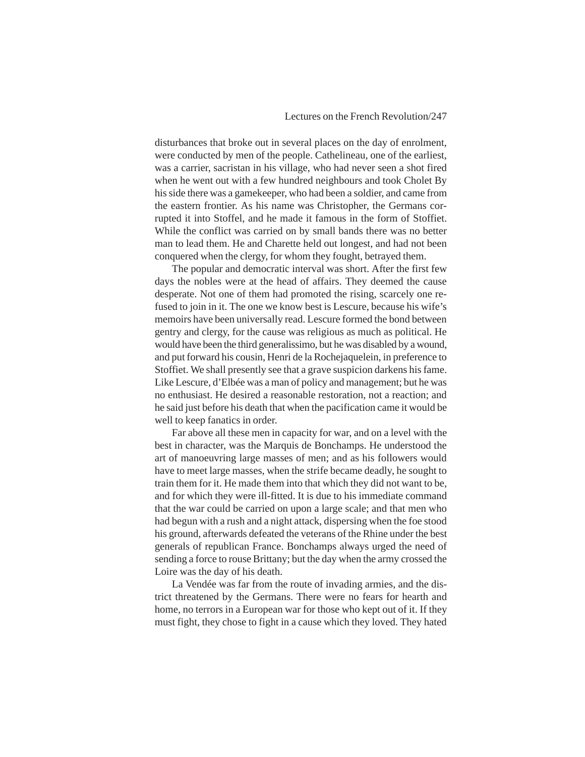disturbances that broke out in several places on the day of enrolment, were conducted by men of the people. Cathelineau, one of the earliest, was a carrier, sacristan in his village, who had never seen a shot fired when he went out with a few hundred neighbours and took Cholet By his side there was a gamekeeper, who had been a soldier, and came from the eastern frontier. As his name was Christopher, the Germans corrupted it into Stoffel, and he made it famous in the form of Stoffiet. While the conflict was carried on by small bands there was no better man to lead them. He and Charette held out longest, and had not been conquered when the clergy, for whom they fought, betrayed them.

The popular and democratic interval was short. After the first few days the nobles were at the head of affairs. They deemed the cause desperate. Not one of them had promoted the rising, scarcely one refused to join in it. The one we know best is Lescure, because his wife's memoirs have been universally read. Lescure formed the bond between gentry and clergy, for the cause was religious as much as political. He would have been the third generalissimo, but he was disabled by a wound, and put forward his cousin, Henri de la Rochejaquelein, in preference to Stoffiet. We shall presently see that a grave suspicion darkens his fame. Like Lescure, d'Elbée was a man of policy and management; but he was no enthusiast. He desired a reasonable restoration, not a reaction; and he said just before his death that when the pacification came it would be well to keep fanatics in order.

Far above all these men in capacity for war, and on a level with the best in character, was the Marquis de Bonchamps. He understood the art of manoeuvring large masses of men; and as his followers would have to meet large masses, when the strife became deadly, he sought to train them for it. He made them into that which they did not want to be, and for which they were ill-fitted. It is due to his immediate command that the war could be carried on upon a large scale; and that men who had begun with a rush and a night attack, dispersing when the foe stood his ground, afterwards defeated the veterans of the Rhine under the best generals of republican France. Bonchamps always urged the need of sending a force to rouse Brittany; but the day when the army crossed the Loire was the day of his death.

La Vendée was far from the route of invading armies, and the district threatened by the Germans. There were no fears for hearth and home, no terrors in a European war for those who kept out of it. If they must fight, they chose to fight in a cause which they loved. They hated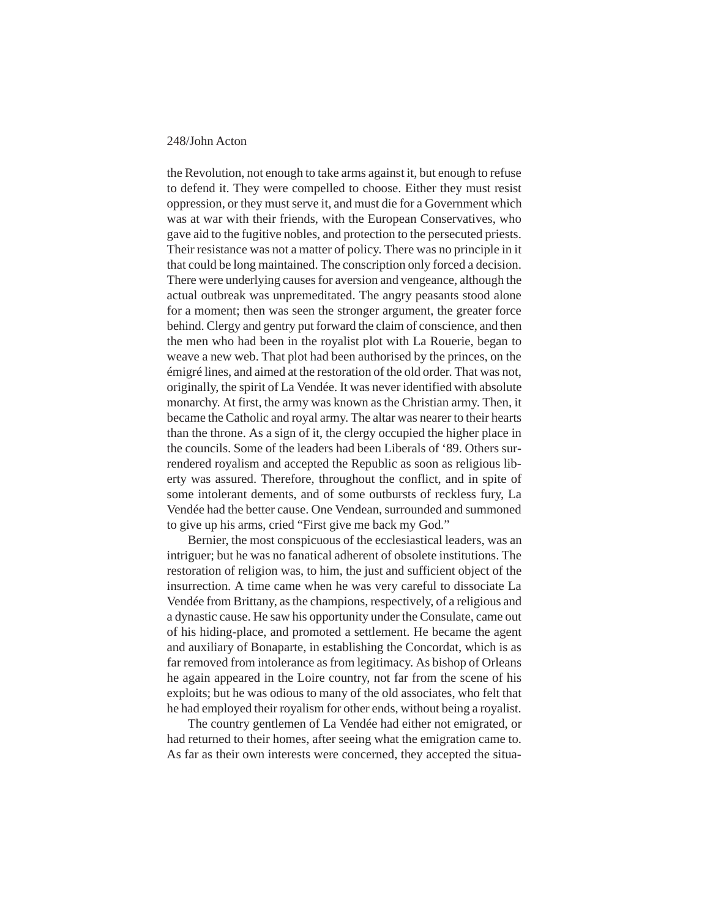the Revolution, not enough to take arms against it, but enough to refuse to defend it. They were compelled to choose. Either they must resist oppression, or they must serve it, and must die for a Government which was at war with their friends, with the European Conservatives, who gave aid to the fugitive nobles, and protection to the persecuted priests. Their resistance was not a matter of policy. There was no principle in it that could be long maintained. The conscription only forced a decision. There were underlying causes for aversion and vengeance, although the actual outbreak was unpremeditated. The angry peasants stood alone for a moment; then was seen the stronger argument, the greater force behind. Clergy and gentry put forward the claim of conscience, and then the men who had been in the royalist plot with La Rouerie, began to weave a new web. That plot had been authorised by the princes, on the émigré lines, and aimed at the restoration of the old order. That was not, originally, the spirit of La Vendée. It was never identified with absolute monarchy. At first, the army was known as the Christian army. Then, it became the Catholic and royal army. The altar was nearer to their hearts than the throne. As a sign of it, the clergy occupied the higher place in the councils. Some of the leaders had been Liberals of '89. Others surrendered royalism and accepted the Republic as soon as religious liberty was assured. Therefore, throughout the conflict, and in spite of some intolerant dements, and of some outbursts of reckless fury, La Vendée had the better cause. One Vendean, surrounded and summoned to give up his arms, cried "First give me back my God."

Bernier, the most conspicuous of the ecclesiastical leaders, was an intriguer; but he was no fanatical adherent of obsolete institutions. The restoration of religion was, to him, the just and sufficient object of the insurrection. A time came when he was very careful to dissociate La Vendée from Brittany, as the champions, respectively, of a religious and a dynastic cause. He saw his opportunity under the Consulate, came out of his hiding-place, and promoted a settlement. He became the agent and auxiliary of Bonaparte, in establishing the Concordat, which is as far removed from intolerance as from legitimacy. As bishop of Orleans he again appeared in the Loire country, not far from the scene of his exploits; but he was odious to many of the old associates, who felt that he had employed their royalism for other ends, without being a royalist.

The country gentlemen of La Vendée had either not emigrated, or had returned to their homes, after seeing what the emigration came to. As far as their own interests were concerned, they accepted the situa-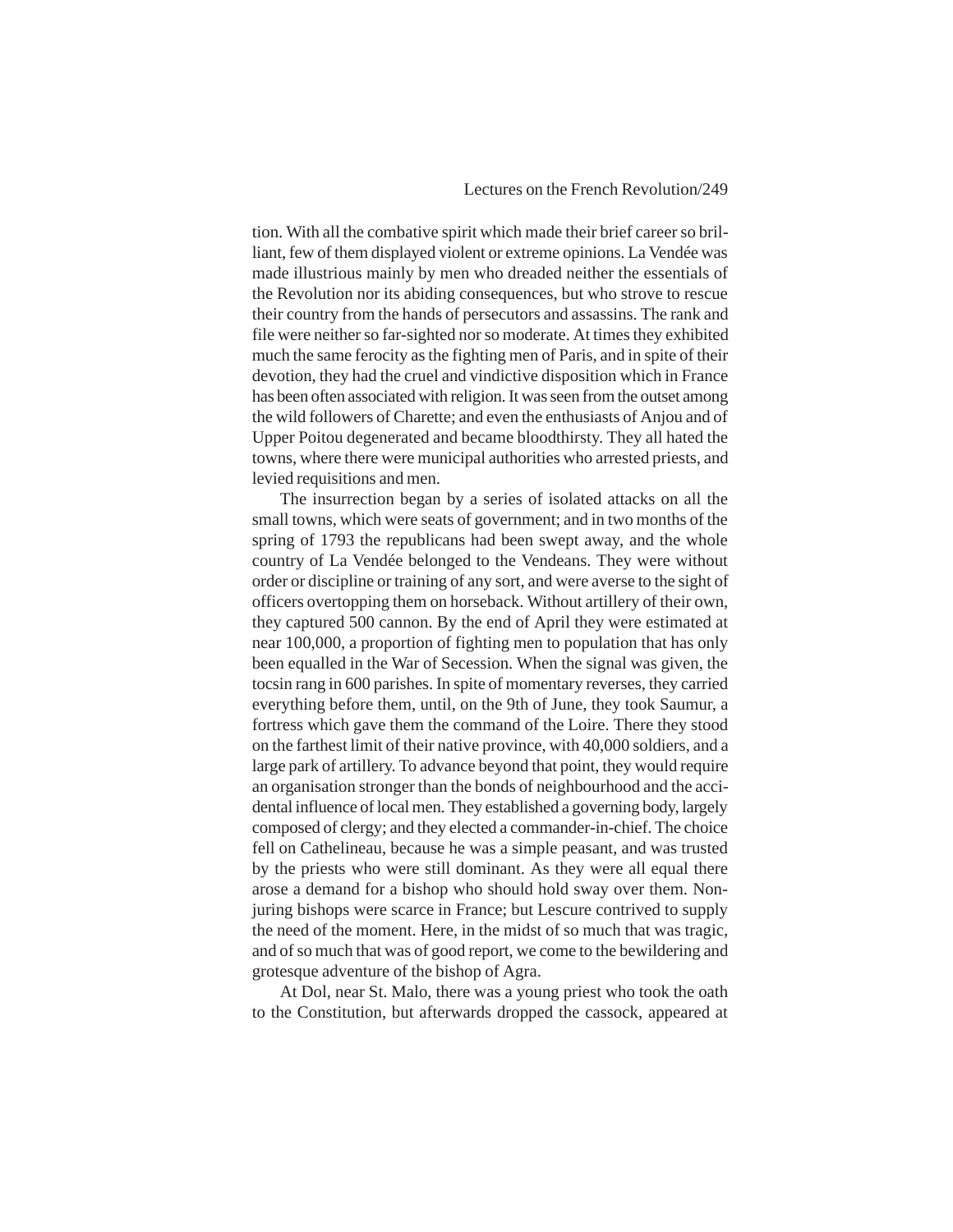tion. With all the combative spirit which made their brief career so brilliant, few of them displayed violent or extreme opinions. La Vendée was made illustrious mainly by men who dreaded neither the essentials of the Revolution nor its abiding consequences, but who strove to rescue their country from the hands of persecutors and assassins. The rank and file were neither so far-sighted nor so moderate. At times they exhibited much the same ferocity as the fighting men of Paris, and in spite of their devotion, they had the cruel and vindictive disposition which in France has been often associated with religion. It was seen from the outset among the wild followers of Charette; and even the enthusiasts of Anjou and of Upper Poitou degenerated and became bloodthirsty. They all hated the towns, where there were municipal authorities who arrested priests, and levied requisitions and men.

The insurrection began by a series of isolated attacks on all the small towns, which were seats of government; and in two months of the spring of 1793 the republicans had been swept away, and the whole country of La Vendée belonged to the Vendeans. They were without order or discipline or training of any sort, and were averse to the sight of officers overtopping them on horseback. Without artillery of their own, they captured 500 cannon. By the end of April they were estimated at near 100,000, a proportion of fighting men to population that has only been equalled in the War of Secession. When the signal was given, the tocsin rang in 600 parishes. In spite of momentary reverses, they carried everything before them, until, on the 9th of June, they took Saumur, a fortress which gave them the command of the Loire. There they stood on the farthest limit of their native province, with 40,000 soldiers, and a large park of artillery. To advance beyond that point, they would require an organisation stronger than the bonds of neighbourhood and the accidental influence of local men. They established a governing body, largely composed of clergy; and they elected a commander-in-chief. The choice fell on Cathelineau, because he was a simple peasant, and was trusted by the priests who were still dominant. As they were all equal there arose a demand for a bishop who should hold sway over them. Non-juring bishops were scarce in France; but Lescure contrived to supply the need of the moment. Here, in the midst of so much that was tragic, and of so much that was of good report, we come to the bewildering and grotesque adventure of the bishop of Agra.

At Dol, near St. Malo, there was a young priest who took the oath to the Constitution, but afterwards dropped the cassock, appeared at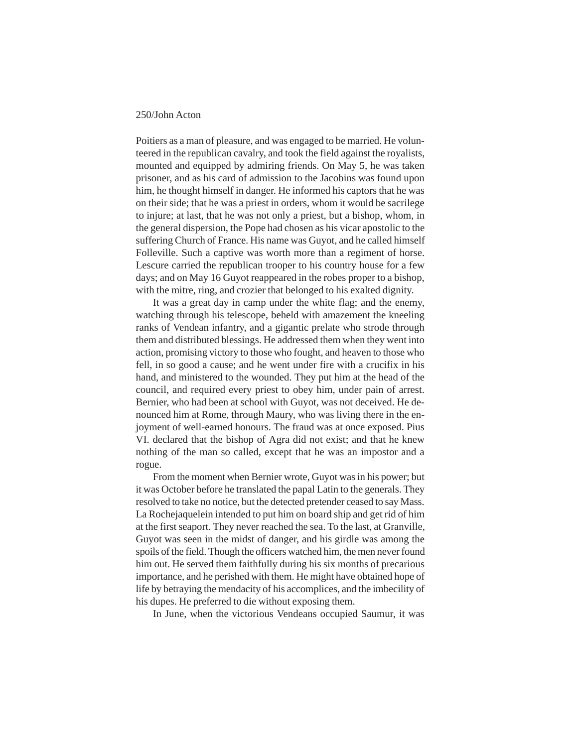Poitiers as a man of pleasure, and was engaged to be married. He volunteered in the republican cavalry, and took the field against the royalists, mounted and equipped by admiring friends. On May 5, he was taken prisoner, and as his card of admission to the Jacobins was found upon him, he thought himself in danger. He informed his captors that he was on their side; that he was a priest in orders, whom it would be sacrilege to injure; at last, that he was not only a priest, but a bishop, whom, in the general dispersion, the Pope had chosen as his vicar apostolic to the suffering Church of France. His name was Guyot, and he called himself Folleville. Such a captive was worth more than a regiment of horse. Lescure carried the republican trooper to his country house for a few days; and on May 16 Guyot reappeared in the robes proper to a bishop, with the mitre, ring, and crozier that belonged to his exalted dignity.

It was a great day in camp under the white flag; and the enemy, watching through his telescope, beheld with amazement the kneeling ranks of Vendean infantry, and a gigantic prelate who strode through them and distributed blessings. He addressed them when they went into action, promising victory to those who fought, and heaven to those who fell, in so good a cause; and he went under fire with a crucifix in his hand, and ministered to the wounded. They put him at the head of the council, and required every priest to obey him, under pain of arrest. Bernier, who had been at school with Guyot, was not deceived. He denounced him at Rome, through Maury, who was living there in the enjoyment of well-earned honours. The fraud was at once exposed. Pius VI. declared that the bishop of Agra did not exist; and that he knew nothing of the man so called, except that he was an impostor and a rogue.

From the moment when Bernier wrote, Guyot was in his power; but it was October before he translated the papal Latin to the generals. They resolved to take no notice, but the detected pretender ceased to say Mass. La Rochejaquelein intended to put him on board ship and get rid of him at the first seaport. They never reached the sea. To the last, at Granville, Guyot was seen in the midst of danger, and his girdle was among the spoils of the field. Though the officers watched him, the men never found him out. He served them faithfully during his six months of precarious importance, and he perished with them. He might have obtained hope of life by betraying the mendacity of his accomplices, and the imbecility of his dupes. He preferred to die without exposing them.

In June, when the victorious Vendeans occupied Saumur, it was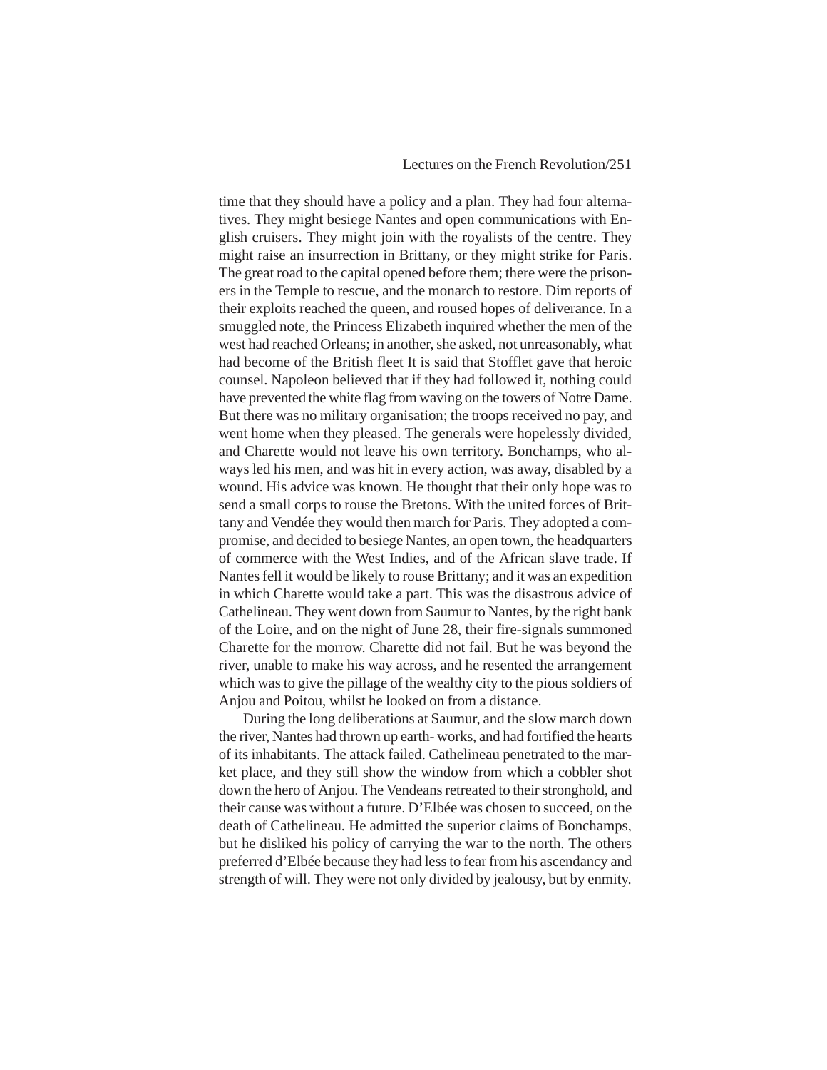time that they should have a policy and a plan. They had four alternatives. They might besiege Nantes and open communications with English cruisers. They might join with the royalists of the centre. They might raise an insurrection in Brittany, or they might strike for Paris. The great road to the capital opened before them; there were the prisoners in the Temple to rescue, and the monarch to restore. Dim reports of their exploits reached the queen, and roused hopes of deliverance. In a smuggled note, the Princess Elizabeth inquired whether the men of the west had reached Orleans; in another, she asked, not unreasonably, what had become of the British fleet It is said that Stofflet gave that heroic counsel. Napoleon believed that if they had followed it, nothing could have prevented the white flag from waving on the towers of Notre Dame. But there was no military organisation; the troops received no pay, and went home when they pleased. The generals were hopelessly divided, and Charette would not leave his own territory. Bonchamps, who always led his men, and was hit in every action, was away, disabled by a wound. His advice was known. He thought that their only hope was to send a small corps to rouse the Bretons. With the united forces of Brittany and Vendée they would then march for Paris. They adopted a compromise, and decided to besiege Nantes, an open town, the headquarters of commerce with the West Indies, and of the African slave trade. If Nantes fell it would be likely to rouse Brittany; and it was an expedition in which Charette would take a part. This was the disastrous advice of Cathelineau. They went down from Saumur to Nantes, by the right bank of the Loire, and on the night of June 28, their fire-signals summoned Charette for the morrow. Charette did not fail. But he was beyond the river, unable to make his way across, and he resented the arrangement which was to give the pillage of the wealthy city to the pious soldiers of Anjou and Poitou, whilst he looked on from a distance.

During the long deliberations at Saumur, and the slow march down the river, Nantes had thrown up earth- works, and had fortified the hearts of its inhabitants. The attack failed. Cathelineau penetrated to the market place, and they still show the window from which a cobbler shot down the hero of Anjou. The Vendeans retreated to their stronghold, and their cause was without a future. D'Elbée was chosen to succeed, on the death of Cathelineau. He admitted the superior claims of Bonchamps, but he disliked his policy of carrying the war to the north. The others preferred d'Elbée because they had less to fear from his ascendancy and strength of will. They were not only divided by jealousy, but by enmity.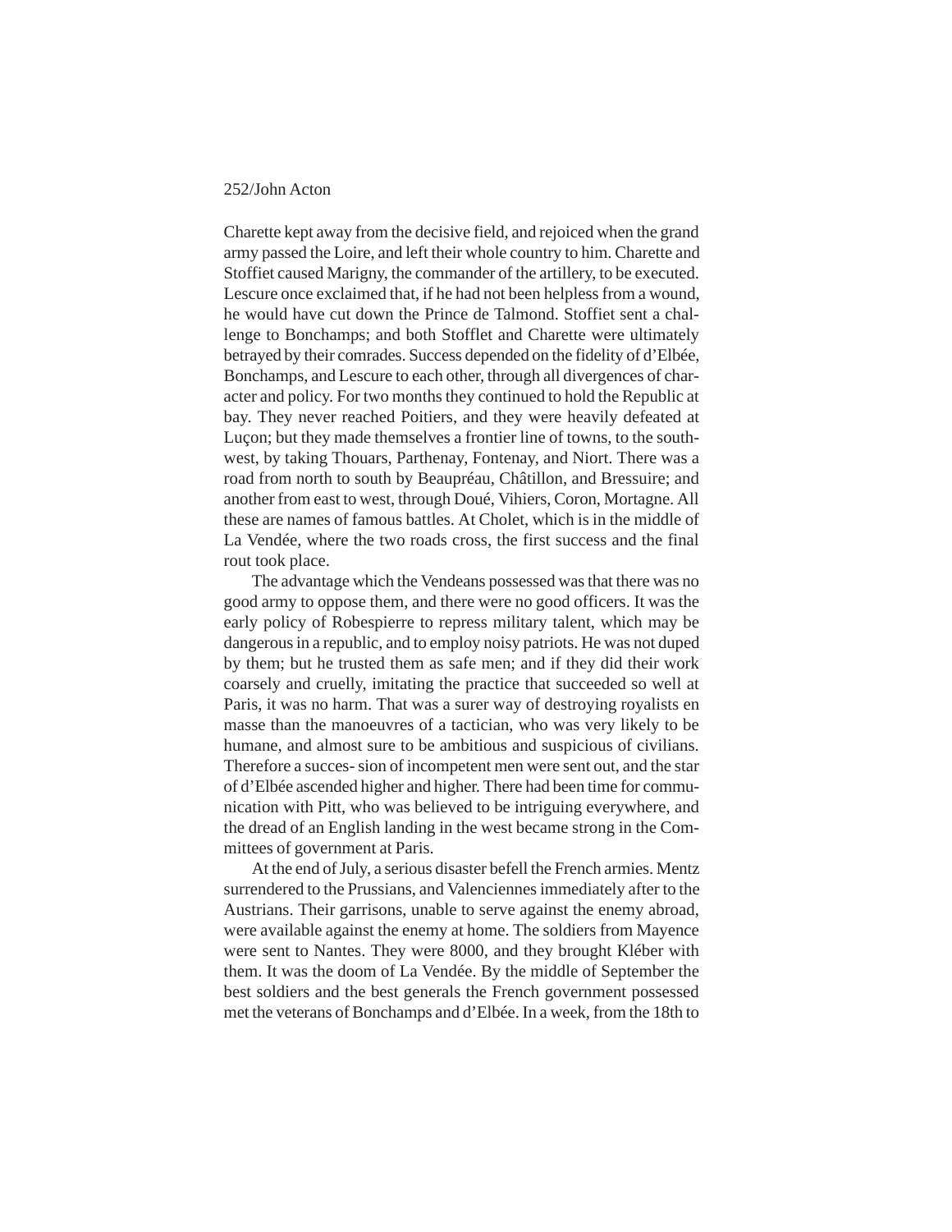Charette kept away from the decisive field, and rejoiced when the grand army passed the Loire, and left their whole country to him. Charette and Stoffiet caused Marigny, the commander of the artillery, to be executed. Lescure once exclaimed that, if he had not been helpless from a wound, he would have cut down the Prince de Talmond. Stoffiet sent a challenge to Bonchamps; and both Stofflet and Charette were ultimately betrayed by their comrades. Success depended on the fidelity of d'Elbée, Bonchamps, and Lescure to each other, through all divergences of character and policy. For two months they continued to hold the Republic at bay. They never reached Poitiers, and they were heavily defeated at Luçon; but they made themselves a frontier line of towns, to the southwest, by taking Thouars, Parthenay, Fontenay, and Niort. There was a road from north to south by Beaupréau, Châtillon, and Bressuire; and another from east to west, through Doué, Vihiers, Coron, Mortagne. All these are names of famous battles. At Cholet, which is in the middle of La Vendée, where the two roads cross, the first success and the final rout took place.

The advantage which the Vendeans possessed was that there was no good army to oppose them, and there were no good officers. It was the early policy of Robespierre to repress military talent, which may be dangerous in a republic, and to employ noisy patriots. He was not duped by them; but he trusted them as safe men; and if they did their work coarsely and cruelly, imitating the practice that succeeded so well at Paris, it was no harm. That was a surer way of destroying royalists en masse than the manoeuvres of a tactician, who was very likely to be humane, and almost sure to be ambitious and suspicious of civilians. Therefore a succes- sion of incompetent men were sent out, and the star of d'Elbée ascended higher and higher. There had been time for communication with Pitt, who was believed to be intriguing everywhere, and the dread of an English landing in the west became strong in the Committees of government at Paris.

At the end of July, a serious disaster befell the French armies. Mentz surrendered to the Prussians, and Valenciennes immediately after to the Austrians. Their garrisons, unable to serve against the enemy abroad, were available against the enemy at home. The soldiers from Mayence were sent to Nantes. They were 8000, and they brought Kléber with them. It was the doom of La Vendée. By the middle of September the best soldiers and the best generals the French government possessed met the veterans of Bonchamps and d'Elbée. In a week, from the 18th to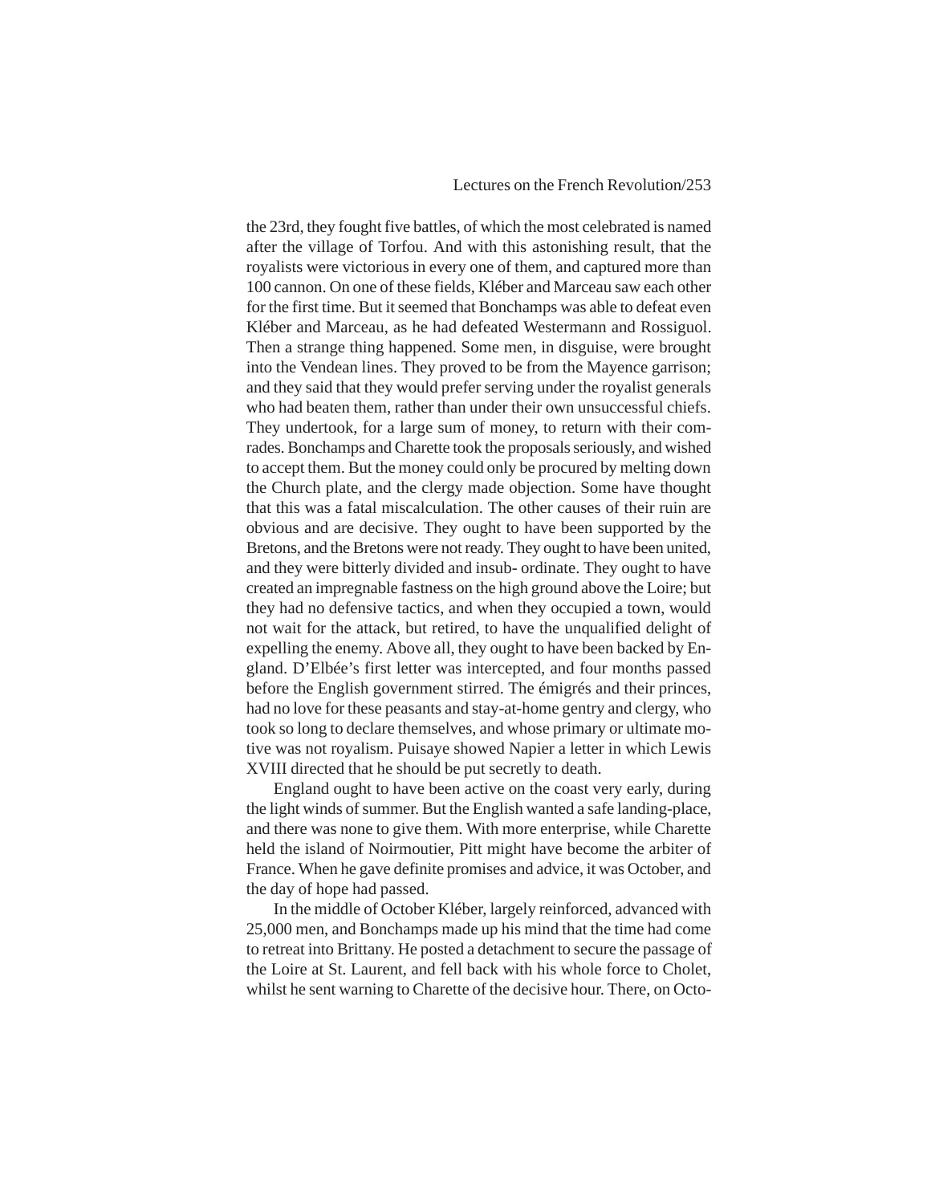the 23rd, they fought five battles, of which the most celebrated is named after the village of Torfou. And with this astonishing result, that the royalists were victorious in every one of them, and captured more than 100 cannon. On one of these fields, Kléber and Marceau saw each other for the first time. But it seemed that Bonchamps was able to defeat even Kléber and Marceau, as he had defeated Westermann and Rossiguol. Then a strange thing happened. Some men, in disguise, were brought into the Vendean lines. They proved to be from the Mayence garrison; and they said that they would prefer serving under the royalist generals who had beaten them, rather than under their own unsuccessful chiefs. They undertook, for a large sum of money, to return with their comrades. Bonchamps and Charette took the proposals seriously, and wished to accept them. But the money could only be procured by melting down the Church plate, and the clergy made objection. Some have thought that this was a fatal miscalculation. The other causes of their ruin are obvious and are decisive. They ought to have been supported by the Bretons, and the Bretons were not ready. They ought to have been united, and they were bitterly divided and insub- ordinate. They ought to have created an impregnable fastness on the high ground above the Loire; but they had no defensive tactics, and when they occupied a town, would not wait for the attack, but retired, to have the unqualified delight of expelling the enemy. Above all, they ought to have been backed by England. D'Elbée's first letter was intercepted, and four months passed before the English government stirred. The émigrés and their princes, had no love for these peasants and stay-at-home gentry and clergy, who took so long to declare themselves, and whose primary or ultimate motive was not royalism. Puisaye showed Napier a letter in which Lewis XVIII directed that he should be put secretly to death.

England ought to have been active on the coast very early, during the light winds of summer. But the English wanted a safe landing-place, and there was none to give them. With more enterprise, while Charette held the island of Noirmoutier, Pitt might have become the arbiter of France. When he gave definite promises and advice, it was October, and the day of hope had passed.

In the middle of October Kléber, largely reinforced, advanced with 25,000 men, and Bonchamps made up his mind that the time had come to retreat into Brittany. He posted a detachment to secure the passage of the Loire at St. Laurent, and fell back with his whole force to Cholet, whilst he sent warning to Charette of the decisive hour. There, on Octo-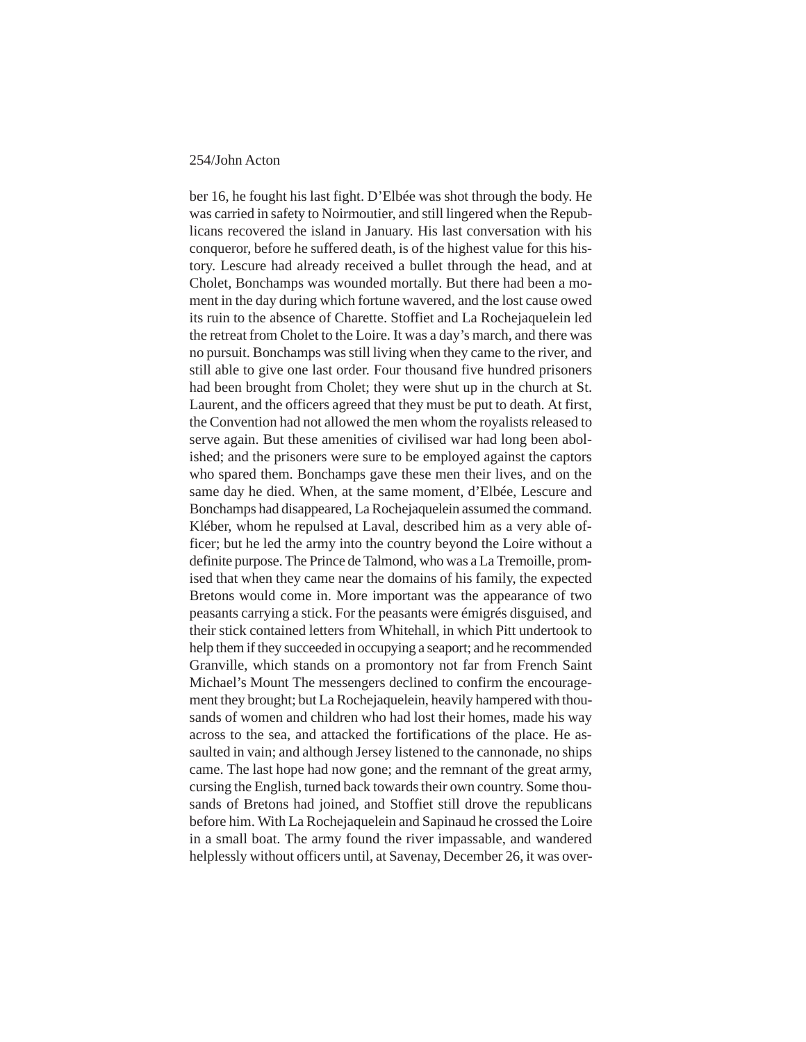ber 16, he fought his last fight. D'Elbée was shot through the body. He was carried in safety to Noirmoutier, and still lingered when the Republicans recovered the island in January. His last conversation with his conqueror, before he suffered death, is of the highest value for this history. Lescure had already received a bullet through the head, and at Cholet, Bonchamps was wounded mortally. But there had been a moment in the day during which fortune wavered, and the lost cause owed its ruin to the absence of Charette. Stoffiet and La Rochejaquelein led the retreat from Cholet to the Loire. It was a day's march, and there was no pursuit. Bonchamps was still living when they came to the river, and still able to give one last order. Four thousand five hundred prisoners had been brought from Cholet; they were shut up in the church at St. Laurent, and the officers agreed that they must be put to death. At first, the Convention had not allowed the men whom the royalists released to serve again. But these amenities of civilised war had long been abolished; and the prisoners were sure to be employed against the captors who spared them. Bonchamps gave these men their lives, and on the same day he died. When, at the same moment, d'Elbée, Lescure and Bonchamps had disappeared, La Rochejaquelein assumed the command. Kléber, whom he repulsed at Laval, described him as a very able officer; but he led the army into the country beyond the Loire without a definite purpose. The Prince de Talmond, who was a La Tremoille, promised that when they came near the domains of his family, the expected Bretons would come in. More important was the appearance of two peasants carrying a stick. For the peasants were émigrés disguised, and their stick contained letters from Whitehall, in which Pitt undertook to help them if they succeeded in occupying a seaport; and he recommended Granville, which stands on a promontory not far from French Saint Michael's Mount The messengers declined to confirm the encouragement they brought; but La Rochejaquelein, heavily hampered with thousands of women and children who had lost their homes, made his way across to the sea, and attacked the fortifications of the place. He assaulted in vain; and although Jersey listened to the cannonade, no ships came. The last hope had now gone; and the remnant of the great army, cursing the English, turned back towards their own country. Some thousands of Bretons had joined, and Stoffiet still drove the republicans before him. With La Rochejaquelein and Sapinaud he crossed the Loire in a small boat. The army found the river impassable, and wandered helplessly without officers until, at Savenay, December 26, it was over-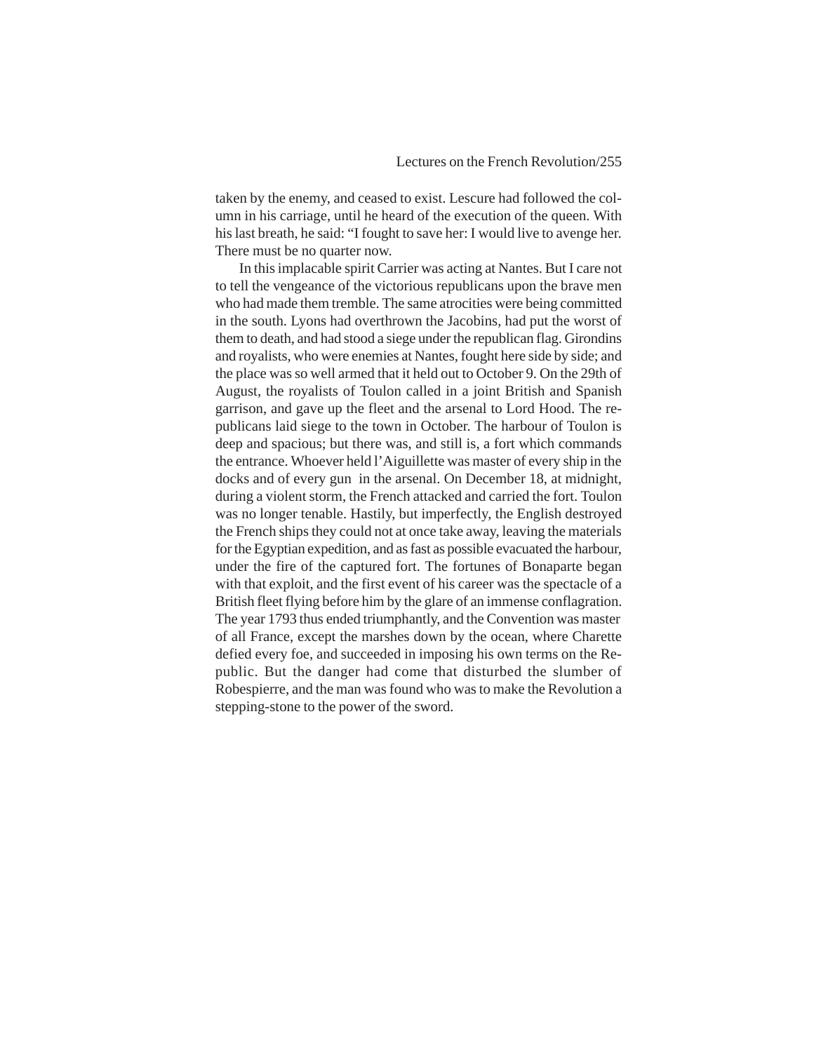taken by the enemy, and ceased to exist. Lescure had followed the column in his carriage, until he heard of the execution of the queen. With his last breath, he said: "I fought to save her: I would live to avenge her. There must be no quarter now.

In this implacable spirit Carrier was acting at Nantes. But I care not to tell the vengeance of the victorious republicans upon the brave men who had made them tremble. The same atrocities were being committed in the south. Lyons had overthrown the Jacobins, had put the worst of them to death, and had stood a siege under the republican flag. Girondins and royalists, who were enemies at Nantes, fought here side by side; and the place was so well armed that it held out to October 9. On the 29th of August, the royalists of Toulon called in a joint British and Spanish garrison, and gave up the fleet and the arsenal to Lord Hood. The republicans laid siege to the town in October. The harbour of Toulon is deep and spacious; but there was, and still is, a fort which commands the entrance. Whoever held l'Aiguillette was master of every ship in the docks and of every gun in the arsenal. On December 18, at midnight, during a violent storm, the French attacked and carried the fort. Toulon was no longer tenable. Hastily, but imperfectly, the English destroyed the French ships they could not at once take away, leaving the materials for the Egyptian expedition, and as fast as possible evacuated the harbour, under the fire of the captured fort. The fortunes of Bonaparte began with that exploit, and the first event of his career was the spectacle of a British fleet flying before him by the glare of an immense conflagration. The year 1793 thus ended triumphantly, and the Convention was master of all France, except the marshes down by the ocean, where Charette defied every foe, and succeeded in imposing his own terms on the Republic. But the danger had come that disturbed the slumber of Robespierre, and the man was found who was to make the Revolution a stepping-stone to the power of the sword.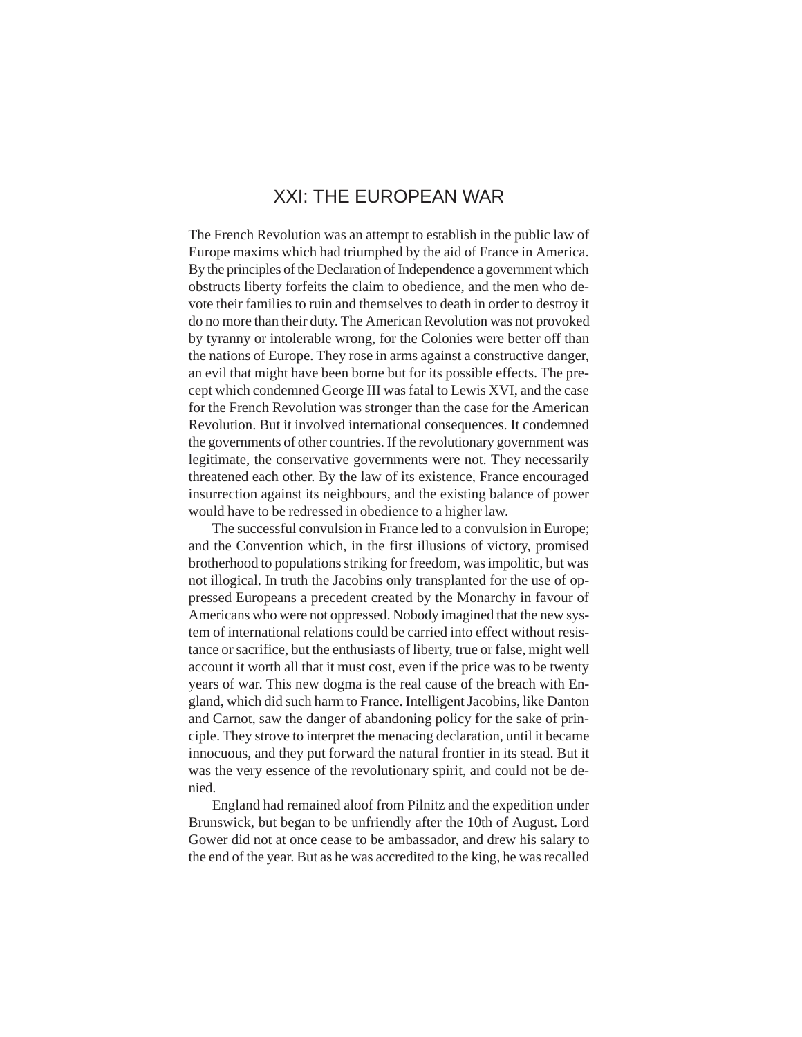# XXI: THE EUROPEAN WAR

The French Revolution was an attempt to establish in the public law of Europe maxims which had triumphed by the aid of France in America. By the principles of the Declaration of Independence a government which obstructs liberty forfeits the claim to obedience, and the men who devote their families to ruin and themselves to death in order to destroy it do no more than their duty. The American Revolution was not provoked by tyranny or intolerable wrong, for the Colonies were better off than the nations of Europe. They rose in arms against a constructive danger, an evil that might have been borne but for its possible effects. The precept which condemned George III was fatal to Lewis XVI, and the case for the French Revolution was stronger than the case for the American Revolution. But it involved international consequences. It condemned the governments of other countries. If the revolutionary government was legitimate, the conservative governments were not. They necessarily threatened each other. By the law of its existence, France encouraged insurrection against its neighbours, and the existing balance of power would have to be redressed in obedience to a higher law.

The successful convulsion in France led to a convulsion in Europe; and the Convention which, in the first illusions of victory, promised brotherhood to populations striking for freedom, was impolitic, but was not illogical. In truth the Jacobins only transplanted for the use of oppressed Europeans a precedent created by the Monarchy in favour of Americans who were not oppressed. Nobody imagined that the new system of international relations could be carried into effect without resistance or sacrifice, but the enthusiasts of liberty, true or false, might well account it worth all that it must cost, even if the price was to be twenty years of war. This new dogma is the real cause of the breach with England, which did such harm to France. Intelligent Jacobins, like Danton and Carnot, saw the danger of abandoning policy for the sake of principle. They strove to interpret the menacing declaration, until it became innocuous, and they put forward the natural frontier in its stead. But it was the very essence of the revolutionary spirit, and could not be denied.

England had remained aloof from Pilnitz and the expedition under Brunswick, but began to be unfriendly after the 10th of August. Lord Gower did not at once cease to be ambassador, and drew his salary to the end of the year. But as he was accredited to the king, he was recalled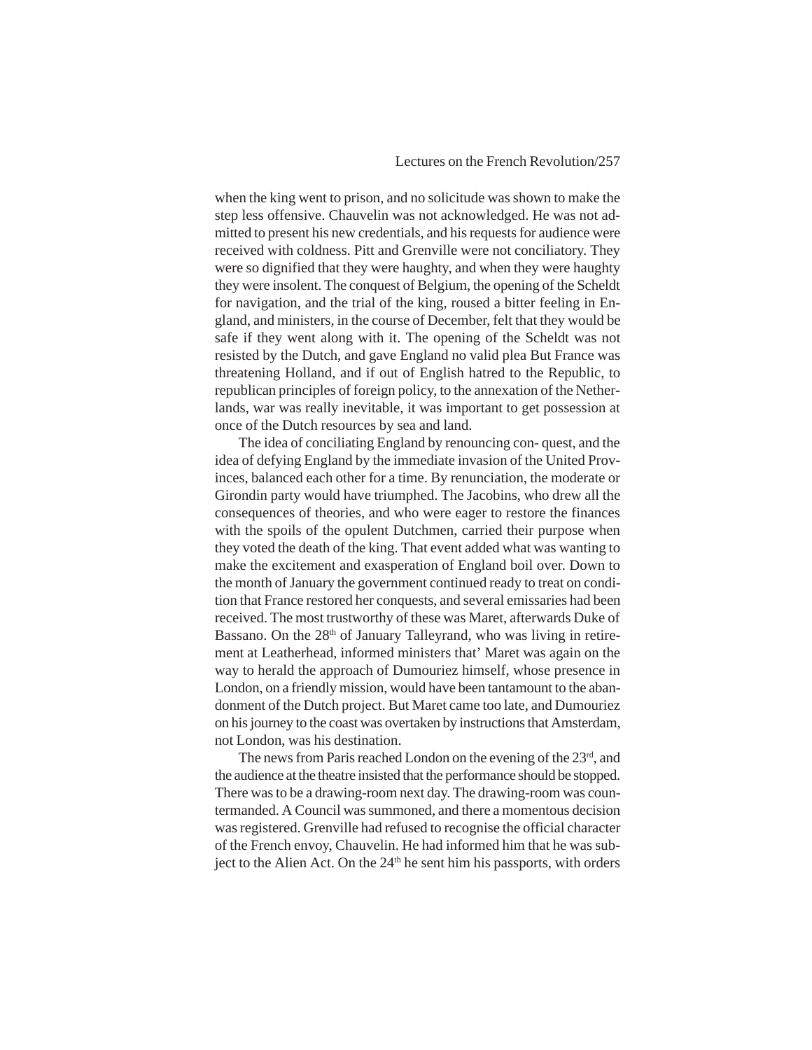when the king went to prison, and no solicitude was shown to make the step less offensive. Chauvelin was not acknowledged. He was not admitted to present his new credentials, and his requests for audience were received with coldness. Pitt and Grenville were not conciliatory. They were so dignified that they were haughty, and when they were haughty they were insolent. The conquest of Belgium, the opening of the Scheldt for navigation, and the trial of the king, roused a bitter feeling in England, and ministers, in the course of December, felt that they would be safe if they went along with it. The opening of the Scheldt was not resisted by the Dutch, and gave England no valid plea But France was threatening Holland, and if out of English hatred to the Republic, to republican principles of foreign policy, to the annexation of the Netherlands, war was really inevitable, it was important to get possession at once of the Dutch resources by sea and land.

The idea of conciliating England by renouncing con- quest, and the idea of defying England by the immediate invasion of the United Provinces, balanced each other for a time. By renunciation, the moderate or Girondin party would have triumphed. The Jacobins, who drew all the consequences of theories, and who were eager to restore the finances with the spoils of the opulent Dutchmen, carried their purpose when they voted the death of the king. That event added what was wanting to make the excitement and exasperation of England boil over. Down to the month of January the government continued ready to treat on condition that France restored her conquests, and several emissaries had been received. The most trustworthy of these was Maret, afterwards Duke of Bassano. On the 28th of January Talleyrand, who was living in retirement at Leatherhead, informed ministers that' Maret was again on the way to herald the approach of Dumouriez himself, whose presence in London, on a friendly mission, would have been tantamount to the abandonment of the Dutch project. But Maret came too late, and Dumouriez on his journey to the coast was overtaken by instructions that Amsterdam, not London, was his destination.

The news from Paris reached London on the evening of the 23rd, and the audience at the theatre insisted that the performance should be stopped. There was to be a drawing-room next day. The drawing-room was countermanded. A Council was summoned, and there a momentous decision was registered. Grenville had refused to recognise the official character of the French envoy, Chauvelin. He had informed him that he was subject to the Alien Act. On the 24th he sent him his passports, with orders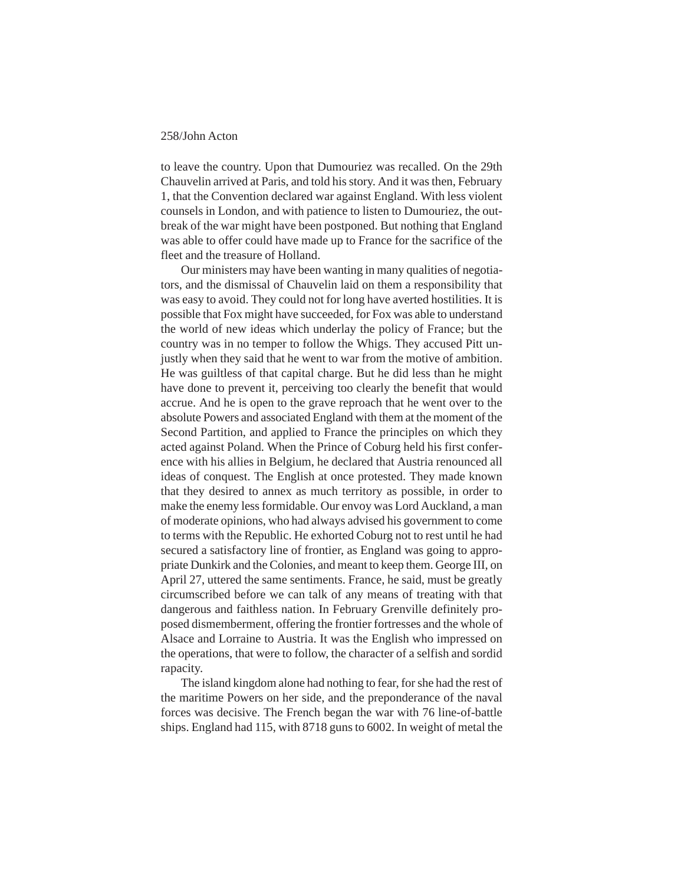to leave the country. Upon that Dumouriez was recalled. On the 29th Chauvelin arrived at Paris, and told his story. And it was then, February 1, that the Convention declared war against England. With less violent counsels in London, and with patience to listen to Dumouriez, the outbreak of the war might have been postponed. But nothing that England was able to offer could have made up to France for the sacrifice of the fleet and the treasure of Holland.

Our ministers may have been wanting in many qualities of negotiators, and the dismissal of Chauvelin laid on them a responsibility that was easy to avoid. They could not for long have averted hostilities. It is possible that Fox might have succeeded, for Fox was able to understand the world of new ideas which underlay the policy of France; but the country was in no temper to follow the Whigs. They accused Pitt unjustly when they said that he went to war from the motive of ambition. He was guiltless of that capital charge. But he did less than he might have done to prevent it, perceiving too clearly the benefit that would accrue. And he is open to the grave reproach that he went over to the absolute Powers and associated England with them at the moment of the Second Partition, and applied to France the principles on which they acted against Poland. When the Prince of Coburg held his first conference with his allies in Belgium, he declared that Austria renounced all ideas of conquest. The English at once protested. They made known that they desired to annex as much territory as possible, in order to make the enemy less formidable. Our envoy was Lord Auckland, a man of moderate opinions, who had always advised his government to come to terms with the Republic. He exhorted Coburg not to rest until he had secured a satisfactory line of frontier, as England was going to appropriate Dunkirk and the Colonies, and meant to keep them. George III, on April 27, uttered the same sentiments. France, he said, must be greatly circumscribed before we can talk of any means of treating with that dangerous and faithless nation. In February Grenville definitely proposed dismemberment, offering the frontier fortresses and the whole of Alsace and Lorraine to Austria. It was the English who impressed on the operations, that were to follow, the character of a selfish and sordid rapacity.

The island kingdom alone had nothing to fear, for she had the rest of the maritime Powers on her side, and the preponderance of the naval forces was decisive. The French began the war with 76 line-of-battle ships. England had 115, with 8718 guns to 6002. In weight of metal the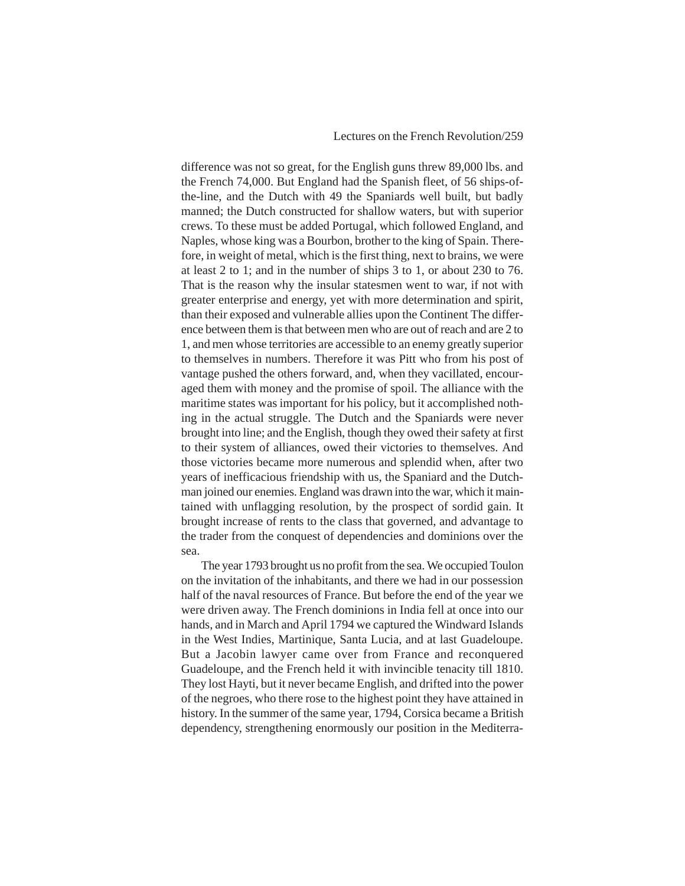difference was not so great, for the English guns threw 89,000 lbs. and the French 74,000. But England had the Spanish fleet, of 56 ships-of-the-line, and the Dutch with 49 the Spaniards well built, but badly manned; the Dutch constructed for shallow waters, but with superior crews. To these must be added Portugal, which followed England, and Naples, whose king was a Bourbon, brother to the king of Spain. Therefore, in weight of metal, which is the first thing, next to brains, we were at least 2 to 1; and in the number of ships 3 to 1, or about 230 to 76. That is the reason why the insular statesmen went to war, if not with greater enterprise and energy, yet with more determination and spirit, than their exposed and vulnerable allies upon the Continent The difference between them is that between men who are out of reach and are 2 to 1, and men whose territories are accessible to an enemy greatly superior to themselves in numbers. Therefore it was Pitt who from his post of vantage pushed the others forward, and, when they vacillated, encouraged them with money and the promise of spoil. The alliance with the maritime states was important for his policy, but it accomplished nothing in the actual struggle. The Dutch and the Spaniards were never brought into line; and the English, though they owed their safety at first to their system of alliances, owed their victories to themselves. And those victories became more numerous and splendid when, after two years of inefficacious friendship with us, the Spaniard and the Dutchman joined our enemies. England was drawn into the war, which it maintained with unflagging resolution, by the prospect of sordid gain. It brought increase of rents to the class that governed, and advantage to the trader from the conquest of dependencies and dominions over the sea.

The year 1793 brought us no profit from the sea. We occupied Toulon on the invitation of the inhabitants, and there we had in our possession half of the naval resources of France. But before the end of the year we were driven away. The French dominions in India fell at once into our hands, and in March and April 1794 we captured the Windward Islands in the West Indies, Martinique, Santa Lucia, and at last Guadeloupe. But a Jacobin lawyer came over from France and reconquered Guadeloupe, and the French held it with invincible tenacity till 1810. They lost Hayti, but it never became English, and drifted into the power of the negroes, who there rose to the highest point they have attained in history. In the summer of the same year, 1794, Corsica became a British dependency, strengthening enormously our position in the Mediterra-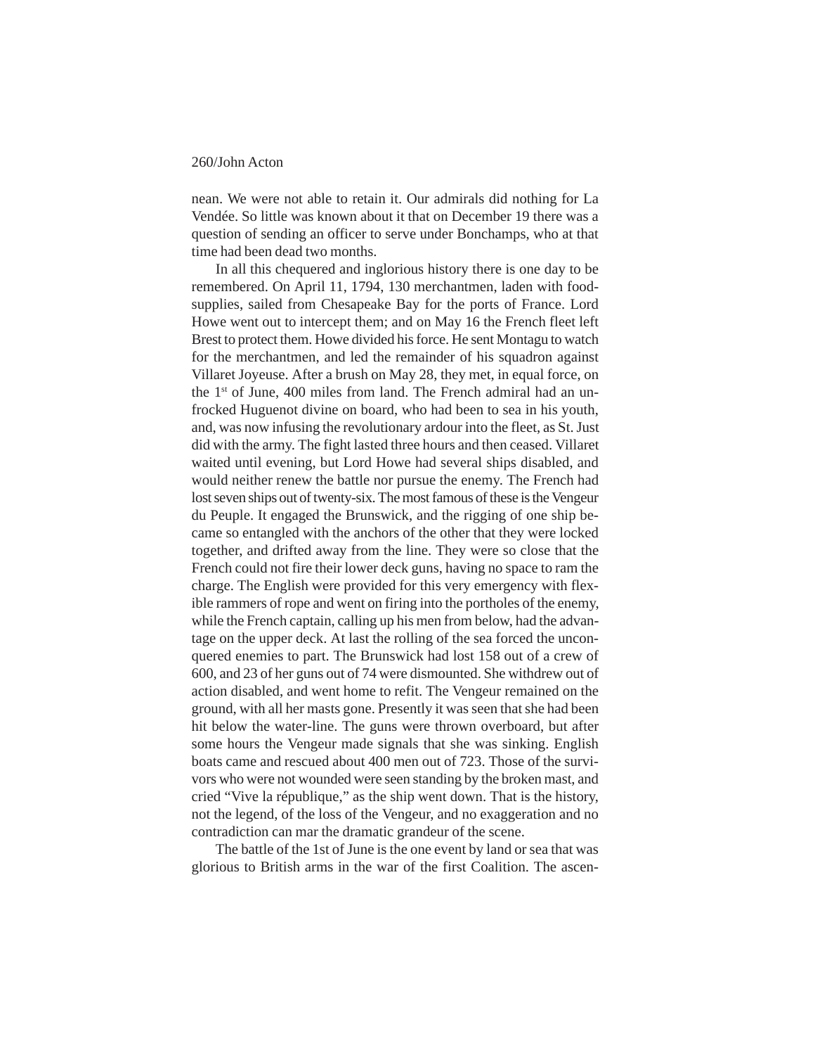nean. We were not able to retain it. Our admirals did nothing for La Vendée. So little was known about it that on December 19 there was a question of sending an officer to serve under Bonchamps, who at that time had been dead two months.

In all this chequered and inglorious history there is one day to be remembered. On April 11, 1794, 130 merchantmen, laden with food-supplies, sailed from Chesapeake Bay for the ports of France. Lord Howe went out to intercept them; and on May 16 the French fleet left Brest to protect them. Howe divided his force. He sent Montagu to watch for the merchantmen, and led the remainder of his squadron against Villaret Joyeuse. After a brush on May 28, they met, in equal force, on the 1st of June, 400 miles from land. The French admiral had an unfrocked Huguenot divine on board, who had been to sea in his youth, and, was now infusing the revolutionary ardour into the fleet, as St. Just did with the army. The fight lasted three hours and then ceased. Villaret waited until evening, but Lord Howe had several ships disabled, and would neither renew the battle nor pursue the enemy. The French had lost seven ships out of twenty-six. The most famous of these is the Vengeur du Peuple. It engaged the Brunswick, and the rigging of one ship became so entangled with the anchors of the other that they were locked together, and drifted away from the line. They were so close that the French could not fire their lower deck guns, having no space to ram the charge. The English were provided for this very emergency with flexible rammers of rope and went on firing into the portholes of the enemy, while the French captain, calling up his men from below, had the advantage on the upper deck. At last the rolling of the sea forced the unconquered enemies to part. The Brunswick had lost 158 out of a crew of 600, and 23 of her guns out of 74 were dismounted. She withdrew out of action disabled, and went home to refit. The Vengeur remained on the ground, with all her masts gone. Presently it was seen that she had been hit below the water-line. The guns were thrown overboard, but after some hours the Vengeur made signals that she was sinking. English boats came and rescued about 400 men out of 723. Those of the survivors who were not wounded were seen standing by the broken mast, and cried "Vive la république," as the ship went down. That is the history, not the legend, of the loss of the Vengeur, and no exaggeration and no contradiction can mar the dramatic grandeur of the scene.

The battle of the 1st of June is the one event by land or sea that was glorious to British arms in the war of the first Coalition. The ascen-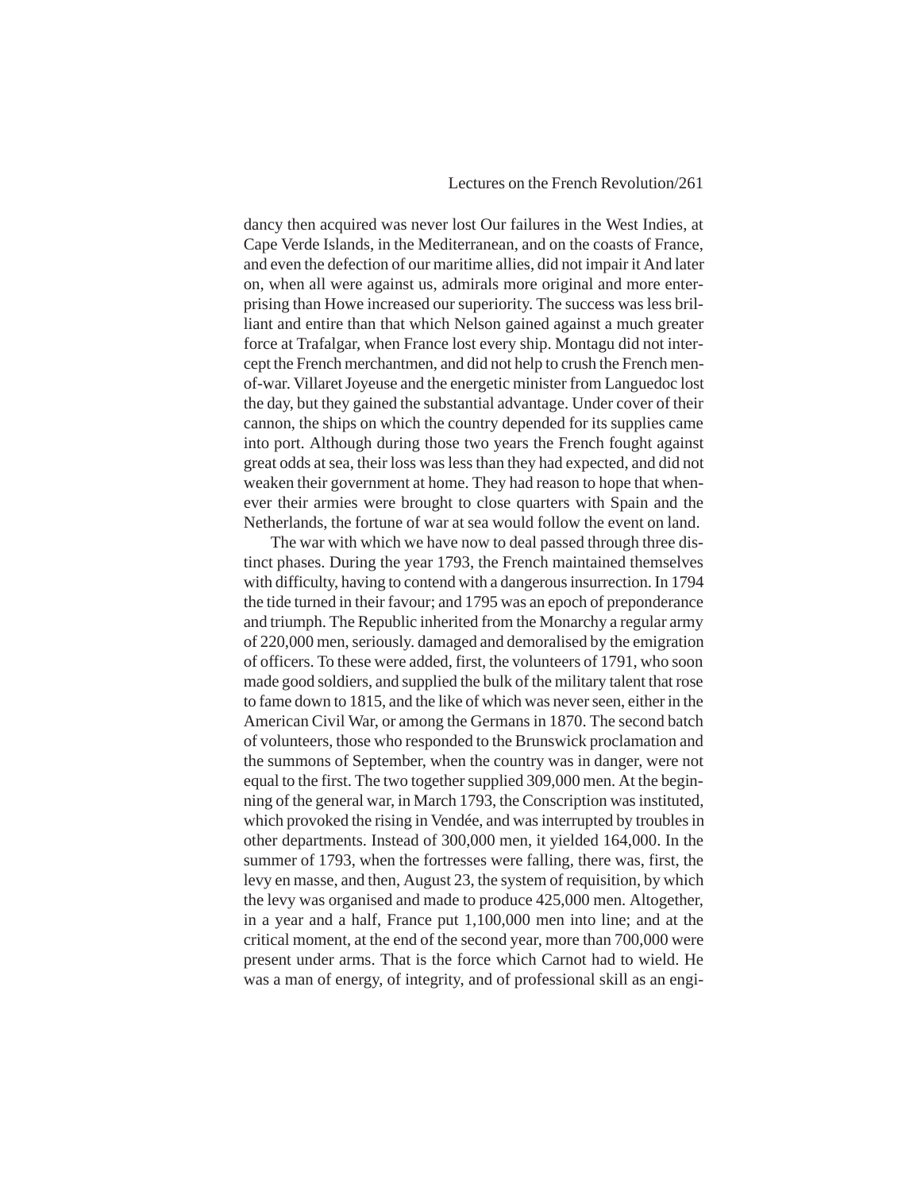dancy then acquired was never lost Our failures in the West Indies, at Cape Verde Islands, in the Mediterranean, and on the coasts of France, and even the defection of our maritime allies, did not impair it And later on, when all were against us, admirals more original and more enterprising than Howe increased our superiority. The success was less brilliant and entire than that which Nelson gained against a much greater force at Trafalgar, when France lost every ship. Montagu did not intercept the French merchantmen, and did not help to crush the French men-of-war. Villaret Joyeuse and the energetic minister from Languedoc lost the day, but they gained the substantial advantage. Under cover of their cannon, the ships on which the country depended for its supplies came into port. Although during those two years the French fought against great odds at sea, their loss was less than they had expected, and did not weaken their government at home. They had reason to hope that whenever their armies were brought to close quarters with Spain and the Netherlands, the fortune of war at sea would follow the event on land.

The war with which we have now to deal passed through three distinct phases. During the year 1793, the French maintained themselves with difficulty, having to contend with a dangerous insurrection. In 1794 the tide turned in their favour; and 1795 was an epoch of preponderance and triumph. The Republic inherited from the Monarchy a regular army of 220,000 men, seriously. damaged and demoralised by the emigration of officers. To these were added, first, the volunteers of 1791, who soon made good soldiers, and supplied the bulk of the military talent that rose to fame down to 1815, and the like of which was never seen, either in the American Civil War, or among the Germans in 1870. The second batch of volunteers, those who responded to the Brunswick proclamation and the summons of September, when the country was in danger, were not equal to the first. The two together supplied 309,000 men. At the beginning of the general war, in March 1793, the Conscription was instituted, which provoked the rising in Vendée, and was interrupted by troubles in other departments. Instead of 300,000 men, it yielded 164,000. In the summer of 1793, when the fortresses were falling, there was, first, the levy en masse, and then, August 23, the system of requisition, by which the levy was organised and made to produce 425,000 men. Altogether, in a year and a half, France put 1,100,000 men into line; and at the critical moment, at the end of the second year, more than 700,000 were present under arms. That is the force which Carnot had to wield. He was a man of energy, of integrity, and of professional skill as an engi-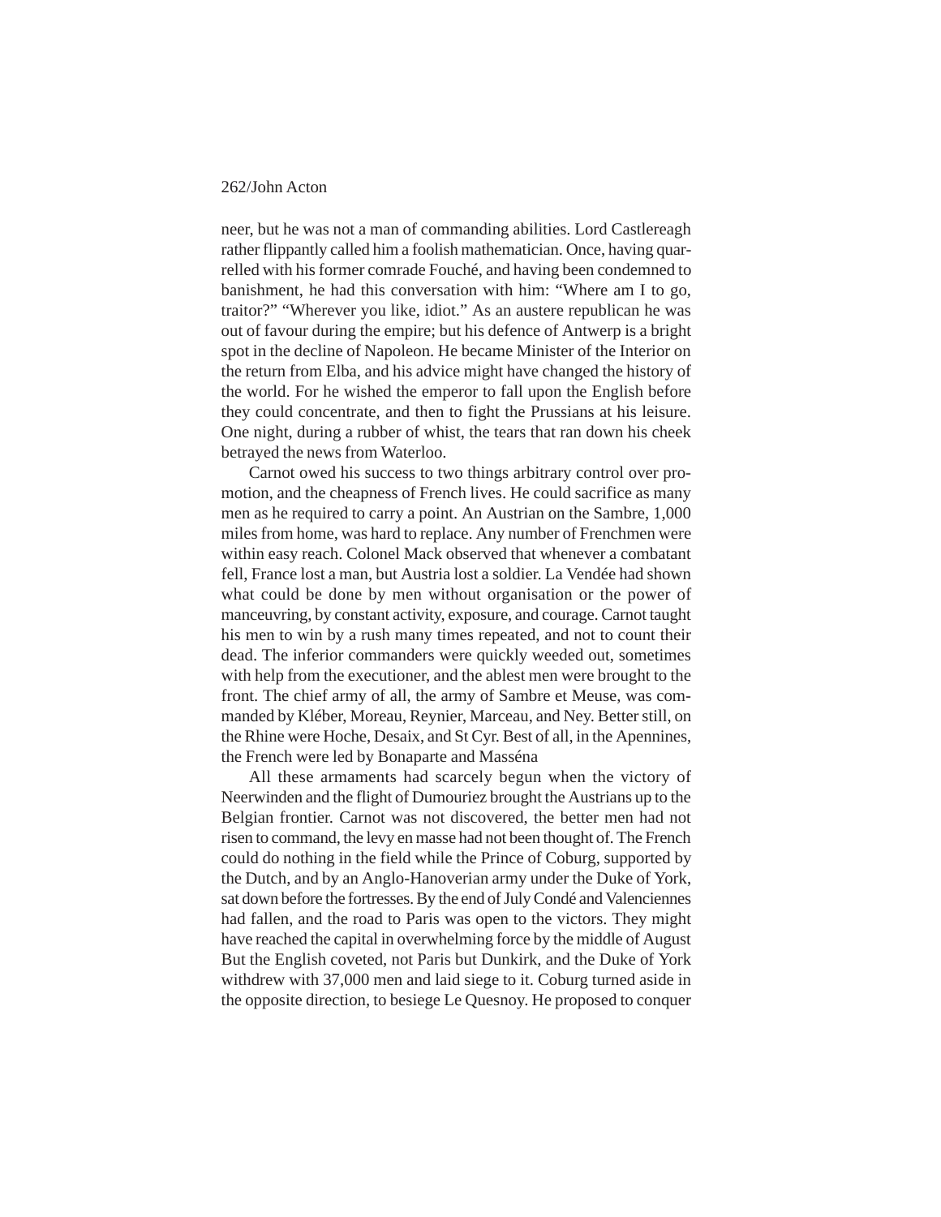neer, but he was not a man of commanding abilities. Lord Castlereagh rather flippantly called him a foolish mathematician. Once, having quarrelled with his former comrade Fouché, and having been condemned to banishment, he had this conversation with him: "Where am I to go, traitor?" "Wherever you like, idiot." As an austere republican he was out of favour during the empire; but his defence of Antwerp is a bright spot in the decline of Napoleon. He became Minister of the Interior on the return from Elba, and his advice might have changed the history of the world. For he wished the emperor to fall upon the English before they could concentrate, and then to fight the Prussians at his leisure. One night, during a rubber of whist, the tears that ran down his cheek betrayed the news from Waterloo.

Carnot owed his success to two things arbitrary control over promotion, and the cheapness of French lives. He could sacrifice as many men as he required to carry a point. An Austrian on the Sambre, 1,000 miles from home, was hard to replace. Any number of Frenchmen were within easy reach. Colonel Mack observed that whenever a combatant fell, France lost a man, but Austria lost a soldier. La Vendée had shown what could be done by men without organisation or the power of manceuvring, by constant activity, exposure, and courage. Carnot taught his men to win by a rush many times repeated, and not to count their dead. The inferior commanders were quickly weeded out, sometimes with help from the executioner, and the ablest men were brought to the front. The chief army of all, the army of Sambre et Meuse, was commanded by Kléber, Moreau, Reynier, Marceau, and Ney. Better still, on the Rhine were Hoche, Desaix, and St Cyr. Best of all, in the Apennines, the French were led by Bonaparte and Masséna

All these armaments had scarcely begun when the victory of Neerwinden and the flight of Dumouriez brought the Austrians up to the Belgian frontier. Carnot was not discovered, the better men had not risen to command, the levy en masse had not been thought of. The French could do nothing in the field while the Prince of Coburg, supported by the Dutch, and by an Anglo-Hanoverian army under the Duke of York, sat down before the fortresses. By the end of July Condé and Valenciennes had fallen, and the road to Paris was open to the victors. They might have reached the capital in overwhelming force by the middle of August But the English coveted, not Paris but Dunkirk, and the Duke of York withdrew with 37,000 men and laid siege to it. Coburg turned aside in the opposite direction, to besiege Le Quesnoy. He proposed to conquer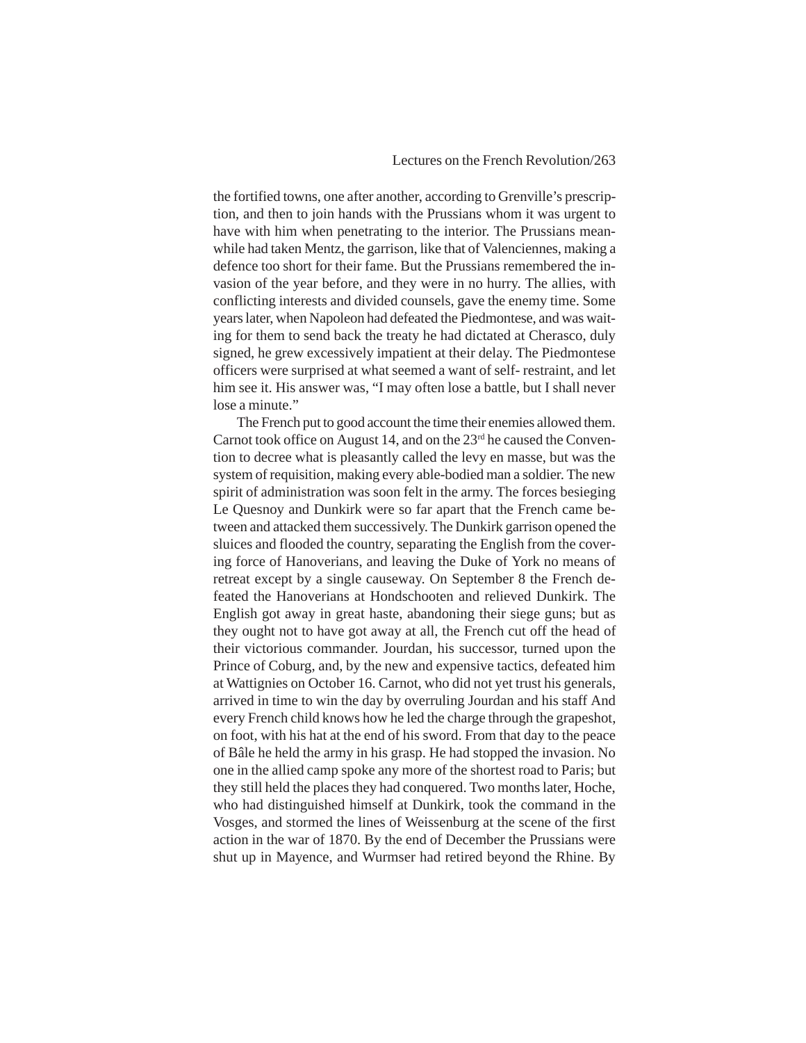the fortified towns, one after another, according to Grenville's prescription, and then to join hands with the Prussians whom it was urgent to have with him when penetrating to the interior. The Prussians meanwhile had taken Mentz, the garrison, like that of Valenciennes, making a defence too short for their fame. But the Prussians remembered the invasion of the year before, and they were in no hurry. The allies, with conflicting interests and divided counsels, gave the enemy time. Some years later, when Napoleon had defeated the Piedmontese, and was waiting for them to send back the treaty he had dictated at Cherasco, duly signed, he grew excessively impatient at their delay. The Piedmontese officers were surprised at what seemed a want of self- restraint, and let him see it. His answer was, "I may often lose a battle, but I shall never lose a minute."

The French put to good account the time their enemies allowed them. Carnot took office on August 14, and on the 23rd he caused the Convention to decree what is pleasantly called the levy en masse, but was the system of requisition, making every able-bodied man a soldier. The new spirit of administration was soon felt in the army. The forces besieging Le Quesnoy and Dunkirk were so far apart that the French came between and attacked them successively. The Dunkirk garrison opened the sluices and flooded the country, separating the English from the covering force of Hanoverians, and leaving the Duke of York no means of retreat except by a single causeway. On September 8 the French defeated the Hanoverians at Hondschooten and relieved Dunkirk. The English got away in great haste, abandoning their siege guns; but as they ought not to have got away at all, the French cut off the head of their victorious commander. Jourdan, his successor, turned upon the Prince of Coburg, and, by the new and expensive tactics, defeated him at Wattignies on October 16. Carnot, who did not yet trust his generals, arrived in time to win the day by overruling Jourdan and his staff And every French child knows how he led the charge through the grapeshot, on foot, with his hat at the end of his sword. From that day to the peace of Bâle he held the army in his grasp. He had stopped the invasion. No one in the allied camp spoke any more of the shortest road to Paris; but they still held the places they had conquered. Two months later, Hoche, who had distinguished himself at Dunkirk, took the command in the Vosges, and stormed the lines of Weissenburg at the scene of the first action in the war of 1870. By the end of December the Prussians were shut up in Mayence, and Wurmser had retired beyond the Rhine. By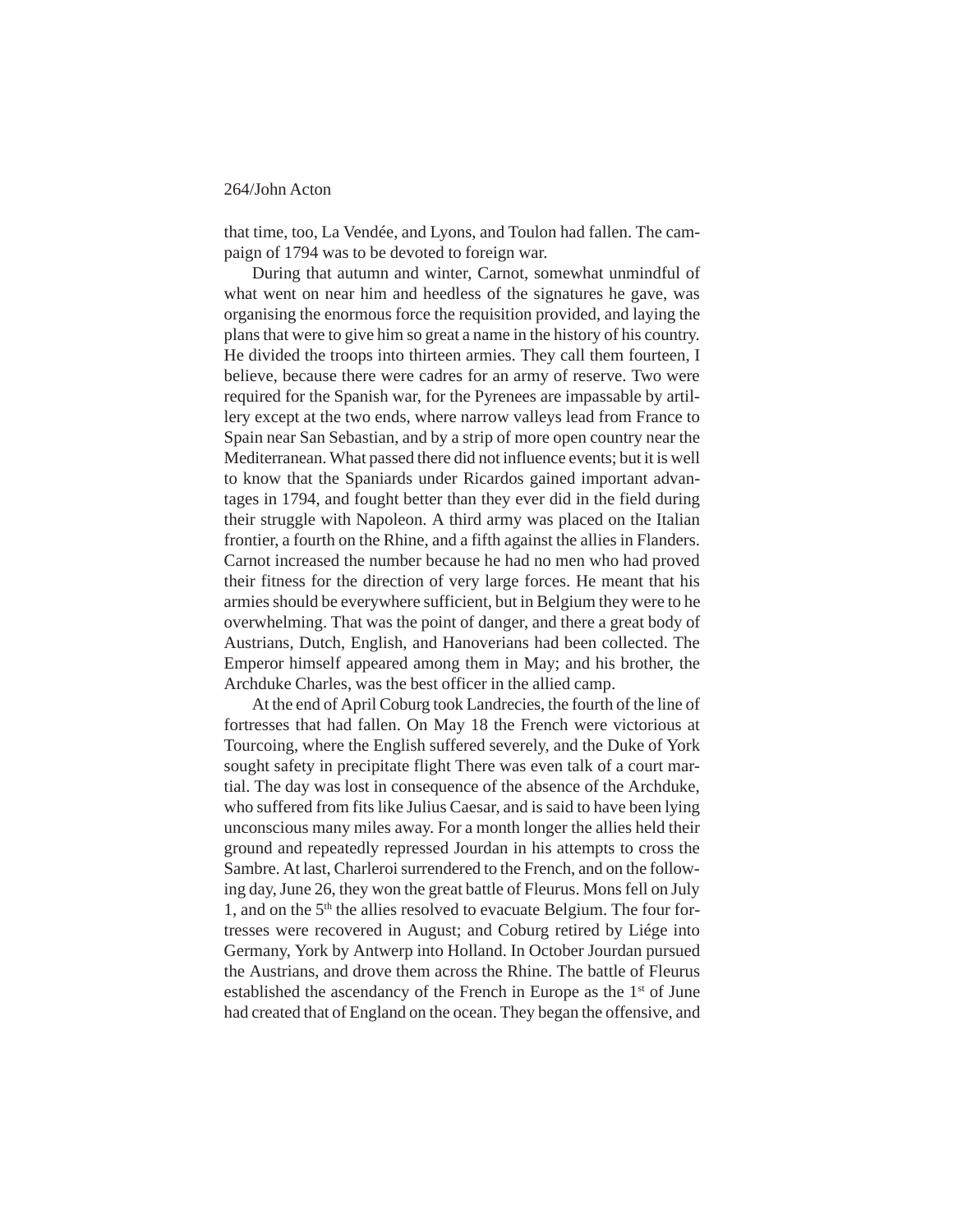that time, too, La Vendée, and Lyons, and Toulon had fallen. The campaign of 1794 was to be devoted to foreign war.

During that autumn and winter, Carnot, somewhat unmindful of what went on near him and heedless of the signatures he gave, was organising the enormous force the requisition provided, and laying the plans that were to give him so great a name in the history of his country. He divided the troops into thirteen armies. They call them fourteen, I believe, because there were cadres for an army of reserve. Two were required for the Spanish war, for the Pyrenees are impassable by artillery except at the two ends, where narrow valleys lead from France to Spain near San Sebastian, and by a strip of more open country near the Mediterranean. What passed there did not influence events; but it is well to know that the Spaniards under Ricardos gained important advantages in 1794, and fought better than they ever did in the field during their struggle with Napoleon. A third army was placed on the Italian frontier, a fourth on the Rhine, and a fifth against the allies in Flanders. Carnot increased the number because he had no men who had proved their fitness for the direction of very large forces. He meant that his armies should be everywhere sufficient, but in Belgium they were to he overwhelming. That was the point of danger, and there a great body of Austrians, Dutch, English, and Hanoverians had been collected. The Emperor himself appeared among them in May; and his brother, the Archduke Charles, was the best officer in the allied camp.

At the end of April Coburg took Landrecies, the fourth of the line of fortresses that had fallen. On May 18 the French were victorious at Tourcoing, where the English suffered severely, and the Duke of York sought safety in precipitate flight There was even talk of a court martial. The day was lost in consequence of the absence of the Archduke, who suffered from fits like Julius Caesar, and is said to have been lying unconscious many miles away. For a month longer the allies held their ground and repeatedly repressed Jourdan in his attempts to cross the Sambre. At last, Charleroi surrendered to the French, and on the following day, June 26, they won the great battle of Fleurus. Mons fell on July 1, and on the 5th the allies resolved to evacuate Belgium. The four fortresses were recovered in August; and Coburg retired by Liége into Germany, York by Antwerp into Holland. In October Jourdan pursued the Austrians, and drove them across the Rhine. The battle of Fleurus established the ascendancy of the French in Europe as the 1st of June had created that of England on the ocean. They began the offensive, and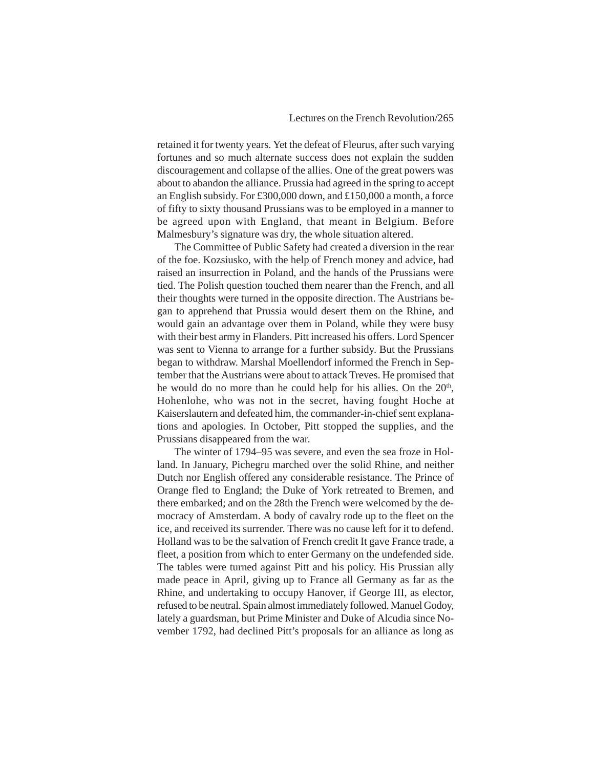retained it for twenty years. Yet the defeat of Fleurus, after such varying fortunes and so much alternate success does not explain the sudden discouragement and collapse of the allies. One of the great powers was about to abandon the alliance. Prussia had agreed in the spring to accept an English subsidy. For £300,000 down, and £150,000 a month, a force of fifty to sixty thousand Prussians was to be employed in a manner to be agreed upon with England, that meant in Belgium. Before Malmesbury's signature was dry, the whole situation altered.

The Committee of Public Safety had created a diversion in the rear of the foe. Kozsiusko, with the help of French money and advice, had raised an insurrection in Poland, and the hands of the Prussians were tied. The Polish question touched them nearer than the French, and all their thoughts were turned in the opposite direction. The Austrians began to apprehend that Prussia would desert them on the Rhine, and would gain an advantage over them in Poland, while they were busy with their best army in Flanders. Pitt increased his offers. Lord Spencer was sent to Vienna to arrange for a further subsidy. But the Prussians began to withdraw. Marshal Moellendorf informed the French in September that the Austrians were about to attack Treves. He promised that he would do no more than he could help for his allies. On the 20th, Hohenlohe, who was not in the secret, having fought Hoche at Kaiserslautern and defeated him, the commander-in-chief sent explanations and apologies. In October, Pitt stopped the supplies, and the Prussians disappeared from the war.

The winter of 1794–95 was severe, and even the sea froze in Holland. In January, Pichegru marched over the solid Rhine, and neither Dutch nor English offered any considerable resistance. The Prince of Orange fled to England; the Duke of York retreated to Bremen, and there embarked; and on the 28th the French were welcomed by the democracy of Amsterdam. A body of cavalry rode up to the fleet on the ice, and received its surrender. There was no cause left for it to defend. Holland was to be the salvation of French credit It gave France trade, a fleet, a position from which to enter Germany on the undefended side. The tables were turned against Pitt and his policy. His Prussian ally made peace in April, giving up to France all Germany as far as the Rhine, and undertaking to occupy Hanover, if George III, as elector, refused to be neutral. Spain almost immediately followed. Manuel Godoy, lately a guardsman, but Prime Minister and Duke of Alcudia since November 1792, had declined Pitt's proposals for an alliance as long as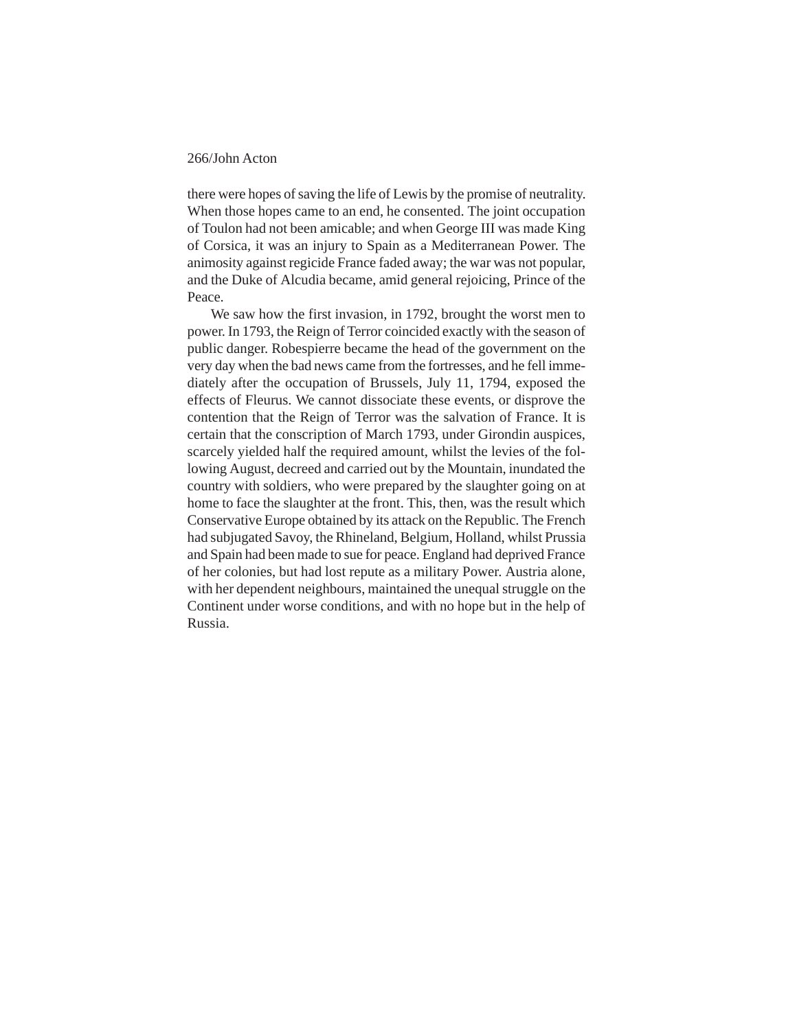there were hopes of saving the life of Lewis by the promise of neutrality. When those hopes came to an end, he consented. The joint occupation of Toulon had not been amicable; and when George III was made King of Corsica, it was an injury to Spain as a Mediterranean Power. The animosity against regicide France faded away; the war was not popular, and the Duke of Alcudia became, amid general rejoicing, Prince of the Peace.

We saw how the first invasion, in 1792, brought the worst men to power. In 1793, the Reign of Terror coincided exactly with the season of public danger. Robespierre became the head of the government on the very day when the bad news came from the fortresses, and he fell immediately after the occupation of Brussels, July 11, 1794, exposed the effects of Fleurus. We cannot dissociate these events, or disprove the contention that the Reign of Terror was the salvation of France. It is certain that the conscription of March 1793, under Girondin auspices, scarcely yielded half the required amount, whilst the levies of the following August, decreed and carried out by the Mountain, inundated the country with soldiers, who were prepared by the slaughter going on at home to face the slaughter at the front. This, then, was the result which Conservative Europe obtained by its attack on the Republic. The French had subjugated Savoy, the Rhineland, Belgium, Holland, whilst Prussia and Spain had been made to sue for peace. England had deprived France of her colonies, but had lost repute as a military Power. Austria alone, with her dependent neighbours, maintained the unequal struggle on the Continent under worse conditions, and with no hope but in the help of Russia.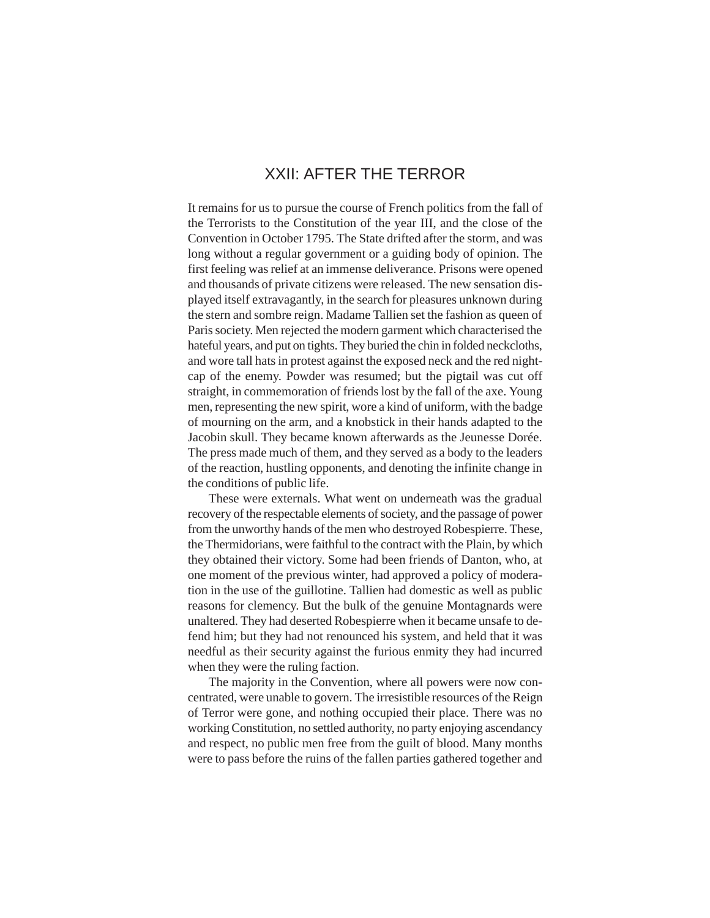# XXII: AFTER THE TERROR

It remains for us to pursue the course of French politics from the fall of the Terrorists to the Constitution of the year III, and the close of the Convention in October 1795. The State drifted after the storm, and was long without a regular government or a guiding body of opinion. The first feeling was relief at an immense deliverance. Prisons were opened and thousands of private citizens were released. The new sensation displayed itself extravagantly, in the search for pleasures unknown during the stern and sombre reign. Madame Tallien set the fashion as queen of Paris society. Men rejected the modern garment which characterised the hateful years, and put on tights. They buried the chin in folded neckcloths, and wore tall hats in protest against the exposed neck and the red night-cap of the enemy. Powder was resumed; but the pigtail was cut off straight, in commemoration of friends lost by the fall of the axe. Young men, representing the new spirit, wore a kind of uniform, with the badge of mourning on the arm, and a knobstick in their hands adapted to the Jacobin skull. They became known afterwards as the Jeunesse Dorée. The press made much of them, and they served as a body to the leaders of the reaction, hustling opponents, and denoting the infinite change in the conditions of public life.

These were externals. What went on underneath was the gradual recovery of the respectable elements of society, and the passage of power from the unworthy hands of the men who destroyed Robespierre. These, the Thermidorians, were faithful to the contract with the Plain, by which they obtained their victory. Some had been friends of Danton, who, at one moment of the previous winter, had approved a policy of moderation in the use of the guillotine. Tallien had domestic as well as public reasons for clemency. But the bulk of the genuine Montagnards were unaltered. They had deserted Robespierre when it became unsafe to defend him; but they had not renounced his system, and held that it was needful as their security against the furious enmity they had incurred when they were the ruling faction.

The majority in the Convention, where all powers were now concentrated, were unable to govern. The irresistible resources of the Reign of Terror were gone, and nothing occupied their place. There was no working Constitution, no settled authority, no party enjoying ascendancy and respect, no public men free from the guilt of blood. Many months were to pass before the ruins of the fallen parties gathered together and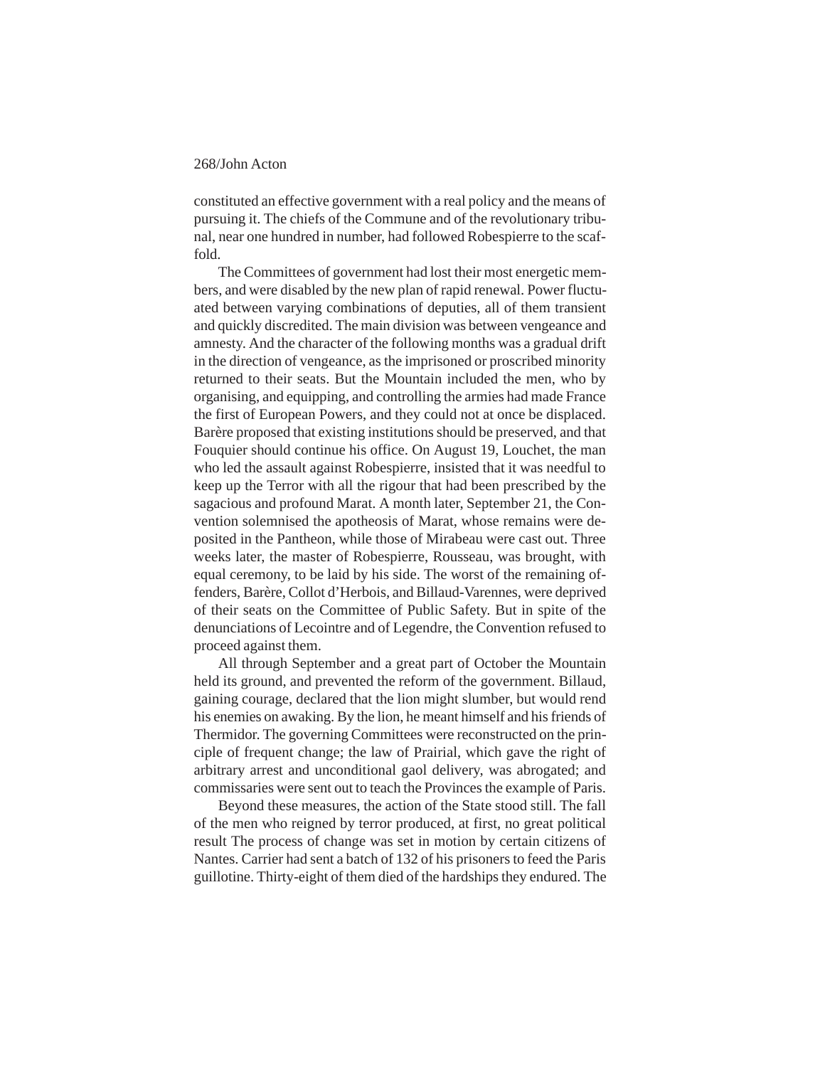constituted an effective government with a real policy and the means of pursuing it. The chiefs of the Commune and of the revolutionary tribunal, near one hundred in number, had followed Robespierre to the scaffold.

The Committees of government had lost their most energetic members, and were disabled by the new plan of rapid renewal. Power fluctuated between varying combinations of deputies, all of them transient and quickly discredited. The main division was between vengeance and amnesty. And the character of the following months was a gradual drift in the direction of vengeance, as the imprisoned or proscribed minority returned to their seats. But the Mountain included the men, who by organising, and equipping, and controlling the armies had made France the first of European Powers, and they could not at once be displaced. Barère proposed that existing institutions should be preserved, and that Fouquier should continue his office. On August 19, Louchet, the man who led the assault against Robespierre, insisted that it was needful to keep up the Terror with all the rigour that had been prescribed by the sagacious and profound Marat. A month later, September 21, the Convention solemnised the apotheosis of Marat, whose remains were deposited in the Pantheon, while those of Mirabeau were cast out. Three weeks later, the master of Robespierre, Rousseau, was brought, with equal ceremony, to be laid by his side. The worst of the remaining offenders, Barère, Collot d'Herbois, and Billaud-Varennes, were deprived of their seats on the Committee of Public Safety. But in spite of the denunciations of Lecointre and of Legendre, the Convention refused to proceed against them.

All through September and a great part of October the Mountain held its ground, and prevented the reform of the government. Billaud, gaining courage, declared that the lion might slumber, but would rend his enemies on awaking. By the lion, he meant himself and his friends of Thermidor. The governing Committees were reconstructed on the principle of frequent change; the law of Prairial, which gave the right of arbitrary arrest and unconditional gaol delivery, was abrogated; and commissaries were sent out to teach the Provinces the example of Paris.

Beyond these measures, the action of the State stood still. The fall of the men who reigned by terror produced, at first, no great political result The process of change was set in motion by certain citizens of Nantes. Carrier had sent a batch of 132 of his prisoners to feed the Paris guillotine. Thirty-eight of them died of the hardships they endured. The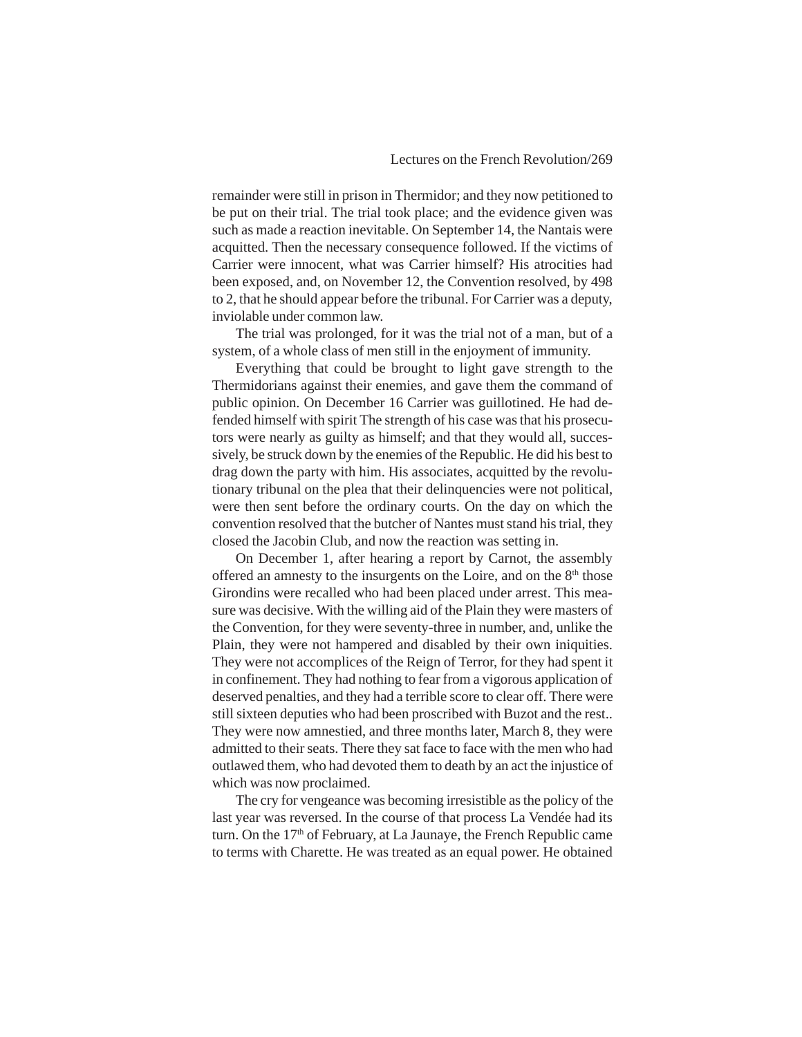remainder were still in prison in Thermidor; and they now petitioned to be put on their trial. The trial took place; and the evidence given was such as made a reaction inevitable. On September 14, the Nantais were acquitted. Then the necessary consequence followed. If the victims of Carrier were innocent, what was Carrier himself? His atrocities had been exposed, and, on November 12, the Convention resolved, by 498 to 2, that he should appear before the tribunal. For Carrier was a deputy, inviolable under common law.

The trial was prolonged, for it was the trial not of a man, but of a system, of a whole class of men still in the enjoyment of immunity.

Everything that could be brought to light gave strength to the Thermidorians against their enemies, and gave them the command of public opinion. On December 16 Carrier was guillotined. He had defended himself with spirit The strength of his case was that his prosecutors were nearly as guilty as himself; and that they would all, successively, be struck down by the enemies of the Republic. He did his best to drag down the party with him. His associates, acquitted by the revolutionary tribunal on the plea that their delinquencies were not political, were then sent before the ordinary courts. On the day on which the convention resolved that the butcher of Nantes must stand his trial, they closed the Jacobin Club, and now the reaction was setting in.

On December 1, after hearing a report by Carnot, the assembly offered an amnesty to the insurgents on the Loire, and on the 8th those Girondins were recalled who had been placed under arrest. This measure was decisive. With the willing aid of the Plain they were masters of the Convention, for they were seventy-three in number, and, unlike the Plain, they were not hampered and disabled by their own iniquities. They were not accomplices of the Reign of Terror, for they had spent it in confinement. They had nothing to fear from a vigorous application of deserved penalties, and they had a terrible score to clear off. There were still sixteen deputies who had been proscribed with Buzot and the rest.. They were now amnestied, and three months later, March 8, they were admitted to their seats. There they sat face to face with the men who had outlawed them, who had devoted them to death by an act the injustice of which was now proclaimed.

The cry for vengeance was becoming irresistible as the policy of the last year was reversed. In the course of that process La Vendée had its turn. On the 17th of February, at La Jaunaye, the French Republic came to terms with Charette. He was treated as an equal power. He obtained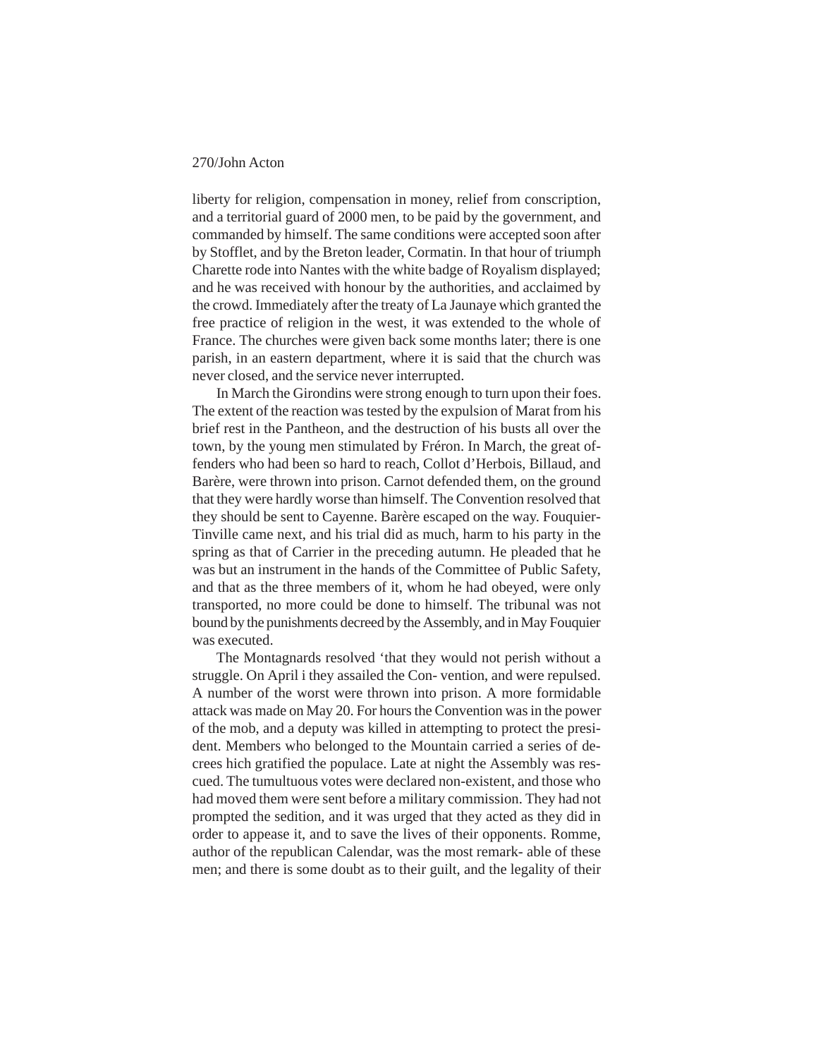liberty for religion, compensation in money, relief from conscription, and a territorial guard of 2000 men, to be paid by the government, and commanded by himself. The same conditions were accepted soon after by Stofflet, and by the Breton leader, Cormatin. In that hour of triumph Charette rode into Nantes with the white badge of Royalism displayed; and he was received with honour by the authorities, and acclaimed by the crowd. Immediately after the treaty of La Jaunaye which granted the free practice of religion in the west, it was extended to the whole of France. The churches were given back some months later; there is one parish, in an eastern department, where it is said that the church was never closed, and the service never interrupted.

In March the Girondins were strong enough to turn upon their foes. The extent of the reaction was tested by the expulsion of Marat from his brief rest in the Pantheon, and the destruction of his busts all over the town, by the young men stimulated by Fréron. In March, the great offenders who had been so hard to reach, Collot d'Herbois, Billaud, and Barère, were thrown into prison. Carnot defended them, on the ground that they were hardly worse than himself. The Convention resolved that they should be sent to Cayenne. Barère escaped on the way. Fouquier-Tinville came next, and his trial did as much, harm to his party in the spring as that of Carrier in the preceding autumn. He pleaded that he was but an instrument in the hands of the Committee of Public Safety, and that as the three members of it, whom he had obeyed, were only transported, no more could be done to himself. The tribunal was not bound by the punishments decreed by the Assembly, and in May Fouquier was executed.

The Montagnards resolved 'that they would not perish without a struggle. On April i they assailed the Con- vention, and were repulsed. A number of the worst were thrown into prison. A more formidable attack was made on May 20. For hours the Convention was in the power of the mob, and a deputy was killed in attempting to protect the president. Members who belonged to the Mountain carried a series of decrees hich gratified the populace. Late at night the Assembly was rescued. The tumultuous votes were declared non-existent, and those who had moved them were sent before a military commission. They had not prompted the sedition, and it was urged that they acted as they did in order to appease it, and to save the lives of their opponents. Romme, author of the republican Calendar, was the most remark- able of these men; and there is some doubt as to their guilt, and the legality of their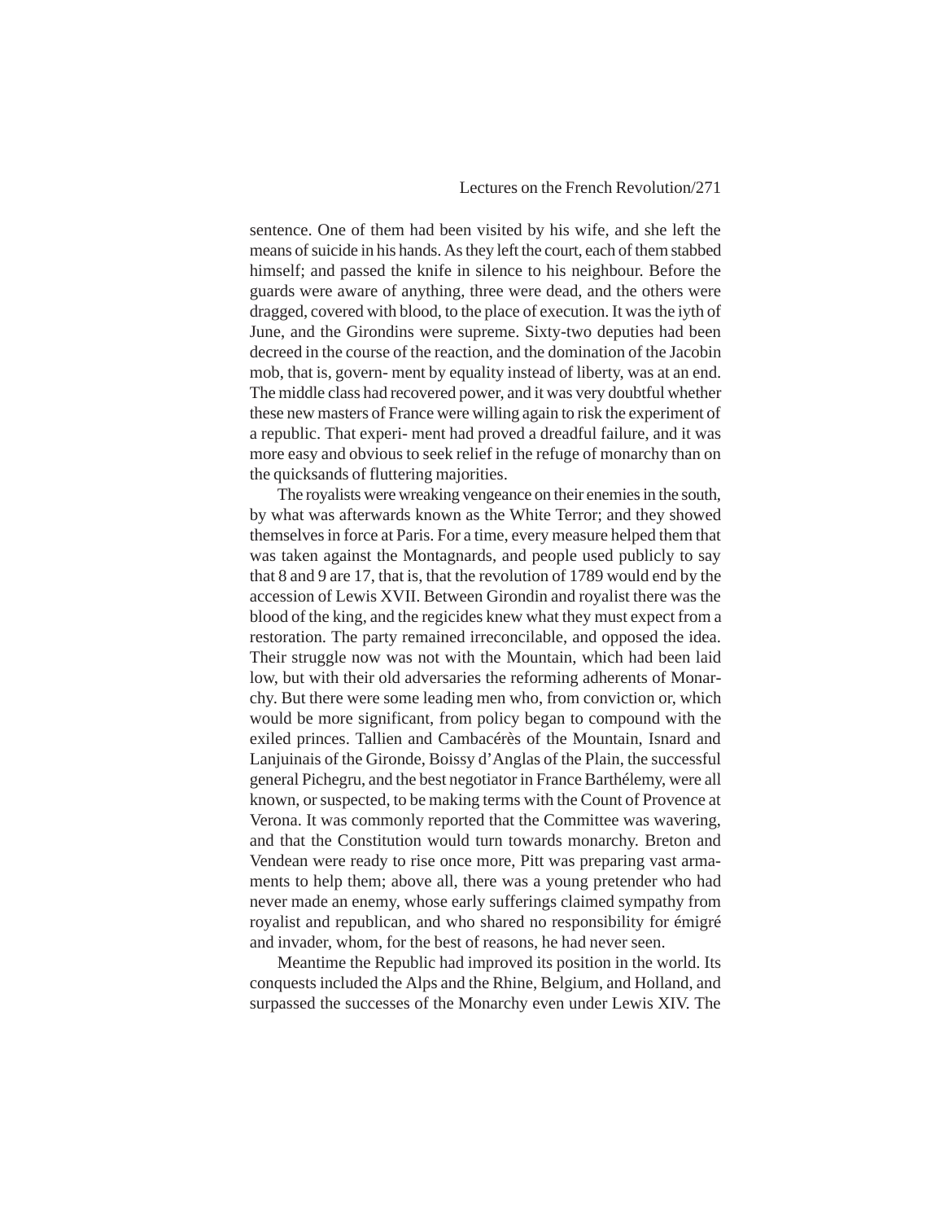sentence. One of them had been visited by his wife, and she left the means of suicide in his hands. As they left the court, each of them stabbed himself; and passed the knife in silence to his neighbour. Before the guards were aware of anything, three were dead, and the others were dragged, covered with blood, to the place of execution. It was the iyth of June, and the Girondins were supreme. Sixty-two deputies had been decreed in the course of the reaction, and the domination of the Jacobin mob, that is, govern- ment by equality instead of liberty, was at an end. The middle class had recovered power, and it was very doubtful whether these new masters of France were willing again to risk the experiment of a republic. That experi- ment had proved a dreadful failure, and it was more easy and obvious to seek relief in the refuge of monarchy than on the quicksands of fluttering majorities.

The royalists were wreaking vengeance on their enemies in the south, by what was afterwards known as the White Terror; and they showed themselves in force at Paris. For a time, every measure helped them that was taken against the Montagnards, and people used publicly to say that 8 and 9 are 17, that is, that the revolution of 1789 would end by the accession of Lewis XVII. Between Girondin and royalist there was the blood of the king, and the regicides knew what they must expect from a restoration. The party remained irreconcilable, and opposed the idea. Their struggle now was not with the Mountain, which had been laid low, but with their old adversaries the reforming adherents of Monarchy. But there were some leading men who, from conviction or, which would be more significant, from policy began to compound with the exiled princes. Tallien and Cambacérès of the Mountain, Isnard and Lanjuinais of the Gironde, Boissy d'Anglas of the Plain, the successful general Pichegru, and the best negotiator in France Barthélemy, were all known, or suspected, to be making terms with the Count of Provence at Verona. It was commonly reported that the Committee was wavering, and that the Constitution would turn towards monarchy. Breton and Vendean were ready to rise once more, Pitt was preparing vast armaments to help them; above all, there was a young pretender who had never made an enemy, whose early sufferings claimed sympathy from royalist and republican, and who shared no responsibility for émigré and invader, whom, for the best of reasons, he had never seen.

Meantime the Republic had improved its position in the world. Its conquests included the Alps and the Rhine, Belgium, and Holland, and surpassed the successes of the Monarchy even under Lewis XIV. The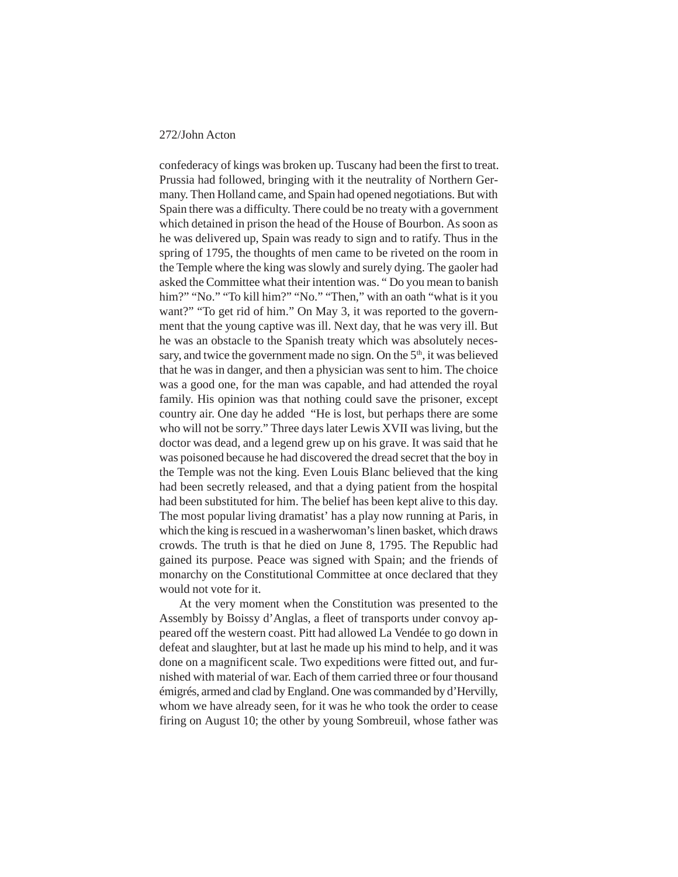confederacy of kings was broken up. Tuscany had been the first to treat. Prussia had followed, bringing with it the neutrality of Northern Germany. Then Holland came, and Spain had opened negotiations. But with Spain there was a difficulty. There could be no treaty with a government which detained in prison the head of the House of Bourbon. As soon as he was delivered up, Spain was ready to sign and to ratify. Thus in the spring of 1795, the thoughts of men came to be riveted on the room in the Temple where the king was slowly and surely dying. The gaoler had asked the Committee what their intention was. " Do you mean to banish him?" "No." "To kill him?" "No." "Then," with an oath "what is it you want?" "To get rid of him." On May 3, it was reported to the government that the young captive was ill. Next day, that he was very ill. But he was an obstacle to the Spanish treaty which was absolutely necessary, and twice the government made no sign. On the 5th, it was believed that he was in danger, and then a physician was sent to him. The choice was a good one, for the man was capable, and had attended the royal family. His opinion was that nothing could save the prisoner, except country air. One day he added "He is lost, but perhaps there are some who will not be sorry." Three days later Lewis XVII was living, but the doctor was dead, and a legend grew up on his grave. It was said that he was poisoned because he had discovered the dread secret that the boy in the Temple was not the king. Even Louis Blanc believed that the king had been secretly released, and that a dying patient from the hospital had been substituted for him. The belief has been kept alive to this day. The most popular living dramatist' has a play now running at Paris, in which the king is rescued in a washerwoman's linen basket, which draws crowds. The truth is that he died on June 8, 1795. The Republic had gained its purpose. Peace was signed with Spain; and the friends of monarchy on the Constitutional Committee at once declared that they would not vote for it.

At the very moment when the Constitution was presented to the Assembly by Boissy d'Anglas, a fleet of transports under convoy appeared off the western coast. Pitt had allowed La Vendée to go down in defeat and slaughter, but at last he made up his mind to help, and it was done on a magnificent scale. Two expeditions were fitted out, and furnished with material of war. Each of them carried three or four thousand émigrés, armed and clad by England. One was commanded by d'Hervilly, whom we have already seen, for it was he who took the order to cease firing on August 10; the other by young Sombreuil, whose father was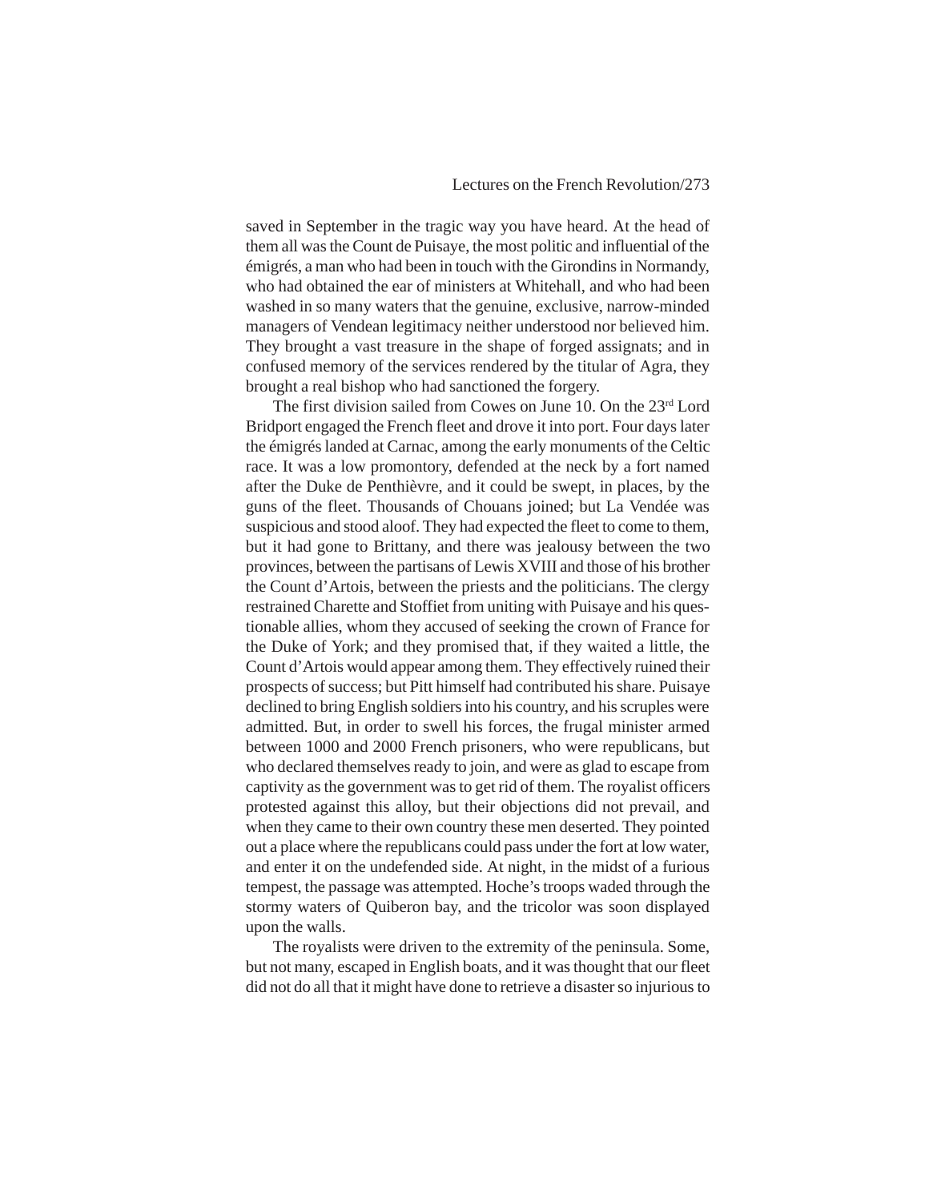saved in September in the tragic way you have heard. At the head of them all was the Count de Puisaye, the most politic and influential of the émigrés, a man who had been in touch with the Girondins in Normandy, who had obtained the ear of ministers at Whitehall, and who had been washed in so many waters that the genuine, exclusive, narrow-minded managers of Vendean legitimacy neither understood nor believed him. They brought a vast treasure in the shape of forged assignats; and in confused memory of the services rendered by the titular of Agra, they brought a real bishop who had sanctioned the forgery.

The first division sailed from Cowes on June 10. On the 23rd Lord Bridport engaged the French fleet and drove it into port. Four days later the émigrés landed at Carnac, among the early monuments of the Celtic race. It was a low promontory, defended at the neck by a fort named after the Duke de Penthièvre, and it could be swept, in places, by the guns of the fleet. Thousands of Chouans joined; but La Vendée was suspicious and stood aloof. They had expected the fleet to come to them, but it had gone to Brittany, and there was jealousy between the two provinces, between the partisans of Lewis XVIII and those of his brother the Count d'Artois, between the priests and the politicians. The clergy restrained Charette and Stoffiet from uniting with Puisaye and his questionable allies, whom they accused of seeking the crown of France for the Duke of York; and they promised that, if they waited a little, the Count d'Artois would appear among them. They effectively ruined their prospects of success; but Pitt himself had contributed his share. Puisaye declined to bring English soldiers into his country, and his scruples were admitted. But, in order to swell his forces, the frugal minister armed between 1000 and 2000 French prisoners, who were republicans, but who declared themselves ready to join, and were as glad to escape from captivity as the government was to get rid of them. The royalist officers protested against this alloy, but their objections did not prevail, and when they came to their own country these men deserted. They pointed out a place where the republicans could pass under the fort at low water, and enter it on the undefended side. At night, in the midst of a furious tempest, the passage was attempted. Hoche's troops waded through the stormy waters of Quiberon bay, and the tricolor was soon displayed upon the walls.

The royalists were driven to the extremity of the peninsula. Some, but not many, escaped in English boats, and it was thought that our fleet did not do all that it might have done to retrieve a disaster so injurious to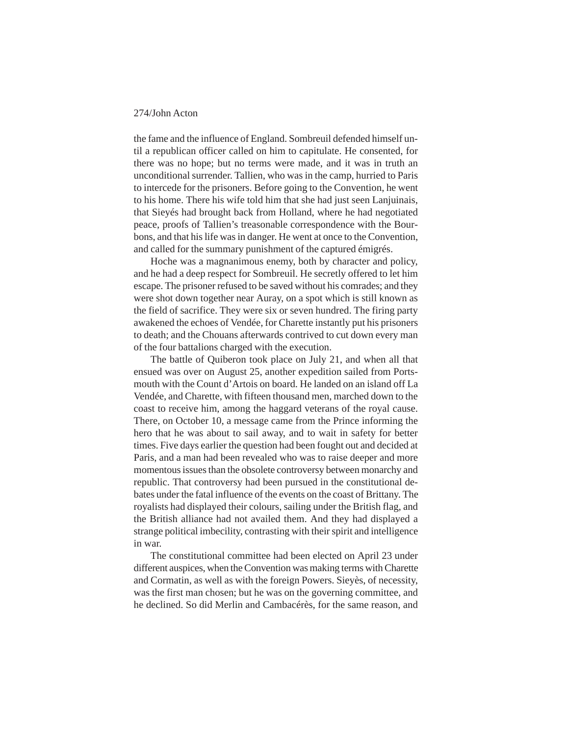the fame and the influence of England. Sombreuil defended himself until a republican officer called on him to capitulate. He consented, for there was no hope; but no terms were made, and it was in truth an unconditional surrender. Tallien, who was in the camp, hurried to Paris to intercede for the prisoners. Before going to the Convention, he went to his home. There his wife told him that she had just seen Lanjuinais, that Sieyés had brought back from Holland, where he had negotiated peace, proofs of Tallien's treasonable correspondence with the Bourbons, and that his life was in danger. He went at once to the Convention, and called for the summary punishment of the captured émigrés.

Hoche was a magnanimous enemy, both by character and policy, and he had a deep respect for Sombreuil. He secretly offered to let him escape. The prisoner refused to be saved without his comrades; and they were shot down together near Auray, on a spot which is still known as the field of sacrifice. They were six or seven hundred. The firing party awakened the echoes of Vendée, for Charette instantly put his prisoners to death; and the Chouans afterwards contrived to cut down every man of the four battalions charged with the execution.

The battle of Quiberon took place on July 21, and when all that ensued was over on August 25, another expedition sailed from Portsmouth with the Count d'Artois on board. He landed on an island off La Vendée, and Charette, with fifteen thousand men, marched down to the coast to receive him, among the haggard veterans of the royal cause. There, on October 10, a message came from the Prince informing the hero that he was about to sail away, and to wait in safety for better times. Five days earlier the question had been fought out and decided at Paris, and a man had been revealed who was to raise deeper and more momentous issues than the obsolete controversy between monarchy and republic. That controversy had been pursued in the constitutional debates under the fatal influence of the events on the coast of Brittany. The royalists had displayed their colours, sailing under the British flag, and the British alliance had not availed them. And they had displayed a strange political imbecility, contrasting with their spirit and intelligence in war.

The constitutional committee had been elected on April 23 under different auspices, when the Convention was making terms with Charette and Cormatin, as well as with the foreign Powers. Sieyès, of necessity, was the first man chosen; but he was on the governing committee, and he declined. So did Merlin and Cambacérès, for the same reason, and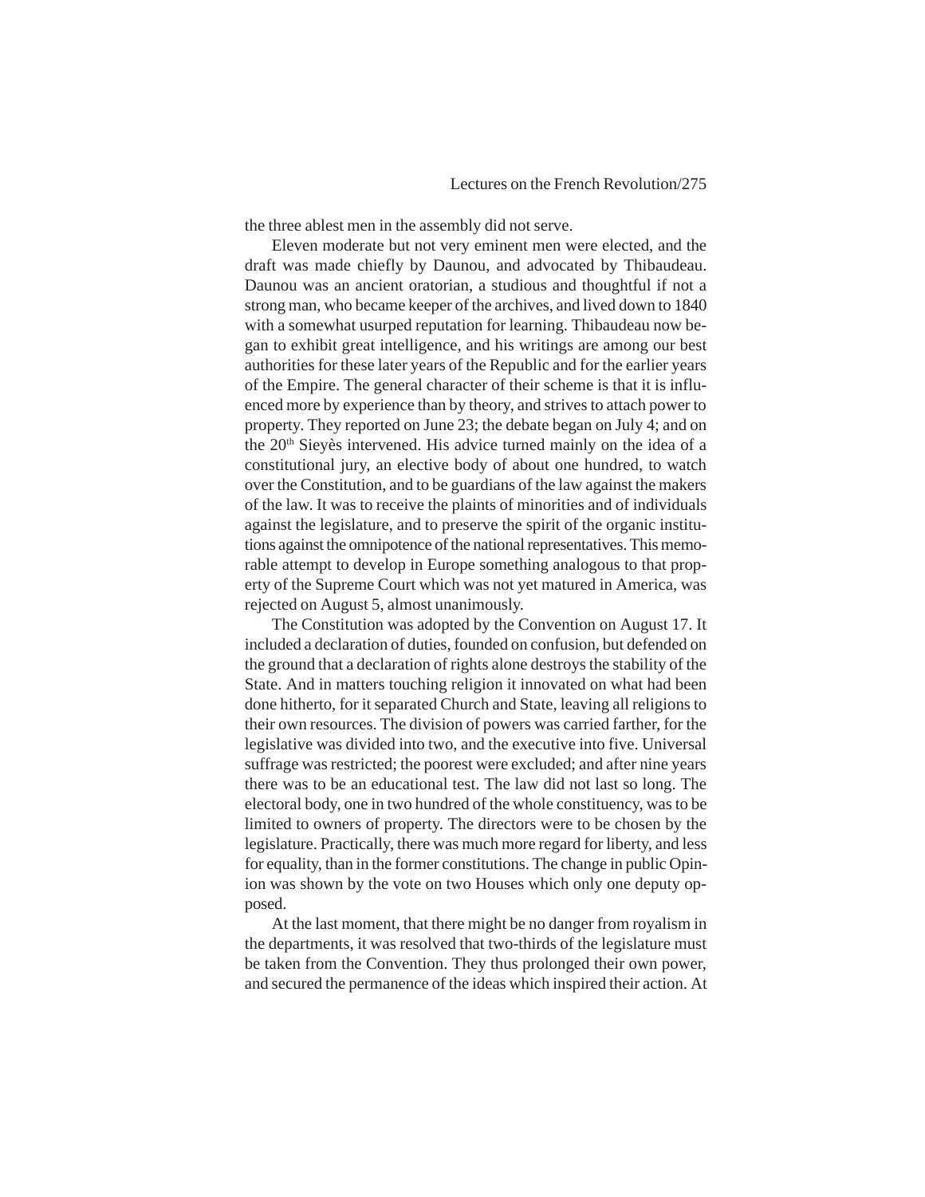the three ablest men in the assembly did not serve.

Eleven moderate but not very eminent men were elected, and the draft was made chiefly by Daunou, and advocated by Thibaudeau. Daunou was an ancient oratorian, a studious and thoughtful if not a strong man, who became keeper of the archives, and lived down to 1840 with a somewhat usurped reputation for learning. Thibaudeau now began to exhibit great intelligence, and his writings are among our best authorities for these later years of the Republic and for the earlier years of the Empire. The general character of their scheme is that it is influenced more by experience than by theory, and strives to attach power to property. They reported on June 23; the debate began on July 4; and on the 20th Sieyès intervened. His advice turned mainly on the idea of a constitutional jury, an elective body of about one hundred, to watch over the Constitution, and to be guardians of the law against the makers of the law. It was to receive the plaints of minorities and of individuals against the legislature, and to preserve the spirit of the organic institutions against the omnipotence of the national representatives. This memorable attempt to develop in Europe something analogous to that property of the Supreme Court which was not yet matured in America, was rejected on August 5, almost unanimously.

The Constitution was adopted by the Convention on August 17. It included a declaration of duties, founded on confusion, but defended on the ground that a declaration of rights alone destroys the stability of the State. And in matters touching religion it innovated on what had been done hitherto, for it separated Church and State, leaving all religions to their own resources. The division of powers was carried farther, for the legislative was divided into two, and the executive into five. Universal suffrage was restricted; the poorest were excluded; and after nine years there was to be an educational test. The law did not last so long. The electoral body, one in two hundred of the whole constituency, was to be limited to owners of property. The directors were to be chosen by the legislature. Practically, there was much more regard for liberty, and less for equality, than in the former constitutions. The change in public Opinion was shown by the vote on two Houses which only one deputy opposed.

At the last moment, that there might be no danger from royalism in the departments, it was resolved that two-thirds of the legislature must be taken from the Convention. They thus prolonged their own power, and secured the permanence of the ideas which inspired their action. At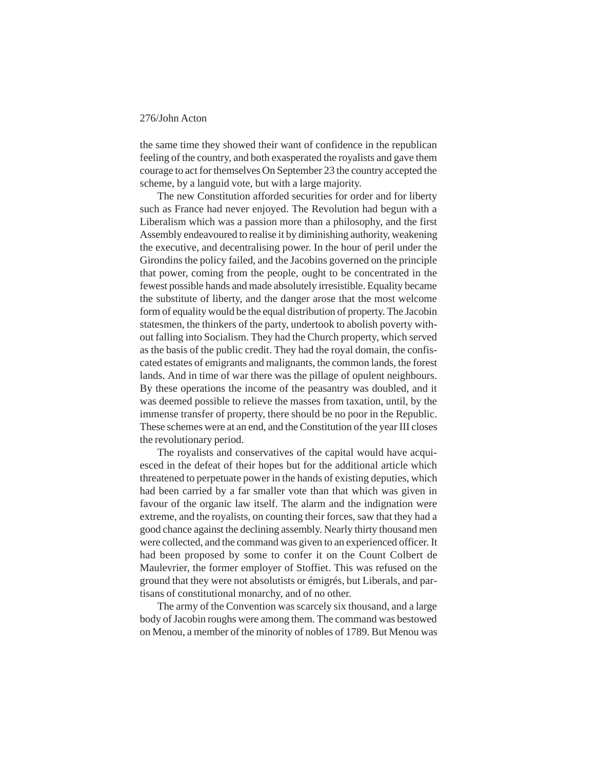the same time they showed their want of confidence in the republican feeling of the country, and both exasperated the royalists and gave them courage to act for themselves On September 23 the country accepted the scheme, by a languid vote, but with a large majority.

The new Constitution afforded securities for order and for liberty such as France had never enjoyed. The Revolution had begun with a Liberalism which was a passion more than a philosophy, and the first Assembly endeavoured to realise it by diminishing authority, weakening the executive, and decentralising power. In the hour of peril under the Girondins the policy failed, and the Jacobins governed on the principle that power, coming from the people, ought to be concentrated in the fewest possible hands and made absolutely irresistible. Equality became the substitute of liberty, and the danger arose that the most welcome form of equality would be the equal distribution of property. The Jacobin statesmen, the thinkers of the party, undertook to abolish poverty without falling into Socialism. They had the Church property, which served as the basis of the public credit. They had the royal domain, the confiscated estates of emigrants and malignants, the common lands, the forest lands. And in time of war there was the pillage of opulent neighbours. By these operations the income of the peasantry was doubled, and it was deemed possible to relieve the masses from taxation, until, by the immense transfer of property, there should be no poor in the Republic. These schemes were at an end, and the Constitution of the year III closes the revolutionary period.

The royalists and conservatives of the capital would have acquiesced in the defeat of their hopes but for the additional article which threatened to perpetuate power in the hands of existing deputies, which had been carried by a far smaller vote than that which was given in favour of the organic law itself. The alarm and the indignation were extreme, and the royalists, on counting their forces, saw that they had a good chance against the declining assembly. Nearly thirty thousand men were collected, and the command was given to an experienced officer. It had been proposed by some to confer it on the Count Colbert de Maulevrier, the former employer of Stoffiet. This was refused on the ground that they were not absolutists or émigrés, but Liberals, and partisans of constitutional monarchy, and of no other.

The army of the Convention was scarcely six thousand, and a large body of Jacobin roughs were among them. The command was bestowed on Menou, a member of the minority of nobles of 1789. But Menou was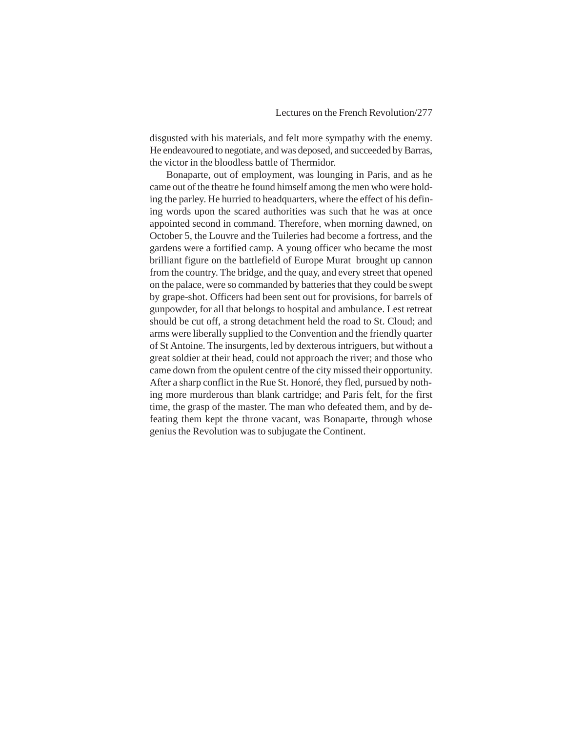disgusted with his materials, and felt more sympathy with the enemy. He endeavoured to negotiate, and was deposed, and succeeded by Barras, the victor in the bloodless battle of Thermidor.

Bonaparte, out of employment, was lounging in Paris, and as he came out of the theatre he found himself among the men who were holding the parley. He hurried to headquarters, where the effect of his defining words upon the scared authorities was such that he was at once appointed second in command. Therefore, when morning dawned, on October 5, the Louvre and the Tuileries had become a fortress, and the gardens were a fortified camp. A young officer who became the most brilliant figure on the battlefield of Europe Murat brought up cannon from the country. The bridge, and the quay, and every street that opened on the palace, were so commanded by batteries that they could be swept by grape-shot. Officers had been sent out for provisions, for barrels of gunpowder, for all that belongs to hospital and ambulance. Lest retreat should be cut off, a strong detachment held the road to St. Cloud; and arms were liberally supplied to the Convention and the friendly quarter of St Antoine. The insurgents, led by dexterous intriguers, but without a great soldier at their head, could not approach the river; and those who came down from the opulent centre of the city missed their opportunity. After a sharp conflict in the Rue St. Honoré, they fled, pursued by nothing more murderous than blank cartridge; and Paris felt, for the first time, the grasp of the master. The man who defeated them, and by defeating them kept the throne vacant, was Bonaparte, through whose genius the Revolution was to subjugate the Continent.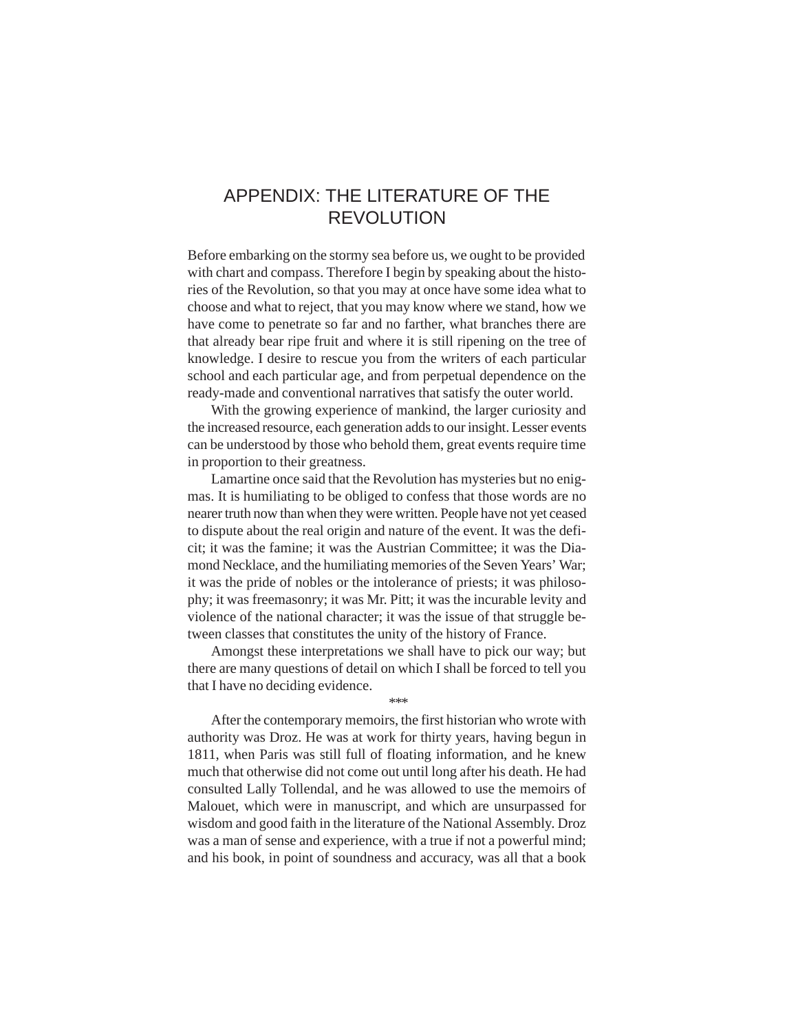# APPENDIX: THE LITERATURE OF THE REVOLUTION

Before embarking on the stormy sea before us, we ought to be provided with chart and compass. Therefore I begin by speaking about the histories of the Revolution, so that you may at once have some idea what to choose and what to reject, that you may know where we stand, how we have come to penetrate so far and no farther, what branches there are that already bear ripe fruit and where it is still ripening on the tree of knowledge. I desire to rescue you from the writers of each particular school and each particular age, and from perpetual dependence on the ready-made and conventional narratives that satisfy the outer world.

With the growing experience of mankind, the larger curiosity and the increased resource, each generation adds to our insight. Lesser events can be understood by those who behold them, great events require time in proportion to their greatness.

Lamartine once said that the Revolution has mysteries but no enigmas. It is humiliating to be obliged to confess that those words are no nearer truth now than when they were written. People have not yet ceased to dispute about the real origin and nature of the event. It was the deficit; it was the famine; it was the Austrian Committee; it was the Diamond Necklace, and the humiliating memories of the Seven Years' War; it was the pride of nobles or the intolerance of priests; it was philosophy; it was freemasonry; it was Mr. Pitt; it was the incurable levity and violence of the national character; it was the issue of that struggle between classes that constitutes the unity of the history of France.

Amongst these interpretations we shall have to pick our way; but there are many questions of detail on which I shall be forced to tell you that I have no deciding evidence.

\*\*\*

After the contemporary memoirs, the first historian who wrote with authority was Droz. He was at work for thirty years, having begun in 1811, when Paris was still full of floating information, and he knew much that otherwise did not come out until long after his death. He had consulted Lally Tollendal, and he was allowed to use the memoirs of Malouet, which were in manuscript, and which are unsurpassed for wisdom and good faith in the literature of the National Assembly. Droz was a man of sense and experience, with a true if not a powerful mind; and his book, in point of soundness and accuracy, was all that a book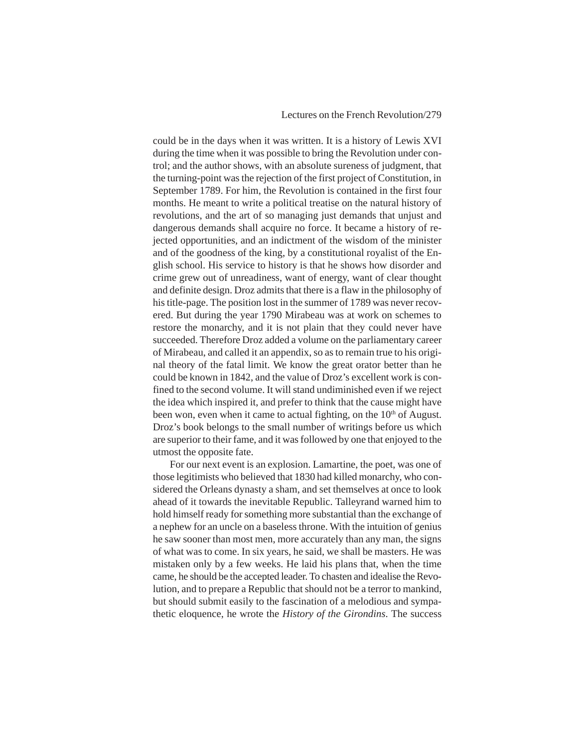could be in the days when it was written. It is a history of Lewis XVI during the time when it was possible to bring the Revolution under control; and the author shows, with an absolute sureness of judgment, that the turning-point was the rejection of the first project of Constitution, in September 1789. For him, the Revolution is contained in the first four months. He meant to write a political treatise on the natural history of revolutions, and the art of so managing just demands that unjust and dangerous demands shall acquire no force. It became a history of rejected opportunities, and an indictment of the wisdom of the minister and of the goodness of the king, by a constitutional royalist of the English school. His service to history is that he shows how disorder and crime grew out of unreadiness, want of energy, want of clear thought and definite design. Droz admits that there is a flaw in the philosophy of his title-page. The position lost in the summer of 1789 was never recovered. But during the year 1790 Mirabeau was at work on schemes to restore the monarchy, and it is not plain that they could never have succeeded. Therefore Droz added a volume on the parliamentary career of Mirabeau, and called it an appendix, so as to remain true to his original theory of the fatal limit. We know the great orator better than he could be known in 1842, and the value of Droz's excellent work is confined to the second volume. It will stand undiminished even if we reject the idea which inspired it, and prefer to think that the cause might have been won, even when it came to actual fighting, on the 10th of August. Droz's book belongs to the small number of writings before us which are superior to their fame, and it was followed by one that enjoyed to the utmost the opposite fate.

For our next event is an explosion. Lamartine, the poet, was one of those legitimists who believed that 1830 had killed monarchy, who considered the Orleans dynasty a sham, and set themselves at once to look ahead of it towards the inevitable Republic. Talleyrand warned him to hold himself ready for something more substantial than the exchange of a nephew for an uncle on a baseless throne. With the intuition of genius he saw sooner than most men, more accurately than any man, the signs of what was to come. In six years, he said, we shall be masters. He was mistaken only by a few weeks. He laid his plans that, when the time came, he should be the accepted leader. To chasten and idealise the Revolution, and to prepare a Republic that should not be a terror to mankind, but should submit easily to the fascination of a melodious and sympathetic eloquence, he wrote the *History of the Girondins*. The success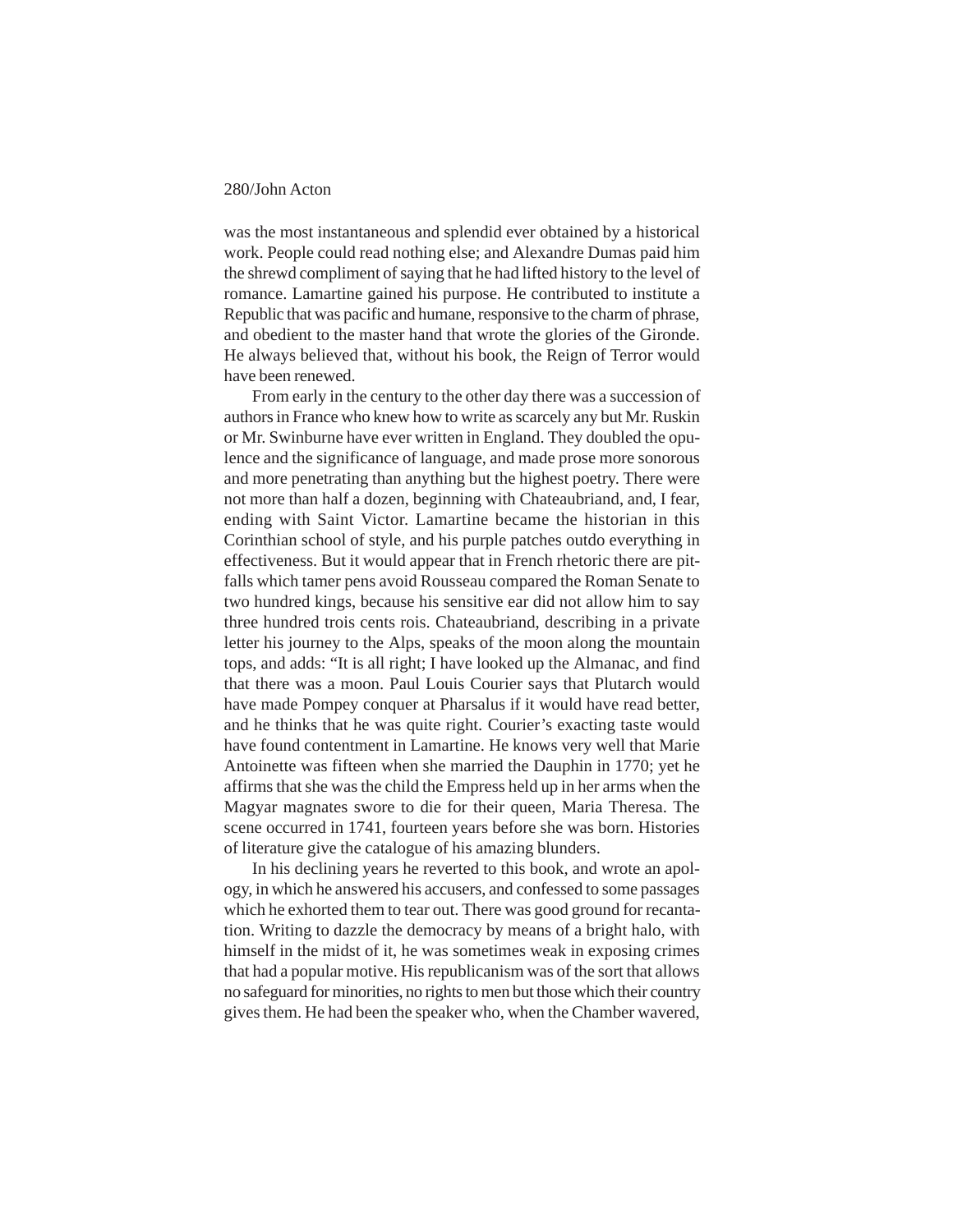was the most instantaneous and splendid ever obtained by a historical work. People could read nothing else; and Alexandre Dumas paid him the shrewd compliment of saying that he had lifted history to the level of romance. Lamartine gained his purpose. He contributed to institute a Republic that was pacific and humane, responsive to the charm of phrase, and obedient to the master hand that wrote the glories of the Gironde. He always believed that, without his book, the Reign of Terror would have been renewed.

From early in the century to the other day there was a succession of authors in France who knew how to write as scarcely any but Mr. Ruskin or Mr. Swinburne have ever written in England. They doubled the opulence and the significance of language, and made prose more sonorous and more penetrating than anything but the highest poetry. There were not more than half a dozen, beginning with Chateaubriand, and, I fear, ending with Saint Victor. Lamartine became the historian in this Corinthian school of style, and his purple patches outdo everything in effectiveness. But it would appear that in French rhetoric there are pitfalls which tamer pens avoid Rousseau compared the Roman Senate to two hundred kings, because his sensitive ear did not allow him to say three hundred trois cents rois. Chateaubriand, describing in a private letter his journey to the Alps, speaks of the moon along the mountain tops, and adds: "It is all right; I have looked up the Almanac, and find that there was a moon. Paul Louis Courier says that Plutarch would have made Pompey conquer at Pharsalus if it would have read better, and he thinks that he was quite right. Courier's exacting taste would have found contentment in Lamartine. He knows very well that Marie Antoinette was fifteen when she married the Dauphin in 1770; yet he affirms that she was the child the Empress held up in her arms when the Magyar magnates swore to die for their queen, Maria Theresa. The scene occurred in 1741, fourteen years before she was born. Histories of literature give the catalogue of his amazing blunders.

In his declining years he reverted to this book, and wrote an apology, in which he answered his accusers, and confessed to some passages which he exhorted them to tear out. There was good ground for recantation. Writing to dazzle the democracy by means of a bright halo, with himself in the midst of it, he was sometimes weak in exposing crimes that had a popular motive. His republicanism was of the sort that allows no safeguard for minorities, no rights to men but those which their country gives them. He had been the speaker who, when the Chamber wavered,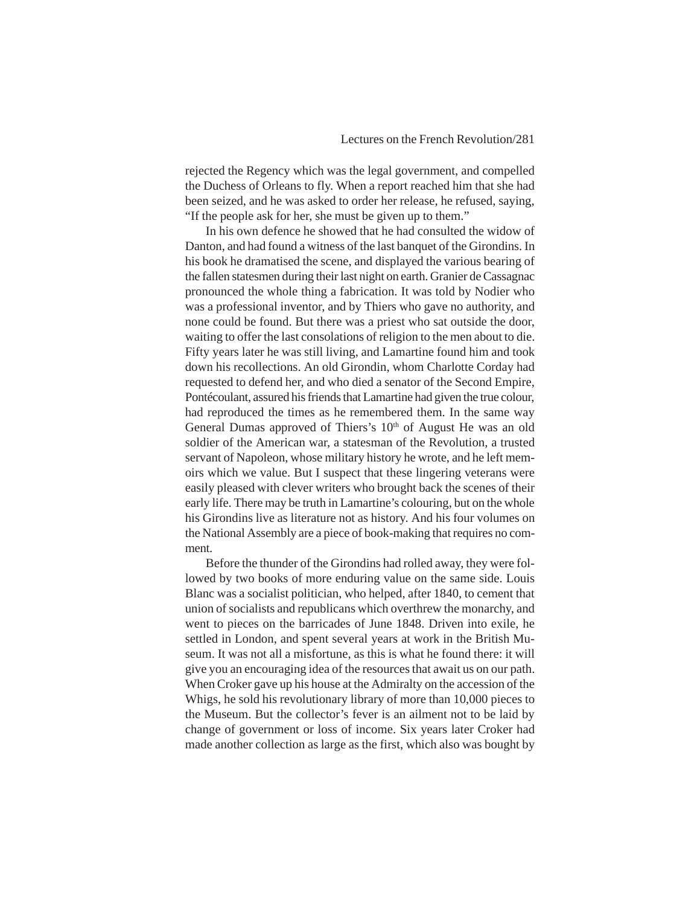rejected the Regency which was the legal government, and compelled the Duchess of Orleans to fly. When a report reached him that she had been seized, and he was asked to order her release, he refused, saying, "If the people ask for her, she must be given up to them."

In his own defence he showed that he had consulted the widow of Danton, and had found a witness of the last banquet of the Girondins. In his book he dramatised the scene, and displayed the various bearing of the fallen statesmen during their last night on earth. Granier de Cassagnac pronounced the whole thing a fabrication. It was told by Nodier who was a professional inventor, and by Thiers who gave no authority, and none could be found. But there was a priest who sat outside the door, waiting to offer the last consolations of religion to the men about to die. Fifty years later he was still living, and Lamartine found him and took down his recollections. An old Girondin, whom Charlotte Corday had requested to defend her, and who died a senator of the Second Empire, Pontécoulant, assured his friends that Lamartine had given the true colour, had reproduced the times as he remembered them. In the same way General Dumas approved of Thiers's 10th of August He was an old soldier of the American war, a statesman of the Revolution, a trusted servant of Napoleon, whose military history he wrote, and he left memoirs which we value. But I suspect that these lingering veterans were easily pleased with clever writers who brought back the scenes of their early life. There may be truth in Lamartine's colouring, but on the whole his Girondins live as literature not as history. And his four volumes on the National Assembly are a piece of book-making that requires no comment.

Before the thunder of the Girondins had rolled away, they were followed by two books of more enduring value on the same side. Louis Blanc was a socialist politician, who helped, after 1840, to cement that union of socialists and republicans which overthrew the monarchy, and went to pieces on the barricades of June 1848. Driven into exile, he settled in London, and spent several years at work in the British Museum. It was not all a misfortune, as this is what he found there: it will give you an encouraging idea of the resources that await us on our path. When Croker gave up his house at the Admiralty on the accession of the Whigs, he sold his revolutionary library of more than 10,000 pieces to the Museum. But the collector's fever is an ailment not to be laid by change of government or loss of income. Six years later Croker had made another collection as large as the first, which also was bought by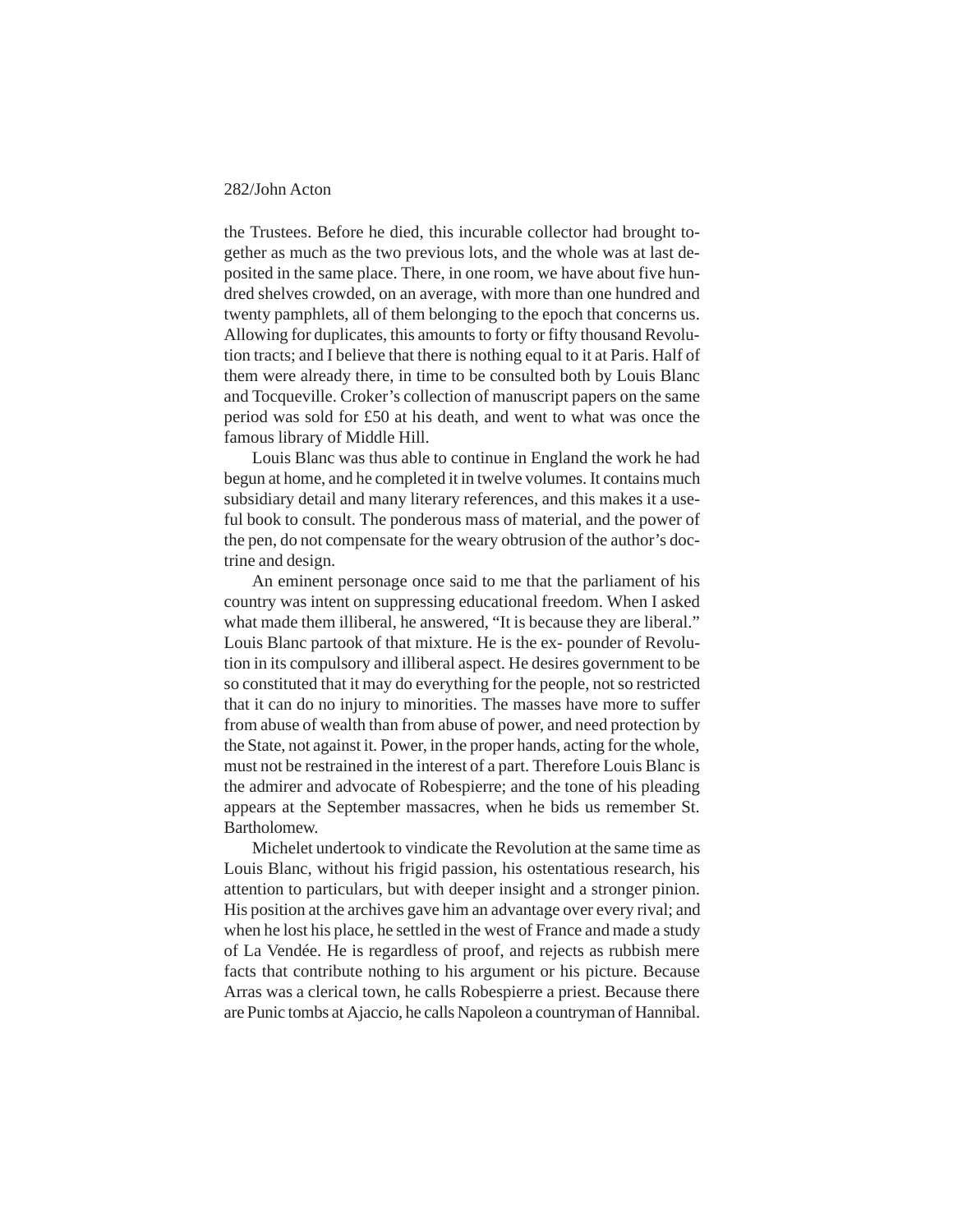the Trustees. Before he died, this incurable collector had brought together as much as the two previous lots, and the whole was at last deposited in the same place. There, in one room, we have about five hundred shelves crowded, on an average, with more than one hundred and twenty pamphlets, all of them belonging to the epoch that concerns us. Allowing for duplicates, this amounts to forty or fifty thousand Revolution tracts; and I believe that there is nothing equal to it at Paris. Half of them were already there, in time to be consulted both by Louis Blanc and Tocqueville. Croker's collection of manuscript papers on the same period was sold for £50 at his death, and went to what was once the famous library of Middle Hill.

Louis Blanc was thus able to continue in England the work he had begun at home, and he completed it in twelve volumes. It contains much subsidiary detail and many literary references, and this makes it a useful book to consult. The ponderous mass of material, and the power of the pen, do not compensate for the weary obtrusion of the author's doctrine and design.

An eminent personage once said to me that the parliament of his country was intent on suppressing educational freedom. When I asked what made them illiberal, he answered, "It is because they are liberal." Louis Blanc partook of that mixture. He is the ex- pounder of Revolution in its compulsory and illiberal aspect. He desires government to be so constituted that it may do everything for the people, not so restricted that it can do no injury to minorities. The masses have more to suffer from abuse of wealth than from abuse of power, and need protection by the State, not against it. Power, in the proper hands, acting for the whole, must not be restrained in the interest of a part. Therefore Louis Blanc is the admirer and advocate of Robespierre; and the tone of his pleading appears at the September massacres, when he bids us remember St. Bartholomew.

Michelet undertook to vindicate the Revolution at the same time as Louis Blanc, without his frigid passion, his ostentatious research, his attention to particulars, but with deeper insight and a stronger pinion. His position at the archives gave him an advantage over every rival; and when he lost his place, he settled in the west of France and made a study of La Vendée. He is regardless of proof, and rejects as rubbish mere facts that contribute nothing to his argument or his picture. Because Arras was a clerical town, he calls Robespierre a priest. Because there are Punic tombs at Ajaccio, he calls Napoleon a countryman of Hannibal.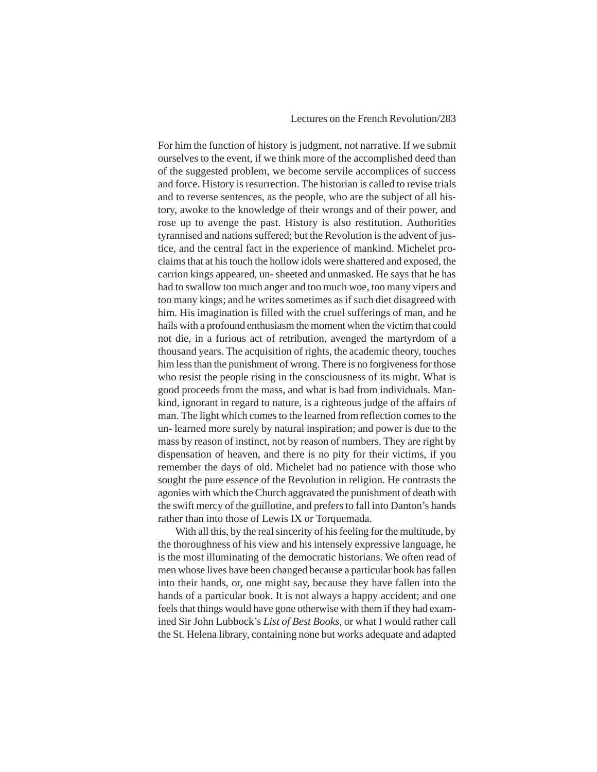For him the function of history is judgment, not narrative. If we submit ourselves to the event, if we think more of the accomplished deed than of the suggested problem, we become servile accomplices of success and force. History is resurrection. The historian is called to revise trials and to reverse sentences, as the people, who are the subject of all history, awoke to the knowledge of their wrongs and of their power, and rose up to avenge the past. History is also restitution. Authorities tyrannised and nations suffered; but the Revolution is the advent of justice, and the central fact in the experience of mankind. Michelet proclaims that at his touch the hollow idols were shattered and exposed, the carrion kings appeared, un- sheeted and unmasked. He says that he has had to swallow too much anger and too much woe, too many vipers and too many kings; and he writes sometimes as if such diet disagreed with him. His imagination is filled with the cruel sufferings of man, and he hails with a profound enthusiasm the moment when the victim that could not die, in a furious act of retribution, avenged the martyrdom of a thousand years. The acquisition of rights, the academic theory, touches him less than the punishment of wrong. There is no forgiveness for those who resist the people rising in the consciousness of its might. What is good proceeds from the mass, and what is bad from individuals. Mankind, ignorant in regard to nature, is a righteous judge of the affairs of man. The light which comes to the learned from reflection comes to the un- learned more surely by natural inspiration; and power is due to the mass by reason of instinct, not by reason of numbers. They are right by dispensation of heaven, and there is no pity for their victims, if you remember the days of old. Michelet had no patience with those who sought the pure essence of the Revolution in religion. He contrasts the agonies with which the Church aggravated the punishment of death with the swift mercy of the guillotine, and prefers to fall into Danton's hands rather than into those of Lewis IX or Torquemada.

With all this, by the real sincerity of his feeling for the multitude, by the thoroughness of his view and his intensely expressive language, he is the most illuminating of the democratic historians. We often read of men whose lives have been changed because a particular book has fallen into their hands, or, one might say, because they have fallen into the hands of a particular book. It is not always a happy accident; and one feels that things would have gone otherwise with them if they had examined Sir John Lubbock's *List of Best Books*, or what I would rather call the St. Helena library, containing none but works adequate and adapted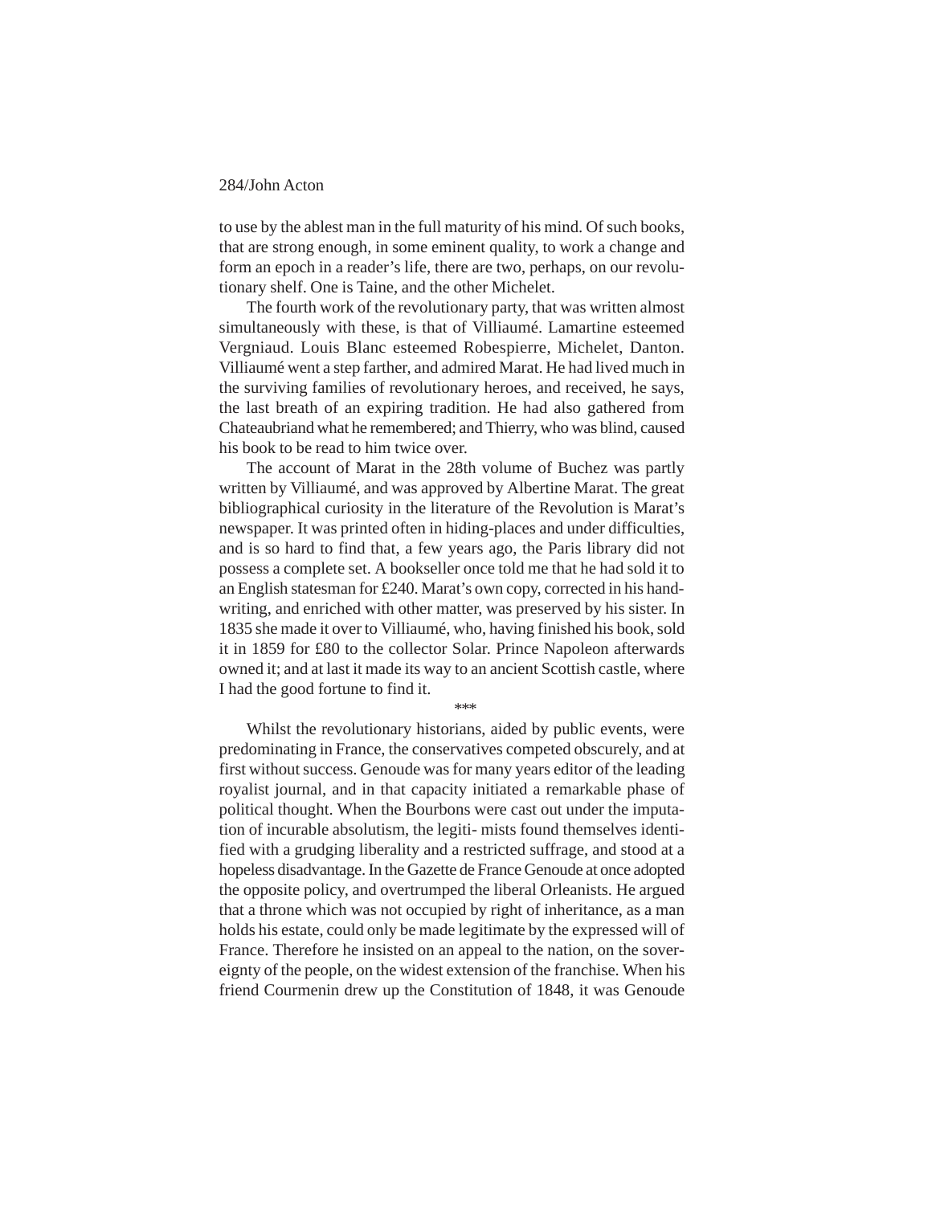to use by the ablest man in the full maturity of his mind. Of such books, that are strong enough, in some eminent quality, to work a change and form an epoch in a reader's life, there are two, perhaps, on our revolutionary shelf. One is Taine, and the other Michelet.

The fourth work of the revolutionary party, that was written almost simultaneously with these, is that of Villiaumé. Lamartine esteemed Vergniaud. Louis Blanc esteemed Robespierre, Michelet, Danton. Villiaumé went a step farther, and admired Marat. He had lived much in the surviving families of revolutionary heroes, and received, he says, the last breath of an expiring tradition. He had also gathered from Chateaubriand what he remembered; and Thierry, who was blind, caused his book to be read to him twice over.

The account of Marat in the 28th volume of Buchez was partly written by Villiaumé, and was approved by Albertine Marat. The great bibliographical curiosity in the literature of the Revolution is Marat's newspaper. It was printed often in hiding-places and under difficulties, and is so hard to find that, a few years ago, the Paris library did not possess a complete set. A bookseller once told me that he had sold it to an English statesman for £240. Marat's own copy, corrected in his handwriting, and enriched with other matter, was preserved by his sister. In 1835 she made it over to Villiaumé, who, having finished his book, sold it in 1859 for £80 to the collector Solar. Prince Napoleon afterwards owned it; and at last it made its way to an ancient Scottish castle, where I had the good fortune to find it.

***

Whilst the revolutionary historians, aided by public events, were predominating in France, the conservatives competed obscurely, and at first without success. Genoude was for many years editor of the leading royalist journal, and in that capacity initiated a remarkable phase of political thought. When the Bourbons were cast out under the imputation of incurable absolutism, the legitimists found themselves identified with a grudging liberality and a restricted suffrage, and stood at a hopeless disadvantage. In the Gazette de France Genoude at once adopted the opposite policy, and overtrumped the liberal Orleanists. He argued that a throne which was not occupied by right of inheritance, as a man holds his estate, could only be made legitimate by the expressed will of France. Therefore he insisted on an appeal to the nation, on the sovereignty of the people, on the widest extension of the franchise. When his friend Courmenin drew up the Constitution of 1848, it was Genoude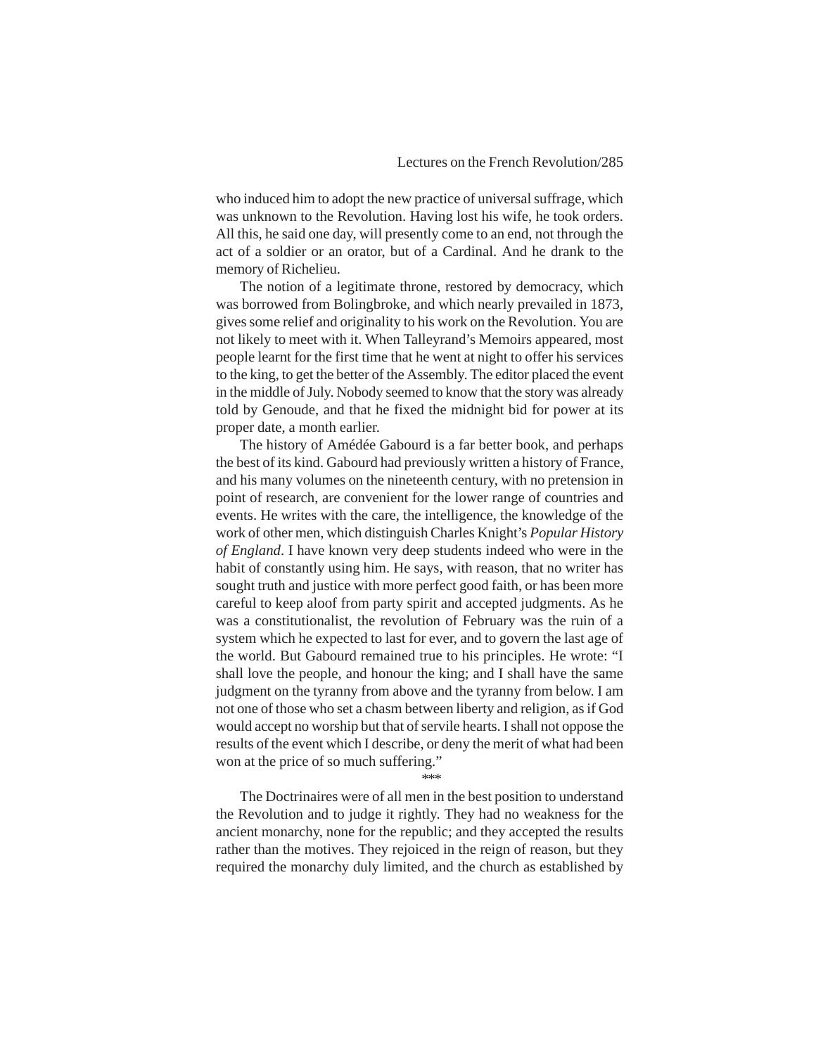who induced him to adopt the new practice of universal suffrage, which was unknown to the Revolution. Having lost his wife, he took orders. All this, he said one day, will presently come to an end, not through the act of a soldier or an orator, but of a Cardinal. And he drank to the memory of Richelieu.

The notion of a legitimate throne, restored by democracy, which was borrowed from Bolingbroke, and which nearly prevailed in 1873, gives some relief and originality to his work on the Revolution. You are not likely to meet with it. When Talleyrand's Memoirs appeared, most people learnt for the first time that he went at night to offer his services to the king, to get the better of the Assembly. The editor placed the event in the middle of July. Nobody seemed to know that the story was already told by Genoude, and that he fixed the midnight bid for power at its proper date, a month earlier.

The history of Amédée Gabourd is a far better book, and perhaps the best of its kind. Gabourd had previously written a history of France, and his many volumes on the nineteenth century, with no pretension in point of research, are convenient for the lower range of countries and events. He writes with the care, the intelligence, the knowledge of the work of other men, which distinguish Charles Knight's *Popular History of England*. I have known very deep students indeed who were in the habit of constantly using him. He says, with reason, that no writer has sought truth and justice with more perfect good faith, or has been more careful to keep aloof from party spirit and accepted judgments. As he was a constitutionalist, the revolution of February was the ruin of a system which he expected to last for ever, and to govern the last age of the world. But Gabourd remained true to his principles. He wrote: "I shall love the people, and honour the king; and I shall have the same judgment on the tyranny from above and the tyranny from below. I am not one of those who set a chasm between liberty and religion, as if God would accept no worship but that of servile hearts. I shall not oppose the results of the event which I describe, or deny the merit of what had been won at the price of so much suffering."

***

The Doctrinaires were of all men in the best position to understand the Revolution and to judge it rightly. They had no weakness for the ancient monarchy, none for the republic; and they accepted the results rather than the motives. They rejoiced in the reign of reason, but they required the monarchy duly limited, and the church as established by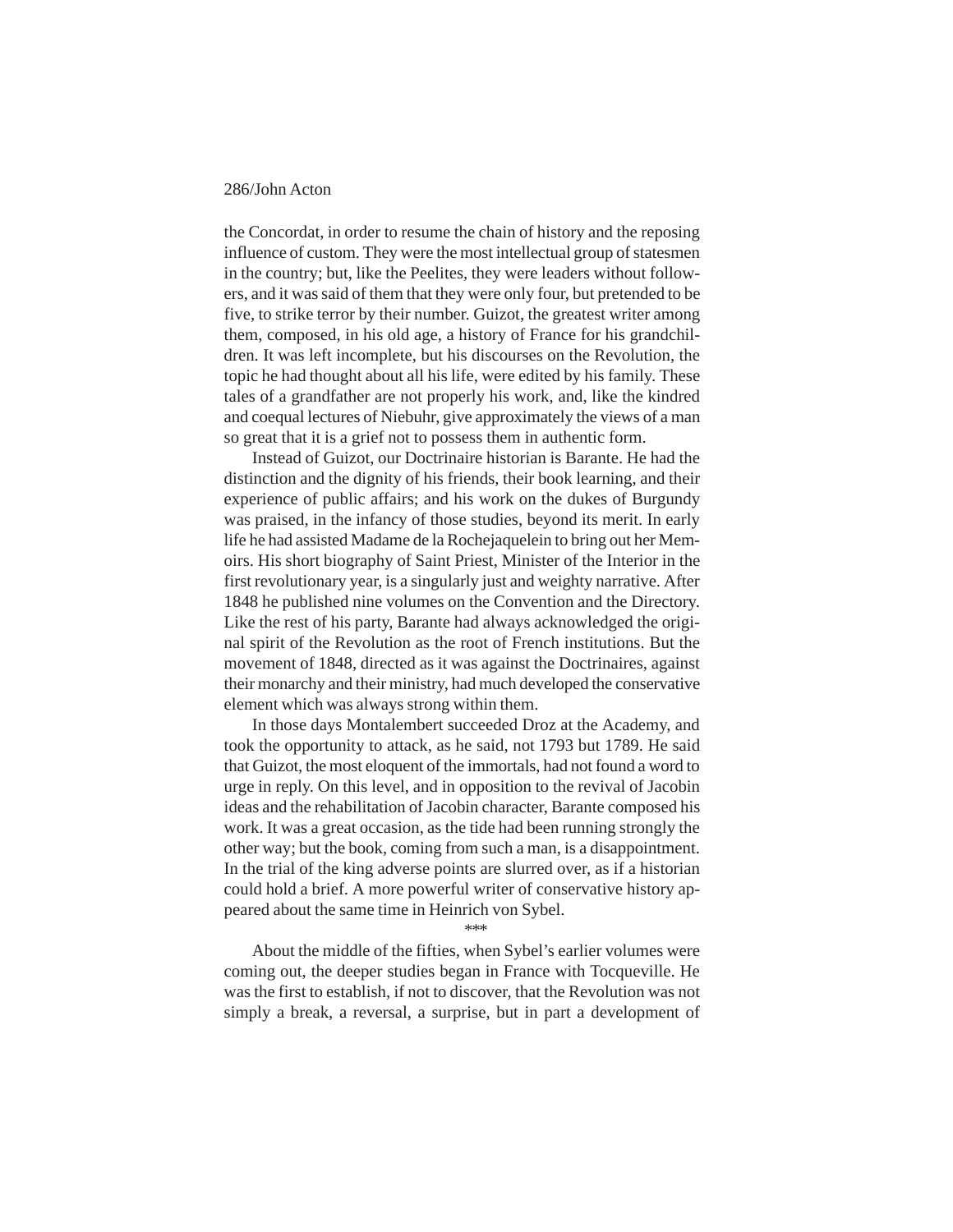the Concordat, in order to resume the chain of history and the reposing influence of custom. They were the most intellectual group of statesmen in the country; but, like the Peelites, they were leaders without followers, and it was said of them that they were only four, but pretended to be five, to strike terror by their number. Guizot, the greatest writer among them, composed, in his old age, a history of France for his grandchildren. It was left incomplete, but his discourses on the Revolution, the topic he had thought about all his life, were edited by his family. These tales of a grandfather are not properly his work, and, like the kindred and coequal lectures of Niebuhr, give approximately the views of a man so great that it is a grief not to possess them in authentic form.

Instead of Guizot, our Doctrinaire historian is Barante. He had the distinction and the dignity of his friends, their book learning, and their experience of public affairs; and his work on the dukes of Burgundy was praised, in the infancy of those studies, beyond its merit. In early life he had assisted Madame de la Rochejaquelein to bring out her Memoirs. His short biography of Saint Priest, Minister of the Interior in the first revolutionary year, is a singularly just and weighty narrative. After 1848 he published nine volumes on the Convention and the Directory. Like the rest of his party, Barante had always acknowledged the original spirit of the Revolution as the root of French institutions. But the movement of 1848, directed as it was against the Doctrinaires, against their monarchy and their ministry, had much developed the conservative element which was always strong within them.

In those days Montalembert succeeded Droz at the Academy, and took the opportunity to attack, as he said, not 1793 but 1789. He said that Guizot, the most eloquent of the immortals, had not found a word to urge in reply. On this level, and in opposition to the revival of Jacobin ideas and the rehabilitation of Jacobin character, Barante composed his work. It was a great occasion, as the tide had been running strongly the other way; but the book, coming from such a man, is a disappointment. In the trial of the king adverse points are slurred over, as if a historian could hold a brief. A more powerful writer of conservative history appeared about the same time in Heinrich von Sybel.

\*\*\*

About the middle of the fifties, when Sybel's earlier volumes were coming out, the deeper studies began in France with Tocqueville. He was the first to establish, if not to discover, that the Revolution was not simply a break, a reversal, a surprise, but in part a development of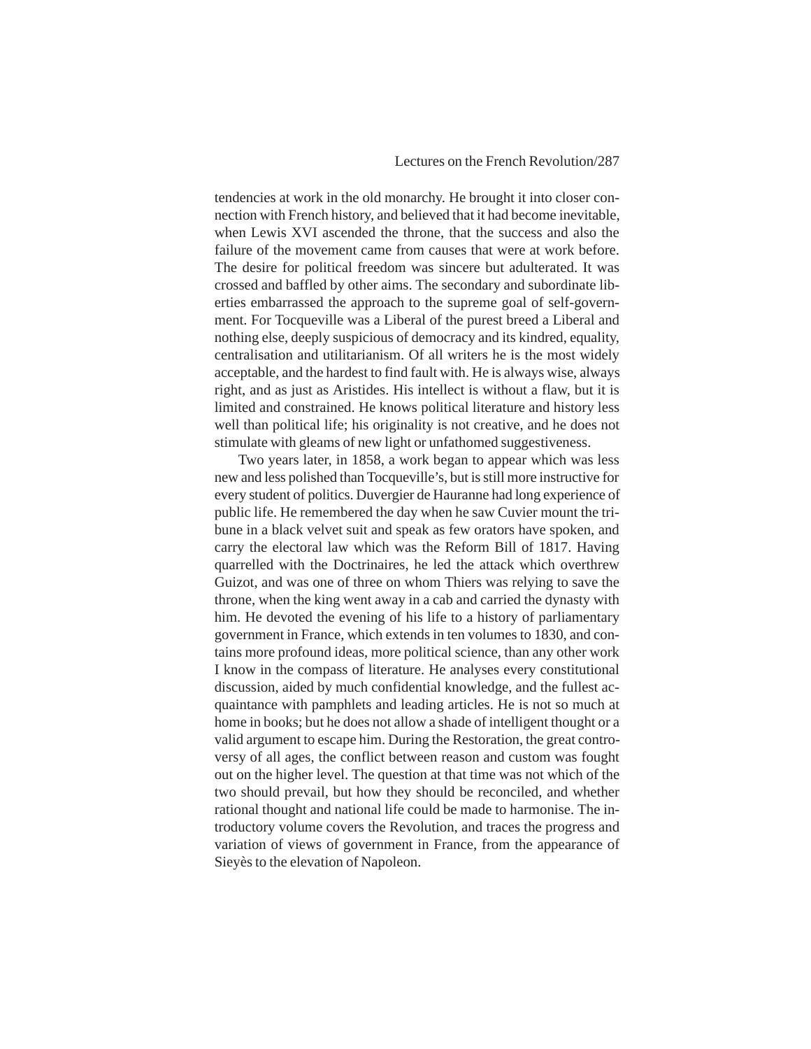tendencies at work in the old monarchy. He brought it into closer connection with French history, and believed that it had become inevitable, when Lewis XVI ascended the throne, that the success and also the failure of the movement came from causes that were at work before. The desire for political freedom was sincere but adulterated. It was crossed and baffled by other aims. The secondary and subordinate liberties embarrassed the approach to the supreme goal of self-government. For Tocqueville was a Liberal of the purest breed a Liberal and nothing else, deeply suspicious of democracy and its kindred, equality, centralisation and utilitarianism. Of all writers he is the most widely acceptable, and the hardest to find fault with. He is always wise, always right, and as just as Aristides. His intellect is without a flaw, but it is limited and constrained. He knows political literature and history less well than political life; his originality is not creative, and he does not stimulate with gleams of new light or unfathomed suggestiveness.

Two years later, in 1858, a work began to appear which was less new and less polished than Tocqueville's, but is still more instructive for every student of politics. Duvergier de Hauranne had long experience of public life. He remembered the day when he saw Cuvier mount the tribune in a black velvet suit and speak as few orators have spoken, and carry the electoral law which was the Reform Bill of 1817. Having quarrelled with the Doctrinaires, he led the attack which overthrew Guizot, and was one of three on whom Thiers was relying to save the throne, when the king went away in a cab and carried the dynasty with him. He devoted the evening of his life to a history of parliamentary government in France, which extends in ten volumes to 1830, and contains more profound ideas, more political science, than any other work I know in the compass of literature. He analyses every constitutional discussion, aided by much confidential knowledge, and the fullest acquaintance with pamphlets and leading articles. He is not so much at home in books; but he does not allow a shade of intelligent thought or a valid argument to escape him. During the Restoration, the great controversy of all ages, the conflict between reason and custom was fought out on the higher level. The question at that time was not which of the two should prevail, but how they should be reconciled, and whether rational thought and national life could be made to harmonise. The introductory volume covers the Revolution, and traces the progress and variation of views of government in France, from the appearance of Sieyès to the elevation of Napoleon.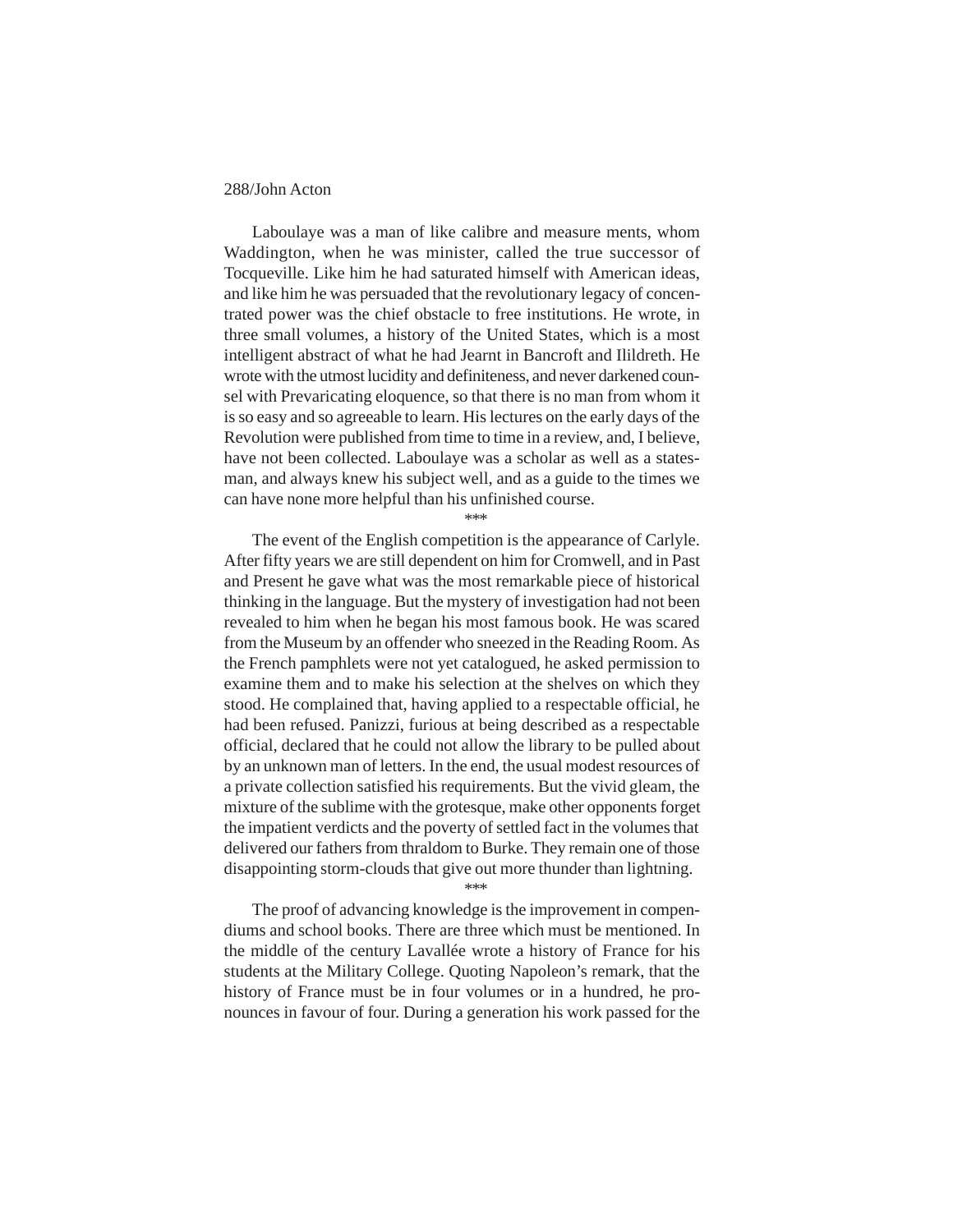Laboulaye was a man of like calibre and measure ments, whom Waddington, when he was minister, called the true successor of Tocqueville. Like him he had saturated himself with American ideas, and like him he was persuaded that the revolutionary legacy of concentrated power was the chief obstacle to free institutions. He wrote, in three small volumes, a history of the United States, which is a most intelligent abstract of what he had Jearnt in Bancroft and Ilildreth. He wrote with the utmost lucidity and definiteness, and never darkened counsel with Prevaricating eloquence, so that there is no man from whom it is so easy and so agreeable to learn. His lectures on the early days of the Revolution were published from time to time in a review, and, I believe, have not been collected. Laboulaye was a scholar as well as a statesman, and always knew his subject well, and as a guide to the times we can have none more helpful than his unfinished course.

***

The event of the English competition is the appearance of Carlyle. After fifty years we are still dependent on him for Cromwell, and in Past and Present he gave what was the most remarkable piece of historical thinking in the language. But the mystery of investigation had not been revealed to him when he began his most famous book. He was scared from the Museum by an offender who sneezed in the Reading Room. As the French pamphlets were not yet catalogued, he asked permission to examine them and to make his selection at the shelves on which they stood. He complained that, having applied to a respectable official, he had been refused. Panizzi, furious at being described as a respectable official, declared that he could not allow the library to be pulled about by an unknown man of letters. In the end, the usual modest resources of a private collection satisfied his requirements. But the vivid gleam, the mixture of the sublime with the grotesque, make other opponents forget the impatient verdicts and the poverty of settled fact in the volumes that delivered our fathers from thraldom to Burke. They remain one of those disappointing storm-clouds that give out more thunder than lightning.

***

The proof of advancing knowledge is the improvement in compendiums and school books. There are three which must be mentioned. In the middle of the century Lavallée wrote a history of France for his students at the Military College. Quoting Napoleon's remark, that the history of France must be in four volumes or in a hundred, he pronounces in favour of four. During a generation his work passed for the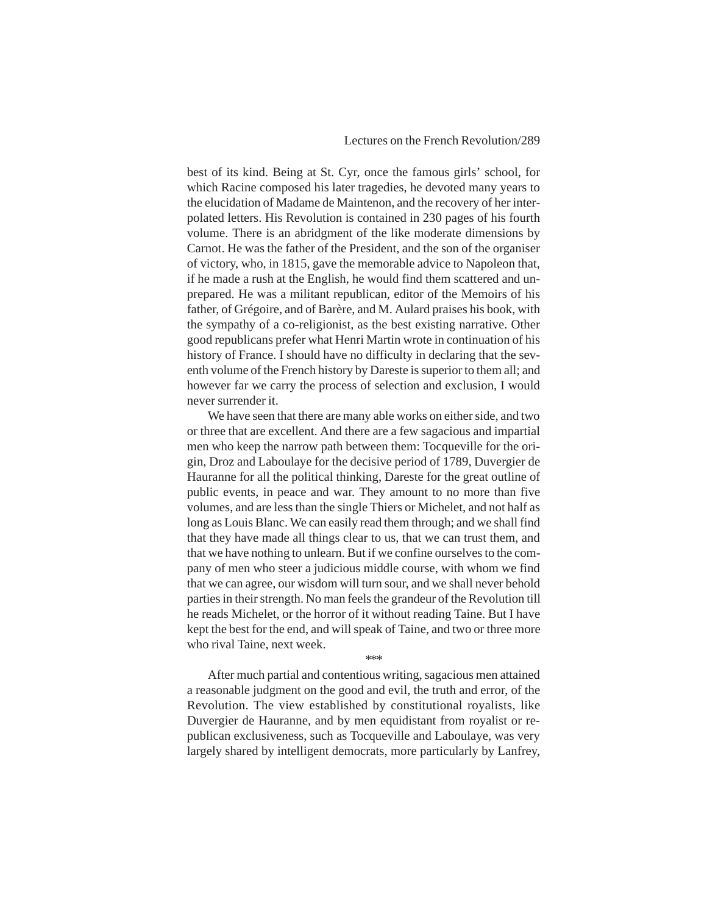best of its kind. Being at St. Cyr, once the famous girls' school, for which Racine composed his later tragedies, he devoted many years to the elucidation of Madame de Maintenon, and the recovery of her interpolated letters. His Revolution is contained in 230 pages of his fourth volume. There is an abridgment of the like moderate dimensions by Carnot. He was the father of the President, and the son of the organiser of victory, who, in 1815, gave the memorable advice to Napoleon that, if he made a rush at the English, he would find them scattered and unprepared. He was a militant republican, editor of the Memoirs of his father, of Grégoire, and of Barère, and M. Aulard praises his book, with the sympathy of a co-religionist, as the best existing narrative. Other good republicans prefer what Henri Martin wrote in continuation of his history of France. I should have no difficulty in declaring that the seventh volume of the French history by Dareste is superior to them all; and however far we carry the process of selection and exclusion, I would never surrender it.

We have seen that there are many able works on either side, and two or three that are excellent. And there are a few sagacious and impartial men who keep the narrow path between them: Tocqueville for the origin, Droz and Laboulaye for the decisive period of 1789, Duvergier de Hauranne for all the political thinking, Dareste for the great outline of public events, in peace and war. They amount to no more than five volumes, and are less than the single Thiers or Michelet, and not half as long as Louis Blanc. We can easily read them through; and we shall find that they have made all things clear to us, that we can trust them, and that we have nothing to unlearn. But if we confine ourselves to the company of men who steer a judicious middle course, with whom we find that we can agree, our wisdom will turn sour, and we shall never behold parties in their strength. No man feels the grandeur of the Revolution till he reads Michelet, or the horror of it without reading Taine. But I have kept the best for the end, and will speak of Taine, and two or three more who rival Taine, next week.

\*\*\*

After much partial and contentious writing, sagacious men attained a reasonable judgment on the good and evil, the truth and error, of the Revolution. The view established by constitutional royalists, like Duvergier de Hauranne, and by men equidistant from royalist or republican exclusiveness, such as Tocqueville and Laboulaye, was very largely shared by intelligent democrats, more particularly by Lanfrey,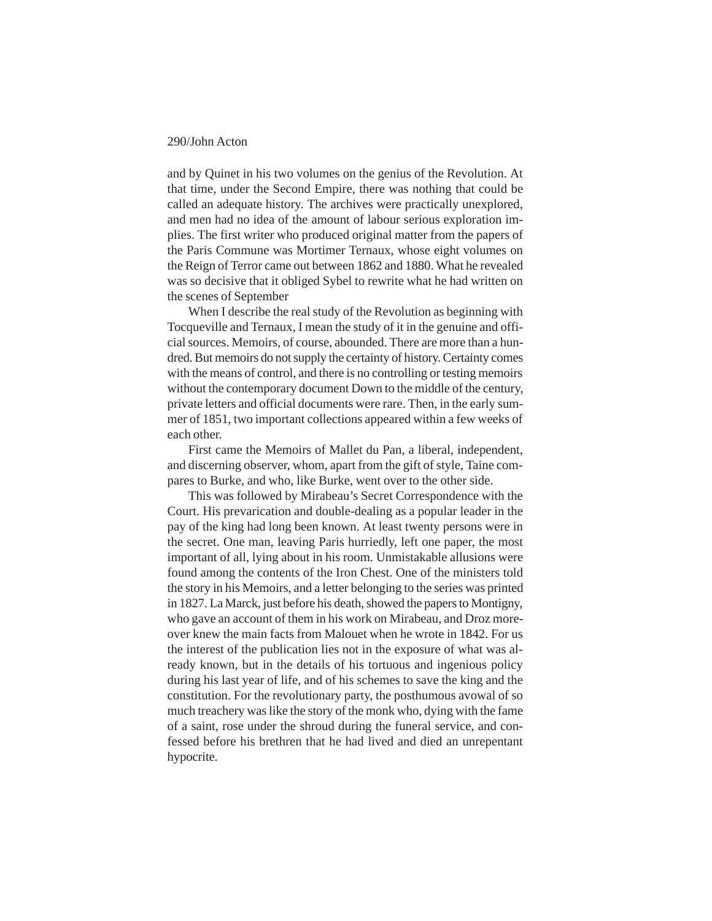and by Quinet in his two volumes on the genius of the Revolution. At that time, under the Second Empire, there was nothing that could be called an adequate history. The archives were practically unexplored, and men had no idea of the amount of labour serious exploration implies. The first writer who produced original matter from the papers of the Paris Commune was Mortimer Ternaux, whose eight volumes on the Reign of Terror came out between 1862 and 1880. What he revealed was so decisive that it obliged Sybel to rewrite what he had written on the scenes of September

When I describe the real study of the Revolution as beginning with Tocqueville and Ternaux, I mean the study of it in the genuine and official sources. Memoirs, of course, abounded. There are more than a hundred. But memoirs do not supply the certainty of history. Certainty comes with the means of control, and there is no controlling or testing memoirs without the contemporary document Down to the middle of the century, private letters and official documents were rare. Then, in the early summer of 1851, two important collections appeared within a few weeks of each other.

First came the Memoirs of Mallet du Pan, a liberal, independent, and discerning observer, whom, apart from the gift of style, Taine compares to Burke, and who, like Burke, went over to the other side.

This was followed by Mirabeau's Secret Correspondence with the Court. His prevarication and double-dealing as a popular leader in the pay of the king had long been known. At least twenty persons were in the secret. One man, leaving Paris hurriedly, left one paper, the most important of all, lying about in his room. Unmistakable allusions were found among the contents of the Iron Chest. One of the ministers told the story in his Memoirs, and a letter belonging to the series was printed in 1827. La Marck, just before his death, showed the papers to Montigny, who gave an account of them in his work on Mirabeau, and Droz moreover knew the main facts from Malouet when he wrote in 1842. For us the interest of the publication lies not in the exposure of what was already known, but in the details of his tortuous and ingenious policy during his last year of life, and of his schemes to save the king and the constitution. For the revolutionary party, the posthumous avowal of so much treachery was like the story of the monk who, dying with the fame of a saint, rose under the shroud during the funeral service, and confessed before his brethren that he had lived and died an unrepentant hypocrite.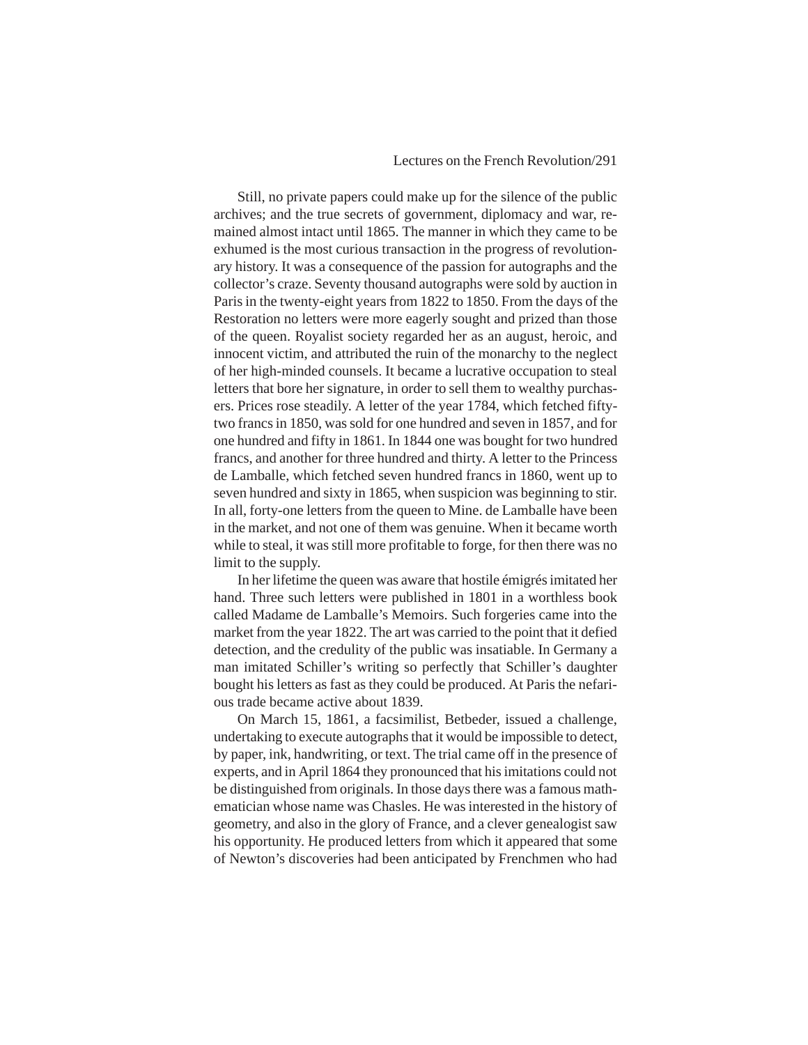Still, no private papers could make up for the silence of the public archives; and the true secrets of government, diplomacy and war, remained almost intact until 1865. The manner in which they came to be exhumed is the most curious transaction in the progress of revolutionary history. It was a consequence of the passion for autographs and the collector's craze. Seventy thousand autographs were sold by auction in Paris in the twenty-eight years from 1822 to 1850. From the days of the Restoration no letters were more eagerly sought and prized than those of the queen. Royalist society regarded her as an august, heroic, and innocent victim, and attributed the ruin of the monarchy to the neglect of her high-minded counsels. It became a lucrative occupation to steal letters that bore her signature, in order to sell them to wealthy purchasers. Prices rose steadily. A letter of the year 1784, which fetched fifty-two francs in 1850, was sold for one hundred and seven in 1857, and for one hundred and fifty in 1861. In 1844 one was bought for two hundred francs, and another for three hundred and thirty. A letter to the Princess de Lamballe, which fetched seven hundred francs in 1860, went up to seven hundred and sixty in 1865, when suspicion was beginning to stir. In all, forty-one letters from the queen to Mine. de Lamballe have been in the market, and not one of them was genuine. When it became worth while to steal, it was still more profitable to forge, for then there was no limit to the supply.

In her lifetime the queen was aware that hostile émigrés imitated her hand. Three such letters were published in 1801 in a worthless book called Madame de Lamballe's Memoirs. Such forgeries came into the market from the year 1822. The art was carried to the point that it defied detection, and the credulity of the public was insatiable. In Germany a man imitated Schiller's writing so perfectly that Schiller's daughter bought his letters as fast as they could be produced. At Paris the nefarious trade became active about 1839.

On March 15, 1861, a facsimilist, Betbeder, issued a challenge, undertaking to execute autographs that it would be impossible to detect, by paper, ink, handwriting, or text. The trial came off in the presence of experts, and in April 1864 they pronounced that his imitations could not be distinguished from originals. In those days there was a famous mathematician whose name was Chasles. He was interested in the history of geometry, and also in the glory of France, and a clever genealogist saw his opportunity. He produced letters from which it appeared that some of Newton's discoveries had been anticipated by Frenchmen who had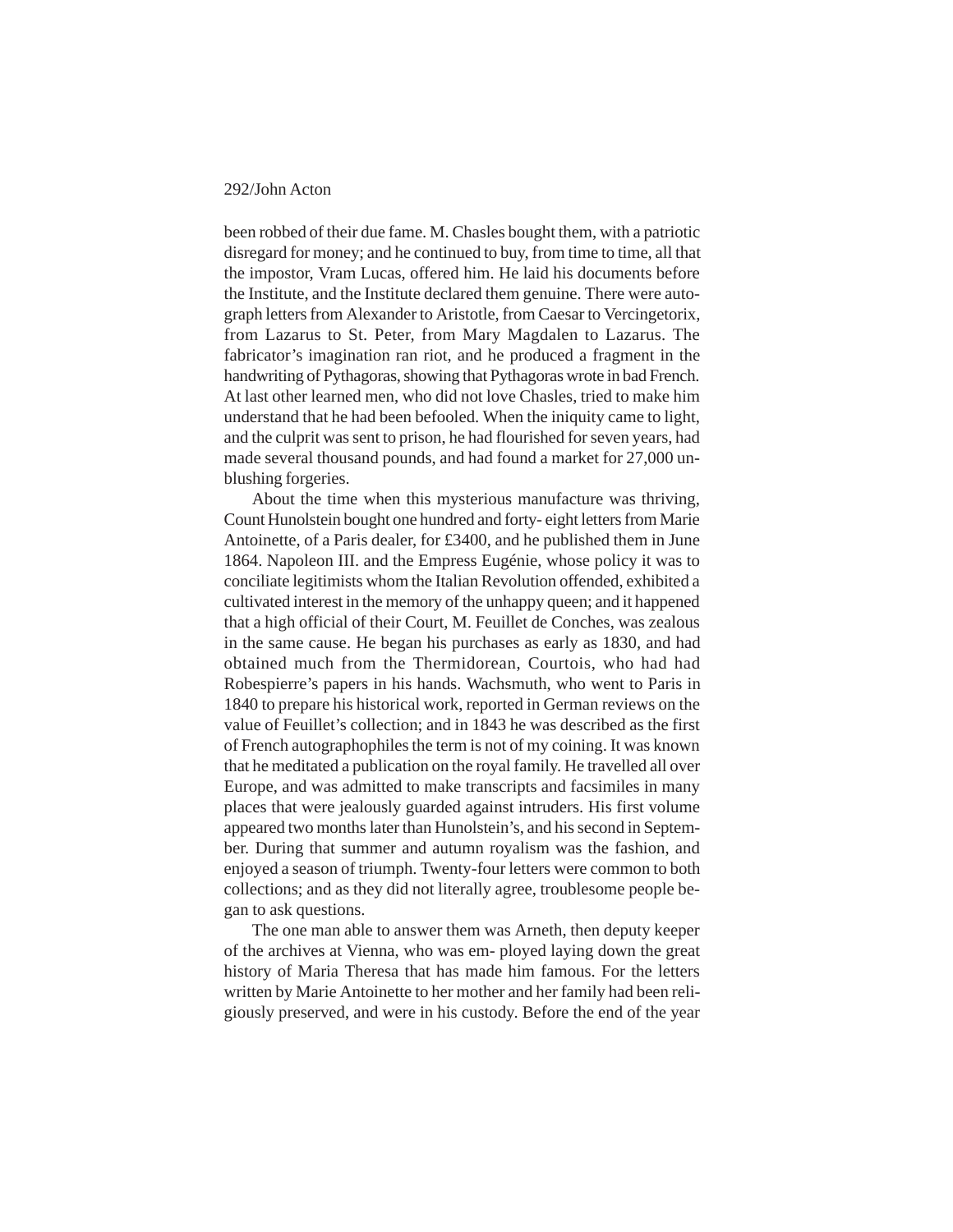been robbed of their due fame. M. Chasles bought them, with a patriotic disregard for money; and he continued to buy, from time to time, all that the impostor, Vram Lucas, offered him. He laid his documents before the Institute, and the Institute declared them genuine. There were autograph letters from Alexander to Aristotle, from Caesar to Vercingetorix, from Lazarus to St. Peter, from Mary Magdalen to Lazarus. The fabricator's imagination ran riot, and he produced a fragment in the handwriting of Pythagoras, showing that Pythagoras wrote in bad French. At last other learned men, who did not love Chasles, tried to make him understand that he had been befooled. When the iniquity came to light, and the culprit was sent to prison, he had flourished for seven years, had made several thousand pounds, and had found a market for 27,000 unblushing forgeries.

About the time when this mysterious manufacture was thriving, Count Hunolstein bought one hundred and forty- eight letters from Marie Antoinette, of a Paris dealer, for £3400, and he published them in June 1864. Napoleon III. and the Empress Eugénie, whose policy it was to conciliate legitimists whom the Italian Revolution offended, exhibited a cultivated interest in the memory of the unhappy queen; and it happened that a high official of their Court, M. Feuillet de Conches, was zealous in the same cause. He began his purchases as early as 1830, and had obtained much from the Thermidorean, Courtois, who had had Robespierre's papers in his hands. Wachsmuth, who went to Paris in 1840 to prepare his historical work, reported in German reviews on the value of Feuillet's collection; and in 1843 he was described as the first of French autographophiles the term is not of my coining. It was known that he meditated a publication on the royal family. He travelled all over Europe, and was admitted to make transcripts and facsimiles in many places that were jealously guarded against intruders. His first volume appeared two months later than Hunolstein's, and his second in September. During that summer and autumn royalism was the fashion, and enjoyed a season of triumph. Twenty-four letters were common to both collections; and as they did not literally agree, troublesome people began to ask questions.

The one man able to answer them was Arneth, then deputy keeper of the archives at Vienna, who was em- ployed laying down the great history of Maria Theresa that has made him famous. For the letters written by Marie Antoinette to her mother and her family had been religiously preserved, and were in his custody. Before the end of the year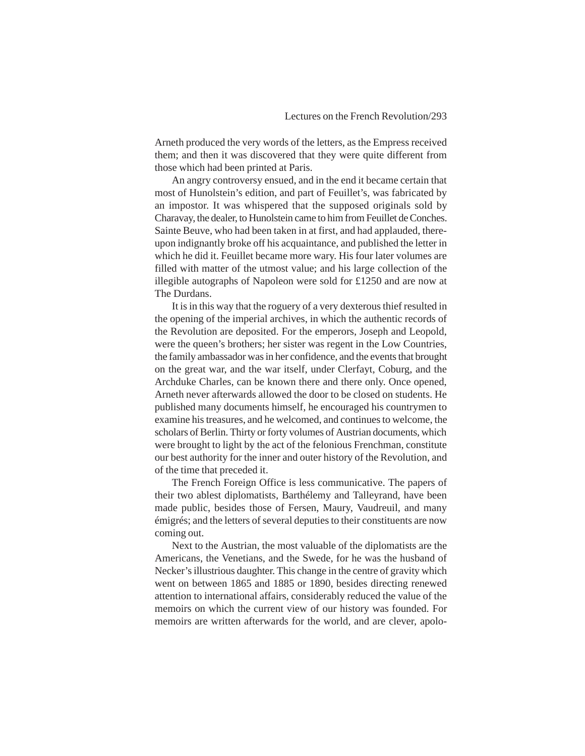Arneth produced the very words of the letters, as the Empress received them; and then it was discovered that they were quite different from those which had been printed at Paris.

An angry controversy ensued, and in the end it became certain that most of Hunolstein's edition, and part of Feuillet's, was fabricated by an impostor. It was whispered that the supposed originals sold by Charavay, the dealer, to Hunolstein came to him from Feuillet de Conches. Sainte Beuve, who had been taken in at first, and had applauded, thereupon indignantly broke off his acquaintance, and published the letter in which he did it. Feuillet became more wary. His four later volumes are filled with matter of the utmost value; and his large collection of the illegible autographs of Napoleon were sold for £1250 and are now at The Durdans.

It is in this way that the roguery of a very dexterous thief resulted in the opening of the imperial archives, in which the authentic records of the Revolution are deposited. For the emperors, Joseph and Leopold, were the queen's brothers; her sister was regent in the Low Countries, the family ambassador was in her confidence, and the events that brought on the great war, and the war itself, under Clerfayt, Coburg, and the Archduke Charles, can be known there and there only. Once opened, Arneth never afterwards allowed the door to be closed on students. He published many documents himself, he encouraged his countrymen to examine his treasures, and he welcomed, and continues to welcome, the scholars of Berlin. Thirty or forty volumes of Austrian documents, which were brought to light by the act of the felonious Frenchman, constitute our best authority for the inner and outer history of the Revolution, and of the time that preceded it.

The French Foreign Office is less communicative. The papers of their two ablest diplomatists, Barthélemy and Talleyrand, have been made public, besides those of Fersen, Maury, Vaudreuil, and many émigrés; and the letters of several deputies to their constituents are now coming out.

Next to the Austrian, the most valuable of the diplomatists are the Americans, the Venetians, and the Swede, for he was the husband of Necker's illustrious daughter. This change in the centre of gravity which went on between 1865 and 1885 or 1890, besides directing renewed attention to international affairs, considerably reduced the value of the memoirs on which the current view of our history was founded. For memoirs are written afterwards for the world, and are clever, apolo-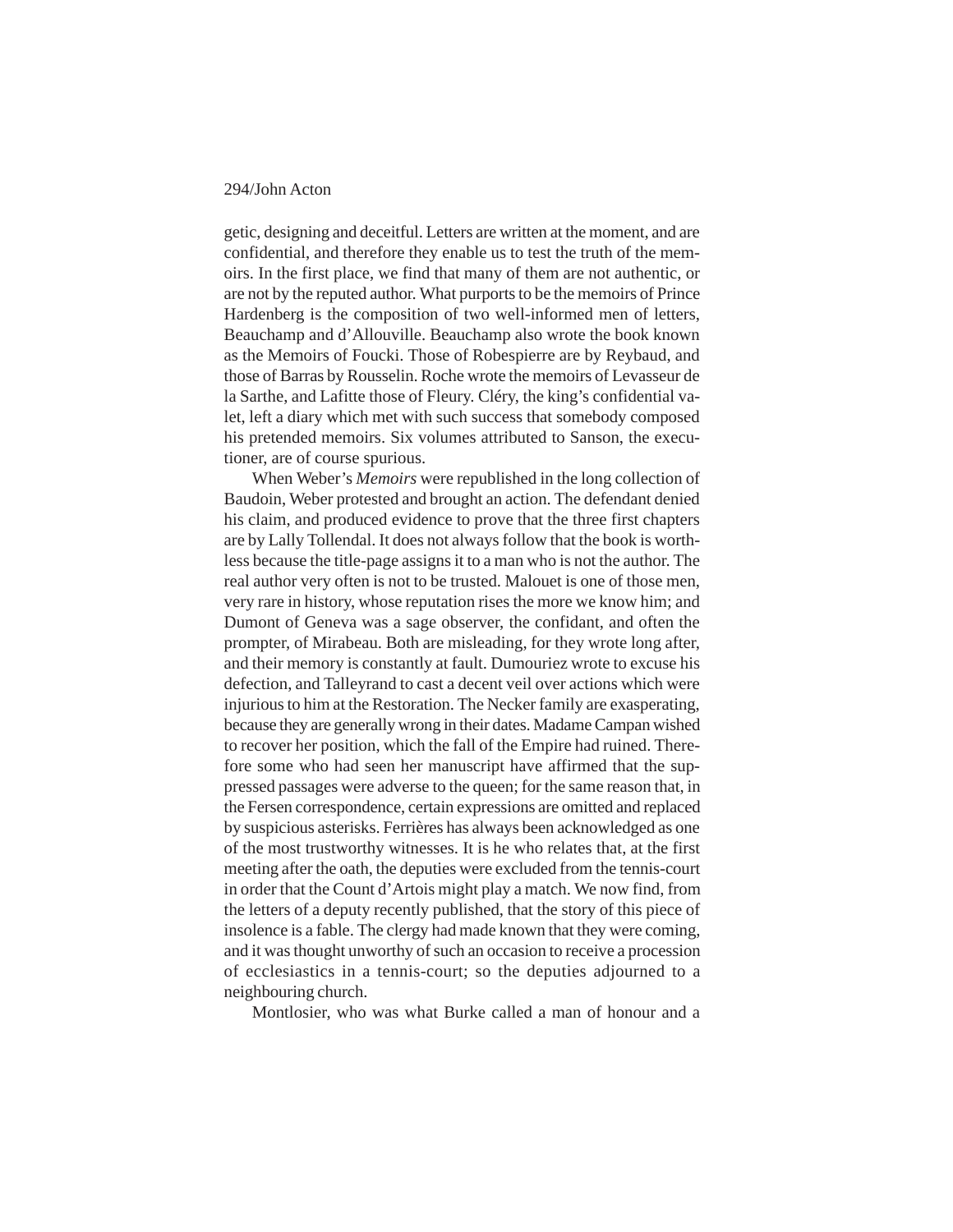getic, designing and deceitful. Letters are written at the moment, and are confidential, and therefore they enable us to test the truth of the memoirs. In the first place, we find that many of them are not authentic, or are not by the reputed author. What purports to be the memoirs of Prince Hardenberg is the composition of two well-informed men of letters, Beauchamp and d'Allouville. Beauchamp also wrote the book known as the Memoirs of Foucki. Those of Robespierre are by Reybaud, and those of Barras by Rousselin. Roche wrote the memoirs of Levasseur de la Sarthe, and Lafitte those of Fleury. Cléry, the king's confidential valet, left a diary which met with such success that somebody composed his pretended memoirs. Six volumes attributed to Sanson, the executioner, are of course spurious.

When Weber's *Memoirs* were republished in the long collection of Baudoin, Weber protested and brought an action. The defendant denied his claim, and produced evidence to prove that the three first chapters are by Lally Tollendal. It does not always follow that the book is worthless because the title-page assigns it to a man who is not the author. The real author very often is not to be trusted. Malouet is one of those men, very rare in history, whose reputation rises the more we know him; and Dumont of Geneva was a sage observer, the confidant, and often the prompter, of Mirabeau. Both are misleading, for they wrote long after, and their memory is constantly at fault. Dumouriez wrote to excuse his defection, and Talleyrand to cast a decent veil over actions which were injurious to him at the Restoration. The Necker family are exasperating, because they are generally wrong in their dates. Madame Campan wished to recover her position, which the fall of the Empire had ruined. Therefore some who had seen her manuscript have affirmed that the suppressed passages were adverse to the queen; for the same reason that, in the Fersen correspondence, certain expressions are omitted and replaced by suspicious asterisks. Ferrières has always been acknowledged as one of the most trustworthy witnesses. It is he who relates that, at the first meeting after the oath, the deputies were excluded from the tennis-court in order that the Count d'Artois might play a match. We now find, from the letters of a deputy recently published, that the story of this piece of insolence is a fable. The clergy had made known that they were coming, and it was thought unworthy of such an occasion to receive a procession of ecclesiastics in a tennis-court; so the deputies adjourned to a neighbouring church.

Montlosier, who was what Burke called a man of honour and a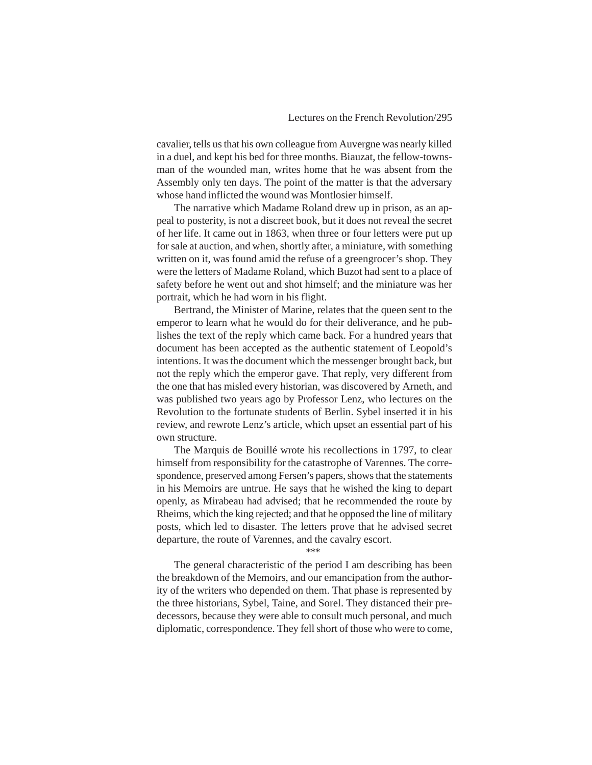cavalier, tells us that his own colleague from Auvergne was nearly killed in a duel, and kept his bed for three months. Biauzat, the fellow-townsman of the wounded man, writes home that he was absent from the Assembly only ten days. The point of the matter is that the adversary whose hand inflicted the wound was Montlosier himself.

The narrative which Madame Roland drew up in prison, as an appeal to posterity, is not a discreet book, but it does not reveal the secret of her life. It came out in 1863, when three or four letters were put up for sale at auction, and when, shortly after, a miniature, with something written on it, was found amid the refuse of a greengrocer's shop. They were the letters of Madame Roland, which Buzot had sent to a place of safety before he went out and shot himself; and the miniature was her portrait, which he had worn in his flight.

Bertrand, the Minister of Marine, relates that the queen sent to the emperor to learn what he would do for their deliverance, and he publishes the text of the reply which came back. For a hundred years that document has been accepted as the authentic statement of Leopold's intentions. It was the document which the messenger brought back, but not the reply which the emperor gave. That reply, very different from the one that has misled every historian, was discovered by Arneth, and was published two years ago by Professor Lenz, who lectures on the Revolution to the fortunate students of Berlin. Sybel inserted it in his review, and rewrote Lenz's article, which upset an essential part of his own structure.

The Marquis de Bouillé wrote his recollections in 1797, to clear himself from responsibility for the catastrophe of Varennes. The correspondence, preserved among Fersen's papers, shows that the statements in his Memoirs are untrue. He says that he wished the king to depart openly, as Mirabeau had advised; that he recommended the route by Rheims, which the king rejected; and that he opposed the line of military posts, which led to disaster. The letters prove that he advised secret departure, the route of Varennes, and the cavalry escort.

***

The general characteristic of the period I am describing has been the breakdown of the Memoirs, and our emancipation from the authority of the writers who depended on them. That phase is represented by the three historians, Sybel, Taine, and Sorel. They distanced their predecessors, because they were able to consult much personal, and much diplomatic, correspondence. They fell short of those who were to come,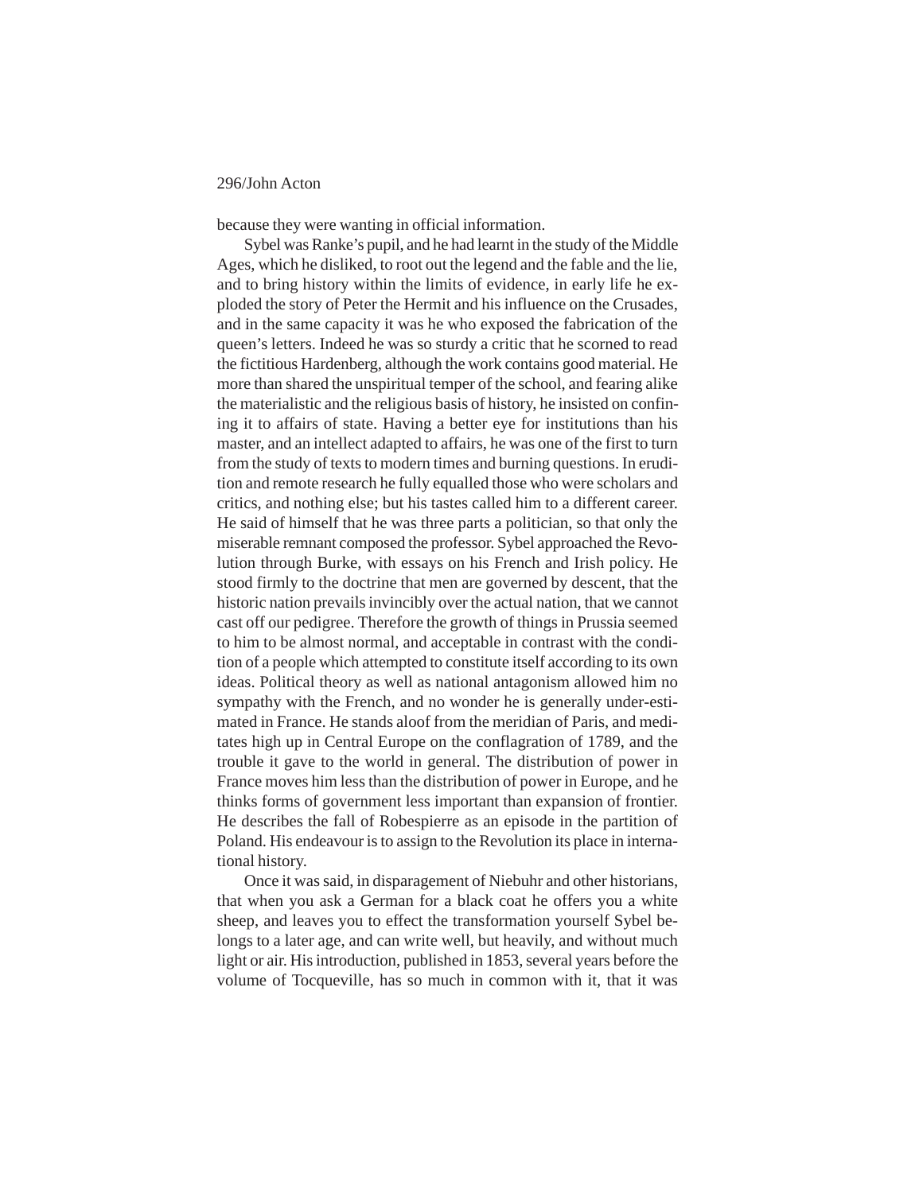because they were wanting in official information.

Sybel was Ranke's pupil, and he had learnt in the study of the Middle Ages, which he disliked, to root out the legend and the fable and the lie, and to bring history within the limits of evidence, in early life he exploded the story of Peter the Hermit and his influence on the Crusades, and in the same capacity it was he who exposed the fabrication of the queen's letters. Indeed he was so sturdy a critic that he scorned to read the fictitious Hardenberg, although the work contains good material. He more than shared the unspiritual temper of the school, and fearing alike the materialistic and the religious basis of history, he insisted on confining it to affairs of state. Having a better eye for institutions than his master, and an intellect adapted to affairs, he was one of the first to turn from the study of texts to modern times and burning questions. In erudition and remote research he fully equalled those who were scholars and critics, and nothing else; but his tastes called him to a different career. He said of himself that he was three parts a politician, so that only the miserable remnant composed the professor. Sybel approached the Revolution through Burke, with essays on his French and Irish policy. He stood firmly to the doctrine that men are governed by descent, that the historic nation prevails invincibly over the actual nation, that we cannot cast off our pedigree. Therefore the growth of things in Prussia seemed to him to be almost normal, and acceptable in contrast with the condition of a people which attempted to constitute itself according to its own ideas. Political theory as well as national antagonism allowed him no sympathy with the French, and no wonder he is generally under-estimated in France. He stands aloof from the meridian of Paris, and meditates high up in Central Europe on the conflagration of 1789, and the trouble it gave to the world in general. The distribution of power in France moves him less than the distribution of power in Europe, and he thinks forms of government less important than expansion of frontier. He describes the fall of Robespierre as an episode in the partition of Poland. His endeavour is to assign to the Revolution its place in international history.

Once it was said, in disparagement of Niebuhr and other historians, that when you ask a German for a black coat he offers you a white sheep, and leaves you to effect the transformation yourself Sybel belongs to a later age, and can write well, but heavily, and without much light or air. His introduction, published in 1853, several years before the volume of Tocqueville, has so much in common with it, that it was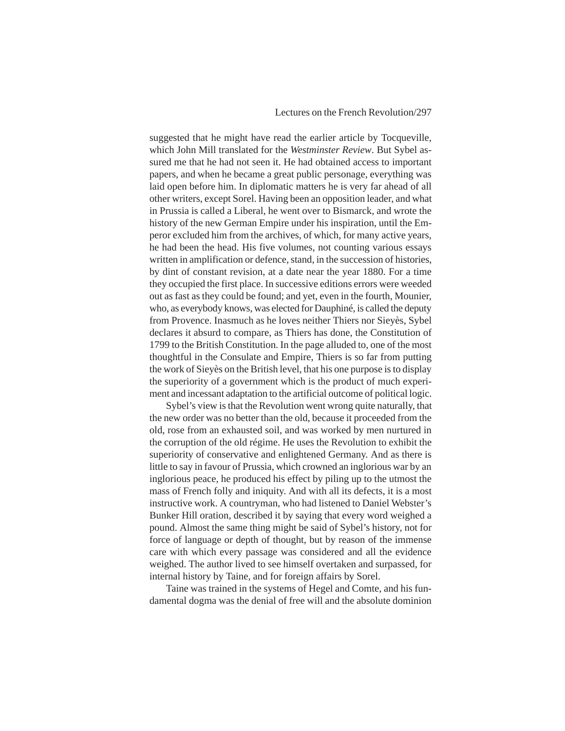suggested that he might have read the earlier article by Tocqueville, which John Mill translated for the *Westminster Review*. But Sybel assured me that he had not seen it. He had obtained access to important papers, and when he became a great public personage, everything was laid open before him. In diplomatic matters he is very far ahead of all other writers, except Sorel. Having been an opposition leader, and what in Prussia is called a Liberal, he went over to Bismarck, and wrote the history of the new German Empire under his inspiration, until the Emperor excluded him from the archives, of which, for many active years, he had been the head. His five volumes, not counting various essays written in amplification or defence, stand, in the succession of histories, by dint of constant revision, at a date near the year 1880. For a time they occupied the first place. In successive editions errors were weeded out as fast as they could be found; and yet, even in the fourth, Mounier, who, as everybody knows, was elected for Dauphiné, is called the deputy from Provence. Inasmuch as he loves neither Thiers nor Sieyès, Sybel declares it absurd to compare, as Thiers has done, the Constitution of 1799 to the British Constitution. In the page alluded to, one of the most thoughtful in the Consulate and Empire, Thiers is so far from putting the work of Sieyès on the British level, that his one purpose is to display the superiority of a government which is the product of much experiment and incessant adaptation to the artificial outcome of political logic.

Sybel's view is that the Revolution went wrong quite naturally, that the new order was no better than the old, because it proceeded from the old, rose from an exhausted soil, and was worked by men nurtured in the corruption of the old régime. He uses the Revolution to exhibit the superiority of conservative and enlightened Germany. And as there is little to say in favour of Prussia, which crowned an inglorious war by an inglorious peace, he produced his effect by piling up to the utmost the mass of French folly and iniquity. And with all its defects, it is a most instructive work. A countryman, who had listened to Daniel Webster's Bunker Hill oration, described it by saying that every word weighed a pound. Almost the same thing might be said of Sybel's history, not for force of language or depth of thought, but by reason of the immense care with which every passage was considered and all the evidence weighed. The author lived to see himself overtaken and surpassed, for internal history by Taine, and for foreign affairs by Sorel.

Taine was trained in the systems of Hegel and Comte, and his fundamental dogma was the denial of free will and the absolute dominion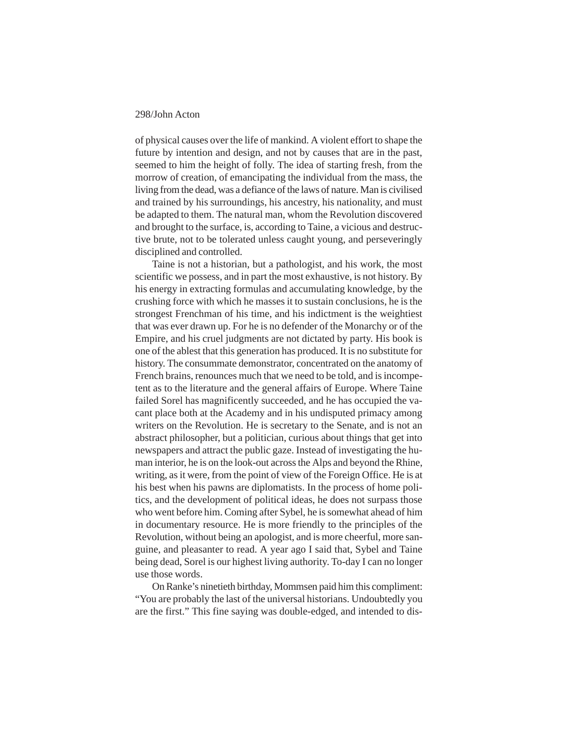of physical causes over the life of mankind. A violent effort to shape the future by intention and design, and not by causes that are in the past, seemed to him the height of folly. The idea of starting fresh, from the morrow of creation, of emancipating the individual from the mass, the living from the dead, was a defiance of the laws of nature. Man is civilised and trained by his surroundings, his ancestry, his nationality, and must be adapted to them. The natural man, whom the Revolution discovered and brought to the surface, is, according to Taine, a vicious and destructive brute, not to be tolerated unless caught young, and perseveringly disciplined and controlled.

Taine is not a historian, but a pathologist, and his work, the most scientific we possess, and in part the most exhaustive, is not history. By his energy in extracting formulas and accumulating knowledge, by the crushing force with which he masses it to sustain conclusions, he is the strongest Frenchman of his time, and his indictment is the weightiest that was ever drawn up. For he is no defender of the Monarchy or of the Empire, and his cruel judgments are not dictated by party. His book is one of the ablest that this generation has produced. It is no substitute for history. The consummate demonstrator, concentrated on the anatomy of French brains, renounces much that we need to be told, and is incompetent as to the literature and the general affairs of Europe. Where Taine failed Sorel has magnificently succeeded, and he has occupied the vacant place both at the Academy and in his undisputed primacy among writers on the Revolution. He is secretary to the Senate, and is not an abstract philosopher, but a politician, curious about things that get into newspapers and attract the public gaze. Instead of investigating the human interior, he is on the look-out across the Alps and beyond the Rhine, writing, as it were, from the point of view of the Foreign Office. He is at his best when his pawns are diplomatists. In the process of home politics, and the development of political ideas, he does not surpass those who went before him. Coming after Sybel, he is somewhat ahead of him in documentary resource. He is more friendly to the principles of the Revolution, without being an apologist, and is more cheerful, more sanguine, and pleasanter to read. A year ago I said that, Sybel and Taine being dead, Sorel is our highest living authority. To-day I can no longer use those words.

On Ranke's ninetieth birthday, Mommsen paid him this compliment: "You are probably the last of the universal historians. Undoubtedly you are the first." This fine saying was double-edged, and intended to dis-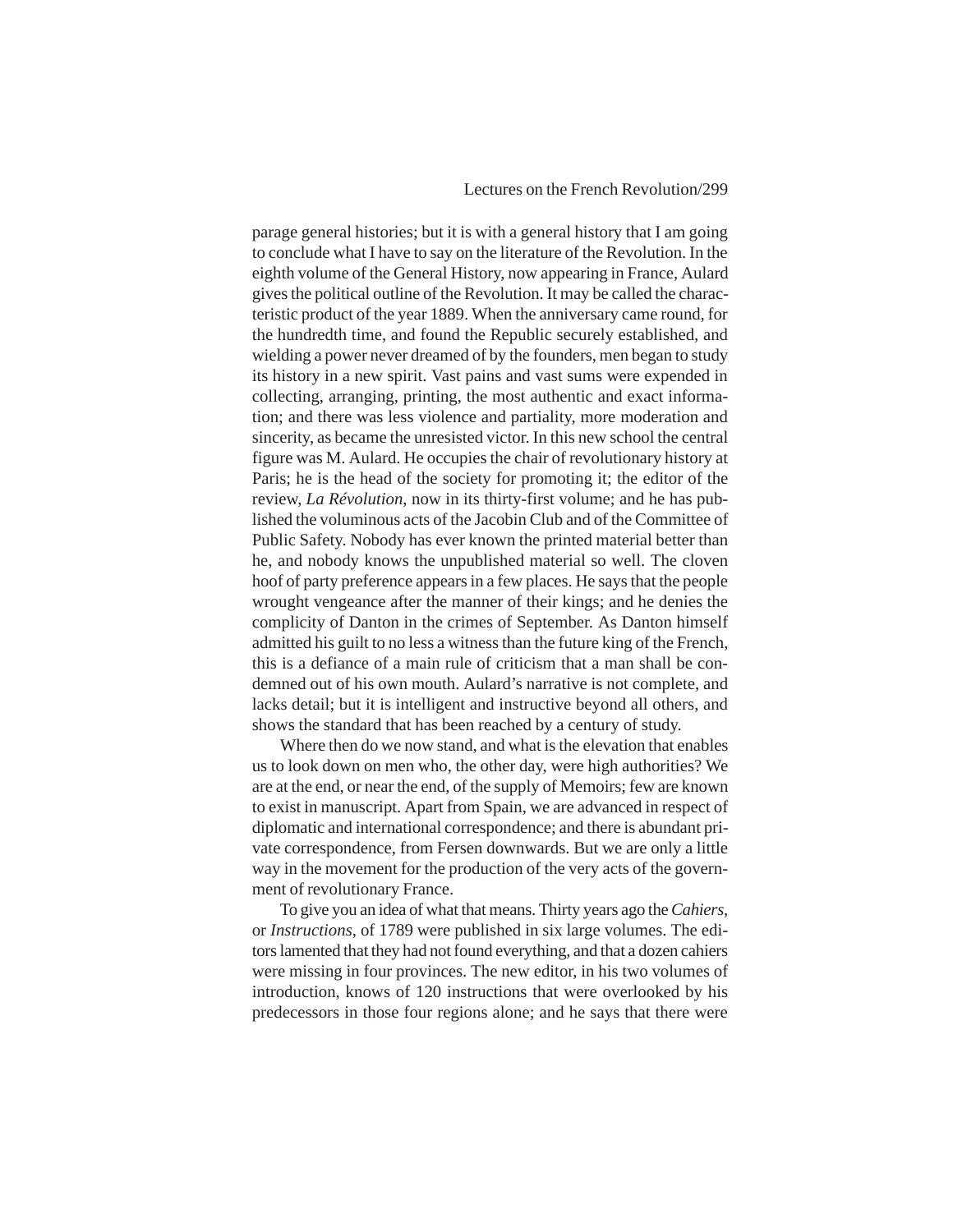parage general histories; but it is with a general history that I am going to conclude what I have to say on the literature of the Revolution. In the eighth volume of the General History, now appearing in France, Aulard gives the political outline of the Revolution. It may be called the characteristic product of the year 1889. When the anniversary came round, for the hundredth time, and found the Republic securely established, and wielding a power never dreamed of by the founders, men began to study its history in a new spirit. Vast pains and vast sums were expended in collecting, arranging, printing, the most authentic and exact information; and there was less violence and partiality, more moderation and sincerity, as became the unresisted victor. In this new school the central figure was M. Aulard. He occupies the chair of revolutionary history at Paris; he is the head of the society for promoting it; the editor of the review, *La Révolution*, now in its thirty-first volume; and he has published the voluminous acts of the Jacobin Club and of the Committee of Public Safety. Nobody has ever known the printed material better than he, and nobody knows the unpublished material so well. The cloven hoof of party preference appears in a few places. He says that the people wrought vengeance after the manner of their kings; and he denies the complicity of Danton in the crimes of September. As Danton himself admitted his guilt to no less a witness than the future king of the French, this is a defiance of a main rule of criticism that a man shall be condemned out of his own mouth. Aulard's narrative is not complete, and lacks detail; but it is intelligent and instructive beyond all others, and shows the standard that has been reached by a century of study.

Where then do we now stand, and what is the elevation that enables us to look down on men who, the other day, were high authorities? We are at the end, or near the end, of the supply of Memoirs; few are known to exist in manuscript. Apart from Spain, we are advanced in respect of diplomatic and international correspondence; and there is abundant private correspondence, from Fersen downwards. But we are only a little way in the movement for the production of the very acts of the government of revolutionary France.

To give you an idea of what that means. Thirty years ago the *Cahiers*, or *Instructions*, of 1789 were published in six large volumes. The editors lamented that they had not found everything, and that a dozen cahiers were missing in four provinces. The new editor, in his two volumes of introduction, knows of 120 instructions that were overlooked by his predecessors in those four regions alone; and he says that there were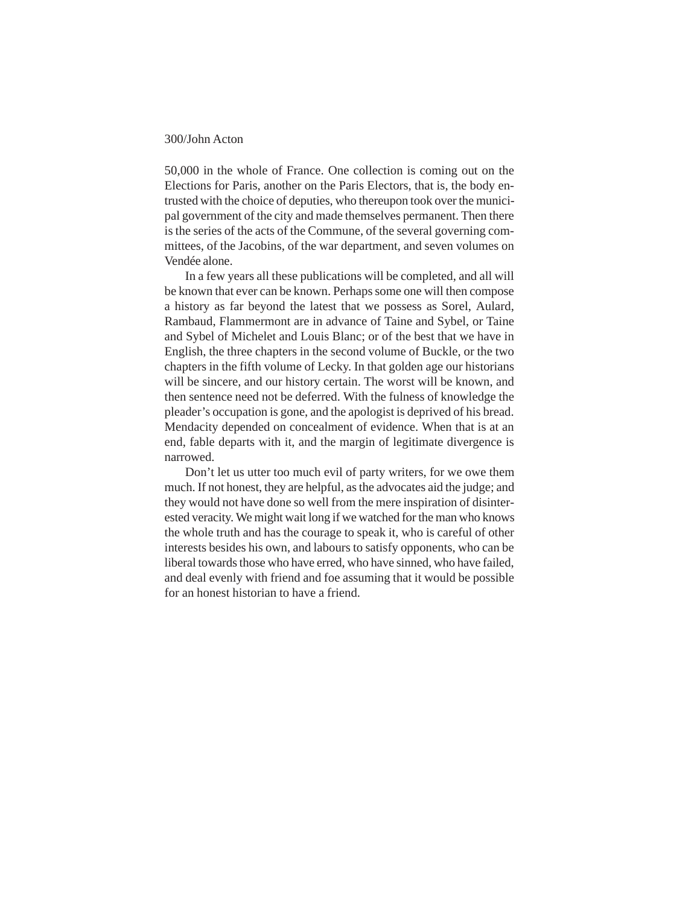50,000 in the whole of France. One collection is coming out on the Elections for Paris, another on the Paris Electors, that is, the body entrusted with the choice of deputies, who thereupon took over the municipal government of the city and made themselves permanent. Then there is the series of the acts of the Commune, of the several governing committees, of the Jacobins, of the war department, and seven volumes on Vendée alone.

In a few years all these publications will be completed, and all will be known that ever can be known. Perhaps some one will then compose a history as far beyond the latest that we possess as Sorel, Aulard, Rambaud, Flammermont are in advance of Taine and Sybel, or Taine and Sybel of Michelet and Louis Blanc; or of the best that we have in English, the three chapters in the second volume of Buckle, or the two chapters in the fifth volume of Lecky. In that golden age our historians will be sincere, and our history certain. The worst will be known, and then sentence need not be deferred. With the fulness of knowledge the pleader's occupation is gone, and the apologist is deprived of his bread. Mendacity depended on concealment of evidence. When that is at an end, fable departs with it, and the margin of legitimate divergence is narrowed.

Don't let us utter too much evil of party writers, for we owe them much. If not honest, they are helpful, as the advocates aid the judge; and they would not have done so well from the mere inspiration of disinterested veracity. We might wait long if we watched for the man who knows the whole truth and has the courage to speak it, who is careful of other interests besides his own, and labours to satisfy opponents, who can be liberal towards those who have erred, who have sinned, who have failed, and deal evenly with friend and foe assuming that it would be possible for an honest historian to have a friend.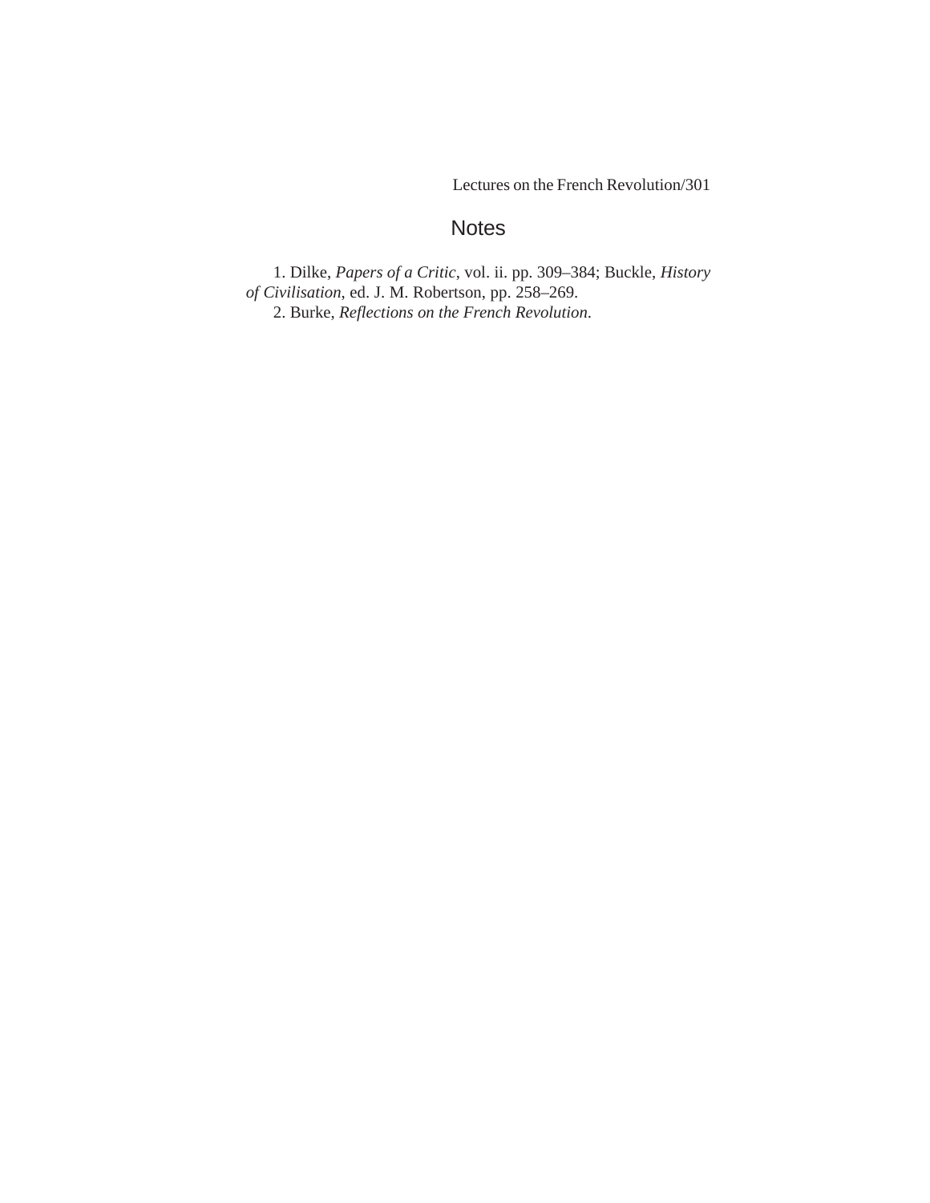## Notes

1. Dilke, *Papers of a Critic*, vol. ii. pp. 309–384; Buckle, *History of Civilisation*, ed. J. M. Robertson, pp. 258–269.

2. Burke, *Reflections on the French Revolution*.